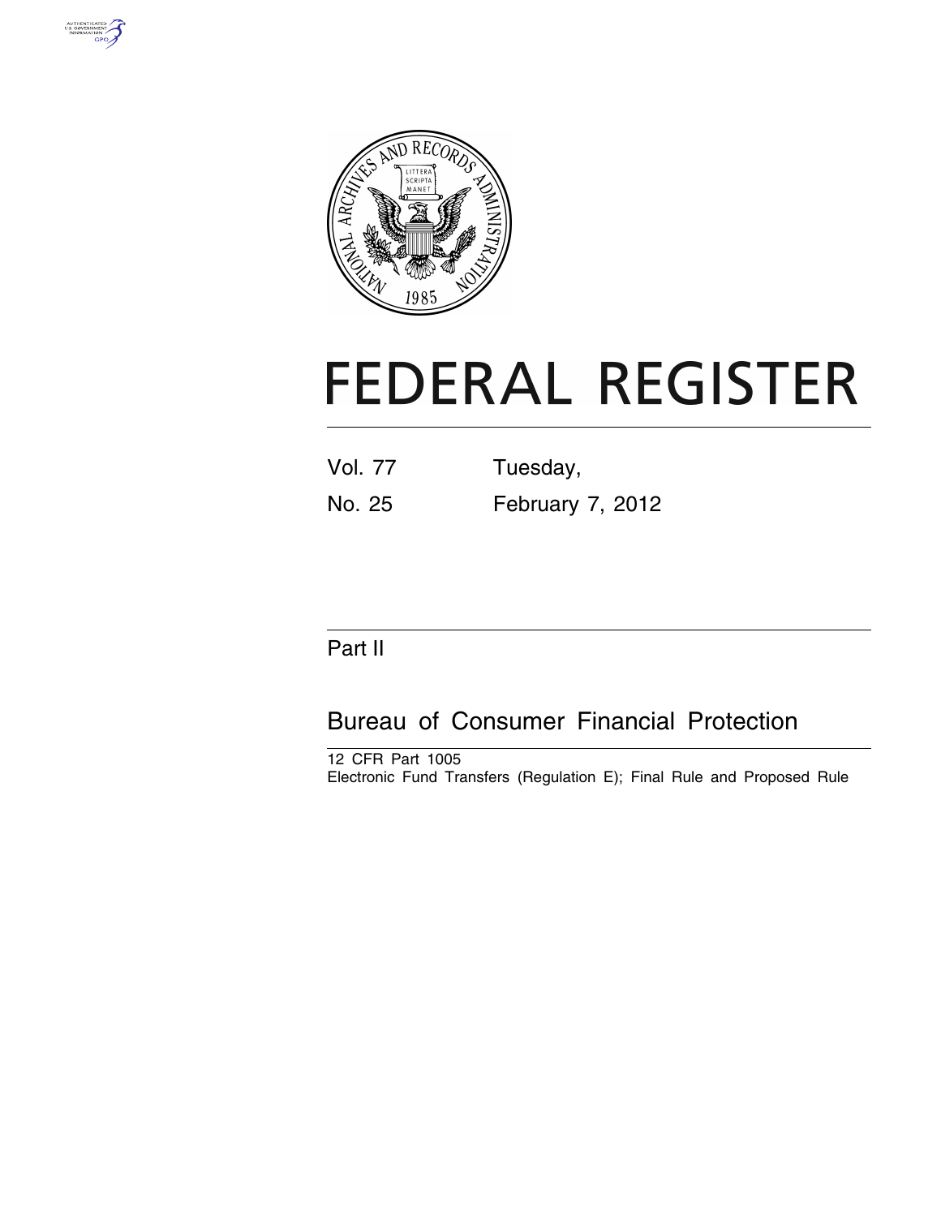# FEDERAL REGISTER

Vol. 77 Tuesday,

No. 25 February 7, 2012

Part II

## Bureau of Consumer Financial Protection

12 CFR Part 1005

Electronic Fund Transfers (Regulation E); Final Rule and Proposed Rule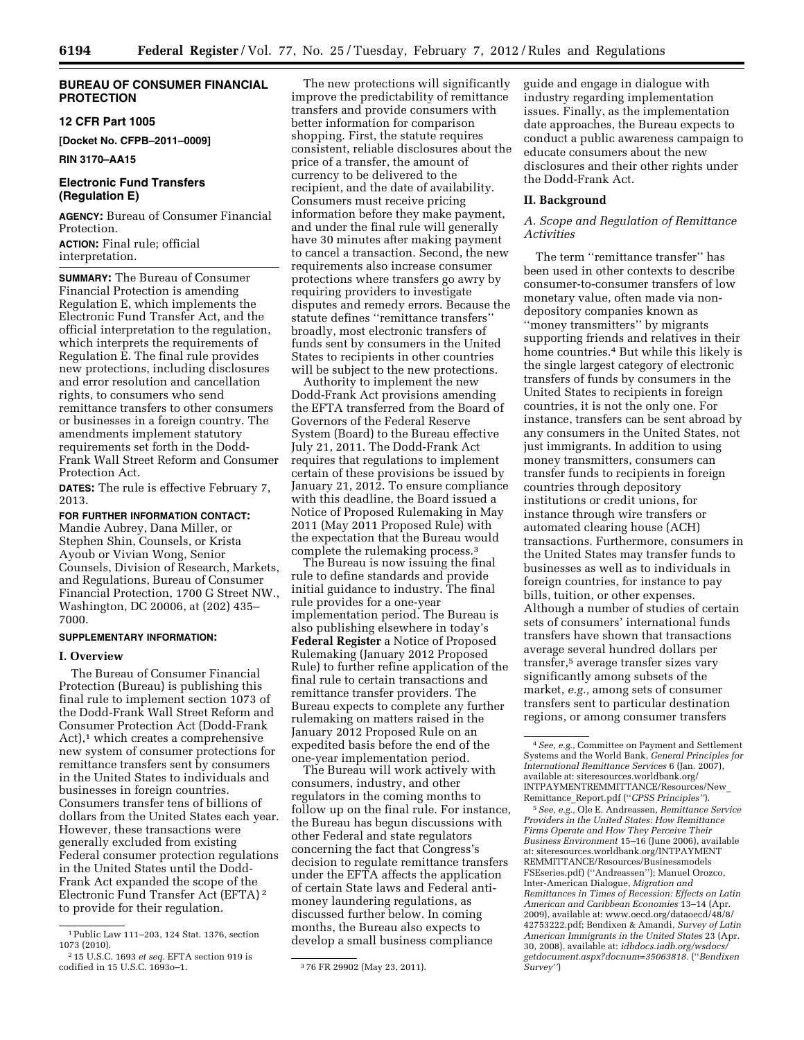# BUREAU OF CONSUMER FINANCIAL PROTECTION

## 12 CFR Part 1005

**[Docket No. CFPB–2011–0009]**

**RIN 3170–AA15**

## Electronic Fund Transfers (Regulation E)

**AGENCY:** Bureau of Consumer Financial Protection.

**ACTION:** Final rule; official interpretation.

**SUMMARY:** The Bureau of Consumer Financial Protection is amending Regulation E, which implements the Electronic Fund Transfer Act, and the official interpretation to the regulation, which interprets the requirements of Regulation E. The final rule provides new protections, including disclosures and error resolution and cancellation rights, to consumers who send remittance transfers to other consumers or businesses in a foreign country. The amendments implement statutory requirements set forth in the Dodd-Frank Wall Street Reform and Consumer Protection Act.

**DATES:** The rule is effective February 7, 2013.

**FOR FURTHER INFORMATION CONTACT:** Mandie Aubrey, Dana Miller, or Stephen Shin, Counsels, or Krista Ayoub or Vivian Wong, Senior Counsels, Division of Research, Markets, and Regulations, Bureau of Consumer Financial Protection, 1700 G Street NW., Washington, DC 20006, at (202) 435–7000.

**SUPPLEMENTARY INFORMATION:**

### I. Overview

The Bureau of Consumer Financial Protection (Bureau) is publishing this final rule to implement section 1073 of the Dodd-Frank Wall Street Reform and Consumer Protection Act (Dodd-Frank Act),[1] which creates a comprehensive new system of consumer protections for remittance transfers sent by consumers in the United States to individuals and businesses in foreign countries. Consumers transfer tens of billions of dollars from the United States each year. However, these transactions were generally excluded from existing Federal consumer protection regulations in the United States until the Dodd-Frank Act expanded the scope of the Electronic Fund Transfer Act (EFTA) [2] to provide for their regulation.

The new protections will significantly improve the predictability of remittance transfers and provide consumers with better information for comparison shopping. First, the statute requires consistent, reliable disclosures about the price of a transfer, the amount of currency to be delivered to the recipient, and the date of availability. Consumers must receive pricing information before they make payment, and under the final rule will generally have 30 minutes after making payment to cancel a transaction. Second, the new requirements also increase consumer protections where transfers go awry by requiring providers to investigate disputes and remedy errors. Because the statute defines ''remittance transfers'' broadly, most electronic transfers of funds sent by consumers in the United States to recipients in other countries will be subject to the new protections.

Authority to implement the new Dodd-Frank Act provisions amending the EFTA transferred from the Board of Governors of the Federal Reserve System (Board) to the Bureau effective July 21, 2011. The Dodd-Frank Act requires that regulations to implement certain of these provisions be issued by January 21, 2012. To ensure compliance with this deadline, the Board issued a Notice of Proposed Rulemaking in May 2011 (May 2011 Proposed Rule) with the expectation that the Bureau would complete the rulemaking process.[3]

The Bureau is now issuing the final rule to define standards and provide initial guidance to industry. The final rule provides for a one-year implementation period. The Bureau is also publishing elsewhere in today's **Federal Register** a Notice of Proposed Rulemaking (January 2012 Proposed Rule) to further refine application of the final rule to certain transactions and remittance transfer providers. The Bureau expects to complete any further rulemaking on matters raised in the January 2012 Proposed Rule on an expedited basis before the end of the one-year implementation period.

The Bureau will work actively with consumers, industry, and other regulators in the coming months to follow up on the final rule. For instance, the Bureau has begun discussions with other Federal and state regulators concerning the fact that Congress's decision to regulate remittance transfers under the EFTA affects the application of certain State laws and Federal anti-money laundering regulations, as discussed further below. In coming months, the Bureau also expects to develop a small business compliance guide and engage in dialogue with industry regarding implementation issues. Finally, as the implementation date approaches, the Bureau expects to conduct a public awareness campaign to educate consumers about the new disclosures and their other rights under the Dodd-Frank Act.

### II. Background

#### A. Scope and Regulation of Remittance Activities

The term ''remittance transfer'' has been used in other contexts to describe consumer-to-consumer transfers of low monetary value, often made via non-depository companies known as ''money transmitters'' by migrants supporting friends and relatives in their home countries.[4] But while this likely is the single largest category of electronic transfers of funds by consumers in the United States to recipients in foreign countries, it is not the only one. For instance, transfers can be sent abroad by any consumers in the United States, not just immigrants. In addition to using money transmitters, consumers can transfer funds to recipients in foreign countries through depository institutions or credit unions, for instance through wire transfers or automated clearing house (ACH) transactions. Furthermore, consumers in the United States may transfer funds to businesses as well as to individuals in foreign countries, for instance to pay bills, tuition, or other expenses. Although a number of studies of certain sets of consumers' international funds transfers have shown that transactions average several hundred dollars per transfer,[5] average transfer sizes vary significantly among subsets of the market, *e.g.,* among sets of consumer transfers sent to particular destination regions, or among consumer transfers

---

[1] Public Law 111–203, 124 Stat. 1376, section 1073 (2010).

[2] 15 U.S.C. 1693 *et seq.* EFTA section 919 is codified in 15 U.S.C. 1693o–1.

[3] 76 FR 29902 (May 23, 2011).

[4] *See, e.g.,* Committee on Payment and Settlement Systems and the World Bank, *General Principles for International Remittance Services* 6 (Jan. 2007), available at: siteresources.worldbank.org/INTPAYMENTREMMITTANCE/Resources/New_Remittance_Report.pdf (''*CPSS Principles*'').

[5] *See, e.g.,* Ole E. Andreassen, *Remittance Service Providers in the United States: How Remittance Firms Operate and How They Perceive Their Business Environment* 15–16 (June 2006), available at: siteresources.worldbank.org/INTPAYMENTREMMITTANCE/Resources/Businessmodels FSEseries.pdf) (''Andreassen''); Manuel Orozco, Inter-American Dialogue, *Migration and Remittances in Times of Recession: Effects on Latin American and Caribbean Economies* 13–14 (Apr. 2009), available at: www.oecd.org/dataoecd/48/8/42753222.pdf; Bendixen & Amandi, *Survey of Latin American Immigrants in the United States* 23 (Apr. 30, 2008), available at: *idbdocs.iadb.org/wsdocs/getdocument.aspx?docnum=35063818.* (''*Bendixen Survey*'')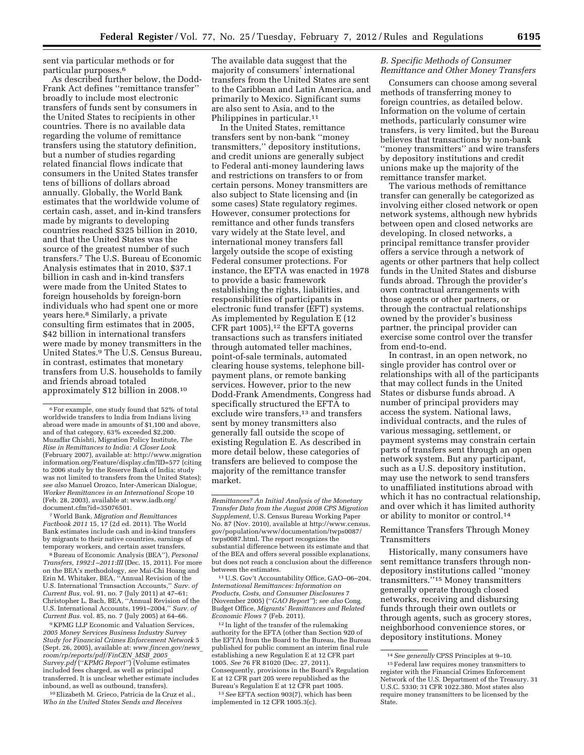sent via particular methods or for particular purposes.[6]

As described further below, the Dodd-Frank Act defines ''remittance transfer'' broadly to include most electronic transfers of funds sent by consumers in the United States to recipients in other countries. There is no available data regarding the volume of remittance transfers using the statutory definition, but a number of studies regarding related financial flows indicate that consumers in the United States transfer tens of billions of dollars abroad annually. Globally, the World Bank estimates that the worldwide volume of certain cash, asset, and in-kind transfers made by migrants to developing countries reached $325 billion in 2010, and that the United States was the source of the greatest number of such transfers.[7] The U.S. Bureau of Economic Analysis estimates that in 2010, $37.1 billion in cash and in-kind transfers were made from the United States to foreign households by foreign-born individuals who had spent one or more years here.[8] Similarly, a private consulting firm estimates that in 2005, $42 billion in international transfers were made by money transmitters in the United States.[9] The U.S. Census Bureau, in contrast, estimates that monetary transfers from U.S. households to family and friends abroad totaled approximately $12 billion in 2008.[10]

The available data suggest that the majority of consumers' international transfers from the United States are sent to the Caribbean and Latin America, and primarily to Mexico. Significant sums are also sent to Asia, and to the Philippines in particular.[11]

In the United States, remittance transfers sent by non-bank ''money transmitters,'' depository institutions, and credit unions are generally subject to Federal anti-money laundering laws and restrictions on transfers to or from certain persons. Money transmitters are also subject to State licensing and (in some cases) State regulatory regimes. However, consumer protections for remittance and other funds transfers vary widely at the State level, and international money transfers fall largely outside the scope of existing Federal consumer protections. For instance, the EFTA was enacted in 1978 to provide a basic framework establishing the rights, liabilities, and responsibilities of participants in electronic fund transfer (EFT) systems. As implemented by Regulation E (12 CFR part 1005),[12] the EFTA governs transactions such as transfers initiated through automated teller machines, point-of-sale terminals, automated clearing house systems, telephone bill-payment plans, or remote banking services. However, prior to the new Dodd-Frank Amendments, Congress had specifically structured the EFTA to exclude wire transfers,[13] and transfers sent by money transmitters also generally fall outside the scope of existing Regulation E. As described in more detail below, these categories of transfers are believed to compose the majority of the remittance transfer market.

### B. Specific Methods of Consumer Remittance and Other Money Transfers

Consumers can choose among several methods of transferring money to foreign countries, as detailed below. Information on the volume of certain methods, particularly consumer wire transfers, is very limited, but the Bureau believes that transactions by non-bank ''money transmitters'' and wire transfers by depository institutions and credit unions make up the majority of the remittance transfer market.

The various methods of remittance transfer can generally be categorized as involving either closed network or open network systems, although new hybrids between open and closed networks are developing. In closed networks, a principal remittance transfer provider offers a service through a network of agents or other partners that help collect funds in the United States and disburse funds abroad. Through the provider's own contractual arrangements with those agents or other partners, or through the contractual relationships owned by the provider's business partner, the principal provider can exercise some control over the transfer from end-to-end.

In contrast, in an open network, no single provider has control over or relationships with all of the participants that may collect funds in the United States or disburse funds abroad. A number of principal providers may access the system. National laws, individual contracts, and the rules of various messaging, settlement, or payment systems may constrain certain parts of transfers sent through an open network system. But any participant, such as a U.S. depository institution, may use the network to send transfers to unaffiliated institutions abroad with which it has no contractual relationship, and over which it has limited authority or ability to monitor or control.[14]

#### Remittance Transfers Through Money Transmitters

Historically, many consumers have sent remittance transfers through non-depository institutions called ''money transmitters.''[15] Money transmitters generally operate through closed networks, receiving and disbursing funds through their own outlets or through agents, such as grocery stores, neighborhood convenience stores, or depository institutions. Money

---

[6] For example, one study found that 52% of total worldwide transfers to India from Indians living abroad were made in amounts of $1,100 and above, and of that category, 63% exceeded $2,200. Muzaffar Chishti, Migration Policy Institute, *The Rise in Remittances to India: A Closer Look* (February 2007), available at: http://www.migrationinformation.org/Feature/display.cfm?ID=577 (citing to 2006 study by the Reserve Bank of India; study was not limited to transfers from the United States); *see also* Manuel Orozco, Inter-American Dialogue, *Worker Remittances in an International Scope* 10 (Feb. 28, 2003), available at: www.iadb.org/document.cfm?id=35076501.

[7] World Bank, *Migration and Remittances Factbook 2011* 15, 17 (2d ed. 2011). The World Bank estimates include cash and in-kind transfers by migrants to their native countries, earnings of temporary workers, and certain asset transfers.

[8] Bureau of Economic Analysis (''BEA''), *Personal Transfers, 1992:I –2011:III* (Dec. 15, 2011). For more on the BEA's methodology, *see* Mai-Chi Hoang and Erin M. Whitaker, BEA, ''Annual Revision of the U.S. International Transaction Accounts,'' *Surv. of Current Bus,* vol. 91, no. 7 (July 2011) at 47–61; Christopher L. Bach, BEA, ''Annual Revision of the U.S. International Accounts, 1991–2004,'' *Surv. of Current Bus.* vol. 85, no. 7 (July 2005) at 64–66.

[9] KPMG LLP Economic and Valuation Services, *2005 Money Services Business Industry Survey Study for Financial Crimes Enforcement Network* 5 (Sept. 26, 2005), available at: *www.fincen.gov/news_room/rp/reports/pdf/FinCEN_MSB_2005_Survey.pdf* (''*KPMG Report''*) (Volume estimates included fees charged, as well as principal transferred. It is unclear whether estimate includes inbound, as well as outbound, transfers).

[10] Elizabeth M. Grieco, Patricia de la Cruz et al., *Who in the United States Sends and Receives Remittances? An Initial Analysis of the Monetary Transfer Data from the August 2008 CPS Migration Supplement,* U.S. Census Bureau Working Paper No. 87 (Nov. 2010), available at http://www.census.gov/population/www/documentation/twps0087/twps0087.html. The report recognizes the substantial difference between its estimate and that of the BEA and offers several possible explanations, but does not reach a conclusion about the difference between the estimates.

[11] U.S. Gov't Accountability Office, GAO–06–204, *International Remittances: Information on Products, Costs, and Consumer Disclosures* 7 (November 2005) (''*GAO Report''*); *see also* Cong. Budget Office, *Migrants' Remittances and Related Economic Flows* 7 (Feb. 2011).

[12] In light of the transfer of the rulemaking authority for the EFTA (other than Section 920 of the EFTA) from the Board to the Bureau, the Bureau published for public comment an interim final rule establishing a new Regulation E at 12 CFR part 1005. *See* 76 FR 81020 (Dec. 27, 2011). Consequently, provisions in the Board's Regulation E at 12 CFR part 205 were republished as the Bureau's Regulation E at 12 CFR part 1005.

[13] *See* EFTA section 903(7), which has been implemented in 12 CFR 1005.3(c).

[14] *See generally* CPSS Principles at 9–10.

[15] Federal law requires money transmitters to register with the Financial Crimes Enforcement Network of the U.S. Department of the Treasury. 31 U.S.C. 5330; 31 CFR 1022.380. Most states also require money transmitters to be licensed by the State.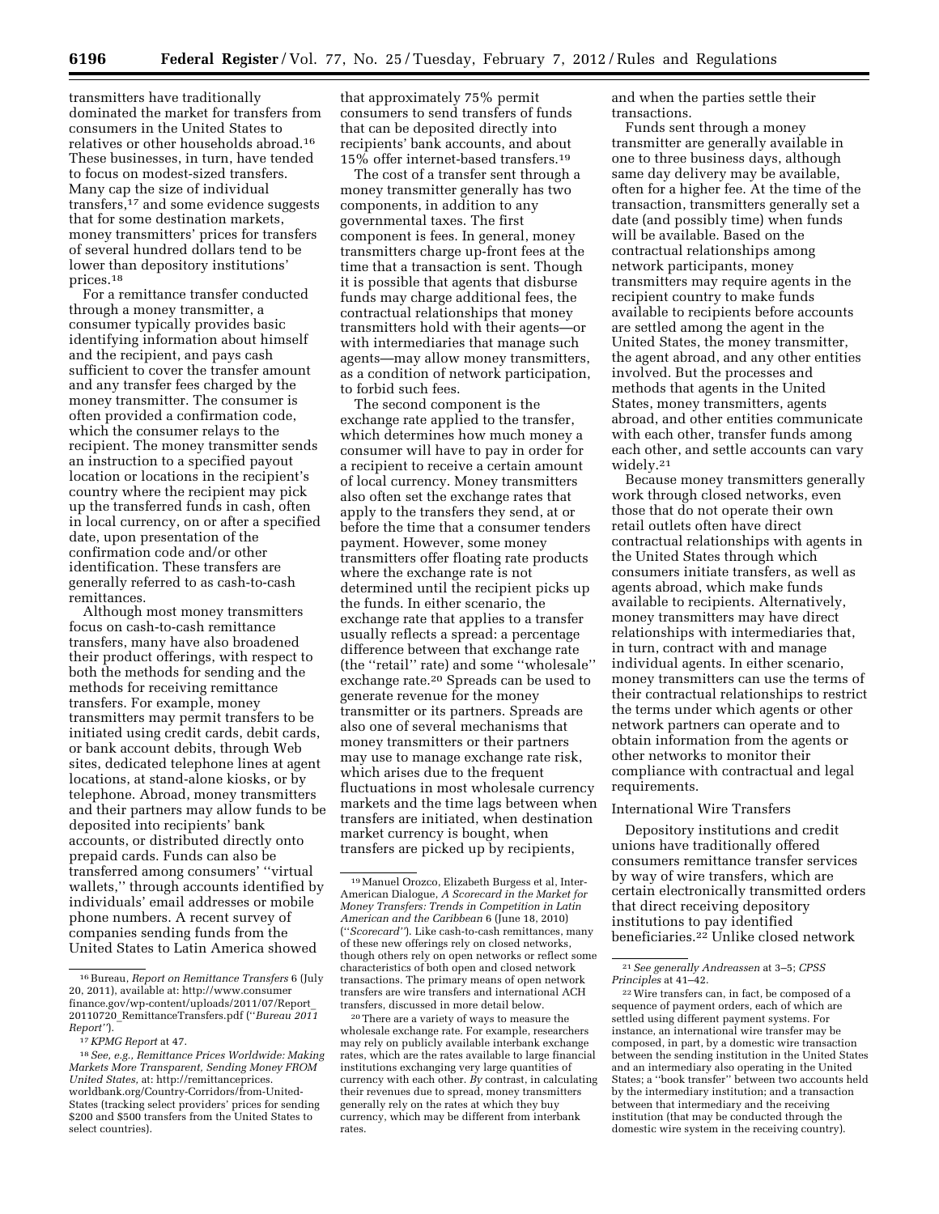transmitters have traditionally dominated the market for transfers from consumers in the United States to relatives or other households abroad.[16] These businesses, in turn, have tended to focus on modest-sized transfers. Many cap the size of individual transfers,[17] and some evidence suggests that for some destination markets, money transmitters' prices for transfers of several hundred dollars tend to be lower than depository institutions' prices.[18]

For a remittance transfer conducted through a money transmitter, a consumer typically provides basic identifying information about himself and the recipient, and pays cash sufficient to cover the transfer amount and any transfer fees charged by the money transmitter. The consumer is often provided a confirmation code, which the consumer relays to the recipient. The money transmitter sends an instruction to a specified payout location or locations in the recipient's country where the recipient may pick up the transferred funds in cash, often in local currency, on or after a specified date, upon presentation of the confirmation code and/or other identification. These transfers are generally referred to as cash-to-cash remittances.

Although most money transmitters focus on cash-to-cash remittance transfers, many have also broadened their product offerings, with respect to both the methods for sending and the methods for receiving remittance transfers. For example, money transmitters may permit transfers to be initiated using credit cards, debit cards, or bank account debits, through Web sites, dedicated telephone lines at agent locations, at stand-alone kiosks, or by telephone. Abroad, money transmitters and their partners may allow funds to be deposited into recipients' bank accounts, or distributed directly onto prepaid cards. Funds can also be transferred among consumers' "virtual wallets," through accounts identified by individuals' email addresses or mobile phone numbers. A recent survey of companies sending funds from the United States to Latin America showed that approximately 75% permit consumers to send transfers of funds that can be deposited directly into recipients' bank accounts, and about 15% offer internet-based transfers.[19]

The cost of a transfer sent through a money transmitter generally has two components, in addition to any governmental taxes. The first component is fees. In general, money transmitters charge up-front fees at the time that a transaction is sent. Though it is possible that agents that disburse funds may charge additional fees, the contractual relationships that money transmitters hold with their agents—or with intermediaries that manage such agents—may allow money transmitters, as a condition of network participation, to forbid such fees.

The second component is the exchange rate applied to the transfer, which determines how much money a consumer will have to pay in order for a recipient to receive a certain amount of local currency. Money transmitters also often set the exchange rates that apply to the transfers they send, at or before the time that a consumer tenders payment. However, some money transmitters offer floating rate products where the exchange rate is not determined until the recipient picks up the funds. In either scenario, the exchange rate that applies to a transfer usually reflects a spread: a percentage difference between that exchange rate (the "retail" rate) and some "wholesale" exchange rate.[20] Spreads can be used to generate revenue for the money transmitter or its partners. Spreads are also one of several mechanisms that money transmitters or their partners may use to manage exchange rate risk, which arises due to the frequent fluctuations in most wholesale currency markets and the time lags between when transfers are initiated, when destination market currency is bought, when transfers are picked up by recipients, and when the parties settle their transactions.

Funds sent through a money transmitter are generally available in one to three business days, although same day delivery may be available, often for a higher fee. At the time of the transaction, transmitters generally set a date (and possibly time) when funds will be available. Based on the contractual relationships among network participants, money transmitters may require agents in the recipient country to make funds available to recipients before accounts are settled among the agent in the United States, the money transmitter, the agent abroad, and any other entities involved. But the processes and methods that agents in the United States, money transmitters, agents abroad, and other entities communicate with each other, transfer funds among each other, and settle accounts can vary widely.[21]

Because money transmitters generally work through closed networks, even those that do not operate their own retail outlets often have direct contractual relationships with agents in the United States through which consumers initiate transfers, as well as agents abroad, which make funds available to recipients. Alternatively, money transmitters may have direct relationships with intermediaries that, in turn, contract with and manage individual agents. In either scenario, money transmitters can use the terms of their contractual relationships to restrict the terms under which agents or other network partners can operate and to obtain information from the agents or other networks to monitor their compliance with contractual and legal requirements.

### International Wire Transfers

Depository institutions and credit unions have traditionally offered consumers remittance transfer services by way of wire transfers, which are certain electronically transmitted orders that direct receiving depository institutions to pay identified beneficiaries.[22] Unlike closed network

---

[16] Bureau, *Report on Remittance Transfers* 6 (July 20, 2011), available at: http://www.consumerfinance.gov/wp-content/uploads/2011/07/Report_20110720_RemittanceTransfers.pdf ("*Bureau 2011 Report*").

[17] *KPMG Report* at 47.

[18] *See, e.g., Remittance Prices Worldwide: Making Markets More Transparent, Sending Money FROM United States,* at: http://remittanceprices.worldbank.org/Country-Corridors/from-United-States (tracking select providers' prices for sending $200 and $500 transfers from the United States to select countries).

[19] Manuel Orozco, Elizabeth Burgess et al, Inter-American Dialogue, *A Scorecard in the Market for Money Transfers: Trends in Competition in Latin American and the Caribbean* 6 (June 18, 2010) ("*Scorecard*"). Like cash-to-cash remittances, many of these new offerings rely on closed networks, though others rely on open networks or reflect some characteristics of both open and closed network transactions. The primary means of open network transfers are wire transfers and international ACH transfers, discussed in more detail below.

[20] There are a variety of ways to measure the wholesale exchange rate. For example, researchers may rely on publicly available interbank exchange rates, which are the rates available to large financial institutions exchanging very large quantities of currency with each other. *By* contrast, in calculating their revenues due to spread, money transmitters generally rely on the rates at which they buy currency, which may be different from interbank rates.

[21] *See generally Andreassen* at 3–5; *CPSS Principles* at 41–42.

[22] Wire transfers can, in fact, be composed of a sequence of payment orders, each of which are settled using different payment systems. For instance, an international wire transfer may be composed, in part, by a domestic wire transaction between the sending institution in the United States and an intermediary also operating in the United States; a "book transfer" between two accounts held by the intermediary institution; and a transaction between that intermediary and the receiving institution (that may be conducted through the domestic wire system in the receiving country).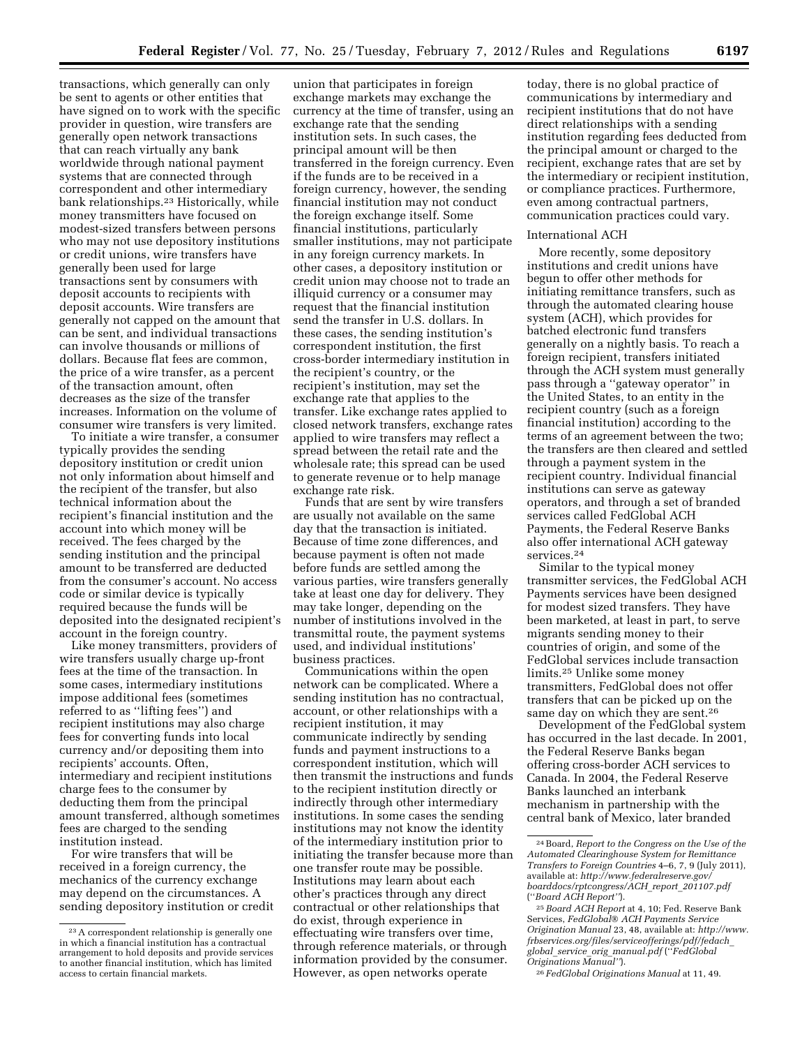transactions, which generally can only be sent to agents or other entities that have signed on to work with the specific provider in question, wire transfers are generally open network transactions that can reach virtually any bank worldwide through national payment systems that are connected through correspondent and other intermediary bank relationships.[23] Historically, while money transmitters have focused on modest-sized transfers between persons who may not use depository institutions or credit unions, wire transfers have generally been used for large transactions sent by consumers with deposit accounts to recipients with deposit accounts. Wire transfers are generally not capped on the amount that can be sent, and individual transactions can involve thousands or millions of dollars. Because flat fees are common, the price of a wire transfer, as a percent of the transaction amount, often decreases as the size of the transfer increases. Information on the volume of consumer wire transfers is very limited.

To initiate a wire transfer, a consumer typically provides the sending depository institution or credit union not only information about himself and the recipient of the transfer, but also technical information about the recipient's financial institution and the account into which money will be received. The fees charged by the sending institution and the principal amount to be transferred are deducted from the consumer's account. No access code or similar device is typically required because the funds will be deposited into the designated recipient's account in the foreign country.

Like money transmitters, providers of wire transfers usually charge up-front fees at the time of the transaction. In some cases, intermediary institutions impose additional fees (sometimes referred to as "lifting fees") and recipient institutions may also charge fees for converting funds into local currency and/or depositing them into recipients' accounts. Often, intermediary and recipient institutions charge fees to the consumer by deducting them from the principal amount transferred, although sometimes fees are charged to the sending institution instead.

For wire transfers that will be received in a foreign currency, the mechanics of the currency exchange may depend on the circumstances. A sending depository institution or credit union that participates in foreign exchange markets may exchange the currency at the time of transfer, using an exchange rate that the sending institution sets. In such cases, the principal amount will be then transferred in the foreign currency. Even if the funds are to be received in a foreign currency, however, the sending financial institution may not conduct the foreign exchange itself. Some financial institutions, particularly smaller institutions, may not participate in any foreign currency markets. In other cases, a depository institution or credit union may choose not to trade an illiquid currency or a consumer may request that the financial institution send the transfer in U.S. dollars. In these cases, the sending institution's correspondent institution, the first cross-border intermediary institution in the recipient's country, or the recipient's institution, may set the exchange rate that applies to the transfer. Like exchange rates applied to closed network transfers, exchange rates applied to wire transfers may reflect a spread between the retail rate and the wholesale rate; this spread can be used to generate revenue or to help manage exchange rate risk.

Funds that are sent by wire transfers are usually not available on the same day that the transaction is initiated. Because of time zone differences, and because payment is often not made before funds are settled among the various parties, wire transfers generally take at least one day for delivery. They may take longer, depending on the number of institutions involved in the transmittal route, the payment systems used, and individual institutions' business practices.

Communications within the open network can be complicated. Where a sending institution has no contractual, account, or other relationships with a recipient institution, it may communicate indirectly by sending funds and payment instructions to a correspondent institution, which will then transmit the instructions and funds to the recipient institution directly or indirectly through other intermediary institutions. In some cases the sending institutions may not know the identity of the intermediary institution prior to initiating the transfer because more than one transfer route may be possible. Institutions may learn about each other's practices through any direct contractual or other relationships that do exist, through experience in effectuating wire transfers over time, through reference materials, or through information provided by the consumer. However, as open networks operate today, there is no global practice of communications by intermediary and recipient institutions that do not have direct relationships with a sending institution regarding fees deducted from the principal amount or charged to the recipient, exchange rates that are set by the intermediary or recipient institution, or compliance practices. Furthermore, even among contractual partners, communication practices could vary.

### International ACH

More recently, some depository institutions and credit unions have begun to offer other methods for initiating remittance transfers, such as through the automated clearing house system (ACH), which provides for batched electronic fund transfers generally on a nightly basis. To reach a foreign recipient, transfers initiated through the ACH system must generally pass through a "gateway operator" in the United States, to an entity in the recipient country (such as a foreign financial institution) according to the terms of an agreement between the two; the transfers are then cleared and settled through a payment system in the recipient country. Individual financial institutions can serve as gateway operators, and through a set of branded services called FedGlobal ACH Payments, the Federal Reserve Banks also offer international ACH gateway services.[24]

Similar to the typical money transmitter services, the FedGlobal ACH Payments services have been designed for modest sized transfers. They have been marketed, at least in part, to serve migrants sending money to their countries of origin, and some of the FedGlobal services include transaction limits.[25] Unlike some money transmitters, FedGlobal does not offer transfers that can be picked up on the same day on which they are sent.[26]

Development of the FedGlobal system has occurred in the last decade. In 2001, the Federal Reserve Banks began offering cross-border ACH services to Canada. In 2004, the Federal Reserve Banks launched an interbank mechanism in partnership with the central bank of Mexico, later branded

---

[23] A correspondent relationship is generally one in which a financial institution has a contractual arrangement to hold deposits and provide services to another financial institution, which has limited access to certain financial markets.

[24] Board, *Report to the Congress on the Use of the Automated Clearinghouse System for Remittance Transfers to Foreign Countries* 4–6, 7, 9 (July 2011), available at: *http://www.federalreserve.gov/boarddocs/rptcongress/ACH_report_201107.pdf* ("*Board ACH Report*").

[25] *Board ACH Report* at 4, 10; Fed. Reserve Bank Services, *FedGlobal® ACH Payments Service Origination Manual* 23, 48, available at: *http://www.frbservices.org/files/serviceofferings/pdf/fedach_global_service_orig_manual.pdf* ("*FedGlobal Originations Manual*").

[26] *FedGlobal Originations Manual* at 11, 49.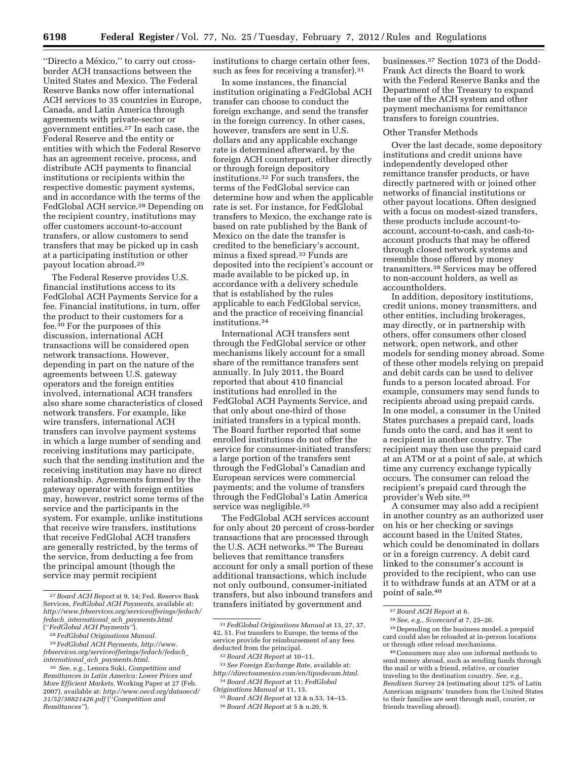''Directo a México,'' to carry out cross-border ACH transactions between the United States and Mexico. The Federal Reserve Banks now offer international ACH services to 35 countries in Europe, Canada, and Latin America through agreements with private-sector or government entities.[27] In each case, the Federal Reserve and the entity or entities with which the Federal Reserve has an agreement receive, process, and distribute ACH payments to financial institutions or recipients within the respective domestic payment systems, and in accordance with the terms of the FedGlobal ACH service.[28] Depending on the recipient country, institutions may offer customers account-to-account transfers, or allow customers to send transfers that may be picked up in cash at a participating institution or other payout location abroad.[29]

The Federal Reserve provides U.S. financial institutions access to its FedGlobal ACH Payments Service for a fee. Financial institutions, in turn, offer the product to their customers for a fee.[30] For the purposes of this discussion, international ACH transactions will be considered open network transactions. However, depending in part on the nature of the agreements between U.S. gateway operators and the foreign entities involved, international ACH transfers also share some characteristics of closed network transfers. For example, like wire transfers, international ACH transfers can involve payment systems in which a large number of sending and receiving institutions may participate, such that the sending institution and the receiving institution may have no direct relationship. Agreements formed by the gateway operator with foreign entities may, however, restrict some terms of the service and the participants in the system. For example, unlike institutions that receive wire transfers, institutions that receive FedGlobal ACH transfers are generally restricted, by the terms of the service, from deducting a fee from the principal amount (though the service may permit recipient institutions to charge certain other fees, such as fees for receiving a transfer).[31]

In some instances, the financial institution originating a FedGlobal ACH transfer can choose to conduct the foreign exchange, and send the transfer in the foreign currency. In other cases, however, transfers are sent in U.S. dollars and any applicable exchange rate is determined afterward, by the foreign ACH counterpart, either directly or through foreign depository institutions.[32] For such transfers, the terms of the FedGlobal service can determine how and when the applicable rate is set. For instance, for FedGlobal transfers to Mexico, the exchange rate is based on rate published by the Bank of Mexico on the date the transfer is credited to the beneficiary's account, minus a fixed spread.[33] Funds are deposited into the recipient's account or made available to be picked up, in accordance with a delivery schedule that is established by the rules applicable to each FedGlobal service, and the practice of receiving financial institutions.[34]

International ACH transfers sent through the FedGlobal service or other mechanisms likely account for a small share of the remittance transfers sent annually. In July 2011, the Board reported that about 410 financial institutions had enrolled in the FedGlobal ACH Payments Service, and that only about one-third of those initiated transfers in a typical month. The Board further reported that some enrolled institutions do not offer the service for consumer-initiated transfers; a large portion of the transfers sent through the FedGlobal's Canadian and European services were commercial payments; and the volume of transfers through the FedGlobal's Latin America service was negligible.[35]

The FedGlobal ACH services account for only about 20 percent of cross-border transactions that are processed through the U.S. ACH networks.[36] The Bureau believes that remittance transfers account for only a small portion of these additional transactions, which include not only outbound, consumer-initiated transfers, but also inbound transfers and transfers initiated by government and businesses.[37] Section 1073 of the Dodd-Frank Act directs the Board to work with the Federal Reserve Banks and the Department of the Treasury to expand the use of the ACH system and other payment mechanisms for remittance transfers to foreign countries.

Other Transfer Methods

Over the last decade, some depository institutions and credit unions have independently developed other remittance transfer products, or have directly partnered with or joined other networks of financial institutions or other payout locations. Often designed with a focus on modest-sized transfers, these products include account-to-account, account-to-cash, and cash-to-account products that may be offered through closed network systems and resemble those offered by money transmitters.[38] Services may be offered to non-account holders, as well as accountholders.

In addition, depository institutions, credit unions, money transmitters, and other entities, including brokerages, may directly, or in partnership with others, offer consumers other closed network, open network, and other models for sending money abroad. Some of these other models relying on prepaid and debit cards can be used to deliver funds to a person located abroad. For example, consumers may send funds to recipients abroad using prepaid cards. In one model, a consumer in the United States purchases a prepaid card, loads funds onto the card, and has it sent to a recipient in another country. The recipient may then use the prepaid card at an ATM or at a point of sale, at which time any currency exchange typically occurs. The consumer can reload the recipient's prepaid card through the provider's Web site.[39]

A consumer may also add a recipient in another country as an authorized user on his or her checking or savings account based in the United States, which could be denominated in dollars or in a foreign currency. A debit card linked to the consumer's account is provided to the recipient, who can use it to withdraw funds at an ATM or at a point of sale.[40]

---

[27] *Board ACH Report* at 9, 14; Fed. Reserve Bank Services, *FedGlobal ACH Payments,* available at: *http://www.frbservices.org/serviceofferings/fedach/fedach_international_ach_payments.html* (''*FedGlobal ACH Payments''*).

[28] *FedGlobal Originations Manual.*

[29] *FedGlobal ACH Payments, http://www.frbservices.org/serviceofferings/fedach/fedach_international_ach_payments.html.*

[30] *See, e.g.,* Lenora Suki, *Competition and Remittances in Latin America: Lower Prices and More Efficient Markets,* Working Paper at 27 (Feb. 2007), available at: *http://www.oecd.org/dataoecd/31/52/38821426.pdf* (''*Competition and Remittances''*).

[31] *FedGlobal Originations Manual* at 13, 27, 37, 42, 51. For transfers to Europe, the terms of the service provide for reimbursement of any fees deducted from the principal.

[32] *Board ACH Report* at 10–11.

[33] *See Foreign Exchange Rate,* available at: *http://directoamexico.com/en/tipodecam.html.*

[34] *Board ACH Report* at 11; *FedGlobal Originations Manual* at 11, 13.

[35] *Board ACH Report* at 12 & n.53, 14–15.

[36] *Board ACH Report* at 5 & n.20, 9.

[37] *Board ACH Report* at 6.

[38] *See, e.g., Scorecard* at 7, 25–26.

[39] Depending on the business model, a prepaid card could also be reloaded at in-person locations or through other reload mechanisms.

[40] Consumers may also use informal methods to send money abroad, such as sending funds through the mail or with a friend, relative, or courier traveling to the destination country. *See, e.g., Bendixen Survey* 24 (estimating about 12% of Latin American migrants' transfers from the United States to their families are sent through mail, courier, or friends traveling abroad).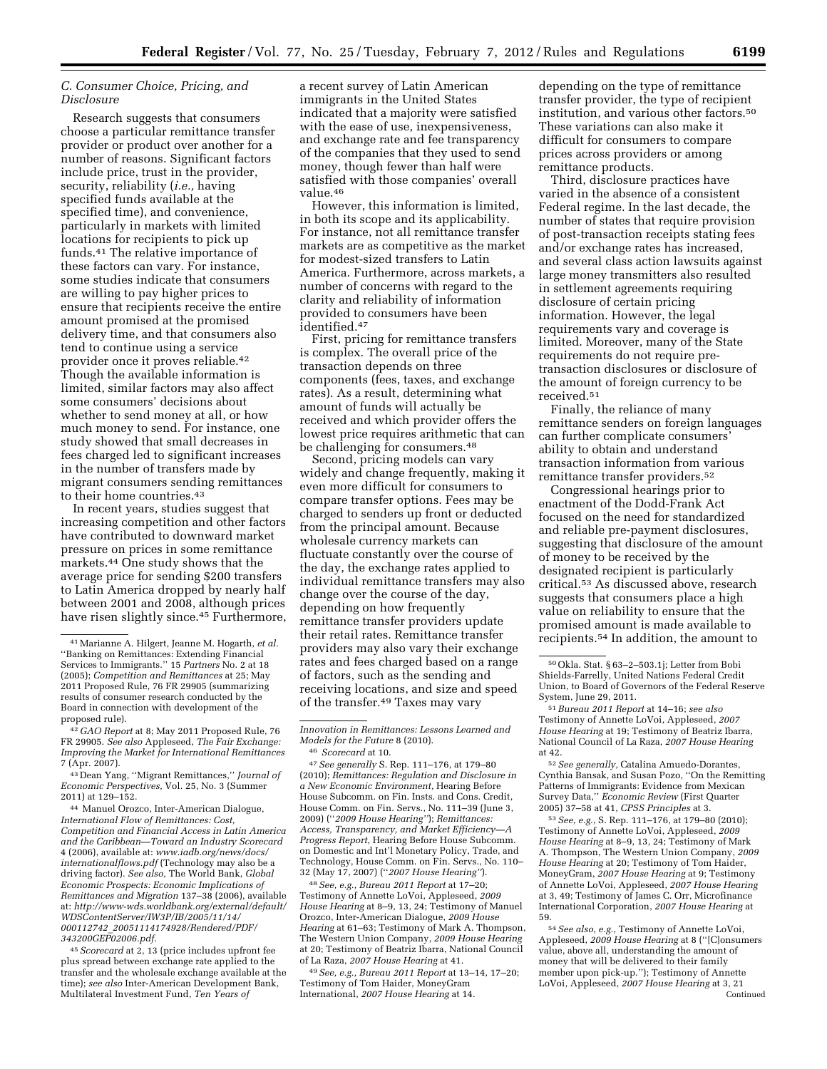### C. Consumer Choice, Pricing, and Disclosure

Research suggests that consumers choose a particular remittance transfer provider or product over another for a number of reasons. Significant factors include price, trust in the provider, security, reliability (*i.e.,* having specified funds available at the specified time), and convenience, particularly in markets with limited locations for recipients to pick up funds.[41] The relative importance of these factors can vary. For instance, some studies indicate that consumers are willing to pay higher prices to ensure that recipients receive the entire amount promised at the promised delivery time, and that consumers also tend to continue using a service provider once it proves reliable.[42] Though the available information is limited, similar factors may also affect some consumers' decisions about whether to send money at all, or how much money to send. For instance, one study showed that small decreases in fees charged led to significant increases in the number of transfers made by migrant consumers sending remittances to their home countries.[43]

In recent years, studies suggest that increasing competition and other factors have contributed to downward market pressure on prices in some remittance markets.[44] One study shows that the average price for sending $200 transfers to Latin America dropped by nearly half between 2001 and 2008, although prices have risen slightly since.[45] Furthermore, a recent survey of Latin American immigrants in the United States indicated that a majority were satisfied with the ease of use, inexpensiveness, and exchange rate and fee transparency of the companies that they used to send money, though fewer than half were satisfied with those companies' overall value.[46]

However, this information is limited, in both its scope and its applicability. For instance, not all remittance transfer markets are as competitive as the market for modest-sized transfers to Latin America. Furthermore, across markets, a number of concerns with regard to the clarity and reliability of information provided to consumers have been identified.[47]

First, pricing for remittance transfers is complex. The overall price of the transaction depends on three components (fees, taxes, and exchange rates). As a result, determining what amount of funds will actually be received and which provider offers the lowest price requires arithmetic that can be challenging for consumers.[48]

Second, pricing models can vary widely and change frequently, making it even more difficult for consumers to compare transfer options. Fees may be charged to senders up front or deducted from the principal amount. Because wholesale currency markets can fluctuate constantly over the course of the day, the exchange rates applied to individual remittance transfers may also change over the course of the day, depending on how frequently remittance transfer providers update their retail rates. Remittance transfer providers may also vary their exchange rates and fees charged based on a range of factors, such as the sending and receiving locations, and size and speed of the transfer.[49] Taxes may vary depending on the type of remittance transfer provider, the type of recipient institution, and various other factors.[50] These variations can also make it difficult for consumers to compare prices across providers or among remittance products.

Third, disclosure practices have varied in the absence of a consistent Federal regime. In the last decade, the number of states that require provision of post-transaction receipts stating fees and/or exchange rates has increased, and several class action lawsuits against large money transmitters also resulted in settlement agreements requiring disclosure of certain pricing information. However, the legal requirements vary and coverage is limited. Moreover, many of the State requirements do not require pre-transaction disclosures or disclosure of the amount of foreign currency to be received.[51]

Finally, the reliance of many remittance senders on foreign languages can further complicate consumers' ability to obtain and understand transaction information from various remittance transfer providers.[52]

Congressional hearings prior to enactment of the Dodd-Frank Act focused on the need for standardized and reliable pre-payment disclosures, suggesting that disclosure of the amount of money to be received by the designated recipient is particularly critical.[53] As discussed above, research suggests that consumers place a high value on reliability to ensure that the promised amount is made available to recipients.[54] In addition, the amount to

---

[41] Marianne A. Hilgert, Jeanne M. Hogarth, *et al.* ''Banking on Remittances: Extending Financial Services to Immigrants.'' 15 *Partners* No. 2 at 18 (2005); *Competition and Remittances* at 25; May 2011 Proposed Rule, 76 FR 29905 (summarizing results of consumer research conducted by the Board in connection with development of the proposed rule).

[42] *GAO Report* at 8; May 2011 Proposed Rule, 76 FR 29905. *See also* Appleseed, *The Fair Exchange: Improving the Market for International Remittances* 7 (Apr. 2007).

[43] Dean Yang, ''Migrant Remittances,'' *Journal of Economic Perspectives,* Vol. 25, No. 3 (Summer 2011) at 129–152.

[44] Manuel Orozco, Inter-American Dialogue, *International Flow of Remittances: Cost, Competition and Financial Access in Latin America and the Caribbean—Toward an Industry Scorecard* 4 (2006), available at: *www.iadb.org/news/docs/internationalflows.pdf* (Technology may also be a driving factor). *See also,* The World Bank, *Global Economic Prospects: Economic Implications of Remittances and Migration* 137–38 (2006), available at: *http://www-wds.worldbank.org/external/default/WDSContentServer/IW3P/IB/2005/11/14/000112742_20051114174928/Rendered/PDF/343200GEP02006.pdf.*

[45] *Scorecard* at 2, 13 (price includes upfront fee plus spread between exchange rate applied to the transfer and the wholesale exchange available at the time); *see also* Inter-American Development Bank, Multilateral Investment Fund, *Ten Years of Innovation in Remittances: Lessons Learned and Models for the Future* 8 (2010).

[46] *Scorecard* at 10.

[47] *See generally* S. Rep. 111–176, at 179–80 (2010); *Remittances: Regulation and Disclosure in a New Economic Environment,* Hearing Before House Subcomm. on Fin. Insts. and Cons. Credit, House Comm. on Fin. Servs., No. 111–39 (June 3, 2009) (''*2009 House Hearing''*); *Remittances: Access, Transparency, and Market Efficiency—A Progress Report,* Hearing Before House Subcomm. on Domestic and Int'l Monetary Policy, Trade, and Technology, House Comm. on Fin. Servs., No. 110–32 (May 17, 2007) (''*2007 House Hearing''*).

[48] *See, e.g., Bureau 2011 Report* at 17–20; Testimony of Annette LoVoi, Appleseed, *2009 House Hearing* at 8–9, 13, 24; Testimony of Manuel Orozco, Inter-American Dialogue, *2009 House Hearing* at 61–63; Testimony of Mark A. Thompson, The Western Union Company, *2009 House Hearing* at 20; Testimony of Beatriz Ibarra, National Council of La Raza, *2007 House Hearing* at 41.

[49] *See, e.g., Bureau 2011 Report* at 13–14, 17–20; Testimony of Tom Haider, MoneyGram International, *2007 House Hearing* at 14.

[50] Okla. Stat. § 63–2–503.1j; Letter from Bobi Shields-Farrelly, United Nations Federal Credit Union, to Board of Governors of the Federal Reserve System, June 29, 2011.

[51] *Bureau 2011 Report* at 14–16; *see also* Testimony of Annette LoVoi, Appleseed, *2007 House Hearing* at 19; Testimony of Beatriz Ibarra, National Council of La Raza, *2007 House Hearing* at 42.

[52] *See generally,* Catalina Amuedo-Dorantes, Cynthia Bansak, and Susan Pozo, ''On the Remitting Patterns of Immigrants: Evidence from Mexican Survey Data,'' *Economic Review* (First Quarter 2005) 37–58 at 41, *CPSS Principles* at 3.

[53] *See, e.g.,* S. Rep. 111–176, at 179–80 (2010); Testimony of Annette LoVoi, Appleseed, *2009 House Hearing* at 8–9, 13, 24; Testimony of Mark A. Thompson, The Western Union Company, *2009 House Hearing* at 20; Testimony of Tom Haider, MoneyGram, *2007 House Hearing* at 9; Testimony of Annette LoVoi, Appleseed, *2007 House Hearing* at 3, 49; Testimony of James C. Orr, Microfinance International Corporation, *2007 House Hearing* at 59.

[54] *See also, e.g.,* Testimony of Annette LoVoi, Appleseed, *2009 House Hearing* at 8 (''[C]onsumers value, above all, understanding the amount of money that will be delivered to their family member upon pick-up.''); Testimony of Annette LoVoi, Appleseed, *2007 House Hearing* at 3, 21

Continued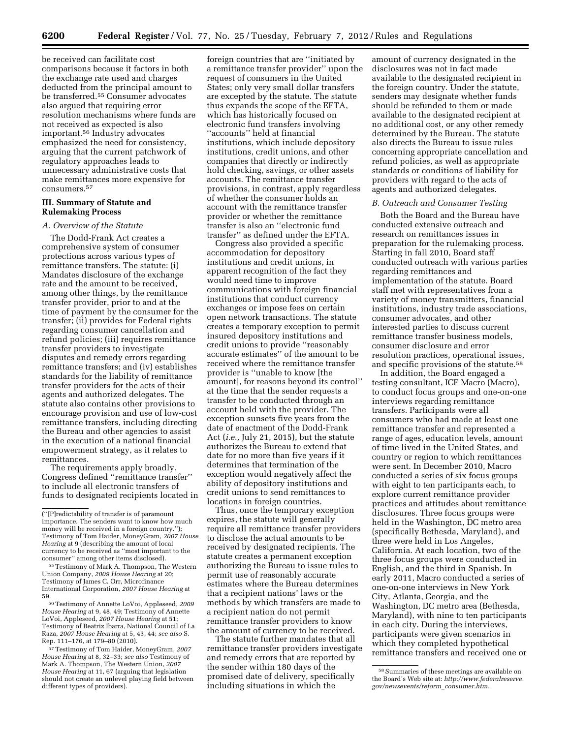be received can facilitate cost comparisons because it factors in both the exchange rate used and charges deducted from the principal amount to be transferred.[55] Consumer advocates also argued that requiring error resolution mechanisms where funds are not received as expected is also important.[56] Industry advocates emphasized the need for consistency, arguing that the current patchwork of regulatory approaches leads to unnecessary administrative costs that make remittances more expensive for consumers.[57]

### III. Summary of Statute and Rulemaking Process

#### *A. Overview of the Statute*

The Dodd-Frank Act creates a comprehensive system of consumer protections across various types of remittance transfers. The statute: (i) Mandates disclosure of the exchange rate and the amount to be received, among other things, by the remittance transfer provider, prior to and at the time of payment by the consumer for the transfer; (ii) provides for Federal rights regarding consumer cancellation and refund policies; (iii) requires remittance transfer providers to investigate disputes and remedy errors regarding remittance transfers; and (iv) establishes standards for the liability of remittance transfer providers for the acts of their agents and authorized delegates. The statute also contains other provisions to encourage provision and use of low-cost remittance transfers, including directing the Bureau and other agencies to assist in the execution of a national financial empowerment strategy, as it relates to remittances.

The requirements apply broadly. Congress defined ''remittance transfer'' to include all electronic transfers of funds to designated recipients located in foreign countries that are ''initiated by a remittance transfer provider'' upon the request of consumers in the United States; only very small dollar transfers are excepted by the statute. The statute thus expands the scope of the EFTA, which has historically focused on electronic fund transfers involving ''accounts'' held at financial institutions, which include depository institutions, credit unions, and other companies that directly or indirectly hold checking, savings, or other assets accounts. The remittance transfer provisions, in contrast, apply regardless of whether the consumer holds an account with the remittance transfer provider or whether the remittance transfer is also an ''electronic fund transfer'' as defined under the EFTA.

Congress also provided a specific accommodation for depository institutions and credit unions, in apparent recognition of the fact they would need time to improve communications with foreign financial institutions that conduct currency exchanges or impose fees on certain open network transactions. The statute creates a temporary exception to permit insured depository institutions and credit unions to provide ''reasonably accurate estimates'' of the amount to be received where the remittance transfer provider is ''unable to know [the amount], for reasons beyond its control'' at the time that the sender requests a transfer to be conducted through an account held with the provider. The exception sunsets five years from the date of enactment of the Dodd-Frank Act (*i.e.,* July 21, 2015), but the statute authorizes the Bureau to extend that date for no more than five years if it determines that termination of the exception would negatively affect the ability of depository institutions and credit unions to send remittances to locations in foreign countries.

Thus, once the temporary exception expires, the statute will generally require all remittance transfer providers to disclose the actual amounts to be received by designated recipients. The statute creates a permanent exception authorizing the Bureau to issue rules to permit use of reasonably accurate estimates where the Bureau determines that a recipient nations' laws or the methods by which transfers are made to a recipient nation do not permit remittance transfer providers to know the amount of currency to be received.

The statute further mandates that all remittance transfer providers investigate and remedy errors that are reported by the sender within 180 days of the promised date of delivery, specifically including situations in which the amount of currency designated in the disclosures was not in fact made available to the designated recipient in the foreign country. Under the statute, senders may designate whether funds should be refunded to them or made available to the designated recipient at no additional cost, or any other remedy determined by the Bureau. The statute also directs the Bureau to issue rules concerning appropriate cancellation and refund policies, as well as appropriate standards or conditions of liability for providers with regard to the acts of agents and authorized delegates.

#### *B. Outreach and Consumer Testing*

Both the Board and the Bureau have conducted extensive outreach and research on remittances issues in preparation for the rulemaking process. Starting in fall 2010, Board staff conducted outreach with various parties regarding remittances and implementation of the statute. Board staff met with representatives from a variety of money transmitters, financial institutions, industry trade associations, consumer advocates, and other interested parties to discuss current remittance transfer business models, consumer disclosure and error resolution practices, operational issues, and specific provisions of the statute.[58]

In addition, the Board engaged a testing consultant, ICF Macro (Macro), to conduct focus groups and one-on-one interviews regarding remittance transfers. Participants were all consumers who had made at least one remittance transfer and represented a range of ages, education levels, amount of time lived in the United States, and country or region to which remittances were sent. In December 2010, Macro conducted a series of six focus groups with eight to ten participants each, to explore current remittance provider practices and attitudes about remittance disclosures. Three focus groups were held in the Washington, DC metro area (specifically Bethesda, Maryland), and three were held in Los Angeles, California. At each location, two of the three focus groups were conducted in English, and the third in Spanish. In early 2011, Macro conducted a series of one-on-one interviews in New York City, Atlanta, Georgia, and the Washington, DC metro area (Bethesda, Maryland), with nine to ten participants in each city. During the interviews, participants were given scenarios in which they completed hypothetical remittance transfers and received one or

---

(''[P]redictability of transfer is of paramount importance. The senders want to know how much money will be received in a foreign country.''); Testimony of Tom Haider, MoneyGram, *2007 House Hearing* at 9 (describing the amount of local currency to be received as ''most important to the consumer'' among other items disclosed).

[55] Testimony of Mark A. Thompson, The Western Union Company, *2009 House Hearing* at 20; Testimony of James C. Orr, Microfinance International Corporation, *2007 House Hearing* at 59.

[56] Testimony of Annette LoVoi, Appleseed, *2009 House Hearing* at 9, 48, 49; Testimony of Annette LoVoi, Appleseed, *2007 House Hearing* at 51; Testimony of Beatriz Ibarra, National Council of La Raza, *2007 House Hearing* at 5, 43, 44; *see also* S. Rep. 111–176, at 179–80 (2010).

[57] Testimony of Tom Haider, MoneyGram, *2007 House Hearing* at 8, 32–33; *see also* Testimony of Mark A. Thompson, The Western Union, *2007 House Hearing* at 11, 67 (arguing that legislation should not create an unlevel playing field between different types of providers).

[58] Summaries of these meetings are available on the Board's Web site at: *http://www.federalreserve.gov/newsevents/reform_consumer.htm.*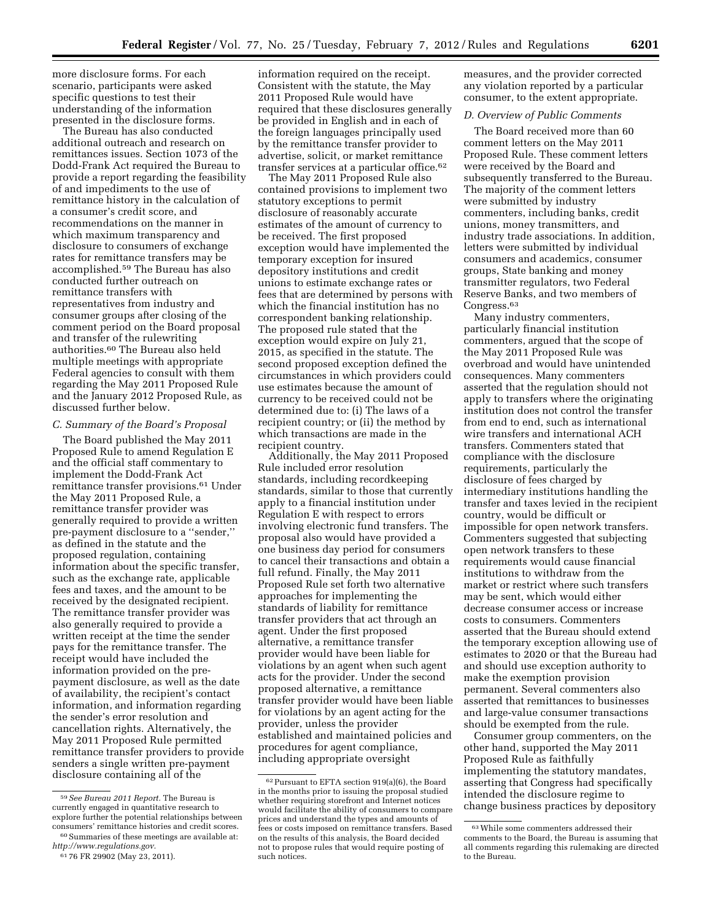more disclosure forms. For each scenario, participants were asked specific questions to test their understanding of the information presented in the disclosure forms.

The Bureau has also conducted additional outreach and research on remittances issues. Section 1073 of the Dodd-Frank Act required the Bureau to provide a report regarding the feasibility of and impediments to the use of remittance history in the calculation of a consumer's credit score, and recommendations on the manner in which maximum transparency and disclosure to consumers of exchange rates for remittance transfers may be accomplished.[59] The Bureau has also conducted further outreach on remittance transfers with representatives from industry and consumer groups after closing of the comment period on the Board proposal and transfer of the rulewriting authorities.[60] The Bureau also held multiple meetings with appropriate Federal agencies to consult with them regarding the May 2011 Proposed Rule and the January 2012 Proposed Rule, as discussed further below.

### *C. Summary of the Board's Proposal*

The Board published the May 2011 Proposed Rule to amend Regulation E and the official staff commentary to implement the Dodd-Frank Act remittance transfer provisions.[61] Under the May 2011 Proposed Rule, a remittance transfer provider was generally required to provide a written pre-payment disclosure to a ''sender,'' as defined in the statute and the proposed regulation, containing information about the specific transfer, such as the exchange rate, applicable fees and taxes, and the amount to be received by the designated recipient. The remittance transfer provider was also generally required to provide a written receipt at the time the sender pays for the remittance transfer. The receipt would have included the information provided on the pre-payment disclosure, as well as the date of availability, the recipient's contact information, and information regarding the sender's error resolution and cancellation rights. Alternatively, the May 2011 Proposed Rule permitted remittance transfer providers to provide senders a single written pre-payment disclosure containing all of the information required on the receipt. Consistent with the statute, the May 2011 Proposed Rule would have required that these disclosures generally be provided in English and in each of the foreign languages principally used by the remittance transfer provider to advertise, solicit, or market remittance transfer services at a particular office.[62]

The May 2011 Proposed Rule also contained provisions to implement two statutory exceptions to permit disclosure of reasonably accurate estimates of the amount of currency to be received. The first proposed exception would have implemented the temporary exception for insured depository institutions and credit unions to estimate exchange rates or fees that are determined by persons with which the financial institution has no correspondent banking relationship. The proposed rule stated that the exception would expire on July 21, 2015, as specified in the statute. The second proposed exception defined the circumstances in which providers could use estimates because the amount of currency to be received could not be determined due to: (i) The laws of a recipient country; or (ii) the method by which transactions are made in the recipient country.

Additionally, the May 2011 Proposed Rule included error resolution standards, including recordkeeping standards, similar to those that currently apply to a financial institution under Regulation E with respect to errors involving electronic fund transfers. The proposal also would have provided a one business day period for consumers to cancel their transactions and obtain a full refund. Finally, the May 2011 Proposed Rule set forth two alternative approaches for implementing the standards of liability for remittance transfer providers that act through an agent. Under the first proposed alternative, a remittance transfer provider would have been liable for violations by an agent when such agent acts for the provider. Under the second proposed alternative, a remittance transfer provider would have been liable for violations by an agent acting for the provider, unless the provider established and maintained policies and procedures for agent compliance, including appropriate oversight measures, and the provider corrected any violation reported by a particular consumer, to the extent appropriate.

### *D. Overview of Public Comments*

The Board received more than 60 comment letters on the May 2011 Proposed Rule. These comment letters were received by the Board and subsequently transferred to the Bureau. The majority of the comment letters were submitted by industry commenters, including banks, credit unions, money transmitters, and industry trade associations. In addition, letters were submitted by individual consumers and academics, consumer groups, State banking and money transmitter regulators, two Federal Reserve Banks, and two members of Congress.[63]

Many industry commenters, particularly financial institution commenters, argued that the scope of the May 2011 Proposed Rule was overbroad and would have unintended consequences. Many commenters asserted that the regulation should not apply to transfers where the originating institution does not control the transfer from end to end, such as international wire transfers and international ACH transfers. Commenters stated that compliance with the disclosure requirements, particularly the disclosure of fees charged by intermediary institutions handling the transfer and taxes levied in the recipient country, would be difficult or impossible for open network transfers. Commenters suggested that subjecting open network transfers to these requirements would cause financial institutions to withdraw from the market or restrict where such transfers may be sent, which would either decrease consumer access or increase costs to consumers. Commenters asserted that the Bureau should extend the temporary exception allowing use of estimates to 2020 or that the Bureau had and should use exception authority to make the exemption provision permanent. Several commenters also asserted that remittances to businesses and large-value consumer transactions should be exempted from the rule.

Consumer group commenters, on the other hand, supported the May 2011 Proposed Rule as faithfully implementing the statutory mandates, asserting that Congress had specifically intended the disclosure regime to change business practices by depository

---

[59] *See Bureau 2011 Report.* The Bureau is currently engaged in quantitative research to explore further the potential relationships between consumers' remittance histories and credit scores.

[60] Summaries of these meetings are available at: *http://www.regulations.gov.*

[61] 76 FR 29902 (May 23, 2011).

[62] Pursuant to EFTA section 919(a)(6), the Board in the months prior to issuing the proposal studied whether requiring storefront and Internet notices would facilitate the ability of consumers to compare prices and understand the types and amounts of fees or costs imposed on remittance transfers. Based on the results of this analysis, the Board decided not to propose rules that would require posting of such notices.

[63] While some commenters addressed their comments to the Board, the Bureau is assuming that all comments regarding this rulemaking are directed to the Bureau.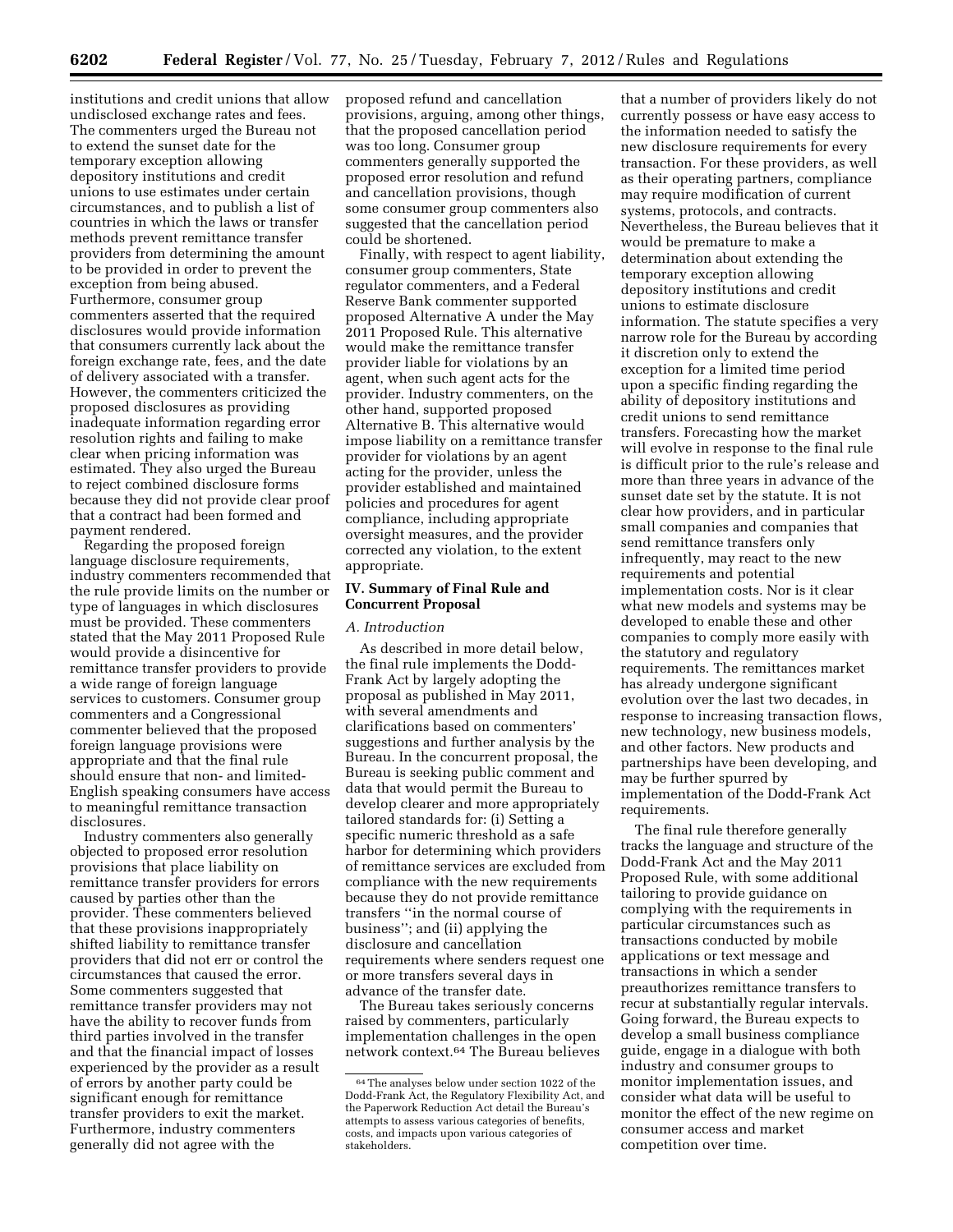institutions and credit unions that allow undisclosed exchange rates and fees. The commenters urged the Bureau not to extend the sunset date for the temporary exception allowing depository institutions and credit unions to use estimates under certain circumstances, and to publish a list of countries in which the laws or transfer methods prevent remittance transfer providers from determining the amount to be provided in order to prevent the exception from being abused. Furthermore, consumer group commenters asserted that the required disclosures would provide information that consumers currently lack about the foreign exchange rate, fees, and the date of delivery associated with a transfer. However, the commenters criticized the proposed disclosures as providing inadequate information regarding error resolution rights and failing to make clear when pricing information was estimated. They also urged the Bureau to reject combined disclosure forms because they did not provide clear proof that a contract had been formed and payment rendered.

Regarding the proposed foreign language disclosure requirements, industry commenters recommended that the rule provide limits on the number or type of languages in which disclosures must be provided. These commenters stated that the May 2011 Proposed Rule would provide a disincentive for remittance transfer providers to provide a wide range of foreign language services to customers. Consumer group commenters and a Congressional commenter believed that the proposed foreign language provisions were appropriate and that the final rule should ensure that non- and limited-English speaking consumers have access to meaningful remittance transaction disclosures.

Industry commenters also generally objected to proposed error resolution provisions that place liability on remittance transfer providers for errors caused by parties other than the provider. These commenters believed that these provisions inappropriately shifted liability to remittance transfer providers that did not err or control the circumstances that caused the error. Some commenters suggested that remittance transfer providers may not have the ability to recover funds from third parties involved in the transfer and that the financial impact of losses experienced by the provider as a result of errors by another party could be significant enough for remittance transfer providers to exit the market. Furthermore, industry commenters generally did not agree with the proposed refund and cancellation provisions, arguing, among other things, that the proposed cancellation period was too long. Consumer group commenters generally supported the proposed error resolution and refund and cancellation provisions, though some consumer group commenters also suggested that the cancellation period could be shortened.

Finally, with respect to agent liability, consumer group commenters, State regulator commenters, and a Federal Reserve Bank commenter supported proposed Alternative A under the May 2011 Proposed Rule. This alternative would make the remittance transfer provider liable for violations by an agent, when such agent acts for the provider. Industry commenters, on the other hand, supported proposed Alternative B. This alternative would impose liability on a remittance transfer provider for violations by an agent acting for the provider, unless the provider established and maintained policies and procedures for agent compliance, including appropriate oversight measures, and the provider corrected any violation, to the extent appropriate.

## IV. Summary of Final Rule and Concurrent Proposal

### *A. Introduction*

As described in more detail below, the final rule implements the Dodd-Frank Act by largely adopting the proposal as published in May 2011, with several amendments and clarifications based on commenters' suggestions and further analysis by the Bureau. In the concurrent proposal, the Bureau is seeking public comment and data that would permit the Bureau to develop clearer and more appropriately tailored standards for: (i) Setting a specific numeric threshold as a safe harbor for determining which providers of remittance services are excluded from compliance with the new requirements because they do not provide remittance transfers ''in the normal course of business''; and (ii) applying the disclosure and cancellation requirements where senders request one or more transfers several days in advance of the transfer date.

The Bureau takes seriously concerns raised by commenters, particularly implementation challenges in the open network context.[64] The Bureau believes that a number of providers likely do not currently possess or have easy access to the information needed to satisfy the new disclosure requirements for every transaction. For these providers, as well as their operating partners, compliance may require modification of current systems, protocols, and contracts. Nevertheless, the Bureau believes that it would be premature to make a determination about extending the temporary exception allowing depository institutions and credit unions to estimate disclosure information. The statute specifies a very narrow role for the Bureau by according it discretion only to extend the exception for a limited time period upon a specific finding regarding the ability of depository institutions and credit unions to send remittance transfers. Forecasting how the market will evolve in response to the final rule is difficult prior to the rule's release and more than three years in advance of the sunset date set by the statute. It is not clear how providers, and in particular small companies and companies that send remittance transfers only infrequently, may react to the new requirements and potential implementation costs. Nor is it clear what new models and systems may be developed to enable these and other companies to comply more easily with the statutory and regulatory requirements. The remittances market has already undergone significant evolution over the last two decades, in response to increasing transaction flows, new technology, new business models, and other factors. New products and partnerships have been developing, and may be further spurred by implementation of the Dodd-Frank Act requirements.

The final rule therefore generally tracks the language and structure of the Dodd-Frank Act and the May 2011 Proposed Rule, with some additional tailoring to provide guidance on complying with the requirements in particular circumstances such as transactions conducted by mobile applications or text message and transactions in which a sender preauthorizes remittance transfers to recur at substantially regular intervals. Going forward, the Bureau expects to develop a small business compliance guide, engage in a dialogue with both industry and consumer groups to monitor implementation issues, and consider what data will be useful to monitor the effect of the new regime on consumer access and market competition over time.

[64] The analyses below under section 1022 of the Dodd-Frank Act, the Regulatory Flexibility Act, and the Paperwork Reduction Act detail the Bureau's attempts to assess various categories of benefits, costs, and impacts upon various categories of stakeholders.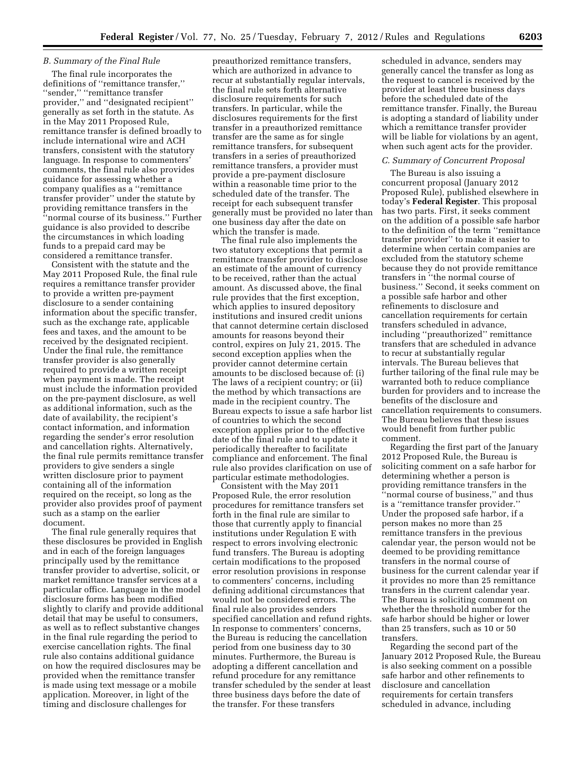### B. Summary of the Final Rule

The final rule incorporates the definitions of "remittance transfer," "sender," "remittance transfer provider," and "designated recipient" generally as set forth in the statute. As in the May 2011 Proposed Rule, remittance transfer is defined broadly to include international wire and ACH transfers, consistent with the statutory language. In response to commenters' comments, the final rule also provides guidance for assessing whether a company qualifies as a "remittance transfer provider" under the statute by providing remittance transfers in the "normal course of its business." Further guidance is also provided to describe the circumstances in which loading funds to a prepaid card may be considered a remittance transfer.

Consistent with the statute and the May 2011 Proposed Rule, the final rule requires a remittance transfer provider to provide a written pre-payment disclosure to a sender containing information about the specific transfer, such as the exchange rate, applicable fees and taxes, and the amount to be received by the designated recipient. Under the final rule, the remittance transfer provider is also generally required to provide a written receipt when payment is made. The receipt must include the information provided on the pre-payment disclosure, as well as additional information, such as the date of availability, the recipient's contact information, and information regarding the sender's error resolution and cancellation rights. Alternatively, the final rule permits remittance transfer providers to give senders a single written disclosure prior to payment containing all of the information required on the receipt, so long as the provider also provides proof of payment such as a stamp on the earlier document.

The final rule generally requires that these disclosures be provided in English and in each of the foreign languages principally used by the remittance transfer provider to advertise, solicit, or market remittance transfer services at a particular office. Language in the model disclosure forms has been modified slightly to clarify and provide additional detail that may be useful to consumers, as well as to reflect substantive changes in the final rule regarding the period to exercise cancellation rights. The final rule also contains additional guidance on how the required disclosures may be provided when the remittance transfer is made using text message or a mobile application. Moreover, in light of the timing and disclosure challenges for preauthorized remittance transfers, which are authorized in advance to recur at substantially regular intervals, the final rule sets forth alternative disclosure requirements for such transfers. In particular, while the disclosures requirements for the first transfer in a preauthorized remittance transfer are the same as for single remittance transfers, for subsequent transfers in a series of preauthorized remittance transfers, a provider must provide a pre-payment disclosure within a reasonable time prior to the scheduled date of the transfer. The receipt for each subsequent transfer generally must be provided no later than one business day after the date on which the transfer is made.

The final rule also implements the two statutory exceptions that permit a remittance transfer provider to disclose an estimate of the amount of currency to be received, rather than the actual amount. As discussed above, the final rule provides that the first exception, which applies to insured depository institutions and insured credit unions that cannot determine certain disclosed amounts for reasons beyond their control, expires on July 21, 2015. The second exception applies when the provider cannot determine certain amounts to be disclosed because of: (i) The laws of a recipient country; or (ii) the method by which transactions are made in the recipient country. The Bureau expects to issue a safe harbor list of countries to which the second exception applies prior to the effective date of the final rule and to update it periodically thereafter to facilitate compliance and enforcement. The final rule also provides clarification on use of particular estimate methodologies.

Consistent with the May 2011 Proposed Rule, the error resolution procedures for remittance transfers set forth in the final rule are similar to those that currently apply to financial institutions under Regulation E with respect to errors involving electronic fund transfers. The Bureau is adopting certain modifications to the proposed error resolution provisions in response to commenters' concerns, including defining additional circumstances that would not be considered errors. The final rule also provides senders specified cancellation and refund rights. In response to commenters' concerns, the Bureau is reducing the cancellation period from one business day to 30 minutes. Furthermore, the Bureau is adopting a different cancellation and refund procedure for any remittance transfer scheduled by the sender at least three business days before the date of the transfer. For these transfers scheduled in advance, senders may generally cancel the transfer as long as the request to cancel is received by the provider at least three business days before the scheduled date of the remittance transfer. Finally, the Bureau is adopting a standard of liability under which a remittance transfer provider will be liable for violations by an agent, when such agent acts for the provider.

### C. Summary of Concurrent Proposal

The Bureau is also issuing a concurrent proposal (January 2012 Proposed Rule), published elsewhere in today's **Federal Register**. This proposal has two parts. First, it seeks comment on the addition of a possible safe harbor to the definition of the term "remittance transfer provider" to make it easier to determine when certain companies are excluded from the statutory scheme because they do not provide remittance transfers in "the normal course of business." Second, it seeks comment on a possible safe harbor and other refinements to disclosure and cancellation requirements for certain transfers scheduled in advance, including "preauthorized" remittance transfers that are scheduled in advance to recur at substantially regular intervals. The Bureau believes that further tailoring of the final rule may be warranted both to reduce compliance burden for providers and to increase the benefits of the disclosure and cancellation requirements to consumers. The Bureau believes that these issues would benefit from further public comment.

Regarding the first part of the January 2012 Proposed Rule, the Bureau is soliciting comment on a safe harbor for determining whether a person is providing remittance transfers in the "normal course of business," and thus is a "remittance transfer provider." Under the proposed safe harbor, if a person makes no more than 25 remittance transfers in the previous calendar year, the person would not be deemed to be providing remittance transfers in the normal course of business for the current calendar year if it provides no more than 25 remittance transfers in the current calendar year. The Bureau is soliciting comment on whether the threshold number for the safe harbor should be higher or lower than 25 transfers, such as 10 or 50 transfers.

Regarding the second part of the January 2012 Proposed Rule, the Bureau is also seeking comment on a possible safe harbor and other refinements to disclosure and cancellation requirements for certain transfers scheduled in advance, including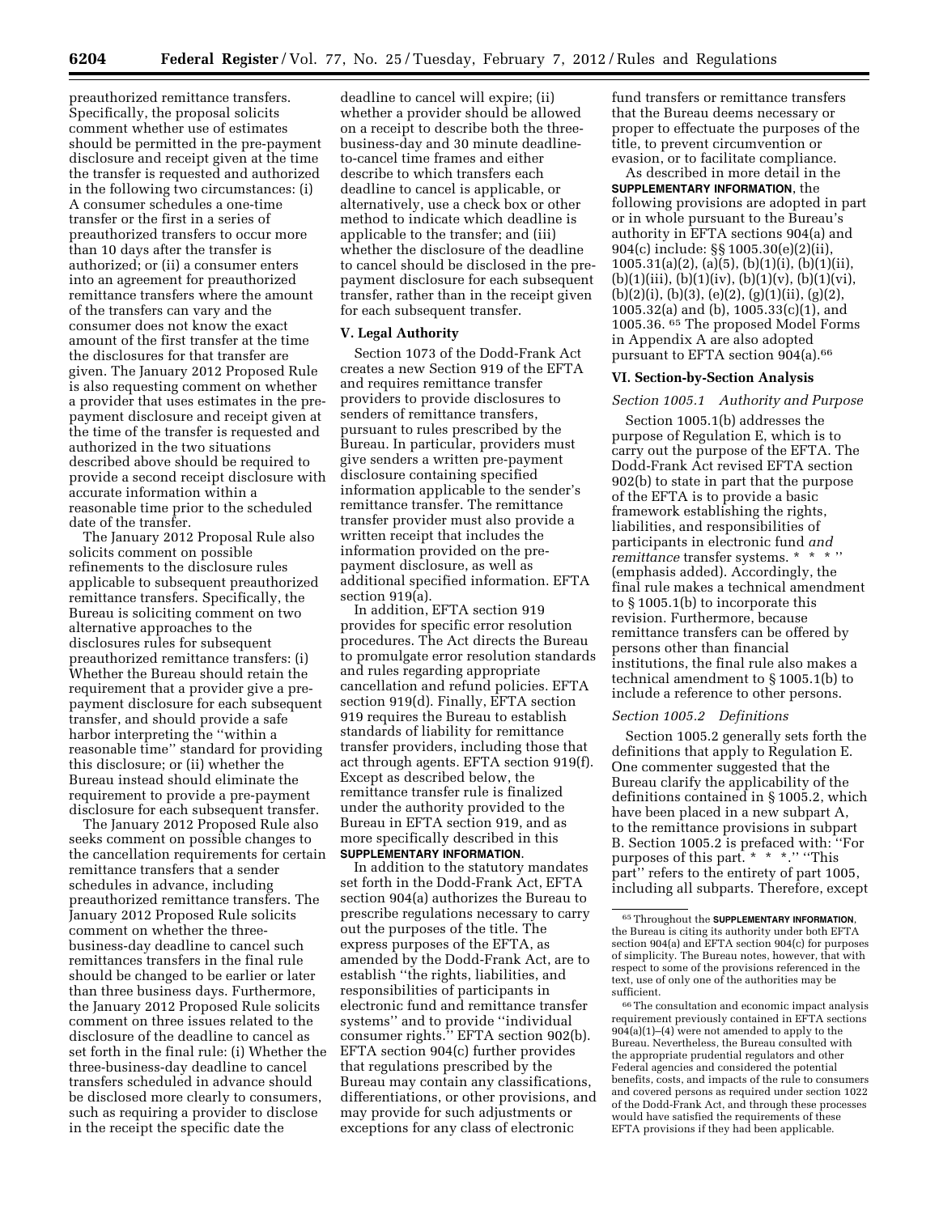preauthorized remittance transfers. Specifically, the proposal solicits comment whether use of estimates should be permitted in the pre-payment disclosure and receipt given at the time the transfer is requested and authorized in the following two circumstances: (i) A consumer schedules a one-time transfer or the first in a series of preauthorized transfers to occur more than 10 days after the transfer is authorized; or (ii) a consumer enters into an agreement for preauthorized remittance transfers where the amount of the transfers can vary and the consumer does not know the exact amount of the first transfer at the time the disclosures for that transfer are given. The January 2012 Proposed Rule is also requesting comment on whether a provider that uses estimates in the pre-payment disclosure and receipt given at the time of the transfer is requested and authorized in the two situations described above should be required to provide a second receipt disclosure with accurate information within a reasonable time prior to the scheduled date of the transfer.

The January 2012 Proposal Rule also solicits comment on possible refinements to the disclosure rules applicable to subsequent preauthorized remittance transfers. Specifically, the Bureau is soliciting comment on two alternative approaches to the disclosures rules for subsequent preauthorized remittance transfers: (i) Whether the Bureau should retain the requirement that a provider give a pre-payment disclosure for each subsequent transfer, and should provide a safe harbor interpreting the ''within a reasonable time'' standard for providing this disclosure; or (ii) whether the Bureau instead should eliminate the requirement to provide a pre-payment disclosure for each subsequent transfer.

The January 2012 Proposed Rule also seeks comment on possible changes to the cancellation requirements for certain remittance transfers that a sender schedules in advance, including preauthorized remittance transfers. The January 2012 Proposed Rule solicits comment on whether the three-business-day deadline to cancel such remittances transfers in the final rule should be changed to be earlier or later than three business days. Furthermore, the January 2012 Proposed Rule solicits comment on three issues related to the disclosure of the deadline to cancel as set forth in the final rule: (i) Whether the three-business-day deadline to cancel transfers scheduled in advance should be disclosed more clearly to consumers, such as requiring a provider to disclose in the receipt the specific date the deadline to cancel will expire; (ii) whether a provider should be allowed on a receipt to describe both the three-business-day and 30 minute deadline-to-cancel time frames and either describe to which transfers each deadline to cancel is applicable, or alternatively, use a check box or other method to indicate which deadline is applicable to the transfer; and (iii) whether the disclosure of the deadline to cancel should be disclosed in the pre-payment disclosure for each subsequent transfer, rather than in the receipt given for each subsequent transfer.

## V. Legal Authority

Section 1073 of the Dodd-Frank Act creates a new Section 919 of the EFTA and requires remittance transfer providers to provide disclosures to senders of remittance transfers, pursuant to rules prescribed by the Bureau. In particular, providers must give senders a written pre-payment disclosure containing specified information applicable to the sender's remittance transfer. The remittance transfer provider must also provide a written receipt that includes the information provided on the pre-payment disclosure, as well as additional specified information. EFTA section 919(a).

In addition, EFTA section 919 provides for specific error resolution procedures. The Act directs the Bureau to promulgate error resolution standards and rules regarding appropriate cancellation and refund policies. EFTA section 919(d). Finally, EFTA section 919 requires the Bureau to establish standards of liability for remittance transfer providers, including those that act through agents. EFTA section 919(f). Except as described below, the remittance transfer rule is finalized under the authority provided to the Bureau in EFTA section 919, and as more specifically described in this **SUPPLEMENTARY INFORMATION**.

In addition to the statutory mandates set forth in the Dodd-Frank Act, EFTA section 904(a) authorizes the Bureau to prescribe regulations necessary to carry out the purposes of the title. The express purposes of the EFTA, as amended by the Dodd-Frank Act, are to establish ''the rights, liabilities, and responsibilities of participants in electronic fund and remittance transfer systems'' and to provide ''individual consumer rights.'' EFTA section 902(b). EFTA section 904(c) further provides that regulations prescribed by the Bureau may contain any classifications, differentiations, or other provisions, and may provide for such adjustments or exceptions for any class of electronic fund transfers or remittance transfers that the Bureau deems necessary or proper to effectuate the purposes of the title, to prevent circumvention or evasion, or to facilitate compliance.

As described in more detail in the **SUPPLEMENTARY INFORMATION**, the following provisions are adopted in part or in whole pursuant to the Bureau's authority in EFTA sections 904(a) and 904(c) include: §§ 1005.30(e)(2)(ii), 1005.31(a)(2), (a)(5), (b)(1)(i), (b)(1)(ii), (b)(1)(iii), (b)(1)(iv), (b)(1)(v), (b)(1)(vi), (b)(2)(i), (b)(3), (e)(2), (g)(1)(ii), (g)(2), 1005.32(a) and (b), 1005.33(c)(1), and 1005.36. [65] The proposed Model Forms in Appendix A are also adopted pursuant to EFTA section 904(a).[66]

## VI. Section-by-Section Analysis

### *Section 1005.1 Authority and Purpose*

Section 1005.1(b) addresses the purpose of Regulation E, which is to carry out the purpose of the EFTA. The Dodd-Frank Act revised EFTA section 902(b) to state in part that the purpose of the EFTA is to provide a basic framework establishing the rights, liabilities, and responsibilities of participants in electronic fund *and remittance* transfer systems. * * * '' (emphasis added). Accordingly, the final rule makes a technical amendment to § 1005.1(b) to incorporate this revision. Furthermore, because remittance transfers can be offered by persons other than financial institutions, the final rule also makes a technical amendment to § 1005.1(b) to include a reference to other persons.

### *Section 1005.2 Definitions*

Section 1005.2 generally sets forth the definitions that apply to Regulation E. One commenter suggested that the Bureau clarify the applicability of the definitions contained in § 1005.2, which have been placed in a new subpart A, to the remittance provisions in subpart B. Section 1005.2 is prefaced with: ''For purposes of this part. * * *.'' ''This part'' refers to the entirety of part 1005, including all subparts. Therefore, except

[65] Throughout the **SUPPLEMENTARY INFORMATION**, the Bureau is citing its authority under both EFTA section 904(a) and EFTA section 904(c) for purposes of simplicity. The Bureau notes, however, that with respect to some of the provisions referenced in the text, use of only one of the authorities may be sufficient.

[66] The consultation and economic impact analysis requirement previously contained in EFTA sections 904(a)(1)–(4) were not amended to apply to the Bureau. Nevertheless, the Bureau consulted with the appropriate prudential regulators and other Federal agencies and considered the potential benefits, costs, and impacts of the rule to consumers and covered persons as required under section 1022 of the Dodd-Frank Act, and through these processes would have satisfied the requirements of these EFTA provisions if they had been applicable.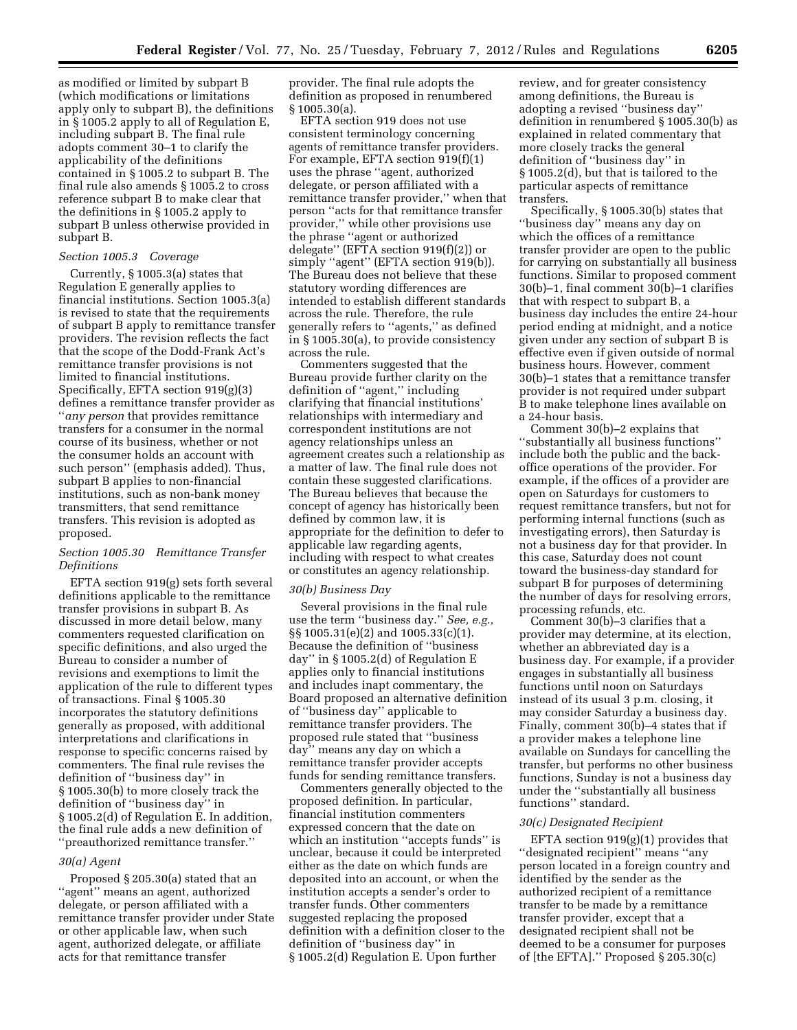as modified or limited by subpart B (which modifications or limitations apply only to subpart B), the definitions in § 1005.2 apply to all of Regulation E, including subpart B. The final rule adopts comment 30–1 to clarify the applicability of the definitions contained in § 1005.2 to subpart B. The final rule also amends § 1005.2 to cross reference subpart B to make clear that the definitions in § 1005.2 apply to subpart B unless otherwise provided in subpart B.

*Section 1005.3 Coverage*

Currently, § 1005.3(a) states that Regulation E generally applies to financial institutions. Section 1005.3(a) is revised to state that the requirements of subpart B apply to remittance transfer providers. The revision reflects the fact that the scope of the Dodd-Frank Act's remittance transfer provisions is not limited to financial institutions. Specifically, EFTA section 919(g)(3) defines a remittance transfer provider as ''*any person* that provides remittance transfers for a consumer in the normal course of its business, whether or not the consumer holds an account with such person'' (emphasis added). Thus, subpart B applies to non-financial institutions, such as non-bank money transmitters, that send remittance transfers. This revision is adopted as proposed.

*Section 1005.30 Remittance Transfer Definitions*

EFTA section 919(g) sets forth several definitions applicable to the remittance transfer provisions in subpart B. As discussed in more detail below, many commenters requested clarification on specific definitions, and also urged the Bureau to consider a number of revisions and exemptions to limit the application of the rule to different types of transactions. Final § 1005.30 incorporates the statutory definitions generally as proposed, with additional interpretations and clarifications in response to specific concerns raised by commenters. The final rule revises the definition of ''business day'' in § 1005.30(b) to more closely track the definition of ''business day'' in § 1005.2(d) of Regulation E. In addition, the final rule adds a new definition of ''preauthorized remittance transfer.''

*30(a) Agent*

Proposed § 205.30(a) stated that an ''agent'' means an agent, authorized delegate, or person affiliated with a remittance transfer provider under State or other applicable law, when such agent, authorized delegate, or affiliate acts for that remittance transfer provider. The final rule adopts the definition as proposed in renumbered § 1005.30(a).

EFTA section 919 does not use consistent terminology concerning agents of remittance transfer providers. For example, EFTA section 919(f)(1) uses the phrase ''agent, authorized delegate, or person affiliated with a remittance transfer provider,'' when that person ''acts for that remittance transfer provider,'' while other provisions use the phrase ''agent or authorized delegate'' (EFTA section 919(f)(2)) or simply ''agent'' (EFTA section 919(b)). The Bureau does not believe that these statutory wording differences are intended to establish different standards across the rule. Therefore, the rule generally refers to ''agents,'' as defined in § 1005.30(a), to provide consistency across the rule.

Commenters suggested that the Bureau provide further clarity on the definition of ''agent,'' including clarifying that financial institutions' relationships with intermediary and correspondent institutions are not agency relationships unless an agreement creates such a relationship as a matter of law. The final rule does not contain these suggested clarifications. The Bureau believes that because the concept of agency has historically been defined by common law, it is appropriate for the definition to defer to applicable law regarding agents, including with respect to what creates or constitutes an agency relationship.

*30(b) Business Day*

Several provisions in the final rule use the term ''business day.'' *See, e.g.,* §§ 1005.31(e)(2) and 1005.33(c)(1). Because the definition of ''business day'' in § 1005.2(d) of Regulation E applies only to financial institutions and includes inapt commentary, the Board proposed an alternative definition of ''business day'' applicable to remittance transfer providers. The proposed rule stated that ''business day'' means any day on which a remittance transfer provider accepts funds for sending remittance transfers.

Commenters generally objected to the proposed definition. In particular, financial institution commenters expressed concern that the date on which an institution ''accepts funds'' is unclear, because it could be interpreted either as the date on which funds are deposited into an account, or when the institution accepts a sender's order to transfer funds. Other commenters suggested replacing the proposed definition with a definition closer to the definition of ''business day'' in § 1005.2(d) Regulation E. Upon further review, and for greater consistency among definitions, the Bureau is adopting a revised ''business day'' definition in renumbered § 1005.30(b) as explained in related commentary that more closely tracks the general definition of ''business day'' in § 1005.2(d), but that is tailored to the particular aspects of remittance transfers.

Specifically, § 1005.30(b) states that ''business day'' means any day on which the offices of a remittance transfer provider are open to the public for carrying on substantially all business functions. Similar to proposed comment 30(b)–1, final comment 30(b)–1 clarifies that with respect to subpart B, a business day includes the entire 24-hour period ending at midnight, and a notice given under any section of subpart B is effective even if given outside of normal business hours. However, comment 30(b)–1 states that a remittance transfer provider is not required under subpart B to make telephone lines available on a 24-hour basis.

Comment 30(b)–2 explains that ''substantially all business functions'' include both the public and the back-office operations of the provider. For example, if the offices of a provider are open on Saturdays for customers to request remittance transfers, but not for performing internal functions (such as investigating errors), then Saturday is not a business day for that provider. In this case, Saturday does not count toward the business-day standard for subpart B for purposes of determining the number of days for resolving errors, processing refunds, etc.

Comment 30(b)–3 clarifies that a provider may determine, at its election, whether an abbreviated day is a business day. For example, if a provider engages in substantially all business functions until noon on Saturdays instead of its usual 3 p.m. closing, it may consider Saturday a business day. Finally, comment 30(b)–4 states that if a provider makes a telephone line available on Sundays for cancelling the transfer, but performs no other business functions, Sunday is not a business day under the ''substantially all business functions'' standard.

*30(c) Designated Recipient*

EFTA section 919(g)(1) provides that ''designated recipient'' means ''any person located in a foreign country and identified by the sender as the authorized recipient of a remittance transfer to be made by a remittance transfer provider, except that a designated recipient shall not be deemed to be a consumer for purposes of [the EFTA].'' Proposed § 205.30(c)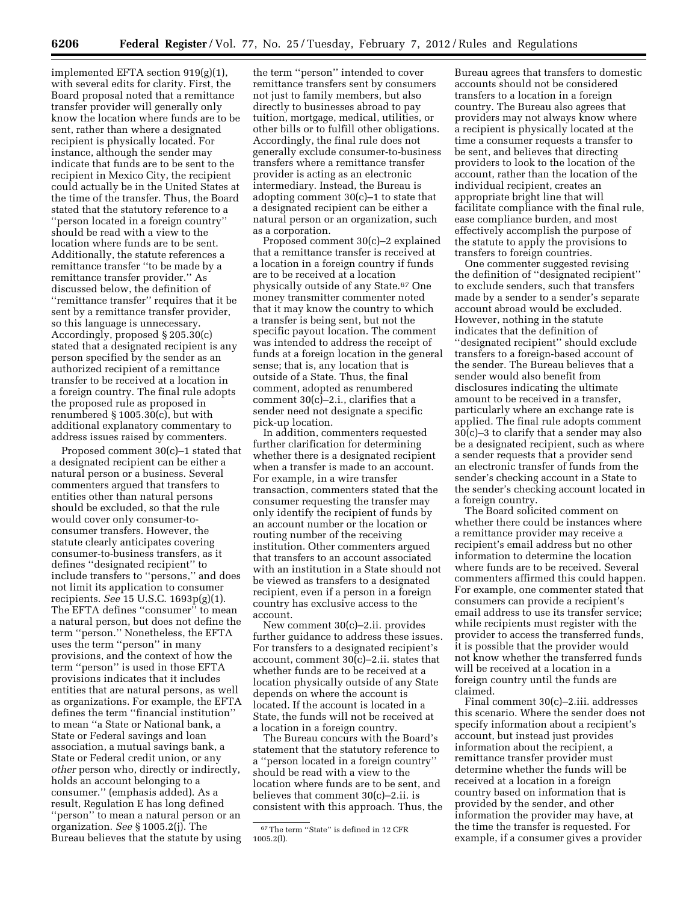implemented EFTA section 919(g)(1), with several edits for clarity. First, the Board proposal noted that a remittance transfer provider will generally only know the location where funds are to be sent, rather than where a designated recipient is physically located. For instance, although the sender may indicate that funds are to be sent to the recipient in Mexico City, the recipient could actually be in the United States at the time of the transfer. Thus, the Board stated that the statutory reference to a ''person located in a foreign country'' should be read with a view to the location where funds are to be sent. Additionally, the statute references a remittance transfer ''to be made by a remittance transfer provider.'' As discussed below, the definition of ''remittance transfer'' requires that it be sent by a remittance transfer provider, so this language is unnecessary. Accordingly, proposed § 205.30(c) stated that a designated recipient is any person specified by the sender as an authorized recipient of a remittance transfer to be received at a location in a foreign country. The final rule adopts the proposed rule as proposed in renumbered § 1005.30(c), but with additional explanatory commentary to address issues raised by commenters.

Proposed comment 30(c)–1 stated that a designated recipient can be either a natural person or a business. Several commenters argued that transfers to entities other than natural persons should be excluded, so that the rule would cover only consumer-to-consumer transfers. However, the statute clearly anticipates covering consumer-to-business transfers, as it defines ''designated recipient'' to include transfers to ''persons,'' and does not limit its application to consumer recipients. *See* 15 U.S.C. 1693p(g)(1). The EFTA defines ''consumer'' to mean a natural person, but does not define the term ''person.'' Nonetheless, the EFTA uses the term ''person'' in many provisions, and the context of how the term ''person'' is used in those EFTA provisions indicates that it includes entities that are natural persons, as well as organizations. For example, the EFTA defines the term ''financial institution'' to mean ''a State or National bank, a State or Federal savings and loan association, a mutual savings bank, a State or Federal credit union, or any *other* person who, directly or indirectly, holds an account belonging to a consumer.'' (emphasis added). As a result, Regulation E has long defined ''person'' to mean a natural person or an organization. *See* § 1005.2(j). The Bureau believes that the statute by using the term ''person'' intended to cover remittance transfers sent by consumers not just to family members, but also directly to businesses abroad to pay tuition, mortgage, medical, utilities, or other bills or to fulfill other obligations. Accordingly, the final rule does not generally exclude consumer-to-business transfers where a remittance transfer provider is acting as an electronic intermediary. Instead, the Bureau is adopting comment 30(c)–1 to state that a designated recipient can be either a natural person or an organization, such as a corporation.

Proposed comment 30(c)–2 explained that a remittance transfer is received at a location in a foreign country if funds are to be received at a location physically outside of any State.[67] One money transmitter commenter noted that it may know the country to which a transfer is being sent, but not the specific payout location. The comment was intended to address the receipt of funds at a foreign location in the general sense; that is, any location that is outside of a State. Thus, the final comment, adopted as renumbered comment 30(c)–2.i., clarifies that a sender need not designate a specific pick-up location.

In addition, commenters requested further clarification for determining whether there is a designated recipient when a transfer is made to an account. For example, in a wire transfer transaction, commenters stated that the consumer requesting the transfer may only identify the recipient of funds by an account number or the location or routing number of the receiving institution. Other commenters argued that transfers to an account associated with an institution in a State should not be viewed as transfers to a designated recipient, even if a person in a foreign country has exclusive access to the account.

New comment 30(c)–2.ii. provides further guidance to address these issues. For transfers to a designated recipient's account, comment 30(c)–2.ii. states that whether funds are to be received at a location physically outside of any State depends on where the account is located. If the account is located in a State, the funds will not be received at a location in a foreign country.

The Bureau concurs with the Board's statement that the statutory reference to a ''person located in a foreign country'' should be read with a view to the location where funds are to be sent, and believes that comment 30(c)–2.ii. is consistent with this approach. Thus, the Bureau agrees that transfers to domestic accounts should not be considered transfers to a location in a foreign country. The Bureau also agrees that providers may not always know where a recipient is physically located at the time a consumer requests a transfer to be sent, and believes that directing providers to look to the location of the account, rather than the location of the individual recipient, creates an appropriate bright line that will facilitate compliance with the final rule, ease compliance burden, and most effectively accomplish the purpose of the statute to apply the provisions to transfers to foreign countries.

One commenter suggested revising the definition of ''designated recipient'' to exclude senders, such that transfers made by a sender to a sender's separate account abroad would be excluded. However, nothing in the statute indicates that the definition of ''designated recipient'' should exclude transfers to a foreign-based account of the sender. The Bureau believes that a sender would also benefit from disclosures indicating the ultimate amount to be received in a transfer, particularly where an exchange rate is applied. The final rule adopts comment 30(c)–3 to clarify that a sender may also be a designated recipient, such as where a sender requests that a provider send an electronic transfer of funds from the sender's checking account in a State to the sender's checking account located in a foreign country.

The Board solicited comment on whether there could be instances where a remittance provider may receive a recipient's email address but no other information to determine the location where funds are to be received. Several commenters affirmed this could happen. For example, one commenter stated that consumers can provide a recipient's email address to use its transfer service; while recipients must register with the provider to access the transferred funds, it is possible that the provider would not know whether the transferred funds will be received at a location in a foreign country until the funds are claimed.

Final comment 30(c)–2.iii. addresses this scenario. Where the sender does not specify information about a recipient's account, but instead just provides information about the recipient, a remittance transfer provider must determine whether the funds will be received at a location in a foreign country based on information that is provided by the sender, and other information the provider may have, at the time the transfer is requested. For example, if a consumer gives a provider

[67] The term ''State'' is defined in 12 CFR 1005.2(l).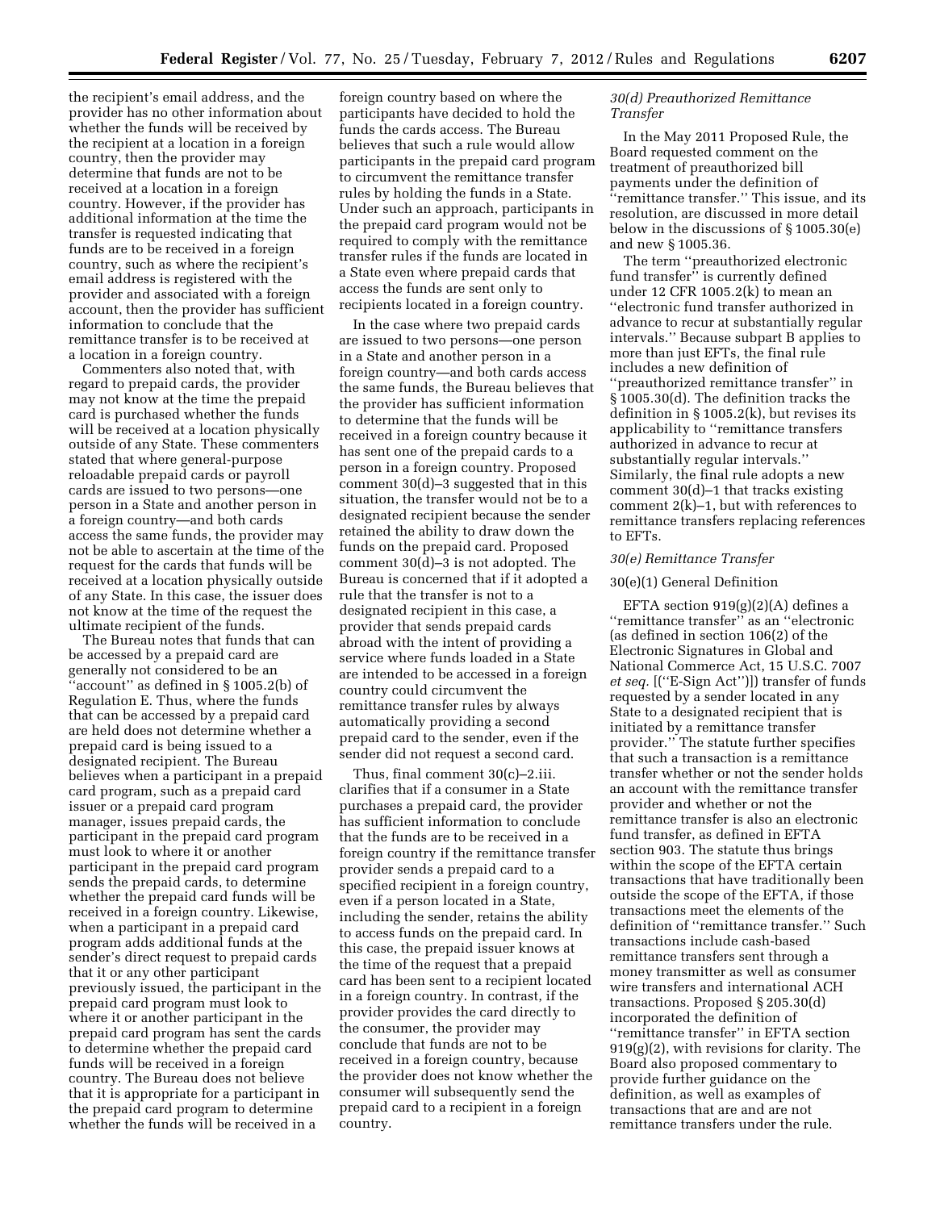the recipient's email address, and the provider has no other information about whether the funds will be received by the recipient at a location in a foreign country, then the provider may determine that funds are not to be received at a location in a foreign country. However, if the provider has additional information at the time the transfer is requested indicating that funds are to be received in a foreign country, such as where the recipient's email address is registered with the provider and associated with a foreign account, then the provider has sufficient information to conclude that the remittance transfer is to be received at a location in a foreign country.

Commenters also noted that, with regard to prepaid cards, the provider may not know at the time the prepaid card is purchased whether the funds will be received at a location physically outside of any State. These commenters stated that where general-purpose reloadable prepaid cards or payroll cards are issued to two persons—one person in a State and another person in a foreign country—and both cards access the same funds, the provider may not be able to ascertain at the time of the request for the cards that funds will be received at a location physically outside of any State. In this case, the issuer does not know at the time of the request the ultimate recipient of the funds.

The Bureau notes that funds that can be accessed by a prepaid card are generally not considered to be an "account" as defined in § 1005.2(b) of Regulation E. Thus, where the funds that can be accessed by a prepaid card are held does not determine whether a prepaid card is being issued to a designated recipient. The Bureau believes when a participant in a prepaid card program, such as a prepaid card issuer or a prepaid card program manager, issues prepaid cards, the participant in the prepaid card program must look to where it or another participant in the prepaid card program sends the prepaid cards, to determine whether the prepaid card funds will be received in a foreign country. Likewise, when a participant in a prepaid card program adds additional funds at the sender's direct request to prepaid cards that it or any other participant previously issued, the participant in the prepaid card program must look to where it or another participant in the prepaid card program has sent the cards to determine whether the prepaid card funds will be received in a foreign country. The Bureau does not believe that it is appropriate for a participant in the prepaid card program to determine whether the funds will be received in a foreign country based on where the participants have decided to hold the funds the cards access. The Bureau believes that such a rule would allow participants in the prepaid card program to circumvent the remittance transfer rules by holding the funds in a State. Under such an approach, participants in the prepaid card program would not be required to comply with the remittance transfer rules if the funds are located in a State even where prepaid cards that access the funds are sent only to recipients located in a foreign country.

In the case where two prepaid cards are issued to two persons—one person in a State and another person in a foreign country—and both cards access the same funds, the Bureau believes that the provider has sufficient information to determine that the funds will be received in a foreign country because it has sent one of the prepaid cards to a person in a foreign country. Proposed comment 30(d)–3 suggested that in this situation, the transfer would not be to a designated recipient because the sender retained the ability to draw down the funds on the prepaid card. Proposed comment 30(d)–3 is not adopted. The Bureau is concerned that if it adopted a rule that the transfer is not to a designated recipient in this case, a provider that sends prepaid cards abroad with the intent of providing a service where funds loaded in a State are intended to be accessed in a foreign country could circumvent the remittance transfer rules by always automatically providing a second prepaid card to the sender, even if the sender did not request a second card.

Thus, final comment 30(c)–2.iii. clarifies that if a consumer in a State purchases a prepaid card, the provider has sufficient information to conclude that the funds are to be received in a foreign country if the remittance transfer provider sends a prepaid card to a specified recipient in a foreign country, even if a person located in a State, including the sender, retains the ability to access funds on the prepaid card. In this case, the prepaid issuer knows at the time of the request that a prepaid card has been sent to a recipient located in a foreign country. In contrast, if the provider provides the card directly to the consumer, the provider may conclude that funds are not to be received in a foreign country, because the provider does not know whether the consumer will subsequently send the prepaid card to a recipient in a foreign country.

### *30(d) Preauthorized Remittance Transfer*

In the May 2011 Proposed Rule, the Board requested comment on the treatment of preauthorized bill payments under the definition of "remittance transfer." This issue, and its resolution, are discussed in more detail below in the discussions of § 1005.30(e) and new § 1005.36.

The term "preauthorized electronic fund transfer" is currently defined under 12 CFR 1005.2(k) to mean an "electronic fund transfer authorized in advance to recur at substantially regular intervals." Because subpart B applies to more than just EFTs, the final rule includes a new definition of "preauthorized remittance transfer" in § 1005.30(d). The definition tracks the definition in § 1005.2(k), but revises its applicability to "remittance transfers authorized in advance to recur at substantially regular intervals." Similarly, the final rule adopts a new comment 30(d)–1 that tracks existing comment 2(k)–1, but with references to remittance transfers replacing references to EFTs.

### *30(e) Remittance Transfer*

#### 30(e)(1) General Definition

EFTA section 919(g)(2)(A) defines a "remittance transfer" as an "electronic (as defined in section 106(2) of the Electronic Signatures in Global and National Commerce Act, 15 U.S.C. 7007 *et seq.* [("E-Sign Act")]) transfer of funds requested by a sender located in any State to a designated recipient that is initiated by a remittance transfer provider." The statute further specifies that such a transaction is a remittance transfer whether or not the sender holds an account with the remittance transfer provider and whether or not the remittance transfer is also an electronic fund transfer, as defined in EFTA section 903. The statute thus brings within the scope of the EFTA certain transactions that have traditionally been outside the scope of the EFTA, if those transactions meet the elements of the definition of "remittance transfer." Such transactions include cash-based remittance transfers sent through a money transmitter as well as consumer wire transfers and international ACH transactions. Proposed § 205.30(d) incorporated the definition of "remittance transfer" in EFTA section 919(g)(2), with revisions for clarity. The Board also proposed commentary to provide further guidance on the definition, as well as examples of transactions that are and are not remittance transfers under the rule.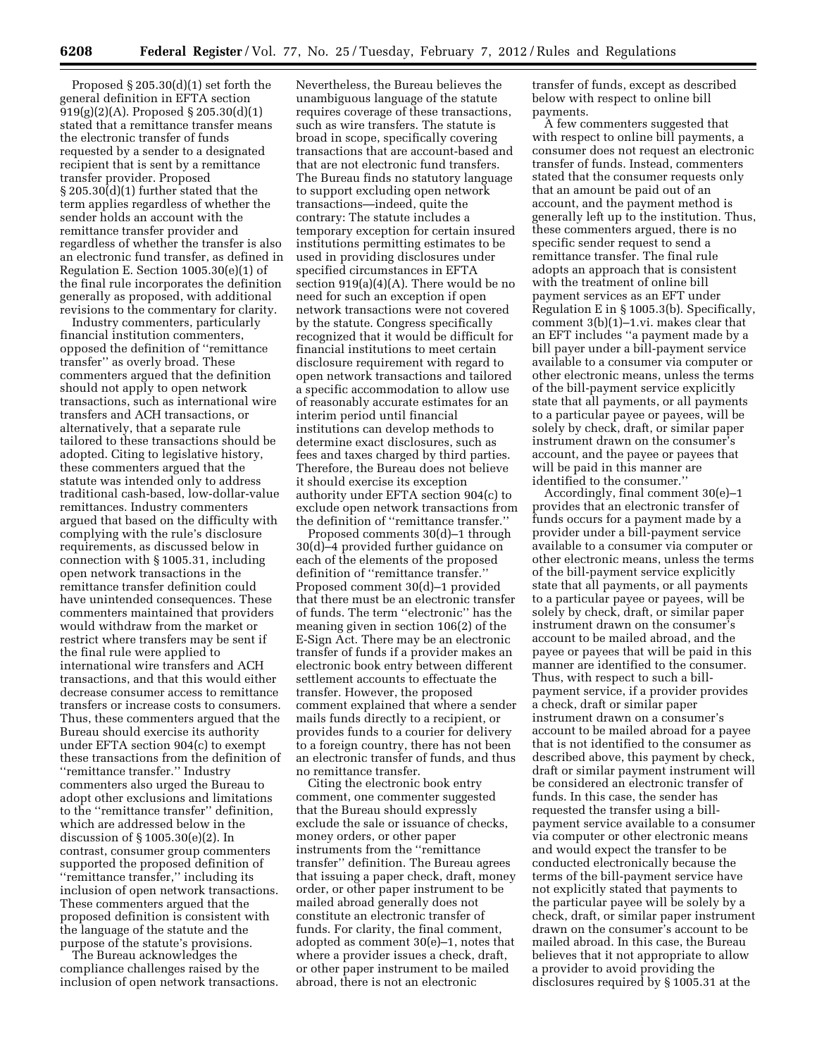Proposed § 205.30(d)(1) set forth the general definition in EFTA section 919(g)(2)(A). Proposed § 205.30(d)(1) stated that a remittance transfer means the electronic transfer of funds requested by a sender to a designated recipient that is sent by a remittance transfer provider. Proposed § 205.30(d)(1) further stated that the term applies regardless of whether the sender holds an account with the remittance transfer provider and regardless of whether the transfer is also an electronic fund transfer, as defined in Regulation E. Section 1005.30(e)(1) of the final rule incorporates the definition generally as proposed, with additional revisions to the commentary for clarity.

Industry commenters, particularly financial institution commenters, opposed the definition of ''remittance transfer'' as overly broad. These commenters argued that the definition should not apply to open network transactions, such as international wire transfers and ACH transactions, or alternatively, that a separate rule tailored to these transactions should be adopted. Citing to legislative history, these commenters argued that the statute was intended only to address traditional cash-based, low-dollar-value remittances. Industry commenters argued that based on the difficulty with complying with the rule's disclosure requirements, as discussed below in connection with § 1005.31, including open network transactions in the remittance transfer definition could have unintended consequences. These commenters maintained that providers would withdraw from the market or restrict where transfers may be sent if the final rule were applied to international wire transfers and ACH transactions, and that this would either decrease consumer access to remittance transfers or increase costs to consumers. Thus, these commenters argued that the Bureau should exercise its authority under EFTA section 904(c) to exempt these transactions from the definition of ''remittance transfer.'' Industry commenters also urged the Bureau to adopt other exclusions and limitations to the ''remittance transfer'' definition, which are addressed below in the discussion of § 1005.30(e)(2). In contrast, consumer group commenters supported the proposed definition of ''remittance transfer,'' including its inclusion of open network transactions. These commenters argued that the proposed definition is consistent with the language of the statute and the purpose of the statute's provisions.

The Bureau acknowledges the compliance challenges raised by the inclusion of open network transactions. Nevertheless, the Bureau believes the unambiguous language of the statute requires coverage of these transactions, such as wire transfers. The statute is broad in scope, specifically covering transactions that are account-based and that are not electronic fund transfers. The Bureau finds no statutory language to support excluding open network transactions—indeed, quite the contrary: The statute includes a temporary exception for certain insured institutions permitting estimates to be used in providing disclosures under specified circumstances in EFTA section 919(a)(4)(A). There would be no need for such an exception if open network transactions were not covered by the statute. Congress specifically recognized that it would be difficult for financial institutions to meet certain disclosure requirement with regard to open network transactions and tailored a specific accommodation to allow use of reasonably accurate estimates for an interim period until financial institutions can develop methods to determine exact disclosures, such as fees and taxes charged by third parties. Therefore, the Bureau does not believe it should exercise its exception authority under EFTA section 904(c) to exclude open network transactions from the definition of ''remittance transfer.''

Proposed comments 30(d)–1 through 30(d)–4 provided further guidance on each of the elements of the proposed definition of ''remittance transfer.'' Proposed comment 30(d)–1 provided that there must be an electronic transfer of funds. The term ''electronic'' has the meaning given in section 106(2) of the E-Sign Act. There may be an electronic transfer of funds if a provider makes an electronic book entry between different settlement accounts to effectuate the transfer. However, the proposed comment explained that where a sender mails funds directly to a recipient, or provides funds to a courier for delivery to a foreign country, there has not been an electronic transfer of funds, and thus no remittance transfer.

Citing the electronic book entry comment, one commenter suggested that the Bureau should expressly exclude the sale or issuance of checks, money orders, or other paper instruments from the ''remittance transfer'' definition. The Bureau agrees that issuing a paper check, draft, money order, or other paper instrument to be mailed abroad generally does not constitute an electronic transfer of funds. For clarity, the final comment, adopted as comment 30(e)–1, notes that where a provider issues a check, draft, or other paper instrument to be mailed abroad, there is not an electronic transfer of funds, except as described below with respect to online bill payments.

A few commenters suggested that with respect to online bill payments, a consumer does not request an electronic transfer of funds. Instead, commenters stated that the consumer requests only that an amount be paid out of an account, and the payment method is generally left up to the institution. Thus, these commenters argued, there is no specific sender request to send a remittance transfer. The final rule adopts an approach that is consistent with the treatment of online bill payment services as an EFT under Regulation E in § 1005.3(b). Specifically, comment 3(b)(1)–1.vi. makes clear that an EFT includes ''a payment made by a bill payer under a bill-payment service available to a consumer via computer or other electronic means, unless the terms of the bill-payment service explicitly state that all payments, or all payments to a particular payee or payees, will be solely by check, draft, or similar paper instrument drawn on the consumer's account, and the payee or payees that will be paid in this manner are identified to the consumer.''

Accordingly, final comment 30(e)–1 provides that an electronic transfer of funds occurs for a payment made by a provider under a bill-payment service available to a consumer via computer or other electronic means, unless the terms of the bill-payment service explicitly state that all payments, or all payments to a particular payee or payees, will be solely by check, draft, or similar paper instrument drawn on the consumer's account to be mailed abroad, and the payee or payees that will be paid in this manner are identified to the consumer. Thus, with respect to such a bill-payment service, if a provider provides a check, draft or similar paper instrument drawn on a consumer's account to be mailed abroad for a payee that is not identified to the consumer as described above, this payment by check, draft or similar payment instrument will be considered an electronic transfer of funds. In this case, the sender has requested the transfer using a bill-payment service available to a consumer via computer or other electronic means and would expect the transfer to be conducted electronically because the terms of the bill-payment service have not explicitly stated that payments to the particular payee will be solely by a check, draft, or similar paper instrument drawn on the consumer's account to be mailed abroad. In this case, the Bureau believes that it not appropriate to allow a provider to avoid providing the disclosures required by § 1005.31 at the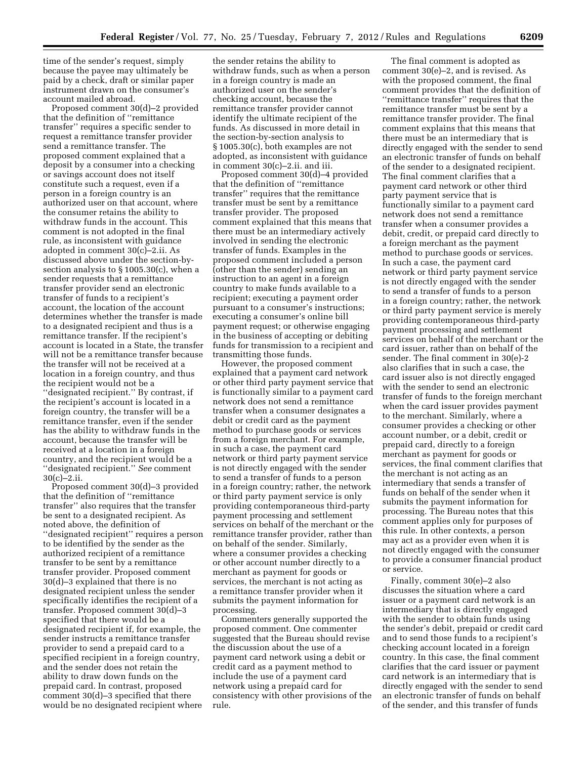time of the sender's request, simply because the payee may ultimately be paid by a check, draft or similar paper instrument drawn on the consumer's account mailed abroad.

Proposed comment 30(d)–2 provided that the definition of ''remittance transfer'' requires a specific sender to request a remittance transfer provider send a remittance transfer. The proposed comment explained that a deposit by a consumer into a checking or savings account does not itself constitute such a request, even if a person in a foreign country is an authorized user on that account, where the consumer retains the ability to withdraw funds in the account. This comment is not adopted in the final rule, as inconsistent with guidance adopted in comment 30(c)–2.ii. As discussed above under the section-by-section analysis to § 1005.30(c), when a sender requests that a remittance transfer provider send an electronic transfer of funds to a recipient's account, the location of the account determines whether the transfer is made to a designated recipient and thus is a remittance transfer. If the recipient's account is located in a State, the transfer will not be a remittance transfer because the transfer will not be received at a location in a foreign country, and thus the recipient would not be a ''designated recipient.'' By contrast, if the recipient's account is located in a foreign country, the transfer will be a remittance transfer, even if the sender has the ability to withdraw funds in the account, because the transfer will be received at a location in a foreign country, and the recipient would be a ''designated recipient.'' *See* comment 30(c)–2.ii.

Proposed comment 30(d)–3 provided that the definition of ''remittance transfer'' also requires that the transfer be sent to a designated recipient. As noted above, the definition of ''designated recipient'' requires a person to be identified by the sender as the authorized recipient of a remittance transfer to be sent by a remittance transfer provider. Proposed comment 30(d)–3 explained that there is no designated recipient unless the sender specifically identifies the recipient of a transfer. Proposed comment 30(d)–3 specified that there would be a designated recipient if, for example, the sender instructs a remittance transfer provider to send a prepaid card to a specified recipient in a foreign country, and the sender does not retain the ability to draw down funds on the prepaid card. In contrast, proposed comment 30(d)–3 specified that there would be no designated recipient where the sender retains the ability to withdraw funds, such as when a person in a foreign country is made an authorized user on the sender's checking account, because the remittance transfer provider cannot identify the ultimate recipient of the funds. As discussed in more detail in the section-by-section analysis to § 1005.30(c), both examples are not adopted, as inconsistent with guidance in comment 30(c)–2.ii. and iii.

Proposed comment 30(d)–4 provided that the definition of ''remittance transfer'' requires that the remittance transfer must be sent by a remittance transfer provider. The proposed comment explained that this means that there must be an intermediary actively involved in sending the electronic transfer of funds. Examples in the proposed comment included a person (other than the sender) sending an instruction to an agent in a foreign country to make funds available to a recipient; executing a payment order pursuant to a consumer's instructions; executing a consumer's online bill payment request; or otherwise engaging in the business of accepting or debiting funds for transmission to a recipient and transmitting those funds.

However, the proposed comment explained that a payment card network or other third party payment service that is functionally similar to a payment card network does not send a remittance transfer when a consumer designates a debit or credit card as the payment method to purchase goods or services from a foreign merchant. For example, in such a case, the payment card network or third party payment service is not directly engaged with the sender to send a transfer of funds to a person in a foreign country; rather, the network or third party payment service is only providing contemporaneous third-party payment processing and settlement services on behalf of the merchant or the remittance transfer provider, rather than on behalf of the sender. Similarly, where a consumer provides a checking or other account number directly to a merchant as payment for goods or services, the merchant is not acting as a remittance transfer provider when it submits the payment information for processing.

Commenters generally supported the proposed comment. One commenter suggested that the Bureau should revise the discussion about the use of a payment card network using a debit or credit card as a payment method to include the use of a payment card network using a prepaid card for consistency with other provisions of the rule.

The final comment is adopted as comment 30(e)–2, and is revised. As with the proposed comment, the final comment provides that the definition of ''remittance transfer'' requires that the remittance transfer must be sent by a remittance transfer provider. The final comment explains that this means that there must be an intermediary that is directly engaged with the sender to send an electronic transfer of funds on behalf of the sender to a designated recipient. The final comment clarifies that a payment card network or other third party payment service that is functionally similar to a payment card network does not send a remittance transfer when a consumer provides a debit, credit, or prepaid card directly to a foreign merchant as the payment method to purchase goods or services. In such a case, the payment card network or third party payment service is not directly engaged with the sender to send a transfer of funds to a person in a foreign country; rather, the network or third party payment service is merely providing contemporaneous third-party payment processing and settlement services on behalf of the merchant or the card issuer, rather than on behalf of the sender. The final comment in 30(e)-2 also clarifies that in such a case, the card issuer also is not directly engaged with the sender to send an electronic transfer of funds to the foreign merchant when the card issuer provides payment to the merchant. Similarly, where a consumer provides a checking or other account number, or a debit, credit or prepaid card, directly to a foreign merchant as payment for goods or services, the final comment clarifies that the merchant is not acting as an intermediary that sends a transfer of funds on behalf of the sender when it submits the payment information for processing. The Bureau notes that this comment applies only for purposes of this rule. In other contexts, a person may act as a provider even when it is not directly engaged with the consumer to provide a consumer financial product or service.

Finally, comment 30(e)–2 also discusses the situation where a card issuer or a payment card network is an intermediary that is directly engaged with the sender to obtain funds using the sender's debit, prepaid or credit card and to send those funds to a recipient's checking account located in a foreign country. In this case, the final comment clarifies that the card issuer or payment card network is an intermediary that is directly engaged with the sender to send an electronic transfer of funds on behalf of the sender, and this transfer of funds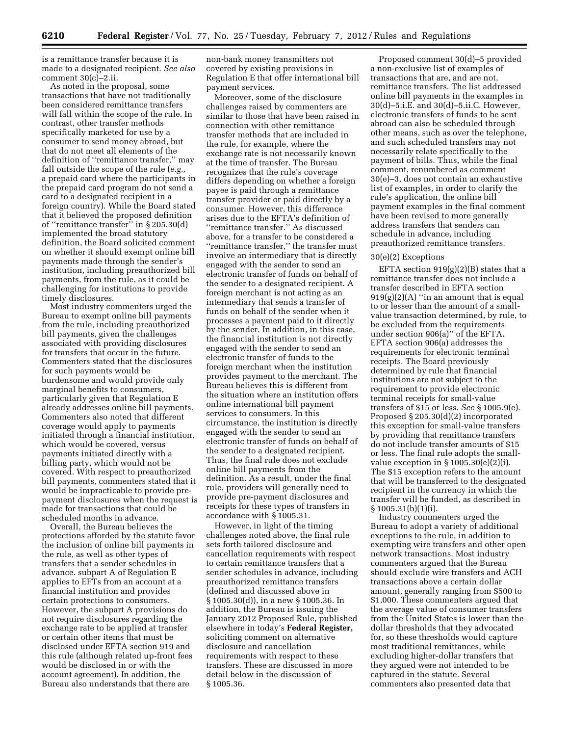is a remittance transfer because it is made to a designated recipient. *See also* comment 30(c)–2.ii.

As noted in the proposal, some transactions that have not traditionally been considered remittance transfers will fall within the scope of the rule. In contrast, other transfer methods specifically marketed for use by a consumer to send money abroad, but that do not meet all elements of the definition of ''remittance transfer,'' may fall outside the scope of the rule (*e.g.,* a prepaid card where the participants in the prepaid card program do not send a card to a designated recipient in a foreign country). While the Board stated that it believed the proposed definition of ''remittance transfer'' in § 205.30(d) implemented the broad statutory definition, the Board solicited comment on whether it should exempt online bill payments made through the sender's institution, including preauthorized bill payments, from the rule, as it could be challenging for institutions to provide timely disclosures.

Most industry commenters urged the Bureau to exempt online bill payments from the rule, including preauthorized bill payments, given the challenges associated with providing disclosures for transfers that occur in the future. Commenters stated that the disclosures for such payments would be burdensome and would provide only marginal benefits to consumers, particularly given that Regulation E already addresses online bill payments. Commenters also noted that different coverage would apply to payments initiated through a financial institution, which would be covered, versus payments initiated directly with a billing party, which would not be covered. With respect to preauthorized bill payments, commenters stated that it would be impracticable to provide pre-payment disclosures when the request is made for transactions that could be scheduled months in advance.

Overall, the Bureau believes the protections afforded by the statute favor the inclusion of online bill payments in the rule, as well as other types of transfers that a sender schedules in advance. subpart A of Regulation E applies to EFTs from an account at a financial institution and provides certain protections to consumers. However, the subpart A provisions do not require disclosures regarding the exchange rate to be applied at transfer or certain other items that must be disclosed under EFTA section 919 and this rule (although related up-front fees would be disclosed in or with the account agreement). In addition, the Bureau also understands that there are non-bank money transmitters not covered by existing provisions in Regulation E that offer international bill payment services.

Moreover, some of the disclosure challenges raised by commenters are similar to those that have been raised in connection with other remittance transfer methods that are included in the rule, for example, where the exchange rate is not necessarily known at the time of transfer. The Bureau recognizes that the rule's coverage differs depending on whether a foreign payee is paid through a remittance transfer provider or paid directly by a consumer. However, this difference arises due to the EFTA's definition of ''remittance transfer.'' As discussed above, for a transfer to be considered a ''remittance transfer,'' the transfer must involve an intermediary that is directly engaged with the sender to send an electronic transfer of funds on behalf of the sender to a designated recipient. A foreign merchant is not acting as an intermediary that sends a transfer of funds on behalf of the sender when it processes a payment paid to it directly by the sender. In addition, in this case, the financial institution is not directly engaged with the sender to send an electronic transfer of funds to the foreign merchant when the institution provides payment to the merchant. The Bureau believes this is different from the situation where an institution offers online international bill payment services to consumers. In this circumstance, the institution is directly engaged with the sender to send an electronic transfer of funds on behalf of the sender to a designated recipient. Thus, the final rule does not exclude online bill payments from the definition. As a result, under the final rule, providers will generally need to provide pre-payment disclosures and receipts for these types of transfers in accordance with § 1005.31.

However, in light of the timing challenges noted above, the final rule sets forth tailored disclosure and cancellation requirements with respect to certain remittance transfers that a sender schedules in advance, including preauthorized remittance transfers (defined and discussed above in § 1005.30(d)), in a new § 1005.36. In addition, the Bureau is issuing the January 2012 Proposed Rule, published elsewhere in today's **Federal Register,** soliciting comment on alternative disclosure and cancellation requirements with respect to these transfers. These are discussed in more detail below in the discussion of § 1005.36.

Proposed comment 30(d)–5 provided a non-exclusive list of examples of transactions that are, and are not, remittance transfers. The list addressed online bill payments in the examples in 30(d)–5.i.E. and 30(d)–5.ii.C. However, electronic transfers of funds to be sent abroad can also be scheduled through other means, such as over the telephone, and such scheduled transfers may not necessarily relate specifically to the payment of bills. Thus, while the final comment, renumbered as comment 30(e)–3, does not contain an exhaustive list of examples, in order to clarify the rule's application, the online bill payment examples in the final comment have been revised to more generally address transfers that senders can schedule in advance, including preauthorized remittance transfers.

#### 30(e)(2) Exceptions

EFTA section 919(g)(2)(B) states that a remittance transfer does not include a transfer described in EFTA section 919(g)(2)(A) ''in an amount that is equal to or lesser than the amount of a small-value transaction determined, by rule, to be excluded from the requirements under section 906(a)'' of the EFTA. EFTA section 906(a) addresses the requirements for electronic terminal receipts. The Board previously determined by rule that financial institutions are not subject to the requirement to provide electronic terminal receipts for small-value transfers of $15 or less. *See* § 1005.9(e). Proposed § 205.30(d)(2) incorporated this exception for small-value transfers by providing that remittance transfers do not include transfer amounts of $15 or less. The final rule adopts the small-value exception in § 1005.30(e)(2)(i). The $15 exception refers to the amount that will be transferred to the designated recipient in the currency in which the transfer will be funded, as described in § 1005.31(b)(1)(i).

Industry commenters urged the Bureau to adopt a variety of additional exceptions to the rule, in addition to exempting wire transfers and other open network transactions. Most industry commenters argued that the Bureau should exclude wire transfers and ACH transactions above a certain dollar amount, generally ranging from $500 to $1,000. These commenters argued that the average value of consumer transfers from the United States is lower than the dollar thresholds that they advocated for, so these thresholds would capture most traditional remittances, while excluding higher-dollar transfers that they argued were not intended to be captured in the statute. Several commenters also presented data that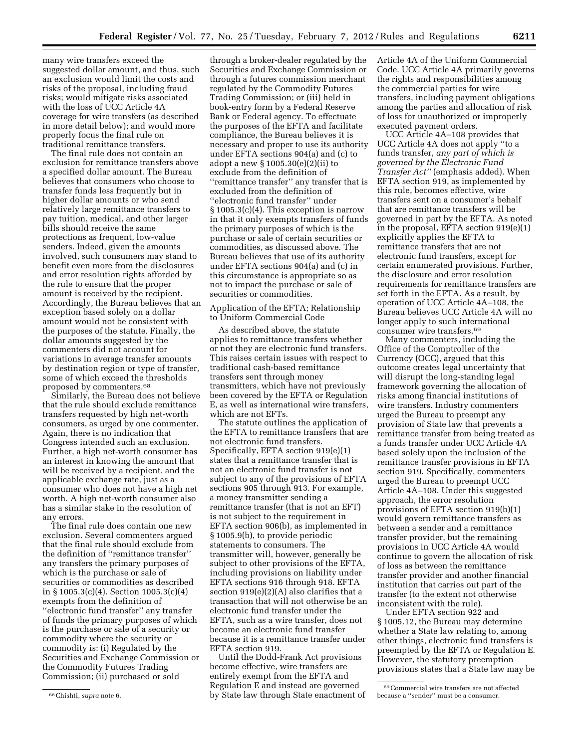many wire transfers exceed the suggested dollar amount, and thus, such an exclusion would limit the costs and risks of the proposal, including fraud risks; would mitigate risks associated with the loss of UCC Article 4A coverage for wire transfers (as described in more detail below); and would more properly focus the final rule on traditional remittance transfers.

The final rule does not contain an exclusion for remittance transfers above a specified dollar amount. The Bureau believes that consumers who choose to transfer funds less frequently but in higher dollar amounts or who send relatively large remittance transfers to pay tuition, medical, and other larger bills should receive the same protections as frequent, low-value senders. Indeed, given the amounts involved, such consumers may stand to benefit even more from the disclosures and error resolution rights afforded by the rule to ensure that the proper amount is received by the recipient. Accordingly, the Bureau believes that an exception based solely on a dollar amount would not be consistent with the purposes of the statute. Finally, the dollar amounts suggested by the commenters did not account for variations in average transfer amounts by destination region or type of transfer, some of which exceed the thresholds proposed by commenters.[68]

Similarly, the Bureau does not believe that the rule should exclude remittance transfers requested by high net-worth consumers, as urged by one commenter. Again, there is no indication that Congress intended such an exclusion. Further, a high net-worth consumer has an interest in knowing the amount that will be received by a recipient, and the applicable exchange rate, just as a consumer who does not have a high net worth. A high net-worth consumer also has a similar stake in the resolution of any errors.

The final rule does contain one new exclusion. Several commenters argued that the final rule should exclude from the definition of ''remittance transfer'' any transfers the primary purposes of which is the purchase or sale of securities or commodities as described in § 1005.3(c)(4). Section 1005.3(c)(4) exempts from the definition of ''electronic fund transfer'' any transfer of funds the primary purposes of which is the purchase or sale of a security or commodity where the security or commodity is: (i) Regulated by the Securities and Exchange Commission or the Commodity Futures Trading Commission; (ii) purchased or sold through a broker-dealer regulated by the Securities and Exchange Commission or through a futures commission merchant regulated by the Commodity Futures Trading Commission; or (iii) held in book-entry form by a Federal Reserve Bank or Federal agency. To effectuate the purposes of the EFTA and facilitate compliance, the Bureau believes it is necessary and proper to use its authority under EFTA sections 904(a) and (c) to adopt a new § 1005.30(e)(2)(ii) to exclude from the definition of ''remittance transfer'' any transfer that is excluded from the definition of ''electronic fund transfer'' under § 1005.3(c)(4). This exception is narrow in that it only exempts transfers of funds the primary purposes of which is the purchase or sale of certain securities or commodities, as discussed above. The Bureau believes that use of its authority under EFTA sections 904(a) and (c) in this circumstance is appropriate so as not to impact the purchase or sale of securities or commodities.

Application of the EFTA; Relationship to Uniform Commercial Code

As described above, the statute applies to remittance transfers whether or not they are electronic fund transfers. This raises certain issues with respect to traditional cash-based remittance transfers sent through money transmitters, which have not previously been covered by the EFTA or Regulation E, as well as international wire transfers, which are not EFTs.

The statute outlines the application of the EFTA to remittance transfers that are not electronic fund transfers. Specifically, EFTA section 919(e)(1) states that a remittance transfer that is not an electronic fund transfer is not subject to any of the provisions of EFTA sections 905 through 913. For example, a money transmitter sending a remittance transfer (that is not an EFT) is not subject to the requirement in EFTA section 906(b), as implemented in § 1005.9(b), to provide periodic statements to consumers. The transmitter will, however, generally be subject to other provisions of the EFTA, including provisions on liability under EFTA sections 916 through 918. EFTA section 919(e)(2)(A) also clarifies that a transaction that will not otherwise be an electronic fund transfer under the EFTA, such as a wire transfer, does not become an electronic fund transfer because it is a remittance transfer under EFTA section 919.

Until the Dodd-Frank Act provisions become effective, wire transfers are entirely exempt from the EFTA and Regulation E and instead are governed by State law through State enactment of Article 4A of the Uniform Commercial Code. UCC Article 4A primarily governs the rights and responsibilities among the commercial parties for wire transfers, including payment obligations among the parties and allocation of risk of loss for unauthorized or improperly executed payment orders.

UCC Article 4A–108 provides that UCC Article 4A does not apply ''to a funds transfer, *any part of which is governed by the Electronic Fund Transfer Act''* (emphasis added). When EFTA section 919, as implemented by this rule, becomes effective, wire transfers sent on a consumer's behalf that are remittance transfers will be governed in part by the EFTA. As noted in the proposal, EFTA section 919(e)(1) explicitly applies the EFTA to remittance transfers that are not electronic fund transfers, except for certain enumerated provisions. Further, the disclosure and error resolution requirements for remittance transfers are set forth in the EFTA. As a result, by operation of UCC Article 4A–108, the Bureau believes UCC Article 4A will no longer apply to such international consumer wire transfers.[69]

Many commenters, including the Office of the Comptroller of the Currency (OCC), argued that this outcome creates legal uncertainty that will disrupt the long-standing legal framework governing the allocation of risks among financial institutions of wire transfers. Industry commenters urged the Bureau to preempt any provision of State law that prevents a remittance transfer from being treated as a funds transfer under UCC Article 4A based solely upon the inclusion of the remittance transfer provisions in EFTA section 919. Specifically, commenters urged the Bureau to preempt UCC Article 4A–108. Under this suggested approach, the error resolution provisions of EFTA section 919(b)(1) would govern remittance transfers as between a sender and a remittance transfer provider, but the remaining provisions in UCC Article 4A would continue to govern the allocation of risk of loss as between the remittance transfer provider and another financial institution that carries out part of the transfer (to the extent not otherwise inconsistent with the rule).

Under EFTA section 922 and § 1005.12, the Bureau may determine whether a State law relating to, among other things, electronic fund transfers is preempted by the EFTA or Regulation E. However, the statutory preemption provisions states that a State law may be

[68] Chishti, *supra* note 6.

[69] Commercial wire transfers are not affected because a ''sender'' must be a consumer.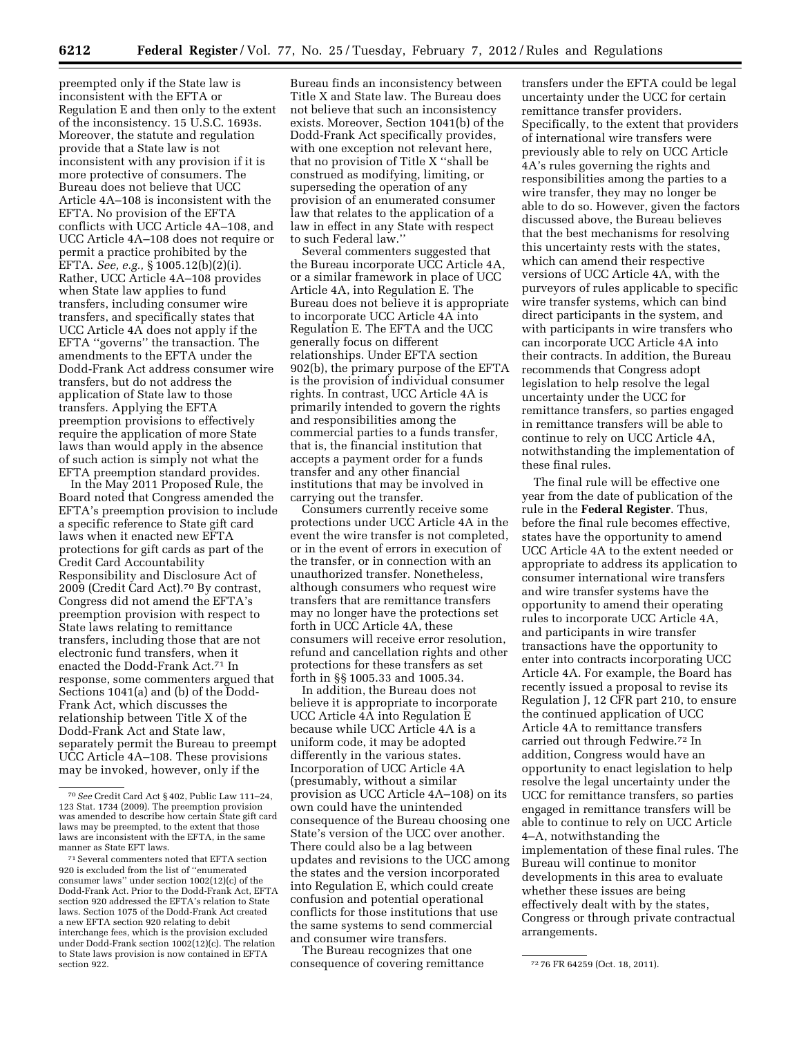preempted only if the State law is inconsistent with the EFTA or Regulation E and then only to the extent of the inconsistency. 15 U.S.C. 1693s. Moreover, the statute and regulation provide that a State law is not inconsistent with any provision if it is more protective of consumers. The Bureau does not believe that UCC Article 4A–108 is inconsistent with the EFTA. No provision of the EFTA conflicts with UCC Article 4A–108, and UCC Article 4A–108 does not require or permit a practice prohibited by the EFTA. *See, e.g.,* § 1005.12(b)(2)(i). Rather, UCC Article 4A–108 provides when State law applies to fund transfers, including consumer wire transfers, and specifically states that UCC Article 4A does not apply if the EFTA ''governs'' the transaction. The amendments to the EFTA under the Dodd-Frank Act address consumer wire transfers, but do not address the application of State law to those transfers. Applying the EFTA preemption provisions to effectively require the application of more State laws than would apply in the absence of such action is simply not what the EFTA preemption standard provides.

In the May 2011 Proposed Rule, the Board noted that Congress amended the EFTA's preemption provision to include a specific reference to State gift card laws when it enacted new EFTA protections for gift cards as part of the Credit Card Accountability Responsibility and Disclosure Act of 2009 (Credit Card Act).[70] By contrast, Congress did not amend the EFTA's preemption provision with respect to State laws relating to remittance transfers, including those that are not electronic fund transfers, when it enacted the Dodd-Frank Act.[71] In response, some commenters argued that Sections 1041(a) and (b) of the Dodd-Frank Act, which discusses the relationship between Title X of the Dodd-Frank Act and State law, separately permit the Bureau to preempt UCC Article 4A–108. These provisions may be invoked, however, only if the Bureau finds an inconsistency between Title X and State law. The Bureau does not believe that such an inconsistency exists. Moreover, Section 1041(b) of the Dodd-Frank Act specifically provides, with one exception not relevant here, that no provision of Title X ''shall be construed as modifying, limiting, or superseding the operation of any provision of an enumerated consumer law that relates to the application of a law in effect in any State with respect to such Federal law.''

Several commenters suggested that the Bureau incorporate UCC Article 4A, or a similar framework in place of UCC Article 4A, into Regulation E. The Bureau does not believe it is appropriate to incorporate UCC Article 4A into Regulation E. The EFTA and the UCC generally focus on different relationships. Under EFTA section 902(b), the primary purpose of the EFTA is the provision of individual consumer rights. In contrast, UCC Article 4A is primarily intended to govern the rights and responsibilities among the commercial parties to a funds transfer, that is, the financial institution that accepts a payment order for a funds transfer and any other financial institutions that may be involved in carrying out the transfer.

Consumers currently receive some protections under UCC Article 4A in the event the wire transfer is not completed, or in the event of errors in execution of the transfer, or in connection with an unauthorized transfer. Nonetheless, although consumers who request wire transfers that are remittance transfers may no longer have the protections set forth in UCC Article 4A, these consumers will receive error resolution, refund and cancellation rights and other protections for these transfers as set forth in §§ 1005.33 and 1005.34.

In addition, the Bureau does not believe it is appropriate to incorporate UCC Article 4A into Regulation E because while UCC Article 4A is a uniform code, it may be adopted differently in the various states. Incorporation of UCC Article 4A (presumably, without a similar provision as UCC Article 4A–108) on its own could have the unintended consequence of the Bureau choosing one State's version of the UCC over another. There could also be a lag between updates and revisions to the UCC among the states and the version incorporated into Regulation E, which could create confusion and potential operational conflicts for those institutions that use the same systems to send commercial and consumer wire transfers.

The Bureau recognizes that one consequence of covering remittance transfers under the EFTA could be legal uncertainty under the UCC for certain remittance transfer providers. Specifically, to the extent that providers of international wire transfers were previously able to rely on UCC Article 4A's rules governing the rights and responsibilities among the parties to a wire transfer, they may no longer be able to do so. However, given the factors discussed above, the Bureau believes that the best mechanisms for resolving this uncertainty rests with the states, which can amend their respective versions of UCC Article 4A, with the purveyors of rules applicable to specific wire transfer systems, which can bind direct participants in the system, and with participants in wire transfers who can incorporate UCC Article 4A into their contracts. In addition, the Bureau recommends that Congress adopt legislation to help resolve the legal uncertainty under the UCC for remittance transfers, so parties engaged in remittance transfers will be able to continue to rely on UCC Article 4A, notwithstanding the implementation of these final rules.

The final rule will be effective one year from the date of publication of the rule in the **Federal Register**. Thus, before the final rule becomes effective, states have the opportunity to amend UCC Article 4A to the extent needed or appropriate to address its application to consumer international wire transfers and wire transfer systems have the opportunity to amend their operating rules to incorporate UCC Article 4A, and participants in wire transfer transactions have the opportunity to enter into contracts incorporating UCC Article 4A. For example, the Board has recently issued a proposal to revise its Regulation J, 12 CFR part 210, to ensure the continued application of UCC Article 4A to remittance transfers carried out through Fedwire.[72] In addition, Congress would have an opportunity to enact legislation to help resolve the legal uncertainty under the UCC for remittance transfers, so parties engaged in remittance transfers will be able to continue to rely on UCC Article 4–A, notwithstanding the implementation of these final rules. The Bureau will continue to monitor developments in this area to evaluate whether these issues are being effectively dealt with by the states, Congress or through private contractual arrangements.

---

[70] *See* Credit Card Act § 402, Public Law 111–24, 123 Stat. 1734 (2009). The preemption provision was amended to describe how certain State gift card laws may be preempted, to the extent that those laws are inconsistent with the EFTA, in the same manner as State EFT laws.

[71] Several commenters noted that EFTA section 920 is excluded from the list of ''enumerated consumer laws'' under section 1002(12)(c) of the Dodd-Frank Act. Prior to the Dodd-Frank Act, EFTA section 920 addressed the EFTA's relation to State laws. Section 1075 of the Dodd-Frank Act created a new EFTA section 920 relating to debit interchange fees, which is the provision excluded under Dodd-Frank section 1002(12)(c). The relation to State laws provision is now contained in EFTA section 922.

[72] 76 FR 64259 (Oct. 18, 2011).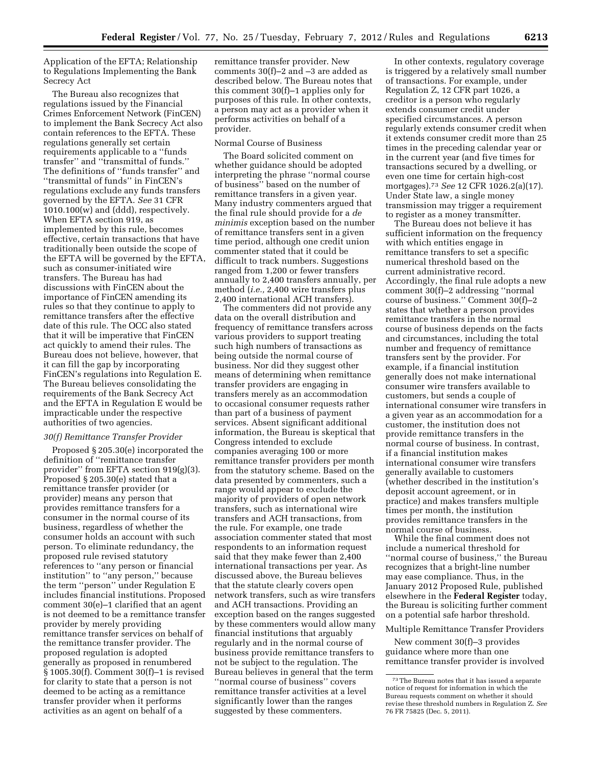Application of the EFTA; Relationship to Regulations Implementing the Bank Secrecy Act

The Bureau also recognizes that regulations issued by the Financial Crimes Enforcement Network (FinCEN) to implement the Bank Secrecy Act also contain references to the EFTA. These regulations generally set certain requirements applicable to a ''funds transfer'' and ''transmittal of funds.'' The definitions of ''funds transfer'' and ''transmittal of funds'' in FinCEN's regulations exclude any funds transfers governed by the EFTA. *See* 31 CFR 1010.100(w) and (ddd), respectively. When EFTA section 919, as implemented by this rule, becomes effective, certain transactions that have traditionally been outside the scope of the EFTA will be governed by the EFTA, such as consumer-initiated wire transfers. The Bureau has had discussions with FinCEN about the importance of FinCEN amending its rules so that they continue to apply to remittance transfers after the effective date of this rule. The OCC also stated that it will be imperative that FinCEN act quickly to amend their rules. The Bureau does not believe, however, that it can fill the gap by incorporating FinCEN's regulations into Regulation E. The Bureau believes consolidating the requirements of the Bank Secrecy Act and the EFTA in Regulation E would be impracticable under the respective authorities of two agencies.

### *30(f) Remittance Transfer Provider*

Proposed § 205.30(e) incorporated the definition of ''remittance transfer provider'' from EFTA section 919(g)(3). Proposed § 205.30(e) stated that a remittance transfer provider (or provider) means any person that provides remittance transfers for a consumer in the normal course of its business, regardless of whether the consumer holds an account with such person. To eliminate redundancy, the proposed rule revised statutory references to ''any person or financial institution'' to ''any person,'' because the term ''person'' under Regulation E includes financial institutions. Proposed comment 30(e)–1 clarified that an agent is not deemed to be a remittance transfer provider by merely providing remittance transfer services on behalf of the remittance transfer provider. The proposed regulation is adopted generally as proposed in renumbered § 1005.30(f). Comment 30(f)–1 is revised for clarity to state that a person is not deemed to be acting as a remittance transfer provider when it performs activities as an agent on behalf of a remittance transfer provider. New comments 30(f)–2 and –3 are added as described below. The Bureau notes that this comment 30(f)–1 applies only for purposes of this rule. In other contexts, a person may act as a provider when it performs activities on behalf of a provider.

Normal Course of Business

The Board solicited comment on whether guidance should be adopted interpreting the phrase ''normal course of business'' based on the number of remittance transfers in a given year. Many industry commenters argued that the final rule should provide for a *de minimis* exception based on the number of remittance transfers sent in a given time period, although one credit union commenter stated that it could be difficult to track numbers. Suggestions ranged from 1,200 or fewer transfers annually to 2,400 transfers annually, per method (*i.e.,* 2,400 wire transfers plus 2,400 international ACH transfers).

The commenters did not provide any data on the overall distribution and frequency of remittance transfers across various providers to support treating such high numbers of transactions as being outside the normal course of business. Nor did they suggest other means of determining when remittance transfer providers are engaging in transfers merely as an accommodation to occasional consumer requests rather than part of a business of payment services. Absent significant additional information, the Bureau is skeptical that Congress intended to exclude companies averaging 100 or more remittance transfer providers per month from the statutory scheme. Based on the data presented by commenters, such a range would appear to exclude the majority of providers of open network transfers, such as international wire transfers and ACH transactions, from the rule. For example, one trade association commenter stated that most respondents to an information request said that they make fewer than 2,400 international transactions per year. As discussed above, the Bureau believes that the statute clearly covers open network transfers, such as wire transfers and ACH transactions. Providing an exception based on the ranges suggested by these commenters would allow many financial institutions that arguably regularly and in the normal course of business provide remittance transfers to not be subject to the regulation. The Bureau believes in general that the term ''normal course of business'' covers remittance transfer activities at a level significantly lower than the ranges suggested by these commenters.

In other contexts, regulatory coverage is triggered by a relatively small number of transactions. For example, under Regulation Z, 12 CFR part 1026, a creditor is a person who regularly extends consumer credit under specified circumstances. A person regularly extends consumer credit when it extends consumer credit more than 25 times in the preceding calendar year or in the current year (and five times for transactions secured by a dwelling, or even one time for certain high-cost mortgages).[73] *See* 12 CFR 1026.2(a)(17). Under State law, a single money transmission may trigger a requirement to register as a money transmitter.

The Bureau does not believe it has sufficient information on the frequency with which entities engage in remittance transfers to set a specific numerical threshold based on the current administrative record. Accordingly, the final rule adopts a new comment 30(f)–2 addressing ''normal course of business.'' Comment 30(f)–2 states that whether a person provides remittance transfers in the normal course of business depends on the facts and circumstances, including the total number and frequency of remittance transfers sent by the provider. For example, if a financial institution generally does not make international consumer wire transfers available to customers, but sends a couple of international consumer wire transfers in a given year as an accommodation for a customer, the institution does not provide remittance transfers in the normal course of business. In contrast, if a financial institution makes international consumer wire transfers generally available to customers (whether described in the institution's deposit account agreement, or in practice) and makes transfers multiple times per month, the institution provides remittance transfers in the normal course of business.

While the final comment does not include a numerical threshold for ''normal course of business,'' the Bureau recognizes that a bright-line number may ease compliance. Thus, in the January 2012 Proposed Rule, published elsewhere in the **Federal Register** today, the Bureau is soliciting further comment on a potential safe harbor threshold.

Multiple Remittance Transfer Providers

New comment 30(f)–3 provides guidance where more than one remittance transfer provider is involved

[73] The Bureau notes that it has issued a separate notice of request for information in which the Bureau requests comment on whether it should revise these threshold numbers in Regulation Z. *See* 76 FR 75825 (Dec. 5, 2011).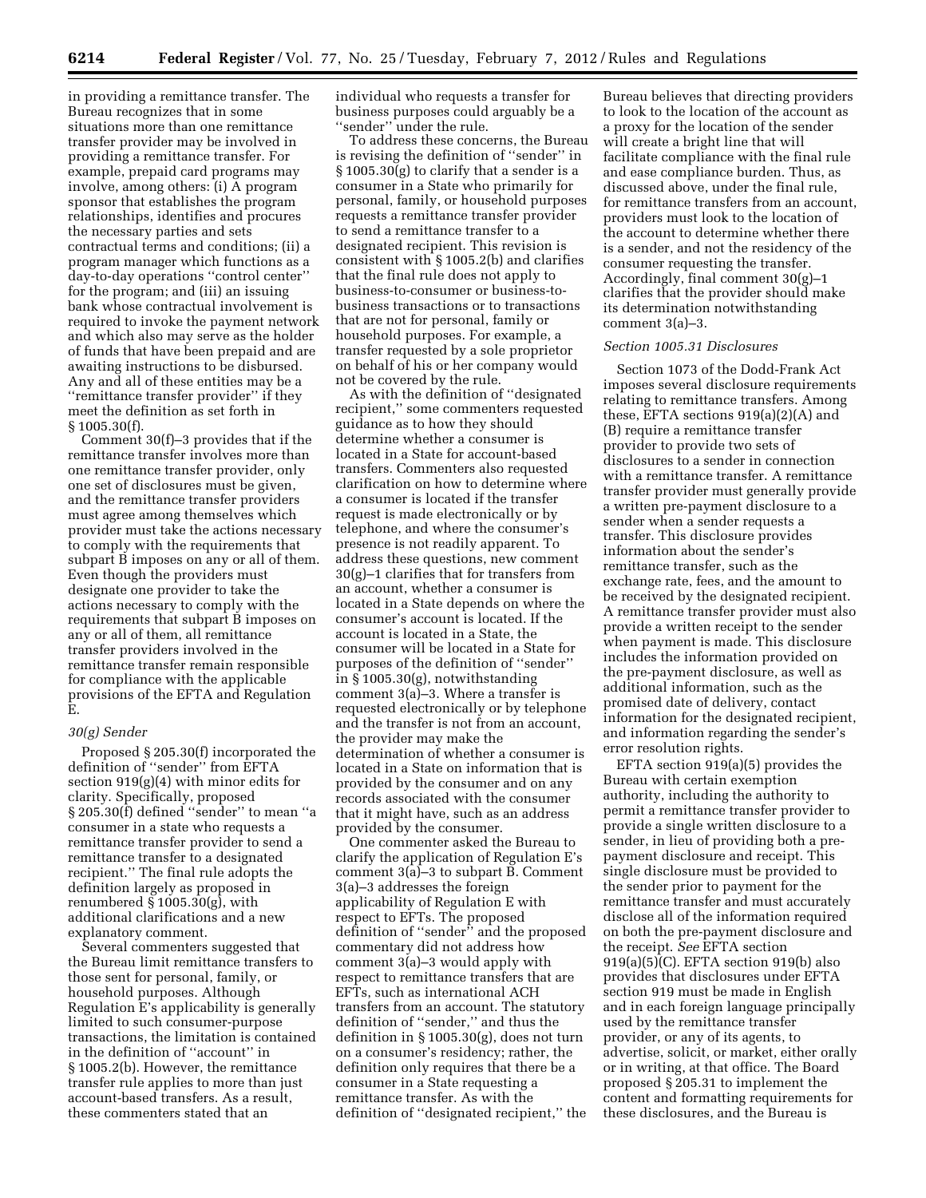in providing a remittance transfer. The Bureau recognizes that in some situations more than one remittance transfer provider may be involved in providing a remittance transfer. For example, prepaid card programs may involve, among others: (i) A program sponsor that establishes the program relationships, identifies and procures the necessary parties and sets contractual terms and conditions; (ii) a program manager which functions as a day-to-day operations ''control center'' for the program; and (iii) an issuing bank whose contractual involvement is required to invoke the payment network and which also may serve as the holder of funds that have been prepaid and are awaiting instructions to be disbursed. Any and all of these entities may be a ''remittance transfer provider'' if they meet the definition as set forth in § 1005.30(f).

Comment 30(f)–3 provides that if the remittance transfer involves more than one remittance transfer provider, only one set of disclosures must be given, and the remittance transfer providers must agree among themselves which provider must take the actions necessary to comply with the requirements that subpart B imposes on any or all of them. Even though the providers must designate one provider to take the actions necessary to comply with the requirements that subpart B imposes on any or all of them, all remittance transfer providers involved in the remittance transfer remain responsible for compliance with the applicable provisions of the EFTA and Regulation E.

### *30(g) Sender*

Proposed § 205.30(f) incorporated the definition of ''sender'' from EFTA section 919(g)(4) with minor edits for clarity. Specifically, proposed § 205.30(f) defined ''sender'' to mean ''a consumer in a state who requests a remittance transfer provider to send a remittance transfer to a designated recipient.'' The final rule adopts the definition largely as proposed in renumbered § 1005.30(g), with additional clarifications and a new explanatory comment.

Several commenters suggested that the Bureau limit remittance transfers to those sent for personal, family, or household purposes. Although Regulation E's applicability is generally limited to such consumer-purpose transactions, the limitation is contained in the definition of ''account'' in § 1005.2(b). However, the remittance transfer rule applies to more than just account-based transfers. As a result, these commenters stated that an individual who requests a transfer for business purposes could arguably be a ''sender'' under the rule.

To address these concerns, the Bureau is revising the definition of ''sender'' in § 1005.30(g) to clarify that a sender is a consumer in a State who primarily for personal, family, or household purposes requests a remittance transfer provider to send a remittance transfer to a designated recipient. This revision is consistent with § 1005.2(b) and clarifies that the final rule does not apply to business-to-consumer or business-to-business transactions or to transactions that are not for personal, family or household purposes. For example, a transfer requested by a sole proprietor on behalf of his or her company would not be covered by the rule.

As with the definition of ''designated recipient,'' some commenters requested guidance as to how they should determine whether a consumer is located in a State for account-based transfers. Commenters also requested clarification on how to determine where a consumer is located if the transfer request is made electronically or by telephone, and where the consumer's presence is not readily apparent. To address these questions, new comment 30(g)–1 clarifies that for transfers from an account, whether a consumer is located in a State depends on where the consumer's account is located. If the account is located in a State, the consumer will be located in a State for purposes of the definition of ''sender'' in § 1005.30(g), notwithstanding comment 3(a)–3. Where a transfer is requested electronically or by telephone and the transfer is not from an account, the provider may make the determination of whether a consumer is located in a State on information that is provided by the consumer and on any records associated with the consumer that it might have, such as an address provided by the consumer.

One commenter asked the Bureau to clarify the application of Regulation E's comment 3(a)–3 to subpart B. Comment 3(a)–3 addresses the foreign applicability of Regulation E with respect to EFTs. The proposed definition of ''sender'' and the proposed commentary did not address how comment 3(a)–3 would apply with respect to remittance transfers that are EFTs, such as international ACH transfers from an account. The statutory definition of ''sender,'' and thus the definition in § 1005.30(g), does not turn on a consumer's residency; rather, the definition only requires that there be a consumer in a State requesting a remittance transfer. As with the definition of ''designated recipient,'' the Bureau believes that directing providers to look to the location of the account as a proxy for the location of the sender will create a bright line that will facilitate compliance with the final rule and ease compliance burden. Thus, as discussed above, under the final rule, for remittance transfers from an account, providers must look to the location of the account to determine whether there is a sender, and not the residency of the consumer requesting the transfer. Accordingly, final comment 30(g)–1 clarifies that the provider should make its determination notwithstanding comment 3(a)–3.

### *Section 1005.31 Disclosures*

Section 1073 of the Dodd-Frank Act imposes several disclosure requirements relating to remittance transfers. Among these, EFTA sections 919(a)(2)(A) and (B) require a remittance transfer provider to provide two sets of disclosures to a sender in connection with a remittance transfer. A remittance transfer provider must generally provide a written pre-payment disclosure to a sender when a sender requests a transfer. This disclosure provides information about the sender's remittance transfer, such as the exchange rate, fees, and the amount to be received by the designated recipient. A remittance transfer provider must also provide a written receipt to the sender when payment is made. This disclosure includes the information provided on the pre-payment disclosure, as well as additional information, such as the promised date of delivery, contact information for the designated recipient, and information regarding the sender's error resolution rights.

EFTA section 919(a)(5) provides the Bureau with certain exemption authority, including the authority to permit a remittance transfer provider to provide a single written disclosure to a sender, in lieu of providing both a pre-payment disclosure and receipt. This single disclosure must be provided to the sender prior to payment for the remittance transfer and must accurately disclose all of the information required on both the pre-payment disclosure and the receipt. *See* EFTA section 919(a)(5)(C). EFTA section 919(b) also provides that disclosures under EFTA section 919 must be made in English and in each foreign language principally used by the remittance transfer provider, or any of its agents, to advertise, solicit, or market, either orally or in writing, at that office. The Board proposed § 205.31 to implement the content and formatting requirements for these disclosures, and the Bureau is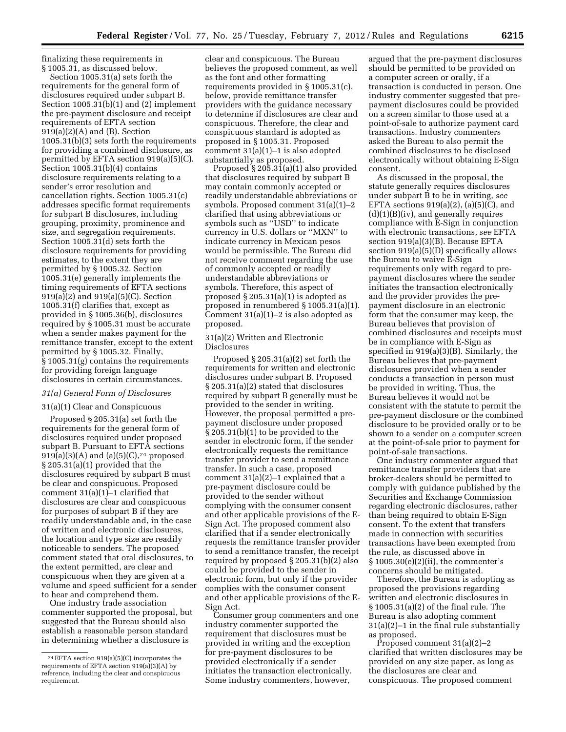finalizing these requirements in § 1005.31, as discussed below.

Section 1005.31(a) sets forth the requirements for the general form of disclosures required under subpart B. Section 1005.31(b)(1) and (2) implement the pre-payment disclosure and receipt requirements of EFTA section 919(a)(2)(A) and (B). Section 1005.31(b)(3) sets forth the requirements for providing a combined disclosure, as permitted by EFTA section 919(a)(5)(C). Section 1005.31(b)(4) contains disclosure requirements relating to a sender's error resolution and cancellation rights. Section 1005.31(c) addresses specific format requirements for subpart B disclosures, including grouping, proximity, prominence and size, and segregation requirements. Section 1005.31(d) sets forth the disclosure requirements for providing estimates, to the extent they are permitted by § 1005.32. Section 1005.31(e) generally implements the timing requirements of EFTA sections 919(a)(2) and 919(a)(5)(C). Section 1005.31(f) clarifies that, except as provided in § 1005.36(b), disclosures required by § 1005.31 must be accurate when a sender makes payment for the remittance transfer, except to the extent permitted by § 1005.32. Finally, § 1005.31(g) contains the requirements for providing foreign language disclosures in certain circumstances.

### *31(a) General Form of Disclosures*

#### 31(a)(1) Clear and Conspicuous

Proposed § 205.31(a) set forth the requirements for the general form of disclosures required under proposed subpart B. Pursuant to EFTA sections 919(a)(3)(A) and (a)(5)(C),[74] proposed § 205.31(a)(1) provided that the disclosures required by subpart B must be clear and conspicuous. Proposed comment 31(a)(1)–1 clarified that disclosures are clear and conspicuous for purposes of subpart B if they are readily understandable and, in the case of written and electronic disclosures, the location and type size are readily noticeable to senders. The proposed comment stated that oral disclosures, to the extent permitted, are clear and conspicuous when they are given at a volume and speed sufficient for a sender to hear and comprehend them.

One industry trade association commenter supported the proposal, but suggested that the Bureau should also establish a reasonable person standard in determining whether a disclosure is clear and conspicuous. The Bureau believes the proposed comment, as well as the font and other formatting requirements provided in § 1005.31(c), below, provide remittance transfer providers with the guidance necessary to determine if disclosures are clear and conspicuous. Therefore, the clear and conspicuous standard is adopted as proposed in § 1005.31. Proposed comment 31(a)(1)–1 is also adopted substantially as proposed.

Proposed § 205.31(a)(1) also provided that disclosures required by subpart B may contain commonly accepted or readily understandable abbreviations or symbols. Proposed comment 31(a)(1)–2 clarified that using abbreviations or symbols such as ''USD'' to indicate currency in U.S. dollars or ''MXN'' to indicate currency in Mexican pesos would be permissible. The Bureau did not receive comment regarding the use of commonly accepted or readily understandable abbreviations or symbols. Therefore, this aspect of proposed § 205.31(a)(1) is adopted as proposed in renumbered § 1005.31(a)(1). Comment 31(a)(1)–2 is also adopted as proposed.

#### 31(a)(2) Written and Electronic Disclosures

Proposed § 205.31(a)(2) set forth the requirements for written and electronic disclosures under subpart B. Proposed § 205.31(a)(2) stated that disclosures required by subpart B generally must be provided to the sender in writing. However, the proposal permitted a pre-payment disclosure under proposed § 205.31(b)(1) to be provided to the sender in electronic form, if the sender electronically requests the remittance transfer provider to send a remittance transfer. In such a case, proposed comment 31(a)(2)–1 explained that a pre-payment disclosure could be provided to the sender without complying with the consumer consent and other applicable provisions of the E-Sign Act. The proposed comment also clarified that if a sender electronically requests the remittance transfer provider to send a remittance transfer, the receipt required by proposed § 205.31(b)(2) also could be provided to the sender in electronic form, but only if the provider complies with the consumer consent and other applicable provisions of the E-Sign Act.

Consumer group commenters and one industry commenter supported the requirement that disclosures must be provided in writing and the exception for pre-payment disclosures to be provided electronically if a sender initiates the transaction electronically. Some industry commenters, however, argued that the pre-payment disclosures should be permitted to be provided on a computer screen or orally, if a transaction is conducted in person. One industry commenter suggested that pre-payment disclosures could be provided on a screen similar to those used at a point-of-sale to authorize payment card transactions. Industry commenters asked the Bureau to also permit the combined disclosures to be disclosed electronically without obtaining E-Sign consent.

As discussed in the proposal, the statute generally requires disclosures under subpart B to be in writing, *see* EFTA sections 919(a)(2), (a)(5)(C), and (d)(1)(B)(iv), and generally requires compliance with E-Sign in conjunction with electronic transactions, *see* EFTA section 919(a)(3)(B). Because EFTA section 919(a)(5)(D) specifically allows the Bureau to waive E-Sign requirements only with regard to pre-payment disclosures where the sender initiates the transaction electronically and the provider provides the pre-payment disclosure in an electronic form that the consumer may keep, the Bureau believes that provision of combined disclosures and receipts must be in compliance with E-Sign as specified in 919(a)(3)(B). Similarly, the Bureau believes that pre-payment disclosures provided when a sender conducts a transaction in person must be provided in writing. Thus, the Bureau believes it would not be consistent with the statute to permit the pre-payment disclosure or the combined disclosure to be provided orally or to be shown to a sender on a computer screen at the point-of-sale prior to payment for point-of-sale transactions.

One industry commenter argued that remittance transfer providers that are broker-dealers should be permitted to comply with guidance published by the Securities and Exchange Commission regarding electronic disclosures, rather than being required to obtain E-Sign consent. To the extent that transfers made in connection with securities transactions have been exempted from the rule, as discussed above in § 1005.30(e)(2)(ii), the commenter's concerns should be mitigated.

Therefore, the Bureau is adopting as proposed the provisions regarding written and electronic disclosures in § 1005.31(a)(2) of the final rule. The Bureau is also adopting comment 31(a)(2)–1 in the final rule substantially as proposed.

Proposed comment 31(a)(2)–2 clarified that written disclosures may be provided on any size paper, as long as the disclosures are clear and conspicuous. The proposed comment

[74] EFTA section 919(a)(5)(C) incorporates the requirements of EFTA section 919(a)(3)(A) by reference, including the clear and conspicuous requirement.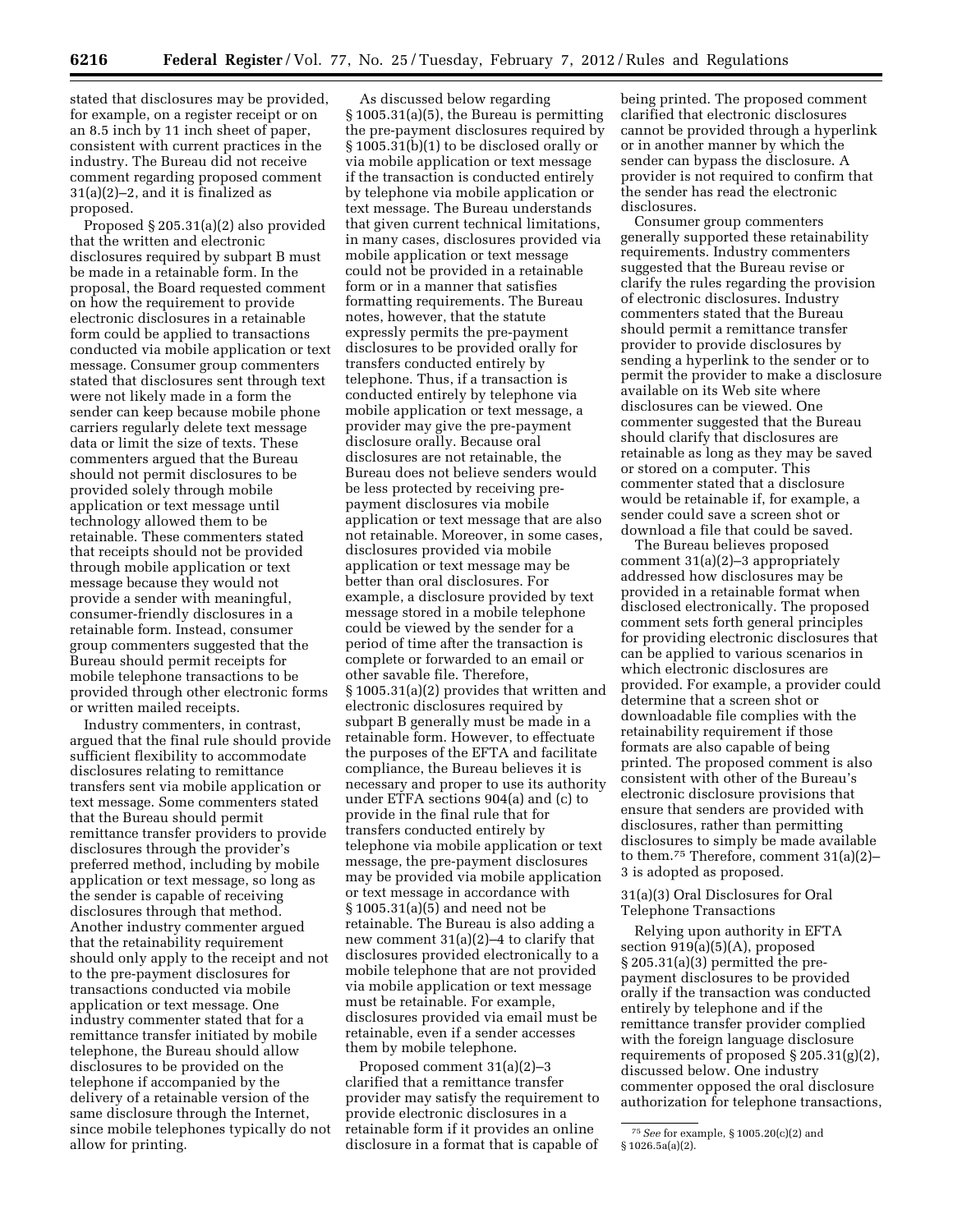stated that disclosures may be provided, for example, on a register receipt or on an 8.5 inch by 11 inch sheet of paper, consistent with current practices in the industry. The Bureau did not receive comment regarding proposed comment 31(a)(2)–2, and it is finalized as proposed.

Proposed § 205.31(a)(2) also provided that the written and electronic disclosures required by subpart B must be made in a retainable form. In the proposal, the Board requested comment on how the requirement to provide electronic disclosures in a retainable form could be applied to transactions conducted via mobile application or text message. Consumer group commenters stated that disclosures sent through text were not likely made in a form the sender can keep because mobile phone carriers regularly delete text message data or limit the size of texts. These commenters argued that the Bureau should not permit disclosures to be provided solely through mobile application or text message until technology allowed them to be retainable. These commenters stated that receipts should not be provided through mobile application or text message because they would not provide a sender with meaningful, consumer-friendly disclosures in a retainable form. Instead, consumer group commenters suggested that the Bureau should permit receipts for mobile telephone transactions to be provided through other electronic forms or written mailed receipts.

Industry commenters, in contrast, argued that the final rule should provide sufficient flexibility to accommodate disclosures relating to remittance transfers sent via mobile application or text message. Some commenters stated that the Bureau should permit remittance transfer providers to provide disclosures through the provider's preferred method, including by mobile application or text message, so long as the sender is capable of receiving disclosures through that method. Another industry commenter argued that the retainability requirement should only apply to the receipt and not to the pre-payment disclosures for transactions conducted via mobile application or text message. One industry commenter stated that for a remittance transfer initiated by mobile telephone, the Bureau should allow disclosures to be provided on the telephone if accompanied by the delivery of a retainable version of the same disclosure through the Internet, since mobile telephones typically do not allow for printing.

As discussed below regarding § 1005.31(a)(5), the Bureau is permitting the pre-payment disclosures required by § 1005.31(b)(1) to be disclosed orally or via mobile application or text message if the transaction is conducted entirely by telephone via mobile application or text message. The Bureau understands that given current technical limitations, in many cases, disclosures provided via mobile application or text message could not be provided in a retainable form or in a manner that satisfies formatting requirements. The Bureau notes, however, that the statute expressly permits the pre-payment disclosures to be provided orally for transfers conducted entirely by telephone. Thus, if a transaction is conducted entirely by telephone via mobile application or text message, a provider may give the pre-payment disclosure orally. Because oral disclosures are not retainable, the Bureau does not believe senders would be less protected by receiving pre-payment disclosures via mobile application or text message that are also not retainable. Moreover, in some cases, disclosures provided via mobile application or text message may be better than oral disclosures. For example, a disclosure provided by text message stored in a mobile telephone could be viewed by the sender for a period of time after the transaction is complete or forwarded to an email or other savable file. Therefore, § 1005.31(a)(2) provides that written and electronic disclosures required by subpart B generally must be made in a retainable form. However, to effectuate the purposes of the EFTA and facilitate compliance, the Bureau believes it is necessary and proper to use its authority under ETFA sections 904(a) and (c) to provide in the final rule that for transfers conducted entirely by telephone via mobile application or text message, the pre-payment disclosures may be provided via mobile application or text message in accordance with § 1005.31(a)(5) and need not be retainable. The Bureau is also adding a new comment 31(a)(2)–4 to clarify that disclosures provided electronically to a mobile telephone that are not provided via mobile application or text message must be retainable. For example, disclosures provided via email must be retainable, even if a sender accesses them by mobile telephone.

Proposed comment 31(a)(2)–3 clarified that a remittance transfer provider may satisfy the requirement to provide electronic disclosures in a retainable form if it provides an online disclosure in a format that is capable of being printed. The proposed comment clarified that electronic disclosures cannot be provided through a hyperlink or in another manner by which the sender can bypass the disclosure. A provider is not required to confirm that the sender has read the electronic disclosures.

Consumer group commenters generally supported these retainability requirements. Industry commenters suggested that the Bureau revise or clarify the rules regarding the provision of electronic disclosures. Industry commenters stated that the Bureau should permit a remittance transfer provider to provide disclosures by sending a hyperlink to the sender or to permit the provider to make a disclosure available on its Web site where disclosures can be viewed. One commenter suggested that the Bureau should clarify that disclosures are retainable as long as they may be saved or stored on a computer. This commenter stated that a disclosure would be retainable if, for example, a sender could save a screen shot or download a file that could be saved.

The Bureau believes proposed comment 31(a)(2)–3 appropriately addressed how disclosures may be provided in a retainable format when disclosed electronically. The proposed comment sets forth general principles for providing electronic disclosures that can be applied to various scenarios in which electronic disclosures are provided. For example, a provider could determine that a screen shot or downloadable file complies with the retainability requirement if those formats are also capable of being printed. The proposed comment is also consistent with other of the Bureau's electronic disclosure provisions that ensure that senders are provided with disclosures, rather than permitting disclosures to simply be made available to them.[75] Therefore, comment 31(a)(2)–3 is adopted as proposed.

### 31(a)(3) Oral Disclosures for Oral Telephone Transactions

Relying upon authority in EFTA section 919(a)(5)(A), proposed § 205.31(a)(3) permitted the pre-payment disclosures to be provided orally if the transaction was conducted entirely by telephone and if the remittance transfer provider complied with the foreign language disclosure requirements of proposed § 205.31(g)(2), discussed below. One industry commenter opposed the oral disclosure authorization for telephone transactions,

[75] *See* for example, § 1005.20(c)(2) and § 1026.5a(a)(2).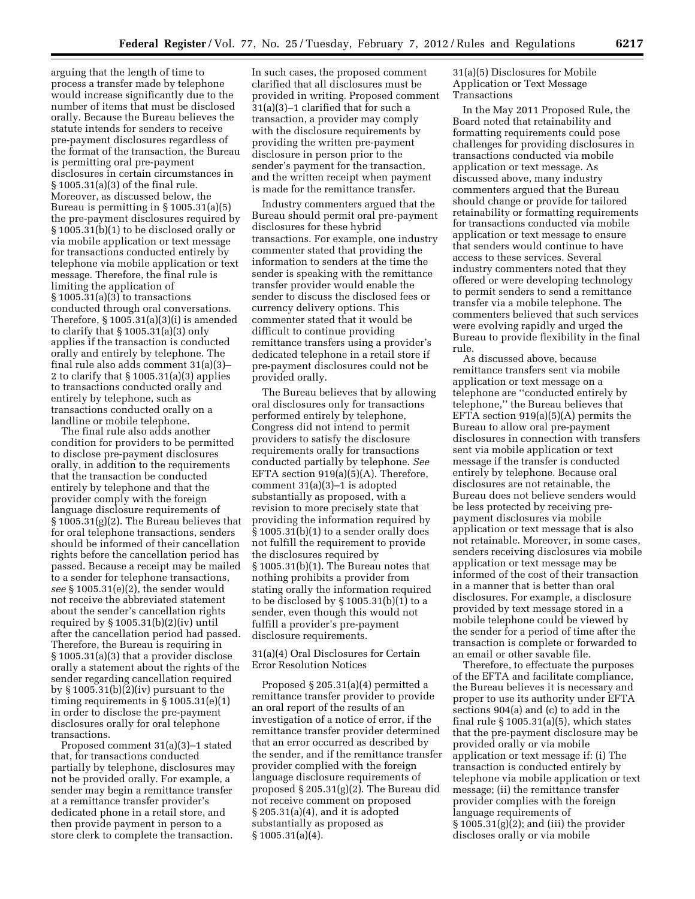arguing that the length of time to process a transfer made by telephone would increase significantly due to the number of items that must be disclosed orally. Because the Bureau believes the statute intends for senders to receive pre-payment disclosures regardless of the format of the transaction, the Bureau is permitting oral pre-payment disclosures in certain circumstances in § 1005.31(a)(3) of the final rule. Moreover, as discussed below, the Bureau is permitting in § 1005.31(a)(5) the pre-payment disclosures required by § 1005.31(b)(1) to be disclosed orally or via mobile application or text message for transactions conducted entirely by telephone via mobile application or text message. Therefore, the final rule is limiting the application of § 1005.31(a)(3) to transactions conducted through oral conversations. Therefore, § 1005.31(a)(3)(i) is amended to clarify that § 1005.31(a)(3) only applies if the transaction is conducted orally and entirely by telephone. The final rule also adds comment 31(a)(3)–2 to clarify that § 1005.31(a)(3) applies to transactions conducted orally and entirely by telephone, such as transactions conducted orally on a landline or mobile telephone.

The final rule also adds another condition for providers to be permitted to disclose pre-payment disclosures orally, in addition to the requirements that the transaction be conducted entirely by telephone and that the provider comply with the foreign language disclosure requirements of § 1005.31(g)(2). The Bureau believes that for oral telephone transactions, senders should be informed of their cancellation rights before the cancellation period has passed. Because a receipt may be mailed to a sender for telephone transactions, *see* § 1005.31(e)(2), the sender would not receive the abbreviated statement about the sender's cancellation rights required by § 1005.31(b)(2)(iv) until after the cancellation period had passed. Therefore, the Bureau is requiring in § 1005.31(a)(3) that a provider disclose orally a statement about the rights of the sender regarding cancellation required by § 1005.31(b)(2)(iv) pursuant to the timing requirements in § 1005.31(e)(1) in order to disclose the pre-payment disclosures orally for oral telephone transactions.

Proposed comment 31(a)(3)–1 stated that, for transactions conducted partially by telephone, disclosures may not be provided orally. For example, a sender may begin a remittance transfer at a remittance transfer provider's dedicated phone in a retail store, and then provide payment in person to a store clerk to complete the transaction. In such cases, the proposed comment clarified that all disclosures must be provided in writing. Proposed comment 31(a)(3)–1 clarified that for such a transaction, a provider may comply with the disclosure requirements by providing the written pre-payment disclosure in person prior to the sender's payment for the transaction, and the written receipt when payment is made for the remittance transfer.

Industry commenters argued that the Bureau should permit oral pre-payment disclosures for these hybrid transactions. For example, one industry commenter stated that providing the information to senders at the time the sender is speaking with the remittance transfer provider would enable the sender to discuss the disclosed fees or currency delivery options. This commenter stated that it would be difficult to continue providing remittance transfers using a provider's dedicated telephone in a retail store if pre-payment disclosures could not be provided orally.

The Bureau believes that by allowing oral disclosures only for transactions performed entirely by telephone, Congress did not intend to permit providers to satisfy the disclosure requirements orally for transactions conducted partially by telephone. *See* EFTA section 919(a)(5)(A). Therefore, comment 31(a)(3)–1 is adopted substantially as proposed, with a revision to more precisely state that providing the information required by § 1005.31(b)(1) to a sender orally does not fulfill the requirement to provide the disclosures required by § 1005.31(b)(1). The Bureau notes that nothing prohibits a provider from stating orally the information required to be disclosed by § 1005.31(b)(1) to a sender, even though this would not fulfill a provider's pre-payment disclosure requirements.

### 31(a)(4) Oral Disclosures for Certain Error Resolution Notices

Proposed § 205.31(a)(4) permitted a remittance transfer provider to provide an oral report of the results of an investigation of a notice of error, if the remittance transfer provider determined that an error occurred as described by the sender, and if the remittance transfer provider complied with the foreign language disclosure requirements of proposed § 205.31(g)(2). The Bureau did not receive comment on proposed § 205.31(a)(4), and it is adopted substantially as proposed as § 1005.31(a)(4).

### 31(a)(5) Disclosures for Mobile Application or Text Message Transactions

In the May 2011 Proposed Rule, the Board noted that retainability and formatting requirements could pose challenges for providing disclosures in transactions conducted via mobile application or text message. As discussed above, many industry commenters argued that the Bureau should change or provide for tailored retainability or formatting requirements for transactions conducted via mobile application or text message to ensure that senders would continue to have access to these services. Several industry commenters noted that they offered or were developing technology to permit senders to send a remittance transfer via a mobile telephone. The commenters believed that such services were evolving rapidly and urged the Bureau to provide flexibility in the final rule.

As discussed above, because remittance transfers sent via mobile application or text message on a telephone are ''conducted entirely by telephone,'' the Bureau believes that EFTA section 919(a)(5)(A) permits the Bureau to allow oral pre-payment disclosures in connection with transfers sent via mobile application or text message if the transfer is conducted entirely by telephone. Because oral disclosures are not retainable, the Bureau does not believe senders would be less protected by receiving pre-payment disclosures via mobile application or text message that is also not retainable. Moreover, in some cases, senders receiving disclosures via mobile application or text message may be informed of the cost of their transaction in a manner that is better than oral disclosures. For example, a disclosure provided by text message stored in a mobile telephone could be viewed by the sender for a period of time after the transaction is complete or forwarded to an email or other savable file.

Therefore, to effectuate the purposes of the EFTA and facilitate compliance, the Bureau believes it is necessary and proper to use its authority under EFTA sections 904(a) and (c) to add in the final rule § 1005.31(a)(5), which states that the pre-payment disclosure may be provided orally or via mobile application or text message if: (i) The transaction is conducted entirely by telephone via mobile application or text message; (ii) the remittance transfer provider complies with the foreign language requirements of § 1005.31(g)(2); and (iii) the provider discloses orally or via mobile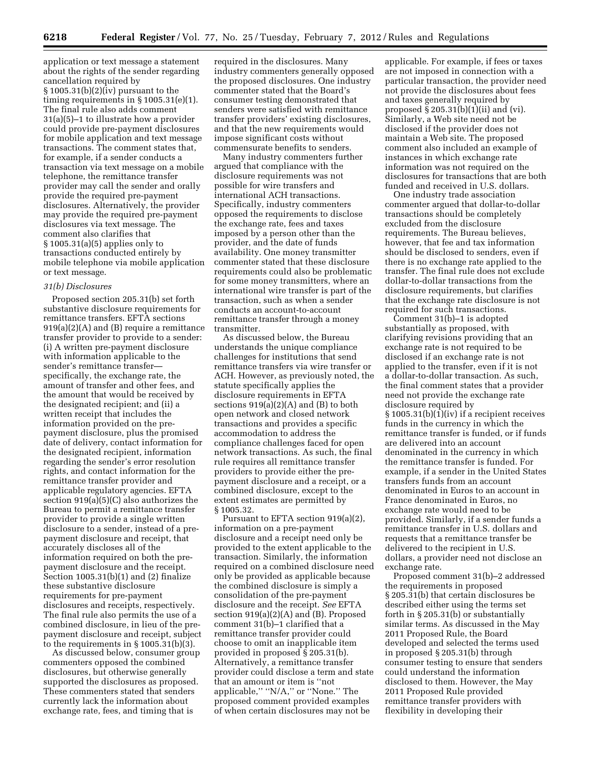application or text message a statement about the rights of the sender regarding cancellation required by § 1005.31(b)(2)(iv) pursuant to the timing requirements in § 1005.31(e)(1). The final rule also adds comment 31(a)(5)–1 to illustrate how a provider could provide pre-payment disclosures for mobile application and text message transactions. The comment states that, for example, if a sender conducts a transaction via text message on a mobile telephone, the remittance transfer provider may call the sender and orally provide the required pre-payment disclosures. Alternatively, the provider may provide the required pre-payment disclosures via text message. The comment also clarifies that § 1005.31(a)(5) applies only to transactions conducted entirely by mobile telephone via mobile application or text message.

### *31(b) Disclosures*

Proposed section 205.31(b) set forth substantive disclosure requirements for remittance transfers. EFTA sections 919(a)(2)(A) and (B) require a remittance transfer provider to provide to a sender: (i) A written pre-payment disclosure with information applicable to the sender's remittance transfer—specifically, the exchange rate, the amount of transfer and other fees, and the amount that would be received by the designated recipient; and (ii) a written receipt that includes the information provided on the pre-payment disclosure, plus the promised date of delivery, contact information for the designated recipient, information regarding the sender's error resolution rights, and contact information for the remittance transfer provider and applicable regulatory agencies. EFTA section 919(a)(5)(C) also authorizes the Bureau to permit a remittance transfer provider to provide a single written disclosure to a sender, instead of a pre-payment disclosure and receipt, that accurately discloses all of the information required on both the pre-payment disclosure and the receipt. Section 1005.31(b)(1) and (2) finalize these substantive disclosure requirements for pre-payment disclosures and receipts, respectively. The final rule also permits the use of a combined disclosure, in lieu of the pre-payment disclosure and receipt, subject to the requirements in § 1005.31(b)(3).

As discussed below, consumer group commenters opposed the combined disclosures, but otherwise generally supported the disclosures as proposed. These commenters stated that senders currently lack the information about exchange rate, fees, and timing that is required in the disclosures. Many industry commenters generally opposed the proposed disclosures. One industry commenter stated that the Board's consumer testing demonstrated that senders were satisfied with remittance transfer providers' existing disclosures, and that the new requirements would impose significant costs without commensurate benefits to senders.

Many industry commenters further argued that compliance with the disclosure requirements was not possible for wire transfers and international ACH transactions. Specifically, industry commenters opposed the requirements to disclose the exchange rate, fees and taxes imposed by a person other than the provider, and the date of funds availability. One money transmitter commenter stated that these disclosure requirements could also be problematic for some money transmitters, where an international wire transfer is part of the transaction, such as when a sender conducts an account-to-account remittance transfer through a money transmitter.

As discussed below, the Bureau understands the unique compliance challenges for institutions that send remittance transfers via wire transfer or ACH. However, as previously noted, the statute specifically applies the disclosure requirements in EFTA sections 919(a)(2)(A) and (B) to both open network and closed network transactions and provides a specific accommodation to address the compliance challenges faced for open network transactions. As such, the final rule requires all remittance transfer providers to provide either the pre-payment disclosure and a receipt, or a combined disclosure, except to the extent estimates are permitted by § 1005.32.

Pursuant to EFTA section 919(a)(2), information on a pre-payment disclosure and a receipt need only be provided to the extent applicable to the transaction. Similarly, the information required on a combined disclosure need only be provided as applicable because the combined disclosure is simply a consolidation of the pre-payment disclosure and the receipt. *See* EFTA section 919(a)(2)(A) and (B). Proposed comment 31(b)–1 clarified that a remittance transfer provider could choose to omit an inapplicable item provided in proposed § 205.31(b). Alternatively, a remittance transfer provider could disclose a term and state that an amount or item is ''not applicable,'' ''N/A,'' or ''None.'' The proposed comment provided examples of when certain disclosures may not be applicable. For example, if fees or taxes are not imposed in connection with a particular transaction, the provider need not provide the disclosures about fees and taxes generally required by proposed § 205.31(b)(1)(ii) and (vi). Similarly, a Web site need not be disclosed if the provider does not maintain a Web site. The proposed comment also included an example of instances in which exchange rate information was not required on the disclosures for transactions that are both funded and received in U.S. dollars.

One industry trade association commenter argued that dollar-to-dollar transactions should be completely excluded from the disclosure requirements. The Bureau believes, however, that fee and tax information should be disclosed to senders, even if there is no exchange rate applied to the transfer. The final rule does not exclude dollar-to-dollar transactions from the disclosure requirements, but clarifies that the exchange rate disclosure is not required for such transactions.

Comment 31(b)–1 is adopted substantially as proposed, with clarifying revisions providing that an exchange rate is not required to be disclosed if an exchange rate is not applied to the transfer, even if it is not a dollar-to-dollar transaction. As such, the final comment states that a provider need not provide the exchange rate disclosure required by § 1005.31(b)(1)(iv) if a recipient receives funds in the currency in which the remittance transfer is funded, or if funds are delivered into an account denominated in the currency in which the remittance transfer is funded. For example, if a sender in the United States transfers funds from an account denominated in Euros to an account in France denominated in Euros, no exchange rate would need to be provided. Similarly, if a sender funds a remittance transfer in U.S. dollars and requests that a remittance transfer be delivered to the recipient in U.S. dollars, a provider need not disclose an exchange rate.

Proposed comment 31(b)–2 addressed the requirements in proposed § 205.31(b) that certain disclosures be described either using the terms set forth in § 205.31(b) or substantially similar terms. As discussed in the May 2011 Proposed Rule, the Board developed and selected the terms used in proposed § 205.31(b) through consumer testing to ensure that senders could understand the information disclosed to them. However, the May 2011 Proposed Rule provided remittance transfer providers with flexibility in developing their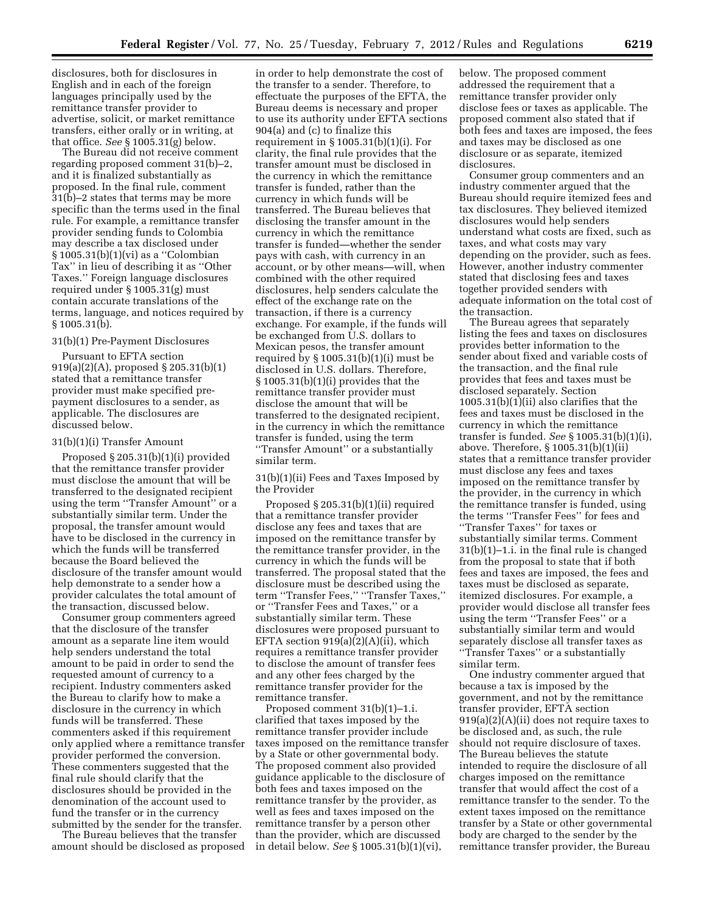disclosures, both for disclosures in English and in each of the foreign languages principally used by the remittance transfer provider to advertise, solicit, or market remittance transfers, either orally or in writing, at that office. *See* § 1005.31(g) below.

The Bureau did not receive comment regarding proposed comment 31(b)–2, and it is finalized substantially as proposed. In the final rule, comment 31(b)–2 states that terms may be more specific than the terms used in the final rule. For example, a remittance transfer provider sending funds to Colombia may describe a tax disclosed under § 1005.31(b)(1)(vi) as a ''Colombian Tax'' in lieu of describing it as ''Other Taxes.'' Foreign language disclosures required under § 1005.31(g) must contain accurate translations of the terms, language, and notices required by § 1005.31(b).

### 31(b)(1) Pre-Payment Disclosures

Pursuant to EFTA section 919(a)(2)(A), proposed § 205.31(b)(1) stated that a remittance transfer provider must make specified pre-payment disclosures to a sender, as applicable. The disclosures are discussed below.

### 31(b)(1)(i) Transfer Amount

Proposed § 205.31(b)(1)(i) provided that the remittance transfer provider must disclose the amount that will be transferred to the designated recipient using the term ''Transfer Amount'' or a substantially similar term. Under the proposal, the transfer amount would have to be disclosed in the currency in which the funds will be transferred because the Board believed the disclosure of the transfer amount would help demonstrate to a sender how a provider calculates the total amount of the transaction, discussed below.

Consumer group commenters agreed that the disclosure of the transfer amount as a separate line item would help senders understand the total amount to be paid in order to send the requested amount of currency to a recipient. Industry commenters asked the Bureau to clarify how to make a disclosure in the currency in which funds will be transferred. These commenters asked if this requirement only applied where a remittance transfer provider performed the conversion. These commenters suggested that the final rule should clarify that the disclosures should be provided in the denomination of the account used to fund the transfer or in the currency submitted by the sender for the transfer.

The Bureau believes that the transfer amount should be disclosed as proposed in order to help demonstrate the cost of the transfer to a sender. Therefore, to effectuate the purposes of the EFTA, the Bureau deems is necessary and proper to use its authority under EFTA sections 904(a) and (c) to finalize this requirement in § 1005.31(b)(1)(i). For clarity, the final rule provides that the transfer amount must be disclosed in the currency in which the remittance transfer is funded, rather than the currency in which funds will be transferred. The Bureau believes that disclosing the transfer amount in the currency in which the remittance transfer is funded—whether the sender pays with cash, with currency in an account, or by other means—will, when combined with the other required disclosures, help senders calculate the effect of the exchange rate on the transaction, if there is a currency exchange. For example, if the funds will be exchanged from U.S. dollars to Mexican pesos, the transfer amount required by § 1005.31(b)(1)(i) must be disclosed in U.S. dollars. Therefore, § 1005.31(b)(1)(i) provides that the remittance transfer provider must disclose the amount that will be transferred to the designated recipient, in the currency in which the remittance transfer is funded, using the term ''Transfer Amount'' or a substantially similar term.

### 31(b)(1)(ii) Fees and Taxes Imposed by the Provider

Proposed § 205.31(b)(1)(ii) required that a remittance transfer provider disclose any fees and taxes that are imposed on the remittance transfer by the remittance transfer provider, in the currency in which the funds will be transferred. The proposal stated that the disclosure must be described using the term ''Transfer Fees,'' ''Transfer Taxes,'' or ''Transfer Fees and Taxes,'' or a substantially similar term. These disclosures were proposed pursuant to EFTA section 919(a)(2)(A)(ii), which requires a remittance transfer provider to disclose the amount of transfer fees and any other fees charged by the remittance transfer provider for the remittance transfer.

Proposed comment 31(b)(1)–1.i. clarified that taxes imposed by the remittance transfer provider include taxes imposed on the remittance transfer by a State or other governmental body. The proposed comment also provided guidance applicable to the disclosure of both fees and taxes imposed on the remittance transfer by the provider, as well as fees and taxes imposed on the remittance transfer by a person other than the provider, which are discussed in detail below. *See* § 1005.31(b)(1)(vi), below. The proposed comment addressed the requirement that a remittance transfer provider only disclose fees or taxes as applicable. The proposed comment also stated that if both fees and taxes are imposed, the fees and taxes may be disclosed as one disclosure or as separate, itemized disclosures.

Consumer group commenters and an industry commenter argued that the Bureau should require itemized fees and tax disclosures. They believed itemized disclosures would help senders understand what costs are fixed, such as taxes, and what costs may vary depending on the provider, such as fees. However, another industry commenter stated that disclosing fees and taxes together provided senders with adequate information on the total cost of the transaction.

The Bureau agrees that separately listing the fees and taxes on disclosures provides better information to the sender about fixed and variable costs of the transaction, and the final rule provides that fees and taxes must be disclosed separately. Section 1005.31(b)(1)(ii) also clarifies that the fees and taxes must be disclosed in the currency in which the remittance transfer is funded. *See* § 1005.31(b)(1)(i), above. Therefore, § 1005.31(b)(1)(ii) states that a remittance transfer provider must disclose any fees and taxes imposed on the remittance transfer by the provider, in the currency in which the remittance transfer is funded, using the terms ''Transfer Fees'' for fees and ''Transfer Taxes'' for taxes or substantially similar terms. Comment 31(b)(1)–1.i. in the final rule is changed from the proposal to state that if both fees and taxes are imposed, the fees and taxes must be disclosed as separate, itemized disclosures. For example, a provider would disclose all transfer fees using the term ''Transfer Fees'' or a substantially similar term and would separately disclose all transfer taxes as ''Transfer Taxes'' or a substantially similar term.

One industry commenter argued that because a tax is imposed by the government, and not by the remittance transfer provider, EFTA section 919(a)(2)(A)(ii) does not require taxes to be disclosed and, as such, the rule should not require disclosure of taxes. The Bureau believes the statute intended to require the disclosure of all charges imposed on the remittance transfer that would affect the cost of a remittance transfer to the sender. To the extent taxes imposed on the remittance transfer by a State or other governmental body are charged to the sender by the remittance transfer provider, the Bureau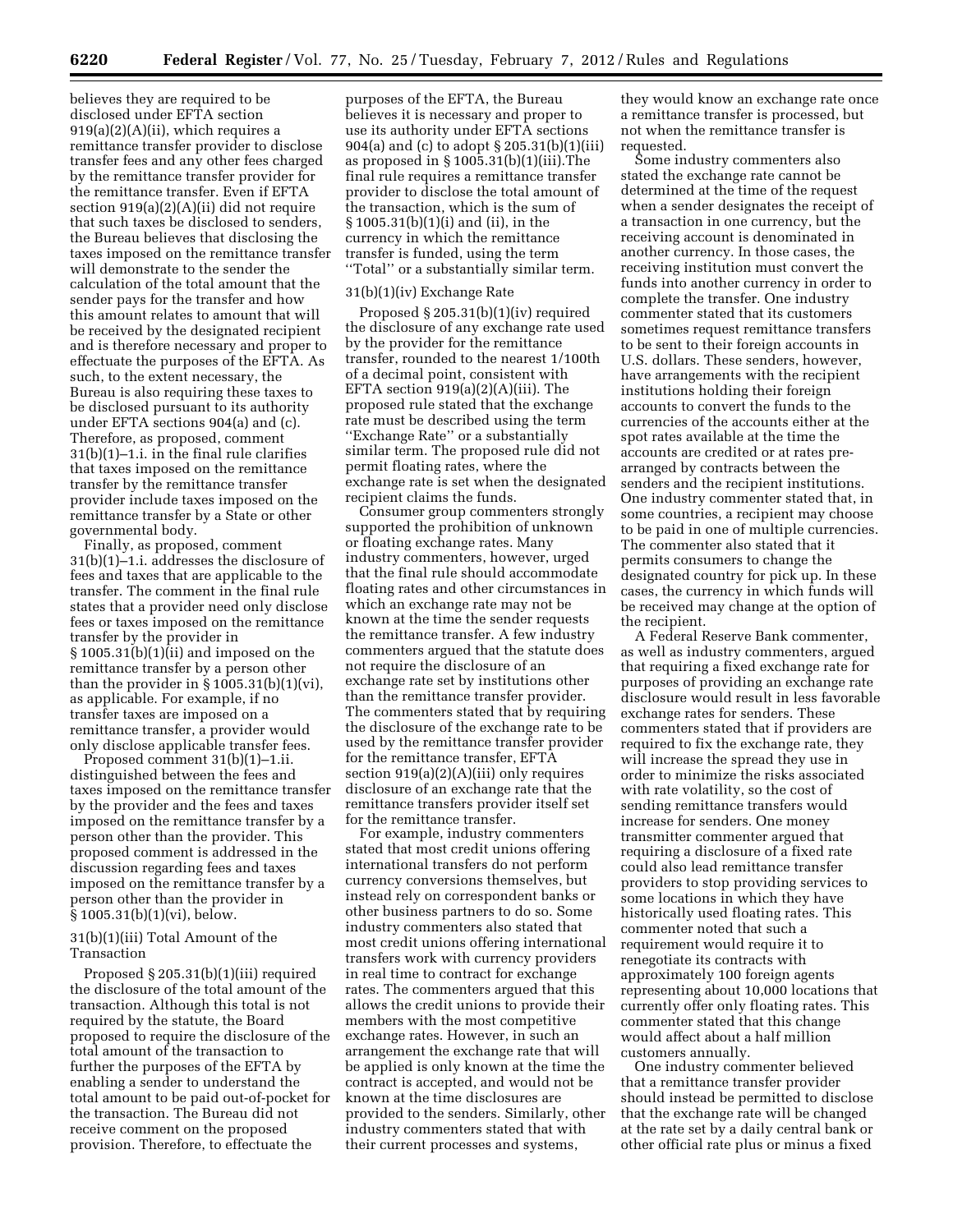believes they are required to be disclosed under EFTA section 919(a)(2)(A)(ii), which requires a remittance transfer provider to disclose transfer fees and any other fees charged by the remittance transfer provider for the remittance transfer. Even if EFTA section 919(a)(2)(A)(ii) did not require that such taxes be disclosed to senders, the Bureau believes that disclosing the taxes imposed on the remittance transfer will demonstrate to the sender the calculation of the total amount that the sender pays for the transfer and how this amount relates to amount that will be received by the designated recipient and is therefore necessary and proper to effectuate the purposes of the EFTA. As such, to the extent necessary, the Bureau is also requiring these taxes to be disclosed pursuant to its authority under EFTA sections 904(a) and (c). Therefore, as proposed, comment 31(b)(1)–1.i. in the final rule clarifies that taxes imposed on the remittance transfer by the remittance transfer provider include taxes imposed on the remittance transfer by a State or other governmental body.

Finally, as proposed, comment 31(b)(1)–1.i. addresses the disclosure of fees and taxes that are applicable to the transfer. The comment in the final rule states that a provider need only disclose fees or taxes imposed on the remittance transfer by the provider in § 1005.31(b)(1)(ii) and imposed on the remittance transfer by a person other than the provider in § 1005.31(b)(1)(vi), as applicable. For example, if no transfer taxes are imposed on a remittance transfer, a provider would only disclose applicable transfer fees.

Proposed comment 31(b)(1)–1.ii. distinguished between the fees and taxes imposed on the remittance transfer by the provider and the fees and taxes imposed on the remittance transfer by a person other than the provider. This proposed comment is addressed in the discussion regarding fees and taxes imposed on the remittance transfer by a person other than the provider in § 1005.31(b)(1)(vi), below.

31(b)(1)(iii) Total Amount of the Transaction

Proposed § 205.31(b)(1)(iii) required the disclosure of the total amount of the transaction. Although this total is not required by the statute, the Board proposed to require the disclosure of the total amount of the transaction to further the purposes of the EFTA by enabling a sender to understand the total amount to be paid out-of-pocket for the transaction. The Bureau did not receive comment on the proposed provision. Therefore, to effectuate the purposes of the EFTA, the Bureau believes it is necessary and proper to use its authority under EFTA sections 904(a) and (c) to adopt § 205.31(b)(1)(iii) as proposed in § 1005.31(b)(1)(iii).The final rule requires a remittance transfer provider to disclose the total amount of the transaction, which is the sum of § 1005.31(b)(1)(i) and (ii), in the currency in which the remittance transfer is funded, using the term "Total" or a substantially similar term.

31(b)(1)(iv) Exchange Rate

Proposed § 205.31(b)(1)(iv) required the disclosure of any exchange rate used by the provider for the remittance transfer, rounded to the nearest 1/100th of a decimal point, consistent with EFTA section 919(a)(2)(A)(iii). The proposed rule stated that the exchange rate must be described using the term "Exchange Rate" or a substantially similar term. The proposed rule did not permit floating rates, where the exchange rate is set when the designated recipient claims the funds.

Consumer group commenters strongly supported the prohibition of unknown or floating exchange rates. Many industry commenters, however, urged that the final rule should accommodate floating rates and other circumstances in which an exchange rate may not be known at the time the sender requests the remittance transfer. A few industry commenters argued that the statute does not require the disclosure of an exchange rate set by institutions other than the remittance transfer provider. The commenters stated that by requiring the disclosure of the exchange rate to be used by the remittance transfer provider for the remittance transfer, EFTA section 919(a)(2)(A)(iii) only requires disclosure of an exchange rate that the remittance transfers provider itself set for the remittance transfer.

For example, industry commenters stated that most credit unions offering international transfers do not perform currency conversions themselves, but instead rely on correspondent banks or other business partners to do so. Some industry commenters also stated that most credit unions offering international transfers work with currency providers in real time to contract for exchange rates. The commenters argued that this allows the credit unions to provide their members with the most competitive exchange rates. However, in such an arrangement the exchange rate that will be applied is only known at the time the contract is accepted, and would not be known at the time disclosures are provided to the senders. Similarly, other industry commenters stated that with their current processes and systems, they would know an exchange rate once a remittance transfer is processed, but not when the remittance transfer is requested.

Some industry commenters also stated the exchange rate cannot be determined at the time of the request when a sender designates the receipt of a transaction in one currency, but the receiving account is denominated in another currency. In those cases, the receiving institution must convert the funds into another currency in order to complete the transfer. One industry commenter stated that its customers sometimes request remittance transfers to be sent to their foreign accounts in U.S. dollars. These senders, however, have arrangements with the recipient institutions holding their foreign accounts to convert the funds to the currencies of the accounts either at the spot rates available at the time the accounts are credited or at rates pre-arranged by contracts between the senders and the recipient institutions. One industry commenter stated that, in some countries, a recipient may choose to be paid in one of multiple currencies. The commenter also stated that it permits consumers to change the designated country for pick up. In these cases, the currency in which funds will be received may change at the option of the recipient.

A Federal Reserve Bank commenter, as well as industry commenters, argued that requiring a fixed exchange rate for purposes of providing an exchange rate disclosure would result in less favorable exchange rates for senders. These commenters stated that if providers are required to fix the exchange rate, they will increase the spread they use in order to minimize the risks associated with rate volatility, so the cost of sending remittance transfers would increase for senders. One money transmitter commenter argued that requiring a disclosure of a fixed rate could also lead remittance transfer providers to stop providing services to some locations in which they have historically used floating rates. This commenter noted that such a requirement would require it to renegotiate its contracts with approximately 100 foreign agents representing about 10,000 locations that currently offer only floating rates. This commenter stated that this change would affect about a half million customers annually.

One industry commenter believed that a remittance transfer provider should instead be permitted to disclose that the exchange rate will be changed at the rate set by a daily central bank or other official rate plus or minus a fixed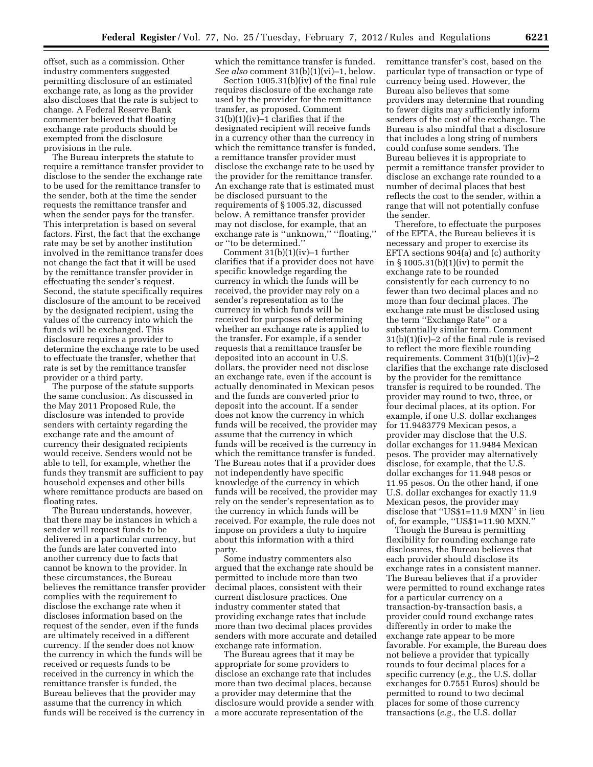offset, such as a commission. Other industry commenters suggested permitting disclosure of an estimated exchange rate, as long as the provider also discloses that the rate is subject to change. A Federal Reserve Bank commenter believed that floating exchange rate products should be exempted from the disclosure provisions in the rule.

The Bureau interprets the statute to require a remittance transfer provider to disclose to the sender the exchange rate to be used for the remittance transfer to the sender, both at the time the sender requests the remittance transfer and when the sender pays for the transfer. This interpretation is based on several factors. First, the fact that the exchange rate may be set by another institution involved in the remittance transfer does not change the fact that it will be used by the remittance transfer provider in effectuating the sender's request. Second, the statute specifically requires disclosure of the amount to be received by the designated recipient, using the values of the currency into which the funds will be exchanged. This disclosure requires a provider to determine the exchange rate to be used to effectuate the transfer, whether that rate is set by the remittance transfer provider or a third party.

The purpose of the statute supports the same conclusion. As discussed in the May 2011 Proposed Rule, the disclosure was intended to provide senders with certainty regarding the exchange rate and the amount of currency their designated recipients would receive. Senders would not be able to tell, for example, whether the funds they transmit are sufficient to pay household expenses and other bills where remittance products are based on floating rates.

The Bureau understands, however, that there may be instances in which a sender will request funds to be delivered in a particular currency, but the funds are later converted into another currency due to facts that cannot be known to the provider. In these circumstances, the Bureau believes the remittance transfer provider complies with the requirement to disclose the exchange rate when it discloses information based on the request of the sender, even if the funds are ultimately received in a different currency. If the sender does not know the currency in which the funds will be received or requests funds to be received in the currency in which the remittance transfer is funded, the Bureau believes that the provider may assume that the currency in which funds will be received is the currency in which the remittance transfer is funded. *See also* comment 31(b)(1)(vi)–1, below.

Section 1005.31(b)(iv) of the final rule requires disclosure of the exchange rate used by the provider for the remittance transfer, as proposed. Comment 31(b)(1)(iv)–1 clarifies that if the designated recipient will receive funds in a currency other than the currency in which the remittance transfer is funded, a remittance transfer provider must disclose the exchange rate to be used by the provider for the remittance transfer. An exchange rate that is estimated must be disclosed pursuant to the requirements of § 1005.32, discussed below. A remittance transfer provider may not disclose, for example, that an exchange rate is ''unknown,'' ''floating,'' or ''to be determined.''

Comment 31(b)(1)(iv)–1 further clarifies that if a provider does not have specific knowledge regarding the currency in which the funds will be received, the provider may rely on a sender's representation as to the currency in which funds will be received for purposes of determining whether an exchange rate is applied to the transfer. For example, if a sender requests that a remittance transfer be deposited into an account in U.S. dollars, the provider need not disclose an exchange rate, even if the account is actually denominated in Mexican pesos and the funds are converted prior to deposit into the account. If a sender does not know the currency in which funds will be received, the provider may assume that the currency in which funds will be received is the currency in which the remittance transfer is funded. The Bureau notes that if a provider does not independently have specific knowledge of the currency in which funds will be received, the provider may rely on the sender's representation as to the currency in which funds will be received. For example, the rule does not impose on providers a duty to inquire about this information with a third party.

Some industry commenters also argued that the exchange rate should be permitted to include more than two decimal places, consistent with their current disclosure practices. One industry commenter stated that providing exchange rates that include more than two decimal places provides senders with more accurate and detailed exchange rate information.

The Bureau agrees that it may be appropriate for some providers to disclose an exchange rate that includes more than two decimal places, because a provider may determine that the disclosure would provide a sender with a more accurate representation of the remittance transfer's cost, based on the particular type of transaction or type of currency being used. However, the Bureau also believes that some providers may determine that rounding to fewer digits may sufficiently inform senders of the cost of the exchange. The Bureau is also mindful that a disclosure that includes a long string of numbers could confuse some senders. The Bureau believes it is appropriate to permit a remittance transfer provider to disclose an exchange rate rounded to a number of decimal places that best reflects the cost to the sender, within a range that will not potentially confuse the sender.

Therefore, to effectuate the purposes of the EFTA, the Bureau believes it is necessary and proper to exercise its EFTA sections 904(a) and (c) authority in § 1005.31(b)(1)(iv) to permit the exchange rate to be rounded consistently for each currency to no fewer than two decimal places and no more than four decimal places. The exchange rate must be disclosed using the term ''Exchange Rate'' or a substantially similar term. Comment 31(b)(1)(iv)–2 of the final rule is revised to reflect the more flexible rounding requirements. Comment 31(b)(1)(iv)–2 clarifies that the exchange rate disclosed by the provider for the remittance transfer is required to be rounded. The provider may round to two, three, or four decimal places, at its option. For example, if one U.S. dollar exchanges for 11.9483779 Mexican pesos, a provider may disclose that the U.S. dollar exchanges for 11.9484 Mexican pesos. The provider may alternatively disclose, for example, that the U.S. dollar exchanges for 11.948 pesos or 11.95 pesos. On the other hand, if one U.S. dollar exchanges for exactly 11.9 Mexican pesos, the provider may disclose that ''US$1=11.9 MXN'' in lieu of, for example, ''US$1=11.90 MXN.''

Though the Bureau is permitting flexibility for rounding exchange rate disclosures, the Bureau believes that each provider should disclose its exchange rates in a consistent manner. The Bureau believes that if a provider were permitted to round exchange rates for a particular currency on a transaction-by-transaction basis, a provider could round exchange rates differently in order to make the exchange rate appear to be more favorable. For example, the Bureau does not believe a provider that typically rounds to four decimal places for a specific currency (*e.g.,* the U.S. dollar exchanges for 0.7551 Euros) should be permitted to round to two decimal places for some of those currency transactions (*e.g.,* the U.S. dollar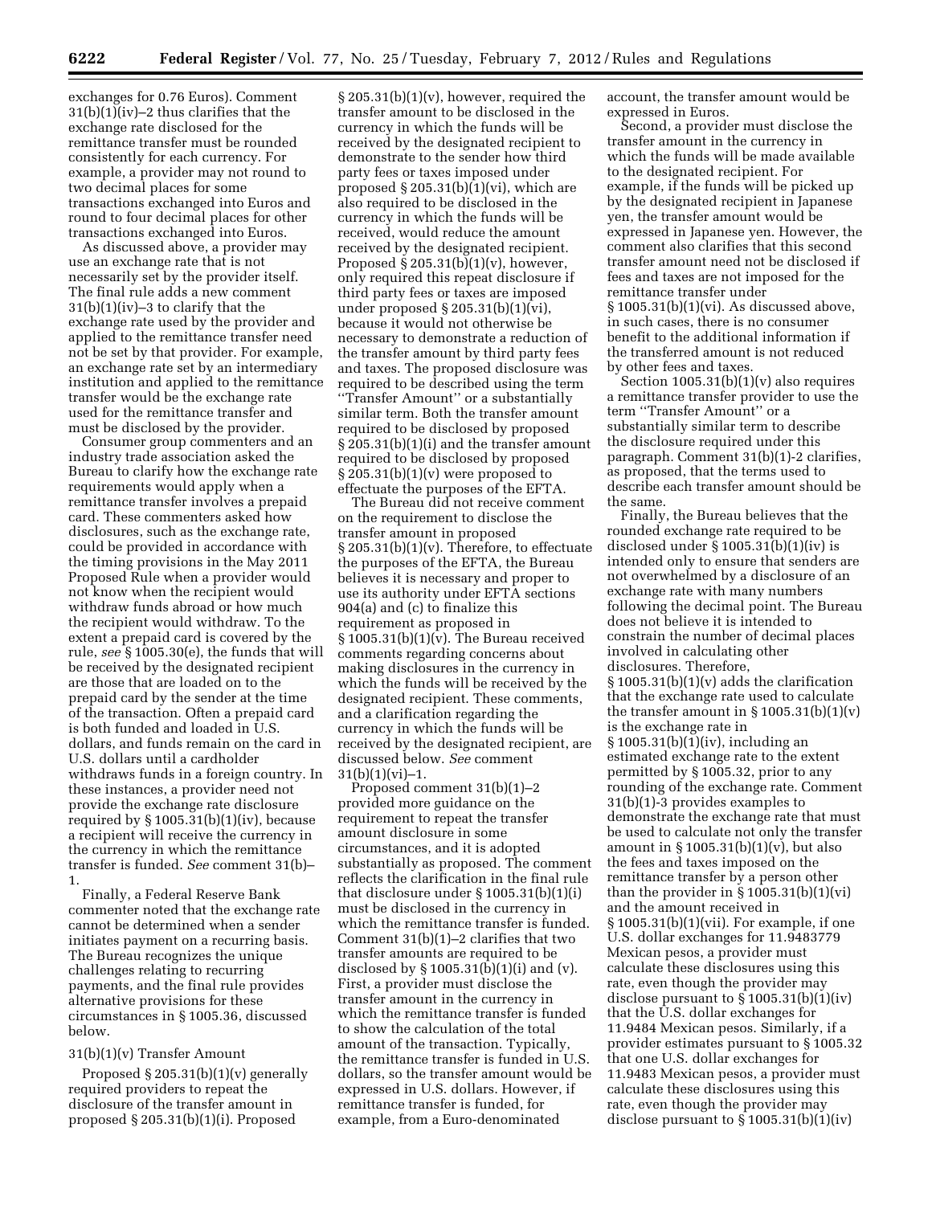exchanges for 0.76 Euros). Comment 31(b)(1)(iv)–2 thus clarifies that the exchange rate disclosed for the remittance transfer must be rounded consistently for each currency. For example, a provider may not round to two decimal places for some transactions exchanged into Euros and round to four decimal places for other transactions exchanged into Euros.

As discussed above, a provider may use an exchange rate that is not necessarily set by the provider itself. The final rule adds a new comment 31(b)(1)(iv)–3 to clarify that the exchange rate used by the provider and applied to the remittance transfer need not be set by that provider. For example, an exchange rate set by an intermediary institution and applied to the remittance transfer would be the exchange rate used for the remittance transfer and must be disclosed by the provider.

Consumer group commenters and an industry trade association asked the Bureau to clarify how the exchange rate requirements would apply when a remittance transfer involves a prepaid card. These commenters asked how disclosures, such as the exchange rate, could be provided in accordance with the timing provisions in the May 2011 Proposed Rule when a provider would not know when the recipient would withdraw funds abroad or how much the recipient would withdraw. To the extent a prepaid card is covered by the rule, *see* § 1005.30(e), the funds that will be received by the designated recipient are those that are loaded on to the prepaid card by the sender at the time of the transaction. Often a prepaid card is both funded and loaded in U.S. dollars, and funds remain on the card in U.S. dollars until a cardholder withdraws funds in a foreign country. In these instances, a provider need not provide the exchange rate disclosure required by § 1005.31(b)(1)(iv), because a recipient will receive the currency in the currency in which the remittance transfer is funded. *See* comment 31(b)–1.

Finally, a Federal Reserve Bank commenter noted that the exchange rate cannot be determined when a sender initiates payment on a recurring basis. The Bureau recognizes the unique challenges relating to recurring payments, and the final rule provides alternative provisions for these circumstances in § 1005.36, discussed below.

### 31(b)(1)(v) Transfer Amount

Proposed § 205.31(b)(1)(v) generally required providers to repeat the disclosure of the transfer amount in proposed § 205.31(b)(1)(i). Proposed § 205.31(b)(1)(v), however, required the transfer amount to be disclosed in the currency in which the funds will be received by the designated recipient to demonstrate to the sender how third party fees or taxes imposed under proposed § 205.31(b)(1)(vi), which are also required to be disclosed in the currency in which the funds will be received, would reduce the amount received by the designated recipient. Proposed § 205.31(b)(1)(v), however, only required this repeat disclosure if third party fees or taxes are imposed under proposed § 205.31(b)(1)(vi), because it would not otherwise be necessary to demonstrate a reduction of the transfer amount by third party fees and taxes. The proposed disclosure was required to be described using the term ''Transfer Amount'' or a substantially similar term. Both the transfer amount required to be disclosed by proposed § 205.31(b)(1)(i) and the transfer amount required to be disclosed by proposed § 205.31(b)(1)(v) were proposed to effectuate the purposes of the EFTA.

The Bureau did not receive comment on the requirement to disclose the transfer amount in proposed § 205.31(b)(1)(v). Therefore, to effectuate the purposes of the EFTA, the Bureau believes it is necessary and proper to use its authority under EFTA sections 904(a) and (c) to finalize this requirement as proposed in § 1005.31(b)(1)(v). The Bureau received comments regarding concerns about making disclosures in the currency in which the funds will be received by the designated recipient. These comments, and a clarification regarding the currency in which the funds will be received by the designated recipient, are discussed below. *See* comment 31(b)(1)(vi)–1.

Proposed comment 31(b)(1)–2 provided more guidance on the requirement to repeat the transfer amount disclosure in some circumstances, and it is adopted substantially as proposed. The comment reflects the clarification in the final rule that disclosure under § 1005.31(b)(1)(i) must be disclosed in the currency in which the remittance transfer is funded. Comment 31(b)(1)–2 clarifies that two transfer amounts are required to be disclosed by § 1005.31(b)(1)(i) and (v). First, a provider must disclose the transfer amount in the currency in which the remittance transfer is funded to show the calculation of the total amount of the transaction. Typically, the remittance transfer is funded in U.S. dollars, so the transfer amount would be expressed in U.S. dollars. However, if remittance transfer is funded, for example, from a Euro-denominated account, the transfer amount would be expressed in Euros.

Second, a provider must disclose the transfer amount in the currency in which the funds will be made available to the designated recipient. For example, if the funds will be picked up by the designated recipient in Japanese yen, the transfer amount would be expressed in Japanese yen. However, the comment also clarifies that this second transfer amount need not be disclosed if fees and taxes are not imposed for the remittance transfer under § 1005.31(b)(1)(vi). As discussed above, in such cases, there is no consumer benefit to the additional information if the transferred amount is not reduced by other fees and taxes.

Section 1005.31(b)(1)(v) also requires a remittance transfer provider to use the term ''Transfer Amount'' or a substantially similar term to describe the disclosure required under this paragraph. Comment 31(b)(1)-2 clarifies, as proposed, that the terms used to describe each transfer amount should be the same.

Finally, the Bureau believes that the rounded exchange rate required to be disclosed under § 1005.31(b)(1)(iv) is intended only to ensure that senders are not overwhelmed by a disclosure of an exchange rate with many numbers following the decimal point. The Bureau does not believe it is intended to constrain the number of decimal places involved in calculating other disclosures. Therefore, § 1005.31(b)(1)(v) adds the clarification that the exchange rate used to calculate the transfer amount in § 1005.31(b)(1)(v) is the exchange rate in § 1005.31(b)(1)(iv), including an estimated exchange rate to the extent permitted by § 1005.32, prior to any rounding of the exchange rate. Comment 31(b)(1)-3 provides examples to demonstrate the exchange rate that must be used to calculate not only the transfer amount in § 1005.31(b)(1)(v), but also the fees and taxes imposed on the remittance transfer by a person other than the provider in § 1005.31(b)(1)(vi) and the amount received in § 1005.31(b)(1)(vii). For example, if one U.S. dollar exchanges for 11.9483779 Mexican pesos, a provider must calculate these disclosures using this rate, even though the provider may disclose pursuant to § 1005.31(b)(1)(iv) that the U.S. dollar exchanges for 11.9484 Mexican pesos. Similarly, if a provider estimates pursuant to § 1005.32 that one U.S. dollar exchanges for 11.9483 Mexican pesos, a provider must calculate these disclosures using this rate, even though the provider may disclose pursuant to § 1005.31(b)(1)(iv)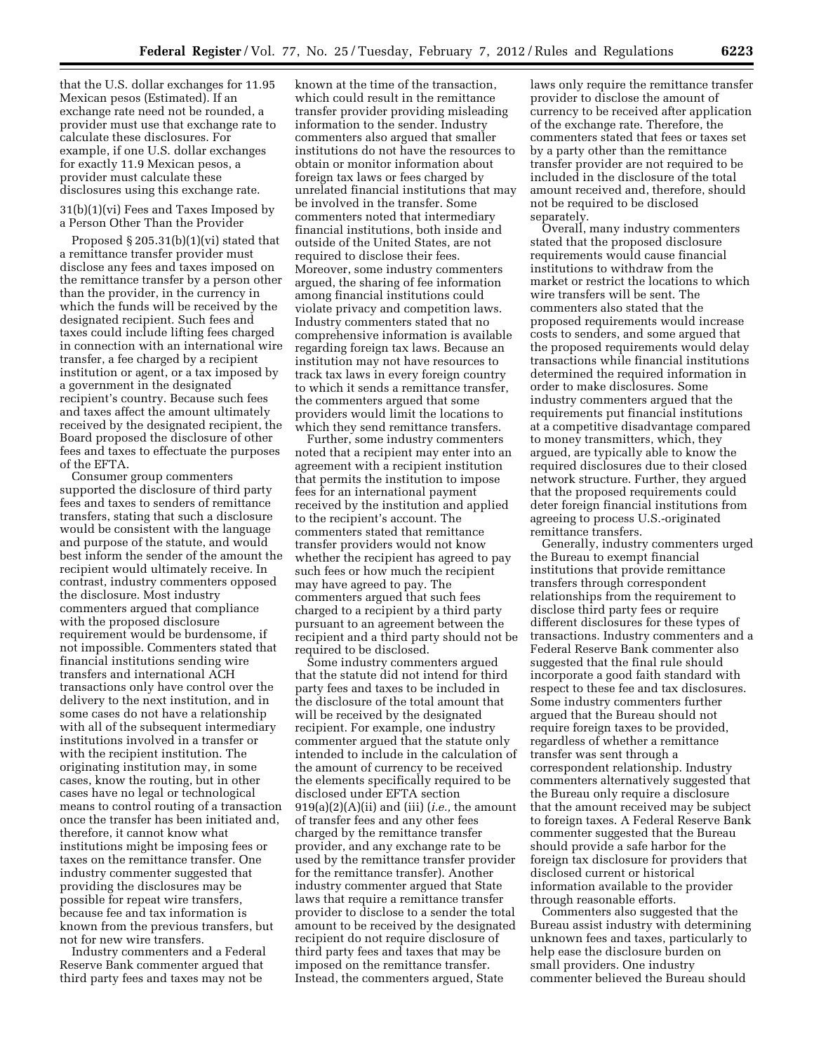that the U.S. dollar exchanges for 11.95 Mexican pesos (Estimated). If an exchange rate need not be rounded, a provider must use that exchange rate to calculate these disclosures. For example, if one U.S. dollar exchanges for exactly 11.9 Mexican pesos, a provider must calculate these disclosures using this exchange rate.

31(b)(1)(vi) Fees and Taxes Imposed by a Person Other Than the Provider

Proposed § 205.31(b)(1)(vi) stated that a remittance transfer provider must disclose any fees and taxes imposed on the remittance transfer by a person other than the provider, in the currency in which the funds will be received by the designated recipient. Such fees and taxes could include lifting fees charged in connection with an international wire transfer, a fee charged by a recipient institution or agent, or a tax imposed by a government in the designated recipient's country. Because such fees and taxes affect the amount ultimately received by the designated recipient, the Board proposed the disclosure of other fees and taxes to effectuate the purposes of the EFTA.

Consumer group commenters supported the disclosure of third party fees and taxes to senders of remittance transfers, stating that such a disclosure would be consistent with the language and purpose of the statute, and would best inform the sender of the amount the recipient would ultimately receive. In contrast, industry commenters opposed the disclosure. Most industry commenters argued that compliance with the proposed disclosure requirement would be burdensome, if not impossible. Commenters stated that financial institutions sending wire transfers and international ACH transactions only have control over the delivery to the next institution, and in some cases do not have a relationship with all of the subsequent intermediary institutions involved in a transfer or with the recipient institution. The originating institution may, in some cases, know the routing, but in other cases have no legal or technological means to control routing of a transaction once the transfer has been initiated and, therefore, it cannot know what institutions might be imposing fees or taxes on the remittance transfer. One industry commenter suggested that providing the disclosures may be possible for repeat wire transfers, because fee and tax information is known from the previous transfers, but not for new wire transfers.

Industry commenters and a Federal Reserve Bank commenter argued that third party fees and taxes may not be known at the time of the transaction, which could result in the remittance transfer provider providing misleading information to the sender. Industry commenters also argued that smaller institutions do not have the resources to obtain or monitor information about foreign tax laws or fees charged by unrelated financial institutions that may be involved in the transfer. Some commenters noted that intermediary financial institutions, both inside and outside of the United States, are not required to disclose their fees. Moreover, some industry commenters argued, the sharing of fee information among financial institutions could violate privacy and competition laws. Industry commenters stated that no comprehensive information is available regarding foreign tax laws. Because an institution may not have resources to track tax laws in every foreign country to which it sends a remittance transfer, the commenters argued that some providers would limit the locations to which they send remittance transfers.

Further, some industry commenters noted that a recipient may enter into an agreement with a recipient institution that permits the institution to impose fees for an international payment received by the institution and applied to the recipient's account. The commenters stated that remittance transfer providers would not know whether the recipient has agreed to pay such fees or how much the recipient may have agreed to pay. The commenters argued that such fees charged to a recipient by a third party pursuant to an agreement between the recipient and a third party should not be required to be disclosed.

Some industry commenters argued that the statute did not intend for third party fees and taxes to be included in the disclosure of the total amount that will be received by the designated recipient. For example, one industry commenter argued that the statute only intended to include in the calculation of the amount of currency to be received the elements specifically required to be disclosed under EFTA section 919(a)(2)(A)(ii) and (iii) (*i.e.,* the amount of transfer fees and any other fees charged by the remittance transfer provider, and any exchange rate to be used by the remittance transfer provider for the remittance transfer). Another industry commenter argued that State laws that require a remittance transfer provider to disclose to a sender the total amount to be received by the designated recipient do not require disclosure of third party fees and taxes that may be imposed on the remittance transfer. Instead, the commenters argued, State laws only require the remittance transfer provider to disclose the amount of currency to be received after application of the exchange rate. Therefore, the commenters stated that fees or taxes set by a party other than the remittance transfer provider are not required to be included in the disclosure of the total amount received and, therefore, should not be required to be disclosed separately.

Overall, many industry commenters stated that the proposed disclosure requirements would cause financial institutions to withdraw from the market or restrict the locations to which wire transfers will be sent. The commenters also stated that the proposed requirements would increase costs to senders, and some argued that the proposed requirements would delay transactions while financial institutions determined the required information in order to make disclosures. Some industry commenters argued that the requirements put financial institutions at a competitive disadvantage compared to money transmitters, which, they argued, are typically able to know the required disclosures due to their closed network structure. Further, they argued that the proposed requirements could deter foreign financial institutions from agreeing to process U.S.-originated remittance transfers.

Generally, industry commenters urged the Bureau to exempt financial institutions that provide remittance transfers through correspondent relationships from the requirement to disclose third party fees or require different disclosures for these types of transactions. Industry commenters and a Federal Reserve Bank commenter also suggested that the final rule should incorporate a good faith standard with respect to these fee and tax disclosures. Some industry commenters further argued that the Bureau should not require foreign taxes to be provided, regardless of whether a remittance transfer was sent through a correspondent relationship. Industry commenters alternatively suggested that the Bureau only require a disclosure that the amount received may be subject to foreign taxes. A Federal Reserve Bank commenter suggested that the Bureau should provide a safe harbor for the foreign tax disclosure for providers that disclosed current or historical information available to the provider through reasonable efforts.

Commenters also suggested that the Bureau assist industry with determining unknown fees and taxes, particularly to help ease the disclosure burden on small providers. One industry commenter believed the Bureau should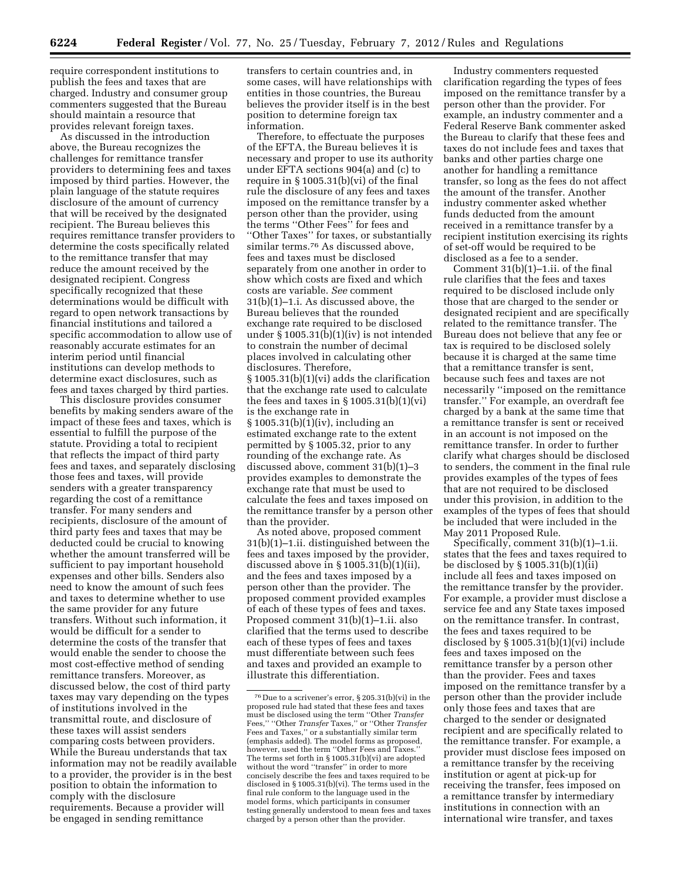require correspondent institutions to publish the fees and taxes that are charged. Industry and consumer group commenters suggested that the Bureau should maintain a resource that provides relevant foreign taxes.

As discussed in the introduction above, the Bureau recognizes the challenges for remittance transfer providers to determining fees and taxes imposed by third parties. However, the plain language of the statute requires disclosure of the amount of currency that will be received by the designated recipient. The Bureau believes this requires remittance transfer providers to determine the costs specifically related to the remittance transfer that may reduce the amount received by the designated recipient. Congress specifically recognized that these determinations would be difficult with regard to open network transactions by financial institutions and tailored a specific accommodation to allow use of reasonably accurate estimates for an interim period until financial institutions can develop methods to determine exact disclosures, such as fees and taxes charged by third parties.

This disclosure provides consumer benefits by making senders aware of the impact of these fees and taxes, which is essential to fulfill the purpose of the statute. Providing a total to recipient that reflects the impact of third party fees and taxes, and separately disclosing those fees and taxes, will provide senders with a greater transparency regarding the cost of a remittance transfer. For many senders and recipients, disclosure of the amount of third party fees and taxes that may be deducted could be crucial to knowing whether the amount transferred will be sufficient to pay important household expenses and other bills. Senders also need to know the amount of such fees and taxes to determine whether to use the same provider for any future transfers. Without such information, it would be difficult for a sender to determine the costs of the transfer that would enable the sender to choose the most cost-effective method of sending remittance transfers. Moreover, as discussed below, the cost of third party taxes may vary depending on the types of institutions involved in the transmittal route, and disclosure of these taxes will assist senders comparing costs between providers. While the Bureau understands that tax information may not be readily available to a provider, the provider is in the best position to obtain the information to comply with the disclosure requirements. Because a provider will be engaged in sending remittance transfers to certain countries and, in some cases, will have relationships with entities in those countries, the Bureau believes the provider itself is in the best position to determine foreign tax information.

Therefore, to effectuate the purposes of the EFTA, the Bureau believes it is necessary and proper to use its authority under EFTA sections 904(a) and (c) to require in § 1005.31(b)(vi) of the final rule the disclosure of any fees and taxes imposed on the remittance transfer by a person other than the provider, using the terms ''Other Fees'' for fees and ''Other Taxes'' for taxes, or substantially similar terms.[76] As discussed above, fees and taxes must be disclosed separately from one another in order to show which costs are fixed and which costs are variable. *See* comment 31(b)(1)–1.i. As discussed above, the Bureau believes that the rounded exchange rate required to be disclosed under § 1005.31(b)(1)(iv) is not intended to constrain the number of decimal places involved in calculating other disclosures. Therefore, § 1005.31(b)(1)(vi) adds the clarification that the exchange rate used to calculate the fees and taxes in § 1005.31(b)(1)(vi) is the exchange rate in § 1005.31(b)(1)(iv), including an estimated exchange rate to the extent permitted by § 1005.32, prior to any rounding of the exchange rate. As discussed above, comment 31(b)(1)–3 provides examples to demonstrate the exchange rate that must be used to calculate the fees and taxes imposed on the remittance transfer by a person other than the provider.

As noted above, proposed comment 31(b)(1)–1.ii. distinguished between the fees and taxes imposed by the provider, discussed above in § 1005.31(b)(1)(ii), and the fees and taxes imposed by a person other than the provider. The proposed comment provided examples of each of these types of fees and taxes. Proposed comment 31(b)(1)–1.ii. also clarified that the terms used to describe each of these types of fees and taxes must differentiate between such fees and taxes and provided an example to illustrate this differentiation.

Industry commenters requested clarification regarding the types of fees imposed on the remittance transfer by a person other than the provider. For example, an industry commenter and a Federal Reserve Bank commenter asked the Bureau to clarify that these fees and taxes do not include fees and taxes that banks and other parties charge one another for handling a remittance transfer, so long as the fees do not affect the amount of the transfer. Another industry commenter asked whether funds deducted from the amount received in a remittance transfer by a recipient institution exercising its rights of set-off would be required to be disclosed as a fee to a sender.

Comment 31(b)(1)–1.ii. of the final rule clarifies that the fees and taxes required to be disclosed include only those that are charged to the sender or designated recipient and are specifically related to the remittance transfer. The Bureau does not believe that any fee or tax is required to be disclosed solely because it is charged at the same time that a remittance transfer is sent, because such fees and taxes are not necessarily ''imposed on the remittance transfer.'' For example, an overdraft fee charged by a bank at the same time that a remittance transfer is sent or received in an account is not imposed on the remittance transfer. In order to further clarify what charges should be disclosed to senders, the comment in the final rule provides examples of the types of fees that are not required to be disclosed under this provision, in addition to the examples of the types of fees that should be included that were included in the May 2011 Proposed Rule.

Specifically, comment 31(b)(1)–1.ii. states that the fees and taxes required to be disclosed by § 1005.31(b)(1)(ii) include all fees and taxes imposed on the remittance transfer by the provider. For example, a provider must disclose a service fee and any State taxes imposed on the remittance transfer. In contrast, the fees and taxes required to be disclosed by § 1005.31(b)(1)(vi) include fees and taxes imposed on the remittance transfer by a person other than the provider. Fees and taxes imposed on the remittance transfer by a person other than the provider include only those fees and taxes that are charged to the sender or designated recipient and are specifically related to the remittance transfer. For example, a provider must disclose fees imposed on a remittance transfer by the receiving institution or agent at pick-up for receiving the transfer, fees imposed on a remittance transfer by intermediary institutions in connection with an international wire transfer, and taxes

---

[76] Due to a scrivener's error, § 205.31(b)(vi) in the proposed rule had stated that these fees and taxes must be disclosed using the term ''Other *Transfer* Fees,'' ''Other *Transfer* Taxes,'' or ''Other *Transfer* Fees and Taxes,'' or a substantially similar term (emphasis added). The model forms as proposed, however, used the term ''Other Fees and Taxes.'' The terms set forth in § 1005.31(b)(vi) are adopted without the word ''transfer'' in order to more concisely describe the fees and taxes required to be disclosed in § 1005.31(b)(vi). The terms used in the final rule conform to the language used in the model forms, which participants in consumer testing generally understood to mean fees and taxes charged by a person other than the provider.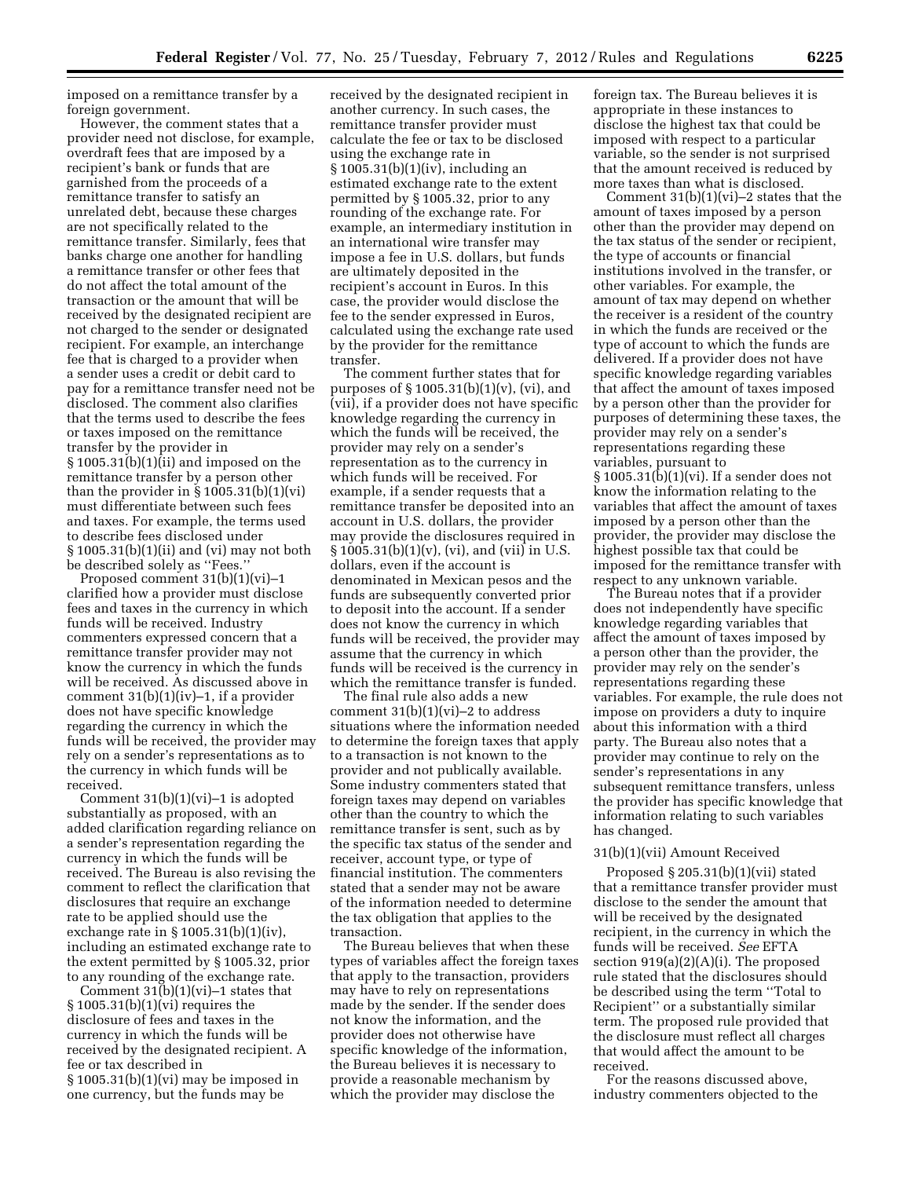imposed on a remittance transfer by a foreign government.

However, the comment states that a provider need not disclose, for example, overdraft fees that are imposed by a recipient's bank or funds that are garnished from the proceeds of a remittance transfer to satisfy an unrelated debt, because these charges are not specifically related to the remittance transfer. Similarly, fees that banks charge one another for handling a remittance transfer or other fees that do not affect the total amount of the transaction or the amount that will be received by the designated recipient are not charged to the sender or designated recipient. For example, an interchange fee that is charged to a provider when a sender uses a credit or debit card to pay for a remittance transfer need not be disclosed. The comment also clarifies that the terms used to describe the fees or taxes imposed on the remittance transfer by the provider in § 1005.31(b)(1)(ii) and imposed on the remittance transfer by a person other than the provider in § 1005.31(b)(1)(vi) must differentiate between such fees and taxes. For example, the terms used to describe fees disclosed under § 1005.31(b)(1)(ii) and (vi) may not both be described solely as "Fees."

Proposed comment 31(b)(1)(vi)–1 clarified how a provider must disclose fees and taxes in the currency in which funds will be received. Industry commenters expressed concern that a remittance transfer provider may not know the currency in which the funds will be received. As discussed above in comment 31(b)(1)(iv)–1, if a provider does not have specific knowledge regarding the currency in which the funds will be received, the provider may rely on a sender's representations as to the currency in which funds will be received.

Comment 31(b)(1)(vi)–1 is adopted substantially as proposed, with an added clarification regarding reliance on a sender's representation regarding the currency in which the funds will be received. The Bureau is also revising the comment to reflect the clarification that disclosures that require an exchange rate to be applied should use the exchange rate in § 1005.31(b)(1)(iv), including an estimated exchange rate to the extent permitted by § 1005.32, prior to any rounding of the exchange rate.

Comment 31(b)(1)(vi)–1 states that § 1005.31(b)(1)(vi) requires the disclosure of fees and taxes in the currency in which the funds will be received by the designated recipient. A fee or tax described in § 1005.31(b)(1)(vi) may be imposed in one currency, but the funds may be received by the designated recipient in another currency. In such cases, the remittance transfer provider must calculate the fee or tax to be disclosed using the exchange rate in § 1005.31(b)(1)(iv), including an estimated exchange rate to the extent permitted by § 1005.32, prior to any rounding of the exchange rate. For example, an intermediary institution in an international wire transfer may impose a fee in U.S. dollars, but funds are ultimately deposited in the recipient's account in Euros. In this case, the provider would disclose the fee to the sender expressed in Euros, calculated using the exchange rate used by the provider for the remittance transfer.

The comment further states that for purposes of § 1005.31(b)(1)(v), (vi), and (vii), if a provider does not have specific knowledge regarding the currency in which the funds will be received, the provider may rely on a sender's representation as to the currency in which funds will be received. For example, if a sender requests that a remittance transfer be deposited into an account in U.S. dollars, the provider may provide the disclosures required in § 1005.31(b)(1)(v), (vi), and (vii) in U.S. dollars, even if the account is denominated in Mexican pesos and the funds are subsequently converted prior to deposit into the account. If a sender does not know the currency in which funds will be received, the provider may assume that the currency in which funds will be received is the currency in which the remittance transfer is funded.

The final rule also adds a new comment 31(b)(1)(vi)–2 to address situations where the information needed to determine the foreign taxes that apply to a transaction is not known to the provider and not publically available. Some industry commenters stated that foreign taxes may depend on variables other than the country to which the remittance transfer is sent, such as by the specific tax status of the sender and receiver, account type, or type of financial institution. The commenters stated that a sender may not be aware of the information needed to determine the tax obligation that applies to the transaction.

The Bureau believes that when these types of variables affect the foreign taxes that apply to the transaction, providers may have to rely on representations made by the sender. If the sender does not know the information, and the provider does not otherwise have specific knowledge of the information, the Bureau believes it is necessary to provide a reasonable mechanism by which the provider may disclose the foreign tax. The Bureau believes it is appropriate in these instances to disclose the highest tax that could be imposed with respect to a particular variable, so the sender is not surprised that the amount received is reduced by more taxes than what is disclosed.

Comment 31(b)(1)(vi)–2 states that the amount of taxes imposed by a person other than the provider may depend on the tax status of the sender or recipient, the type of accounts or financial institutions involved in the transfer, or other variables. For example, the amount of tax may depend on whether the receiver is a resident of the country in which the funds are received or the type of account to which the funds are delivered. If a provider does not have specific knowledge regarding variables that affect the amount of taxes imposed by a person other than the provider for purposes of determining these taxes, the provider may rely on a sender's representations regarding these variables, pursuant to § 1005.31(b)(1)(vi). If a sender does not know the information relating to the variables that affect the amount of taxes imposed by a person other than the provider, the provider may disclose the highest possible tax that could be imposed for the remittance transfer with respect to any unknown variable.

The Bureau notes that if a provider does not independently have specific knowledge regarding variables that affect the amount of taxes imposed by a person other than the provider, the provider may rely on the sender's representations regarding these variables. For example, the rule does not impose on providers a duty to inquire about this information with a third party. The Bureau also notes that a provider may continue to rely on the sender's representations in any subsequent remittance transfers, unless the provider has specific knowledge that information relating to such variables has changed.

31(b)(1)(vii) Amount Received

Proposed § 205.31(b)(1)(vii) stated that a remittance transfer provider must disclose to the sender the amount that will be received by the designated recipient, in the currency in which the funds will be received. *See* EFTA section 919(a)(2)(A)(i). The proposed rule stated that the disclosures should be described using the term "Total to Recipient" or a substantially similar term. The proposed rule provided that the disclosure must reflect all charges that would affect the amount to be received.

For the reasons discussed above, industry commenters objected to the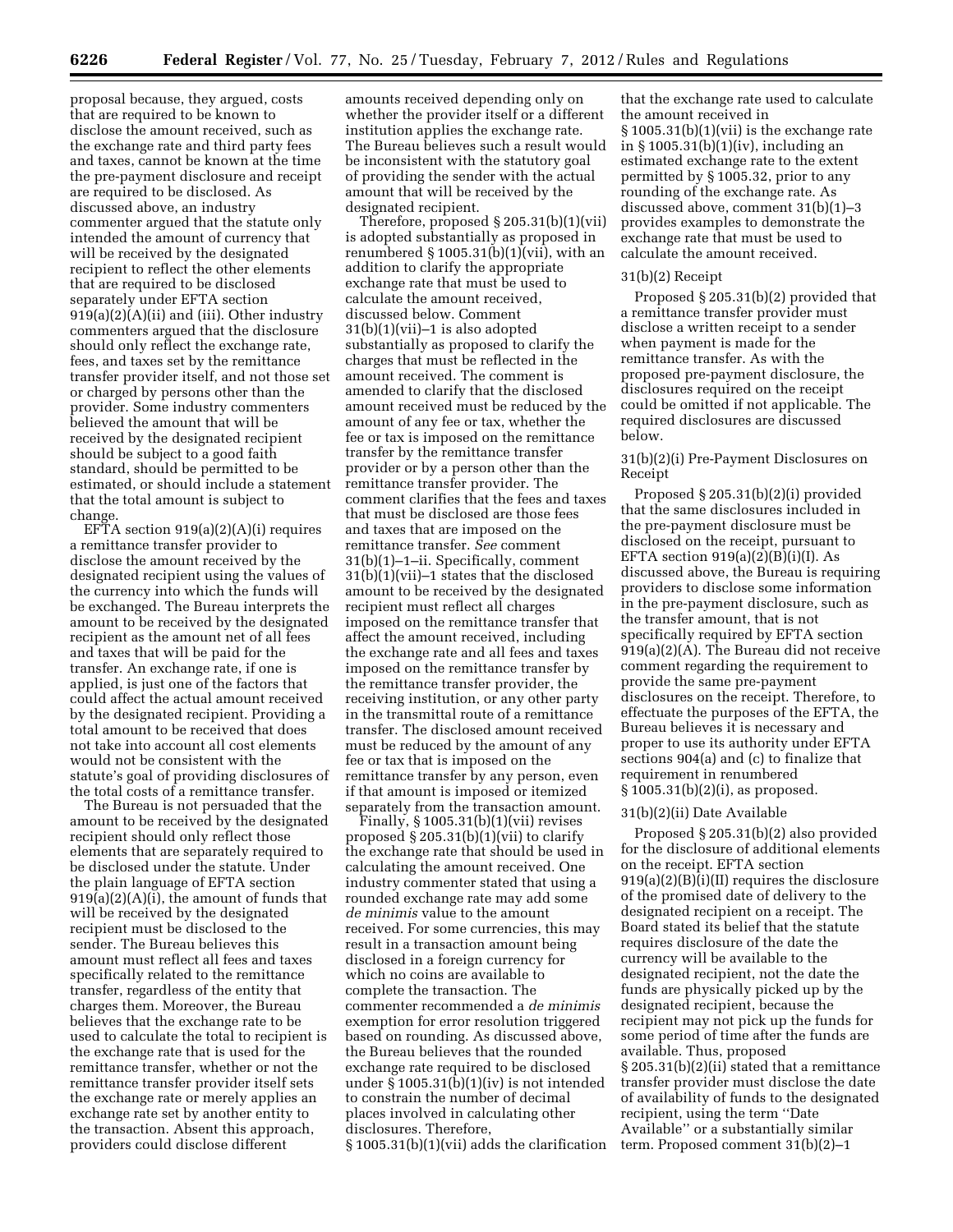proposal because, they argued, costs that are required to be known to disclose the amount received, such as the exchange rate and third party fees and taxes, cannot be known at the time the pre-payment disclosure and receipt are required to be disclosed. As discussed above, an industry commenter argued that the statute only intended the amount of currency that will be received by the designated recipient to reflect the other elements that are required to be disclosed separately under EFTA section 919(a)(2)(A)(ii) and (iii). Other industry commenters argued that the disclosure should only reflect the exchange rate, fees, and taxes set by the remittance transfer provider itself, and not those set or charged by persons other than the provider. Some industry commenters believed the amount that will be received by the designated recipient should be subject to a good faith standard, should be permitted to be estimated, or should include a statement that the total amount is subject to change.

EFTA section 919(a)(2)(A)(i) requires a remittance transfer provider to disclose the amount received by the designated recipient using the values of the currency into which the funds will be exchanged. The Bureau interprets the amount to be received by the designated recipient as the amount net of all fees and taxes that will be paid for the transfer. An exchange rate, if one is applied, is just one of the factors that could affect the actual amount received by the designated recipient. Providing a total amount to be received that does not take into account all cost elements would not be consistent with the statute's goal of providing disclosures of the total costs of a remittance transfer.

The Bureau is not persuaded that the amount to be received by the designated recipient should only reflect those elements that are separately required to be disclosed under the statute. Under the plain language of EFTA section 919(a)(2)(A)(i), the amount of funds that will be received by the designated recipient must be disclosed to the sender. The Bureau believes this amount must reflect all fees and taxes specifically related to the remittance transfer, regardless of the entity that charges them. Moreover, the Bureau believes that the exchange rate to be used to calculate the total to recipient is the exchange rate that is used for the remittance transfer, whether or not the remittance transfer provider itself sets the exchange rate or merely applies an exchange rate set by another entity to the transaction. Absent this approach, providers could disclose different amounts received depending only on whether the provider itself or a different institution applies the exchange rate. The Bureau believes such a result would be inconsistent with the statutory goal of providing the sender with the actual amount that will be received by the designated recipient.

Therefore, proposed § 205.31(b)(1)(vii) is adopted substantially as proposed in renumbered § 1005.31(b)(1)(vii), with an addition to clarify the appropriate exchange rate that must be used to calculate the amount received, discussed below. Comment 31(b)(1)(vii)–1 is also adopted substantially as proposed to clarify the charges that must be reflected in the amount received. The comment is amended to clarify that the disclosed amount received must be reduced by the amount of any fee or tax, whether the fee or tax is imposed on the remittance transfer by the remittance transfer provider or by a person other than the remittance transfer provider. The comment clarifies that the fees and taxes that must be disclosed are those fees and taxes that are imposed on the remittance transfer. *See* comment 31(b)(1)–1–ii. Specifically, comment 31(b)(1)(vii)–1 states that the disclosed amount to be received by the designated recipient must reflect all charges imposed on the remittance transfer that affect the amount received, including the exchange rate and all fees and taxes imposed on the remittance transfer by the remittance transfer provider, the receiving institution, or any other party in the transmittal route of a remittance transfer. The disclosed amount received must be reduced by the amount of any fee or tax that is imposed on the remittance transfer by any person, even if that amount is imposed or itemized separately from the transaction amount.

Finally, § 1005.31(b)(1)(vii) revises proposed § 205.31(b)(1)(vii) to clarify the exchange rate that should be used in calculating the amount received. One industry commenter stated that using a rounded exchange rate may add some *de minimis* value to the amount received. For some currencies, this may result in a transaction amount being disclosed in a foreign currency for which no coins are available to complete the transaction. The commenter recommended a *de minimis* exemption for error resolution triggered based on rounding. As discussed above, the Bureau believes that the rounded exchange rate required to be disclosed under § 1005.31(b)(1)(iv) is not intended to constrain the number of decimal places involved in calculating other disclosures. Therefore, § 1005.31(b)(1)(vii) adds the clarification that the exchange rate used to calculate the amount received in § 1005.31(b)(1)(vii) is the exchange rate in § 1005.31(b)(1)(iv), including an estimated exchange rate to the extent permitted by § 1005.32, prior to any rounding of the exchange rate. As discussed above, comment 31(b)(1)–3 provides examples to demonstrate the exchange rate that must be used to calculate the amount received.

#### 31(b)(2) Receipt

Proposed § 205.31(b)(2) provided that a remittance transfer provider must disclose a written receipt to a sender when payment is made for the remittance transfer. As with the proposed pre-payment disclosure, the disclosures required on the receipt could be omitted if not applicable. The required disclosures are discussed below.

#### 31(b)(2)(i) Pre-Payment Disclosures on Receipt

Proposed § 205.31(b)(2)(i) provided that the same disclosures included in the pre-payment disclosure must be disclosed on the receipt, pursuant to EFTA section 919(a)(2)(B)(i)(I). As discussed above, the Bureau is requiring providers to disclose some information in the pre-payment disclosure, such as the transfer amount, that is not specifically required by EFTA section 919(a)(2)(A). The Bureau did not receive comment regarding the requirement to provide the same pre-payment disclosures on the receipt. Therefore, to effectuate the purposes of the EFTA, the Bureau believes it is necessary and proper to use its authority under EFTA sections 904(a) and (c) to finalize that requirement in renumbered § 1005.31(b)(2)(i), as proposed.

#### 31(b)(2)(ii) Date Available

Proposed § 205.31(b)(2) also provided for the disclosure of additional elements on the receipt. EFTA section 919(a)(2)(B)(i)(II) requires the disclosure of the promised date of delivery to the designated recipient on a receipt. The Board stated its belief that the statute requires disclosure of the date the currency will be available to the designated recipient, not the date the funds are physically picked up by the designated recipient, because the recipient may not pick up the funds for some period of time after the funds are available. Thus, proposed § 205.31(b)(2)(ii) stated that a remittance transfer provider must disclose the date of availability of funds to the designated recipient, using the term ''Date Available'' or a substantially similar term. Proposed comment 31(b)(2)–1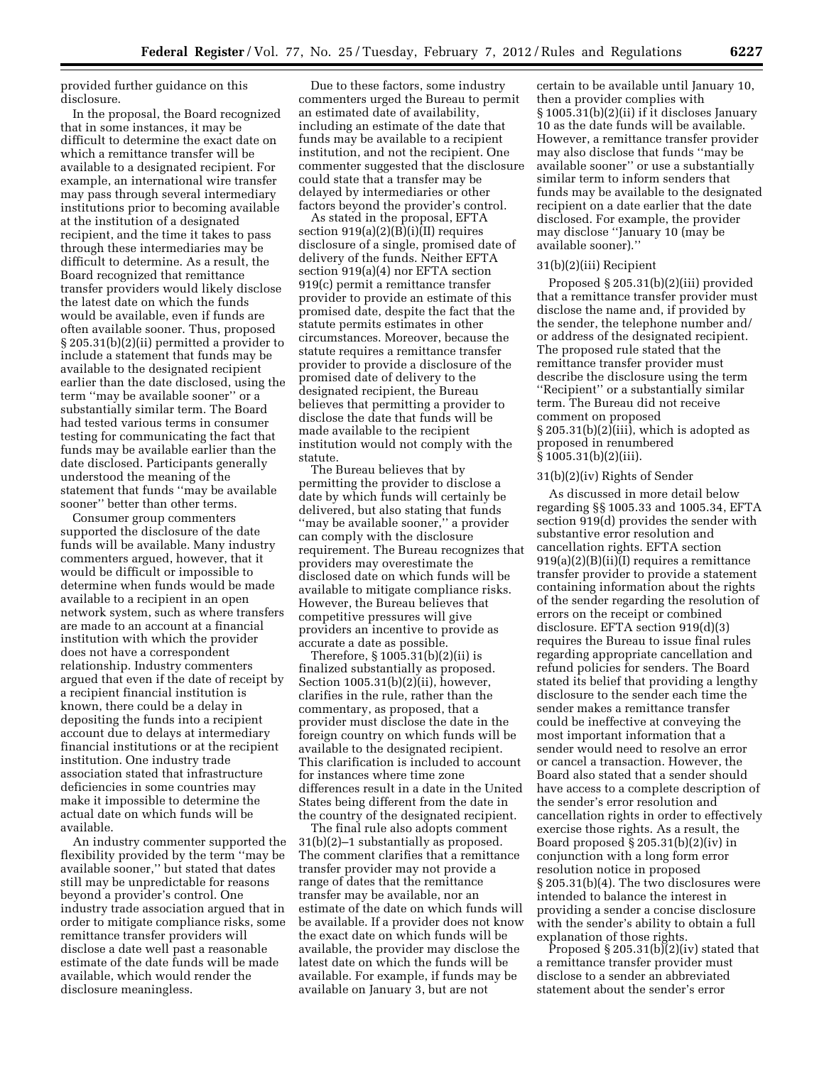provided further guidance on this disclosure.

In the proposal, the Board recognized that in some instances, it may be difficult to determine the exact date on which a remittance transfer will be available to a designated recipient. For example, an international wire transfer may pass through several intermediary institutions prior to becoming available at the institution of a designated recipient, and the time it takes to pass through these intermediaries may be difficult to determine. As a result, the Board recognized that remittance transfer providers would likely disclose the latest date on which the funds would be available, even if funds are often available sooner. Thus, proposed § 205.31(b)(2)(ii) permitted a provider to include a statement that funds may be available to the designated recipient earlier than the date disclosed, using the term ''may be available sooner'' or a substantially similar term. The Board had tested various terms in consumer testing for communicating the fact that funds may be available earlier than the date disclosed. Participants generally understood the meaning of the statement that funds ''may be available sooner'' better than other terms.

Consumer group commenters supported the disclosure of the date funds will be available. Many industry commenters argued, however, that it would be difficult or impossible to determine when funds would be made available to a recipient in an open network system, such as where transfers are made to an account at a financial institution with which the provider does not have a correspondent relationship. Industry commenters argued that even if the date of receipt by a recipient financial institution is known, there could be a delay in depositing the funds into a recipient account due to delays at intermediary financial institutions or at the recipient institution. One industry trade association stated that infrastructure deficiencies in some countries may make it impossible to determine the actual date on which funds will be available.

An industry commenter supported the flexibility provided by the term ''may be available sooner,'' but stated that dates still may be unpredictable for reasons beyond a provider's control. One industry trade association argued that in order to mitigate compliance risks, some remittance transfer providers will disclose a date well past a reasonable estimate of the date funds will be made available, which would render the disclosure meaningless.

Due to these factors, some industry commenters urged the Bureau to permit an estimated date of availability, including an estimate of the date that funds may be available to a recipient institution, and not the recipient. One commenter suggested that the disclosure could state that a transfer may be delayed by intermediaries or other factors beyond the provider's control.

As stated in the proposal, EFTA section 919(a)(2)(B)(i)(II) requires disclosure of a single, promised date of delivery of the funds. Neither EFTA section 919(a)(4) nor EFTA section 919(c) permit a remittance transfer provider to provide an estimate of this promised date, despite the fact that the statute permits estimates in other circumstances. Moreover, because the statute requires a remittance transfer provider to provide a disclosure of the promised date of delivery to the designated recipient, the Bureau believes that permitting a provider to disclose the date that funds will be made available to the recipient institution would not comply with the statute.

The Bureau believes that by permitting the provider to disclose a date by which funds will certainly be delivered, but also stating that funds ''may be available sooner,'' a provider can comply with the disclosure requirement. The Bureau recognizes that providers may overestimate the disclosed date on which funds will be available to mitigate compliance risks. However, the Bureau believes that competitive pressures will give providers an incentive to provide as accurate a date as possible.

Therefore, § 1005.31(b)(2)(ii) is finalized substantially as proposed. Section 1005.31(b)(2)(ii), however, clarifies in the rule, rather than the commentary, as proposed, that a provider must disclose the date in the foreign country on which funds will be available to the designated recipient. This clarification is included to account for instances where time zone differences result in a date in the United States being different from the date in the country of the designated recipient.

The final rule also adopts comment 31(b)(2)–1 substantially as proposed. The comment clarifies that a remittance transfer provider may not provide a range of dates that the remittance transfer may be available, nor an estimate of the date on which funds will be available. If a provider does not know the exact date on which funds will be available, the provider may disclose the latest date on which the funds will be available. For example, if funds may be available on January 3, but are not certain to be available until January 10, then a provider complies with § 1005.31(b)(2)(ii) if it discloses January 10 as the date funds will be available. However, a remittance transfer provider may also disclose that funds ''may be available sooner'' or use a substantially similar term to inform senders that funds may be available to the designated recipient on a date earlier that the date disclosed. For example, the provider may disclose ''January 10 (may be available sooner).''

31(b)(2)(iii) Recipient

Proposed § 205.31(b)(2)(iii) provided that a remittance transfer provider must disclose the name and, if provided by the sender, the telephone number and/or address of the designated recipient. The proposed rule stated that the remittance transfer provider must describe the disclosure using the term ''Recipient'' or a substantially similar term. The Bureau did not receive comment on proposed § 205.31(b)(2)(iii), which is adopted as proposed in renumbered § 1005.31(b)(2)(iii).

31(b)(2)(iv) Rights of Sender

As discussed in more detail below regarding §§ 1005.33 and 1005.34, EFTA section 919(d) provides the sender with substantive error resolution and cancellation rights. EFTA section 919(a)(2)(B)(ii)(I) requires a remittance transfer provider to provide a statement containing information about the rights of the sender regarding the resolution of errors on the receipt or combined disclosure. EFTA section 919(d)(3) requires the Bureau to issue final rules regarding appropriate cancellation and refund policies for senders. The Board stated its belief that providing a lengthy disclosure to the sender each time the sender makes a remittance transfer could be ineffective at conveying the most important information that a sender would need to resolve an error or cancel a transaction. However, the Board also stated that a sender should have access to a complete description of the sender's error resolution and cancellation rights in order to effectively exercise those rights. As a result, the Board proposed § 205.31(b)(2)(iv) in conjunction with a long form error resolution notice in proposed § 205.31(b)(4). The two disclosures were intended to balance the interest in providing a sender a concise disclosure with the sender's ability to obtain a full explanation of those rights.

Proposed § 205.31(b)(2)(iv) stated that a remittance transfer provider must disclose to a sender an abbreviated statement about the sender's error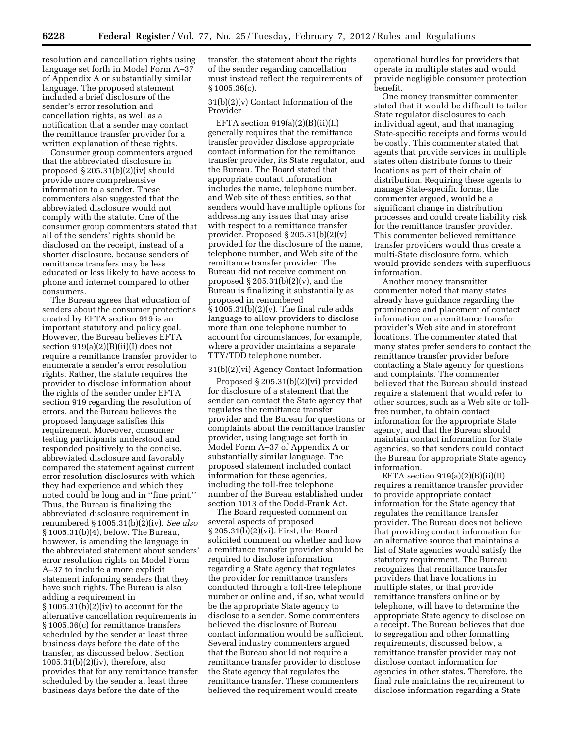resolution and cancellation rights using language set forth in Model Form A–37 of Appendix A or substantially similar language. The proposed statement included a brief disclosure of the sender's error resolution and cancellation rights, as well as a notification that a sender may contact the remittance transfer provider for a written explanation of these rights.

Consumer group commenters argued that the abbreviated disclosure in proposed § 205.31(b)(2)(iv) should provide more comprehensive information to a sender. These commenters also suggested that the abbreviated disclosure would not comply with the statute. One of the consumer group commenters stated that all of the senders' rights should be disclosed on the receipt, instead of a shorter disclosure, because senders of remittance transfers may be less educated or less likely to have access to phone and internet compared to other consumers.

The Bureau agrees that education of senders about the consumer protections created by EFTA section 919 is an important statutory and policy goal. However, the Bureau believes EFTA section 919(a)(2)(B)(ii)(I) does not require a remittance transfer provider to enumerate a sender's error resolution rights. Rather, the statute requires the provider to disclose information about the rights of the sender under EFTA section 919 regarding the resolution of errors, and the Bureau believes the proposed language satisfies this requirement. Moreover, consumer testing participants understood and responded positively to the concise, abbreviated disclosure and favorably compared the statement against current error resolution disclosures with which they had experience and which they noted could be long and in "fine print." Thus, the Bureau is finalizing the abbreviated disclosure requirement in renumbered § 1005.31(b)(2)(iv). *See also* § 1005.31(b)(4), below. The Bureau, however, is amending the language in the abbreviated statement about senders' error resolution rights on Model Form A–37 to include a more explicit statement informing senders that they have such rights. The Bureau is also adding a requirement in § 1005.31(b)(2)(iv) to account for the alternative cancellation requirements in § 1005.36(c) for remittance transfers scheduled by the sender at least three business days before the date of the transfer, as discussed below. Section 1005.31(b)(2)(iv), therefore, also provides that for any remittance transfer scheduled by the sender at least three business days before the date of the transfer, the statement about the rights of the sender regarding cancellation must instead reflect the requirements of § 1005.36(c).

31(b)(2)(v) Contact Information of the Provider

EFTA section 919(a)(2)(B)(ii)(II) generally requires that the remittance transfer provider disclose appropriate contact information for the remittance transfer provider, its State regulator, and the Bureau. The Board stated that appropriate contact information includes the name, telephone number, and Web site of these entities, so that senders would have multiple options for addressing any issues that may arise with respect to a remittance transfer provider. Proposed § 205.31(b)(2)(v) provided for the disclosure of the name, telephone number, and Web site of the remittance transfer provider. The Bureau did not receive comment on proposed § 205.31(b)(2)(v), and the Bureau is finalizing it substantially as proposed in renumbered § 1005.31(b)(2)(v). The final rule adds language to allow providers to disclose more than one telephone number to account for circumstances, for example, where a provider maintains a separate TTY/TDD telephone number.

31(b)(2)(vi) Agency Contact Information

Proposed § 205.31(b)(2)(vi) provided for disclosure of a statement that the sender can contact the State agency that regulates the remittance transfer provider and the Bureau for questions or complaints about the remittance transfer provider, using language set forth in Model Form A–37 of Appendix A or substantially similar language. The proposed statement included contact information for these agencies, including the toll-free telephone number of the Bureau established under section 1013 of the Dodd-Frank Act.

The Board requested comment on several aspects of proposed § 205.31(b)(2)(vi). First, the Board solicited comment on whether and how a remittance transfer provider should be required to disclose information regarding a State agency that regulates the provider for remittance transfers conducted through a toll-free telephone number or online and, if so, what would be the appropriate State agency to disclose to a sender. Some commenters believed the disclosure of Bureau contact information would be sufficient. Several industry commenters argued that the Bureau should not require a remittance transfer provider to disclose the State agency that regulates the remittance transfer. These commenters believed the requirement would create operational hurdles for providers that operate in multiple states and would provide negligible consumer protection benefit.

One money transmitter commenter stated that it would be difficult to tailor State regulator disclosures to each individual agent, and that managing State-specific receipts and forms would be costly. This commenter stated that agents that provide services in multiple states often distribute forms to their locations as part of their chain of distribution. Requiring these agents to manage State-specific forms, the commenter argued, would be a significant change in distribution processes and could create liability risk for the remittance transfer provider. This commenter believed remittance transfer providers would thus create a multi-State disclosure form, which would provide senders with superfluous information.

Another money transmitter commenter noted that many states already have guidance regarding the prominence and placement of contact information on a remittance transfer provider's Web site and in storefront locations. The commenter stated that many states prefer senders to contact the remittance transfer provider before contacting a State agency for questions and complaints. The commenter believed that the Bureau should instead require a statement that would refer to other sources, such as a Web site or toll-free number, to obtain contact information for the appropriate State agency, and that the Bureau should maintain contact information for State agencies, so that senders could contact the Bureau for appropriate State agency information.

EFTA section 919(a)(2)(B)(ii)(II) requires a remittance transfer provider to provide appropriate contact information for the State agency that regulates the remittance transfer provider. The Bureau does not believe that providing contact information for an alternative source that maintains a list of State agencies would satisfy the statutory requirement. The Bureau recognizes that remittance transfer providers that have locations in multiple states, or that provide remittance transfers online or by telephone, will have to determine the appropriate State agency to disclose on a receipt. The Bureau believes that due to segregation and other formatting requirements, discussed below, a remittance transfer provider may not disclose contact information for agencies in other states. Therefore, the final rule maintains the requirement to disclose information regarding a State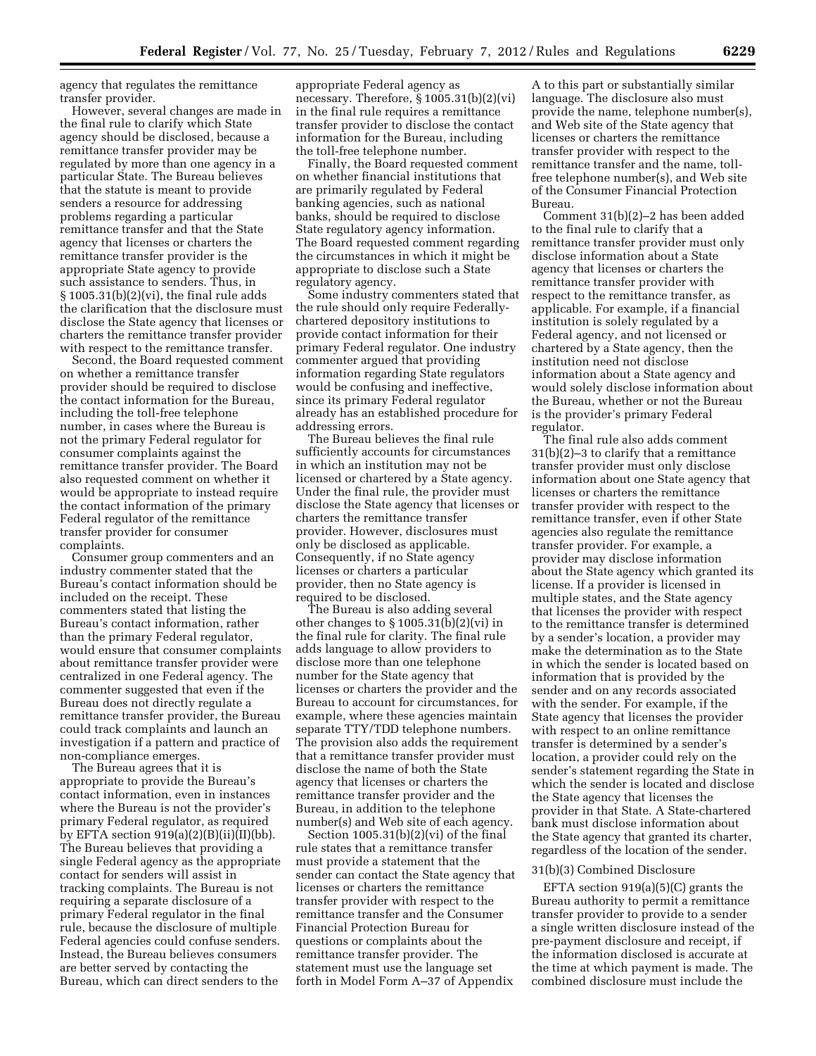agency that regulates the remittance transfer provider.

However, several changes are made in the final rule to clarify which State agency should be disclosed, because a remittance transfer provider may be regulated by more than one agency in a particular State. The Bureau believes that the statute is meant to provide senders a resource for addressing problems regarding a particular remittance transfer and that the State agency that licenses or charters the remittance transfer provider is the appropriate State agency to provide such assistance to senders. Thus, in § 1005.31(b)(2)(vi), the final rule adds the clarification that the disclosure must disclose the State agency that licenses or charters the remittance transfer provider with respect to the remittance transfer.

Second, the Board requested comment on whether a remittance transfer provider should be required to disclose the contact information for the Bureau, including the toll-free telephone number, in cases where the Bureau is not the primary Federal regulator for consumer complaints against the remittance transfer provider. The Board also requested comment on whether it would be appropriate to instead require the contact information of the primary Federal regulator of the remittance transfer provider for consumer complaints.

Consumer group commenters and an industry commenter stated that the Bureau's contact information should be included on the receipt. These commenters stated that listing the Bureau's contact information, rather than the primary Federal regulator, would ensure that consumer complaints about remittance transfer provider were centralized in one Federal agency. The commenter suggested that even if the Bureau does not directly regulate a remittance transfer provider, the Bureau could track complaints and launch an investigation if a pattern and practice of non-compliance emerges.

The Bureau agrees that it is appropriate to provide the Bureau's contact information, even in instances where the Bureau is not the provider's primary Federal regulator, as required by EFTA section 919(a)(2)(B)(ii)(II)(bb). The Bureau believes that providing a single Federal agency as the appropriate contact for senders will assist in tracking complaints. The Bureau is not requiring a separate disclosure of a primary Federal regulator in the final rule, because the disclosure of multiple Federal agencies could confuse senders. Instead, the Bureau believes consumers are better served by contacting the Bureau, which can direct senders to the appropriate Federal agency as necessary. Therefore, § 1005.31(b)(2)(vi) in the final rule requires a remittance transfer provider to disclose the contact information for the Bureau, including the toll-free telephone number.

Finally, the Board requested comment on whether financial institutions that are primarily regulated by Federal banking agencies, such as national banks, should be required to disclose State regulatory agency information. The Board requested comment regarding the circumstances in which it might be appropriate to disclose such a State regulatory agency.

Some industry commenters stated that the rule should only require Federally-chartered depository institutions to provide contact information for their primary Federal regulator. One industry commenter argued that providing information regarding State regulators would be confusing and ineffective, since its primary Federal regulator already has an established procedure for addressing errors.

The Bureau believes the final rule sufficiently accounts for circumstances in which an institution may not be licensed or chartered by a State agency. Under the final rule, the provider must disclose the State agency that licenses or charters the remittance transfer provider. However, disclosures must only be disclosed as applicable. Consequently, if no State agency licenses or charters a particular provider, then no State agency is required to be disclosed.

The Bureau is also adding several other changes to § 1005.31(b)(2)(vi) in the final rule for clarity. The final rule adds language to allow providers to disclose more than one telephone number for the State agency that licenses or charters the provider and the Bureau to account for circumstances, for example, where these agencies maintain separate TTY/TDD telephone numbers. The provision also adds the requirement that a remittance transfer provider must disclose the name of both the State agency that licenses or charters the remittance transfer provider and the Bureau, in addition to the telephone number(s) and Web site of each agency.

Section 1005.31(b)(2)(vi) of the final rule states that a remittance transfer must provide a statement that the sender can contact the State agency that licenses or charters the remittance transfer provider with respect to the remittance transfer and the Consumer Financial Protection Bureau for questions or complaints about the remittance transfer provider. The statement must use the language set forth in Model Form A–37 of Appendix A to this part or substantially similar language. The disclosure also must provide the name, telephone number(s), and Web site of the State agency that licenses or charters the remittance transfer provider with respect to the remittance transfer and the name, toll-free telephone number(s), and Web site of the Consumer Financial Protection Bureau.

Comment 31(b)(2)–2 has been added to the final rule to clarify that a remittance transfer provider must only disclose information about a State agency that licenses or charters the remittance transfer provider with respect to the remittance transfer, as applicable. For example, if a financial institution is solely regulated by a Federal agency, and not licensed or chartered by a State agency, then the institution need not disclose information about a State agency and would solely disclose information about the Bureau, whether or not the Bureau is the provider's primary Federal regulator.

The final rule also adds comment 31(b)(2)–3 to clarify that a remittance transfer provider must only disclose information about one State agency that licenses or charters the remittance transfer provider with respect to the remittance transfer, even if other State agencies also regulate the remittance transfer provider. For example, a provider may disclose information about the State agency which granted its license. If a provider is licensed in multiple states, and the State agency that licenses the provider with respect to the remittance transfer is determined by a sender's location, a provider may make the determination as to the State in which the sender is located based on information that is provided by the sender and on any records associated with the sender. For example, if the State agency that licenses the provider with respect to an online remittance transfer is determined by a sender's location, a provider could rely on the sender's statement regarding the State in which the sender is located and disclose the State agency that licenses the provider in that State. A State-chartered bank must disclose information about the State agency that granted its charter, regardless of the location of the sender.

31(b)(3) Combined Disclosure

EFTA section 919(a)(5)(C) grants the Bureau authority to permit a remittance transfer provider to provide to a sender a single written disclosure instead of the pre-payment disclosure and receipt, if the information disclosed is accurate at the time at which payment is made. The combined disclosure must include the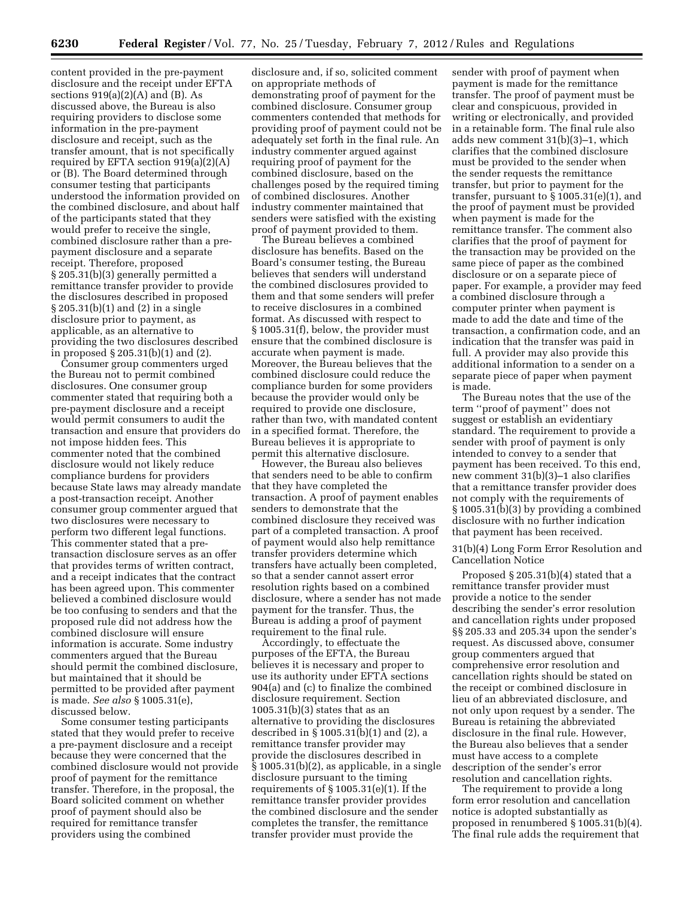content provided in the pre-payment disclosure and the receipt under EFTA sections 919(a)(2)(A) and (B). As discussed above, the Bureau is also requiring providers to disclose some information in the pre-payment disclosure and receipt, such as the transfer amount, that is not specifically required by EFTA section 919(a)(2)(A) or (B). The Board determined through consumer testing that participants understood the information provided on the combined disclosure, and about half of the participants stated that they would prefer to receive the single, combined disclosure rather than a pre-payment disclosure and a separate receipt. Therefore, proposed § 205.31(b)(3) generally permitted a remittance transfer provider to provide the disclosures described in proposed § 205.31(b)(1) and (2) in a single disclosure prior to payment, as applicable, as an alternative to providing the two disclosures described in proposed § 205.31(b)(1) and (2).

Consumer group commenters urged the Bureau not to permit combined disclosures. One consumer group commenter stated that requiring both a pre-payment disclosure and a receipt would permit consumers to audit the transaction and ensure that providers do not impose hidden fees. This commenter noted that the combined disclosure would not likely reduce compliance burdens for providers because State laws may already mandate a post-transaction receipt. Another consumer group commenter argued that two disclosures were necessary to perform two different legal functions. This commenter stated that a pre-transaction disclosure serves as an offer that provides terms of written contract, and a receipt indicates that the contract has been agreed upon. This commenter believed a combined disclosure would be too confusing to senders and that the proposed rule did not address how the combined disclosure will ensure information is accurate. Some industry commenters argued that the Bureau should permit the combined disclosure, but maintained that it should be permitted to be provided after payment is made. *See also* § 1005.31(e), discussed below.

Some consumer testing participants stated that they would prefer to receive a pre-payment disclosure and a receipt because they were concerned that the combined disclosure would not provide proof of payment for the remittance transfer. Therefore, in the proposal, the Board solicited comment on whether proof of payment should also be required for remittance transfer providers using the combined disclosure and, if so, solicited comment on appropriate methods of demonstrating proof of payment for the combined disclosure. Consumer group commenters contended that methods for providing proof of payment could not be adequately set forth in the final rule. An industry commenter argued against requiring proof of payment for the combined disclosure, based on the challenges posed by the required timing of combined disclosures. Another industry commenter maintained that senders were satisfied with the existing proof of payment provided to them.

The Bureau believes a combined disclosure has benefits. Based on the Board's consumer testing, the Bureau believes that senders will understand the combined disclosures provided to them and that some senders will prefer to receive disclosures in a combined format. As discussed with respect to § 1005.31(f), below, the provider must ensure that the combined disclosure is accurate when payment is made. Moreover, the Bureau believes that the combined disclosure could reduce the compliance burden for some providers because the provider would only be required to provide one disclosure, rather than two, with mandated content in a specified format. Therefore, the Bureau believes it is appropriate to permit this alternative disclosure.

However, the Bureau also believes that senders need to be able to confirm that they have completed the transaction. A proof of payment enables senders to demonstrate that the combined disclosure they received was part of a completed transaction. A proof of payment would also help remittance transfer providers determine which transfers have actually been completed, so that a sender cannot assert error resolution rights based on a combined disclosure, where a sender has not made payment for the transfer. Thus, the Bureau is adding a proof of payment requirement to the final rule.

Accordingly, to effectuate the purposes of the EFTA, the Bureau believes it is necessary and proper to use its authority under EFTA sections 904(a) and (c) to finalize the combined disclosure requirement. Section 1005.31(b)(3) states that as an alternative to providing the disclosures described in § 1005.31(b)(1) and (2), a remittance transfer provider may provide the disclosures described in § 1005.31(b)(2), as applicable, in a single disclosure pursuant to the timing requirements of § 1005.31(e)(1). If the remittance transfer provider provides the combined disclosure and the sender completes the transfer, the remittance transfer provider must provide the sender with proof of payment when payment is made for the remittance transfer. The proof of payment must be clear and conspicuous, provided in writing or electronically, and provided in a retainable form. The final rule also adds new comment 31(b)(3)–1, which clarifies that the combined disclosure must be provided to the sender when the sender requests the remittance transfer, but prior to payment for the transfer, pursuant to § 1005.31(e)(1), and the proof of payment must be provided when payment is made for the remittance transfer. The comment also clarifies that the proof of payment for the transaction may be provided on the same piece of paper as the combined disclosure or on a separate piece of paper. For example, a provider may feed a combined disclosure through a computer printer when payment is made to add the date and time of the transaction, a confirmation code, and an indication that the transfer was paid in full. A provider may also provide this additional information to a sender on a separate piece of paper when payment is made.

The Bureau notes that the use of the term "proof of payment" does not suggest or establish an evidentiary standard. The requirement to provide a sender with proof of payment is only intended to convey to a sender that payment has been received. To this end, new comment 31(b)(3)–1 also clarifies that a remittance transfer provider does not comply with the requirements of § 1005.31(b)(3) by providing a combined disclosure with no further indication that payment has been received.

31(b)(4) Long Form Error Resolution and Cancellation Notice

Proposed § 205.31(b)(4) stated that a remittance transfer provider must provide a notice to the sender describing the sender's error resolution and cancellation rights under proposed §§ 205.33 and 205.34 upon the sender's request. As discussed above, consumer group commenters argued that comprehensive error resolution and cancellation rights should be stated on the receipt or combined disclosure in lieu of an abbreviated disclosure, and not only upon request by a sender. The Bureau is retaining the abbreviated disclosure in the final rule. However, the Bureau also believes that a sender must have access to a complete description of the sender's error resolution and cancellation rights.

The requirement to provide a long form error resolution and cancellation notice is adopted substantially as proposed in renumbered § 1005.31(b)(4). The final rule adds the requirement that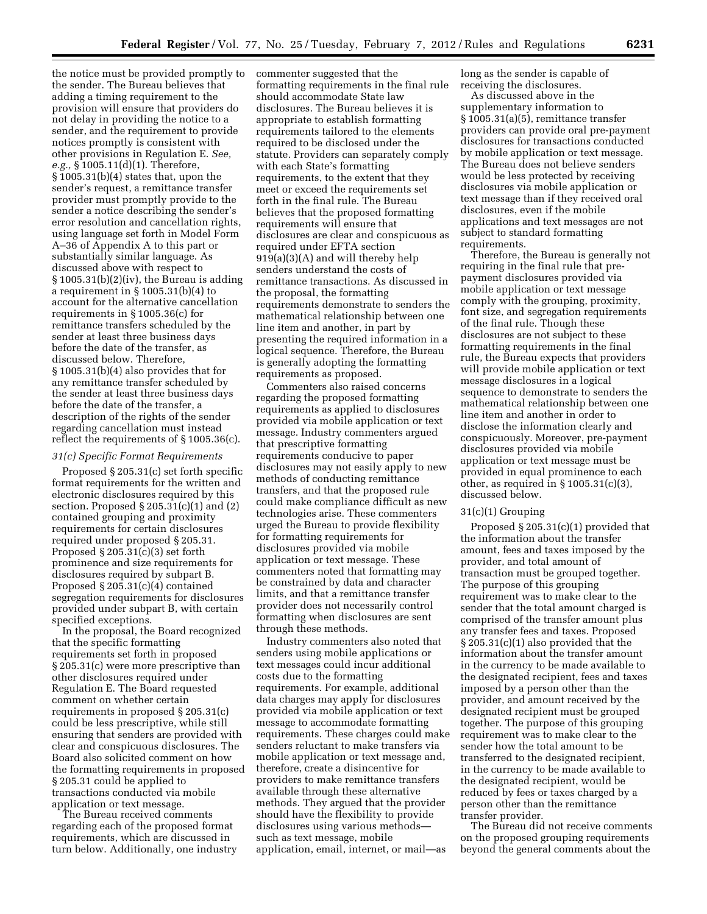the notice must be provided promptly to the sender. The Bureau believes that adding a timing requirement to the provision will ensure that providers do not delay in providing the notice to a sender, and the requirement to provide notices promptly is consistent with other provisions in Regulation E. *See, e.g.,* § 1005.11(d)(1). Therefore, § 1005.31(b)(4) states that, upon the sender's request, a remittance transfer provider must promptly provide to the sender a notice describing the sender's error resolution and cancellation rights, using language set forth in Model Form A–36 of Appendix A to this part or substantially similar language. As discussed above with respect to § 1005.31(b)(2)(iv), the Bureau is adding a requirement in § 1005.31(b)(4) to account for the alternative cancellation requirements in § 1005.36(c) for remittance transfers scheduled by the sender at least three business days before the date of the transfer, as discussed below. Therefore, § 1005.31(b)(4) also provides that for any remittance transfer scheduled by the sender at least three business days before the date of the transfer, a description of the rights of the sender regarding cancellation must instead reflect the requirements of § 1005.36(c).

### *31(c) Specific Format Requirements*

Proposed § 205.31(c) set forth specific format requirements for the written and electronic disclosures required by this section. Proposed § 205.31(c)(1) and (2) contained grouping and proximity requirements for certain disclosures required under proposed § 205.31. Proposed § 205.31(c)(3) set forth prominence and size requirements for disclosures required by subpart B. Proposed § 205.31(c)(4) contained segregation requirements for disclosures provided under subpart B, with certain specified exceptions.

In the proposal, the Board recognized that the specific formatting requirements set forth in proposed § 205.31(c) were more prescriptive than other disclosures required under Regulation E. The Board requested comment on whether certain requirements in proposed § 205.31(c) could be less prescriptive, while still ensuring that senders are provided with clear and conspicuous disclosures. The Board also solicited comment on how the formatting requirements in proposed § 205.31 could be applied to transactions conducted via mobile application or text message.

The Bureau received comments regarding each of the proposed format requirements, which are discussed in turn below. Additionally, one industry commenter suggested that the formatting requirements in the final rule should accommodate State law disclosures. The Bureau believes it is appropriate to establish formatting requirements tailored to the elements required to be disclosed under the statute. Providers can separately comply with each State's formatting requirements, to the extent that they meet or exceed the requirements set forth in the final rule. The Bureau believes that the proposed formatting requirements will ensure that disclosures are clear and conspicuous as required under EFTA section 919(a)(3)(A) and will thereby help senders understand the costs of remittance transactions. As discussed in the proposal, the formatting requirements demonstrate to senders the mathematical relationship between one line item and another, in part by presenting the required information in a logical sequence. Therefore, the Bureau is generally adopting the formatting requirements as proposed.

Commenters also raised concerns regarding the proposed formatting requirements as applied to disclosures provided via mobile application or text message. Industry commenters argued that prescriptive formatting requirements conducive to paper disclosures may not easily apply to new methods of conducting remittance transfers, and that the proposed rule could make compliance difficult as new technologies arise. These commenters urged the Bureau to provide flexibility for formatting requirements for disclosures provided via mobile application or text message. These commenters noted that formatting may be constrained by data and character limits, and that a remittance transfer provider does not necessarily control formatting when disclosures are sent through these methods.

Industry commenters also noted that senders using mobile applications or text messages could incur additional costs due to the formatting requirements. For example, additional data charges may apply for disclosures provided via mobile application or text message to accommodate formatting requirements. These charges could make senders reluctant to make transfers via mobile application or text message and, therefore, create a disincentive for providers to make remittance transfers available through these alternative methods. They argued that the provider should have the flexibility to provide disclosures using various methods—such as text message, mobile application, email, internet, or mail—as long as the sender is capable of receiving the disclosures.

As discussed above in the supplementary information to § 1005.31(a)(5), remittance transfer providers can provide oral pre-payment disclosures for transactions conducted by mobile application or text message. The Bureau does not believe senders would be less protected by receiving disclosures via mobile application or text message than if they received oral disclosures, even if the mobile applications and text messages are not subject to standard formatting requirements.

Therefore, the Bureau is generally not requiring in the final rule that pre-payment disclosures provided via mobile application or text message comply with the grouping, proximity, font size, and segregation requirements of the final rule. Though these disclosures are not subject to these formatting requirements in the final rule, the Bureau expects that providers will provide mobile application or text message disclosures in a logical sequence to demonstrate to senders the mathematical relationship between one line item and another in order to disclose the information clearly and conspicuously. Moreover, pre-payment disclosures provided via mobile application or text message must be provided in equal prominence to each other, as required in § 1005.31(c)(3), discussed below.

#### 31(c)(1) Grouping

Proposed § 205.31(c)(1) provided that the information about the transfer amount, fees and taxes imposed by the provider, and total amount of transaction must be grouped together. The purpose of this grouping requirement was to make clear to the sender that the total amount charged is comprised of the transfer amount plus any transfer fees and taxes. Proposed § 205.31(c)(1) also provided that the information about the transfer amount in the currency to be made available to the designated recipient, fees and taxes imposed by a person other than the provider, and amount received by the designated recipient must be grouped together. The purpose of this grouping requirement was to make clear to the sender how the total amount to be transferred to the designated recipient, in the currency to be made available to the designated recipient, would be reduced by fees or taxes charged by a person other than the remittance transfer provider.

The Bureau did not receive comments on the proposed grouping requirements beyond the general comments about the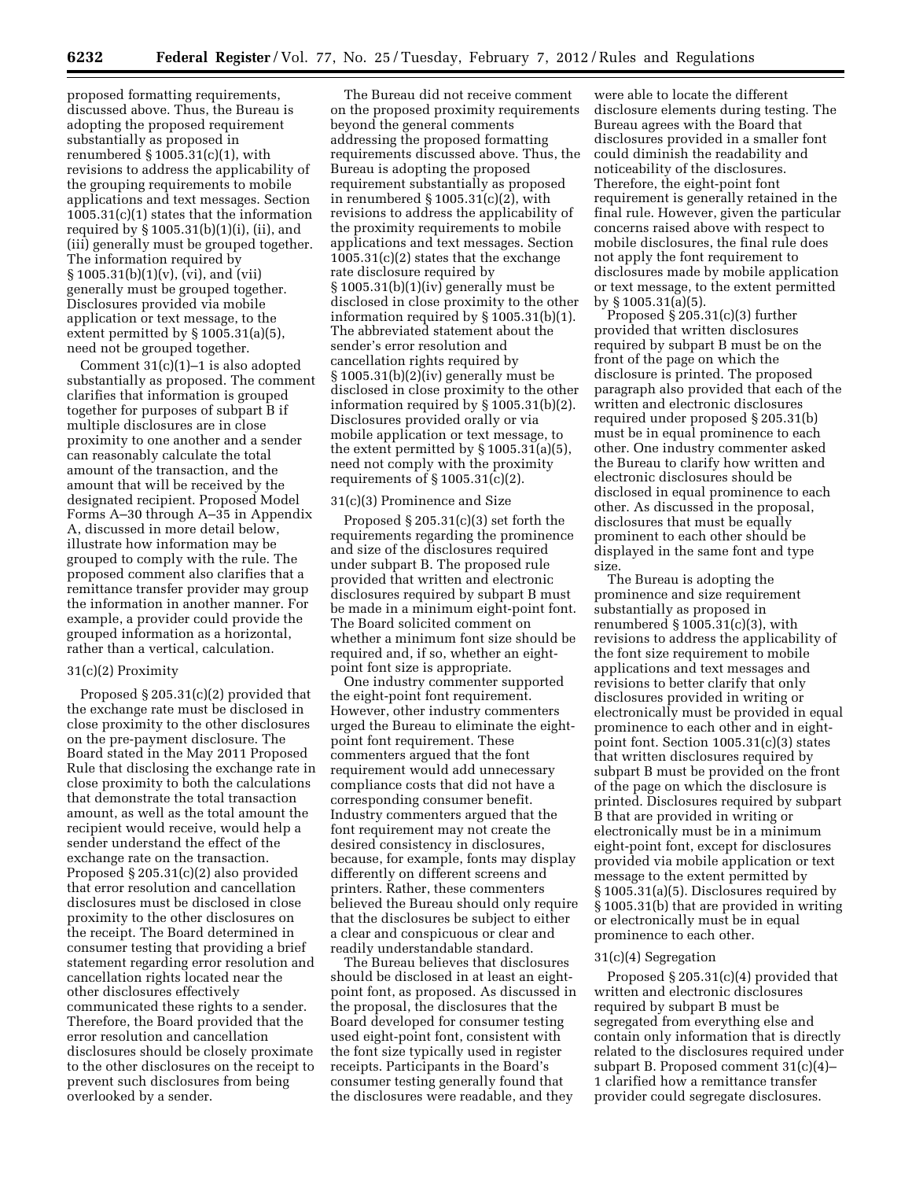proposed formatting requirements, discussed above. Thus, the Bureau is adopting the proposed requirement substantially as proposed in renumbered § 1005.31(c)(1), with revisions to address the applicability of the grouping requirements to mobile applications and text messages. Section 1005.31(c)(1) states that the information required by § 1005.31(b)(1)(i), (ii), and (iii) generally must be grouped together. The information required by § 1005.31(b)(1)(v), (vi), and (vii) generally must be grouped together. Disclosures provided via mobile application or text message, to the extent permitted by § 1005.31(a)(5), need not be grouped together.

Comment 31(c)(1)–1 is also adopted substantially as proposed. The comment clarifies that information is grouped together for purposes of subpart B if multiple disclosures are in close proximity to one another and a sender can reasonably calculate the total amount of the transaction, and the amount that will be received by the designated recipient. Proposed Model Forms A–30 through A–35 in Appendix A, discussed in more detail below, illustrate how information may be grouped to comply with the rule. The proposed comment also clarifies that a remittance transfer provider may group the information in another manner. For example, a provider could provide the grouped information as a horizontal, rather than a vertical, calculation.

### 31(c)(2) Proximity

Proposed § 205.31(c)(2) provided that the exchange rate must be disclosed in close proximity to the other disclosures on the pre-payment disclosure. The Board stated in the May 2011 Proposed Rule that disclosing the exchange rate in close proximity to both the calculations that demonstrate the total transaction amount, as well as the total amount the recipient would receive, would help a sender understand the effect of the exchange rate on the transaction. Proposed § 205.31(c)(2) also provided that error resolution and cancellation disclosures must be disclosed in close proximity to the other disclosures on the receipt. The Board determined in consumer testing that providing a brief statement regarding error resolution and cancellation rights located near the other disclosures effectively communicated these rights to a sender. Therefore, the Board provided that the error resolution and cancellation disclosures should be closely proximate to the other disclosures on the receipt to prevent such disclosures from being overlooked by a sender.

The Bureau did not receive comment on the proposed proximity requirements beyond the general comments addressing the proposed formatting requirements discussed above. Thus, the Bureau is adopting the proposed requirement substantially as proposed in renumbered § 1005.31(c)(2), with revisions to address the applicability of the proximity requirements to mobile applications and text messages. Section 1005.31(c)(2) states that the exchange rate disclosure required by § 1005.31(b)(1)(iv) generally must be disclosed in close proximity to the other information required by § 1005.31(b)(1). The abbreviated statement about the sender's error resolution and cancellation rights required by § 1005.31(b)(2)(iv) generally must be disclosed in close proximity to the other information required by § 1005.31(b)(2). Disclosures provided orally or via mobile application or text message, to the extent permitted by § 1005.31(a)(5), need not comply with the proximity requirements of § 1005.31(c)(2).

### 31(c)(3) Prominence and Size

Proposed § 205.31(c)(3) set forth the requirements regarding the prominence and size of the disclosures required under subpart B. The proposed rule provided that written and electronic disclosures required by subpart B must be made in a minimum eight-point font. The Board solicited comment on whether a minimum font size should be required and, if so, whether an eight-point font size is appropriate.

One industry commenter supported the eight-point font requirement. However, other industry commenters urged the Bureau to eliminate the eight-point font requirement. These commenters argued that the font requirement would add unnecessary compliance costs that did not have a corresponding consumer benefit. Industry commenters argued that the font requirement may not create the desired consistency in disclosures, because, for example, fonts may display differently on different screens and printers. Rather, these commenters believed the Bureau should only require that the disclosures be subject to either a clear and conspicuous or clear and readily understandable standard.

The Bureau believes that disclosures should be disclosed in at least an eight-point font, as proposed. As discussed in the proposal, the disclosures that the Board developed for consumer testing used eight-point font, consistent with the font size typically used in register receipts. Participants in the Board's consumer testing generally found that the disclosures were readable, and they were able to locate the different disclosure elements during testing. The Bureau agrees with the Board that disclosures provided in a smaller font could diminish the readability and noticeability of the disclosures. Therefore, the eight-point font requirement is generally retained in the final rule. However, given the particular concerns raised above with respect to mobile disclosures, the final rule does not apply the font requirement to disclosures made by mobile application or text message, to the extent permitted by § 1005.31(a)(5).

Proposed § 205.31(c)(3) further provided that written disclosures required by subpart B must be on the front of the page on which the disclosure is printed. The proposed paragraph also provided that each of the written and electronic disclosures required under proposed § 205.31(b) must be in equal prominence to each other. One industry commenter asked the Bureau to clarify how written and electronic disclosures should be disclosed in equal prominence to each other. As discussed in the proposal, disclosures that must be equally prominent to each other should be displayed in the same font and type size.

The Bureau is adopting the prominence and size requirement substantially as proposed in renumbered § 1005.31(c)(3), with revisions to address the applicability of the font size requirement to mobile applications and text messages and revisions to better clarify that only disclosures provided in writing or electronically must be provided in equal prominence to each other and in eight-point font. Section 1005.31(c)(3) states that written disclosures required by subpart B must be provided on the front of the page on which the disclosure is printed. Disclosures required by subpart B that are provided in writing or electronically must be in a minimum eight-point font, except for disclosures provided via mobile application or text message to the extent permitted by § 1005.31(a)(5). Disclosures required by § 1005.31(b) that are provided in writing or electronically must be in equal prominence to each other.

### 31(c)(4) Segregation

Proposed § 205.31(c)(4) provided that written and electronic disclosures required by subpart B must be segregated from everything else and contain only information that is directly related to the disclosures required under subpart B. Proposed comment 31(c)(4)–1 clarified how a remittance transfer provider could segregate disclosures.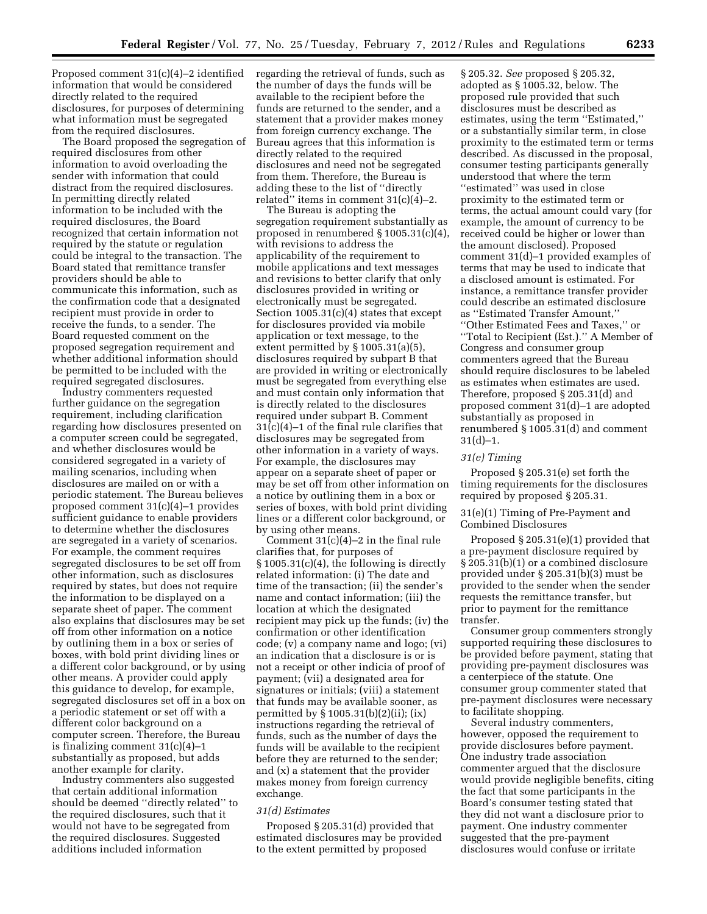Proposed comment 31(c)(4)–2 identified information that would be considered directly related to the required disclosures, for purposes of determining what information must be segregated from the required disclosures.

The Board proposed the segregation of required disclosures from other information to avoid overloading the sender with information that could distract from the required disclosures. In permitting directly related information to be included with the required disclosures, the Board recognized that certain information not required by the statute or regulation could be integral to the transaction. The Board stated that remittance transfer providers should be able to communicate this information, such as the confirmation code that a designated recipient must provide in order to receive the funds, to a sender. The Board requested comment on the proposed segregation requirement and whether additional information should be permitted to be included with the required segregated disclosures.

Industry commenters requested further guidance on the segregation requirement, including clarification regarding how disclosures presented on a computer screen could be segregated, and whether disclosures would be considered segregated in a variety of mailing scenarios, including when disclosures are mailed on or with a periodic statement. The Bureau believes proposed comment 31(c)(4)–1 provides sufficient guidance to enable providers to determine whether the disclosures are segregated in a variety of scenarios. For example, the comment requires segregated disclosures to be set off from other information, such as disclosures required by states, but does not require the information to be displayed on a separate sheet of paper. The comment also explains that disclosures may be set off from other information on a notice by outlining them in a box or series of boxes, with bold print dividing lines or a different color background, or by using other means. A provider could apply this guidance to develop, for example, segregated disclosures set off in a box on a periodic statement or set off with a different color background on a computer screen. Therefore, the Bureau is finalizing comment 31(c)(4)–1 substantially as proposed, but adds another example for clarity.

Industry commenters also suggested that certain additional information should be deemed ''directly related'' to the required disclosures, such that it would not have to be segregated from the required disclosures. Suggested additions included information regarding the retrieval of funds, such as the number of days the funds will be available to the recipient before the funds are returned to the sender, and a statement that a provider makes money from foreign currency exchange. The Bureau agrees that this information is directly related to the required disclosures and need not be segregated from them. Therefore, the Bureau is adding these to the list of ''directly related'' items in comment 31(c)(4)–2.

The Bureau is adopting the segregation requirement substantially as proposed in renumbered § 1005.31(c)(4), with revisions to address the applicability of the requirement to mobile applications and text messages and revisions to better clarify that only disclosures provided in writing or electronically must be segregated. Section 1005.31(c)(4) states that except for disclosures provided via mobile application or text message, to the extent permitted by § 1005.31(a)(5), disclosures required by subpart B that are provided in writing or electronically must be segregated from everything else and must contain only information that is directly related to the disclosures required under subpart B. Comment 31(c)(4)–1 of the final rule clarifies that disclosures may be segregated from other information in a variety of ways. For example, the disclosures may appear on a separate sheet of paper or may be set off from other information on a notice by outlining them in a box or series of boxes, with bold print dividing lines or a different color background, or by using other means.

Comment 31(c)(4)–2 in the final rule clarifies that, for purposes of § 1005.31(c)(4), the following is directly related information: (i) The date and time of the transaction; (ii) the sender's name and contact information; (iii) the location at which the designated recipient may pick up the funds; (iv) the confirmation or other identification code; (v) a company name and logo; (vi) an indication that a disclosure is or is not a receipt or other indicia of proof of payment; (vii) a designated area for signatures or initials; (viii) a statement that funds may be available sooner, as permitted by § 1005.31(b)(2)(ii); (ix) instructions regarding the retrieval of funds, such as the number of days the funds will be available to the recipient before they are returned to the sender; and (x) a statement that the provider makes money from foreign currency exchange.

### *31(d) Estimates*

Proposed § 205.31(d) provided that estimated disclosures may be provided to the extent permitted by proposed § 205.32. *See* proposed § 205.32, adopted as § 1005.32, below. The proposed rule provided that such disclosures must be described as estimates, using the term ''Estimated,'' or a substantially similar term, in close proximity to the estimated term or terms described. As discussed in the proposal, consumer testing participants generally understood that where the term ''estimated'' was used in close proximity to the estimated term or terms, the actual amount could vary (for example, the amount of currency to be received could be higher or lower than the amount disclosed). Proposed comment 31(d)–1 provided examples of terms that may be used to indicate that a disclosed amount is estimated. For instance, a remittance transfer provider could describe an estimated disclosure as ''Estimated Transfer Amount,'' ''Other Estimated Fees and Taxes,'' or ''Total to Recipient (Est.).'' A Member of Congress and consumer group commenters agreed that the Bureau should require disclosures to be labeled as estimates when estimates are used. Therefore, proposed § 205.31(d) and proposed comment 31(d)–1 are adopted substantially as proposed in renumbered § 1005.31(d) and comment 31(d)–1.

### *31(e) Timing*

Proposed § 205.31(e) set forth the timing requirements for the disclosures required by proposed § 205.31.

#### 31(e)(1) Timing of Pre-Payment and Combined Disclosures

Proposed § 205.31(e)(1) provided that a pre-payment disclosure required by § 205.31(b)(1) or a combined disclosure provided under § 205.31(b)(3) must be provided to the sender when the sender requests the remittance transfer, but prior to payment for the remittance transfer.

Consumer group commenters strongly supported requiring these disclosures to be provided before payment, stating that providing pre-payment disclosures was a centerpiece of the statute. One consumer group commenter stated that pre-payment disclosures were necessary to facilitate shopping.

Several industry commenters, however, opposed the requirement to provide disclosures before payment. One industry trade association commenter argued that the disclosure would provide negligible benefits, citing the fact that some participants in the Board's consumer testing stated that they did not want a disclosure prior to payment. One industry commenter suggested that the pre-payment disclosures would confuse or irritate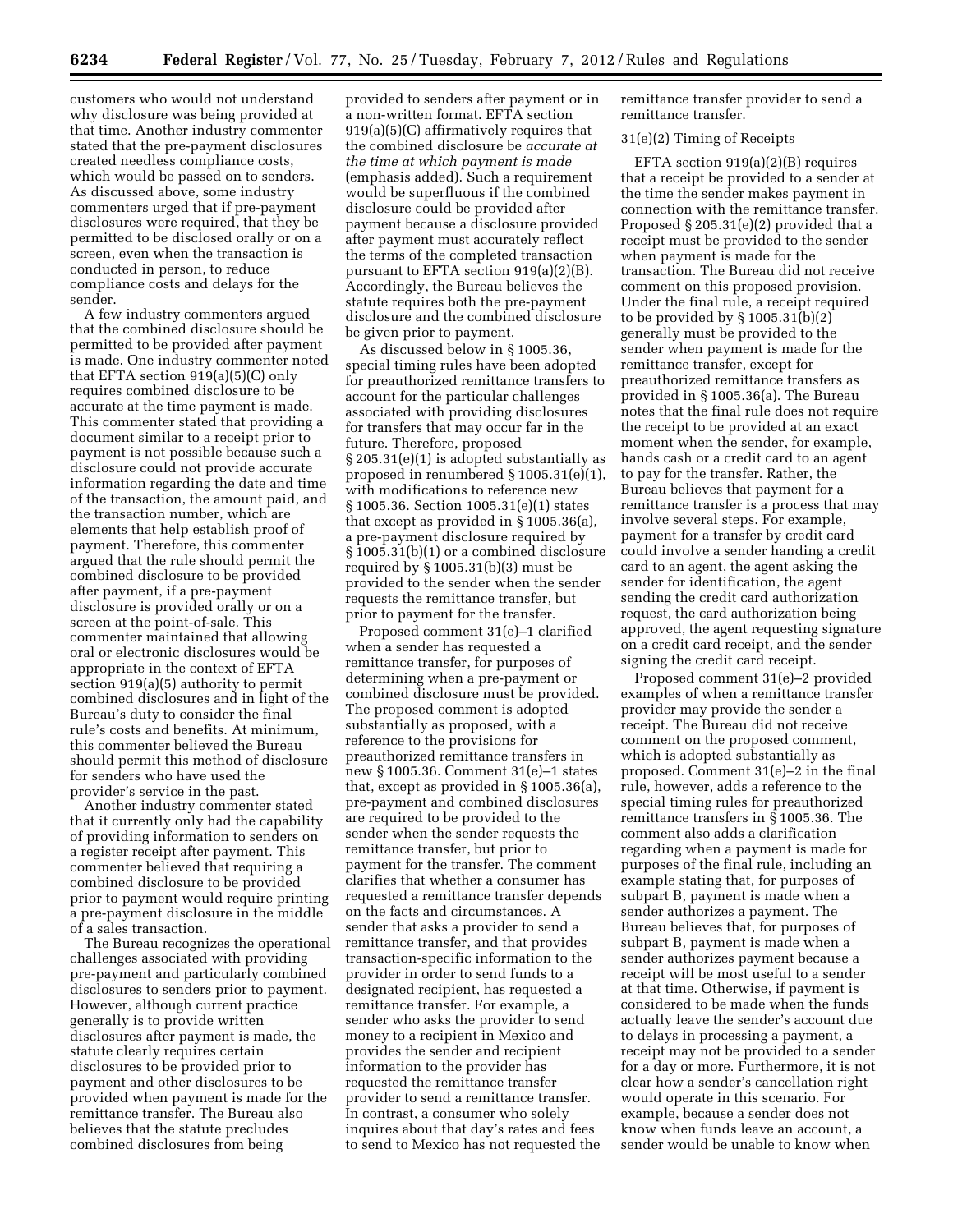customers who would not understand why disclosure was being provided at that time. Another industry commenter stated that the pre-payment disclosures created needless compliance costs, which would be passed on to senders. As discussed above, some industry commenters urged that if pre-payment disclosures were required, that they be permitted to be disclosed orally or on a screen, even when the transaction is conducted in person, to reduce compliance costs and delays for the sender.

A few industry commenters argued that the combined disclosure should be permitted to be provided after payment is made. One industry commenter noted that EFTA section 919(a)(5)(C) only requires combined disclosure to be accurate at the time payment is made. This commenter stated that providing a document similar to a receipt prior to payment is not possible because such a disclosure could not provide accurate information regarding the date and time of the transaction, the amount paid, and the transaction number, which are elements that help establish proof of payment. Therefore, this commenter argued that the rule should permit the combined disclosure to be provided after payment, if a pre-payment disclosure is provided orally or on a screen at the point-of-sale. This commenter maintained that allowing oral or electronic disclosures would be appropriate in the context of EFTA section 919(a)(5) authority to permit combined disclosures and in light of the Bureau's duty to consider the final rule's costs and benefits. At minimum, this commenter believed the Bureau should permit this method of disclosure for senders who have used the provider's service in the past.

Another industry commenter stated that it currently only had the capability of providing information to senders on a register receipt after payment. This commenter believed that requiring a combined disclosure to be provided prior to payment would require printing a pre-payment disclosure in the middle of a sales transaction.

The Bureau recognizes the operational challenges associated with providing pre-payment and particularly combined disclosures to senders prior to payment. However, although current practice generally is to provide written disclosures after payment is made, the statute clearly requires certain disclosures to be provided prior to payment and other disclosures to be provided when payment is made for the remittance transfer. The Bureau also believes that the statute precludes combined disclosures from being provided to senders after payment or in a non-written format. EFTA section 919(a)(5)(C) affirmatively requires that the combined disclosure be *accurate at the time at which payment is made* (emphasis added). Such a requirement would be superfluous if the combined disclosure could be provided after payment because a disclosure provided after payment must accurately reflect the terms of the completed transaction pursuant to EFTA section 919(a)(2)(B). Accordingly, the Bureau believes the statute requires both the pre-payment disclosure and the combined disclosure be given prior to payment.

As discussed below in § 1005.36, special timing rules have been adopted for preauthorized remittance transfers to account for the particular challenges associated with providing disclosures for transfers that may occur far in the future. Therefore, proposed § 205.31(e)(1) is adopted substantially as proposed in renumbered § 1005.31(e)(1), with modifications to reference new § 1005.36. Section 1005.31(e)(1) states that except as provided in § 1005.36(a), a pre-payment disclosure required by § 1005.31(b)(1) or a combined disclosure required by § 1005.31(b)(3) must be provided to the sender when the sender requests the remittance transfer, but prior to payment for the transfer.

Proposed comment 31(e)–1 clarified when a sender has requested a remittance transfer, for purposes of determining when a pre-payment or combined disclosure must be provided. The proposed comment is adopted substantially as proposed, with a reference to the provisions for preauthorized remittance transfers in new § 1005.36. Comment 31(e)–1 states that, except as provided in § 1005.36(a), pre-payment and combined disclosures are required to be provided to the sender when the sender requests the remittance transfer, but prior to payment for the transfer. The comment clarifies that whether a consumer has requested a remittance transfer depends on the facts and circumstances. A sender that asks a provider to send a remittance transfer, and that provides transaction-specific information to the provider in order to send funds to a designated recipient, has requested a remittance transfer. For example, a sender who asks the provider to send money to a recipient in Mexico and provides the sender and recipient information to the provider has requested the remittance transfer provider to send a remittance transfer. In contrast, a consumer who solely inquires about that day's rates and fees to send to Mexico has not requested the remittance transfer provider to send a remittance transfer.

31(e)(2) Timing of Receipts

EFTA section 919(a)(2)(B) requires that a receipt be provided to a sender at the time the sender makes payment in connection with the remittance transfer. Proposed § 205.31(e)(2) provided that a receipt must be provided to the sender when payment is made for the transaction. The Bureau did not receive comment on this proposed provision. Under the final rule, a receipt required to be provided by § 1005.31(b)(2) generally must be provided to the sender when payment is made for the remittance transfer, except for preauthorized remittance transfers as provided in § 1005.36(a). The Bureau notes that the final rule does not require the receipt to be provided at an exact moment when the sender, for example, hands cash or a credit card to an agent to pay for the transfer. Rather, the Bureau believes that payment for a remittance transfer is a process that may involve several steps. For example, payment for a transfer by credit card could involve a sender handing a credit card to an agent, the agent asking the sender for identification, the agent sending the credit card authorization request, the card authorization being approved, the agent requesting signature on a credit card receipt, and the sender signing the credit card receipt.

Proposed comment 31(e)–2 provided examples of when a remittance transfer provider may provide the sender a receipt. The Bureau did not receive comment on the proposed comment, which is adopted substantially as proposed. Comment 31(e)–2 in the final rule, however, adds a reference to the special timing rules for preauthorized remittance transfers in § 1005.36. The comment also adds a clarification regarding when a payment is made for purposes of the final rule, including an example stating that, for purposes of subpart B, payment is made when a sender authorizes a payment. The Bureau believes that, for purposes of subpart B, payment is made when a sender authorizes payment because a receipt will be most useful to a sender at that time. Otherwise, if payment is considered to be made when the funds actually leave the sender's account due to delays in processing a payment, a receipt may not be provided to a sender for a day or more. Furthermore, it is not clear how a sender's cancellation right would operate in this scenario. For example, because a sender does not know when funds leave an account, a sender would be unable to know when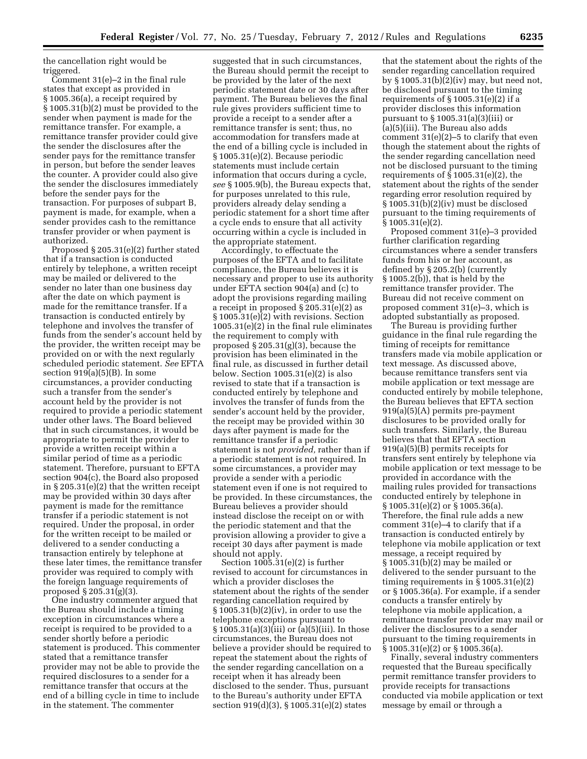the cancellation right would be triggered.

Comment 31(e)–2 in the final rule states that except as provided in § 1005.36(a), a receipt required by § 1005.31(b)(2) must be provided to the sender when payment is made for the remittance transfer. For example, a remittance transfer provider could give the sender the disclosures after the sender pays for the remittance transfer in person, but before the sender leaves the counter. A provider could also give the sender the disclosures immediately before the sender pays for the transaction. For purposes of subpart B, payment is made, for example, when a sender provides cash to the remittance transfer provider or when payment is authorized.

Proposed § 205.31(e)(2) further stated that if a transaction is conducted entirely by telephone, a written receipt may be mailed or delivered to the sender no later than one business day after the date on which payment is made for the remittance transfer. If a transaction is conducted entirely by telephone and involves the transfer of funds from the sender's account held by the provider, the written receipt may be provided on or with the next regularly scheduled periodic statement. *See* EFTA section 919(a)(5)(B). In some circumstances, a provider conducting such a transfer from the sender's account held by the provider is not required to provide a periodic statement under other laws. The Board believed that in such circumstances, it would be appropriate to permit the provider to provide a written receipt within a similar period of time as a periodic statement. Therefore, pursuant to EFTA section 904(c), the Board also proposed in § 205.31(e)(2) that the written receipt may be provided within 30 days after payment is made for the remittance transfer if a periodic statement is not required. Under the proposal, in order for the written receipt to be mailed or delivered to a sender conducting a transaction entirely by telephone at these later times, the remittance transfer provider was required to comply with the foreign language requirements of proposed § 205.31(g)(3).

One industry commenter argued that the Bureau should include a timing exception in circumstances where a receipt is required to be provided to a sender shortly before a periodic statement is produced. This commenter stated that a remittance transfer provider may not be able to provide the required disclosures to a sender for a remittance transfer that occurs at the end of a billing cycle in time to include in the statement. The commenter suggested that in such circumstances, the Bureau should permit the receipt to be provided by the later of the next periodic statement date or 30 days after payment. The Bureau believes the final rule gives providers sufficient time to provide a receipt to a sender after a remittance transfer is sent; thus, no accommodation for transfers made at the end of a billing cycle is included in § 1005.31(e)(2). Because periodic statements must include certain information that occurs during a cycle, *see* § 1005.9(b), the Bureau expects that, for purposes unrelated to this rule, providers already delay sending a periodic statement for a short time after a cycle ends to ensure that all activity occurring within a cycle is included in the appropriate statement.

Accordingly, to effectuate the purposes of the EFTA and to facilitate compliance, the Bureau believes it is necessary and proper to use its authority under EFTA section 904(a) and (c) to adopt the provisions regarding mailing a receipt in proposed § 205.31(e)(2) as § 1005.31(e)(2) with revisions. Section 1005.31(e)(2) in the final rule eliminates the requirement to comply with proposed § 205.31(g)(3), because the provision has been eliminated in the final rule, as discussed in further detail below. Section 1005.31(e)(2) is also revised to state that if a transaction is conducted entirely by telephone and involves the transfer of funds from the sender's account held by the provider, the receipt may be provided within 30 days after payment is made for the remittance transfer if a periodic statement is not *provided,* rather than if a periodic statement is not required. In some circumstances, a provider may provide a sender with a periodic statement even if one is not required to be provided. In these circumstances, the Bureau believes a provider should instead disclose the receipt on or with the periodic statement and that the provision allowing a provider to give a receipt 30 days after payment is made should not apply.

Section 1005.31(e)(2) is further revised to account for circumstances in which a provider discloses the statement about the rights of the sender regarding cancellation required by § 1005.31(b)(2)(iv), in order to use the telephone exceptions pursuant to § 1005.31(a)(3)(iii) or (a)(5)(iii). In those circumstances, the Bureau does not believe a provider should be required to repeat the statement about the rights of the sender regarding cancellation on a receipt when it has already been disclosed to the sender. Thus, pursuant to the Bureau's authority under EFTA section 919(d)(3), § 1005.31(e)(2) states that the statement about the rights of the sender regarding cancellation required by § 1005.31(b)(2)(iv) may, but need not, be disclosed pursuant to the timing requirements of § 1005.31(e)(2) if a provider discloses this information pursuant to § 1005.31(a)(3)(iii) or (a)(5)(iii). The Bureau also adds comment 31(e)(2)–5 to clarify that even though the statement about the rights of the sender regarding cancellation need not be disclosed pursuant to the timing requirements of § 1005.31(e)(2), the statement about the rights of the sender regarding error resolution required by § 1005.31(b)(2)(iv) must be disclosed pursuant to the timing requirements of § 1005.31(e)(2).

Proposed comment 31(e)–3 provided further clarification regarding circumstances where a sender transfers funds from his or her account, as defined by § 205.2(b) (currently § 1005.2(b)), that is held by the remittance transfer provider. The Bureau did not receive comment on proposed comment 31(e)–3, which is adopted substantially as proposed.

The Bureau is providing further guidance in the final rule regarding the timing of receipts for remittance transfers made via mobile application or text message. As discussed above, because remittance transfers sent via mobile application or text message are conducted entirely by mobile telephone, the Bureau believes that EFTA section 919(a)(5)(A) permits pre-payment disclosures to be provided orally for such transfers. Similarly, the Bureau believes that that EFTA section 919(a)(5)(B) permits receipts for transfers sent entirely by telephone via mobile application or text message to be provided in accordance with the mailing rules provided for transactions conducted entirely by telephone in § 1005.31(e)(2) or § 1005.36(a). Therefore, the final rule adds a new comment 31(e)–4 to clarify that if a transaction is conducted entirely by telephone via mobile application or text message, a receipt required by § 1005.31(b)(2) may be mailed or delivered to the sender pursuant to the timing requirements in § 1005.31(e)(2) or § 1005.36(a). For example, if a sender conducts a transfer entirely by telephone via mobile application, a remittance transfer provider may mail or deliver the disclosures to a sender pursuant to the timing requirements in § 1005.31(e)(2) or § 1005.36(a).

Finally, several industry commenters requested that the Bureau specifically permit remittance transfer providers to provide receipts for transactions conducted via mobile application or text message by email or through a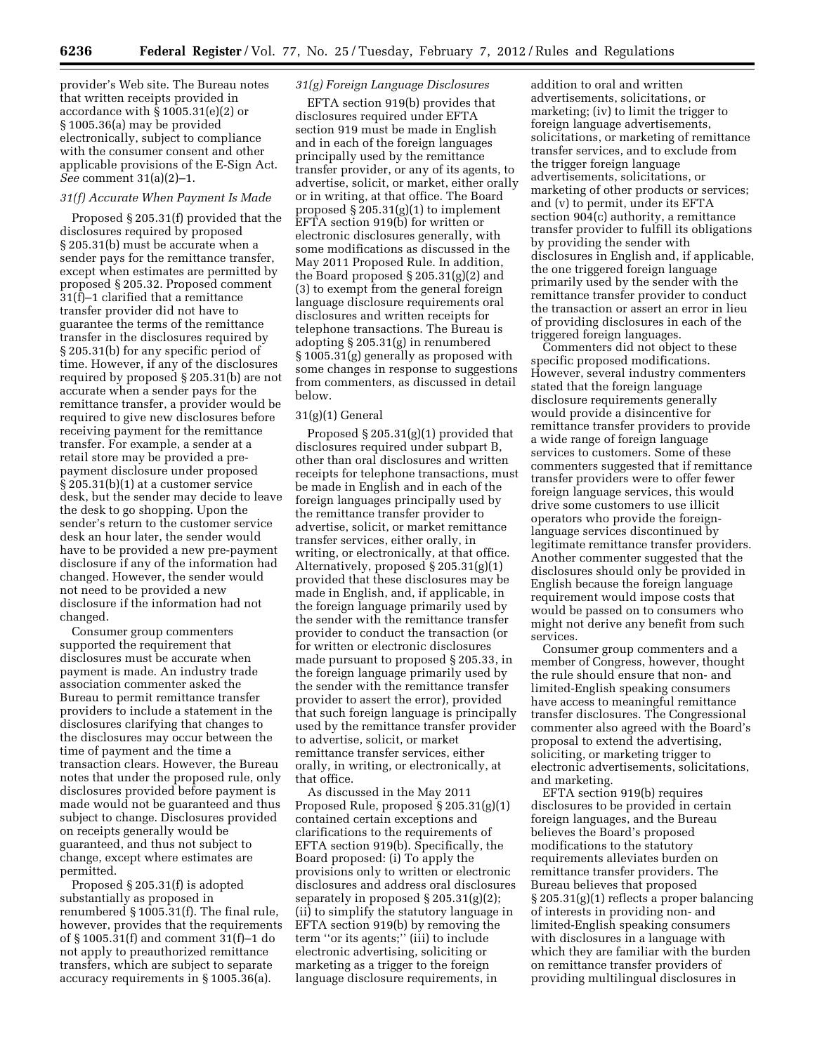provider's Web site. The Bureau notes that written receipts provided in accordance with § 1005.31(e)(2) or § 1005.36(a) may be provided electronically, subject to compliance with the consumer consent and other applicable provisions of the E-Sign Act. *See* comment 31(a)(2)–1.

### *31(f) Accurate When Payment Is Made*

Proposed § 205.31(f) provided that the disclosures required by proposed § 205.31(b) must be accurate when a sender pays for the remittance transfer, except when estimates are permitted by proposed § 205.32. Proposed comment 31(f)–1 clarified that a remittance transfer provider did not have to guarantee the terms of the remittance transfer in the disclosures required by § 205.31(b) for any specific period of time. However, if any of the disclosures required by proposed § 205.31(b) are not accurate when a sender pays for the remittance transfer, a provider would be required to give new disclosures before receiving payment for the remittance transfer. For example, a sender at a retail store may be provided a pre-payment disclosure under proposed § 205.31(b)(1) at a customer service desk, but the sender may decide to leave the desk to go shopping. Upon the sender's return to the customer service desk an hour later, the sender would have to be provided a new pre-payment disclosure if any of the information had changed. However, the sender would not need to be provided a new disclosure if the information had not changed.

Consumer group commenters supported the requirement that disclosures must be accurate when payment is made. An industry trade association commenter asked the Bureau to permit remittance transfer providers to include a statement in the disclosures clarifying that changes to the disclosures may occur between the time of payment and the time a transaction clears. However, the Bureau notes that under the proposed rule, only disclosures provided before payment is made would not be guaranteed and thus subject to change. Disclosures provided on receipts generally would be guaranteed, and thus not subject to change, except where estimates are permitted.

Proposed § 205.31(f) is adopted substantially as proposed in renumbered § 1005.31(f). The final rule, however, provides that the requirements of § 1005.31(f) and comment 31(f)–1 do not apply to preauthorized remittance transfers, which are subject to separate accuracy requirements in § 1005.36(a).

### *31(g) Foreign Language Disclosures*

EFTA section 919(b) provides that disclosures required under EFTA section 919 must be made in English and in each of the foreign languages principally used by the remittance transfer provider, or any of its agents, to advertise, solicit, or market, either orally or in writing, at that office. The Board proposed § 205.31(g)(1) to implement EFTA section 919(b) for written or electronic disclosures generally, with some modifications as discussed in the May 2011 Proposed Rule. In addition, the Board proposed § 205.31(g)(2) and (3) to exempt from the general foreign language disclosure requirements oral disclosures and written receipts for telephone transactions. The Bureau is adopting § 205.31(g) in renumbered § 1005.31(g) generally as proposed with some changes in response to suggestions from commenters, as discussed in detail below.

#### 31(g)(1) General

Proposed § 205.31(g)(1) provided that disclosures required under subpart B, other than oral disclosures and written receipts for telephone transactions, must be made in English and in each of the foreign languages principally used by the remittance transfer provider to advertise, solicit, or market remittance transfer services, either orally, in writing, or electronically, at that office. Alternatively, proposed § 205.31(g)(1) provided that these disclosures may be made in English, and, if applicable, in the foreign language primarily used by the sender with the remittance transfer provider to conduct the transaction (or for written or electronic disclosures made pursuant to proposed § 205.33, in the foreign language primarily used by the sender with the remittance transfer provider to assert the error), provided that such foreign language is principally used by the remittance transfer provider to advertise, solicit, or market remittance transfer services, either orally, in writing, or electronically, at that office.

As discussed in the May 2011 Proposed Rule, proposed § 205.31(g)(1) contained certain exceptions and clarifications to the requirements of EFTA section 919(b). Specifically, the Board proposed: (i) To apply the provisions only to written or electronic disclosures and address oral disclosures separately in proposed § 205.31(g)(2); (ii) to simplify the statutory language in EFTA section 919(b) by removing the term ''or its agents;'' (iii) to include electronic advertising, soliciting or marketing as a trigger to the foreign language disclosure requirements, in addition to oral and written advertisements, solicitations, or marketing; (iv) to limit the trigger to foreign language advertisements, solicitations, or marketing of remittance transfer services, and to exclude from the trigger foreign language advertisements, solicitations, or marketing of other products or services; and (v) to permit, under its EFTA section 904(c) authority, a remittance transfer provider to fulfill its obligations by providing the sender with disclosures in English and, if applicable, the one triggered foreign language primarily used by the sender with the remittance transfer provider to conduct the transaction or assert an error in lieu of providing disclosures in each of the triggered foreign languages.

Commenters did not object to these specific proposed modifications. However, several industry commenters stated that the foreign language disclosure requirements generally would provide a disincentive for remittance transfer providers to provide a wide range of foreign language services to customers. Some of these commenters suggested that if remittance transfer providers were to offer fewer foreign language services, this would drive some customers to use illicit operators who provide the foreign-language services discontinued by legitimate remittance transfer providers. Another commenter suggested that the disclosures should only be provided in English because the foreign language requirement would impose costs that would be passed on to consumers who might not derive any benefit from such services.

Consumer group commenters and a member of Congress, however, thought the rule should ensure that non- and limited-English speaking consumers have access to meaningful remittance transfer disclosures. The Congressional commenter also agreed with the Board's proposal to extend the advertising, soliciting, or marketing trigger to electronic advertisements, solicitations, and marketing.

EFTA section 919(b) requires disclosures to be provided in certain foreign languages, and the Bureau believes the Board's proposed modifications to the statutory requirements alleviates burden on remittance transfer providers. The Bureau believes that proposed § 205.31(g)(1) reflects a proper balancing of interests in providing non- and limited-English speaking consumers with disclosures in a language with which they are familiar with the burden on remittance transfer providers of providing multilingual disclosures in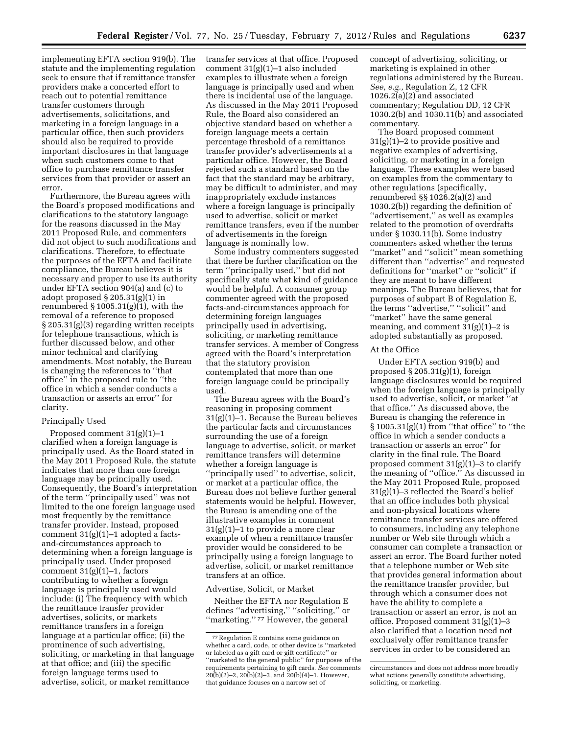implementing EFTA section 919(b). The statute and the implementing regulation seek to ensure that if remittance transfer providers make a concerted effort to reach out to potential remittance transfer customers through advertisements, solicitations, and marketing in a foreign language in a particular office, then such providers should also be required to provide important disclosures in that language when such customers come to that office to purchase remittance transfer services from that provider or assert an error.

Furthermore, the Bureau agrees with the Board's proposed modifications and clarifications to the statutory language for the reasons discussed in the May 2011 Proposed Rule, and commenters did not object to such modifications and clarifications. Therefore, to effectuate the purposes of the EFTA and facilitate compliance, the Bureau believes it is necessary and proper to use its authority under EFTA section 904(a) and (c) to adopt proposed § 205.31(g)(1) in renumbered § 1005.31(g)(1), with the removal of a reference to proposed § 205.31(g)(3) regarding written receipts for telephone transactions, which is further discussed below, and other minor technical and clarifying amendments. Most notably, the Bureau is changing the references to ''that office'' in the proposed rule to ''the office in which a sender conducts a transaction or asserts an error'' for clarity.

Principally Used

Proposed comment 31(g)(1)–1 clarified when a foreign language is principally used. As the Board stated in the May 2011 Proposed Rule, the statute indicates that more than one foreign language may be principally used. Consequently, the Board's interpretation of the term ''principally used'' was not limited to the one foreign language used most frequently by the remittance transfer provider. Instead, proposed comment 31(g)(1)–1 adopted a facts-and-circumstances approach to determining when a foreign language is principally used. Under proposed comment 31(g)(1)–1, factors contributing to whether a foreign language is principally used would include: (i) The frequency with which the remittance transfer provider advertises, solicits, or markets remittance transfers in a foreign language at a particular office; (ii) the prominence of such advertising, soliciting, or marketing in that language at that office; and (iii) the specific foreign language terms used to advertise, solicit, or market remittance transfer services at that office. Proposed comment 31(g)(1)–1 also included examples to illustrate when a foreign language is principally used and when there is incidental use of the language. As discussed in the May 2011 Proposed Rule, the Board also considered an objective standard based on whether a foreign language meets a certain percentage threshold of a remittance transfer provider's advertisements at a particular office. However, the Board rejected such a standard based on the fact that the standard may be arbitrary, may be difficult to administer, and may inappropriately exclude instances where a foreign language is principally used to advertise, solicit or market remittance transfers, even if the number of advertisements in the foreign language is nominally low.

Some industry commenters suggested that there be further clarification on the term ''principally used,'' but did not specifically state what kind of guidance would be helpful. A consumer group commenter agreed with the proposed facts-and-circumstances approach for determining foreign languages principally used in advertising, soliciting, or marketing remittance transfer services. A member of Congress agreed with the Board's interpretation that the statutory provision contemplated that more than one foreign language could be principally used.

The Bureau agrees with the Board's reasoning in proposing comment 31(g)(1)–1. Because the Bureau believes the particular facts and circumstances surrounding the use of a foreign language to advertise, solicit, or market remittance transfers will determine whether a foreign language is ''principally used'' to advertise, solicit, or market at a particular office, the Bureau does not believe further general statements would be helpful. However, the Bureau is amending one of the illustrative examples in comment 31(g)(1)–1 to provide a more clear example of when a remittance transfer provider would be considered to be principally using a foreign language to advertise, solicit, or market remittance transfers at an office.

Advertise, Solicit, or Market

Neither the EFTA nor Regulation E defines ''advertising,'' ''soliciting,'' or ''marketing.''[77] However, the general concept of advertising, soliciting, or marketing is explained in other regulations administered by the Bureau. *See, e.g.,* Regulation Z, 12 CFR 1026.2(a)(2) and associated commentary; Regulation DD, 12 CFR 1030.2(b) and 1030.11(b) and associated commentary.

The Board proposed comment 31(g)(1)–2 to provide positive and negative examples of advertising, soliciting, or marketing in a foreign language. These examples were based on examples from the commentary to other regulations (specifically, renumbered §§ 1026.2(a)(2) and 1030.2(b)) regarding the definition of ''advertisement,'' as well as examples related to the promotion of overdrafts under § 1030.11(b). Some industry commenters asked whether the terms ''market'' and ''solicit'' mean something different than ''advertise'' and requested definitions for ''market'' or ''solicit'' if they are meant to have different meanings. The Bureau believes, that for purposes of subpart B of Regulation E, the terms ''advertise,'' ''solicit'' and ''market'' have the same general meaning, and comment 31(g)(1)–2 is adopted substantially as proposed.

At the Office

Under EFTA section 919(b) and proposed § 205.31(g)(1), foreign language disclosures would be required when the foreign language is principally used to advertise, solicit, or market ''at that office.'' As discussed above, the Bureau is changing the reference in § 1005.31(g)(1) from ''that office'' to ''the office in which a sender conducts a transaction or asserts an error'' for clarity in the final rule. The Board proposed comment 31(g)(1)–3 to clarify the meaning of ''office.'' As discussed in the May 2011 Proposed Rule, proposed 31(g)(1)–3 reflected the Board's belief that an office includes both physical and non-physical locations where remittance transfer services are offered to consumers, including any telephone number or Web site through which a consumer can complete a transaction or assert an error. The Board further noted that a telephone number or Web site that provides general information about the remittance transfer provider, but through which a consumer does not have the ability to complete a transaction or assert an error, is not an office. Proposed comment 31(g)(1)–3 also clarified that a location need not exclusively offer remittance transfer services in order to be considered an

[77] Regulation E contains some guidance on whether a card, code, or other device is ''marketed or labeled as a gift card or gift certificate'' or ''marketed to the general public'' for purposes of the requirements pertaining to gift cards. *See* comments 20(b)(2)–2, 20(b)(2)–3, and 20(b)(4)–1. However, that guidance focuses on a narrow set of circumstances and does not address more broadly what actions generally constitute advertising, soliciting, or marketing.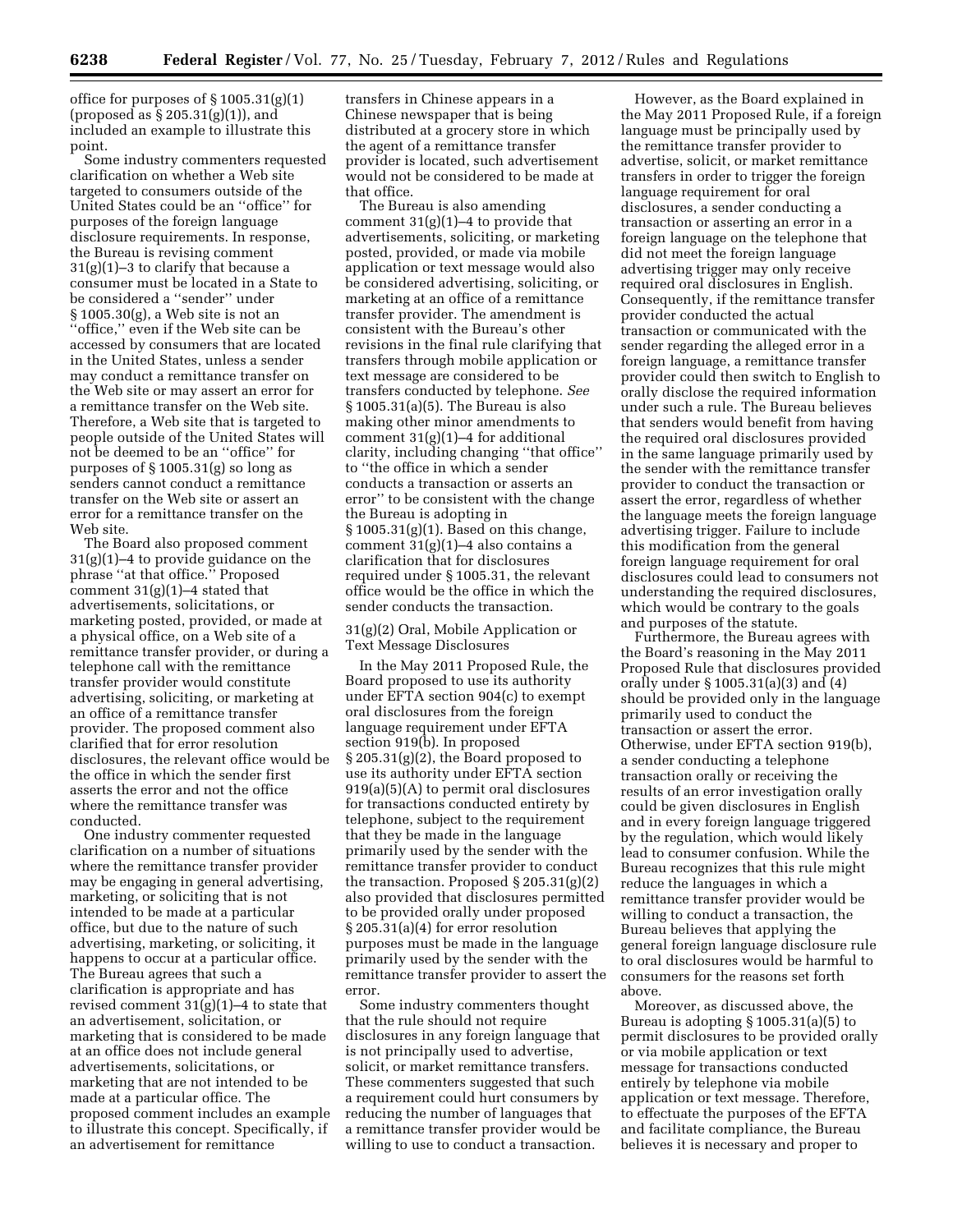office for purposes of § 1005.31(g)(1) (proposed as § 205.31(g)(1)), and included an example to illustrate this point.

Some industry commenters requested clarification on whether a Web site targeted to consumers outside of the United States could be an ''office'' for purposes of the foreign language disclosure requirements. In response, the Bureau is revising comment 31(g)(1)–3 to clarify that because a consumer must be located in a State to be considered a ''sender'' under § 1005.30(g), a Web site is not an ''office,'' even if the Web site can be accessed by consumers that are located in the United States, unless a sender may conduct a remittance transfer on the Web site or may assert an error for a remittance transfer on the Web site. Therefore, a Web site that is targeted to people outside of the United States will not be deemed to be an ''office'' for purposes of § 1005.31(g) so long as senders cannot conduct a remittance transfer on the Web site or assert an error for a remittance transfer on the Web site.

The Board also proposed comment 31(g)(1)–4 to provide guidance on the phrase ''at that office.'' Proposed comment 31(g)(1)–4 stated that advertisements, solicitations, or marketing posted, provided, or made at a physical office, on a Web site of a remittance transfer provider, or during a telephone call with the remittance transfer provider would constitute advertising, soliciting, or marketing at an office of a remittance transfer provider. The proposed comment also clarified that for error resolution disclosures, the relevant office would be the office in which the sender first asserts the error and not the office where the remittance transfer was conducted.

One industry commenter requested clarification on a number of situations where the remittance transfer provider may be engaging in general advertising, marketing, or soliciting that is not intended to be made at a particular office, but due to the nature of such advertising, marketing, or soliciting, it happens to occur at a particular office. The Bureau agrees that such a clarification is appropriate and has revised comment 31(g)(1)–4 to state that an advertisement, solicitation, or marketing that is considered to be made at an office does not include general advertisements, solicitations, or marketing that are not intended to be made at a particular office. The proposed comment includes an example to illustrate this concept. Specifically, if an advertisement for remittance transfers in Chinese appears in a Chinese newspaper that is being distributed at a grocery store in which the agent of a remittance transfer provider is located, such advertisement would not be considered to be made at that office.

The Bureau is also amending comment 31(g)(1)–4 to provide that advertisements, soliciting, or marketing posted, provided, or made via mobile application or text message would also be considered advertising, soliciting, or marketing at an office of a remittance transfer provider. The amendment is consistent with the Bureau's other revisions in the final rule clarifying that transfers through mobile application or text message are considered to be transfers conducted by telephone. *See* § 1005.31(a)(5). The Bureau is also making other minor amendments to comment 31(g)(1)–4 for additional clarity, including changing ''that office'' to ''the office in which a sender conducts a transaction or asserts an error'' to be consistent with the change the Bureau is adopting in § 1005.31(g)(1). Based on this change, comment 31(g)(1)–4 also contains a clarification that for disclosures required under § 1005.31, the relevant office would be the office in which the sender conducts the transaction.

31(g)(2) Oral, Mobile Application or Text Message Disclosures

In the May 2011 Proposed Rule, the Board proposed to use its authority under EFTA section 904(c) to exempt oral disclosures from the foreign language requirement under EFTA section 919(b). In proposed § 205.31(g)(2), the Board proposed to use its authority under EFTA section 919(a)(5)(A) to permit oral disclosures for transactions conducted entirety by telephone, subject to the requirement that they be made in the language primarily used by the sender with the remittance transfer provider to conduct the transaction. Proposed § 205.31(g)(2) also provided that disclosures permitted to be provided orally under proposed § 205.31(a)(4) for error resolution purposes must be made in the language primarily used by the sender with the remittance transfer provider to assert the error.

Some industry commenters thought that the rule should not require disclosures in any foreign language that is not principally used to advertise, solicit, or market remittance transfers. These commenters suggested that such a requirement could hurt consumers by reducing the number of languages that a remittance transfer provider would be willing to use to conduct a transaction.

However, as the Board explained in the May 2011 Proposed Rule, if a foreign language must be principally used by the remittance transfer provider to advertise, solicit, or market remittance transfers in order to trigger the foreign language requirement for oral disclosures, a sender conducting a transaction or asserting an error in a foreign language on the telephone that did not meet the foreign language advertising trigger may only receive required oral disclosures in English. Consequently, if the remittance transfer provider conducted the actual transaction or communicated with the sender regarding the alleged error in a foreign language, a remittance transfer provider could then switch to English to orally disclose the required information under such a rule. The Bureau believes that senders would benefit from having the required oral disclosures provided in the same language primarily used by the sender with the remittance transfer provider to conduct the transaction or assert the error, regardless of whether the language meets the foreign language advertising trigger. Failure to include this modification from the general foreign language requirement for oral disclosures could lead to consumers not understanding the required disclosures, which would be contrary to the goals and purposes of the statute.

Furthermore, the Bureau agrees with the Board's reasoning in the May 2011 Proposed Rule that disclosures provided orally under § 1005.31(a)(3) and (4) should be provided only in the language primarily used to conduct the transaction or assert the error. Otherwise, under EFTA section 919(b), a sender conducting a telephone transaction orally or receiving the results of an error investigation orally could be given disclosures in English and in every foreign language triggered by the regulation, which would likely lead to consumer confusion. While the Bureau recognizes that this rule might reduce the languages in which a remittance transfer provider would be willing to conduct a transaction, the Bureau believes that applying the general foreign language disclosure rule to oral disclosures would be harmful to consumers for the reasons set forth above.

Moreover, as discussed above, the Bureau is adopting § 1005.31(a)(5) to permit disclosures to be provided orally or via mobile application or text message for transactions conducted entirely by telephone via mobile application or text message. Therefore, to effectuate the purposes of the EFTA and facilitate compliance, the Bureau believes it is necessary and proper to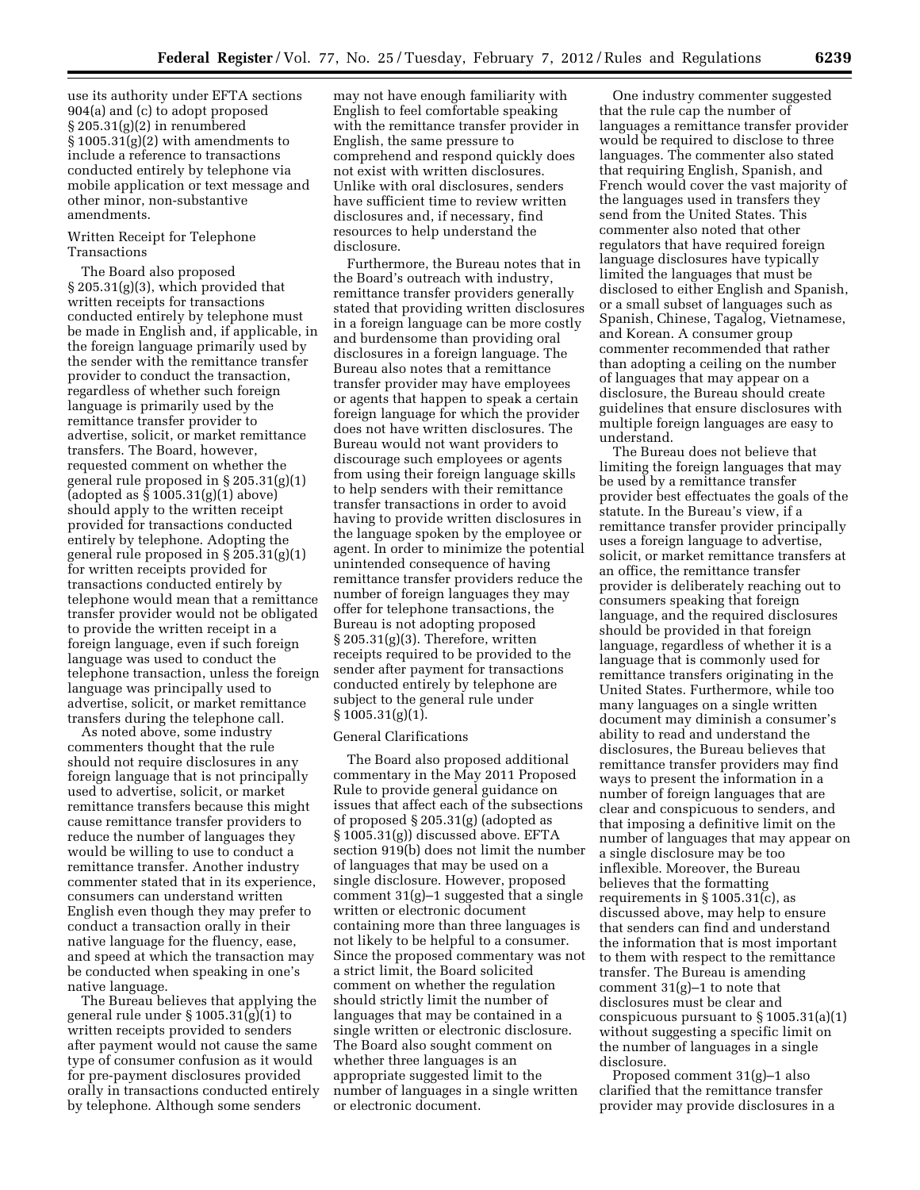use its authority under EFTA sections 904(a) and (c) to adopt proposed § 205.31(g)(2) in renumbered § 1005.31(g)(2) with amendments to include a reference to transactions conducted entirely by telephone via mobile application or text message and other minor, non-substantive amendments.

Written Receipt for Telephone Transactions

The Board also proposed § 205.31(g)(3), which provided that written receipts for transactions conducted entirely by telephone must be made in English and, if applicable, in the foreign language primarily used by the sender with the remittance transfer provider to conduct the transaction, regardless of whether such foreign language is primarily used by the remittance transfer provider to advertise, solicit, or market remittance transfers. The Board, however, requested comment on whether the general rule proposed in § 205.31(g)(1) (adopted as § 1005.31(g)(1) above) should apply to the written receipt provided for transactions conducted entirely by telephone. Adopting the general rule proposed in § 205.31(g)(1) for written receipts provided for transactions conducted entirely by telephone would mean that a remittance transfer provider would not be obligated to provide the written receipt in a foreign language, even if such foreign language was used to conduct the telephone transaction, unless the foreign language was principally used to advertise, solicit, or market remittance transfers during the telephone call.

As noted above, some industry commenters thought that the rule should not require disclosures in any foreign language that is not principally used to advertise, solicit, or market remittance transfers because this might cause remittance transfer providers to reduce the number of languages they would be willing to use to conduct a remittance transfer. Another industry commenter stated that in its experience, consumers can understand written English even though they may prefer to conduct a transaction orally in their native language for the fluency, ease, and speed at which the transaction may be conducted when speaking in one's native language.

The Bureau believes that applying the general rule under § 1005.31(g)(1) to written receipts provided to senders after payment would not cause the same type of consumer confusion as it would for pre-payment disclosures provided orally in transactions conducted entirely by telephone. Although some senders may not have enough familiarity with English to feel comfortable speaking with the remittance transfer provider in English, the same pressure to comprehend and respond quickly does not exist with written disclosures. Unlike with oral disclosures, senders have sufficient time to review written disclosures and, if necessary, find resources to help understand the disclosure.

Furthermore, the Bureau notes that in the Board's outreach with industry, remittance transfer providers generally stated that providing written disclosures in a foreign language can be more costly and burdensome than providing oral disclosures in a foreign language. The Bureau also notes that a remittance transfer provider may have employees or agents that happen to speak a certain foreign language for which the provider does not have written disclosures. The Bureau would not want providers to discourage such employees or agents from using their foreign language skills to help senders with their remittance transfer transactions in order to avoid having to provide written disclosures in the language spoken by the employee or agent. In order to minimize the potential unintended consequence of having remittance transfer providers reduce the number of foreign languages they may offer for telephone transactions, the Bureau is not adopting proposed § 205.31(g)(3). Therefore, written receipts required to be provided to the sender after payment for transactions conducted entirely by telephone are subject to the general rule under § 1005.31(g)(1).

General Clarifications

The Board also proposed additional commentary in the May 2011 Proposed Rule to provide general guidance on issues that affect each of the subsections of proposed § 205.31(g) (adopted as § 1005.31(g)) discussed above. EFTA section 919(b) does not limit the number of languages that may be used on a single disclosure. However, proposed comment 31(g)–1 suggested that a single written or electronic document containing more than three languages is not likely to be helpful to a consumer. Since the proposed commentary was not a strict limit, the Board solicited comment on whether the regulation should strictly limit the number of languages that may be contained in a single written or electronic disclosure. The Board also sought comment on whether three languages is an appropriate suggested limit to the number of languages in a single written or electronic document.

One industry commenter suggested that the rule cap the number of languages a remittance transfer provider would be required to disclose to three languages. The commenter also stated that requiring English, Spanish, and French would cover the vast majority of the languages used in transfers they send from the United States. This commenter also noted that other regulators that have required foreign language disclosures have typically limited the languages that must be disclosed to either English and Spanish, or a small subset of languages such as Spanish, Chinese, Tagalog, Vietnamese, and Korean. A consumer group commenter recommended that rather than adopting a ceiling on the number of languages that may appear on a disclosure, the Bureau should create guidelines that ensure disclosures with multiple foreign languages are easy to understand.

The Bureau does not believe that limiting the foreign languages that may be used by a remittance transfer provider best effectuates the goals of the statute. In the Bureau's view, if a remittance transfer provider principally uses a foreign language to advertise, solicit, or market remittance transfers at an office, the remittance transfer provider is deliberately reaching out to consumers speaking that foreign language, and the required disclosures should be provided in that foreign language, regardless of whether it is a language that is commonly used for remittance transfers originating in the United States. Furthermore, while too many languages on a single written document may diminish a consumer's ability to read and understand the disclosures, the Bureau believes that remittance transfer providers may find ways to present the information in a number of foreign languages that are clear and conspicuous to senders, and that imposing a definitive limit on the number of languages that may appear on a single disclosure may be too inflexible. Moreover, the Bureau believes that the formatting requirements in § 1005.31(c), as discussed above, may help to ensure that senders can find and understand the information that is most important to them with respect to the remittance transfer. The Bureau is amending comment 31(g)–1 to note that disclosures must be clear and conspicuous pursuant to § 1005.31(a)(1) without suggesting a specific limit on the number of languages in a single disclosure.

Proposed comment 31(g)–1 also clarified that the remittance transfer provider may provide disclosures in a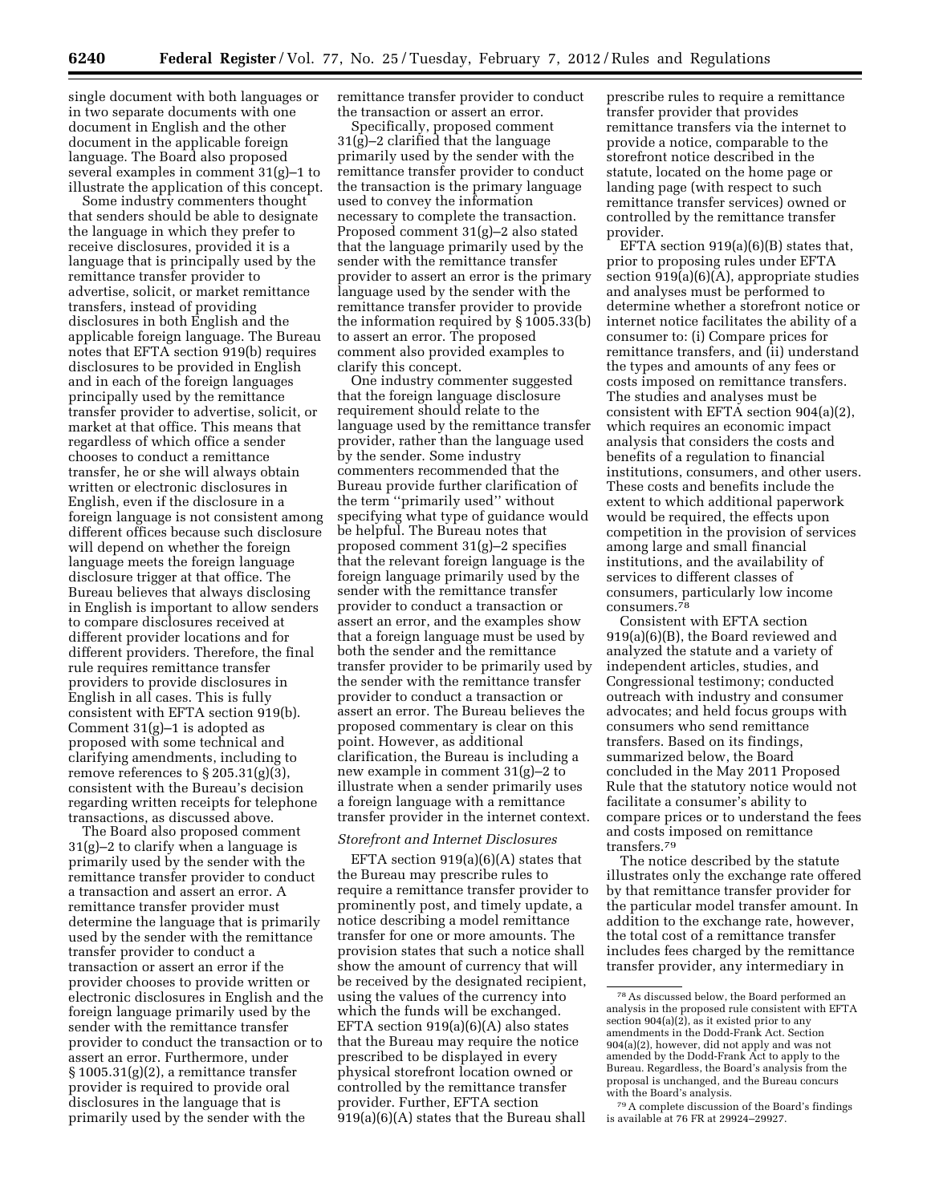single document with both languages or in two separate documents with one document in English and the other document in the applicable foreign language. The Board also proposed several examples in comment 31(g)–1 to illustrate the application of this concept.

Some industry commenters thought that senders should be able to designate the language in which they prefer to receive disclosures, provided it is a language that is principally used by the remittance transfer provider to advertise, solicit, or market remittance transfers, instead of providing disclosures in both English and the applicable foreign language. The Bureau notes that EFTA section 919(b) requires disclosures to be provided in English and in each of the foreign languages principally used by the remittance transfer provider to advertise, solicit, or market at that office. This means that regardless of which office a sender chooses to conduct a remittance transfer, he or she will always obtain written or electronic disclosures in English, even if the disclosure in a foreign language is not consistent among different offices because such disclosure will depend on whether the foreign language meets the foreign language disclosure trigger at that office. The Bureau believes that always disclosing in English is important to allow senders to compare disclosures received at different provider locations and for different providers. Therefore, the final rule requires remittance transfer providers to provide disclosures in English in all cases. This is fully consistent with EFTA section 919(b). Comment 31(g)–1 is adopted as proposed with some technical and clarifying amendments, including to remove references to § 205.31(g)(3), consistent with the Bureau's decision regarding written receipts for telephone transactions, as discussed above.

The Board also proposed comment 31(g)–2 to clarify when a language is primarily used by the sender with the remittance transfer provider to conduct a transaction and assert an error. A remittance transfer provider must determine the language that is primarily used by the sender with the remittance transfer provider to conduct a transaction or assert an error if the provider chooses to provide written or electronic disclosures in English and the foreign language primarily used by the sender with the remittance transfer provider to conduct the transaction or to assert an error. Furthermore, under § 1005.31(g)(2), a remittance transfer provider is required to provide oral disclosures in the language that is primarily used by the sender with the remittance transfer provider to conduct the transaction or assert an error.

Specifically, proposed comment 31(g)–2 clarified that the language primarily used by the sender with the remittance transfer provider to conduct the transaction is the primary language used to convey the information necessary to complete the transaction. Proposed comment 31(g)–2 also stated that the language primarily used by the sender with the remittance transfer provider to assert an error is the primary language used by the sender with the remittance transfer provider to provide the information required by § 1005.33(b) to assert an error. The proposed comment also provided examples to clarify this concept.

One industry commenter suggested that the foreign language disclosure requirement should relate to the language used by the remittance transfer provider, rather than the language used by the sender. Some industry commenters recommended that the Bureau provide further clarification of the term ''primarily used'' without specifying what type of guidance would be helpful. The Bureau notes that proposed comment 31(g)–2 specifies that the relevant foreign language is the foreign language primarily used by the sender with the remittance transfer provider to conduct a transaction or assert an error, and the examples show that a foreign language must be used by both the sender and the remittance transfer provider to be primarily used by the sender with the remittance transfer provider to conduct a transaction or assert an error. The Bureau believes the proposed commentary is clear on this point. However, as additional clarification, the Bureau is including a new example in comment 31(g)–2 to illustrate when a sender primarily uses a foreign language with a remittance transfer provider in the internet context.

*Storefront and Internet Disclosures*

EFTA section 919(a)(6)(A) states that the Bureau may prescribe rules to require a remittance transfer provider to prominently post, and timely update, a notice describing a model remittance transfer for one or more amounts. The provision states that such a notice shall show the amount of currency that will be received by the designated recipient, using the values of the currency into which the funds will be exchanged. EFTA section 919(a)(6)(A) also states that the Bureau may require the notice prescribed to be displayed in every physical storefront location owned or controlled by the remittance transfer provider. Further, EFTA section 919(a)(6)(A) states that the Bureau shall prescribe rules to require a remittance transfer provider that provides remittance transfers via the internet to provide a notice, comparable to the storefront notice described in the statute, located on the home page or landing page (with respect to such remittance transfer services) owned or controlled by the remittance transfer provider.

EFTA section 919(a)(6)(B) states that, prior to proposing rules under EFTA section 919(a)(6)(A), appropriate studies and analyses must be performed to determine whether a storefront notice or internet notice facilitates the ability of a consumer to: (i) Compare prices for remittance transfers, and (ii) understand the types and amounts of any fees or costs imposed on remittance transfers. The studies and analyses must be consistent with EFTA section 904(a)(2), which requires an economic impact analysis that considers the costs and benefits of a regulation to financial institutions, consumers, and other users. These costs and benefits include the extent to which additional paperwork would be required, the effects upon competition in the provision of services among large and small financial institutions, and the availability of services to different classes of consumers, particularly low income consumers.[78]

Consistent with EFTA section 919(a)(6)(B), the Board reviewed and analyzed the statute and a variety of independent articles, studies, and Congressional testimony; conducted outreach with industry and consumer advocates; and held focus groups with consumers who send remittance transfers. Based on its findings, summarized below, the Board concluded in the May 2011 Proposed Rule that the statutory notice would not facilitate a consumer's ability to compare prices or to understand the fees and costs imposed on remittance transfers.[79]

The notice described by the statute illustrates only the exchange rate offered by that remittance transfer provider for the particular model transfer amount. In addition to the exchange rate, however, the total cost of a remittance transfer includes fees charged by the remittance transfer provider, any intermediary in

[78] As discussed below, the Board performed an analysis in the proposed rule consistent with EFTA section 904(a)(2), as it existed prior to any amendments in the Dodd-Frank Act. Section 904(a)(2), however, did not apply and was not amended by the Dodd-Frank Act to apply to the Bureau. Regardless, the Board's analysis from the proposal is unchanged, and the Bureau concurs with the Board's analysis.

[79] A complete discussion of the Board's findings is available at 76 FR at 29924–29927.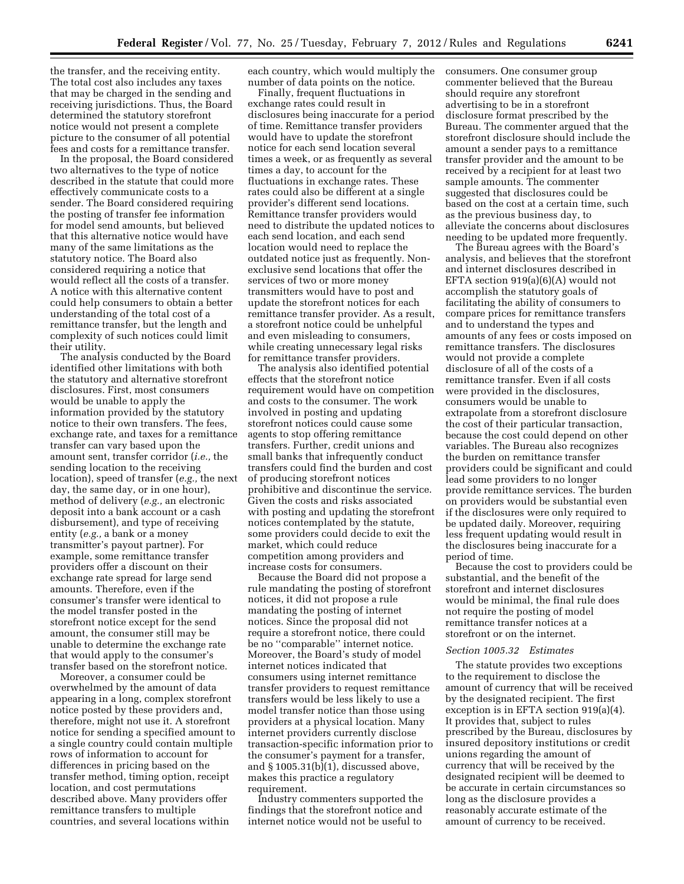the transfer, and the receiving entity. The total cost also includes any taxes that may be charged in the sending and receiving jurisdictions. Thus, the Board determined the statutory storefront notice would not present a complete picture to the consumer of all potential fees and costs for a remittance transfer.

In the proposal, the Board considered two alternatives to the type of notice described in the statute that could more effectively communicate costs to a sender. The Board considered requiring the posting of transfer fee information for model send amounts, but believed that this alternative notice would have many of the same limitations as the statutory notice. The Board also considered requiring a notice that would reflect all the costs of a transfer. A notice with this alternative content could help consumers to obtain a better understanding of the total cost of a remittance transfer, but the length and complexity of such notices could limit their utility.

The analysis conducted by the Board identified other limitations with both the statutory and alternative storefront disclosures. First, most consumers would be unable to apply the information provided by the statutory notice to their own transfers. The fees, exchange rate, and taxes for a remittance transfer can vary based upon the amount sent, transfer corridor (*i.e.,* the sending location to the receiving location), speed of transfer (*e.g.,* the next day, the same day, or in one hour), method of delivery (*e.g.,* an electronic deposit into a bank account or a cash disbursement), and type of receiving entity (*e.g.,* a bank or a money transmitter's payout partner). For example, some remittance transfer providers offer a discount on their exchange rate spread for large send amounts. Therefore, even if the consumer's transfer were identical to the model transfer posted in the storefront notice except for the send amount, the consumer still may be unable to determine the exchange rate that would apply to the consumer's transfer based on the storefront notice.

Moreover, a consumer could be overwhelmed by the amount of data appearing in a long, complex storefront notice posted by these providers and, therefore, might not use it. A storefront notice for sending a specified amount to a single country could contain multiple rows of information to account for differences in pricing based on the transfer method, timing option, receipt location, and cost permutations described above. Many providers offer remittance transfers to multiple countries, and several locations within each country, which would multiply the number of data points on the notice.

Finally, frequent fluctuations in exchange rates could result in disclosures being inaccurate for a period of time. Remittance transfer providers would have to update the storefront notice for each send location several times a week, or as frequently as several times a day, to account for the fluctuations in exchange rates. These rates could also be different at a single provider's different send locations. Remittance transfer providers would need to distribute the updated notices to each send location, and each send location would need to replace the outdated notice just as frequently. Non-exclusive send locations that offer the services of two or more money transmitters would have to post and update the storefront notices for each remittance transfer provider. As a result, a storefront notice could be unhelpful and even misleading to consumers, while creating unnecessary legal risks for remittance transfer providers.

The analysis also identified potential effects that the storefront notice requirement would have on competition and costs to the consumer. The work involved in posting and updating storefront notices could cause some agents to stop offering remittance transfers. Further, credit unions and small banks that infrequently conduct transfers could find the burden and cost of producing storefront notices prohibitive and discontinue the service. Given the costs and risks associated with posting and updating the storefront notices contemplated by the statute, some providers could decide to exit the market, which could reduce competition among providers and increase costs for consumers.

Because the Board did not propose a rule mandating the posting of storefront notices, it did not propose a rule mandating the posting of internet notices. Since the proposal did not require a storefront notice, there could be no ''comparable'' internet notice. Moreover, the Board's study of model internet notices indicated that consumers using internet remittance transfer providers to request remittance transfers would be less likely to use a model transfer notice than those using providers at a physical location. Many internet providers currently disclose transaction-specific information prior to the consumer's payment for a transfer, and § 1005.31(b)(1), discussed above, makes this practice a regulatory requirement.

Industry commenters supported the findings that the storefront notice and internet notice would not be useful to consumers. One consumer group commenter believed that the Bureau should require any storefront advertising to be in a storefront disclosure format prescribed by the Bureau. The commenter argued that the storefront disclosure should include the amount a sender pays to a remittance transfer provider and the amount to be received by a recipient for at least two sample amounts. The commenter suggested that disclosures could be based on the cost at a certain time, such as the previous business day, to alleviate the concerns about disclosures needing to be updated more frequently.

The Bureau agrees with the Board's analysis, and believes that the storefront and internet disclosures described in EFTA section 919(a)(6)(A) would not accomplish the statutory goals of facilitating the ability of consumers to compare prices for remittance transfers and to understand the types and amounts of any fees or costs imposed on remittance transfers. The disclosures would not provide a complete disclosure of all of the costs of a remittance transfer. Even if all costs were provided in the disclosures, consumers would be unable to extrapolate from a storefront disclosure the cost of their particular transaction, because the cost could depend on other variables. The Bureau also recognizes the burden on remittance transfer providers could be significant and could lead some providers to no longer provide remittance services. The burden on providers would be substantial even if the disclosures were only required to be updated daily. Moreover, requiring less frequent updating would result in the disclosures being inaccurate for a period of time.

Because the cost to providers could be substantial, and the benefit of the storefront and internet disclosures would be minimal, the final rule does not require the posting of model remittance transfer notices at a storefront or on the internet.

### *Section 1005.32 Estimates*

The statute provides two exceptions to the requirement to disclose the amount of currency that will be received by the designated recipient. The first exception is in EFTA section 919(a)(4). It provides that, subject to rules prescribed by the Bureau, disclosures by insured depository institutions or credit unions regarding the amount of currency that will be received by the designated recipient will be deemed to be accurate in certain circumstances so long as the disclosure provides a reasonably accurate estimate of the amount of currency to be received.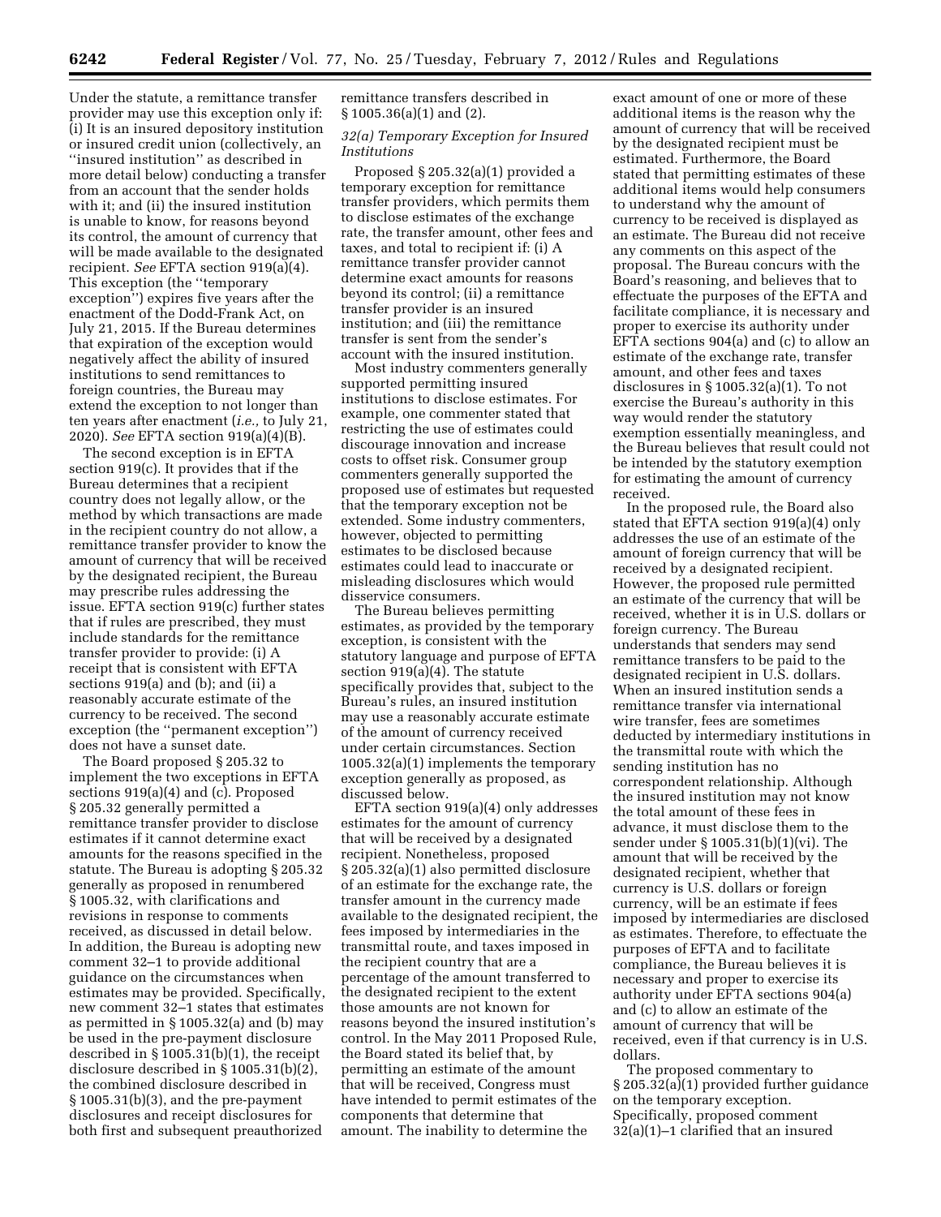Under the statute, a remittance transfer provider may use this exception only if: (i) It is an insured depository institution or insured credit union (collectively, an ''insured institution'' as described in more detail below) conducting a transfer from an account that the sender holds with it; and (ii) the insured institution is unable to know, for reasons beyond its control, the amount of currency that will be made available to the designated recipient. *See* EFTA section 919(a)(4). This exception (the ''temporary exception'') expires five years after the enactment of the Dodd-Frank Act, on July 21, 2015. If the Bureau determines that expiration of the exception would negatively affect the ability of insured institutions to send remittances to foreign countries, the Bureau may extend the exception to not longer than ten years after enactment (*i.e.,* to July 21, 2020). *See* EFTA section 919(a)(4)(B).

The second exception is in EFTA section 919(c). It provides that if the Bureau determines that a recipient country does not legally allow, or the method by which transactions are made in the recipient country do not allow, a remittance transfer provider to know the amount of currency that will be received by the designated recipient, the Bureau may prescribe rules addressing the issue. EFTA section 919(c) further states that if rules are prescribed, they must include standards for the remittance transfer provider to provide: (i) A receipt that is consistent with EFTA sections 919(a) and (b); and (ii) a reasonably accurate estimate of the currency to be received. The second exception (the ''permanent exception'') does not have a sunset date.

The Board proposed § 205.32 to implement the two exceptions in EFTA sections 919(a)(4) and (c). Proposed § 205.32 generally permitted a remittance transfer provider to disclose estimates if it cannot determine exact amounts for the reasons specified in the statute. The Bureau is adopting § 205.32 generally as proposed in renumbered § 1005.32, with clarifications and revisions in response to comments received, as discussed in detail below. In addition, the Bureau is adopting new comment 32–1 to provide additional guidance on the circumstances when estimates may be provided. Specifically, new comment 32–1 states that estimates as permitted in § 1005.32(a) and (b) may be used in the pre-payment disclosure described in § 1005.31(b)(1), the receipt disclosure described in § 1005.31(b)(2), the combined disclosure described in § 1005.31(b)(3), and the pre-payment disclosures and receipt disclosures for both first and subsequent preauthorized remittance transfers described in § 1005.36(a)(1) and (2).

### *32(a) Temporary Exception for Insured Institutions*

Proposed § 205.32(a)(1) provided a temporary exception for remittance transfer providers, which permits them to disclose estimates of the exchange rate, the transfer amount, other fees and taxes, and total to recipient if: (i) A remittance transfer provider cannot determine exact amounts for reasons beyond its control; (ii) a remittance transfer provider is an insured institution; and (iii) the remittance transfer is sent from the sender's account with the insured institution.

Most industry commenters generally supported permitting insured institutions to disclose estimates. For example, one commenter stated that restricting the use of estimates could discourage innovation and increase costs to offset risk. Consumer group commenters generally supported the proposed use of estimates but requested that the temporary exception not be extended. Some industry commenters, however, objected to permitting estimates to be disclosed because estimates could lead to inaccurate or misleading disclosures which would disservice consumers.

The Bureau believes permitting estimates, as provided by the temporary exception, is consistent with the statutory language and purpose of EFTA section 919(a)(4). The statute specifically provides that, subject to the Bureau's rules, an insured institution may use a reasonably accurate estimate of the amount of currency received under certain circumstances. Section 1005.32(a)(1) implements the temporary exception generally as proposed, as discussed below.

EFTA section 919(a)(4) only addresses estimates for the amount of currency that will be received by a designated recipient. Nonetheless, proposed § 205.32(a)(1) also permitted disclosure of an estimate for the exchange rate, the transfer amount in the currency made available to the designated recipient, the fees imposed by intermediaries in the transmittal route, and taxes imposed in the recipient country that are a percentage of the amount transferred to the designated recipient to the extent those amounts are not known for reasons beyond the insured institution's control. In the May 2011 Proposed Rule, the Board stated its belief that, by permitting an estimate of the amount that will be received, Congress must have intended to permit estimates of the components that determine that amount. The inability to determine the exact amount of one or more of these additional items is the reason why the amount of currency that will be received by the designated recipient must be estimated. Furthermore, the Board stated that permitting estimates of these additional items would help consumers to understand why the amount of currency to be received is displayed as an estimate. The Bureau did not receive any comments on this aspect of the proposal. The Bureau concurs with the Board's reasoning, and believes that to effectuate the purposes of the EFTA and facilitate compliance, it is necessary and proper to exercise its authority under EFTA sections 904(a) and (c) to allow an estimate of the exchange rate, transfer amount, and other fees and taxes disclosures in § 1005.32(a)(1). To not exercise the Bureau's authority in this way would render the statutory exemption essentially meaningless, and the Bureau believes that result could not be intended by the statutory exemption for estimating the amount of currency received.

In the proposed rule, the Board also stated that EFTA section 919(a)(4) only addresses the use of an estimate of the amount of foreign currency that will be received by a designated recipient. However, the proposed rule permitted an estimate of the currency that will be received, whether it is in U.S. dollars or foreign currency. The Bureau understands that senders may send remittance transfers to be paid to the designated recipient in U.S. dollars. When an insured institution sends a remittance transfer via international wire transfer, fees are sometimes deducted by intermediary institutions in the transmittal route with which the sending institution has no correspondent relationship. Although the insured institution may not know the total amount of these fees in advance, it must disclose them to the sender under § 1005.31(b)(1)(vi). The amount that will be received by the designated recipient, whether that currency is U.S. dollars or foreign currency, will be an estimate if fees imposed by intermediaries are disclosed as estimates. Therefore, to effectuate the purposes of EFTA and to facilitate compliance, the Bureau believes it is necessary and proper to exercise its authority under EFTA sections 904(a) and (c) to allow an estimate of the amount of currency that will be received, even if that currency is in U.S. dollars.

The proposed commentary to § 205.32(a)(1) provided further guidance on the temporary exception. Specifically, proposed comment 32(a)(1)–1 clarified that an insured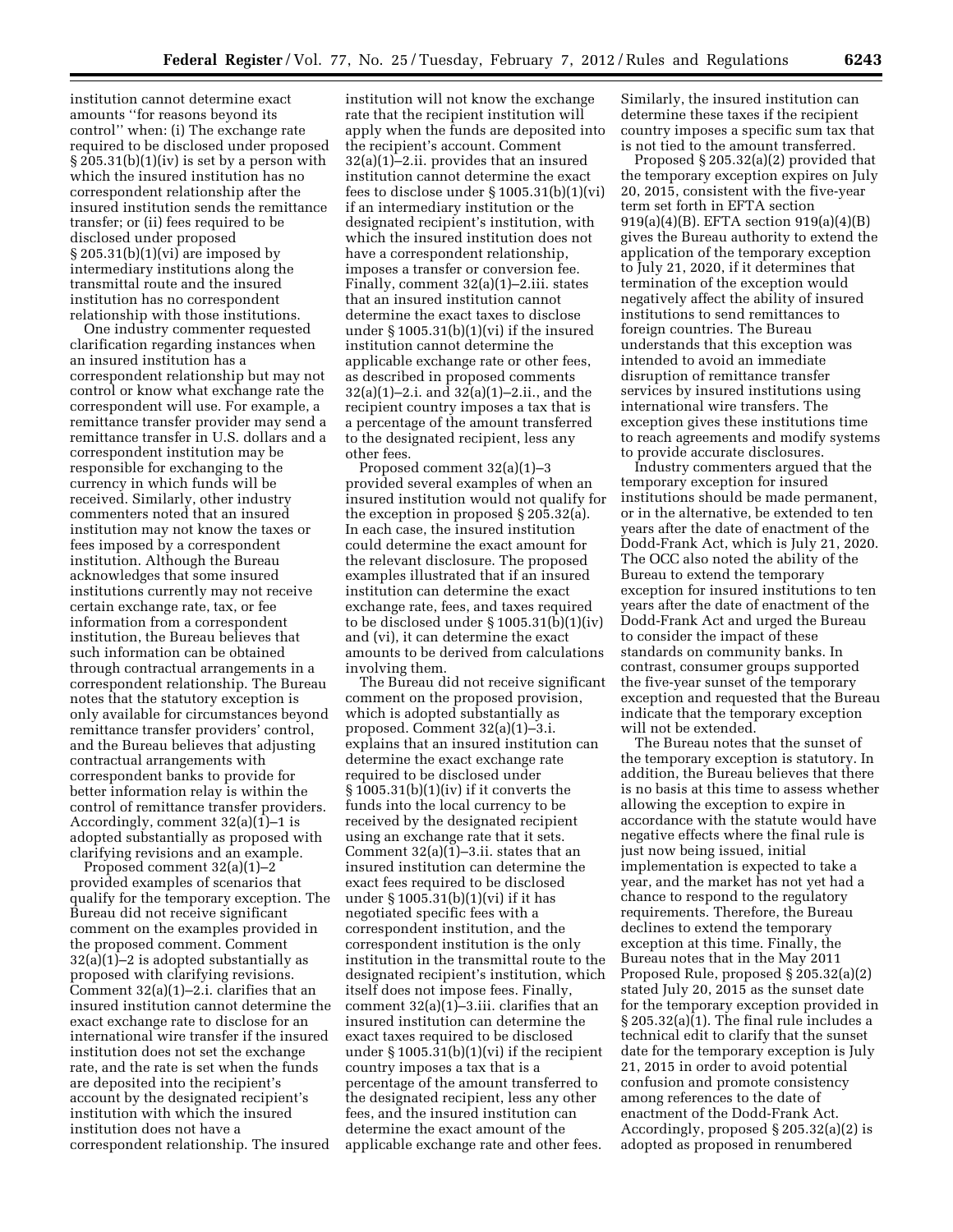institution cannot determine exact amounts ''for reasons beyond its control'' when: (i) The exchange rate required to be disclosed under proposed § 205.31(b)(1)(iv) is set by a person with which the insured institution has no correspondent relationship after the insured institution sends the remittance transfer; or (ii) fees required to be disclosed under proposed § 205.31(b)(1)(vi) are imposed by intermediary institutions along the transmittal route and the insured institution has no correspondent relationship with those institutions.

One industry commenter requested clarification regarding instances when an insured institution has a correspondent relationship but may not control or know what exchange rate the correspondent will use. For example, a remittance transfer provider may send a remittance transfer in U.S. dollars and a correspondent institution may be responsible for exchanging to the currency in which funds will be received. Similarly, other industry commenters noted that an insured institution may not know the taxes or fees imposed by a correspondent institution. Although the Bureau acknowledges that some insured institutions currently may not receive certain exchange rate, tax, or fee information from a correspondent institution, the Bureau believes that such information can be obtained through contractual arrangements in a correspondent relationship. The Bureau notes that the statutory exception is only available for circumstances beyond remittance transfer providers' control, and the Bureau believes that adjusting contractual arrangements with correspondent banks to provide for better information relay is within the control of remittance transfer providers. Accordingly, comment 32(a)(1)–1 is adopted substantially as proposed with clarifying revisions and an example.

Proposed comment 32(a)(1)–2 provided examples of scenarios that qualify for the temporary exception. The Bureau did not receive significant comment on the examples provided in the proposed comment. Comment 32(a)(1)–2 is adopted substantially as proposed with clarifying revisions. Comment 32(a)(1)–2.i. clarifies that an insured institution cannot determine the exact exchange rate to disclose for an international wire transfer if the insured institution does not set the exchange rate, and the rate is set when the funds are deposited into the recipient's account by the designated recipient's institution with which the insured institution does not have a correspondent relationship. The insured institution will not know the exchange rate that the recipient institution will apply when the funds are deposited into the recipient's account. Comment 32(a)(1)–2.ii. provides that an insured institution cannot determine the exact fees to disclose under § 1005.31(b)(1)(vi) if an intermediary institution or the designated recipient's institution, with which the insured institution does not have a correspondent relationship, imposes a transfer or conversion fee. Finally, comment 32(a)(1)–2.iii. states that an insured institution cannot determine the exact taxes to disclose under § 1005.31(b)(1)(vi) if the insured institution cannot determine the applicable exchange rate or other fees, as described in proposed comments 32(a)(1)–2.i. and 32(a)(1)–2.ii., and the recipient country imposes a tax that is a percentage of the amount transferred to the designated recipient, less any other fees.

Proposed comment 32(a)(1)–3 provided several examples of when an insured institution would not qualify for the exception in proposed § 205.32(a). In each case, the insured institution could determine the exact amount for the relevant disclosure. The proposed examples illustrated that if an insured institution can determine the exact exchange rate, fees, and taxes required to be disclosed under § 1005.31(b)(1)(iv) and (vi), it can determine the exact amounts to be derived from calculations involving them.

The Bureau did not receive significant comment on the proposed provision, which is adopted substantially as proposed. Comment 32(a)(1)–3.i. explains that an insured institution can determine the exact exchange rate required to be disclosed under § 1005.31(b)(1)(iv) if it converts the funds into the local currency to be received by the designated recipient using an exchange rate that it sets. Comment 32(a)(1)–3.ii. states that an insured institution can determine the exact fees required to be disclosed under § 1005.31(b)(1)(vi) if it has negotiated specific fees with a correspondent institution, and the correspondent institution is the only institution in the transmittal route to the designated recipient's institution, which itself does not impose fees. Finally, comment 32(a)(1)–3.iii. clarifies that an insured institution can determine the exact taxes required to be disclosed under § 1005.31(b)(1)(vi) if the recipient country imposes a tax that is a percentage of the amount transferred to the designated recipient, less any other fees, and the insured institution can determine the exact amount of the applicable exchange rate and other fees. Similarly, the insured institution can determine these taxes if the recipient country imposes a specific sum tax that is not tied to the amount transferred.

Proposed § 205.32(a)(2) provided that the temporary exception expires on July 20, 2015, consistent with the five-year term set forth in EFTA section 919(a)(4)(B). EFTA section 919(a)(4)(B) gives the Bureau authority to extend the application of the temporary exception to July 21, 2020, if it determines that termination of the exception would negatively affect the ability of insured institutions to send remittances to foreign countries. The Bureau understands that this exception was intended to avoid an immediate disruption of remittance transfer services by insured institutions using international wire transfers. The exception gives these institutions time to reach agreements and modify systems to provide accurate disclosures.

Industry commenters argued that the temporary exception for insured institutions should be made permanent, or in the alternative, be extended to ten years after the date of enactment of the Dodd-Frank Act, which is July 21, 2020. The OCC also noted the ability of the Bureau to extend the temporary exception for insured institutions to ten years after the date of enactment of the Dodd-Frank Act and urged the Bureau to consider the impact of these standards on community banks. In contrast, consumer groups supported the five-year sunset of the temporary exception and requested that the Bureau indicate that the temporary exception will not be extended.

The Bureau notes that the sunset of the temporary exception is statutory. In addition, the Bureau believes that there is no basis at this time to assess whether allowing the exception to expire in accordance with the statute would have negative effects where the final rule is just now being issued, initial implementation is expected to take a year, and the market has not yet had a chance to respond to the regulatory requirements. Therefore, the Bureau declines to extend the temporary exception at this time. Finally, the Bureau notes that in the May 2011 Proposed Rule, proposed § 205.32(a)(2) stated July 20, 2015 as the sunset date for the temporary exception provided in § 205.32(a)(1). The final rule includes a technical edit to clarify that the sunset date for the temporary exception is July 21, 2015 in order to avoid potential confusion and promote consistency among references to the date of enactment of the Dodd-Frank Act. Accordingly, proposed § 205.32(a)(2) is adopted as proposed in renumbered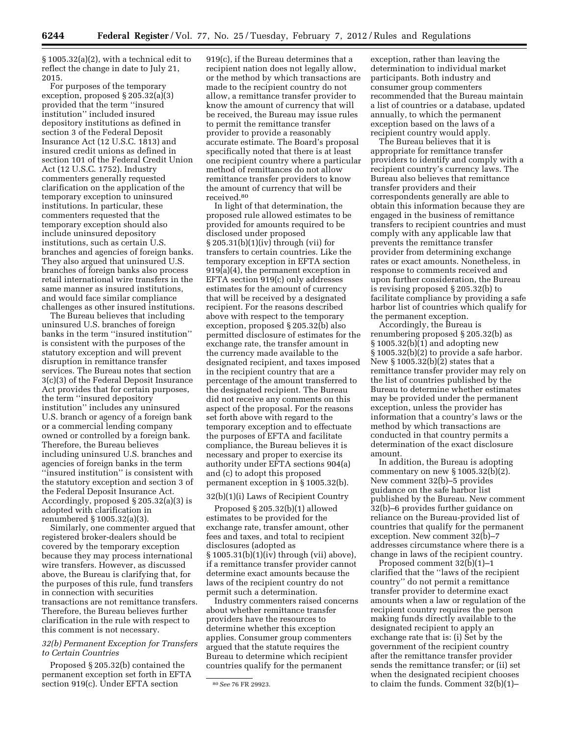§ 1005.32(a)(2), with a technical edit to reflect the change in date to July 21, 2015.

For purposes of the temporary exception, proposed § 205.32(a)(3) provided that the term ''insured institution'' included insured depository institutions as defined in section 3 of the Federal Deposit Insurance Act (12 U.S.C. 1813) and insured credit unions as defined in section 101 of the Federal Credit Union Act (12 U.S.C. 1752). Industry commenters generally requested clarification on the application of the temporary exception to uninsured institutions. In particular, these commenters requested that the temporary exception should also include uninsured depository institutions, such as certain U.S. branches and agencies of foreign banks. They also argued that uninsured U.S. branches of foreign banks also process retail international wire transfers in the same manner as insured institutions, and would face similar compliance challenges as other insured institutions.

The Bureau believes that including uninsured U.S. branches of foreign banks in the term ''insured institution'' is consistent with the purposes of the statutory exception and will prevent disruption in remittance transfer services. The Bureau notes that section 3(c)(3) of the Federal Deposit Insurance Act provides that for certain purposes, the term ''insured depository institution'' includes any uninsured U.S. branch or agency of a foreign bank or a commercial lending company owned or controlled by a foreign bank. Therefore, the Bureau believes including uninsured U.S. branches and agencies of foreign banks in the term ''insured institution'' is consistent with the statutory exception and section 3 of the Federal Deposit Insurance Act. Accordingly, proposed § 205.32(a)(3) is adopted with clarification in renumbered § 1005.32(a)(3).

Similarly, one commenter argued that registered broker-dealers should be covered by the temporary exception because they may process international wire transfers. However, as discussed above, the Bureau is clarifying that, for the purposes of this rule, fund transfers in connection with securities transactions are not remittance transfers. Therefore, the Bureau believes further clarification in the rule with respect to this comment is not necessary.

### *32(b) Permanent Exception for Transfers to Certain Countries*

Proposed § 205.32(b) contained the permanent exception set forth in EFTA section 919(c). Under EFTA section 919(c), if the Bureau determines that a recipient nation does not legally allow, or the method by which transactions are made to the recipient country do not allow, a remittance transfer provider to know the amount of currency that will be received, the Bureau may issue rules to permit the remittance transfer provider to provide a reasonably accurate estimate. The Board's proposal specifically noted that there is at least one recipient country where a particular method of remittances do not allow remittance transfer providers to know the amount of currency that will be received.[80]

In light of that determination, the proposed rule allowed estimates to be provided for amounts required to be disclosed under proposed § 205.31(b)(1)(iv) through (vii) for transfers to certain countries. Like the temporary exception in EFTA section 919(a)(4), the permanent exception in EFTA section 919(c) only addresses estimates for the amount of currency that will be received by a designated recipient. For the reasons described above with respect to the temporary exception, proposed § 205.32(b) also permitted disclosure of estimates for the exchange rate, the transfer amount in the currency made available to the designated recipient, and taxes imposed in the recipient country that are a percentage of the amount transferred to the designated recipient. The Bureau did not receive any comments on this aspect of the proposal. For the reasons set forth above with regard to the temporary exception and to effectuate the purposes of EFTA and facilitate compliance, the Bureau believes it is necessary and proper to exercise its authority under EFTA sections 904(a) and (c) to adopt this proposed permanent exception in § 1005.32(b).

#### 32(b)(1)(i) Laws of Recipient Country

Proposed § 205.32(b)(1) allowed estimates to be provided for the exchange rate, transfer amount, other fees and taxes, and total to recipient disclosures (adopted as § 1005.31(b)(1)(iv) through (vii) above), if a remittance transfer provider cannot determine exact amounts because the laws of the recipient country do not permit such a determination.

Industry commenters raised concerns about whether remittance transfer providers have the resources to determine whether this exception applies. Consumer group commenters argued that the statute requires the Bureau to determine which recipient countries qualify for the permanent exception, rather than leaving the determination to individual market participants. Both industry and consumer group commenters recommended that the Bureau maintain a list of countries or a database, updated annually, to which the permanent exception based on the laws of a recipient country would apply.

The Bureau believes that it is appropriate for remittance transfer providers to identify and comply with a recipient country's currency laws. The Bureau also believes that remittance transfer providers and their correspondents generally are able to obtain this information because they are engaged in the business of remittance transfers to recipient countries and must comply with any applicable law that prevents the remittance transfer provider from determining exchange rates or exact amounts. Nonetheless, in response to comments received and upon further consideration, the Bureau is revising proposed § 205.32(b) to facilitate compliance by providing a safe harbor list of countries which qualify for the permanent exception.

Accordingly, the Bureau is renumbering proposed § 205.32(b) as § 1005.32(b)(1) and adopting new § 1005.32(b)(2) to provide a safe harbor. New § 1005.32(b)(2) states that a remittance transfer provider may rely on the list of countries published by the Bureau to determine whether estimates may be provided under the permanent exception, unless the provider has information that a country's laws or the method by which transactions are conducted in that country permits a determination of the exact disclosure amount.

In addition, the Bureau is adopting commentary on new § 1005.32(b)(2). New comment 32(b)–5 provides guidance on the safe harbor list published by the Bureau. New comment 32(b)–6 provides further guidance on reliance on the Bureau-provided list of countries that qualify for the permanent exception. New comment 32(b)–7 addresses circumstance where there is a change in laws of the recipient country.

Proposed comment 32(b)(1)–1 clarified that the ''laws of the recipient country'' do not permit a remittance transfer provider to determine exact amounts when a law or regulation of the recipient country requires the person making funds directly available to the designated recipient to apply an exchange rate that is: (i) Set by the government of the recipient country after the remittance transfer provider sends the remittance transfer; or (ii) set when the designated recipient chooses to claim the funds. Comment 32(b)(1)–

[80] *See* 76 FR 29923.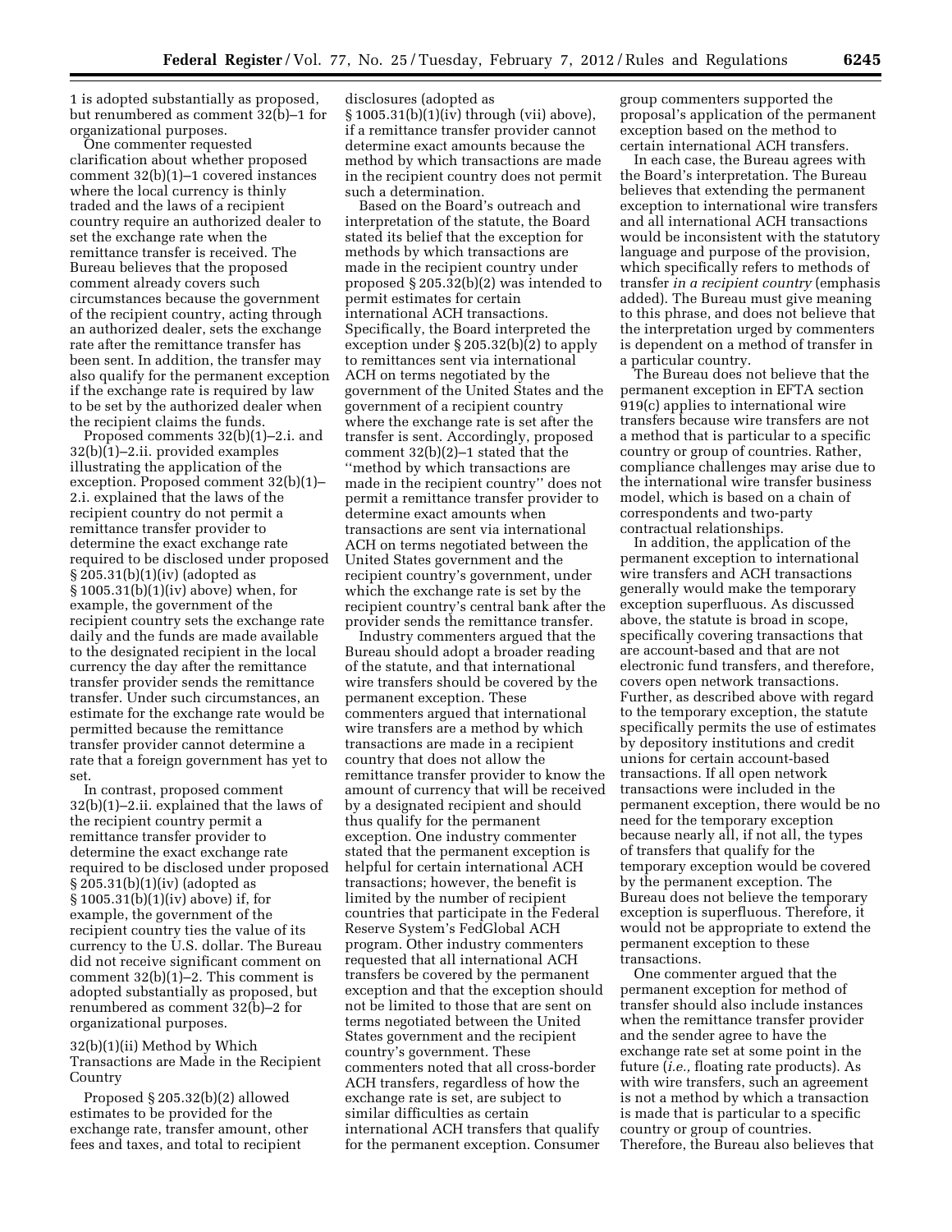1 is adopted substantially as proposed, but renumbered as comment 32(b)–1 for organizational purposes.

One commenter requested clarification about whether proposed comment 32(b)(1)–1 covered instances where the local currency is thinly traded and the laws of a recipient country require an authorized dealer to set the exchange rate when the remittance transfer is received. The Bureau believes that the proposed comment already covers such circumstances because the government of the recipient country, acting through an authorized dealer, sets the exchange rate after the remittance transfer has been sent. In addition, the transfer may also qualify for the permanent exception if the exchange rate is required by law to be set by the authorized dealer when the recipient claims the funds.

Proposed comments 32(b)(1)–2.i. and 32(b)(1)–2.ii. provided examples illustrating the application of the exception. Proposed comment 32(b)(1)–2.i. explained that the laws of the recipient country do not permit a remittance transfer provider to determine the exact exchange rate required to be disclosed under proposed § 205.31(b)(1)(iv) (adopted as § 1005.31(b)(1)(iv) above) when, for example, the government of the recipient country sets the exchange rate daily and the funds are made available to the designated recipient in the local currency the day after the remittance transfer provider sends the remittance transfer. Under such circumstances, an estimate for the exchange rate would be permitted because the remittance transfer provider cannot determine a rate that a foreign government has yet to set.

In contrast, proposed comment 32(b)(1)–2.ii. explained that the laws of the recipient country permit a remittance transfer provider to determine the exact exchange rate required to be disclosed under proposed § 205.31(b)(1)(iv) (adopted as § 1005.31(b)(1)(iv) above) if, for example, the government of the recipient country ties the value of its currency to the U.S. dollar. The Bureau did not receive significant comment on comment 32(b)(1)–2. This comment is adopted substantially as proposed, but renumbered as comment 32(b)–2 for organizational purposes.

32(b)(1)(ii) Method by Which Transactions are Made in the Recipient Country

Proposed § 205.32(b)(2) allowed estimates to be provided for the exchange rate, transfer amount, other fees and taxes, and total to recipient disclosures (adopted as § 1005.31(b)(1)(iv) through (vii) above), if a remittance transfer provider cannot determine exact amounts because the method by which transactions are made in the recipient country does not permit such a determination.

Based on the Board's outreach and interpretation of the statute, the Board stated its belief that the exception for methods by which transactions are made in the recipient country under proposed § 205.32(b)(2) was intended to permit estimates for certain international ACH transactions. Specifically, the Board interpreted the exception under § 205.32(b)(2) to apply to remittances sent via international ACH on terms negotiated by the government of the United States and the government of a recipient country where the exchange rate is set after the transfer is sent. Accordingly, proposed comment 32(b)(2)–1 stated that the ''method by which transactions are made in the recipient country'' does not permit a remittance transfer provider to determine exact amounts when transactions are sent via international ACH on terms negotiated between the United States government and the recipient country's government, under which the exchange rate is set by the recipient country's central bank after the provider sends the remittance transfer.

Industry commenters argued that the Bureau should adopt a broader reading of the statute, and that international wire transfers should be covered by the permanent exception. These commenters argued that international wire transfers are a method by which transactions are made in a recipient country that does not allow the remittance transfer provider to know the amount of currency that will be received by a designated recipient and should thus qualify for the permanent exception. One industry commenter stated that the permanent exception is helpful for certain international ACH transactions; however, the benefit is limited by the number of recipient countries that participate in the Federal Reserve System's FedGlobal ACH program. Other industry commenters requested that all international ACH transfers be covered by the permanent exception and that the exception should not be limited to those that are sent on terms negotiated between the United States government and the recipient country's government. These commenters noted that all cross-border ACH transfers, regardless of how the exchange rate is set, are subject to similar difficulties as certain international ACH transfers that qualify for the permanent exception. Consumer group commenters supported the proposal's application of the permanent exception based on the method to certain international ACH transfers.

In each case, the Bureau agrees with the Board's interpretation. The Bureau believes that extending the permanent exception to international wire transfers and all international ACH transactions would be inconsistent with the statutory language and purpose of the provision, which specifically refers to methods of transfer *in a recipient country* (emphasis added). The Bureau must give meaning to this phrase, and does not believe that the interpretation urged by commenters is dependent on a method of transfer in a particular country.

The Bureau does not believe that the permanent exception in EFTA section 919(c) applies to international wire transfers because wire transfers are not a method that is particular to a specific country or group of countries. Rather, compliance challenges may arise due to the international wire transfer business model, which is based on a chain of correspondents and two-party contractual relationships.

In addition, the application of the permanent exception to international wire transfers and ACH transactions generally would make the temporary exception superfluous. As discussed above, the statute is broad in scope, specifically covering transactions that are account-based and that are not electronic fund transfers, and therefore, covers open network transactions. Further, as described above with regard to the temporary exception, the statute specifically permits the use of estimates by depository institutions and credit unions for certain account-based transactions. If all open network transactions were included in the permanent exception, there would be no need for the temporary exception because nearly all, if not all, the types of transfers that qualify for the temporary exception would be covered by the permanent exception. The Bureau does not believe the temporary exception is superfluous. Therefore, it would not be appropriate to extend the permanent exception to these transactions.

One commenter argued that the permanent exception for method of transfer should also include instances when the remittance transfer provider and the sender agree to have the exchange rate set at some point in the future (*i.e.,* floating rate products). As with wire transfers, such an agreement is not a method by which a transaction is made that is particular to a specific country or group of countries. Therefore, the Bureau also believes that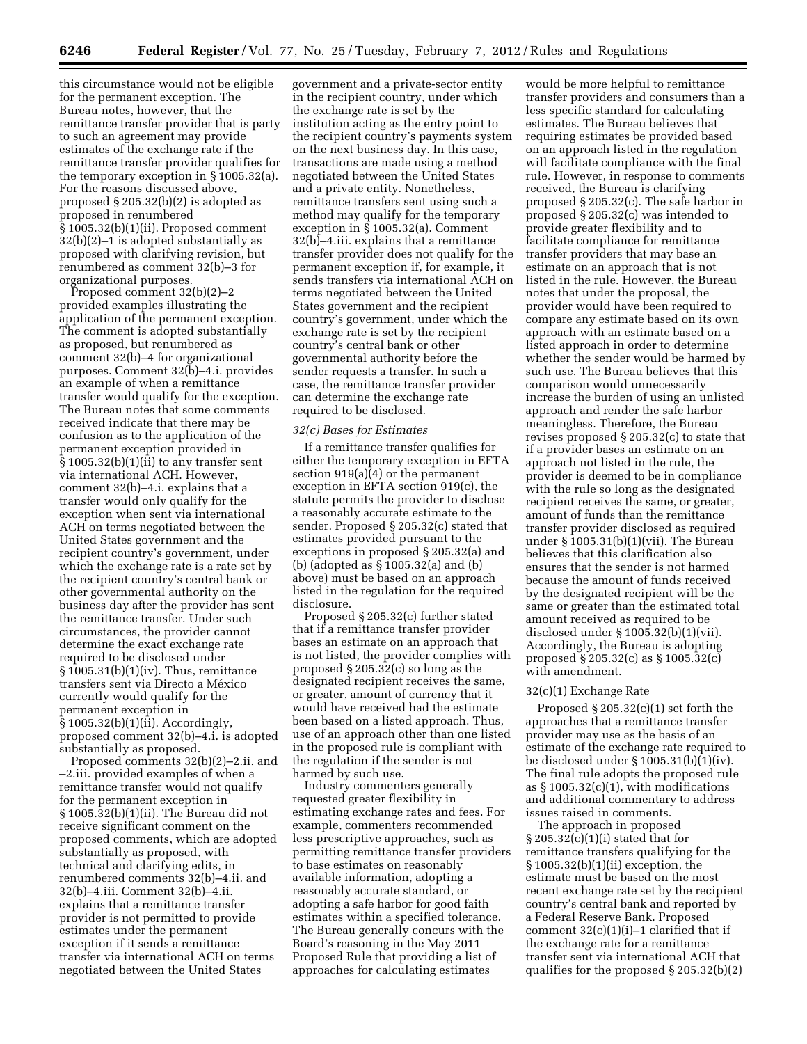this circumstance would not be eligible for the permanent exception. The Bureau notes, however, that the remittance transfer provider that is party to such an agreement may provide estimates of the exchange rate if the remittance transfer provider qualifies for the temporary exception in § 1005.32(a). For the reasons discussed above, proposed § 205.32(b)(2) is adopted as proposed in renumbered § 1005.32(b)(1)(ii). Proposed comment 32(b)(2)–1 is adopted substantially as proposed with clarifying revision, but renumbered as comment 32(b)–3 for organizational purposes.

Proposed comment 32(b)(2)–2 provided examples illustrating the application of the permanent exception. The comment is adopted substantially as proposed, but renumbered as comment 32(b)–4 for organizational purposes. Comment 32(b)–4.i. provides an example of when a remittance transfer would qualify for the exception. The Bureau notes that some comments received indicate that there may be confusion as to the application of the permanent exception provided in § 1005.32(b)(1)(ii) to any transfer sent via international ACH. However, comment 32(b)–4.i. explains that a transfer would only qualify for the exception when sent via international ACH on terms negotiated between the United States government and the recipient country's government, under which the exchange rate is a rate set by the recipient country's central bank or other governmental authority on the business day after the provider has sent the remittance transfer. Under such circumstances, the provider cannot determine the exact exchange rate required to be disclosed under § 1005.31(b)(1)(iv). Thus, remittance transfers sent via Directo a México currently would qualify for the permanent exception in § 1005.32(b)(1)(ii). Accordingly, proposed comment 32(b)–4.i. is adopted substantially as proposed.

Proposed comments 32(b)(2)–2.ii. and –2.iii. provided examples of when a remittance transfer would not qualify for the permanent exception in § 1005.32(b)(1)(ii). The Bureau did not receive significant comment on the proposed comments, which are adopted substantially as proposed, with technical and clarifying edits, in renumbered comments 32(b)–4.ii. and 32(b)–4.iii. Comment 32(b)–4.ii. explains that a remittance transfer provider is not permitted to provide estimates under the permanent exception if it sends a remittance transfer via international ACH on terms negotiated between the United States government and a private-sector entity in the recipient country, under which the exchange rate is set by the institution acting as the entry point to the recipient country's payments system on the next business day. In this case, transactions are made using a method negotiated between the United States and a private entity. Nonetheless, remittance transfers sent using such a method may qualify for the temporary exception in § 1005.32(a). Comment 32(b)–4.iii. explains that a remittance transfer provider does not qualify for the permanent exception if, for example, it sends transfers via international ACH on terms negotiated between the United States government and the recipient country's government, under which the exchange rate is set by the recipient country's central bank or other governmental authority before the sender requests a transfer. In such a case, the remittance transfer provider can determine the exchange rate required to be disclosed.

### 32(c) Bases for Estimates

If a remittance transfer qualifies for either the temporary exception in EFTA section 919(a)(4) or the permanent exception in EFTA section 919(c), the statute permits the provider to disclose a reasonably accurate estimate to the sender. Proposed § 205.32(c) stated that estimates provided pursuant to the exceptions in proposed § 205.32(a) and (b) (adopted as § 1005.32(a) and (b) above) must be based on an approach listed in the regulation for the required disclosure.

Proposed § 205.32(c) further stated that if a remittance transfer provider bases an estimate on an approach that is not listed, the provider complies with proposed § 205.32(c) so long as the designated recipient receives the same, or greater, amount of currency that it would have received had the estimate been based on a listed approach. Thus, use of an approach other than one listed in the proposed rule is compliant with the regulation if the sender is not harmed by such use.

Industry commenters generally requested greater flexibility in estimating exchange rates and fees. For example, commenters recommended less prescriptive approaches, such as permitting remittance transfer providers to base estimates on reasonably available information, adopting a reasonably accurate standard, or adopting a safe harbor for good faith estimates within a specified tolerance. The Bureau generally concurs with the Board's reasoning in the May 2011 Proposed Rule that providing a list of approaches for calculating estimates would be more helpful to remittance transfer providers and consumers than a less specific standard for calculating estimates. The Bureau believes that requiring estimates be provided based on an approach listed in the regulation will facilitate compliance with the final rule. However, in response to comments received, the Bureau is clarifying proposed § 205.32(c). The safe harbor in proposed § 205.32(c) was intended to provide greater flexibility and to facilitate compliance for remittance transfer providers that may base an estimate on an approach that is not listed in the rule. However, the Bureau notes that under the proposal, the provider would have been required to compare any estimate based on its own approach with an estimate based on a listed approach in order to determine whether the sender would be harmed by such use. The Bureau believes that this comparison would unnecessarily increase the burden of using an unlisted approach and render the safe harbor meaningless. Therefore, the Bureau revises proposed § 205.32(c) to state that if a provider bases an estimate on an approach not listed in the rule, the provider is deemed to be in compliance with the rule so long as the designated recipient receives the same, or greater, amount of funds than the remittance transfer provider disclosed as required under § 1005.31(b)(1)(vii). The Bureau believes that this clarification also ensures that the sender is not harmed because the amount of funds received by the designated recipient will be the same or greater than the estimated total amount received as required to be disclosed under § 1005.32(b)(1)(vii). Accordingly, the Bureau is adopting proposed § 205.32(c) as § 1005.32(c) with amendment.

#### 32(c)(1) Exchange Rate

Proposed § 205.32(c)(1) set forth the approaches that a remittance transfer provider may use as the basis of an estimate of the exchange rate required to be disclosed under § 1005.31(b)(1)(iv). The final rule adopts the proposed rule as § 1005.32(c)(1), with modifications and additional commentary to address issues raised in comments.

The approach in proposed § 205.32(c)(1)(i) stated that for remittance transfers qualifying for the § 1005.32(b)(1)(ii) exception, the estimate must be based on the most recent exchange rate set by the recipient country's central bank and reported by a Federal Reserve Bank. Proposed comment 32(c)(1)(i)–1 clarified that if the exchange rate for a remittance transfer sent via international ACH that qualifies for the proposed § 205.32(b)(2)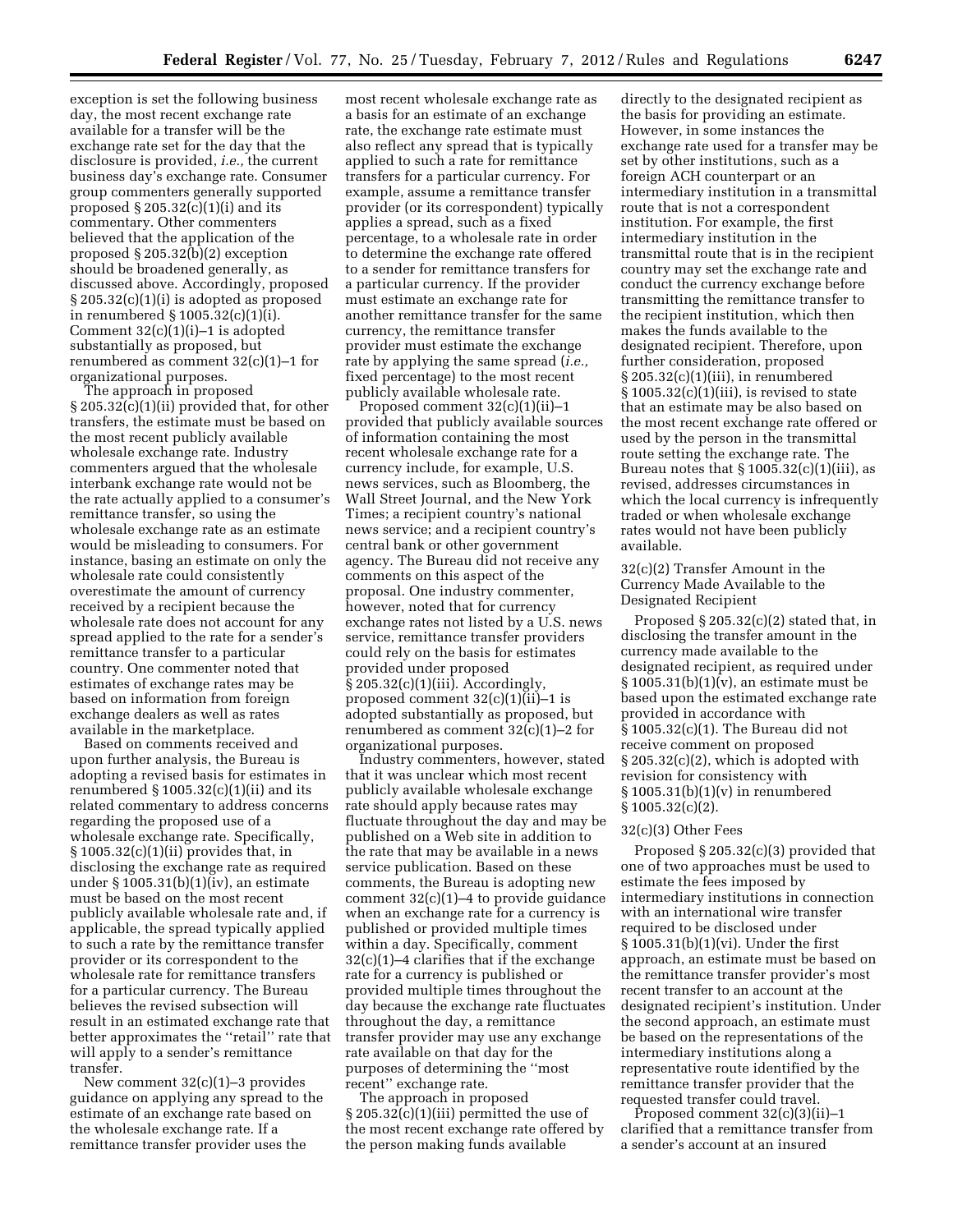exception is set the following business day, the most recent exchange rate available for a transfer will be the exchange rate set for the day that the disclosure is provided, *i.e.,* the current business day's exchange rate. Consumer group commenters generally supported proposed § 205.32(c)(1)(i) and its commentary. Other commenters believed that the application of the proposed § 205.32(b)(2) exception should be broadened generally, as discussed above. Accordingly, proposed § 205.32(c)(1)(i) is adopted as proposed in renumbered § 1005.32(c)(1)(i). Comment 32(c)(1)(i)–1 is adopted substantially as proposed, but renumbered as comment 32(c)(1)–1 for organizational purposes.

The approach in proposed § 205.32(c)(1)(ii) provided that, for other transfers, the estimate must be based on the most recent publicly available wholesale exchange rate. Industry commenters argued that the wholesale interbank exchange rate would not be the rate actually applied to a consumer's remittance transfer, so using the wholesale exchange rate as an estimate would be misleading to consumers. For instance, basing an estimate on only the wholesale rate could consistently overestimate the amount of currency received by a recipient because the wholesale rate does not account for any spread applied to the rate for a sender's remittance transfer to a particular country. One commenter noted that estimates of exchange rates may be based on information from foreign exchange dealers as well as rates available in the marketplace.

Based on comments received and upon further analysis, the Bureau is adopting a revised basis for estimates in renumbered § 1005.32(c)(1)(ii) and its related commentary to address concerns regarding the proposed use of a wholesale exchange rate. Specifically, § 1005.32(c)(1)(ii) provides that, in disclosing the exchange rate as required under § 1005.31(b)(1)(iv), an estimate must be based on the most recent publicly available wholesale rate and, if applicable, the spread typically applied to such a rate by the remittance transfer provider or its correspondent to the wholesale rate for remittance transfers for a particular currency. The Bureau believes the revised subsection will result in an estimated exchange rate that better approximates the ''retail'' rate that will apply to a sender's remittance transfer.

New comment 32(c)(1)–3 provides guidance on applying any spread to the estimate of an exchange rate based on the wholesale exchange rate. If a remittance transfer provider uses the most recent wholesale exchange rate as a basis for an estimate of an exchange rate, the exchange rate estimate must also reflect any spread that is typically applied to such a rate for remittance transfers for a particular currency. For example, assume a remittance transfer provider (or its correspondent) typically applies a spread, such as a fixed percentage, to a wholesale rate in order to determine the exchange rate offered to a sender for remittance transfers for a particular currency. If the provider must estimate an exchange rate for another remittance transfer for the same currency, the remittance transfer provider must estimate the exchange rate by applying the same spread (*i.e.,* fixed percentage) to the most recent publicly available wholesale rate.

Proposed comment 32(c)(1)(ii)–1 provided that publicly available sources of information containing the most recent wholesale exchange rate for a currency include, for example, U.S. news services, such as Bloomberg, the Wall Street Journal, and the New York Times; a recipient country's national news service; and a recipient country's central bank or other government agency. The Bureau did not receive any comments on this aspect of the proposal. One industry commenter, however, noted that for currency exchange rates not listed by a U.S. news service, remittance transfer providers could rely on the basis for estimates provided under proposed § 205.32(c)(1)(iii). Accordingly, proposed comment 32(c)(1)(ii)–1 is adopted substantially as proposed, but renumbered as comment 32(c)(1)–2 for organizational purposes.

Industry commenters, however, stated that it was unclear which most recent publicly available wholesale exchange rate should apply because rates may fluctuate throughout the day and may be published on a Web site in addition to the rate that may be available in a news service publication. Based on these comments, the Bureau is adopting new comment 32(c)(1)–4 to provide guidance when an exchange rate for a currency is published or provided multiple times within a day. Specifically, comment 32(c)(1)–4 clarifies that if the exchange rate for a currency is published or provided multiple times throughout the day because the exchange rate fluctuates throughout the day, a remittance transfer provider may use any exchange rate available on that day for the purposes of determining the ''most recent'' exchange rate.

The approach in proposed § 205.32(c)(1)(iii) permitted the use of the most recent exchange rate offered by the person making funds available directly to the designated recipient as the basis for providing an estimate. However, in some instances the exchange rate used for a transfer may be set by other institutions, such as a foreign ACH counterpart or an intermediary institution in a transmittal route that is not a correspondent institution. For example, the first intermediary institution in the transmittal route that is in the recipient country may set the exchange rate and conduct the currency exchange before transmitting the remittance transfer to the recipient institution, which then makes the funds available to the designated recipient. Therefore, upon further consideration, proposed § 205.32(c)(1)(iii), in renumbered § 1005.32(c)(1)(iii), is revised to state that an estimate may be also based on the most recent exchange rate offered or used by the person in the transmittal route setting the exchange rate. The Bureau notes that § 1005.32(c)(1)(iii), as revised, addresses circumstances in which the local currency is infrequently traded or when wholesale exchange rates would not have been publicly available.

### 32(c)(2) Transfer Amount in the Currency Made Available to the Designated Recipient

Proposed § 205.32(c)(2) stated that, in disclosing the transfer amount in the currency made available to the designated recipient, as required under § 1005.31(b)(1)(v), an estimate must be based upon the estimated exchange rate provided in accordance with § 1005.32(c)(1). The Bureau did not receive comment on proposed § 205.32(c)(2), which is adopted with revision for consistency with § 1005.31(b)(1)(v) in renumbered § 1005.32(c)(2).

### 32(c)(3) Other Fees

Proposed § 205.32(c)(3) provided that one of two approaches must be used to estimate the fees imposed by intermediary institutions in connection with an international wire transfer required to be disclosed under § 1005.31(b)(1)(vi). Under the first approach, an estimate must be based on the remittance transfer provider's most recent transfer to an account at the designated recipient's institution. Under the second approach, an estimate must be based on the representations of the intermediary institutions along a representative route identified by the remittance transfer provider that the requested transfer could travel.

Proposed comment 32(c)(3)(ii)–1 clarified that a remittance transfer from a sender's account at an insured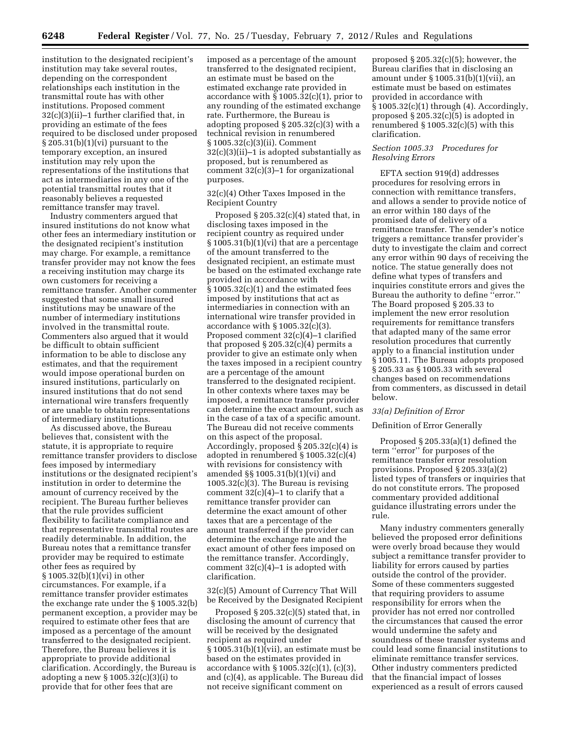institution to the designated recipient's institution may take several routes, depending on the correspondent relationships each institution in the transmittal route has with other institutions. Proposed comment 32(c)(3)(ii)–1 further clarified that, in providing an estimate of the fees required to be disclosed under proposed § 205.31(b)(1)(vi) pursuant to the temporary exception, an insured institution may rely upon the representations of the institutions that act as intermediaries in any one of the potential transmittal routes that it reasonably believes a requested remittance transfer may travel.

Industry commenters argued that insured institutions do not know what other fees an intermediary institution or the designated recipient's institution may charge. For example, a remittance transfer provider may not know the fees a receiving institution may charge its own customers for receiving a remittance transfer. Another commenter suggested that some small insured institutions may be unaware of the number of intermediary institutions involved in the transmittal route. Commenters also argued that it would be difficult to obtain sufficient information to be able to disclose any estimates, and that the requirement would impose operational burden on insured institutions, particularly on insured institutions that do not send international wire transfers frequently or are unable to obtain representations of intermediary institutions.

As discussed above, the Bureau believes that, consistent with the statute, it is appropriate to require remittance transfer providers to disclose fees imposed by intermediary institutions or the designated recipient's institution in order to determine the amount of currency received by the recipient. The Bureau further believes that the rule provides sufficient flexibility to facilitate compliance and that representative transmittal routes are readily determinable. In addition, the Bureau notes that a remittance transfer provider may be required to estimate other fees as required by § 1005.32(b)(1)(vi) in other circumstances. For example, if a remittance transfer provider estimates the exchange rate under the § 1005.32(b) permanent exception, a provider may be required to estimate other fees that are imposed as a percentage of the amount transferred to the designated recipient. Therefore, the Bureau believes it is appropriate to provide additional clarification. Accordingly, the Bureau is adopting a new § 1005.32(c)(3)(i) to provide that for other fees that are imposed as a percentage of the amount transferred to the designated recipient, an estimate must be based on the estimated exchange rate provided in accordance with § 1005.32(c)(1), prior to any rounding of the estimated exchange rate. Furthermore, the Bureau is adopting proposed § 205.32(c)(3) with a technical revision in renumbered § 1005.32(c)(3)(ii). Comment 32(c)(3)(ii)–1 is adopted substantially as proposed, but is renumbered as comment 32(c)(3)–1 for organizational purposes.

32(c)(4) Other Taxes Imposed in the Recipient Country

Proposed § 205.32(c)(4) stated that, in disclosing taxes imposed in the recipient country as required under § 1005.31(b)(1)(vi) that are a percentage of the amount transferred to the designated recipient, an estimate must be based on the estimated exchange rate provided in accordance with § 1005.32(c)(1) and the estimated fees imposed by institutions that act as intermediaries in connection with an international wire transfer provided in accordance with § 1005.32(c)(3). Proposed comment 32(c)(4)–1 clarified that proposed § 205.32(c)(4) permits a provider to give an estimate only when the taxes imposed in a recipient country are a percentage of the amount transferred to the designated recipient. In other contexts where taxes may be imposed, a remittance transfer provider can determine the exact amount, such as in the case of a tax of a specific amount. The Bureau did not receive comments on this aspect of the proposal. Accordingly, proposed § 205.32(c)(4) is adopted in renumbered § 1005.32(c)(4) with revisions for consistency with amended §§ 1005.31(b)(1)(vi) and 1005.32(c)(3). The Bureau is revising comment 32(c)(4)–1 to clarify that a remittance transfer provider can determine the exact amount of other taxes that are a percentage of the amount transferred if the provider can determine the exchange rate and the exact amount of other fees imposed on the remittance transfer. Accordingly, comment 32(c)(4)–1 is adopted with clarification.

32(c)(5) Amount of Currency That Will be Received by the Designated Recipient

Proposed § 205.32(c)(5) stated that, in disclosing the amount of currency that will be received by the designated recipient as required under § 1005.31(b)(1)(vii), an estimate must be based on the estimates provided in accordance with § 1005.32(c)(1), (c)(3), and (c)(4), as applicable. The Bureau did not receive significant comment on proposed § 205.32(c)(5); however, the Bureau clarifies that in disclosing an amount under § 1005.31(b)(1)(vii), an estimate must be based on estimates provided in accordance with § 1005.32(c)(1) through (4). Accordingly, proposed § 205.32(c)(5) is adopted in renumbered § 1005.32(c)(5) with this clarification.

### *Section 1005.33 Procedures for Resolving Errors*

EFTA section 919(d) addresses procedures for resolving errors in connection with remittance transfers, and allows a sender to provide notice of an error within 180 days of the promised date of delivery of a remittance transfer. The sender's notice triggers a remittance transfer provider's duty to investigate the claim and correct any error within 90 days of receiving the notice. The statue generally does not define what types of transfers and inquiries constitute errors and gives the Bureau the authority to define "error." The Board proposed § 205.33 to implement the new error resolution requirements for remittance transfers that adapted many of the same error resolution procedures that currently apply to a financial institution under § 1005.11. The Bureau adopts proposed § 205.33 as § 1005.33 with several changes based on recommendations from commenters, as discussed in detail below.

*33(a) Definition of Error*

Definition of Error Generally

Proposed § 205.33(a)(1) defined the term "error" for purposes of the remittance transfer error resolution provisions. Proposed § 205.33(a)(2) listed types of transfers or inquiries that do not constitute errors. The proposed commentary provided additional guidance illustrating errors under the rule.

Many industry commenters generally believed the proposed error definitions were overly broad because they would subject a remittance transfer provider to liability for errors caused by parties outside the control of the provider. Some of these commenters suggested that requiring providers to assume responsibility for errors when the provider has not erred nor controlled the circumstances that caused the error would undermine the safety and soundness of these transfer systems and could lead some financial institutions to eliminate remittance transfer services. Other industry commenters predicted that the financial impact of losses experienced as a result of errors caused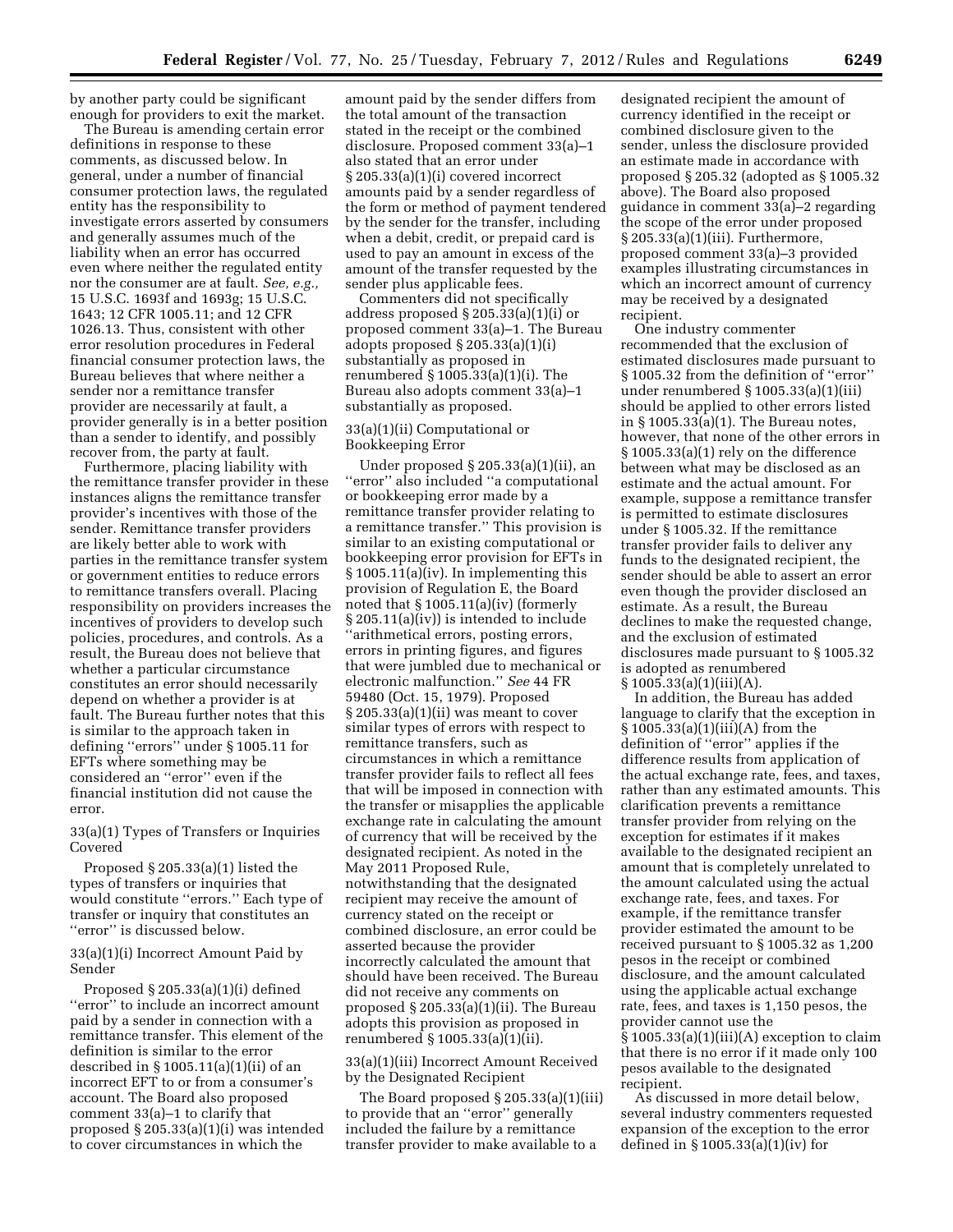by another party could be significant enough for providers to exit the market.

The Bureau is amending certain error definitions in response to these comments, as discussed below. In general, under a number of financial consumer protection laws, the regulated entity has the responsibility to investigate errors asserted by consumers and generally assumes much of the liability when an error has occurred even where neither the regulated entity nor the consumer are at fault. *See, e.g.,* 15 U.S.C. 1693f and 1693g; 15 U.S.C. 1643; 12 CFR 1005.11; and 12 CFR 1026.13. Thus, consistent with other error resolution procedures in Federal financial consumer protection laws, the Bureau believes that where neither a sender nor a remittance transfer provider are necessarily at fault, a provider generally is in a better position than a sender to identify, and possibly recover from, the party at fault.

Furthermore, placing liability with the remittance transfer provider in these instances aligns the remittance transfer provider's incentives with those of the sender. Remittance transfer providers are likely better able to work with parties in the remittance transfer system or government entities to reduce errors to remittance transfers overall. Placing responsibility on providers increases the incentives of providers to develop such policies, procedures, and controls. As a result, the Bureau does not believe that whether a particular circumstance constitutes an error should necessarily depend on whether a provider is at fault. The Bureau further notes that this is similar to the approach taken in defining ''errors'' under § 1005.11 for EFTs where something may be considered an ''error'' even if the financial institution did not cause the error.

### 33(a)(1) Types of Transfers or Inquiries Covered

Proposed § 205.33(a)(1) listed the types of transfers or inquiries that would constitute ''errors.'' Each type of transfer or inquiry that constitutes an ''error'' is discussed below.

### 33(a)(1)(i) Incorrect Amount Paid by Sender

Proposed § 205.33(a)(1)(i) defined ''error'' to include an incorrect amount paid by a sender in connection with a remittance transfer. This element of the definition is similar to the error described in § 1005.11(a)(1)(ii) of an incorrect EFT to or from a consumer's account. The Board also proposed comment 33(a)–1 to clarify that proposed § 205.33(a)(1)(i) was intended to cover circumstances in which the amount paid by the sender differs from the total amount of the transaction stated in the receipt or the combined disclosure. Proposed comment 33(a)–1 also stated that an error under § 205.33(a)(1)(i) covered incorrect amounts paid by a sender regardless of the form or method of payment tendered by the sender for the transfer, including when a debit, credit, or prepaid card is used to pay an amount in excess of the amount of the transfer requested by the sender plus applicable fees.

Commenters did not specifically address proposed § 205.33(a)(1)(i) or proposed comment 33(a)–1. The Bureau adopts proposed § 205.33(a)(1)(i) substantially as proposed in renumbered § 1005.33(a)(1)(i). The Bureau also adopts comment 33(a)–1 substantially as proposed.

### 33(a)(1)(ii) Computational or Bookkeeping Error

Under proposed § 205.33(a)(1)(ii), an ''error'' also included ''a computational or bookkeeping error made by a remittance transfer provider relating to a remittance transfer.'' This provision is similar to an existing computational or bookkeeping error provision for EFTs in § 1005.11(a)(iv). In implementing this provision of Regulation E, the Board noted that § 1005.11(a)(iv) (formerly § 205.11(a)(iv)) is intended to include ''arithmetical errors, posting errors, errors in printing figures, and figures that were jumbled due to mechanical or electronic malfunction.'' *See* 44 FR 59480 (Oct. 15, 1979). Proposed § 205.33(a)(1)(ii) was meant to cover similar types of errors with respect to remittance transfers, such as circumstances in which a remittance transfer provider fails to reflect all fees that will be imposed in connection with the transfer or misapplies the applicable exchange rate in calculating the amount of currency that will be received by the designated recipient. As noted in the May 2011 Proposed Rule, notwithstanding that the designated recipient may receive the amount of currency stated on the receipt or combined disclosure, an error could be asserted because the provider incorrectly calculated the amount that should have been received. The Bureau did not receive any comments on proposed § 205.33(a)(1)(ii). The Bureau adopts this provision as proposed in renumbered § 1005.33(a)(1)(ii).

### 33(a)(1)(iii) Incorrect Amount Received by the Designated Recipient

The Board proposed § 205.33(a)(1)(iii) to provide that an ''error'' generally included the failure by a remittance transfer provider to make available to a designated recipient the amount of currency identified in the receipt or combined disclosure given to the sender, unless the disclosure provided an estimate made in accordance with proposed § 205.32 (adopted as § 1005.32 above). The Board also proposed guidance in comment 33(a)–2 regarding the scope of the error under proposed § 205.33(a)(1)(iii). Furthermore, proposed comment 33(a)–3 provided examples illustrating circumstances in which an incorrect amount of currency may be received by a designated recipient.

One industry commenter recommended that the exclusion of estimated disclosures made pursuant to § 1005.32 from the definition of ''error'' under renumbered § 1005.33(a)(1)(iii) should be applied to other errors listed in § 1005.33(a)(1). The Bureau notes, however, that none of the other errors in § 1005.33(a)(1) rely on the difference between what may be disclosed as an estimate and the actual amount. For example, suppose a remittance transfer is permitted to estimate disclosures under § 1005.32. If the remittance transfer provider fails to deliver any funds to the designated recipient, the sender should be able to assert an error even though the provider disclosed an estimate. As a result, the Bureau declines to make the requested change, and the exclusion of estimated disclosures made pursuant to § 1005.32 is adopted as renumbered § 1005.33(a)(1)(iii)(A).

In addition, the Bureau has added language to clarify that the exception in § 1005.33(a)(1)(iii)(A) from the definition of ''error'' applies if the difference results from application of the actual exchange rate, fees, and taxes, rather than any estimated amounts. This clarification prevents a remittance transfer provider from relying on the exception for estimates if it makes available to the designated recipient an amount that is completely unrelated to the amount calculated using the actual exchange rate, fees, and taxes. For example, if the remittance transfer provider estimated the amount to be received pursuant to § 1005.32 as 1,200 pesos in the receipt or combined disclosure, and the amount calculated using the applicable actual exchange rate, fees, and taxes is 1,150 pesos, the provider cannot use the § 1005.33(a)(1)(iii)(A) exception to claim that there is no error if it made only 100 pesos available to the designated recipient.

As discussed in more detail below, several industry commenters requested expansion of the exception to the error defined in § 1005.33(a)(1)(iv) for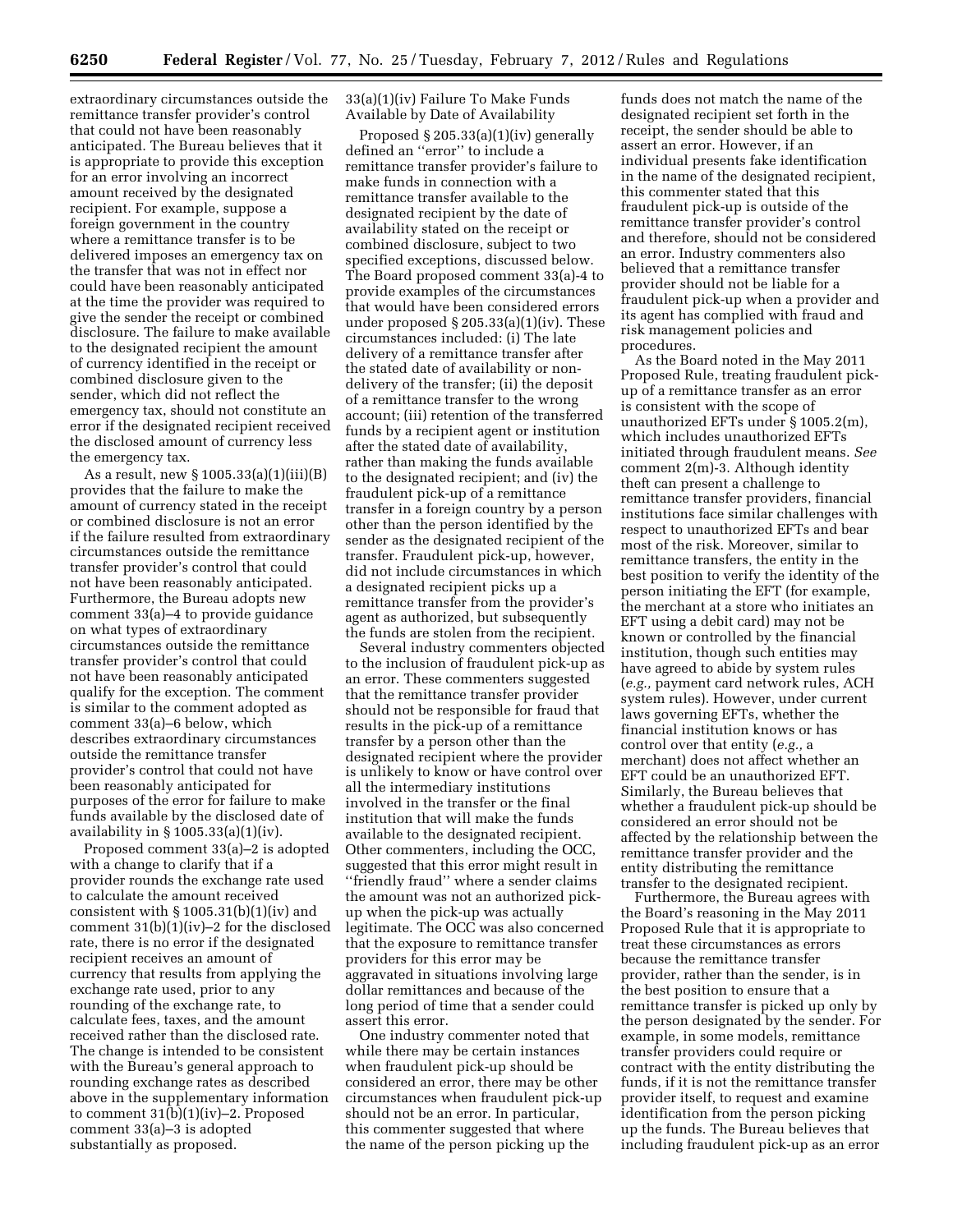extraordinary circumstances outside the remittance transfer provider's control that could not have been reasonably anticipated. The Bureau believes that it is appropriate to provide this exception for an error involving an incorrect amount received by the designated recipient. For example, suppose a foreign government in the country where a remittance transfer is to be delivered imposes an emergency tax on the transfer that was not in effect nor could have been reasonably anticipated at the time the provider was required to give the sender the receipt or combined disclosure. The failure to make available to the designated recipient the amount of currency identified in the receipt or combined disclosure given to the sender, which did not reflect the emergency tax, should not constitute an error if the designated recipient received the disclosed amount of currency less the emergency tax.

As a result, new § 1005.33(a)(1)(iii)(B) provides that the failure to make the amount of currency stated in the receipt or combined disclosure is not an error if the failure resulted from extraordinary circumstances outside the remittance transfer provider's control that could not have been reasonably anticipated. Furthermore, the Bureau adopts new comment 33(a)–4 to provide guidance on what types of extraordinary circumstances outside the remittance transfer provider's control that could not have been reasonably anticipated qualify for the exception. The comment is similar to the comment adopted as comment 33(a)–6 below, which describes extraordinary circumstances outside the remittance transfer provider's control that could not have been reasonably anticipated for purposes of the error for failure to make funds available by the disclosed date of availability in § 1005.33(a)(1)(iv).

Proposed comment 33(a)–2 is adopted with a change to clarify that if a provider rounds the exchange rate used to calculate the amount received consistent with § 1005.31(b)(1)(iv) and comment 31(b)(1)(iv)–2 for the disclosed rate, there is no error if the designated recipient receives an amount of currency that results from applying the exchange rate used, prior to any rounding of the exchange rate, to calculate fees, taxes, and the amount received rather than the disclosed rate. The change is intended to be consistent with the Bureau's general approach to rounding exchange rates as described above in the supplementary information to comment 31(b)(1)(iv)–2. Proposed comment 33(a)–3 is adopted substantially as proposed.

33(a)(1)(iv) Failure To Make Funds Available by Date of Availability

Proposed § 205.33(a)(1)(iv) generally defined an ''error'' to include a remittance transfer provider's failure to make funds in connection with a remittance transfer available to the designated recipient by the date of availability stated on the receipt or combined disclosure, subject to two specified exceptions, discussed below. The Board proposed comment 33(a)-4 to provide examples of the circumstances that would have been considered errors under proposed § 205.33(a)(1)(iv). These circumstances included: (i) The late delivery of a remittance transfer after the stated date of availability or non-delivery of the transfer; (ii) the deposit of a remittance transfer to the wrong account; (iii) retention of the transferred funds by a recipient agent or institution after the stated date of availability, rather than making the funds available to the designated recipient; and (iv) the fraudulent pick-up of a remittance transfer in a foreign country by a person other than the person identified by the sender as the designated recipient of the transfer. Fraudulent pick-up, however, did not include circumstances in which a designated recipient picks up a remittance transfer from the provider's agent as authorized, but subsequently the funds are stolen from the recipient.

Several industry commenters objected to the inclusion of fraudulent pick-up as an error. These commenters suggested that the remittance transfer provider should not be responsible for fraud that results in the pick-up of a remittance transfer by a person other than the designated recipient where the provider is unlikely to know or have control over all the intermediary institutions involved in the transfer or the final institution that will make the funds available to the designated recipient. Other commenters, including the OCC, suggested that this error might result in ''friendly fraud'' where a sender claims the amount was not an authorized pick-up when the pick-up was actually legitimate. The OCC was also concerned that the exposure to remittance transfer providers for this error may be aggravated in situations involving large dollar remittances and because of the long period of time that a sender could assert this error.

One industry commenter noted that while there may be certain instances when fraudulent pick-up should be considered an error, there may be other circumstances when fraudulent pick-up should not be an error. In particular, this commenter suggested that where the name of the person picking up the funds does not match the name of the designated recipient set forth in the receipt, the sender should be able to assert an error. However, if an individual presents fake identification in the name of the designated recipient, this commenter stated that this fraudulent pick-up is outside of the remittance transfer provider's control and therefore, should not be considered an error. Industry commenters also believed that a remittance transfer provider should not be liable for a fraudulent pick-up when a provider and its agent has complied with fraud and risk management policies and procedures.

As the Board noted in the May 2011 Proposed Rule, treating fraudulent pick-up of a remittance transfer as an error is consistent with the scope of unauthorized EFTs under § 1005.2(m), which includes unauthorized EFTs initiated through fraudulent means. *See* comment 2(m)-3. Although identity theft can present a challenge to remittance transfer providers, financial institutions face similar challenges with respect to unauthorized EFTs and bear most of the risk. Moreover, similar to remittance transfers, the entity in the best position to verify the identity of the person initiating the EFT (for example, the merchant at a store who initiates an EFT using a debit card) may not be known or controlled by the financial institution, though such entities may have agreed to abide by system rules (*e.g.,* payment card network rules, ACH system rules). However, under current laws governing EFTs, whether the financial institution knows or has control over that entity (*e.g.,* a merchant) does not affect whether an EFT could be an unauthorized EFT. Similarly, the Bureau believes that whether a fraudulent pick-up should be considered an error should not be affected by the relationship between the remittance transfer provider and the entity distributing the remittance transfer to the designated recipient.

Furthermore, the Bureau agrees with the Board's reasoning in the May 2011 Proposed Rule that it is appropriate to treat these circumstances as errors because the remittance transfer provider, rather than the sender, is in the best position to ensure that a remittance transfer is picked up only by the person designated by the sender. For example, in some models, remittance transfer providers could require or contract with the entity distributing the funds, if it is not the remittance transfer provider itself, to request and examine identification from the person picking up the funds. The Bureau believes that including fraudulent pick-up as an error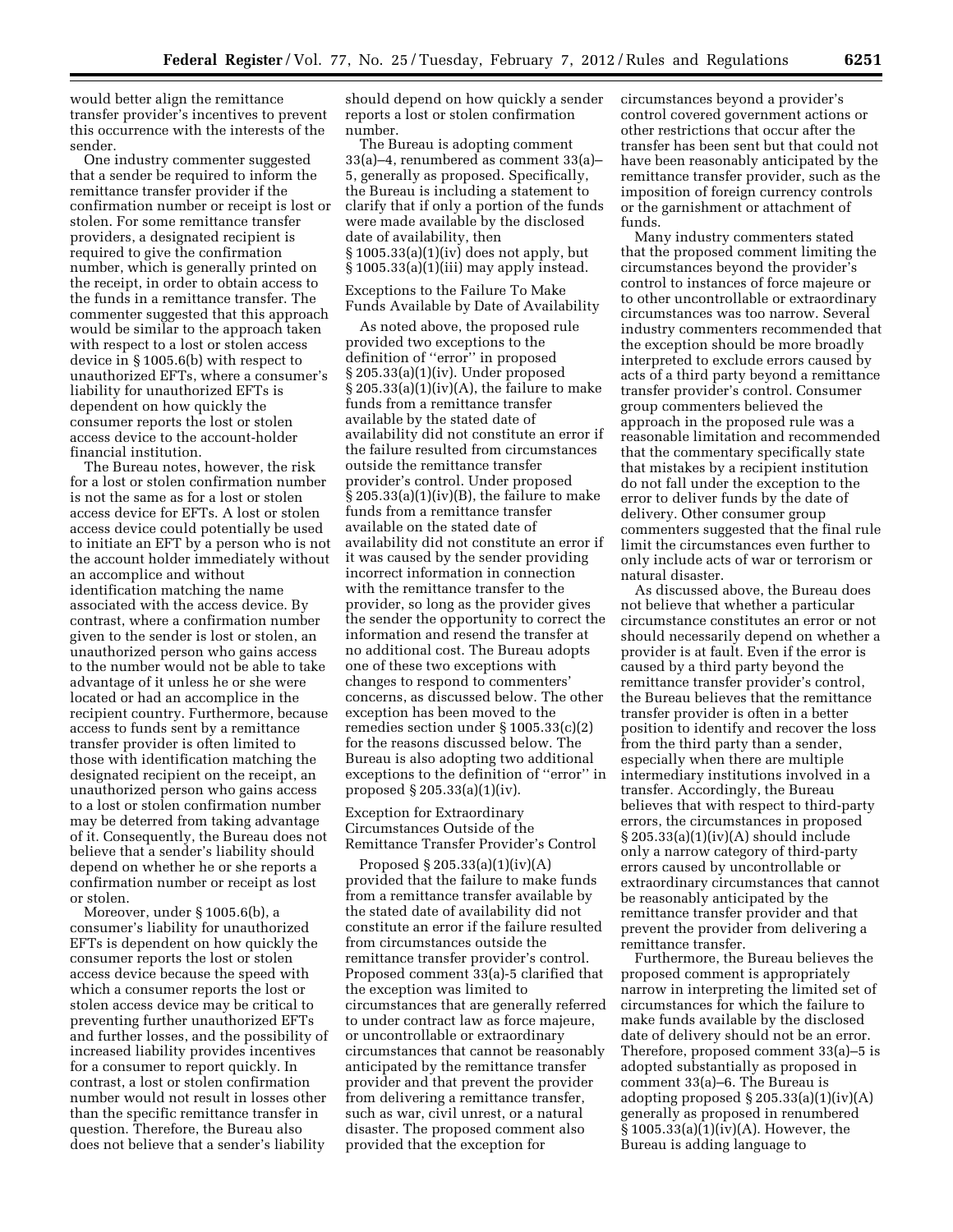would better align the remittance transfer provider's incentives to prevent this occurrence with the interests of the sender.

One industry commenter suggested that a sender be required to inform the remittance transfer provider if the confirmation number or receipt is lost or stolen. For some remittance transfer providers, a designated recipient is required to give the confirmation number, which is generally printed on the receipt, in order to obtain access to the funds in a remittance transfer. The commenter suggested that this approach would be similar to the approach taken with respect to a lost or stolen access device in § 1005.6(b) with respect to unauthorized EFTs, where a consumer's liability for unauthorized EFTs is dependent on how quickly the consumer reports the lost or stolen access device to the account-holder financial institution.

The Bureau notes, however, the risk for a lost or stolen confirmation number is not the same as for a lost or stolen access device for EFTs. A lost or stolen access device could potentially be used to initiate an EFT by a person who is not the account holder immediately without an accomplice and without identification matching the name associated with the access device. By contrast, where a confirmation number given to the sender is lost or stolen, an unauthorized person who gains access to the number would not be able to take advantage of it unless he or she were located or had an accomplice in the recipient country. Furthermore, because access to funds sent by a remittance transfer provider is often limited to those with identification matching the designated recipient on the receipt, an unauthorized person who gains access to a lost or stolen confirmation number may be deterred from taking advantage of it. Consequently, the Bureau does not believe that a sender's liability should depend on whether he or she reports a confirmation number or receipt as lost or stolen.

Moreover, under § 1005.6(b), a consumer's liability for unauthorized EFTs is dependent on how quickly the consumer reports the lost or stolen access device because the speed with which a consumer reports the lost or stolen access device may be critical to preventing further unauthorized EFTs and further losses, and the possibility of increased liability provides incentives for a consumer to report quickly. In contrast, a lost or stolen confirmation number would not result in losses other than the specific remittance transfer in question. Therefore, the Bureau also does not believe that a sender's liability should depend on how quickly a sender reports a lost or stolen confirmation number.

The Bureau is adopting comment 33(a)–4, renumbered as comment 33(a)–5, generally as proposed. Specifically, the Bureau is including a statement to clarify that if only a portion of the funds were made available by the disclosed date of availability, then § 1005.33(a)(1)(iv) does not apply, but § 1005.33(a)(1)(iii) may apply instead.

### Exceptions to the Failure To Make Funds Available by Date of Availability

As noted above, the proposed rule provided two exceptions to the definition of ''error'' in proposed § 205.33(a)(1)(iv). Under proposed § 205.33(a)(1)(iv)(A), the failure to make funds from a remittance transfer available by the stated date of availability did not constitute an error if the failure resulted from circumstances outside the remittance transfer provider's control. Under proposed § 205.33(a)(1)(iv)(B), the failure to make funds from a remittance transfer available on the stated date of availability did not constitute an error if it was caused by the sender providing incorrect information in connection with the remittance transfer to the provider, so long as the provider gives the sender the opportunity to correct the information and resend the transfer at no additional cost. The Bureau adopts one of these two exceptions with changes to respond to commenters' concerns, as discussed below. The other exception has been moved to the remedies section under § 1005.33(c)(2) for the reasons discussed below. The Bureau is also adopting two additional exceptions to the definition of ''error'' in proposed § 205.33(a)(1)(iv).

### Exception for Extraordinary Circumstances Outside of the Remittance Transfer Provider's Control

Proposed § 205.33(a)(1)(iv)(A) provided that the failure to make funds from a remittance transfer available by the stated date of availability did not constitute an error if the failure resulted from circumstances outside the remittance transfer provider's control. Proposed comment 33(a)-5 clarified that the exception was limited to circumstances that are generally referred to under contract law as force majeure, or uncontrollable or extraordinary circumstances that cannot be reasonably anticipated by the remittance transfer provider and that prevent the provider from delivering a remittance transfer, such as war, civil unrest, or a natural disaster. The proposed comment also provided that the exception for circumstances beyond a provider's control covered government actions or other restrictions that occur after the transfer has been sent but that could not have been reasonably anticipated by the remittance transfer provider, such as the imposition of foreign currency controls or the garnishment or attachment of funds.

Many industry commenters stated that the proposed comment limiting the circumstances beyond the provider's control to instances of force majeure or to other uncontrollable or extraordinary circumstances was too narrow. Several industry commenters recommended that the exception should be more broadly interpreted to exclude errors caused by acts of a third party beyond a remittance transfer provider's control. Consumer group commenters believed the approach in the proposed rule was a reasonable limitation and recommended that the commentary specifically state that mistakes by a recipient institution do not fall under the exception to the error to deliver funds by the date of delivery. Other consumer group commenters suggested that the final rule limit the circumstances even further to only include acts of war or terrorism or natural disaster.

As discussed above, the Bureau does not believe that whether a particular circumstance constitutes an error or not should necessarily depend on whether a provider is at fault. Even if the error is caused by a third party beyond the remittance transfer provider's control, the Bureau believes that the remittance transfer provider is often in a better position to identify and recover the loss from the third party than a sender, especially when there are multiple intermediary institutions involved in a transfer. Accordingly, the Bureau believes that with respect to third-party errors, the circumstances in proposed § 205.33(a)(1)(iv)(A) should include only a narrow category of third-party errors caused by uncontrollable or extraordinary circumstances that cannot be reasonably anticipated by the remittance transfer provider and that prevent the provider from delivering a remittance transfer.

Furthermore, the Bureau believes the proposed comment is appropriately narrow in interpreting the limited set of circumstances for which the failure to make funds available by the disclosed date of delivery should not be an error. Therefore, proposed comment 33(a)–5 is adopted substantially as proposed in comment 33(a)–6. The Bureau is adopting proposed § 205.33(a)(1)(iv)(A) generally as proposed in renumbered § 1005.33(a)(1)(iv)(A). However, the Bureau is adding language to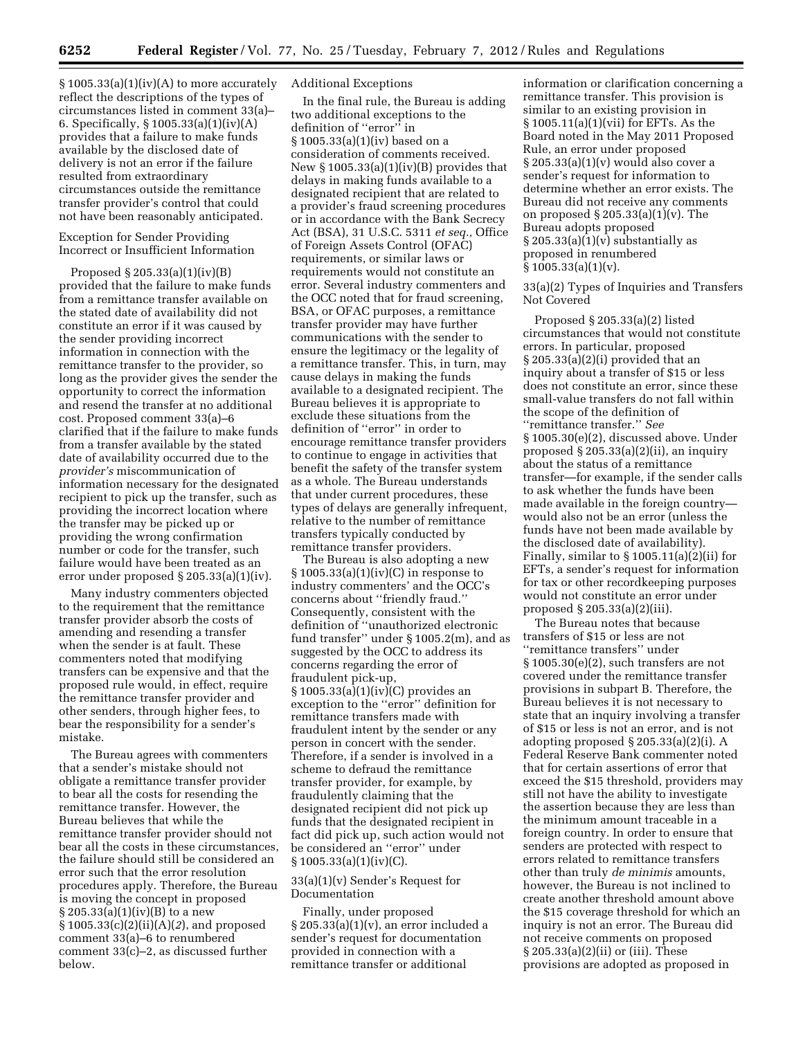§ 1005.33(a)(1)(iv)(A) to more accurately reflect the descriptions of the types of circumstances listed in comment 33(a)–6. Specifically, § 1005.33(a)(1)(iv)(A) provides that a failure to make funds available by the disclosed date of delivery is not an error if the failure resulted from extraordinary circumstances outside the remittance transfer provider's control that could not have been reasonably anticipated.

Exception for Sender Providing Incorrect or Insufficient Information

Proposed § 205.33(a)(1)(iv)(B) provided that the failure to make funds from a remittance transfer available on the stated date of availability did not constitute an error if it was caused by the sender providing incorrect information in connection with the remittance transfer to the provider, so long as the provider gives the sender the opportunity to correct the information and resend the transfer at no additional cost. Proposed comment 33(a)–6 clarified that if the failure to make funds from a transfer available by the stated date of availability occurred due to the *provider's* miscommunication of information necessary for the designated recipient to pick up the transfer, such as providing the incorrect location where the transfer may be picked up or providing the wrong confirmation number or code for the transfer, such failure would have been treated as an error under proposed § 205.33(a)(1)(iv).

Many industry commenters objected to the requirement that the remittance transfer provider absorb the costs of amending and resending a transfer when the sender is at fault. These commenters noted that modifying transfers can be expensive and that the proposed rule would, in effect, require the remittance transfer provider and other senders, through higher fees, to bear the responsibility for a sender's mistake.

The Bureau agrees with commenters that a sender's mistake should not obligate a remittance transfer provider to bear all the costs for resending the remittance transfer. However, the Bureau believes that while the remittance transfer provider should not bear all the costs in these circumstances, the failure should still be considered an error such that the error resolution procedures apply. Therefore, the Bureau is moving the concept in proposed § 205.33(a)(1)(iv)(B) to a new § 1005.33(c)(2)(ii)(A)(*2*), and proposed comment 33(a)–6 to renumbered comment 33(c)–2, as discussed further below.

Additional Exceptions

In the final rule, the Bureau is adding two additional exceptions to the definition of ''error'' in § 1005.33(a)(1)(iv) based on a consideration of comments received. New § 1005.33(a)(1)(iv)(B) provides that delays in making funds available to a designated recipient that are related to a provider's fraud screening procedures or in accordance with the Bank Secrecy Act (BSA), 31 U.S.C. 5311 *et seq.,* Office of Foreign Assets Control (OFAC) requirements, or similar laws or requirements would not constitute an error. Several industry commenters and the OCC noted that for fraud screening, BSA, or OFAC purposes, a remittance transfer provider may have further communications with the sender to ensure the legitimacy or the legality of a remittance transfer. This, in turn, may cause delays in making the funds available to a designated recipient. The Bureau believes it is appropriate to exclude these situations from the definition of ''error'' in order to encourage remittance transfer providers to continue to engage in activities that benefit the safety of the transfer system as a whole. The Bureau understands that under current procedures, these types of delays are generally infrequent, relative to the number of remittance transfers typically conducted by remittance transfer providers.

The Bureau is also adopting a new § 1005.33(a)(1)(iv)(C) in response to industry commenters' and the OCC's concerns about ''friendly fraud.'' Consequently, consistent with the definition of ''unauthorized electronic fund transfer'' under § 1005.2(m), and as suggested by the OCC to address its concerns regarding the error of fraudulent pick-up, § 1005.33(a)(1)(iv)(C) provides an exception to the ''error'' definition for remittance transfers made with fraudulent intent by the sender or any person in concert with the sender. Therefore, if a sender is involved in a scheme to defraud the remittance transfer provider, for example, by fraudulently claiming that the designated recipient did not pick up funds that the designated recipient in fact did pick up, such action would not be considered an ''error'' under § 1005.33(a)(1)(iv)(C).

33(a)(1)(v) Sender's Request for Documentation

Finally, under proposed § 205.33(a)(1)(v), an error included a sender's request for documentation provided in connection with a remittance transfer or additional information or clarification concerning a remittance transfer. This provision is similar to an existing provision in § 1005.11(a)(1)(vii) for EFTs. As the Board noted in the May 2011 Proposed Rule, an error under proposed § 205.33(a)(1)(v) would also cover a sender's request for information to determine whether an error exists. The Bureau did not receive any comments on proposed § 205.33(a)(1)(v). The Bureau adopts proposed § 205.33(a)(1)(v) substantially as proposed in renumbered § 1005.33(a)(1)(v).

33(a)(2) Types of Inquiries and Transfers Not Covered

Proposed § 205.33(a)(2) listed circumstances that would not constitute errors. In particular, proposed § 205.33(a)(2)(i) provided that an inquiry about a transfer of $15 or less does not constitute an error, since these small-value transfers do not fall within the scope of the definition of ''remittance transfer.'' *See* § 1005.30(e)(2), discussed above. Under proposed § 205.33(a)(2)(ii), an inquiry about the status of a remittance transfer—for example, if the sender calls to ask whether the funds have been made available in the foreign country—would also not be an error (unless the funds have not been made available by the disclosed date of availability). Finally, similar to § 1005.11(a)(2)(ii) for EFTs, a sender's request for information for tax or other recordkeeping purposes would not constitute an error under proposed § 205.33(a)(2)(iii).

The Bureau notes that because transfers of $15 or less are not ''remittance transfers'' under § 1005.30(e)(2), such transfers are not covered under the remittance transfer provisions in subpart B. Therefore, the Bureau believes it is not necessary to state that an inquiry involving a transfer of $15 or less is not an error, and is not adopting proposed § 205.33(a)(2)(i). A Federal Reserve Bank commenter noted that for certain assertions of error that exceed the $15 threshold, providers may still not have the ability to investigate the assertion because they are less than the minimum amount traceable in a foreign country. In order to ensure that senders are protected with respect to errors related to remittance transfers other than truly *de minimis* amounts, however, the Bureau is not inclined to create another threshold amount above the $15 coverage threshold for which an inquiry is not an error. The Bureau did not receive comments on proposed § 205.33(a)(2)(ii) or (iii). These provisions are adopted as proposed in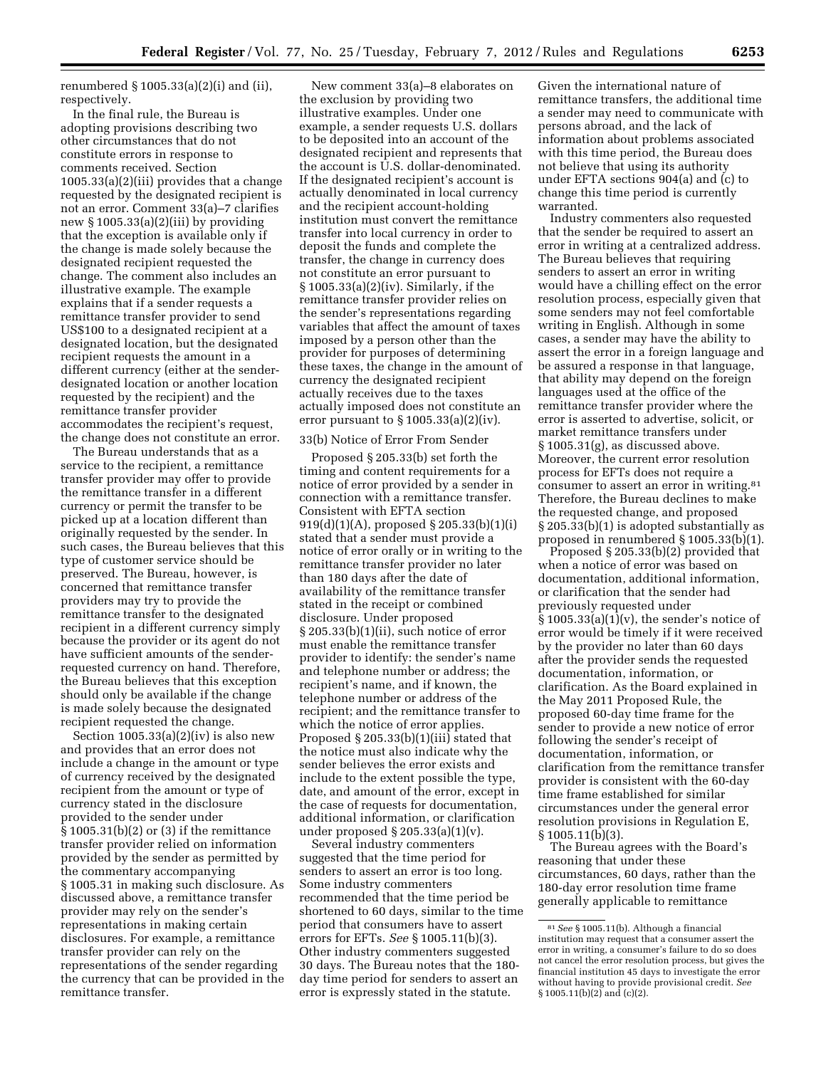renumbered § 1005.33(a)(2)(i) and (ii), respectively.

In the final rule, the Bureau is adopting provisions describing two other circumstances that do not constitute errors in response to comments received. Section 1005.33(a)(2)(iii) provides that a change requested by the designated recipient is not an error. Comment 33(a)–7 clarifies new § 1005.33(a)(2)(iii) by providing that the exception is available only if the change is made solely because the designated recipient requested the change. The comment also includes an illustrative example. The example explains that if a sender requests a remittance transfer provider to send US$100 to a designated recipient at a designated location, but the designated recipient requests the amount in a different currency (either at the sender-designated location or another location requested by the recipient) and the remittance transfer provider accommodates the recipient's request, the change does not constitute an error.

The Bureau understands that as a service to the recipient, a remittance transfer provider may offer to provide the remittance transfer in a different currency or permit the transfer to be picked up at a location different than originally requested by the sender. In such cases, the Bureau believes that this type of customer service should be preserved. The Bureau, however, is concerned that remittance transfer providers may try to provide the remittance transfer to the designated recipient in a different currency simply because the provider or its agent do not have sufficient amounts of the sender-requested currency on hand. Therefore, the Bureau believes that this exception should only be available if the change is made solely because the designated recipient requested the change.

Section 1005.33(a)(2)(iv) is also new and provides that an error does not include a change in the amount or type of currency received by the designated recipient from the amount or type of currency stated in the disclosure provided to the sender under § 1005.31(b)(2) or (3) if the remittance transfer provider relied on information provided by the sender as permitted by the commentary accompanying § 1005.31 in making such disclosure. As discussed above, a remittance transfer provider may rely on the sender's representations in making certain disclosures. For example, a remittance transfer provider can rely on the representations of the sender regarding the currency that can be provided in the remittance transfer.

New comment 33(a)–8 elaborates on the exclusion by providing two illustrative examples. Under one example, a sender requests U.S. dollars to be deposited into an account of the designated recipient and represents that the account is U.S. dollar-denominated. If the designated recipient's account is actually denominated in local currency and the recipient account-holding institution must convert the remittance transfer into local currency in order to deposit the funds and complete the transfer, the change in currency does not constitute an error pursuant to § 1005.33(a)(2)(iv). Similarly, if the remittance transfer provider relies on the sender's representations regarding variables that affect the amount of taxes imposed by a person other than the provider for purposes of determining these taxes, the change in the amount of currency the designated recipient actually receives due to the taxes actually imposed does not constitute an error pursuant to § 1005.33(a)(2)(iv).

### 33(b) Notice of Error From Sender

Proposed § 205.33(b) set forth the timing and content requirements for a notice of error provided by a sender in connection with a remittance transfer. Consistent with EFTA section 919(d)(1)(A), proposed § 205.33(b)(1)(i) stated that a sender must provide a notice of error orally or in writing to the remittance transfer provider no later than 180 days after the date of availability of the remittance transfer stated in the receipt or combined disclosure. Under proposed § 205.33(b)(1)(ii), such notice of error must enable the remittance transfer provider to identify: the sender's name and telephone number or address; the recipient's name, and if known, the telephone number or address of the recipient; and the remittance transfer to which the notice of error applies. Proposed § 205.33(b)(1)(iii) stated that the notice must also indicate why the sender believes the error exists and include to the extent possible the type, date, and amount of the error, except in the case of requests for documentation, additional information, or clarification under proposed § 205.33(a)(1)(v).

Several industry commenters suggested that the time period for senders to assert an error is too long. Some industry commenters recommended that the time period be shortened to 60 days, similar to the time period that consumers have to assert errors for EFTs. *See* § 1005.11(b)(3). Other industry commenters suggested 30 days. The Bureau notes that the 180-day time period for senders to assert an error is expressly stated in the statute. Given the international nature of remittance transfers, the additional time a sender may need to communicate with persons abroad, and the lack of information about problems associated with this time period, the Bureau does not believe that using its authority under EFTA sections 904(a) and (c) to change this time period is currently warranted.

Industry commenters also requested that the sender be required to assert an error in writing at a centralized address. The Bureau believes that requiring senders to assert an error in writing would have a chilling effect on the error resolution process, especially given that some senders may not feel comfortable writing in English. Although in some cases, a sender may have the ability to assert the error in a foreign language and be assured a response in that language, that ability may depend on the foreign languages used at the office of the remittance transfer provider where the error is asserted to advertise, solicit, or market remittance transfers under § 1005.31(g), as discussed above. Moreover, the current error resolution process for EFTs does not require a consumer to assert an error in writing.[81] Therefore, the Bureau declines to make the requested change, and proposed § 205.33(b)(1) is adopted substantially as proposed in renumbered § 1005.33(b)(1).

Proposed § 205.33(b)(2) provided that when a notice of error was based on documentation, additional information, or clarification that the sender had previously requested under § 1005.33(a)(1)(v), the sender's notice of error would be timely if it were received by the provider no later than 60 days after the provider sends the requested documentation, information, or clarification. As the Board explained in the May 2011 Proposed Rule, the proposed 60-day time frame for the sender to provide a new notice of error following the sender's receipt of documentation, information, or clarification from the remittance transfer provider is consistent with the 60-day time frame established for similar circumstances under the general error resolution provisions in Regulation E, § 1005.11(b)(3).

The Bureau agrees with the Board's reasoning that under these circumstances, 60 days, rather than the 180-day error resolution time frame generally applicable to remittance

---

[81] *See* § 1005.11(b). Although a financial institution may request that a consumer assert the error in writing, a consumer's failure to do so does not cancel the error resolution process, but gives the financial institution 45 days to investigate the error without having to provide provisional credit. *See* § 1005.11(b)(2) and (c)(2).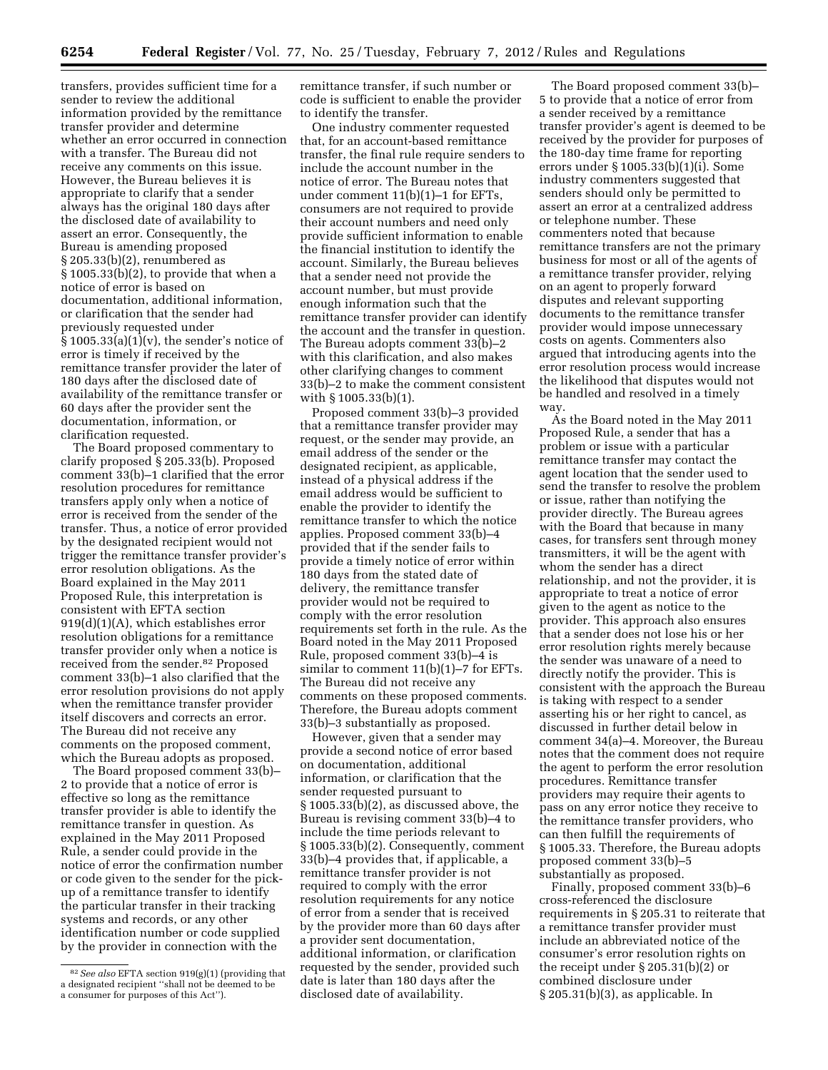transfers, provides sufficient time for a sender to review the additional information provided by the remittance transfer provider and determine whether an error occurred in connection with a transfer. The Bureau did not receive any comments on this issue. However, the Bureau believes it is appropriate to clarify that a sender always has the original 180 days after the disclosed date of availability to assert an error. Consequently, the Bureau is amending proposed § 205.33(b)(2), renumbered as § 1005.33(b)(2), to provide that when a notice of error is based on documentation, additional information, or clarification that the sender had previously requested under § 1005.33(a)(1)(v), the sender's notice of error is timely if received by the remittance transfer provider the later of 180 days after the disclosed date of availability of the remittance transfer or 60 days after the provider sent the documentation, information, or clarification requested.

The Board proposed commentary to clarify proposed § 205.33(b). Proposed comment 33(b)–1 clarified that the error resolution procedures for remittance transfers apply only when a notice of error is received from the sender of the transfer. Thus, a notice of error provided by the designated recipient would not trigger the remittance transfer provider's error resolution obligations. As the Board explained in the May 2011 Proposed Rule, this interpretation is consistent with EFTA section 919(d)(1)(A), which establishes error resolution obligations for a remittance transfer provider only when a notice is received from the sender.[82] Proposed comment 33(b)–1 also clarified that the error resolution provisions do not apply when the remittance transfer provider itself discovers and corrects an error. The Bureau did not receive any comments on the proposed comment, which the Bureau adopts as proposed.

The Board proposed comment 33(b)–2 to provide that a notice of error is effective so long as the remittance transfer provider is able to identify the remittance transfer in question. As explained in the May 2011 Proposed Rule, a sender could provide in the notice of error the confirmation number or code given to the sender for the pick-up of a remittance transfer to identify the particular transfer in their tracking systems and records, or any other identification number or code supplied by the provider in connection with the remittance transfer, if such number or code is sufficient to enable the provider to identify the transfer.

One industry commenter requested that, for an account-based remittance transfer, the final rule require senders to include the account number in the notice of error. The Bureau notes that under comment 11(b)(1)–1 for EFTs, consumers are not required to provide their account numbers and need only provide sufficient information to enable the financial institution to identify the account. Similarly, the Bureau believes that a sender need not provide the account number, but must provide enough information such that the remittance transfer provider can identify the account and the transfer in question. The Bureau adopts comment 33(b)–2 with this clarification, and also makes other clarifying changes to comment 33(b)–2 to make the comment consistent with § 1005.33(b)(1).

Proposed comment 33(b)–3 provided that a remittance transfer provider may request, or the sender may provide, an email address of the sender or the designated recipient, as applicable, instead of a physical address if the email address would be sufficient to enable the provider to identify the remittance transfer to which the notice applies. Proposed comment 33(b)–4 provided that if the sender fails to provide a timely notice of error within 180 days from the stated date of delivery, the remittance transfer provider would not be required to comply with the error resolution requirements set forth in the rule. As the Board noted in the May 2011 Proposed Rule, proposed comment 33(b)–4 is similar to comment 11(b)(1)–7 for EFTs. The Bureau did not receive any comments on these proposed comments. Therefore, the Bureau adopts comment 33(b)–3 substantially as proposed.

However, given that a sender may provide a second notice of error based on documentation, additional information, or clarification that the sender requested pursuant to § 1005.33(b)(2), as discussed above, the Bureau is revising comment 33(b)–4 to include the time periods relevant to § 1005.33(b)(2). Consequently, comment 33(b)–4 provides that, if applicable, a remittance transfer provider is not required to comply with the error resolution requirements for any notice of error from a sender that is received by the provider more than 60 days after a provider sent documentation, additional information, or clarification requested by the sender, provided such date is later than 180 days after the disclosed date of availability.

The Board proposed comment 33(b)–5 to provide that a notice of error from a sender received by a remittance transfer provider's agent is deemed to be received by the provider for purposes of the 180-day time frame for reporting errors under § 1005.33(b)(1)(i). Some industry commenters suggested that senders should only be permitted to assert an error at a centralized address or telephone number. These commenters noted that because remittance transfers are not the primary business for most or all of the agents of a remittance transfer provider, relying on an agent to properly forward disputes and relevant supporting documents to the remittance transfer provider would impose unnecessary costs on agents. Commenters also argued that introducing agents into the error resolution process would increase the likelihood that disputes would not be handled and resolved in a timely way.

As the Board noted in the May 2011 Proposed Rule, a sender that has a problem or issue with a particular remittance transfer may contact the agent location that the sender used to send the transfer to resolve the problem or issue, rather than notifying the provider directly. The Bureau agrees with the Board that because in many cases, for transfers sent through money transmitters, it will be the agent with whom the sender has a direct relationship, and not the provider, it is appropriate to treat a notice of error given to the agent as notice to the provider. This approach also ensures that a sender does not lose his or her error resolution rights merely because the sender was unaware of a need to directly notify the provider. This is consistent with the approach the Bureau is taking with respect to a sender asserting his or her right to cancel, as discussed in further detail below in comment 34(a)–4. Moreover, the Bureau notes that the comment does not require the agent to perform the error resolution procedures. Remittance transfer providers may require their agents to pass on any error notice they receive to the remittance transfer providers, who can then fulfill the requirements of § 1005.33. Therefore, the Bureau adopts proposed comment 33(b)–5 substantially as proposed.

Finally, proposed comment 33(b)–6 cross-referenced the disclosure requirements in § 205.31 to reiterate that a remittance transfer provider must include an abbreviated notice of the consumer's error resolution rights on the receipt under § 205.31(b)(2) or combined disclosure under § 205.31(b)(3), as applicable. In

[82] *See also* EFTA section 919(g)(1) (providing that a designated recipient "shall not be deemed to be a consumer for purposes of this Act").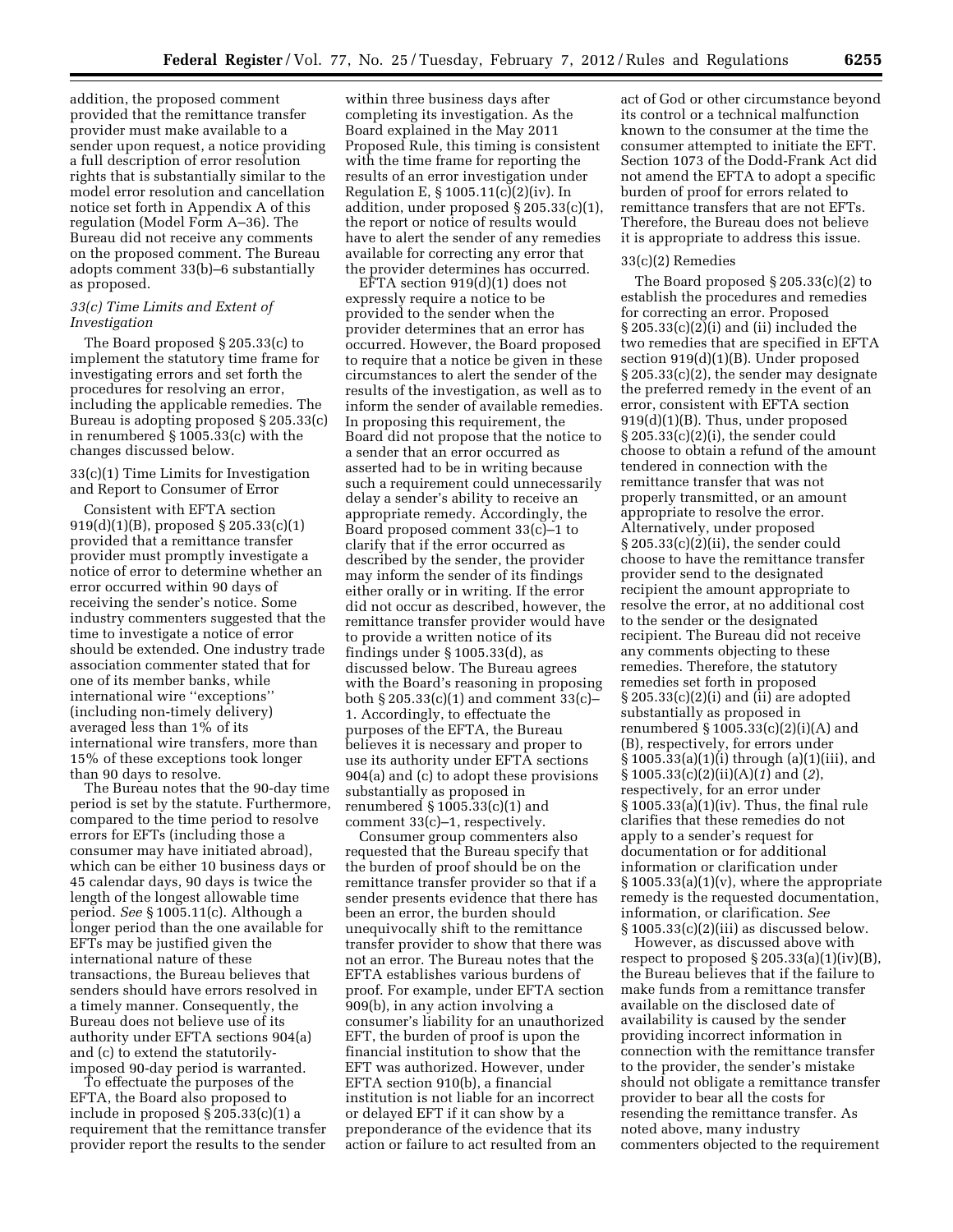addition, the proposed comment provided that the remittance transfer provider must make available to a sender upon request, a notice providing a full description of error resolution rights that is substantially similar to the model error resolution and cancellation notice set forth in Appendix A of this regulation (Model Form A–36). The Bureau did not receive any comments on the proposed comment. The Bureau adopts comment 33(b)–6 substantially as proposed.

### *33(c) Time Limits and Extent of Investigation*

The Board proposed § 205.33(c) to implement the statutory time frame for investigating errors and set forth the procedures for resolving an error, including the applicable remedies. The Bureau is adopting proposed § 205.33(c) in renumbered § 1005.33(c) with the changes discussed below.

#### 33(c)(1) Time Limits for Investigation and Report to Consumer of Error

Consistent with EFTA section 919(d)(1)(B), proposed § 205.33(c)(1) provided that a remittance transfer provider must promptly investigate a notice of error to determine whether an error occurred within 90 days of receiving the sender's notice. Some industry commenters suggested that the time to investigate a notice of error should be extended. One industry trade association commenter stated that for one of its member banks, while international wire ''exceptions'' (including non-timely delivery) averaged less than 1% of its international wire transfers, more than 15% of these exceptions took longer than 90 days to resolve.

The Bureau notes that the 90-day time period is set by the statute. Furthermore, compared to the time period to resolve errors for EFTs (including those a consumer may have initiated abroad), which can be either 10 business days or 45 calendar days, 90 days is twice the length of the longest allowable time period. *See* § 1005.11(c). Although a longer period than the one available for EFTs may be justified given the international nature of these transactions, the Bureau believes that senders should have errors resolved in a timely manner. Consequently, the Bureau does not believe use of its authority under EFTA sections 904(a) and (c) to extend the statutorily-imposed 90-day period is warranted.

To effectuate the purposes of the EFTA, the Board also proposed to include in proposed § 205.33(c)(1) a requirement that the remittance transfer provider report the results to the sender within three business days after completing its investigation. As the Board explained in the May 2011 Proposed Rule, this timing is consistent with the time frame for reporting the results of an error investigation under Regulation E, § 1005.11(c)(2)(iv). In addition, under proposed § 205.33(c)(1), the report or notice of results would have to alert the sender of any remedies available for correcting any error that the provider determines has occurred.

EFTA section 919(d)(1) does not expressly require a notice to be provided to the sender when the provider determines that an error has occurred. However, the Board proposed to require that a notice be given in these circumstances to alert the sender of the results of the investigation, as well as to inform the sender of available remedies. In proposing this requirement, the Board did not propose that the notice to a sender that an error occurred as asserted had to be in writing because such a requirement could unnecessarily delay a sender's ability to receive an appropriate remedy. Accordingly, the Board proposed comment 33(c)–1 to clarify that if the error occurred as described by the sender, the provider may inform the sender of its findings either orally or in writing. If the error did not occur as described, however, the remittance transfer provider would have to provide a written notice of its findings under § 1005.33(d), as discussed below. The Bureau agrees with the Board's reasoning in proposing both § 205.33(c)(1) and comment 33(c)–1. Accordingly, to effectuate the purposes of the EFTA, the Bureau believes it is necessary and proper to use its authority under EFTA sections 904(a) and (c) to adopt these provisions substantially as proposed in renumbered § 1005.33(c)(1) and comment 33(c)–1, respectively.

Consumer group commenters also requested that the Bureau specify that the burden of proof should be on the remittance transfer provider so that if a sender presents evidence that there has been an error, the burden should unequivocally shift to the remittance transfer provider to show that there was not an error. The Bureau notes that the EFTA establishes various burdens of proof. For example, under EFTA section 909(b), in any action involving a consumer's liability for an unauthorized EFT, the burden of proof is upon the financial institution to show that the EFT was authorized. However, under EFTA section 910(b), a financial institution is not liable for an incorrect or delayed EFT if it can show by a preponderance of the evidence that its action or failure to act resulted from an act of God or other circumstance beyond its control or a technical malfunction known to the consumer at the time the consumer attempted to initiate the EFT. Section 1073 of the Dodd-Frank Act did not amend the EFTA to adopt a specific burden of proof for errors related to remittance transfers that are not EFTs. Therefore, the Bureau does not believe it is appropriate to address this issue.

#### 33(c)(2) Remedies

The Board proposed § 205.33(c)(2) to establish the procedures and remedies for correcting an error. Proposed § 205.33(c)(2)(i) and (ii) included the two remedies that are specified in EFTA section 919(d)(1)(B). Under proposed § 205.33(c)(2), the sender may designate the preferred remedy in the event of an error, consistent with EFTA section 919(d)(1)(B). Thus, under proposed § 205.33(c)(2)(i), the sender could choose to obtain a refund of the amount tendered in connection with the remittance transfer that was not properly transmitted, or an amount appropriate to resolve the error. Alternatively, under proposed § 205.33(c)(2)(ii), the sender could choose to have the remittance transfer provider send to the designated recipient the amount appropriate to resolve the error, at no additional cost to the sender or the designated recipient. The Bureau did not receive any comments objecting to these remedies. Therefore, the statutory remedies set forth in proposed § 205.33(c)(2)(i) and (ii) are adopted substantially as proposed in renumbered § 1005.33(c)(2)(i)(A) and (B), respectively, for errors under § 1005.33(a)(1)(i) through (a)(1)(iii), and § 1005.33(c)(2)(ii)(A)(*1*) and (*2*), respectively, for an error under § 1005.33(a)(1)(iv). Thus, the final rule clarifies that these remedies do not apply to a sender's request for documentation or for additional information or clarification under § 1005.33(a)(1)(v), where the appropriate remedy is the requested documentation, information, or clarification. *See* § 1005.33(c)(2)(iii) as discussed below.

However, as discussed above with respect to proposed § 205.33(a)(1)(iv)(B), the Bureau believes that if the failure to make funds from a remittance transfer available on the disclosed date of availability is caused by the sender providing incorrect information in connection with the remittance transfer to the provider, the sender's mistake should not obligate a remittance transfer provider to bear all the costs for resending the remittance transfer. As noted above, many industry commenters objected to the requirement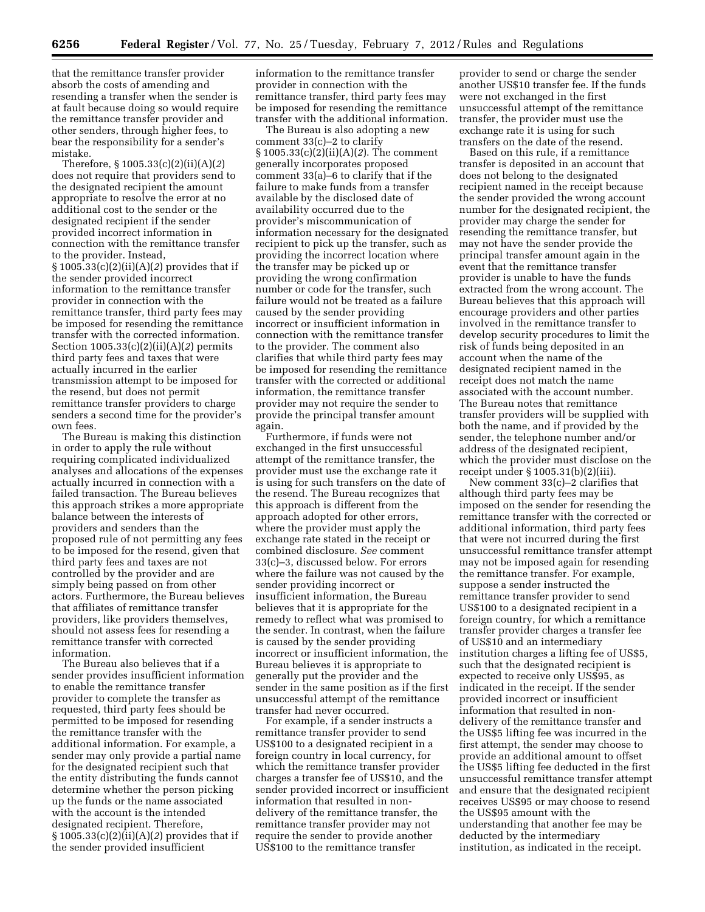that the remittance transfer provider absorb the costs of amending and resending a transfer when the sender is at fault because doing so would require the remittance transfer provider and other senders, through higher fees, to bear the responsibility for a sender's mistake.

Therefore, § 1005.33(c)(2)(ii)(A)(*2*) does not require that providers send to the designated recipient the amount appropriate to resolve the error at no additional cost to the sender or the designated recipient if the sender provided incorrect information in connection with the remittance transfer to the provider. Instead, § 1005.33(c)(2)(ii)(A)(*2*) provides that if the sender provided incorrect information to the remittance transfer provider in connection with the remittance transfer, third party fees may be imposed for resending the remittance transfer with the corrected information. Section 1005.33(c)(2)(ii)(A)(*2*) permits third party fees and taxes that were actually incurred in the earlier transmission attempt to be imposed for the resend, but does not permit remittance transfer providers to charge senders a second time for the provider's own fees.

The Bureau is making this distinction in order to apply the rule without requiring complicated individualized analyses and allocations of the expenses actually incurred in connection with a failed transaction. The Bureau believes this approach strikes a more appropriate balance between the interests of providers and senders than the proposed rule of not permitting any fees to be imposed for the resend, given that third party fees and taxes are not controlled by the provider and are simply being passed on from other actors. Furthermore, the Bureau believes that affiliates of remittance transfer providers, like providers themselves, should not assess fees for resending a remittance transfer with corrected information.

The Bureau also believes that if a sender provides insufficient information to enable the remittance transfer provider to complete the transfer as requested, third party fees should be permitted to be imposed for resending the remittance transfer with the additional information. For example, a sender may only provide a partial name for the designated recipient such that the entity distributing the funds cannot determine whether the person picking up the funds or the name associated with the account is the intended designated recipient. Therefore, § 1005.33(c)(2)(ii)(A)(*2*) provides that if the sender provided insufficient information to the remittance transfer provider in connection with the remittance transfer, third party fees may be imposed for resending the remittance transfer with the additional information.

The Bureau is also adopting a new comment 33(c)–2 to clarify § 1005.33(c)(2)(ii)(A)(*2*). The comment generally incorporates proposed comment 33(a)–6 to clarify that if the failure to make funds from a transfer available by the disclosed date of availability occurred due to the provider's miscommunication of information necessary for the designated recipient to pick up the transfer, such as providing the incorrect location where the transfer may be picked up or providing the wrong confirmation number or code for the transfer, such failure would not be treated as a failure caused by the sender providing incorrect or insufficient information in connection with the remittance transfer to the provider. The comment also clarifies that while third party fees may be imposed for resending the remittance transfer with the corrected or additional information, the remittance transfer provider may not require the sender to provide the principal transfer amount again.

Furthermore, if funds were not exchanged in the first unsuccessful attempt of the remittance transfer, the provider must use the exchange rate it is using for such transfers on the date of the resend. The Bureau recognizes that this approach is different from the approach adopted for other errors, where the provider must apply the exchange rate stated in the receipt or combined disclosure. *See* comment 33(c)–3, discussed below. For errors where the failure was not caused by the sender providing incorrect or insufficient information, the Bureau believes that it is appropriate for the remedy to reflect what was promised to the sender. In contrast, when the failure is caused by the sender providing incorrect or insufficient information, the Bureau believes it is appropriate to generally put the provider and the sender in the same position as if the first unsuccessful attempt of the remittance transfer had never occurred.

For example, if a sender instructs a remittance transfer provider to send US$100 to a designated recipient in a foreign country in local currency, for which the remittance transfer provider charges a transfer fee of US$10, and the sender provided incorrect or insufficient information that resulted in non-delivery of the remittance transfer, the remittance transfer provider may not require the sender to provide another US$100 to the remittance transfer provider to send or charge the sender another US$10 transfer fee. If the funds were not exchanged in the first unsuccessful attempt of the remittance transfer, the provider must use the exchange rate it is using for such transfers on the date of the resend.

Based on this rule, if a remittance transfer is deposited in an account that does not belong to the designated recipient named in the receipt because the sender provided the wrong account number for the designated recipient, the provider may charge the sender for resending the remittance transfer, but may not have the sender provide the principal transfer amount again in the event that the remittance transfer provider is unable to have the funds extracted from the wrong account. The Bureau believes that this approach will encourage providers and other parties involved in the remittance transfer to develop security procedures to limit the risk of funds being deposited in an account when the name of the designated recipient named in the receipt does not match the name associated with the account number. The Bureau notes that remittance transfer providers will be supplied with both the name, and if provided by the sender, the telephone number and/or address of the designated recipient, which the provider must disclose on the receipt under § 1005.31(b)(2)(iii).

New comment 33(c)–2 clarifies that although third party fees may be imposed on the sender for resending the remittance transfer with the corrected or additional information, third party fees that were not incurred during the first unsuccessful remittance transfer attempt may not be imposed again for resending the remittance transfer. For example, suppose a sender instructed the remittance transfer provider to send US$100 to a designated recipient in a foreign country, for which a remittance transfer provider charges a transfer fee of US$10 and an intermediary institution charges a lifting fee of US$5, such that the designated recipient is expected to receive only US$95, as indicated in the receipt. If the sender provided incorrect or insufficient information that resulted in non-delivery of the remittance transfer and the US$5 lifting fee was incurred in the first attempt, the sender may choose to provide an additional amount to offset the US$5 lifting fee deducted in the first unsuccessful remittance transfer attempt and ensure that the designated recipient receives US$95 or may choose to resend the US$95 amount with the understanding that another fee may be deducted by the intermediary institution, as indicated in the receipt.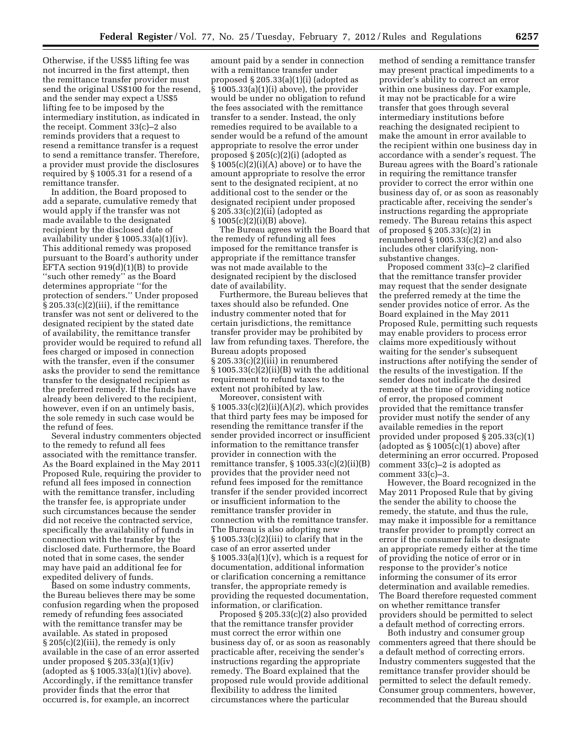Otherwise, if the US$5 lifting fee was not incurred in the first attempt, then the remittance transfer provider must send the original US$100 for the resend, and the sender may expect a US$5 lifting fee to be imposed by the intermediary institution, as indicated in the receipt. Comment 33(c)–2 also reminds providers that a request to resend a remittance transfer is a request to send a remittance transfer. Therefore, a provider must provide the disclosures required by § 1005.31 for a resend of a remittance transfer.

In addition, the Board proposed to add a separate, cumulative remedy that would apply if the transfer was not made available to the designated recipient by the disclosed date of availability under § 1005.33(a)(1)(iv). This additional remedy was proposed pursuant to the Board's authority under EFTA section 919(d)(1)(B) to provide ''such other remedy'' as the Board determines appropriate ''for the protection of senders.'' Under proposed § 205.33(c)(2)(iii), if the remittance transfer was not sent or delivered to the designated recipient by the stated date of availability, the remittance transfer provider would be required to refund all fees charged or imposed in connection with the transfer, even if the consumer asks the provider to send the remittance transfer to the designated recipient as the preferred remedy. If the funds have already been delivered to the recipient, however, even if on an untimely basis, the sole remedy in such case would be the refund of fees.

Several industry commenters objected to the remedy to refund all fees associated with the remittance transfer. As the Board explained in the May 2011 Proposed Rule, requiring the provider to refund all fees imposed in connection with the remittance transfer, including the transfer fee, is appropriate under such circumstances because the sender did not receive the contracted service, specifically the availability of funds in connection with the transfer by the disclosed date. Furthermore, the Board noted that in some cases, the sender may have paid an additional fee for expedited delivery of funds.

Based on some industry comments, the Bureau believes there may be some confusion regarding when the proposed remedy of refunding fees associated with the remittance transfer may be available. As stated in proposed § 205(c)(2)(iii), the remedy is only available in the case of an error asserted under proposed § 205.33(a)(1)(iv) (adopted as § 1005.33(a)(1)(iv) above). Accordingly, if the remittance transfer provider finds that the error that occurred is, for example, an incorrect amount paid by a sender in connection with a remittance transfer under proposed § 205.33(a)(1)(i) (adopted as § 1005.33(a)(1)(i) above), the provider would be under no obligation to refund the fees associated with the remittance transfer to a sender. Instead, the only remedies required to be available to a sender would be a refund of the amount appropriate to resolve the error under proposed § 205(c)(2)(i) (adopted as § 1005(c)(2)(i)(A) above) or to have the amount appropriate to resolve the error sent to the designated recipient, at no additional cost to the sender or the designated recipient under proposed § 205.33(c)(2)(ii) (adopted as § 1005(c)(2)(i)(B) above).

The Bureau agrees with the Board that the remedy of refunding all fees imposed for the remittance transfer is appropriate if the remittance transfer was not made available to the designated recipient by the disclosed date of availability.

Furthermore, the Bureau believes that taxes should also be refunded. One industry commenter noted that for certain jurisdictions, the remittance transfer provider may be prohibited by law from refunding taxes. Therefore, the Bureau adopts proposed § 205.33(c)(2)(iii) in renumbered § 1005.33(c)(2)(ii)(B) with the additional requirement to refund taxes to the extent not prohibited by law.

Moreover, consistent with § 1005.33(c)(2)(ii)(A)(*2*), which provides that third party fees may be imposed for resending the remittance transfer if the sender provided incorrect or insufficient information to the remittance transfer provider in connection with the remittance transfer, § 1005.33(c)(2)(ii)(B) provides that the provider need not refund fees imposed for the remittance transfer if the sender provided incorrect or insufficient information to the remittance transfer provider in connection with the remittance transfer. The Bureau is also adopting new § 1005.33(c)(2)(iii) to clarify that in the case of an error asserted under § 1005.33(a)(1)(v), which is a request for documentation, additional information or clarification concerning a remittance transfer, the appropriate remedy is providing the requested documentation, information, or clarification.

Proposed § 205.33(c)(2) also provided that the remittance transfer provider must correct the error within one business day of, or as soon as reasonably practicable after, receiving the sender's instructions regarding the appropriate remedy. The Board explained that the proposed rule would provide additional flexibility to address the limited circumstances where the particular method of sending a remittance transfer may present practical impediments to a provider's ability to correct an error within one business day. For example, it may not be practicable for a wire transfer that goes through several intermediary institutions before reaching the designated recipient to make the amount in error available to the recipient within one business day in accordance with a sender's request. The Bureau agrees with the Board's rationale in requiring the remittance transfer provider to correct the error within one business day of, or as soon as reasonably practicable after, receiving the sender's instructions regarding the appropriate remedy. The Bureau retains this aspect of proposed § 205.33(c)(2) in renumbered § 1005.33(c)(2) and also includes other clarifying, non-substantive changes.

Proposed comment 33(c)–2 clarified that the remittance transfer provider may request that the sender designate the preferred remedy at the time the sender provides notice of error. As the Board explained in the May 2011 Proposed Rule, permitting such requests may enable providers to process error claims more expeditiously without waiting for the sender's subsequent instructions after notifying the sender of the results of the investigation. If the sender does not indicate the desired remedy at the time of providing notice of error, the proposed comment provided that the remittance transfer provider must notify the sender of any available remedies in the report provided under proposed § 205.33(c)(1) (adopted as § 1005(c)(1) above) after determining an error occurred. Proposed comment 33(c)–2 is adopted as comment 33(c)–3.

However, the Board recognized in the May 2011 Proposed Rule that by giving the sender the ability to choose the remedy, the statute, and thus the rule, may make it impossible for a remittance transfer provider to promptly correct an error if the consumer fails to designate an appropriate remedy either at the time of providing the notice of error or in response to the provider's notice informing the consumer of its error determination and available remedies. The Board therefore requested comment on whether remittance transfer providers should be permitted to select a default method of correcting errors.

Both industry and consumer group commenters agreed that there should be a default method of correcting errors. Industry commenters suggested that the remittance transfer provider should be permitted to select the default remedy. Consumer group commenters, however, recommended that the Bureau should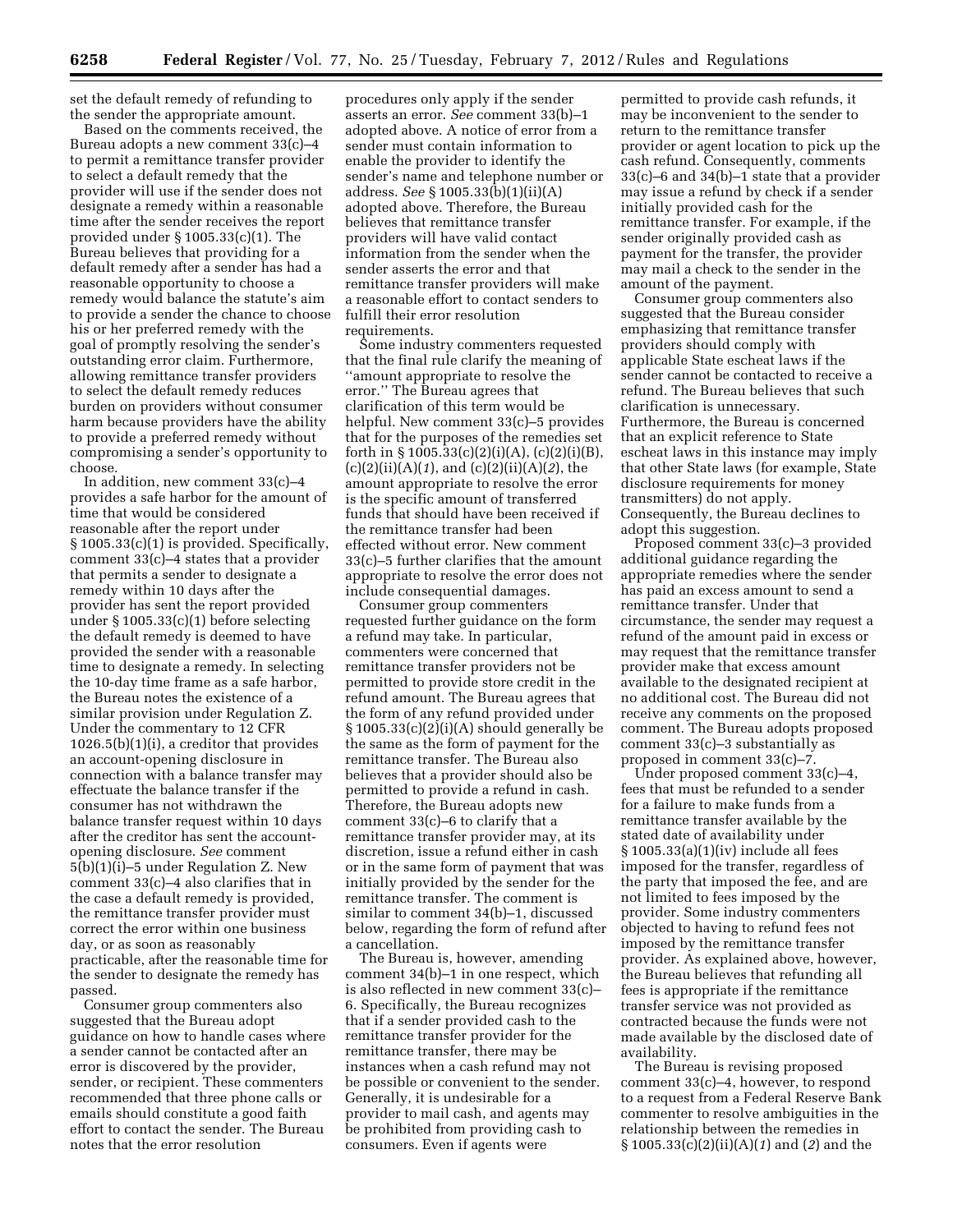set the default remedy of refunding to the sender the appropriate amount.

Based on the comments received, the Bureau adopts a new comment 33(c)–4 to permit a remittance transfer provider to select a default remedy that the provider will use if the sender does not designate a remedy within a reasonable time after the sender receives the report provided under § 1005.33(c)(1). The Bureau believes that providing for a default remedy after a sender has had a reasonable opportunity to choose a remedy would balance the statute's aim to provide a sender the chance to choose his or her preferred remedy with the goal of promptly resolving the sender's outstanding error claim. Furthermore, allowing remittance transfer providers to select the default remedy reduces burden on providers without consumer harm because providers have the ability to provide a preferred remedy without compromising a sender's opportunity to choose.

In addition, new comment 33(c)–4 provides a safe harbor for the amount of time that would be considered reasonable after the report under § 1005.33(c)(1) is provided. Specifically, comment 33(c)–4 states that a provider that permits a sender to designate a remedy within 10 days after the provider has sent the report provided under § 1005.33(c)(1) before selecting the default remedy is deemed to have provided the sender with a reasonable time to designate a remedy. In selecting the 10-day time frame as a safe harbor, the Bureau notes the existence of a similar provision under Regulation Z. Under the commentary to 12 CFR 1026.5(b)(1)(i), a creditor that provides an account-opening disclosure in connection with a balance transfer may effectuate the balance transfer if the consumer has not withdrawn the balance transfer request within 10 days after the creditor has sent the account-opening disclosure. *See* comment 5(b)(1)(i)–5 under Regulation Z. New comment 33(c)–4 also clarifies that in the case a default remedy is provided, the remittance transfer provider must correct the error within one business day, or as soon as reasonably practicable, after the reasonable time for the sender to designate the remedy has passed.

Consumer group commenters also suggested that the Bureau adopt guidance on how to handle cases where a sender cannot be contacted after an error is discovered by the provider, sender, or recipient. These commenters recommended that three phone calls or emails should constitute a good faith effort to contact the sender. The Bureau notes that the error resolution procedures only apply if the sender asserts an error. *See* comment 33(b)–1 adopted above. A notice of error from a sender must contain information to enable the provider to identify the sender's name and telephone number or address. *See* § 1005.33(b)(1)(ii)(A) adopted above. Therefore, the Bureau believes that remittance transfer providers will have valid contact information from the sender when the sender asserts the error and that remittance transfer providers will make a reasonable effort to contact senders to fulfill their error resolution requirements.

Some industry commenters requested that the final rule clarify the meaning of ''amount appropriate to resolve the error.'' The Bureau agrees that clarification of this term would be helpful. New comment 33(c)–5 provides that for the purposes of the remedies set forth in § 1005.33(c)(2)(i)(A), (c)(2)(i)(B), (c)(2)(ii)(A)(*1*), and (c)(2)(ii)(A)(*2*), the amount appropriate to resolve the error is the specific amount of transferred funds that should have been received if the remittance transfer had been effected without error. New comment 33(c)–5 further clarifies that the amount appropriate to resolve the error does not include consequential damages.

Consumer group commenters requested further guidance on the form a refund may take. In particular, commenters were concerned that remittance transfer providers not be permitted to provide store credit in the refund amount. The Bureau agrees that the form of any refund provided under § 1005.33(c)(2)(i)(A) should generally be the same as the form of payment for the remittance transfer. The Bureau also believes that a provider should also be permitted to provide a refund in cash. Therefore, the Bureau adopts new comment 33(c)–6 to clarify that a remittance transfer provider may, at its discretion, issue a refund either in cash or in the same form of payment that was initially provided by the sender for the remittance transfer. The comment is similar to comment 34(b)–1, discussed below, regarding the form of refund after a cancellation.

The Bureau is, however, amending comment 34(b)–1 in one respect, which is also reflected in new comment 33(c)–6. Specifically, the Bureau recognizes that if a sender provided cash to the remittance transfer provider for the remittance transfer, there may be instances when a cash refund may not be possible or convenient to the sender. Generally, it is undesirable for a provider to mail cash, and agents may be prohibited from providing cash to consumers. Even if agents were permitted to provide cash refunds, it may be inconvenient to the sender to return to the remittance transfer provider or agent location to pick up the cash refund. Consequently, comments 33(c)–6 and 34(b)–1 state that a provider may issue a refund by check if a sender initially provided cash for the remittance transfer. For example, if the sender originally provided cash as payment for the transfer, the provider may mail a check to the sender in the amount of the payment.

Consumer group commenters also suggested that the Bureau consider emphasizing that remittance transfer providers should comply with applicable State escheat laws if the sender cannot be contacted to receive a refund. The Bureau believes that such clarification is unnecessary. Furthermore, the Bureau is concerned that an explicit reference to State escheat laws in this instance may imply that other State laws (for example, State disclosure requirements for money transmitters) do not apply. Consequently, the Bureau declines to adopt this suggestion.

Proposed comment 33(c)–3 provided additional guidance regarding the appropriate remedies where the sender has paid an excess amount to send a remittance transfer. Under that circumstance, the sender may request a refund of the amount paid in excess or may request that the remittance transfer provider make that excess amount available to the designated recipient at no additional cost. The Bureau did not receive any comments on the proposed comment. The Bureau adopts proposed comment 33(c)–3 substantially as proposed in comment 33(c)–7.

Under proposed comment 33(c)–4, fees that must be refunded to a sender for a failure to make funds from a remittance transfer available by the stated date of availability under § 1005.33(a)(1)(iv) include all fees imposed for the transfer, regardless of the party that imposed the fee, and are not limited to fees imposed by the provider. Some industry commenters objected to having to refund fees not imposed by the remittance transfer provider. As explained above, however, the Bureau believes that refunding all fees is appropriate if the remittance transfer service was not provided as contracted because the funds were not made available by the disclosed date of availability.

The Bureau is revising proposed comment 33(c)–4, however, to respond to a request from a Federal Reserve Bank commenter to resolve ambiguities in the relationship between the remedies in § 1005.33(c)(2)(ii)(A)(*1*) and (*2*) and the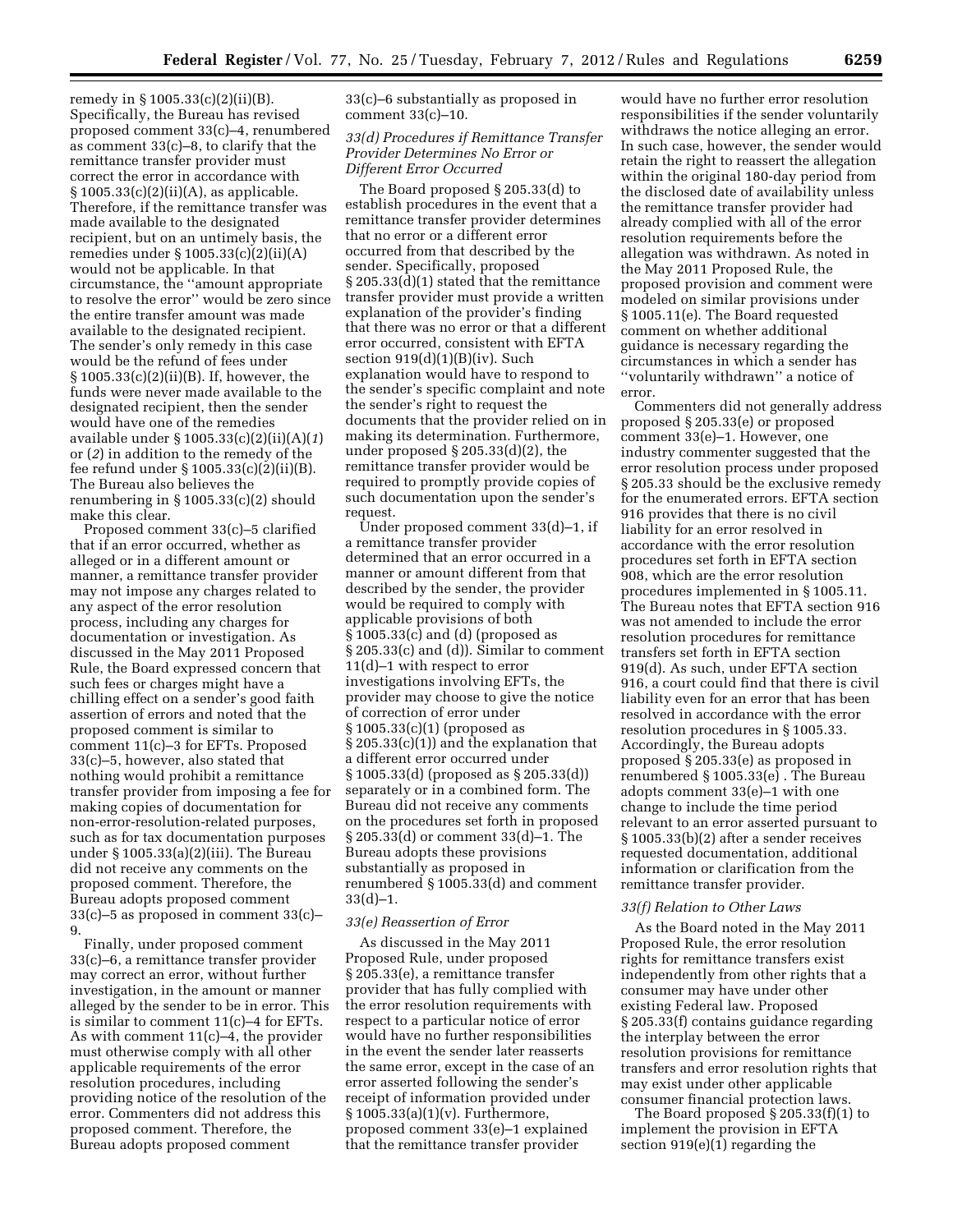remedy in § 1005.33(c)(2)(ii)(B). Specifically, the Bureau has revised proposed comment 33(c)–4, renumbered as comment 33(c)–8, to clarify that the remittance transfer provider must correct the error in accordance with § 1005.33(c)(2)(ii)(A), as applicable. Therefore, if the remittance transfer was made available to the designated recipient, but on an untimely basis, the remedies under § 1005.33(c)(2)(ii)(A) would not be applicable. In that circumstance, the ''amount appropriate to resolve the error'' would be zero since the entire transfer amount was made available to the designated recipient. The sender's only remedy in this case would be the refund of fees under § 1005.33(c)(2)(ii)(B). If, however, the funds were never made available to the designated recipient, then the sender would have one of the remedies available under § 1005.33(c)(2)(ii)(A)(*1*) or (*2*) in addition to the remedy of the fee refund under § 1005.33(c)(2)(ii)(B). The Bureau also believes the renumbering in § 1005.33(c)(2) should make this clear.

Proposed comment 33(c)–5 clarified that if an error occurred, whether as alleged or in a different amount or manner, a remittance transfer provider may not impose any charges related to any aspect of the error resolution process, including any charges for documentation or investigation. As discussed in the May 2011 Proposed Rule, the Board expressed concern that such fees or charges might have a chilling effect on a sender's good faith assertion of errors and noted that the proposed comment is similar to comment 11(c)–3 for EFTs. Proposed 33(c)–5, however, also stated that nothing would prohibit a remittance transfer provider from imposing a fee for making copies of documentation for non-error-resolution-related purposes, such as for tax documentation purposes under § 1005.33(a)(2)(iii). The Bureau did not receive any comments on the proposed comment. Therefore, the Bureau adopts proposed comment 33(c)–5 as proposed in comment 33(c)–9.

Finally, under proposed comment 33(c)–6, a remittance transfer provider may correct an error, without further investigation, in the amount or manner alleged by the sender to be in error. This is similar to comment 11(c)–4 for EFTs. As with comment 11(c)–4, the provider must otherwise comply with all other applicable requirements of the error resolution procedures, including providing notice of the resolution of the error. Commenters did not address this proposed comment. Therefore, the Bureau adopts proposed comment 33(c)–6 substantially as proposed in comment 33(c)–10.

### *33(d) Procedures if Remittance Transfer Provider Determines No Error or Different Error Occurred*

The Board proposed § 205.33(d) to establish procedures in the event that a remittance transfer provider determines that no error or a different error occurred from that described by the sender. Specifically, proposed § 205.33(d)(1) stated that the remittance transfer provider must provide a written explanation of the provider's finding that there was no error or that a different error occurred, consistent with EFTA section 919(d)(1)(B)(iv). Such explanation would have to respond to the sender's specific complaint and note the sender's right to request the documents that the provider relied on in making its determination. Furthermore, under proposed § 205.33(d)(2), the remittance transfer provider would be required to promptly provide copies of such documentation upon the sender's request.

Under proposed comment 33(d)–1, if a remittance transfer provider determined that an error occurred in a manner or amount different from that described by the sender, the provider would be required to comply with applicable provisions of both § 1005.33(c) and (d) (proposed as § 205.33(c) and (d)). Similar to comment 11(d)–1 with respect to error investigations involving EFTs, the provider may choose to give the notice of correction of error under § 1005.33(c)(1) (proposed as § 205.33(c)(1)) and the explanation that a different error occurred under § 1005.33(d) (proposed as § 205.33(d)) separately or in a combined form. The Bureau did not receive any comments on the procedures set forth in proposed § 205.33(d) or comment 33(d)–1. The Bureau adopts these provisions substantially as proposed in renumbered § 1005.33(d) and comment 33(d)–1.

### *33(e) Reassertion of Error*

As discussed in the May 2011 Proposed Rule, under proposed § 205.33(e), a remittance transfer provider that has fully complied with the error resolution requirements with respect to a particular notice of error would have no further responsibilities in the event the sender later reasserts the same error, except in the case of an error asserted following the sender's receipt of information provided under § 1005.33(a)(1)(v). Furthermore, proposed comment 33(e)–1 explained that the remittance transfer provider would have no further error resolution responsibilities if the sender voluntarily withdraws the notice alleging an error. In such case, however, the sender would retain the right to reassert the allegation within the original 180-day period from the disclosed date of availability unless the remittance transfer provider had already complied with all of the error resolution requirements before the allegation was withdrawn. As noted in the May 2011 Proposed Rule, the proposed provision and comment were modeled on similar provisions under § 1005.11(e). The Board requested comment on whether additional guidance is necessary regarding the circumstances in which a sender has ''voluntarily withdrawn'' a notice of error.

Commenters did not generally address proposed § 205.33(e) or proposed comment 33(e)–1. However, one industry commenter suggested that the error resolution process under proposed § 205.33 should be the exclusive remedy for the enumerated errors. EFTA section 916 provides that there is no civil liability for an error resolved in accordance with the error resolution procedures set forth in EFTA section 908, which are the error resolution procedures implemented in § 1005.11. The Bureau notes that EFTA section 916 was not amended to include the error resolution procedures for remittance transfers set forth in EFTA section 919(d). As such, under EFTA section 916, a court could find that there is civil liability even for an error that has been resolved in accordance with the error resolution procedures in § 1005.33. Accordingly, the Bureau adopts proposed § 205.33(e) as proposed in renumbered § 1005.33(e) . The Bureau adopts comment 33(e)–1 with one change to include the time period relevant to an error asserted pursuant to § 1005.33(b)(2) after a sender receives requested documentation, additional information or clarification from the remittance transfer provider.

### *33(f) Relation to Other Laws*

As the Board noted in the May 2011 Proposed Rule, the error resolution rights for remittance transfers exist independently from other rights that a consumer may have under other existing Federal law. Proposed § 205.33(f) contains guidance regarding the interplay between the error resolution provisions for remittance transfers and error resolution rights that may exist under other applicable consumer financial protection laws.

The Board proposed § 205.33(f)(1) to implement the provision in EFTA section 919(e)(1) regarding the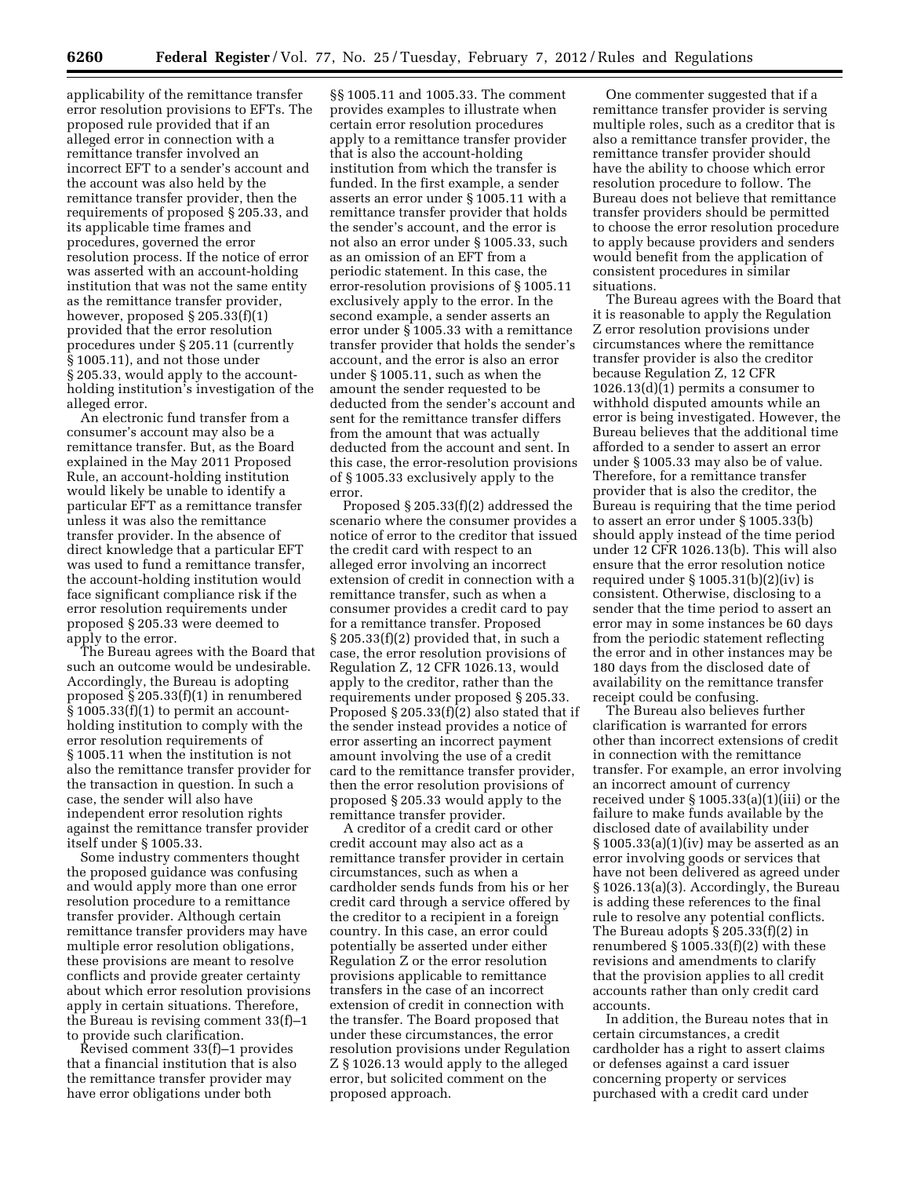applicability of the remittance transfer error resolution provisions to EFTs. The proposed rule provided that if an alleged error in connection with a remittance transfer involved an incorrect EFT to a sender's account and the account was also held by the remittance transfer provider, then the requirements of proposed § 205.33, and its applicable time frames and procedures, governed the error resolution process. If the notice of error was asserted with an account-holding institution that was not the same entity as the remittance transfer provider, however, proposed § 205.33(f)(1) provided that the error resolution procedures under § 205.11 (currently § 1005.11), and not those under § 205.33, would apply to the account-holding institution's investigation of the alleged error.

An electronic fund transfer from a consumer's account may also be a remittance transfer. But, as the Board explained in the May 2011 Proposed Rule, an account-holding institution would likely be unable to identify a particular EFT as a remittance transfer unless it was also the remittance transfer provider. In the absence of direct knowledge that a particular EFT was used to fund a remittance transfer, the account-holding institution would face significant compliance risk if the error resolution requirements under proposed § 205.33 were deemed to apply to the error.

The Bureau agrees with the Board that such an outcome would be undesirable. Accordingly, the Bureau is adopting proposed § 205.33(f)(1) in renumbered § 1005.33(f)(1) to permit an account-holding institution to comply with the error resolution requirements of § 1005.11 when the institution is not also the remittance transfer provider for the transaction in question. In such a case, the sender will also have independent error resolution rights against the remittance transfer provider itself under § 1005.33.

Some industry commenters thought the proposed guidance was confusing and would apply more than one error resolution procedure to a remittance transfer provider. Although certain remittance transfer providers may have multiple error resolution obligations, these provisions are meant to resolve conflicts and provide greater certainty about which error resolution provisions apply in certain situations. Therefore, the Bureau is revising comment 33(f)–1 to provide such clarification.

Revised comment 33(f)–1 provides that a financial institution that is also the remittance transfer provider may have error obligations under both §§ 1005.11 and 1005.33. The comment provides examples to illustrate when certain error resolution procedures apply to a remittance transfer provider that is also the account-holding institution from which the transfer is funded. In the first example, a sender asserts an error under § 1005.11 with a remittance transfer provider that holds the sender's account, and the error is not also an error under § 1005.33, such as an omission of an EFT from a periodic statement. In this case, the error-resolution provisions of § 1005.11 exclusively apply to the error. In the second example, a sender asserts an error under § 1005.33 with a remittance transfer provider that holds the sender's account, and the error is also an error under § 1005.11, such as when the amount the sender requested to be deducted from the sender's account and sent for the remittance transfer differs from the amount that was actually deducted from the account and sent. In this case, the error-resolution provisions of § 1005.33 exclusively apply to the error.

Proposed § 205.33(f)(2) addressed the scenario where the consumer provides a notice of error to the creditor that issued the credit card with respect to an alleged error involving an incorrect extension of credit in connection with a remittance transfer, such as when a consumer provides a credit card to pay for a remittance transfer. Proposed § 205.33(f)(2) provided that, in such a case, the error resolution provisions of Regulation Z, 12 CFR 1026.13, would apply to the creditor, rather than the requirements under proposed § 205.33. Proposed § 205.33(f)(2) also stated that if the sender instead provides a notice of error asserting an incorrect payment amount involving the use of a credit card to the remittance transfer provider, then the error resolution provisions of proposed § 205.33 would apply to the remittance transfer provider.

A creditor of a credit card or other credit account may also act as a remittance transfer provider in certain circumstances, such as when a cardholder sends funds from his or her credit card through a service offered by the creditor to a recipient in a foreign country. In this case, an error could potentially be asserted under either Regulation Z or the error resolution provisions applicable to remittance transfers in the case of an incorrect extension of credit in connection with the transfer. The Board proposed that under these circumstances, the error resolution provisions under Regulation Z § 1026.13 would apply to the alleged error, but solicited comment on the proposed approach.

One commenter suggested that if a remittance transfer provider is serving multiple roles, such as a creditor that is also a remittance transfer provider, the remittance transfer provider should have the ability to choose which error resolution procedure to follow. The Bureau does not believe that remittance transfer providers should be permitted to choose the error resolution procedure to apply because providers and senders would benefit from the application of consistent procedures in similar situations.

The Bureau agrees with the Board that it is reasonable to apply the Regulation Z error resolution provisions under circumstances where the remittance transfer provider is also the creditor because Regulation Z, 12 CFR 1026.13(d)(1) permits a consumer to withhold disputed amounts while an error is being investigated. However, the Bureau believes that the additional time afforded to a sender to assert an error under § 1005.33 may also be of value. Therefore, for a remittance transfer provider that is also the creditor, the Bureau is requiring that the time period to assert an error under § 1005.33(b) should apply instead of the time period under 12 CFR 1026.13(b). This will also ensure that the error resolution notice required under § 1005.31(b)(2)(iv) is consistent. Otherwise, disclosing to a sender that the time period to assert an error may in some instances be 60 days from the periodic statement reflecting the error and in other instances may be 180 days from the disclosed date of availability on the remittance transfer receipt could be confusing.

The Bureau also believes further clarification is warranted for errors other than incorrect extensions of credit in connection with the remittance transfer. For example, an error involving an incorrect amount of currency received under § 1005.33(a)(1)(iii) or the failure to make funds available by the disclosed date of availability under § 1005.33(a)(1)(iv) may be asserted as an error involving goods or services that have not been delivered as agreed under § 1026.13(a)(3). Accordingly, the Bureau is adding these references to the final rule to resolve any potential conflicts. The Bureau adopts § 205.33(f)(2) in renumbered § 1005.33(f)(2) with these revisions and amendments to clarify that the provision applies to all credit accounts rather than only credit card accounts.

In addition, the Bureau notes that in certain circumstances, a credit cardholder has a right to assert claims or defenses against a card issuer concerning property or services purchased with a credit card under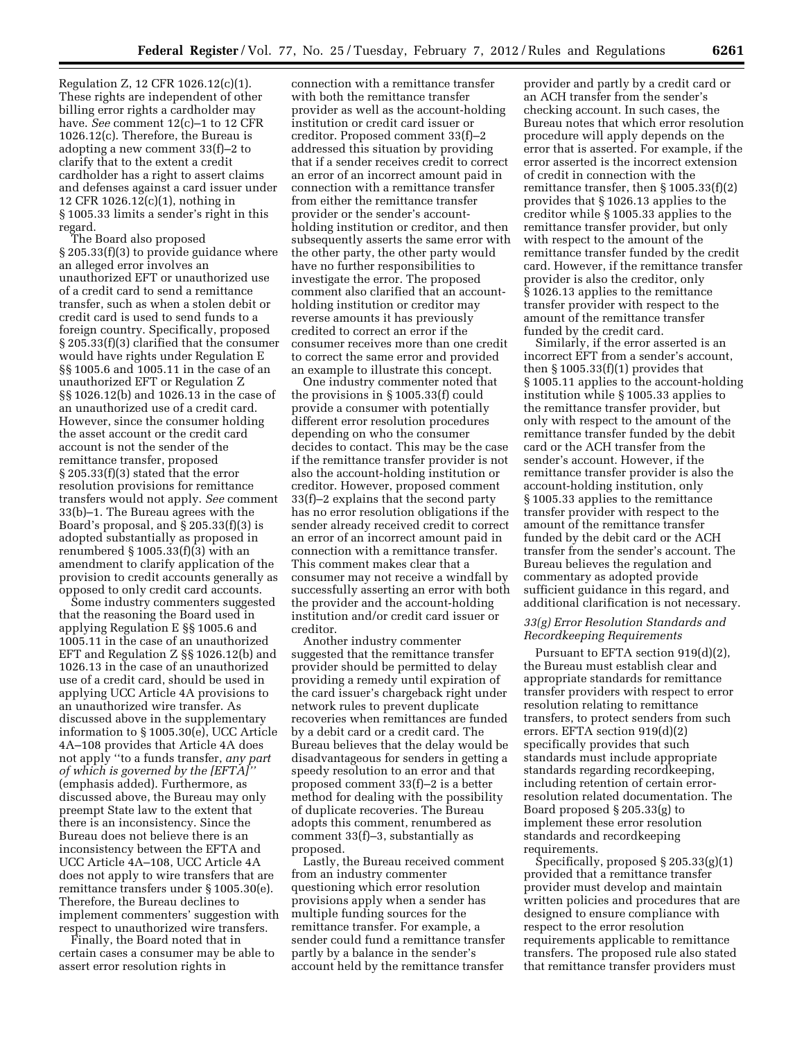Regulation Z, 12 CFR 1026.12(c)(1). These rights are independent of other billing error rights a cardholder may have. *See* comment 12(c)–1 to 12 CFR 1026.12(c). Therefore, the Bureau is adopting a new comment 33(f)–2 to clarify that to the extent a credit cardholder has a right to assert claims and defenses against a card issuer under 12 CFR 1026.12(c)(1), nothing in § 1005.33 limits a sender's right in this regard.

The Board also proposed § 205.33(f)(3) to provide guidance where an alleged error involves an unauthorized EFT or unauthorized use of a credit card to send a remittance transfer, such as when a stolen debit or credit card is used to send funds to a foreign country. Specifically, proposed § 205.33(f)(3) clarified that the consumer would have rights under Regulation E §§ 1005.6 and 1005.11 in the case of an unauthorized EFT or Regulation Z §§ 1026.12(b) and 1026.13 in the case of an unauthorized use of a credit card. However, since the consumer holding the asset account or the credit card account is not the sender of the remittance transfer, proposed § 205.33(f)(3) stated that the error resolution provisions for remittance transfers would not apply. *See* comment 33(b)–1. The Bureau agrees with the Board's proposal, and § 205.33(f)(3) is adopted substantially as proposed in renumbered § 1005.33(f)(3) with an amendment to clarify application of the provision to credit accounts generally as opposed to only credit card accounts.

Some industry commenters suggested that the reasoning the Board used in applying Regulation E §§ 1005.6 and 1005.11 in the case of an unauthorized EFT and Regulation Z §§ 1026.12(b) and 1026.13 in the case of an unauthorized use of a credit card, should be used in applying UCC Article 4A provisions to an unauthorized wire transfer. As discussed above in the supplementary information to § 1005.30(e), UCC Article 4A–108 provides that Article 4A does not apply ''to a funds transfer, *any part of which is governed by the [EFTA]*'' (emphasis added). Furthermore, as discussed above, the Bureau may only preempt State law to the extent that there is an inconsistency. Since the Bureau does not believe there is an inconsistency between the EFTA and UCC Article 4A–108, UCC Article 4A does not apply to wire transfers that are remittance transfers under § 1005.30(e). Therefore, the Bureau declines to implement commenters' suggestion with respect to unauthorized wire transfers.

Finally, the Board noted that in certain cases a consumer may be able to assert error resolution rights in connection with a remittance transfer with both the remittance transfer provider as well as the account-holding institution or credit card issuer or creditor. Proposed comment 33(f)–2 addressed this situation by providing that if a sender receives credit to correct an error of an incorrect amount paid in connection with a remittance transfer from either the remittance transfer provider or the sender's account-holding institution or creditor, and then subsequently asserts the same error with the other party, the other party would have no further responsibilities to investigate the error. The proposed comment also clarified that an account-holding institution or creditor may reverse amounts it has previously credited to correct an error if the consumer receives more than one credit to correct the same error and provided an example to illustrate this concept.

One industry commenter noted that the provisions in § 1005.33(f) could provide a consumer with potentially different error resolution procedures depending on who the consumer decides to contact. This may be the case if the remittance transfer provider is not also the account-holding institution or creditor. However, proposed comment 33(f)–2 explains that the second party has no error resolution obligations if the sender already received credit to correct an error of an incorrect amount paid in connection with a remittance transfer. This comment makes clear that a consumer may not receive a windfall by successfully asserting an error with both the provider and the account-holding institution and/or credit card issuer or creditor.

Another industry commenter suggested that the remittance transfer provider should be permitted to delay providing a remedy until expiration of the card issuer's chargeback right under network rules to prevent duplicate recoveries when remittances are funded by a debit card or a credit card. The Bureau believes that the delay would be disadvantageous for senders in getting a speedy resolution to an error and that proposed comment 33(f)–2 is a better method for dealing with the possibility of duplicate recoveries. The Bureau adopts this comment, renumbered as comment 33(f)–3, substantially as proposed.

Lastly, the Bureau received comment from an industry commenter questioning which error resolution provisions apply when a sender has multiple funding sources for the remittance transfer. For example, a sender could fund a remittance transfer partly by a balance in the sender's account held by the remittance transfer provider and partly by a credit card or an ACH transfer from the sender's checking account. In such cases, the Bureau notes that which error resolution procedure will apply depends on the error that is asserted. For example, if the error asserted is the incorrect extension of credit in connection with the remittance transfer, then § 1005.33(f)(2) provides that § 1026.13 applies to the creditor while § 1005.33 applies to the remittance transfer provider, but only with respect to the amount of the remittance transfer funded by the credit card. However, if the remittance transfer provider is also the creditor, only § 1026.13 applies to the remittance transfer provider with respect to the amount of the remittance transfer funded by the credit card.

Similarly, if the error asserted is an incorrect EFT from a sender's account, then § 1005.33(f)(1) provides that § 1005.11 applies to the account-holding institution while § 1005.33 applies to the remittance transfer provider, but only with respect to the amount of the remittance transfer funded by the debit card or the ACH transfer from the sender's account. However, if the remittance transfer provider is also the account-holding institution, only § 1005.33 applies to the remittance transfer provider with respect to the amount of the remittance transfer funded by the debit card or the ACH transfer from the sender's account. The Bureau believes the regulation and commentary as adopted provide sufficient guidance in this regard, and additional clarification is not necessary.

### *33(g) Error Resolution Standards and Recordkeeping Requirements*

Pursuant to EFTA section 919(d)(2), the Bureau must establish clear and appropriate standards for remittance transfer providers with respect to error resolution relating to remittance transfers, to protect senders from such errors. EFTA section 919(d)(2) specifically provides that such standards must include appropriate standards regarding recordkeeping, including retention of certain error-resolution related documentation. The Board proposed § 205.33(g) to implement these error resolution standards and recordkeeping requirements.

Specifically, proposed § 205.33(g)(1) provided that a remittance transfer provider must develop and maintain written policies and procedures that are designed to ensure compliance with respect to the error resolution requirements applicable to remittance transfers. The proposed rule also stated that remittance transfer providers must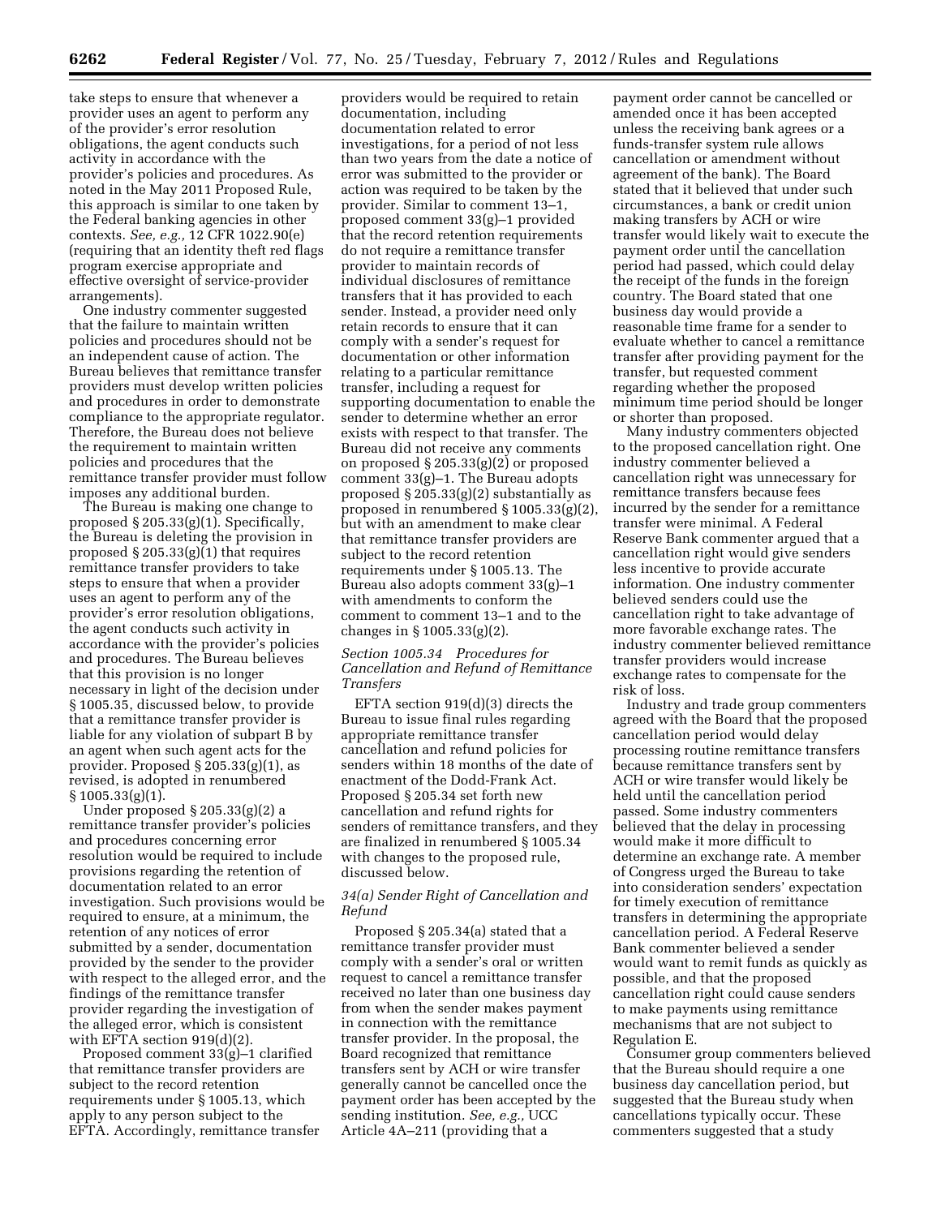take steps to ensure that whenever a provider uses an agent to perform any of the provider's error resolution obligations, the agent conducts such activity in accordance with the provider's policies and procedures. As noted in the May 2011 Proposed Rule, this approach is similar to one taken by the Federal banking agencies in other contexts. *See, e.g.,* 12 CFR 1022.90(e) (requiring that an identity theft red flags program exercise appropriate and effective oversight of service-provider arrangements).

One industry commenter suggested that the failure to maintain written policies and procedures should not be an independent cause of action. The Bureau believes that remittance transfer providers must develop written policies and procedures in order to demonstrate compliance to the appropriate regulator. Therefore, the Bureau does not believe the requirement to maintain written policies and procedures that the remittance transfer provider must follow imposes any additional burden.

The Bureau is making one change to proposed § 205.33(g)(1). Specifically, the Bureau is deleting the provision in proposed § 205.33(g)(1) that requires remittance transfer providers to take steps to ensure that when a provider uses an agent to perform any of the provider's error resolution obligations, the agent conducts such activity in accordance with the provider's policies and procedures. The Bureau believes that this provision is no longer necessary in light of the decision under § 1005.35, discussed below, to provide that a remittance transfer provider is liable for any violation of subpart B by an agent when such agent acts for the provider. Proposed § 205.33(g)(1), as revised, is adopted in renumbered § 1005.33(g)(1).

Under proposed § 205.33(g)(2) a remittance transfer provider's policies and procedures concerning error resolution would be required to include provisions regarding the retention of documentation related to an error investigation. Such provisions would be required to ensure, at a minimum, the retention of any notices of error submitted by a sender, documentation provided by the sender to the provider with respect to the alleged error, and the findings of the remittance transfer provider regarding the investigation of the alleged error, which is consistent with EFTA section 919(d)(2).

Proposed comment 33(g)–1 clarified that remittance transfer providers are subject to the record retention requirements under § 1005.13, which apply to any person subject to the EFTA. Accordingly, remittance transfer providers would be required to retain documentation, including documentation related to error investigations, for a period of not less than two years from the date a notice of error was submitted to the provider or action was required to be taken by the provider. Similar to comment 13–1, proposed comment 33(g)–1 provided that the record retention requirements do not require a remittance transfer provider to maintain records of individual disclosures of remittance transfers that it has provided to each sender. Instead, a provider need only retain records to ensure that it can comply with a sender's request for documentation or other information relating to a particular remittance transfer, including a request for supporting documentation to enable the sender to determine whether an error exists with respect to that transfer. The Bureau did not receive any comments on proposed § 205.33(g)(2) or proposed comment 33(g)–1. The Bureau adopts proposed § 205.33(g)(2) substantially as proposed in renumbered § 1005.33(g)(2), but with an amendment to make clear that remittance transfer providers are subject to the record retention requirements under § 1005.13. The Bureau also adopts comment 33(g)–1 with amendments to conform the comment to comment 13–1 and to the changes in § 1005.33(g)(2).

*Section 1005.34 Procedures for Cancellation and Refund of Remittance Transfers*

EFTA section 919(d)(3) directs the Bureau to issue final rules regarding appropriate remittance transfer cancellation and refund policies for senders within 18 months of the date of enactment of the Dodd-Frank Act. Proposed § 205.34 set forth new cancellation and refund rights for senders of remittance transfers, and they are finalized in renumbered § 1005.34 with changes to the proposed rule, discussed below.

*34(a) Sender Right of Cancellation and Refund*

Proposed § 205.34(a) stated that a remittance transfer provider must comply with a sender's oral or written request to cancel a remittance transfer received no later than one business day from when the sender makes payment in connection with the remittance transfer provider. In the proposal, the Board recognized that remittance transfers sent by ACH or wire transfer generally cannot be cancelled once the payment order has been accepted by the sending institution. *See, e.g.,* UCC Article 4A–211 (providing that a payment order cannot be cancelled or amended once it has been accepted unless the receiving bank agrees or a funds-transfer system rule allows cancellation or amendment without agreement of the bank). The Board stated that it believed that under such circumstances, a bank or credit union making transfers by ACH or wire transfer would likely wait to execute the payment order until the cancellation period had passed, which could delay the receipt of the funds in the foreign country. The Board stated that one business day would provide a reasonable time frame for a sender to evaluate whether to cancel a remittance transfer after providing payment for the transfer, but requested comment regarding whether the proposed minimum time period should be longer or shorter than proposed.

Many industry commenters objected to the proposed cancellation right. One industry commenter believed a cancellation right was unnecessary for remittance transfers because fees incurred by the sender for a remittance transfer were minimal. A Federal Reserve Bank commenter argued that a cancellation right would give senders less incentive to provide accurate information. One industry commenter believed senders could use the cancellation right to take advantage of more favorable exchange rates. The industry commenter believed remittance transfer providers would increase exchange rates to compensate for the risk of loss.

Industry and trade group commenters agreed with the Board that the proposed cancellation period would delay processing routine remittance transfers because remittance transfers sent by ACH or wire transfer would likely be held until the cancellation period passed. Some industry commenters believed that the delay in processing would make it more difficult to determine an exchange rate. A member of Congress urged the Bureau to take into consideration senders' expectation for timely execution of remittance transfers in determining the appropriate cancellation period. A Federal Reserve Bank commenter believed a sender would want to remit funds as quickly as possible, and that the proposed cancellation right could cause senders to make payments using remittance mechanisms that are not subject to Regulation E.

Consumer group commenters believed that the Bureau should require a one business day cancellation period, but suggested that the Bureau study when cancellations typically occur. These commenters suggested that a study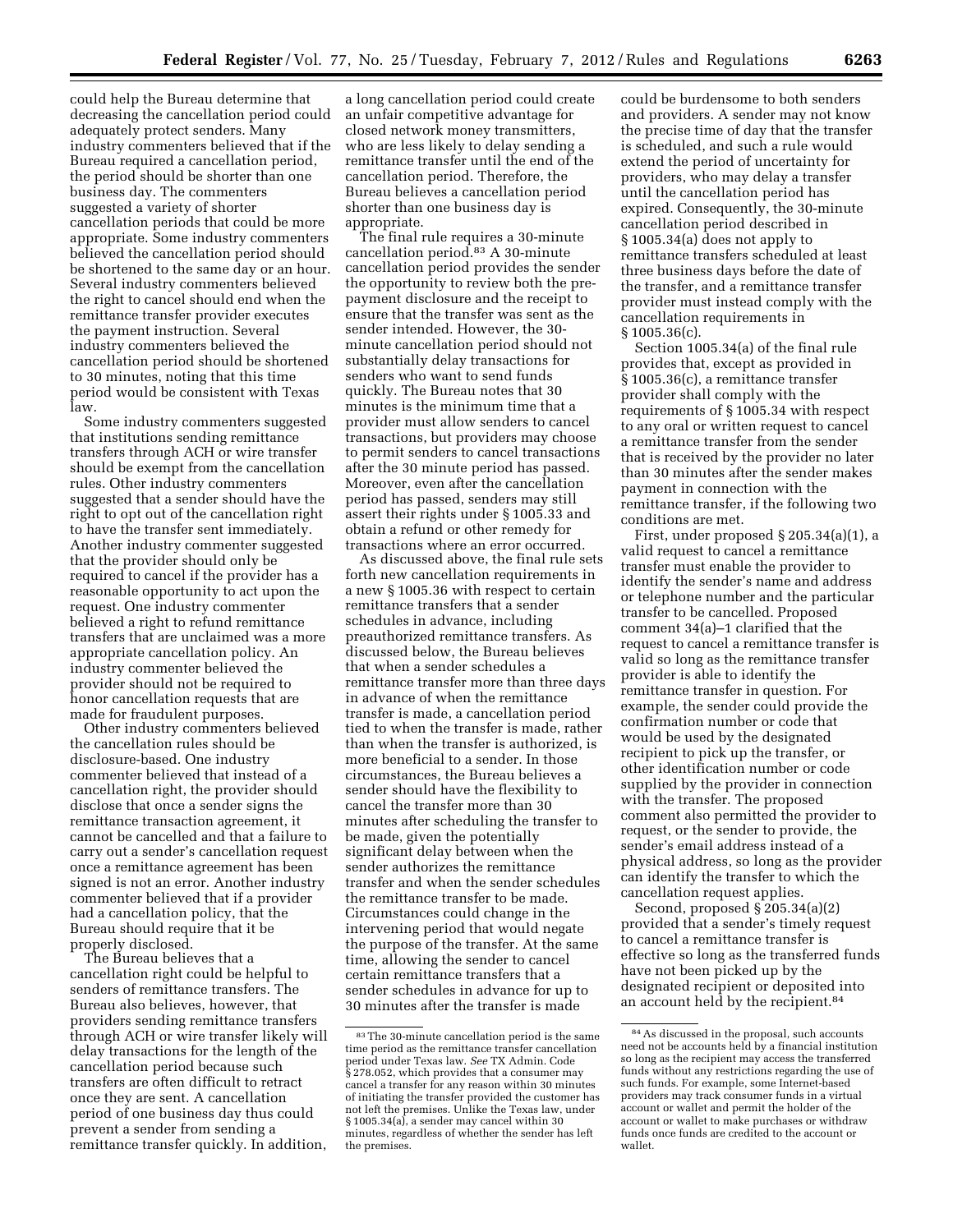could help the Bureau determine that decreasing the cancellation period could adequately protect senders. Many industry commenters believed that if the Bureau required a cancellation period, the period should be shorter than one business day. The commenters suggested a variety of shorter cancellation periods that could be more appropriate. Some industry commenters believed the cancellation period should be shortened to the same day or an hour. Several industry commenters believed the right to cancel should end when the remittance transfer provider executes the payment instruction. Several industry commenters believed the cancellation period should be shortened to 30 minutes, noting that this time period would be consistent with Texas law.

Some industry commenters suggested that institutions sending remittance transfers through ACH or wire transfer should be exempt from the cancellation rules. Other industry commenters suggested that a sender should have the right to opt out of the cancellation right to have the transfer sent immediately. Another industry commenter suggested that the provider should only be required to cancel if the provider has a reasonable opportunity to act upon the request. One industry commenter believed a right to refund remittance transfers that are unclaimed was a more appropriate cancellation policy. An industry commenter believed the provider should not be required to honor cancellation requests that are made for fraudulent purposes.

Other industry commenters believed the cancellation rules should be disclosure-based. One industry commenter believed that instead of a cancellation right, the provider should disclose that once a sender signs the remittance transaction agreement, it cannot be cancelled and that a failure to carry out a sender's cancellation request once a remittance agreement has been signed is not an error. Another industry commenter believed that if a provider had a cancellation policy, that the Bureau should require that it be properly disclosed.

The Bureau believes that a cancellation right could be helpful to senders of remittance transfers. The Bureau also believes, however, that providers sending remittance transfers through ACH or wire transfer likely will delay transactions for the length of the cancellation period because such transfers are often difficult to retract once they are sent. A cancellation period of one business day thus could prevent a sender from sending a remittance transfer quickly. In addition, a long cancellation period could create an unfair competitive advantage for closed network money transmitters, who are less likely to delay sending a remittance transfer until the end of the cancellation period. Therefore, the Bureau believes a cancellation period shorter than one business day is appropriate.

The final rule requires a 30-minute cancellation period.[83] A 30-minute cancellation period provides the sender the opportunity to review both the pre-payment disclosure and the receipt to ensure that the transfer was sent as the sender intended. However, the 30-minute cancellation period should not substantially delay transactions for senders who want to send funds quickly. The Bureau notes that 30 minutes is the minimum time that a provider must allow senders to cancel transactions, but providers may choose to permit senders to cancel transactions after the 30 minute period has passed. Moreover, even after the cancellation period has passed, senders may still assert their rights under § 1005.33 and obtain a refund or other remedy for transactions where an error occurred.

As discussed above, the final rule sets forth new cancellation requirements in a new § 1005.36 with respect to certain remittance transfers that a sender schedules in advance, including preauthorized remittance transfers. As discussed below, the Bureau believes that when a sender schedules a remittance transfer more than three days in advance of when the remittance transfer is made, a cancellation period tied to when the transfer is made, rather than when the transfer is authorized, is more beneficial to a sender. In those circumstances, the Bureau believes a sender should have the flexibility to cancel the transfer more than 30 minutes after scheduling the transfer to be made, given the potentially significant delay between when the sender authorizes the remittance transfer and when the sender schedules the remittance transfer to be made. Circumstances could change in the intervening period that would negate the purpose of the transfer. At the same time, allowing the sender to cancel certain remittance transfers that a sender schedules in advance for up to 30 minutes after the transfer is made could be burdensome to both senders and providers. A sender may not know the precise time of day that the transfer is scheduled, and such a rule would extend the period of uncertainty for providers, who may delay a transfer until the cancellation period has expired. Consequently, the 30-minute cancellation period described in § 1005.34(a) does not apply to remittance transfers scheduled at least three business days before the date of the transfer, and a remittance transfer provider must instead comply with the cancellation requirements in § 1005.36(c).

Section 1005.34(a) of the final rule provides that, except as provided in § 1005.36(c), a remittance transfer provider shall comply with the requirements of § 1005.34 with respect to any oral or written request to cancel a remittance transfer from the sender that is received by the provider no later than 30 minutes after the sender makes payment in connection with the remittance transfer, if the following two conditions are met.

First, under proposed § 205.34(a)(1), a valid request to cancel a remittance transfer must enable the provider to identify the sender's name and address or telephone number and the particular transfer to be cancelled. Proposed comment 34(a)–1 clarified that the request to cancel a remittance transfer is valid so long as the remittance transfer provider is able to identify the remittance transfer in question. For example, the sender could provide the confirmation number or code that would be used by the designated recipient to pick up the transfer, or other identification number or code supplied by the provider in connection with the transfer. The proposed comment also permitted the provider to request, or the sender to provide, the sender's email address instead of a physical address, so long as the provider can identify the transfer to which the cancellation request applies.

Second, proposed § 205.34(a)(2) provided that a sender's timely request to cancel a remittance transfer is effective so long as the transferred funds have not been picked up by the designated recipient or deposited into an account held by the recipient.[84]

---

[83] The 30-minute cancellation period is the same time period as the remittance transfer cancellation period under Texas law. *See* TX Admin. Code § 278.052, which provides that a consumer may cancel a transfer for any reason within 30 minutes of initiating the transfer provided the customer has not left the premises. Unlike the Texas law, under § 1005.34(a), a sender may cancel within 30 minutes, regardless of whether the sender has left the premises.

[84] As discussed in the proposal, such accounts need not be accounts held by a financial institution so long as the recipient may access the transferred funds without any restrictions regarding the use of such funds. For example, some Internet-based providers may track consumer funds in a virtual account or wallet and permit the holder of the account or wallet to make purchases or withdraw funds once funds are credited to the account or wallet.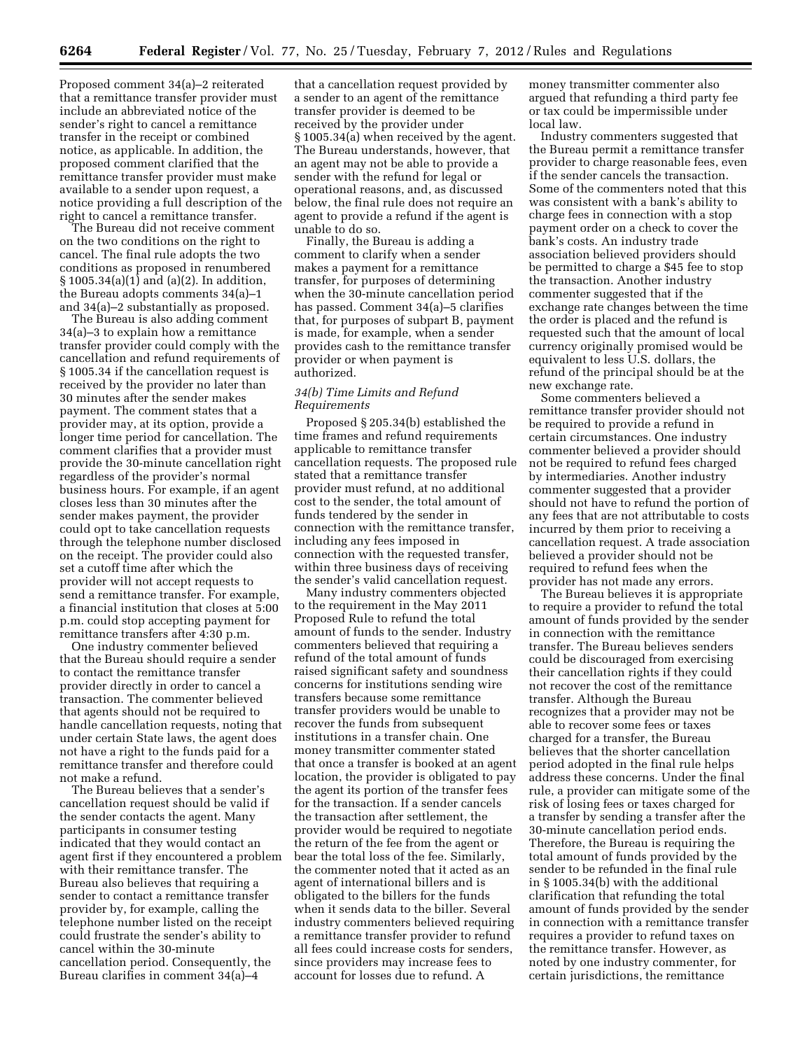Proposed comment 34(a)–2 reiterated that a remittance transfer provider must include an abbreviated notice of the sender's right to cancel a remittance transfer in the receipt or combined notice, as applicable. In addition, the proposed comment clarified that the remittance transfer provider must make available to a sender upon request, a notice providing a full description of the right to cancel a remittance transfer.

The Bureau did not receive comment on the two conditions on the right to cancel. The final rule adopts the two conditions as proposed in renumbered § 1005.34(a)(1) and (a)(2). In addition, the Bureau adopts comments 34(a)–1 and 34(a)–2 substantially as proposed.

The Bureau is also adding comment 34(a)–3 to explain how a remittance transfer provider could comply with the cancellation and refund requirements of § 1005.34 if the cancellation request is received by the provider no later than 30 minutes after the sender makes payment. The comment states that a provider may, at its option, provide a longer time period for cancellation. The comment clarifies that a provider must provide the 30-minute cancellation right regardless of the provider's normal business hours. For example, if an agent closes less than 30 minutes after the sender makes payment, the provider could opt to take cancellation requests through the telephone number disclosed on the receipt. The provider could also set a cutoff time after which the provider will not accept requests to send a remittance transfer. For example, a financial institution that closes at 5:00 p.m. could stop accepting payment for remittance transfers after 4:30 p.m.

One industry commenter believed that the Bureau should require a sender to contact the remittance transfer provider directly in order to cancel a transaction. The commenter believed that agents should not be required to handle cancellation requests, noting that under certain State laws, the agent does not have a right to the funds paid for a remittance transfer and therefore could not make a refund.

The Bureau believes that a sender's cancellation request should be valid if the sender contacts the agent. Many participants in consumer testing indicated that they would contact an agent first if they encountered a problem with their remittance transfer. The Bureau also believes that requiring a sender to contact a remittance transfer provider by, for example, calling the telephone number listed on the receipt could frustrate the sender's ability to cancel within the 30-minute cancellation period. Consequently, the Bureau clarifies in comment 34(a)–4 that a cancellation request provided by a sender to an agent of the remittance transfer provider is deemed to be received by the provider under § 1005.34(a) when received by the agent. The Bureau understands, however, that an agent may not be able to provide a sender with the refund for legal or operational reasons, and, as discussed below, the final rule does not require an agent to provide a refund if the agent is unable to do so.

Finally, the Bureau is adding a comment to clarify when a sender makes a payment for a remittance transfer, for purposes of determining when the 30-minute cancellation period has passed. Comment 34(a)–5 clarifies that, for purposes of subpart B, payment is made, for example, when a sender provides cash to the remittance transfer provider or when payment is authorized.

### *34(b) Time Limits and Refund Requirements*

Proposed § 205.34(b) established the time frames and refund requirements applicable to remittance transfer cancellation requests. The proposed rule stated that a remittance transfer provider must refund, at no additional cost to the sender, the total amount of funds tendered by the sender in connection with the remittance transfer, including any fees imposed in connection with the requested transfer, within three business days of receiving the sender's valid cancellation request.

Many industry commenters objected to the requirement in the May 2011 Proposed Rule to refund the total amount of funds to the sender. Industry commenters believed that requiring a refund of the total amount of funds raised significant safety and soundness concerns for institutions sending wire transfers because some remittance transfer providers would be unable to recover the funds from subsequent institutions in a transfer chain. One money transmitter commenter stated that once a transfer is booked at an agent location, the provider is obligated to pay the agent its portion of the transfer fees for the transaction. If a sender cancels the transaction after settlement, the provider would be required to negotiate the return of the fee from the agent or bear the total loss of the fee. Similarly, the commenter noted that it acted as an agent of international billers and is obligated to the billers for the funds when it sends data to the biller. Several industry commenters believed requiring a remittance transfer provider to refund all fees could increase costs for senders, since providers may increase fees to account for losses due to refund. A money transmitter commenter also argued that refunding a third party fee or tax could be impermissible under local law.

Industry commenters suggested that the Bureau permit a remittance transfer provider to charge reasonable fees, even if the sender cancels the transaction. Some of the commenters noted that this was consistent with a bank's ability to charge fees in connection with a stop payment order on a check to cover the bank's costs. An industry trade association believed providers should be permitted to charge a $45 fee to stop the transaction. Another industry commenter suggested that if the exchange rate changes between the time the order is placed and the refund is requested such that the amount of local currency originally promised would be equivalent to less U.S. dollars, the refund of the principal should be at the new exchange rate.

Some commenters believed a remittance transfer provider should not be required to provide a refund in certain circumstances. One industry commenter believed a provider should not be required to refund fees charged by intermediaries. Another industry commenter suggested that a provider should not have to refund the portion of any fees that are not attributable to costs incurred by them prior to receiving a cancellation request. A trade association believed a provider should not be required to refund fees when the provider has not made any errors.

The Bureau believes it is appropriate to require a provider to refund the total amount of funds provided by the sender in connection with the remittance transfer. The Bureau believes senders could be discouraged from exercising their cancellation rights if they could not recover the cost of the remittance transfer. Although the Bureau recognizes that a provider may not be able to recover some fees or taxes charged for a transfer, the Bureau believes that the shorter cancellation period adopted in the final rule helps address these concerns. Under the final rule, a provider can mitigate some of the risk of losing fees or taxes charged for a transfer by sending a transfer after the 30-minute cancellation period ends. Therefore, the Bureau is requiring the total amount of funds provided by the sender to be refunded in the final rule in § 1005.34(b) with the additional clarification that refunding the total amount of funds provided by the sender in connection with a remittance transfer requires a provider to refund taxes on the remittance transfer. However, as noted by one industry commenter, for certain jurisdictions, the remittance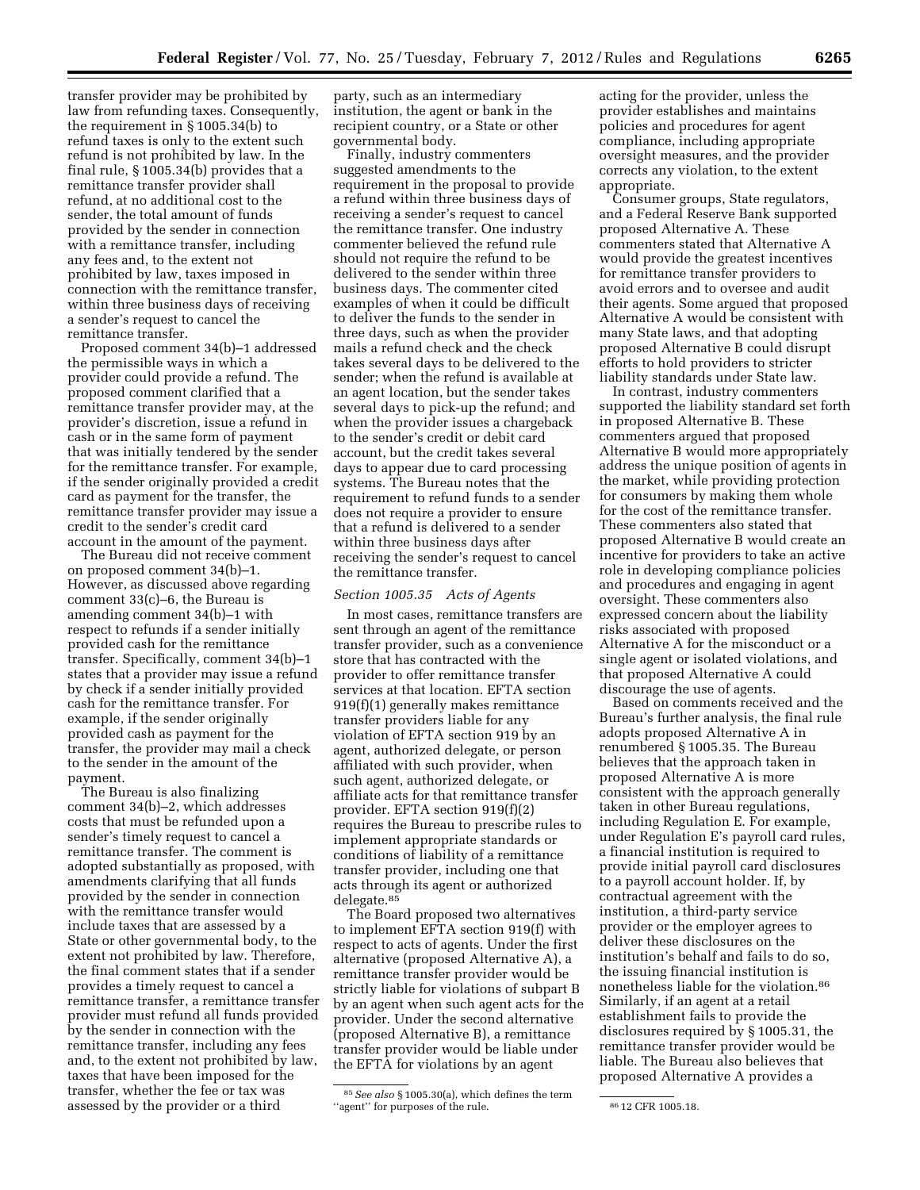transfer provider may be prohibited by law from refunding taxes. Consequently, the requirement in § 1005.34(b) to refund taxes is only to the extent such refund is not prohibited by law. In the final rule, § 1005.34(b) provides that a remittance transfer provider shall refund, at no additional cost to the sender, the total amount of funds provided by the sender in connection with a remittance transfer, including any fees and, to the extent not prohibited by law, taxes imposed in connection with the remittance transfer, within three business days of receiving a sender's request to cancel the remittance transfer.

Proposed comment 34(b)–1 addressed the permissible ways in which a provider could provide a refund. The proposed comment clarified that a remittance transfer provider may, at the provider's discretion, issue a refund in cash or in the same form of payment that was initially tendered by the sender for the remittance transfer. For example, if the sender originally provided a credit card as payment for the transfer, the remittance transfer provider may issue a credit to the sender's credit card account in the amount of the payment.

The Bureau did not receive comment on proposed comment 34(b)–1. However, as discussed above regarding comment 33(c)–6, the Bureau is amending comment 34(b)–1 with respect to refunds if a sender initially provided cash for the remittance transfer. Specifically, comment 34(b)–1 states that a provider may issue a refund by check if a sender initially provided cash for the remittance transfer. For example, if the sender originally provided cash as payment for the transfer, the provider may mail a check to the sender in the amount of the payment.

The Bureau is also finalizing comment 34(b)–2, which addresses costs that must be refunded upon a sender's timely request to cancel a remittance transfer. The comment is adopted substantially as proposed, with amendments clarifying that all funds provided by the sender in connection with the remittance transfer would include taxes that are assessed by a State or other governmental body, to the extent not prohibited by law. Therefore, the final comment states that if a sender provides a timely request to cancel a remittance transfer, a remittance transfer provider must refund all funds provided by the sender in connection with the remittance transfer, including any fees and, to the extent not prohibited by law, taxes that have been imposed for the transfer, whether the fee or tax was assessed by the provider or a third party, such as an intermediary institution, the agent or bank in the recipient country, or a State or other governmental body.

Finally, industry commenters suggested amendments to the requirement in the proposal to provide a refund within three business days of receiving a sender's request to cancel the remittance transfer. One industry commenter believed the refund rule should not require the refund to be delivered to the sender within three business days. The commenter cited examples of when it could be difficult to deliver the funds to the sender in three days, such as when the provider mails a refund check and the check takes several days to be delivered to the sender; when the refund is available at an agent location, but the sender takes several days to pick-up the refund; and when the provider issues a chargeback to the sender's credit or debit card account, but the credit takes several days to appear due to card processing systems. The Bureau notes that the requirement to refund funds to a sender does not require a provider to ensure that a refund is delivered to a sender within three business days after receiving the sender's request to cancel the remittance transfer.

### *Section 1005.35 Acts of Agents*

In most cases, remittance transfers are sent through an agent of the remittance transfer provider, such as a convenience store that has contracted with the provider to offer remittance transfer services at that location. EFTA section 919(f)(1) generally makes remittance transfer providers liable for any violation of EFTA section 919 by an agent, authorized delegate, or person affiliated with such provider, when such agent, authorized delegate, or affiliate acts for that remittance transfer provider. EFTA section 919(f)(2) requires the Bureau to prescribe rules to implement appropriate standards or conditions of liability of a remittance transfer provider, including one that acts through its agent or authorized delegate.[85]

The Board proposed two alternatives to implement EFTA section 919(f) with respect to acts of agents. Under the first alternative (proposed Alternative A), a remittance transfer provider would be strictly liable for violations of subpart B by an agent when such agent acts for the provider. Under the second alternative (proposed Alternative B), a remittance transfer provider would be liable under the EFTA for violations by an agent acting for the provider, unless the provider establishes and maintains policies and procedures for agent compliance, including appropriate oversight measures, and the provider corrects any violation, to the extent appropriate.

Consumer groups, State regulators, and a Federal Reserve Bank supported proposed Alternative A. These commenters stated that Alternative A would provide the greatest incentives for remittance transfer providers to avoid errors and to oversee and audit their agents. Some argued that proposed Alternative A would be consistent with many State laws, and that adopting proposed Alternative B could disrupt efforts to hold providers to stricter liability standards under State law.

In contrast, industry commenters supported the liability standard set forth in proposed Alternative B. These commenters argued that proposed Alternative B would more appropriately address the unique position of agents in the market, while providing protection for consumers by making them whole for the cost of the remittance transfer. These commenters also stated that proposed Alternative B would create an incentive for providers to take an active role in developing compliance policies and procedures and engaging in agent oversight. These commenters also expressed concern about the liability risks associated with proposed Alternative A for the misconduct or a single agent or isolated violations, and that proposed Alternative A could discourage the use of agents.

Based on comments received and the Bureau's further analysis, the final rule adopts proposed Alternative A in renumbered § 1005.35. The Bureau believes that the approach taken in proposed Alternative A is more consistent with the approach generally taken in other Bureau regulations, including Regulation E. For example, under Regulation E's payroll card rules, a financial institution is required to provide initial payroll card disclosures to a payroll account holder. If, by contractual agreement with the institution, a third-party service provider or the employer agrees to deliver these disclosures on the institution's behalf and fails to do so, the issuing financial institution is nonetheless liable for the violation.[86] Similarly, if an agent at a retail establishment fails to provide the disclosures required by § 1005.31, the remittance transfer provider would be liable. The Bureau also believes that proposed Alternative A provides a

[85] *See also* § 1005.30(a), which defines the term ''agent'' for purposes of the rule.

[86] 12 CFR 1005.18.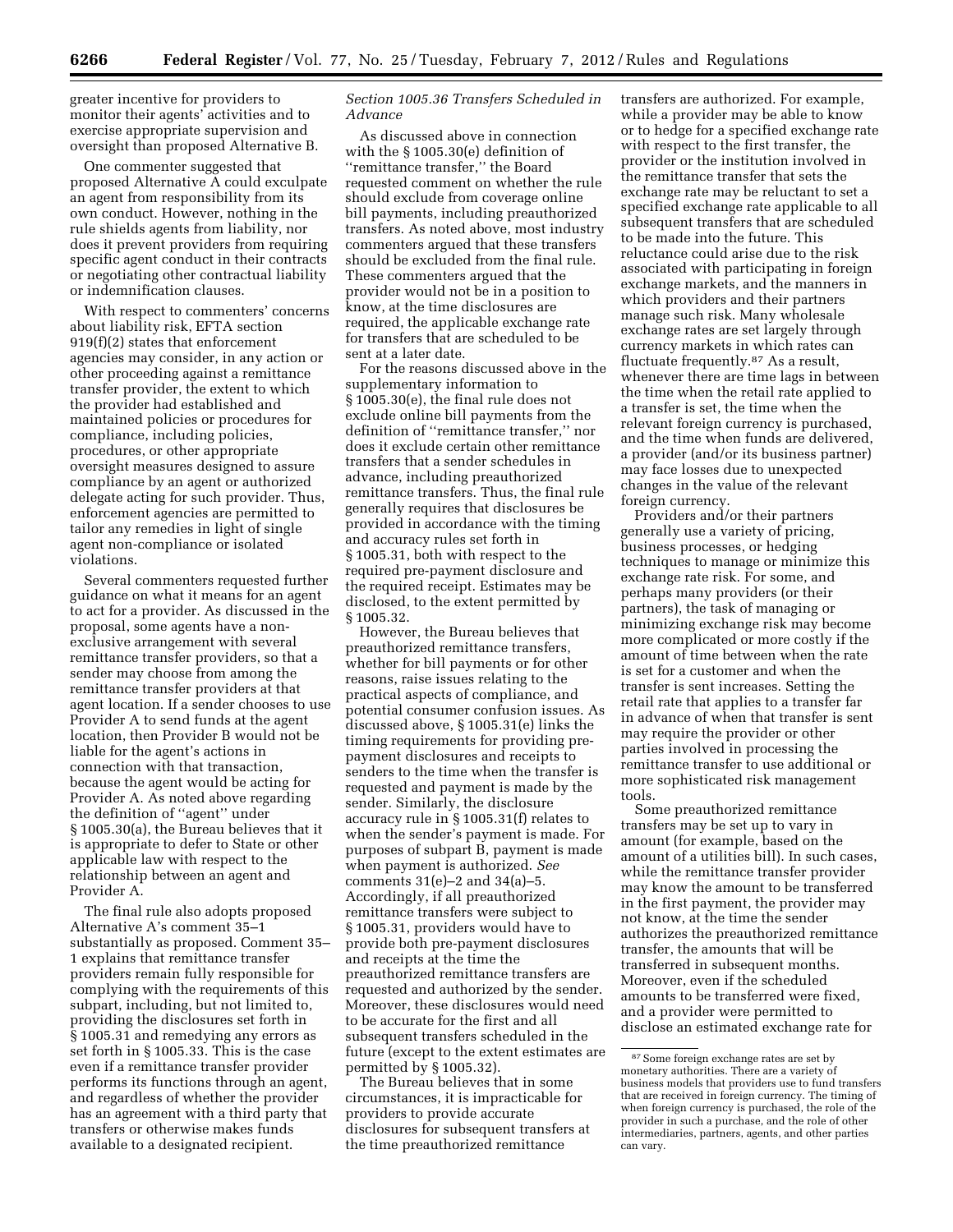greater incentive for providers to monitor their agents' activities and to exercise appropriate supervision and oversight than proposed Alternative B.

One commenter suggested that proposed Alternative A could exculpate an agent from responsibility from its own conduct. However, nothing in the rule shields agents from liability, nor does it prevent providers from requiring specific agent conduct in their contracts or negotiating other contractual liability or indemnification clauses.

With respect to commenters' concerns about liability risk, EFTA section 919(f)(2) states that enforcement agencies may consider, in any action or other proceeding against a remittance transfer provider, the extent to which the provider had established and maintained policies or procedures for compliance, including policies, procedures, or other appropriate oversight measures designed to assure compliance by an agent or authorized delegate acting for such provider. Thus, enforcement agencies are permitted to tailor any remedies in light of single agent non-compliance or isolated violations.

Several commenters requested further guidance on what it means for an agent to act for a provider. As discussed in the proposal, some agents have a non-exclusive arrangement with several remittance transfer providers, so that a sender may choose from among the remittance transfer providers at that agent location. If a sender chooses to use Provider A to send funds at the agent location, then Provider B would not be liable for the agent's actions in connection with that transaction, because the agent would be acting for Provider A. As noted above regarding the definition of ''agent'' under § 1005.30(a), the Bureau believes that it is appropriate to defer to State or other applicable law with respect to the relationship between an agent and Provider A.

The final rule also adopts proposed Alternative A's comment 35–1 substantially as proposed. Comment 35–1 explains that remittance transfer providers remain fully responsible for complying with the requirements of this subpart, including, but not limited to, providing the disclosures set forth in § 1005.31 and remedying any errors as set forth in § 1005.33. This is the case even if a remittance transfer provider performs its functions through an agent, and regardless of whether the provider has an agreement with a third party that transfers or otherwise makes funds available to a designated recipient.

*Section 1005.36 Transfers Scheduled in Advance*

As discussed above in connection with the § 1005.30(e) definition of ''remittance transfer,'' the Board requested comment on whether the rule should exclude from coverage online bill payments, including preauthorized transfers. As noted above, most industry commenters argued that these transfers should be excluded from the final rule. These commenters argued that the provider would not be in a position to know, at the time disclosures are required, the applicable exchange rate for transfers that are scheduled to be sent at a later date.

For the reasons discussed above in the supplementary information to § 1005.30(e), the final rule does not exclude online bill payments from the definition of ''remittance transfer,'' nor does it exclude certain other remittance transfers that a sender schedules in advance, including preauthorized remittance transfers. Thus, the final rule generally requires that disclosures be provided in accordance with the timing and accuracy rules set forth in § 1005.31, both with respect to the required pre-payment disclosure and the required receipt. Estimates may be disclosed, to the extent permitted by § 1005.32.

However, the Bureau believes that preauthorized remittance transfers, whether for bill payments or for other reasons, raise issues relating to the practical aspects of compliance, and potential consumer confusion issues. As discussed above, § 1005.31(e) links the timing requirements for providing pre-payment disclosures and receipts to senders to the time when the transfer is requested and payment is made by the sender. Similarly, the disclosure accuracy rule in § 1005.31(f) relates to when the sender's payment is made. For purposes of subpart B, payment is made when payment is authorized. *See* comments 31(e)–2 and 34(a)–5. Accordingly, if all preauthorized remittance transfers were subject to § 1005.31, providers would have to provide both pre-payment disclosures and receipts at the time the preauthorized remittance transfers are requested and authorized by the sender. Moreover, these disclosures would need to be accurate for the first and all subsequent transfers scheduled in the future (except to the extent estimates are permitted by § 1005.32).

The Bureau believes that in some circumstances, it is impracticable for providers to provide accurate disclosures for subsequent transfers at the time preauthorized remittance transfers are authorized. For example, while a provider may be able to know or to hedge for a specified exchange rate with respect to the first transfer, the provider or the institution involved in the remittance transfer that sets the exchange rate may be reluctant to set a specified exchange rate applicable to all subsequent transfers that are scheduled to be made into the future. This reluctance could arise due to the risk associated with participating in foreign exchange markets, and the manners in which providers and their partners manage such risk. Many wholesale exchange rates are set largely through currency markets in which rates can fluctuate frequently.[87] As a result, whenever there are time lags in between the time when the retail rate applied to a transfer is set, the time when the relevant foreign currency is purchased, and the time when funds are delivered, a provider (and/or its business partner) may face losses due to unexpected changes in the value of the relevant foreign currency.

Providers and/or their partners generally use a variety of pricing, business processes, or hedging techniques to manage or minimize this exchange rate risk. For some, and perhaps many providers (or their partners), the task of managing or minimizing exchange risk may become more complicated or more costly if the amount of time between when the rate is set for a customer and when the transfer is sent increases. Setting the retail rate that applies to a transfer far in advance of when that transfer is sent may require the provider or other parties involved in processing the remittance transfer to use additional or more sophisticated risk management tools.

Some preauthorized remittance transfers may be set up to vary in amount (for example, based on the amount of a utilities bill). In such cases, while the remittance transfer provider may know the amount to be transferred in the first payment, the provider may not know, at the time the sender authorizes the preauthorized remittance transfer, the amounts that will be transferred in subsequent months. Moreover, even if the scheduled amounts to be transferred were fixed, and a provider were permitted to disclose an estimated exchange rate for

[87] Some foreign exchange rates are set by monetary authorities. There are a variety of business models that providers use to fund transfers that are received in foreign currency. The timing of when foreign currency is purchased, the role of the provider in such a purchase, and the role of other intermediaries, partners, agents, and other parties can vary.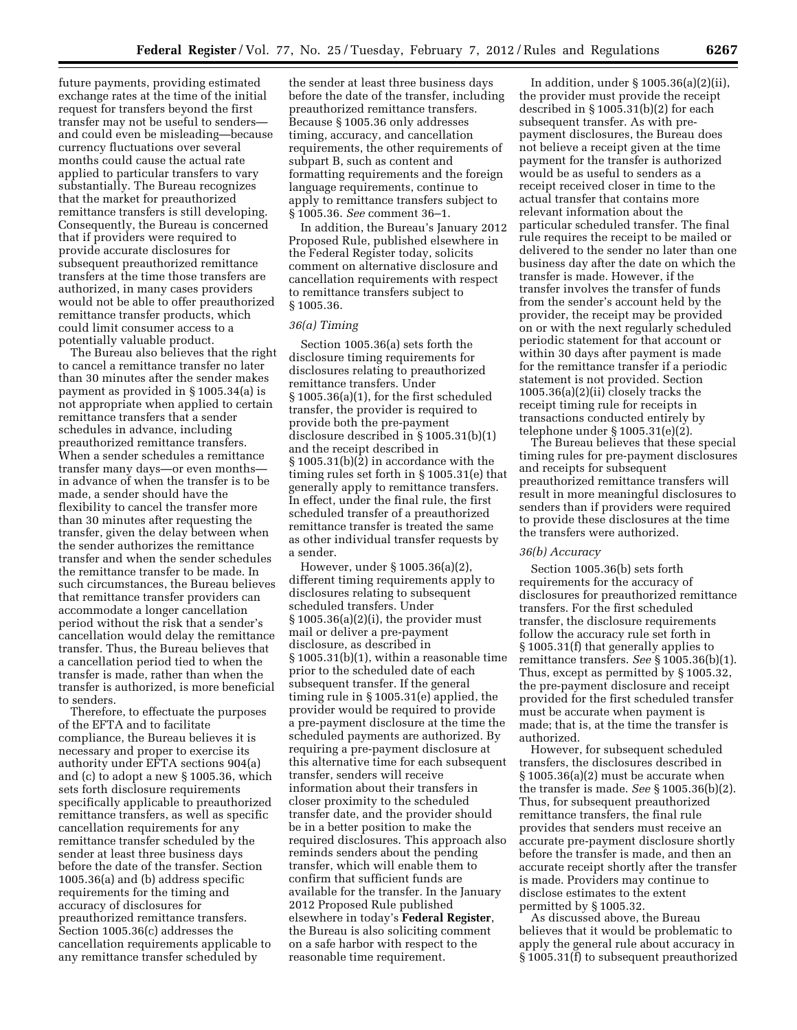future payments, providing estimated exchange rates at the time of the initial request for transfers beyond the first transfer may not be useful to senders—and could even be misleading—because currency fluctuations over several months could cause the actual rate applied to particular transfers to vary substantially. The Bureau recognizes that the market for preauthorized remittance transfers is still developing. Consequently, the Bureau is concerned that if providers were required to provide accurate disclosures for subsequent preauthorized remittance transfers at the time those transfers are authorized, in many cases providers would not be able to offer preauthorized remittance transfer products, which could limit consumer access to a potentially valuable product.

The Bureau also believes that the right to cancel a remittance transfer no later than 30 minutes after the sender makes payment as provided in § 1005.34(a) is not appropriate when applied to certain remittance transfers that a sender schedules in advance, including preauthorized remittance transfers. When a sender schedules a remittance transfer many days—or even months—in advance of when the transfer is to be made, a sender should have the flexibility to cancel the transfer more than 30 minutes after requesting the transfer, given the delay between when the sender authorizes the remittance transfer and when the sender schedules the remittance transfer to be made. In such circumstances, the Bureau believes that remittance transfer providers can accommodate a longer cancellation period without the risk that a sender's cancellation would delay the remittance transfer. Thus, the Bureau believes that a cancellation period tied to when the transfer is made, rather than when the transfer is authorized, is more beneficial to senders.

Therefore, to effectuate the purposes of the EFTA and to facilitate compliance, the Bureau believes it is necessary and proper to exercise its authority under EFTA sections 904(a) and (c) to adopt a new § 1005.36, which sets forth disclosure requirements specifically applicable to preauthorized remittance transfers, as well as specific cancellation requirements for any remittance transfer scheduled by the sender at least three business days before the date of the transfer. Section 1005.36(a) and (b) address specific requirements for the timing and accuracy of disclosures for preauthorized remittance transfers. Section 1005.36(c) addresses the cancellation requirements applicable to any remittance transfer scheduled by the sender at least three business days before the date of the transfer, including preauthorized remittance transfers. Because § 1005.36 only addresses timing, accuracy, and cancellation requirements, the other requirements of subpart B, such as content and formatting requirements and the foreign language requirements, continue to apply to remittance transfers subject to § 1005.36. *See* comment 36–1.

In addition, the Bureau's January 2012 Proposed Rule, published elsewhere in the Federal Register today, solicits comment on alternative disclosure and cancellation requirements with respect to remittance transfers subject to § 1005.36.

### *36(a) Timing*

Section 1005.36(a) sets forth the disclosure timing requirements for disclosures relating to preauthorized remittance transfers. Under § 1005.36(a)(1), for the first scheduled transfer, the provider is required to provide both the pre-payment disclosure described in § 1005.31(b)(1) and the receipt described in § 1005.31(b)(2) in accordance with the timing rules set forth in § 1005.31(e) that generally apply to remittance transfers. In effect, under the final rule, the first scheduled transfer of a preauthorized remittance transfer is treated the same as other individual transfer requests by a sender.

However, under § 1005.36(a)(2), different timing requirements apply to disclosures relating to subsequent scheduled transfers. Under § 1005.36(a)(2)(i), the provider must mail or deliver a pre-payment disclosure, as described in § 1005.31(b)(1), within a reasonable time prior to the scheduled date of each subsequent transfer. If the general timing rule in § 1005.31(e) applied, the provider would be required to provide a pre-payment disclosure at the time the scheduled payments are authorized. By requiring a pre-payment disclosure at this alternative time for each subsequent transfer, senders will receive information about their transfers in closer proximity to the scheduled transfer date, and the provider should be in a better position to make the required disclosures. This approach also reminds senders about the pending transfer, which will enable them to confirm that sufficient funds are available for the transfer. In the January 2012 Proposed Rule published elsewhere in today's **Federal Register**, the Bureau is also soliciting comment on a safe harbor with respect to the reasonable time requirement.

In addition, under § 1005.36(a)(2)(ii), the provider must provide the receipt described in § 1005.31(b)(2) for each subsequent transfer. As with pre-payment disclosures, the Bureau does not believe a receipt given at the time payment for the transfer is authorized would be as useful to senders as a receipt received closer in time to the actual transfer that contains more relevant information about the particular scheduled transfer. The final rule requires the receipt to be mailed or delivered to the sender no later than one business day after the date on which the transfer is made. However, if the transfer involves the transfer of funds from the sender's account held by the provider, the receipt may be provided on or with the next regularly scheduled periodic statement for that account or within 30 days after payment is made for the remittance transfer if a periodic statement is not provided. Section 1005.36(a)(2)(ii) closely tracks the receipt timing rule for receipts in transactions conducted entirely by telephone under § 1005.31(e)(2).

The Bureau believes that these special timing rules for pre-payment disclosures and receipts for subsequent preauthorized remittance transfers will result in more meaningful disclosures to senders than if providers were required to provide these disclosures at the time the transfers were authorized.

### *36(b) Accuracy*

Section 1005.36(b) sets forth requirements for the accuracy of disclosures for preauthorized remittance transfers. For the first scheduled transfer, the disclosure requirements follow the accuracy rule set forth in § 1005.31(f) that generally applies to remittance transfers. *See* § 1005.36(b)(1). Thus, except as permitted by § 1005.32, the pre-payment disclosure and receipt provided for the first scheduled transfer must be accurate when payment is made; that is, at the time the transfer is authorized.

However, for subsequent scheduled transfers, the disclosures described in § 1005.36(a)(2) must be accurate when the transfer is made. *See* § 1005.36(b)(2). Thus, for subsequent preauthorized remittance transfers, the final rule provides that senders must receive an accurate pre-payment disclosure shortly before the transfer is made, and then an accurate receipt shortly after the transfer is made. Providers may continue to disclose estimates to the extent permitted by § 1005.32.

As discussed above, the Bureau believes that it would be problematic to apply the general rule about accuracy in § 1005.31(f) to subsequent preauthorized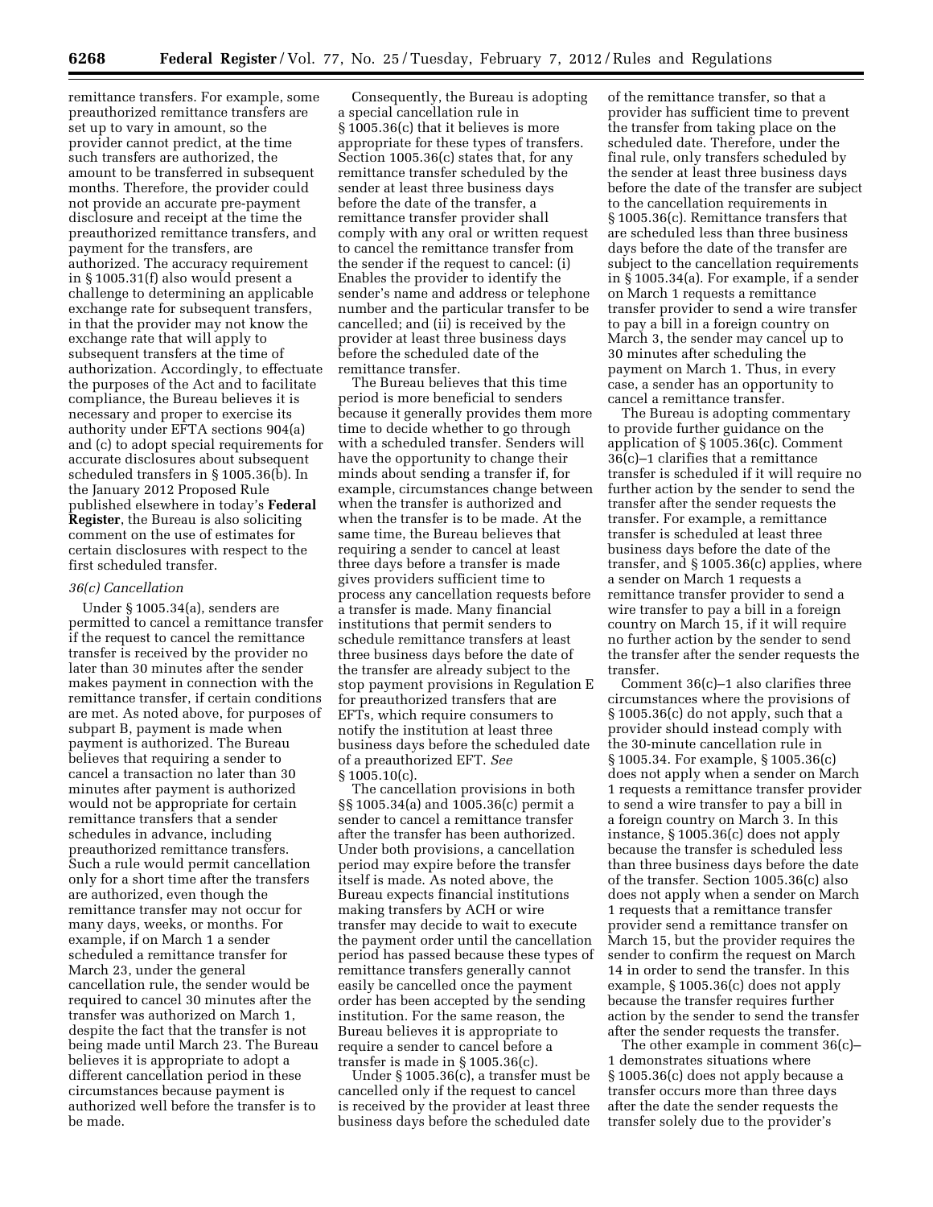remittance transfers. For example, some preauthorized remittance transfers are set up to vary in amount, so the provider cannot predict, at the time such transfers are authorized, the amount to be transferred in subsequent months. Therefore, the provider could not provide an accurate pre-payment disclosure and receipt at the time the preauthorized remittance transfers, and payment for the transfers, are authorized. The accuracy requirement in § 1005.31(f) also would present a challenge to determining an applicable exchange rate for subsequent transfers, in that the provider may not know the exchange rate that will apply to subsequent transfers at the time of authorization. Accordingly, to effectuate the purposes of the Act and to facilitate compliance, the Bureau believes it is necessary and proper to exercise its authority under EFTA sections 904(a) and (c) to adopt special requirements for accurate disclosures about subsequent scheduled transfers in § 1005.36(b). In the January 2012 Proposed Rule published elsewhere in today's **Federal Register**, the Bureau is also soliciting comment on the use of estimates for certain disclosures with respect to the first scheduled transfer.

### *36(c) Cancellation*

Under § 1005.34(a), senders are permitted to cancel a remittance transfer if the request to cancel the remittance transfer is received by the provider no later than 30 minutes after the sender makes payment in connection with the remittance transfer, if certain conditions are met. As noted above, for purposes of subpart B, payment is made when payment is authorized. The Bureau believes that requiring a sender to cancel a transaction no later than 30 minutes after payment is authorized would not be appropriate for certain remittance transfers that a sender schedules in advance, including preauthorized remittance transfers. Such a rule would permit cancellation only for a short time after the transfers are authorized, even though the remittance transfer may not occur for many days, weeks, or months. For example, if on March 1 a sender scheduled a remittance transfer for March 23, under the general cancellation rule, the sender would be required to cancel 30 minutes after the transfer was authorized on March 1, despite the fact that the transfer is not being made until March 23. The Bureau believes it is appropriate to adopt a different cancellation period in these circumstances because payment is authorized well before the transfer is to be made.

Consequently, the Bureau is adopting a special cancellation rule in § 1005.36(c) that it believes is more appropriate for these types of transfers. Section 1005.36(c) states that, for any remittance transfer scheduled by the sender at least three business days before the date of the transfer, a remittance transfer provider shall comply with any oral or written request to cancel the remittance transfer from the sender if the request to cancel: (i) Enables the provider to identify the sender's name and address or telephone number and the particular transfer to be cancelled; and (ii) is received by the provider at least three business days before the scheduled date of the remittance transfer.

The Bureau believes that this time period is more beneficial to senders because it generally provides them more time to decide whether to go through with a scheduled transfer. Senders will have the opportunity to change their minds about sending a transfer if, for example, circumstances change between when the transfer is authorized and when the transfer is to be made. At the same time, the Bureau believes that requiring a sender to cancel at least three days before a transfer is made gives providers sufficient time to process any cancellation requests before a transfer is made. Many financial institutions that permit senders to schedule remittance transfers at least three business days before the date of the transfer are already subject to the stop payment provisions in Regulation E for preauthorized transfers that are EFTs, which require consumers to notify the institution at least three business days before the scheduled date of a preauthorized EFT. *See* § 1005.10(c).

The cancellation provisions in both §§ 1005.34(a) and 1005.36(c) permit a sender to cancel a remittance transfer after the transfer has been authorized. Under both provisions, a cancellation period may expire before the transfer itself is made. As noted above, the Bureau expects financial institutions making transfers by ACH or wire transfer may decide to wait to execute the payment order until the cancellation period has passed because these types of remittance transfers generally cannot easily be cancelled once the payment order has been accepted by the sending institution. For the same reason, the Bureau believes it is appropriate to require a sender to cancel before a transfer is made in § 1005.36(c).

Under § 1005.36(c), a transfer must be cancelled only if the request to cancel is received by the provider at least three business days before the scheduled date of the remittance transfer, so that a provider has sufficient time to prevent the transfer from taking place on the scheduled date. Therefore, under the final rule, only transfers scheduled by the sender at least three business days before the date of the transfer are subject to the cancellation requirements in § 1005.36(c). Remittance transfers that are scheduled less than three business days before the date of the transfer are subject to the cancellation requirements in § 1005.34(a). For example, if a sender on March 1 requests a remittance transfer provider to send a wire transfer to pay a bill in a foreign country on March 3, the sender may cancel up to 30 minutes after scheduling the payment on March 1. Thus, in every case, a sender has an opportunity to cancel a remittance transfer.

The Bureau is adopting commentary to provide further guidance on the application of § 1005.36(c). Comment 36(c)–1 clarifies that a remittance transfer is scheduled if it will require no further action by the sender to send the transfer after the sender requests the transfer. For example, a remittance transfer is scheduled at least three business days before the date of the transfer, and § 1005.36(c) applies, where a sender on March 1 requests a remittance transfer provider to send a wire transfer to pay a bill in a foreign country on March 15, if it will require no further action by the sender to send the transfer after the sender requests the transfer.

Comment 36(c)–1 also clarifies three circumstances where the provisions of § 1005.36(c) do not apply, such that a provider should instead comply with the 30-minute cancellation rule in § 1005.34. For example, § 1005.36(c) does not apply when a sender on March 1 requests a remittance transfer provider to send a wire transfer to pay a bill in a foreign country on March 3. In this instance, § 1005.36(c) does not apply because the transfer is scheduled less than three business days before the date of the transfer. Section 1005.36(c) also does not apply when a sender on March 1 requests that a remittance transfer provider send a remittance transfer on March 15, but the provider requires the sender to confirm the request on March 14 in order to send the transfer. In this example, § 1005.36(c) does not apply because the transfer requires further action by the sender to send the transfer after the sender requests the transfer.

The other example in comment 36(c)–1 demonstrates situations where § 1005.36(c) does not apply because a transfer occurs more than three days after the date the sender requests the transfer solely due to the provider's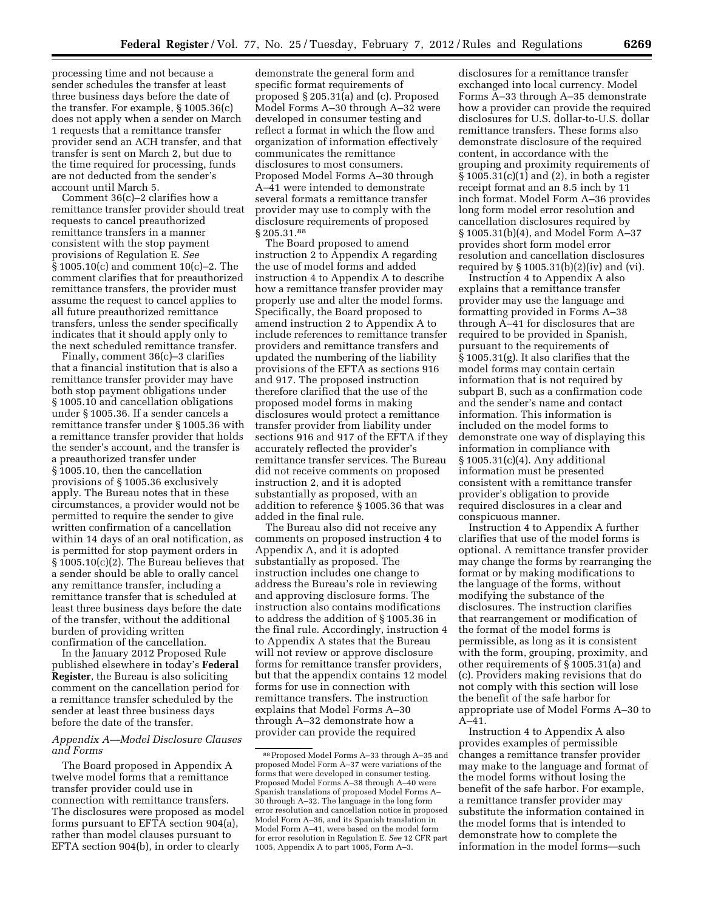processing time and not because a sender schedules the transfer at least three business days before the date of the transfer. For example, § 1005.36(c) does not apply when a sender on March 1 requests that a remittance transfer provider send an ACH transfer, and that transfer is sent on March 2, but due to the time required for processing, funds are not deducted from the sender's account until March 5.

Comment 36(c)–2 clarifies how a remittance transfer provider should treat requests to cancel preauthorized remittance transfers in a manner consistent with the stop payment provisions of Regulation E. *See* § 1005.10(c) and comment 10(c)–2. The comment clarifies that for preauthorized remittance transfers, the provider must assume the request to cancel applies to all future preauthorized remittance transfers, unless the sender specifically indicates that it should apply only to the next scheduled remittance transfer.

Finally, comment 36(c)–3 clarifies that a financial institution that is also a remittance transfer provider may have both stop payment obligations under § 1005.10 and cancellation obligations under § 1005.36. If a sender cancels a remittance transfer under § 1005.36 with a remittance transfer provider that holds the sender's account, and the transfer is a preauthorized transfer under § 1005.10, then the cancellation provisions of § 1005.36 exclusively apply. The Bureau notes that in these circumstances, a provider would not be permitted to require the sender to give written confirmation of a cancellation within 14 days of an oral notification, as is permitted for stop payment orders in § 1005.10(c)(2). The Bureau believes that a sender should be able to orally cancel any remittance transfer, including a remittance transfer that is scheduled at least three business days before the date of the transfer, without the additional burden of providing written confirmation of the cancellation.

In the January 2012 Proposed Rule published elsewhere in today's **Federal Register**, the Bureau is also soliciting comment on the cancellation period for a remittance transfer scheduled by the sender at least three business days before the date of the transfer.

### *Appendix A—Model Disclosure Clauses and Forms*

The Board proposed in Appendix A twelve model forms that a remittance transfer provider could use in connection with remittance transfers. The disclosures were proposed as model forms pursuant to EFTA section 904(a), rather than model clauses pursuant to EFTA section 904(b), in order to clearly demonstrate the general form and specific format requirements of proposed § 205.31(a) and (c). Proposed Model Forms A–30 through A–32 were developed in consumer testing and reflect a format in which the flow and organization of information effectively communicates the remittance disclosures to most consumers. Proposed Model Forms A–30 through A–41 were intended to demonstrate several formats a remittance transfer provider may use to comply with the disclosure requirements of proposed § 205.31.[88]

The Board proposed to amend instruction 2 to Appendix A regarding the use of model forms and added instruction 4 to Appendix A to describe how a remittance transfer provider may properly use and alter the model forms. Specifically, the Board proposed to amend instruction 2 to Appendix A to include references to remittance transfer providers and remittance transfers and updated the numbering of the liability provisions of the EFTA as sections 916 and 917. The proposed instruction therefore clarified that the use of the proposed model forms in making disclosures would protect a remittance transfer provider from liability under sections 916 and 917 of the EFTA if they accurately reflected the provider's remittance transfer services. The Bureau did not receive comments on proposed instruction 2, and it is adopted substantially as proposed, with an addition to reference § 1005.36 that was added in the final rule.

The Bureau also did not receive any comments on proposed instruction 4 to Appendix A, and it is adopted substantially as proposed. The instruction includes one change to address the Bureau's role in reviewing and approving disclosure forms. The instruction also contains modifications to address the addition of § 1005.36 in the final rule. Accordingly, instruction 4 to Appendix A states that the Bureau will not review or approve disclosure forms for remittance transfer providers, but that the appendix contains 12 model forms for use in connection with remittance transfers. The instruction explains that Model Forms A–30 through A–32 demonstrate how a provider can provide the required disclosures for a remittance transfer exchanged into local currency. Model Forms A–33 through A–35 demonstrate how a provider can provide the required disclosures for U.S. dollar-to-U.S. dollar remittance transfers. These forms also demonstrate disclosure of the required content, in accordance with the grouping and proximity requirements of § 1005.31(c)(1) and (2), in both a register receipt format and an 8.5 inch by 11 inch format. Model Form A–36 provides long form model error resolution and cancellation disclosures required by § 1005.31(b)(4), and Model Form A–37 provides short form model error resolution and cancellation disclosures required by § 1005.31(b)(2)(iv) and (vi).

Instruction 4 to Appendix A also explains that a remittance transfer provider may use the language and formatting provided in Forms A–38 through A–41 for disclosures that are required to be provided in Spanish, pursuant to the requirements of § 1005.31(g). It also clarifies that the model forms may contain certain information that is not required by subpart B, such as a confirmation code and the sender's name and contact information. This information is included on the model forms to demonstrate one way of displaying this information in compliance with § 1005.31(c)(4). Any additional information must be presented consistent with a remittance transfer provider's obligation to provide required disclosures in a clear and conspicuous manner.

Instruction 4 to Appendix A further clarifies that use of the model forms is optional. A remittance transfer provider may change the forms by rearranging the format or by making modifications to the language of the forms, without modifying the substance of the disclosures. The instruction clarifies that rearrangement or modification of the format of the model forms is permissible, as long as it is consistent with the form, grouping, proximity, and other requirements of § 1005.31(a) and (c). Providers making revisions that do not comply with this section will lose the benefit of the safe harbor for appropriate use of Model Forms A–30 to A–41.

Instruction 4 to Appendix A also provides examples of permissible changes a remittance transfer provider may make to the language and format of the model forms without losing the benefit of the safe harbor. For example, a remittance transfer provider may substitute the information contained in the model forms that is intended to demonstrate how to complete the information in the model forms—such

[88] Proposed Model Forms A–33 through A–35 and proposed Model Form A–37 were variations of the forms that were developed in consumer testing. Proposed Model Forms A–38 through A–40 were Spanish translations of proposed Model Forms A–30 through A–32. The language in the long form error resolution and cancellation notice in proposed Model Form A–36, and its Spanish translation in Model Form A–41, were based on the model form for error resolution in Regulation E. *See* 12 CFR part 1005, Appendix A to part 1005, Form A–3.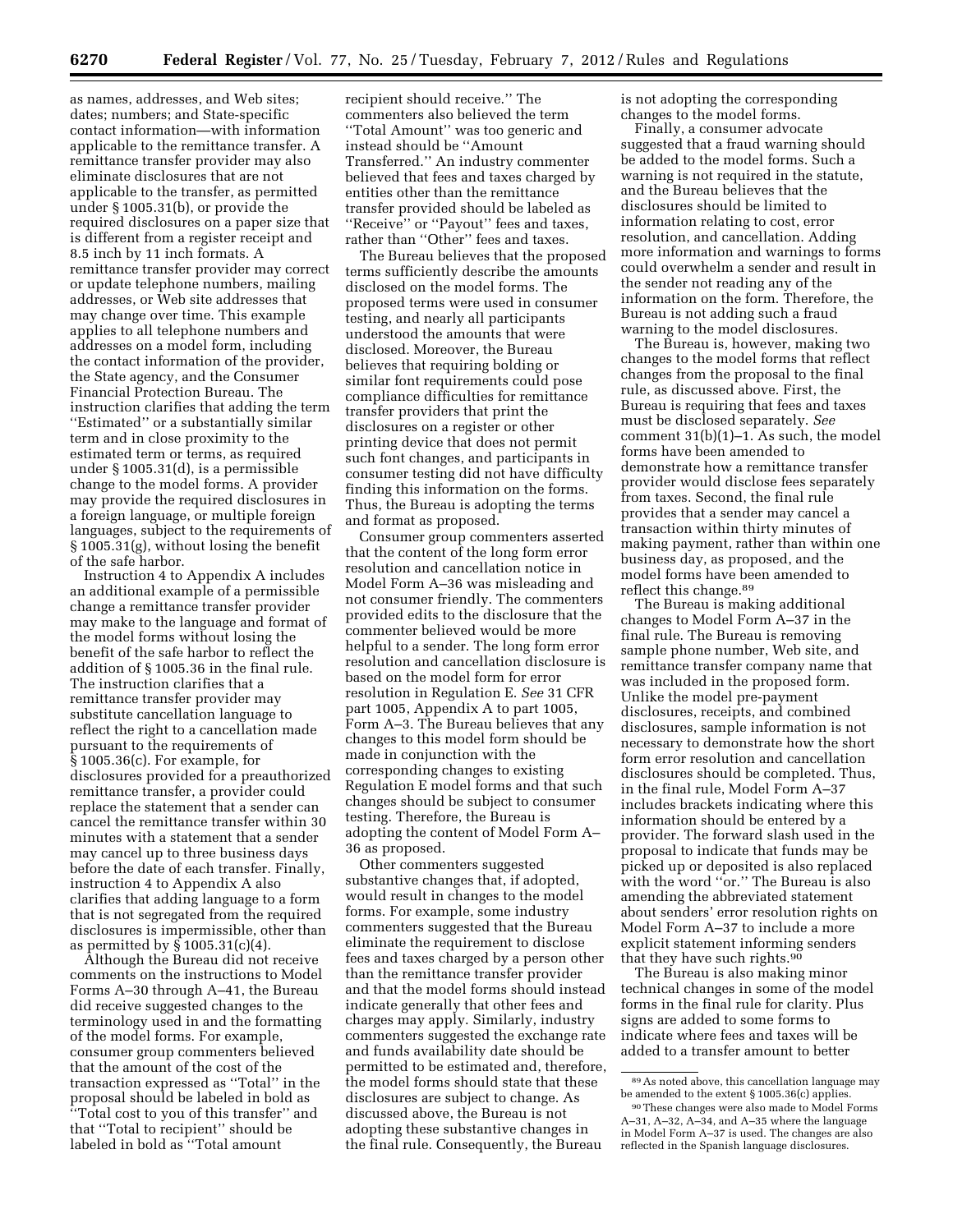as names, addresses, and Web sites; dates; numbers; and State-specific contact information—with information applicable to the remittance transfer. A remittance transfer provider may also eliminate disclosures that are not applicable to the transfer, as permitted under § 1005.31(b), or provide the required disclosures on a paper size that is different from a register receipt and 8.5 inch by 11 inch formats. A remittance transfer provider may correct or update telephone numbers, mailing addresses, or Web site addresses that may change over time. This example applies to all telephone numbers and addresses on a model form, including the contact information of the provider, the State agency, and the Consumer Financial Protection Bureau. The instruction clarifies that adding the term ''Estimated'' or a substantially similar term and in close proximity to the estimated term or terms, as required under § 1005.31(d), is a permissible change to the model forms. A provider may provide the required disclosures in a foreign language, or multiple foreign languages, subject to the requirements of § 1005.31(g), without losing the benefit of the safe harbor.

Instruction 4 to Appendix A includes an additional example of a permissible change a remittance transfer provider may make to the language and format of the model forms without losing the benefit of the safe harbor to reflect the addition of § 1005.36 in the final rule. The instruction clarifies that a remittance transfer provider may substitute cancellation language to reflect the right to a cancellation made pursuant to the requirements of § 1005.36(c). For example, for disclosures provided for a preauthorized remittance transfer, a provider could replace the statement that a sender can cancel the remittance transfer within 30 minutes with a statement that a sender may cancel up to three business days before the date of each transfer. Finally, instruction 4 to Appendix A also clarifies that adding language to a form that is not segregated from the required disclosures is impermissible, other than as permitted by § 1005.31(c)(4).

Although the Bureau did not receive comments on the instructions to Model Forms A–30 through A–41, the Bureau did receive suggested changes to the terminology used in and the formatting of the model forms. For example, consumer group commenters believed that the amount of the cost of the transaction expressed as ''Total'' in the proposal should be labeled in bold as ''Total cost to you of this transfer'' and that ''Total to recipient'' should be labeled in bold as ''Total amount recipient should receive.'' The commenters also believed the term ''Total Amount'' was too generic and instead should be ''Amount Transferred.'' An industry commenter believed that fees and taxes charged by entities other than the remittance transfer provided should be labeled as ''Receive'' or ''Payout'' fees and taxes, rather than ''Other'' fees and taxes.

The Bureau believes that the proposed terms sufficiently describe the amounts disclosed on the model forms. The proposed terms were used in consumer testing, and nearly all participants understood the amounts that were disclosed. Moreover, the Bureau believes that requiring bolding or similar font requirements could pose compliance difficulties for remittance transfer providers that print the disclosures on a register or other printing device that does not permit such font changes, and participants in consumer testing did not have difficulty finding this information on the forms. Thus, the Bureau is adopting the terms and format as proposed.

Consumer group commenters asserted that the content of the long form error resolution and cancellation notice in Model Form A–36 was misleading and not consumer friendly. The commenters provided edits to the disclosure that the commenter believed would be more helpful to a sender. The long form error resolution and cancellation disclosure is based on the model form for error resolution in Regulation E. *See* 31 CFR part 1005, Appendix A to part 1005, Form A–3. The Bureau believes that any changes to this model form should be made in conjunction with the corresponding changes to existing Regulation E model forms and that such changes should be subject to consumer testing. Therefore, the Bureau is adopting the content of Model Form A–36 as proposed.

Other commenters suggested substantive changes that, if adopted, would result in changes to the model forms. For example, some industry commenters suggested that the Bureau eliminate the requirement to disclose fees and taxes charged by a person other than the remittance transfer provider and that the model forms should instead indicate generally that other fees and charges may apply. Similarly, industry commenters suggested the exchange rate and funds availability date should be permitted to be estimated and, therefore, the model forms should state that these disclosures are subject to change. As discussed above, the Bureau is not adopting these substantive changes in the final rule. Consequently, the Bureau is not adopting the corresponding changes to the model forms.

Finally, a consumer advocate suggested that a fraud warning should be added to the model forms. Such a warning is not required in the statute, and the Bureau believes that the disclosures should be limited to information relating to cost, error resolution, and cancellation. Adding more information and warnings to forms could overwhelm a sender and result in the sender not reading any of the information on the form. Therefore, the Bureau is not adding such a fraud warning to the model disclosures.

The Bureau is, however, making two changes to the model forms that reflect changes from the proposal to the final rule, as discussed above. First, the Bureau is requiring that fees and taxes must be disclosed separately. *See* comment 31(b)(1)–1. As such, the model forms have been amended to demonstrate how a remittance transfer provider would disclose fees separately from taxes. Second, the final rule provides that a sender may cancel a transaction within thirty minutes of making payment, rather than within one business day, as proposed, and the model forms have been amended to reflect this change.[89]

The Bureau is making additional changes to Model Form A–37 in the final rule. The Bureau is removing sample phone number, Web site, and remittance transfer company name that was included in the proposed form. Unlike the model pre-payment disclosures, receipts, and combined disclosures, sample information is not necessary to demonstrate how the short form error resolution and cancellation disclosures should be completed. Thus, in the final rule, Model Form A–37 includes brackets indicating where this information should be entered by a provider. The forward slash used in the proposal to indicate that funds may be picked up or deposited is also replaced with the word ''or.'' The Bureau is also amending the abbreviated statement about senders' error resolution rights on Model Form A–37 to include a more explicit statement informing senders that they have such rights.[90]

The Bureau is also making minor technical changes in some of the model forms in the final rule for clarity. Plus signs are added to some forms to indicate where fees and taxes will be added to a transfer amount to better

[89] As noted above, this cancellation language may be amended to the extent § 1005.36(c) applies.

[90] These changes were also made to Model Forms A–31, A–32, A–34, and A–35 where the language in Model Form A–37 is used. The changes are also reflected in the Spanish language disclosures.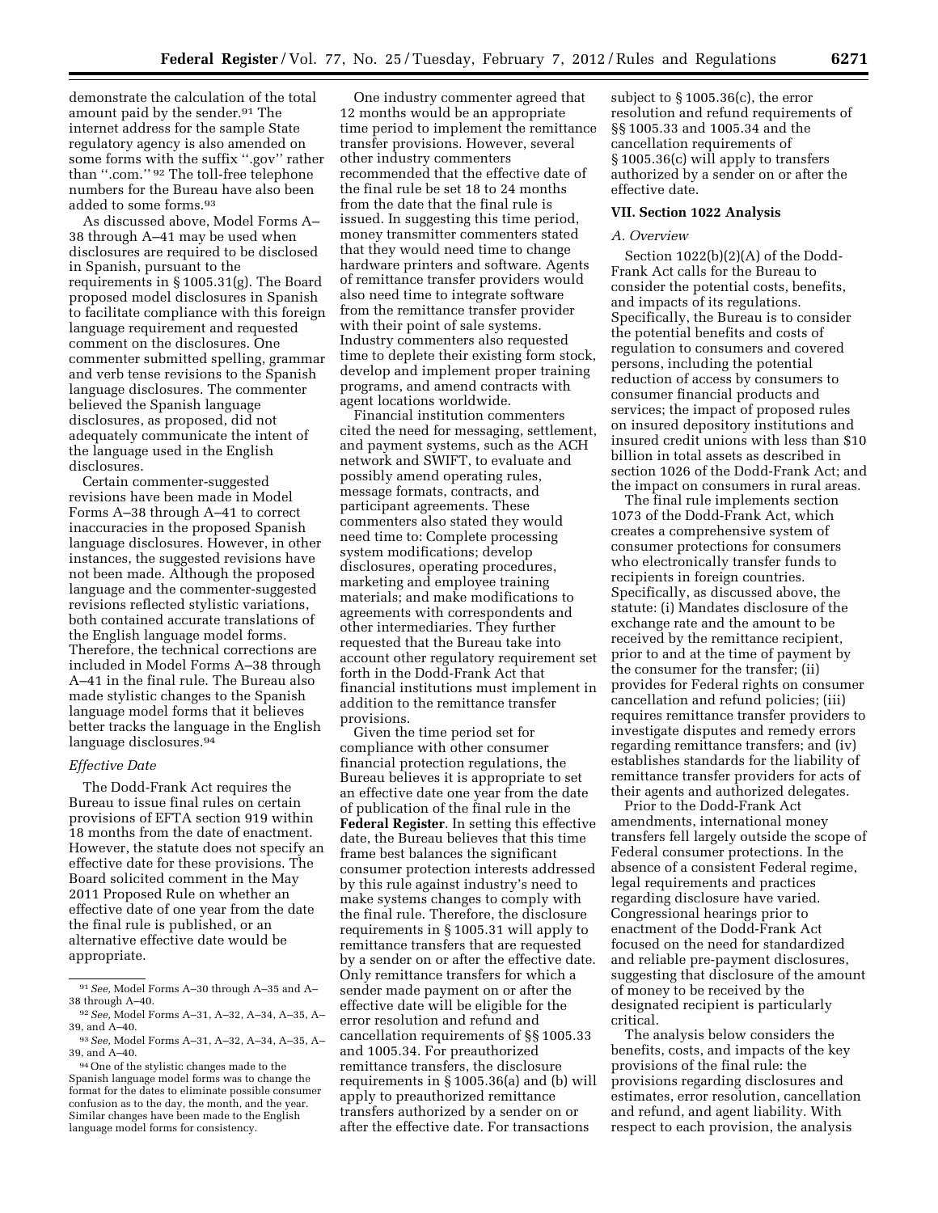demonstrate the calculation of the total amount paid by the sender.[91] The internet address for the sample State regulatory agency is also amended on some forms with the suffix ''.gov'' rather than ''.com.'' [92] The toll-free telephone numbers for the Bureau have also been added to some forms.[93]

As discussed above, Model Forms A–38 through A–41 may be used when disclosures are required to be disclosed in Spanish, pursuant to the requirements in § 1005.31(g). The Board proposed model disclosures in Spanish to facilitate compliance with this foreign language requirement and requested comment on the disclosures. One commenter submitted spelling, grammar and verb tense revisions to the Spanish language disclosures. The commenter believed the Spanish language disclosures, as proposed, did not adequately communicate the intent of the language used in the English disclosures.

Certain commenter-suggested revisions have been made in Model Forms A–38 through A–41 to correct inaccuracies in the proposed Spanish language disclosures. However, in other instances, the suggested revisions have not been made. Although the proposed language and the commenter-suggested revisions reflected stylistic variations, both contained accurate translations of the English language model forms. Therefore, the technical corrections are included in Model Forms A–38 through A–41 in the final rule. The Bureau also made stylistic changes to the Spanish language model forms that it believes better tracks the language in the English language disclosures.[94]

*Effective Date*

The Dodd-Frank Act requires the Bureau to issue final rules on certain provisions of EFTA section 919 within 18 months from the date of enactment. However, the statute does not specify an effective date for these provisions. The Board solicited comment in the May 2011 Proposed Rule on whether an effective date of one year from the date the final rule is published, or an alternative effective date would be appropriate.

One industry commenter agreed that 12 months would be an appropriate time period to implement the remittance transfer provisions. However, several other industry commenters recommended that the effective date of the final rule be set 18 to 24 months from the date that the final rule is issued. In suggesting this time period, money transmitter commenters stated that they would need time to change hardware printers and software. Agents of remittance transfer providers would also need time to integrate software from the remittance transfer provider with their point of sale systems. Industry commenters also requested time to deplete their existing form stock, develop and implement proper training programs, and amend contracts with agent locations worldwide.

Financial institution commenters cited the need for messaging, settlement, and payment systems, such as the ACH network and SWIFT, to evaluate and possibly amend operating rules, message formats, contracts, and participant agreements. These commenters also stated they would need time to: Complete processing system modifications; develop disclosures, operating procedures, marketing and employee training materials; and make modifications to agreements with correspondents and other intermediaries. They further requested that the Bureau take into account other regulatory requirement set forth in the Dodd-Frank Act that financial institutions must implement in addition to the remittance transfer provisions.

Given the time period set for compliance with other consumer financial protection regulations, the Bureau believes it is appropriate to set an effective date one year from the date of publication of the final rule in the **Federal Register**. In setting this effective date, the Bureau believes that this time frame best balances the significant consumer protection interests addressed by this rule against industry's need to make systems changes to comply with the final rule. Therefore, the disclosure requirements in § 1005.31 will apply to remittance transfers that are requested by a sender on or after the effective date. Only remittance transfers for which a sender made payment on or after the effective date will be eligible for the error resolution and refund and cancellation requirements of §§ 1005.33 and 1005.34. For preauthorized remittance transfers, the disclosure requirements in § 1005.36(a) and (b) will apply to preauthorized remittance transfers authorized by a sender on or after the effective date. For transactions subject to § 1005.36(c), the error resolution and refund requirements of §§ 1005.33 and 1005.34 and the cancellation requirements of § 1005.36(c) will apply to transfers authorized by a sender on or after the effective date.

## VII. Section 1022 Analysis

### *A. Overview*

Section 1022(b)(2)(A) of the Dodd-Frank Act calls for the Bureau to consider the potential costs, benefits, and impacts of its regulations. Specifically, the Bureau is to consider the potential benefits and costs of regulation to consumers and covered persons, including the potential reduction of access by consumers to consumer financial products and services; the impact of proposed rules on insured depository institutions and insured credit unions with less than $10 billion in total assets as described in section 1026 of the Dodd-Frank Act; and the impact on consumers in rural areas.

The final rule implements section 1073 of the Dodd-Frank Act, which creates a comprehensive system of consumer protections for consumers who electronically transfer funds to recipients in foreign countries. Specifically, as discussed above, the statute: (i) Mandates disclosure of the exchange rate and the amount to be received by the remittance recipient, prior to and at the time of payment by the consumer for the transfer; (ii) provides for Federal rights on consumer cancellation and refund policies; (iii) requires remittance transfer providers to investigate disputes and remedy errors regarding remittance transfers; and (iv) establishes standards for the liability of remittance transfer providers for acts of their agents and authorized delegates.

Prior to the Dodd-Frank Act amendments, international money transfers fell largely outside the scope of Federal consumer protections. In the absence of a consistent Federal regime, legal requirements and practices regarding disclosure have varied. Congressional hearings prior to enactment of the Dodd-Frank Act focused on the need for standardized and reliable pre-payment disclosures, suggesting that disclosure of the amount of money to be received by the designated recipient is particularly critical.

The analysis below considers the benefits, costs, and impacts of the key provisions of the final rule: the provisions regarding disclosures and estimates, error resolution, cancellation and refund, and agent liability. With respect to each provision, the analysis

---

[91] *See,* Model Forms A–30 through A–35 and A–38 through A–40.

[92] *See,* Model Forms A–31, A–32, A–34, A–35, A–39, and A–40.

[93] *See,* Model Forms A–31, A–32, A–34, A–35, A–39, and A–40.

[94] One of the stylistic changes made to the Spanish language model forms was to change the format for the dates to eliminate possible consumer confusion as to the day, the month, and the year. Similar changes have been made to the English language model forms for consistency.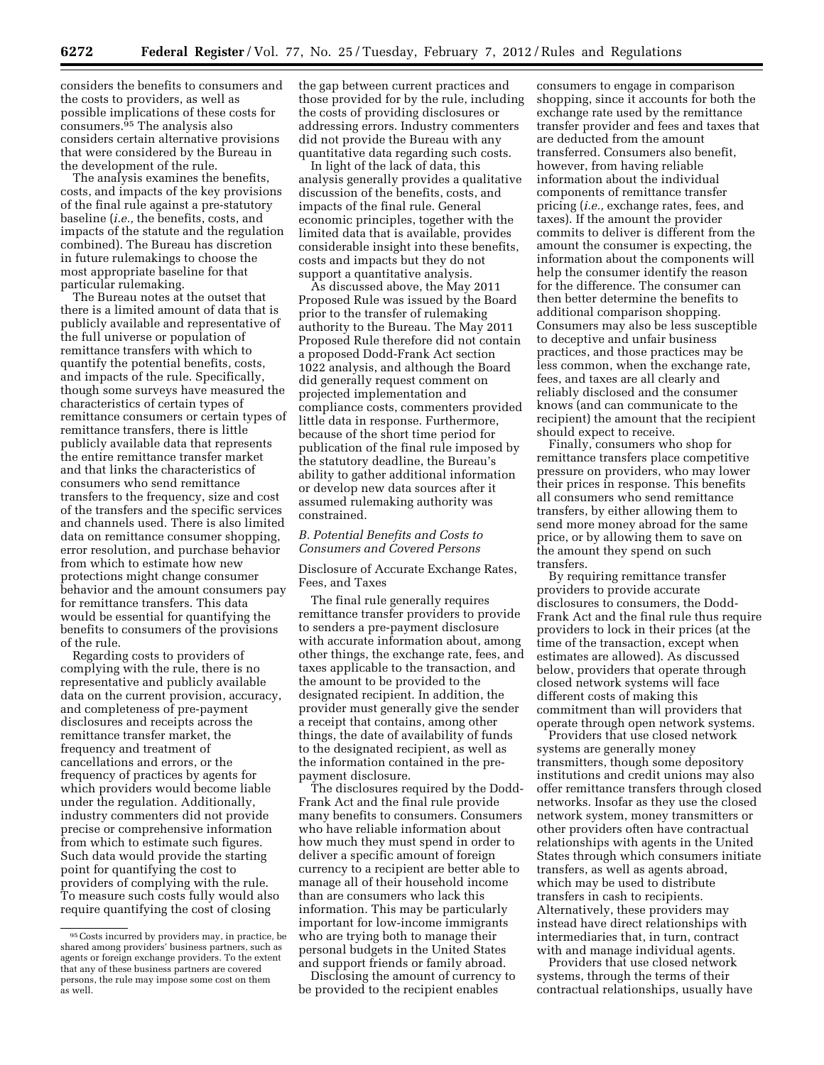considers the benefits to consumers and the costs to providers, as well as possible implications of these costs for consumers.[95] The analysis also considers certain alternative provisions that were considered by the Bureau in the development of the rule.

The analysis examines the benefits, costs, and impacts of the key provisions of the final rule against a pre-statutory baseline (*i.e.,* the benefits, costs, and impacts of the statute and the regulation combined). The Bureau has discretion in future rulemakings to choose the most appropriate baseline for that particular rulemaking.

The Bureau notes at the outset that there is a limited amount of data that is publicly available and representative of the full universe or population of remittance transfers with which to quantify the potential benefits, costs, and impacts of the rule. Specifically, though some surveys have measured the characteristics of certain types of remittance consumers or certain types of remittance transfers, there is little publicly available data that represents the entire remittance transfer market and that links the characteristics of consumers who send remittance transfers to the frequency, size and cost of the transfers and the specific services and channels used. There is also limited data on remittance consumer shopping, error resolution, and purchase behavior from which to estimate how new protections might change consumer behavior and the amount consumers pay for remittance transfers. This data would be essential for quantifying the benefits to consumers of the provisions of the rule.

Regarding costs to providers of complying with the rule, there is no representative and publicly available data on the current provision, accuracy, and completeness of pre-payment disclosures and receipts across the remittance transfer market, the frequency and treatment of cancellations and errors, or the frequency of practices by agents for which providers would become liable under the regulation. Additionally, industry commenters did not provide precise or comprehensive information from which to estimate such figures. Such data would provide the starting point for quantifying the cost to providers of complying with the rule. To measure such costs fully would also require quantifying the cost of closing the gap between current practices and those provided for by the rule, including the costs of providing disclosures or addressing errors. Industry commenters did not provide the Bureau with any quantitative data regarding such costs.

In light of the lack of data, this analysis generally provides a qualitative discussion of the benefits, costs, and impacts of the final rule. General economic principles, together with the limited data that is available, provides considerable insight into these benefits, costs and impacts but they do not support a quantitative analysis.

As discussed above, the May 2011 Proposed Rule was issued by the Board prior to the transfer of rulemaking authority to the Bureau. The May 2011 Proposed Rule therefore did not contain a proposed Dodd-Frank Act section 1022 analysis, and although the Board did generally request comment on projected implementation and compliance costs, commenters provided little data in response. Furthermore, because of the short time period for publication of the final rule imposed by the statutory deadline, the Bureau's ability to gather additional information or develop new data sources after it assumed rulemaking authority was constrained.

### *B. Potential Benefits and Costs to Consumers and Covered Persons*

Disclosure of Accurate Exchange Rates, Fees, and Taxes

The final rule generally requires remittance transfer providers to provide to senders a pre-payment disclosure with accurate information about, among other things, the exchange rate, fees, and taxes applicable to the transaction, and the amount to be provided to the designated recipient. In addition, the provider must generally give the sender a receipt that contains, among other things, the date of availability of funds to the designated recipient, as well as the information contained in the pre-payment disclosure.

The disclosures required by the Dodd-Frank Act and the final rule provide many benefits to consumers. Consumers who have reliable information about how much they must spend in order to deliver a specific amount of foreign currency to a recipient are better able to manage all of their household income than are consumers who lack this information. This may be particularly important for low-income immigrants who are trying both to manage their personal budgets in the United States and support friends or family abroad.

Disclosing the amount of currency to be provided to the recipient enables consumers to engage in comparison shopping, since it accounts for both the exchange rate used by the remittance transfer provider and fees and taxes that are deducted from the amount transferred. Consumers also benefit, however, from having reliable information about the individual components of remittance transfer pricing (*i.e.,* exchange rates, fees, and taxes). If the amount the provider commits to deliver is different from the amount the consumer is expecting, the information about the components will help the consumer identify the reason for the difference. The consumer can then better determine the benefits to additional comparison shopping. Consumers may also be less susceptible to deceptive and unfair business practices, and those practices may be less common, when the exchange rate, fees, and taxes are all clearly and reliably disclosed and the consumer knows (and can communicate to the recipient) the amount that the recipient should expect to receive.

Finally, consumers who shop for remittance transfers place competitive pressure on providers, who may lower their prices in response. This benefits all consumers who send remittance transfers, by either allowing them to send more money abroad for the same price, or by allowing them to save on the amount they spend on such transfers.

By requiring remittance transfer providers to provide accurate disclosures to consumers, the Dodd-Frank Act and the final rule thus require providers to lock in their prices (at the time of the transaction, except when estimates are allowed). As discussed below, providers that operate through closed network systems will face different costs of making this commitment than will providers that operate through open network systems.

Providers that use closed network systems are generally money transmitters, though some depository institutions and credit unions may also offer remittance transfers through closed networks. Insofar as they use the closed network system, money transmitters or other providers often have contractual relationships with agents in the United States through which consumers initiate transfers, as well as agents abroad, which may be used to distribute transfers in cash to recipients. Alternatively, these providers may instead have direct relationships with intermediaries that, in turn, contract with and manage individual agents.

Providers that use closed network systems, through the terms of their contractual relationships, usually have

[95] Costs incurred by providers may, in practice, be shared among providers' business partners, such as agents or foreign exchange providers. To the extent that any of these business partners are covered persons, the rule may impose some cost on them as well.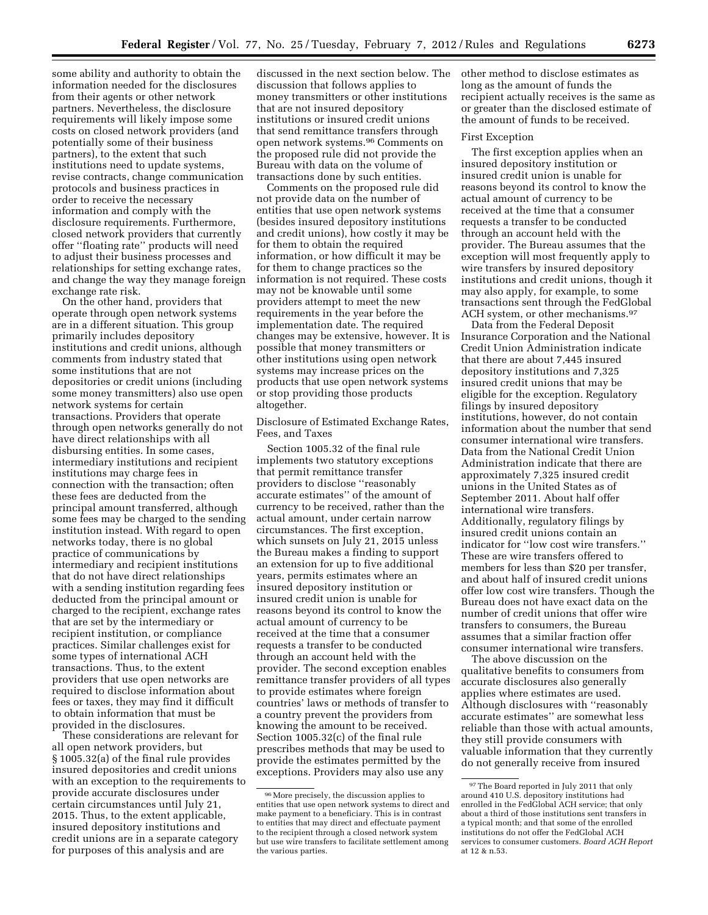some ability and authority to obtain the information needed for the disclosures from their agents or other network partners. Nevertheless, the disclosure requirements will likely impose some costs on closed network providers (and potentially some of their business partners), to the extent that such institutions need to update systems, revise contracts, change communication protocols and business practices in order to receive the necessary information and comply with the disclosure requirements. Furthermore, closed network providers that currently offer ''floating rate'' products will need to adjust their business processes and relationships for setting exchange rates, and change the way they manage foreign exchange rate risk.

On the other hand, providers that operate through open network systems are in a different situation. This group primarily includes depository institutions and credit unions, although comments from industry stated that some institutions that are not depositories or credit unions (including some money transmitters) also use open network systems for certain transactions. Providers that operate through open networks generally do not have direct relationships with all disbursing entities. In some cases, intermediary institutions and recipient institutions may charge fees in connection with the transaction; often these fees are deducted from the principal amount transferred, although some fees may be charged to the sending institution instead. With regard to open networks today, there is no global practice of communications by intermediary and recipient institutions that do not have direct relationships with a sending institution regarding fees deducted from the principal amount or charged to the recipient, exchange rates that are set by the intermediary or recipient institution, or compliance practices. Similar challenges exist for some types of international ACH transactions. Thus, to the extent providers that use open networks are required to disclose information about fees or taxes, they may find it difficult to obtain information that must be provided in the disclosures.

These considerations are relevant for all open network providers, but § 1005.32(a) of the final rule provides insured depositories and credit unions with an exception to the requirements to provide accurate disclosures under certain circumstances until July 21, 2015. Thus, to the extent applicable, insured depository institutions and credit unions are in a separate category for purposes of this analysis and are discussed in the next section below. The discussion that follows applies to money transmitters or other institutions that are not insured depository institutions or insured credit unions that send remittance transfers through open network systems.[96] Comments on the proposed rule did not provide the Bureau with data on the volume of transactions done by such entities.

Comments on the proposed rule did not provide data on the number of entities that use open network systems (besides insured depository institutions and credit unions), how costly it may be for them to obtain the required information, or how difficult it may be for them to change practices so the information is not required. These costs may not be knowable until some providers attempt to meet the new requirements in the year before the implementation date. The required changes may be extensive, however. It is possible that money transmitters or other institutions using open network systems may increase prices on the products that use open network systems or stop providing those products altogether.

Disclosure of Estimated Exchange Rates, Fees, and Taxes

Section 1005.32 of the final rule implements two statutory exceptions that permit remittance transfer providers to disclose ''reasonably accurate estimates'' of the amount of currency to be received, rather than the actual amount, under certain narrow circumstances. The first exception, which sunsets on July 21, 2015 unless the Bureau makes a finding to support an extension for up to five additional years, permits estimates where an insured depository institution or insured credit union is unable for reasons beyond its control to know the actual amount of currency to be received at the time that a consumer requests a transfer to be conducted through an account held with the provider. The second exception enables remittance transfer providers of all types to provide estimates where foreign countries' laws or methods of transfer to a country prevent the providers from knowing the amount to be received. Section 1005.32(c) of the final rule prescribes methods that may be used to provide the estimates permitted by the exceptions. Providers may also use any other method to disclose estimates as long as the amount of funds the recipient actually receives is the same as or greater than the disclosed estimate of the amount of funds to be received.

First Exception

The first exception applies when an insured depository institution or insured credit union is unable for reasons beyond its control to know the actual amount of currency to be received at the time that a consumer requests a transfer to be conducted through an account held with the provider. The Bureau assumes that the exception will most frequently apply to wire transfers by insured depository institutions and credit unions, though it may also apply, for example, to some transactions sent through the FedGlobal ACH system, or other mechanisms.[97]

Data from the Federal Deposit Insurance Corporation and the National Credit Union Administration indicate that there are about 7,445 insured depository institutions and 7,325 insured credit unions that may be eligible for the exception. Regulatory filings by insured depository institutions, however, do not contain information about the number that send consumer international wire transfers. Data from the National Credit Union Administration indicate that there are approximately 7,325 insured credit unions in the United States as of September 2011. About half offer international wire transfers. Additionally, regulatory filings by insured credit unions contain an indicator for ''low cost wire transfers.'' These are wire transfers offered to members for less than $20 per transfer, and about half of insured credit unions offer low cost wire transfers. Though the Bureau does not have exact data on the number of credit unions that offer wire transfers to consumers, the Bureau assumes that a similar fraction offer consumer international wire transfers.

The above discussion on the qualitative benefits to consumers from accurate disclosures also generally applies where estimates are used. Although disclosures with ''reasonably accurate estimates'' are somewhat less reliable than those with actual amounts, they still provide consumers with valuable information that they currently do not generally receive from insured

[96] More precisely, the discussion applies to entities that use open network systems to direct and make payment to a beneficiary. This is in contrast to entities that may direct and effectuate payment to the recipient through a closed network system but use wire transfers to facilitate settlement among the various parties.

[97] The Board reported in July 2011 that only around 410 U.S. depository institutions had enrolled in the FedGlobal ACH service; that only about a third of those institutions sent transfers in a typical month; and that some of the enrolled institutions do not offer the FedGlobal ACH services to consumer customers. *Board ACH Report* at 12 & n.53.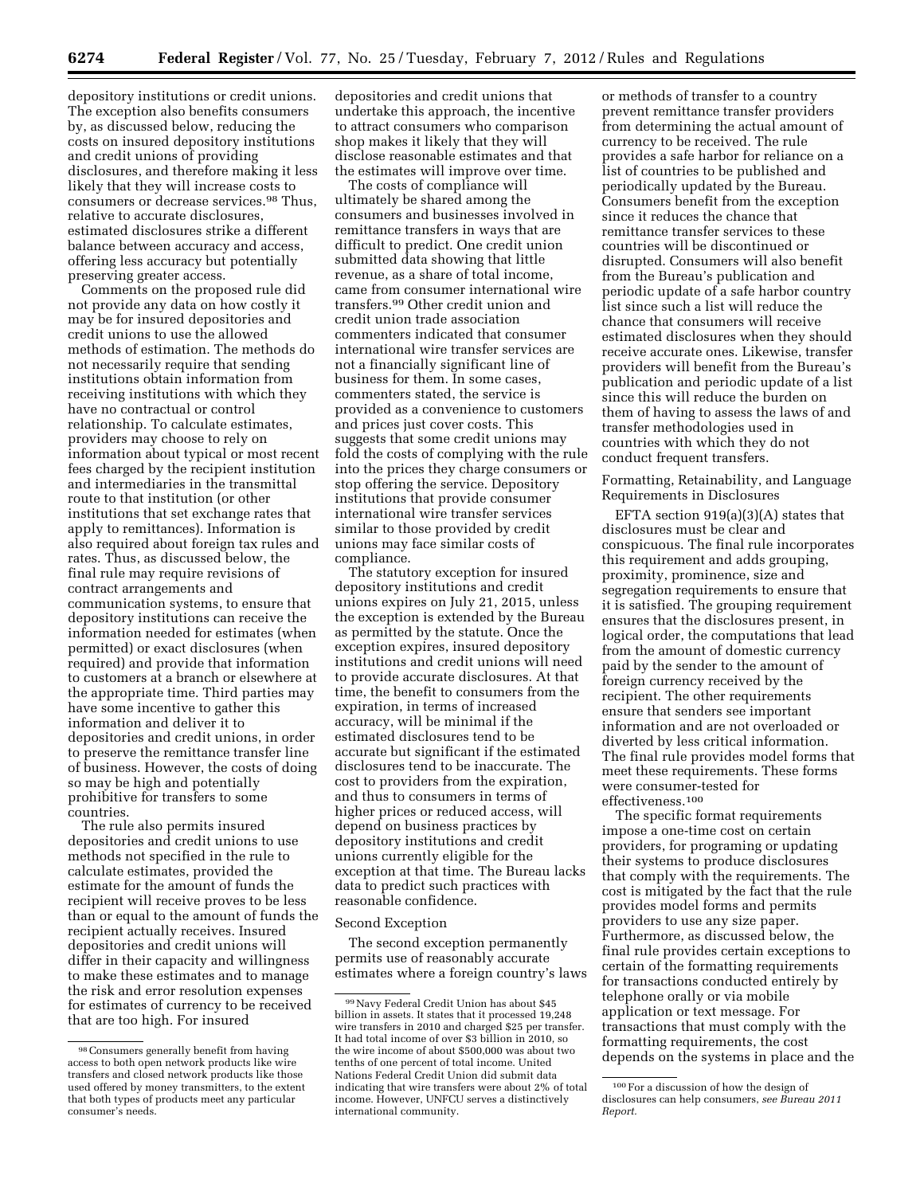depository institutions or credit unions. The exception also benefits consumers by, as discussed below, reducing the costs on insured depository institutions and credit unions of providing disclosures, and therefore making it less likely that they will increase costs to consumers or decrease services.[98] Thus, relative to accurate disclosures, estimated disclosures strike a different balance between accuracy and access, offering less accuracy but potentially preserving greater access.

Comments on the proposed rule did not provide any data on how costly it may be for insured depositories and credit unions to use the allowed methods of estimation. The methods do not necessarily require that sending institutions obtain information from receiving institutions with which they have no contractual or control relationship. To calculate estimates, providers may choose to rely on information about typical or most recent fees charged by the recipient institution and intermediaries in the transmittal route to that institution (or other institutions that set exchange rates that apply to remittances). Information is also required about foreign tax rules and rates. Thus, as discussed below, the final rule may require revisions of contract arrangements and communication systems, to ensure that depository institutions can receive the information needed for estimates (when permitted) or exact disclosures (when required) and provide that information to customers at a branch or elsewhere at the appropriate time. Third parties may have some incentive to gather this information and deliver it to depositories and credit unions, in order to preserve the remittance transfer line of business. However, the costs of doing so may be high and potentially prohibitive for transfers to some countries.

The rule also permits insured depositories and credit unions to use methods not specified in the rule to calculate estimates, provided the estimate for the amount of funds the recipient will receive proves to be less than or equal to the amount of funds the recipient actually receives. Insured depositories and credit unions will differ in their capacity and willingness to make these estimates and to manage the risk and error resolution expenses for estimates of currency to be received that are too high. For insured depositories and credit unions that undertake this approach, the incentive to attract consumers who comparison shop makes it likely that they will disclose reasonable estimates and that the estimates will improve over time.

The costs of compliance will ultimately be shared among the consumers and businesses involved in remittance transfers in ways that are difficult to predict. One credit union submitted data showing that little revenue, as a share of total income, came from consumer international wire transfers.[99] Other credit union and credit union trade association commenters indicated that consumer international wire transfer services are not a financially significant line of business for them. In some cases, commenters stated, the service is provided as a convenience to customers and prices just cover costs. This suggests that some credit unions may fold the costs of complying with the rule into the prices they charge consumers or stop offering the service. Depository institutions that provide consumer international wire transfer services similar to those provided by credit unions may face similar costs of compliance.

The statutory exception for insured depository institutions and credit unions expires on July 21, 2015, unless the exception is extended by the Bureau as permitted by the statute. Once the exception expires, insured depository institutions and credit unions will need to provide accurate disclosures. At that time, the benefit to consumers from the expiration, in terms of increased accuracy, will be minimal if the estimated disclosures tend to be accurate but significant if the estimated disclosures tend to be inaccurate. The cost to providers from the expiration, and thus to consumers in terms of higher prices or reduced access, will depend on business practices by depository institutions and credit unions currently eligible for the exception at that time. The Bureau lacks data to predict such practices with reasonable confidence.

Second Exception

The second exception permanently permits use of reasonably accurate estimates where a foreign country's laws or methods of transfer to a country prevent remittance transfer providers from determining the actual amount of currency to be received. The rule provides a safe harbor for reliance on a list of countries to be published and periodically updated by the Bureau. Consumers benefit from the exception since it reduces the chance that remittance transfer services to these countries will be discontinued or disrupted. Consumers will also benefit from the Bureau's publication and periodic update of a safe harbor country list since such a list will reduce the chance that consumers will receive estimated disclosures when they should receive accurate ones. Likewise, transfer providers will benefit from the Bureau's publication and periodic update of a list since this will reduce the burden on them of having to assess the laws of and transfer methodologies used in countries with which they do not conduct frequent transfers.

Formatting, Retainability, and Language Requirements in Disclosures

EFTA section 919(a)(3)(A) states that disclosures must be clear and conspicuous. The final rule incorporates this requirement and adds grouping, proximity, prominence, size and segregation requirements to ensure that it is satisfied. The grouping requirement ensures that the disclosures present, in logical order, the computations that lead from the amount of domestic currency paid by the sender to the amount of foreign currency received by the recipient. The other requirements ensure that senders see important information and are not overloaded or diverted by less critical information. The final rule provides model forms that meet these requirements. These forms were consumer-tested for effectiveness.[100]

The specific format requirements impose a one-time cost on certain providers, for programing or updating their systems to produce disclosures that comply with the requirements. The cost is mitigated by the fact that the rule provides model forms and permits providers to use any size paper. Furthermore, as discussed below, the final rule provides certain exceptions to certain of the formatting requirements for transactions conducted entirely by telephone orally or via mobile application or text message. For transactions that must comply with the formatting requirements, the cost depends on the systems in place and the

[98] Consumers generally benefit from having access to both open network products like wire transfers and closed network products like those used offered by money transmitters, to the extent that both types of products meet any particular consumer's needs.

[99] Navy Federal Credit Union has about $45 billion in assets. It states that it processed 19,248 wire transfers in 2010 and charged $25 per transfer. It had total income of over $3 billion in 2010, so the wire income of about $500,000 was about two tenths of one percent of total income. United Nations Federal Credit Union did submit data indicating that wire transfers were about 2% of total income. However, UNFCU serves a distinctively international community.

[100] For a discussion of how the design of disclosures can help consumers, *see Bureau 2011 Report.*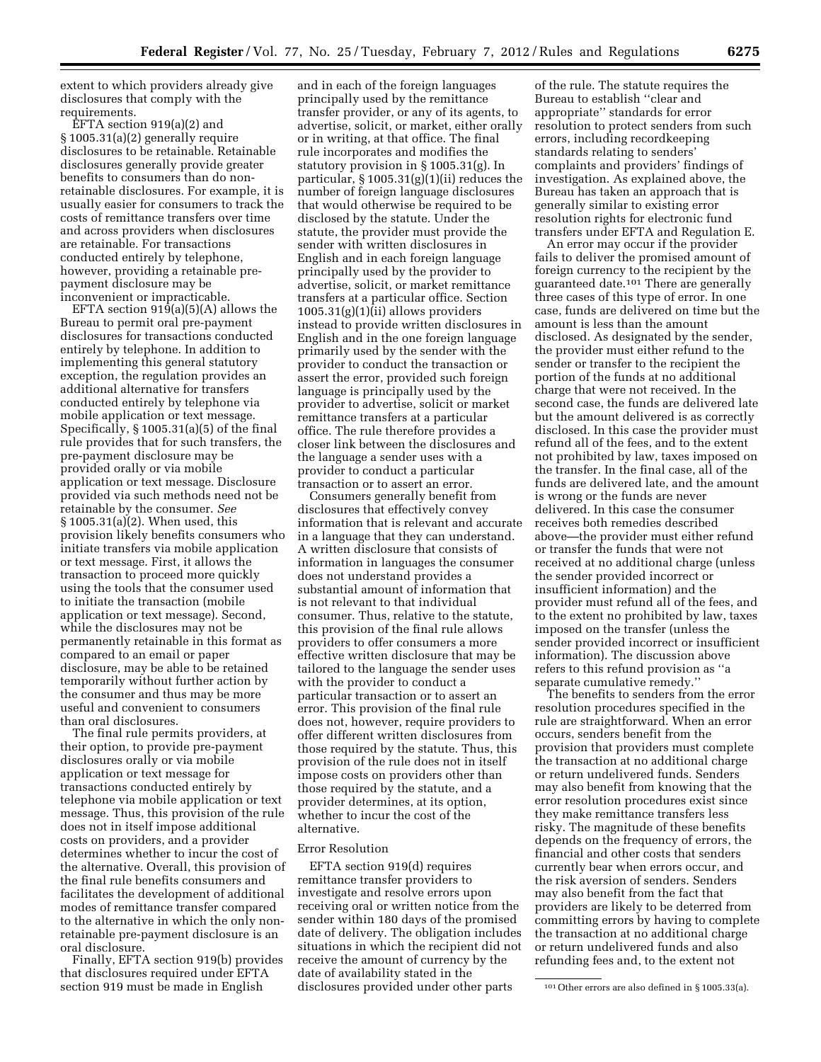extent to which providers already give disclosures that comply with the requirements.

EFTA section 919(a)(2) and § 1005.31(a)(2) generally require disclosures to be retainable. Retainable disclosures generally provide greater benefits to consumers than do non-retainable disclosures. For example, it is usually easier for consumers to track the costs of remittance transfers over time and across providers when disclosures are retainable. For transactions conducted entirely by telephone, however, providing a retainable pre-payment disclosure may be inconvenient or impracticable.

EFTA section 919(a)(5)(A) allows the Bureau to permit oral pre-payment disclosures for transactions conducted entirely by telephone. In addition to implementing this general statutory exception, the regulation provides an additional alternative for transfers conducted entirely by telephone via mobile application or text message. Specifically, § 1005.31(a)(5) of the final rule provides that for such transfers, the pre-payment disclosure may be provided orally or via mobile application or text message. Disclosure provided via such methods need not be retainable by the consumer. *See* § 1005.31(a)(2). When used, this provision likely benefits consumers who initiate transfers via mobile application or text message. First, it allows the transaction to proceed more quickly using the tools that the consumer used to initiate the transaction (mobile application or text message). Second, while the disclosures may not be permanently retainable in this format as compared to an email or paper disclosure, may be able to be retained temporarily without further action by the consumer and thus may be more useful and convenient to consumers than oral disclosures.

The final rule permits providers, at their option, to provide pre-payment disclosures orally or via mobile application or text message for transactions conducted entirely by telephone via mobile application or text message. Thus, this provision of the rule does not in itself impose additional costs on providers, and a provider determines whether to incur the cost of the alternative. Overall, this provision of the final rule benefits consumers and facilitates the development of additional modes of remittance transfer compared to the alternative in which the only non-retainable pre-payment disclosure is an oral disclosure.

Finally, EFTA section 919(b) provides that disclosures required under EFTA section 919 must be made in English and in each of the foreign languages principally used by the remittance transfer provider, or any of its agents, to advertise, solicit, or market, either orally or in writing, at that office. The final rule incorporates and modifies the statutory provision in § 1005.31(g). In particular, § 1005.31(g)(1)(ii) reduces the number of foreign language disclosures that would otherwise be required to be disclosed by the statute. Under the statute, the provider must provide the sender with written disclosures in English and in each foreign language principally used by the provider to advertise, solicit, or market remittance transfers at a particular office. Section 1005.31(g)(1)(ii) allows providers instead to provide written disclosures in English and in the one foreign language primarily used by the sender with the provider to conduct the transaction or assert the error, provided such foreign language is principally used by the provider to advertise, solicit or market remittance transfers at a particular office. The rule therefore provides a closer link between the disclosures and the language a sender uses with a provider to conduct a particular transaction or to assert an error.

Consumers generally benefit from disclosures that effectively convey information that is relevant and accurate in a language that they can understand. A written disclosure that consists of information in languages the consumer does not understand provides a substantial amount of information that is not relevant to that individual consumer. Thus, relative to the statute, this provision of the final rule allows providers to offer consumers a more effective written disclosure that may be tailored to the language the sender uses with the provider to conduct a particular transaction or to assert an error. This provision of the final rule does not, however, require providers to offer different written disclosures from those required by the statute. Thus, this provision of the rule does not in itself impose costs on providers other than those required by the statute, and a provider determines, at its option, whether to incur the cost of the alternative.

### Error Resolution

EFTA section 919(d) requires remittance transfer providers to investigate and resolve errors upon receiving oral or written notice from the sender within 180 days of the promised date of delivery. The obligation includes situations in which the recipient did not receive the amount of currency by the date of availability stated in the disclosures provided under other parts of the rule. The statute requires the Bureau to establish ''clear and appropriate'' standards for error resolution to protect senders from such errors, including recordkeeping standards relating to senders' complaints and providers' findings of investigation. As explained above, the Bureau has taken an approach that is generally similar to existing error resolution rights for electronic fund transfers under EFTA and Regulation E.

An error may occur if the provider fails to deliver the promised amount of foreign currency to the recipient by the guaranteed date.[101] There are generally three cases of this type of error. In one case, funds are delivered on time but the amount is less than the amount disclosed. As designated by the sender, the provider must either refund to the sender or transfer to the recipient the portion of the funds at no additional charge that were not received. In the second case, the funds are delivered late but the amount delivered is as correctly disclosed. In this case the provider must refund all of the fees, and to the extent not prohibited by law, taxes imposed on the transfer. In the final case, all of the funds are delivered late, and the amount is wrong or the funds are never delivered. In this case the consumer receives both remedies described above—the provider must either refund or transfer the funds that were not received at no additional charge (unless the sender provided incorrect or insufficient information) and the provider must refund all of the fees, and to the extent no prohibited by law, taxes imposed on the transfer (unless the sender provided incorrect or insufficient information). The discussion above refers to this refund provision as ''a separate cumulative remedy.''

The benefits to senders from the error resolution procedures specified in the rule are straightforward. When an error occurs, senders benefit from the provision that providers must complete the transaction at no additional charge or return undelivered funds. Senders may also benefit from knowing that the error resolution procedures exist since they make remittance transfers less risky. The magnitude of these benefits depends on the frequency of errors, the financial and other costs that senders currently bear when errors occur, and the risk aversion of senders. Senders may also benefit from the fact that providers are likely to be deterred from committing errors by having to complete the transaction at no additional charge or return undelivered funds and also refunding fees and, to the extent not

[101] Other errors are also defined in § 1005.33(a).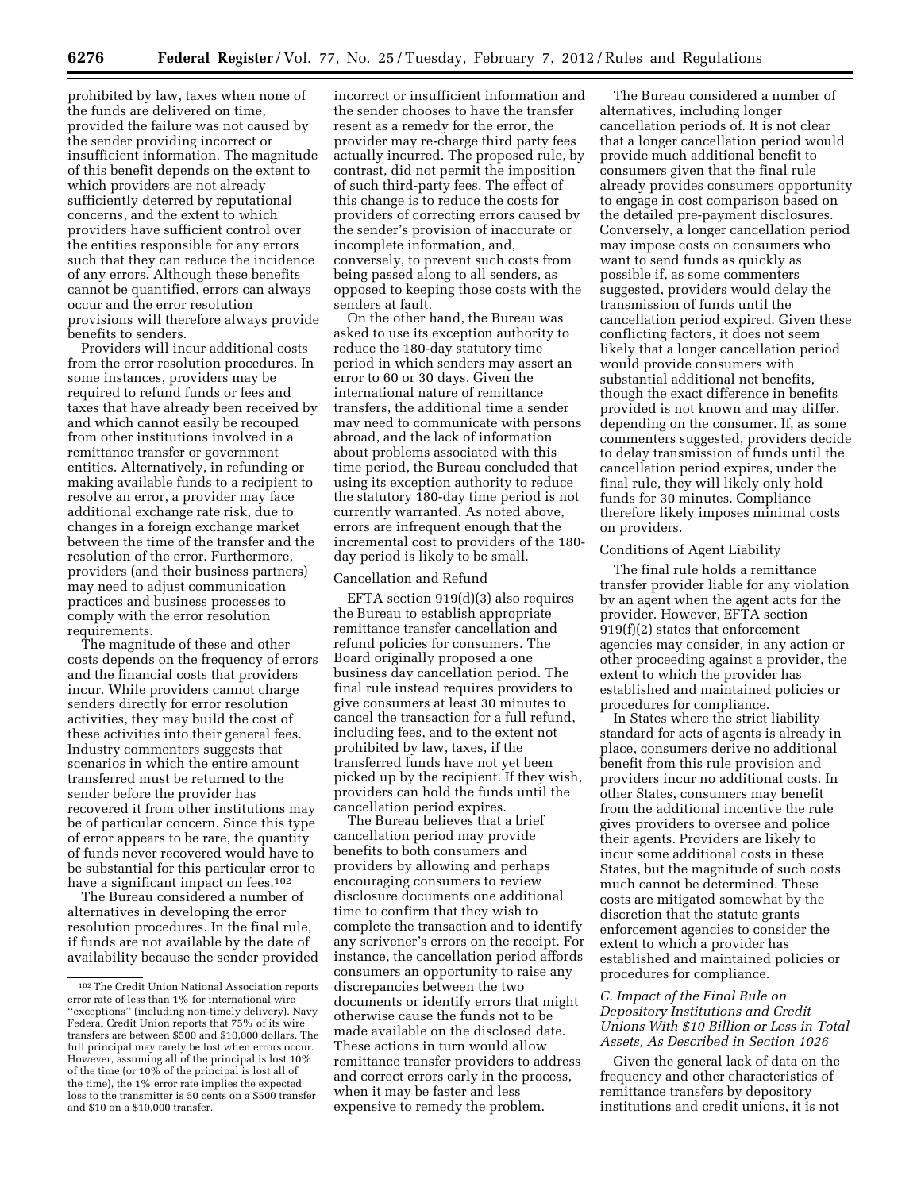prohibited by law, taxes when none of the funds are delivered on time, provided the failure was not caused by the sender providing incorrect or insufficient information. The magnitude of this benefit depends on the extent to which providers are not already sufficiently deterred by reputational concerns, and the extent to which providers have sufficient control over the entities responsible for any errors such that they can reduce the incidence of any errors. Although these benefits cannot be quantified, errors can always occur and the error resolution provisions will therefore always provide benefits to senders.

Providers will incur additional costs from the error resolution procedures. In some instances, providers may be required to refund funds or fees and taxes that have already been received by and which cannot easily be recouped from other institutions involved in a remittance transfer or government entities. Alternatively, in refunding or making available funds to a recipient to resolve an error, a provider may face additional exchange rate risk, due to changes in a foreign exchange market between the time of the transfer and the resolution of the error. Furthermore, providers (and their business partners) may need to adjust communication practices and business processes to comply with the error resolution requirements.

The magnitude of these and other costs depends on the frequency of errors and the financial costs that providers incur. While providers cannot charge senders directly for error resolution activities, they may build the cost of these activities into their general fees. Industry commenters suggests that scenarios in which the entire amount transferred must be returned to the sender before the provider has recovered it from other institutions may be of particular concern. Since this type of error appears to be rare, the quantity of funds never recovered would have to be substantial for this particular error to have a significant impact on fees.[102]

The Bureau considered a number of alternatives in developing the error resolution procedures. In the final rule, if funds are not available by the date of availability because the sender provided incorrect or insufficient information and the sender chooses to have the transfer resent as a remedy for the error, the provider may re-charge third party fees actually incurred. The proposed rule, by contrast, did not permit the imposition of such third-party fees. The effect of this change is to reduce the costs for providers of correcting errors caused by the sender's provision of inaccurate or incomplete information, and, conversely, to prevent such costs from being passed along to all senders, as opposed to keeping those costs with the senders at fault.

On the other hand, the Bureau was asked to use its exception authority to reduce the 180-day statutory time period in which senders may assert an error to 60 or 30 days. Given the international nature of remittance transfers, the additional time a sender may need to communicate with persons abroad, and the lack of information about problems associated with this time period, the Bureau concluded that using its exception authority to reduce the statutory 180-day time period is not currently warranted. As noted above, errors are infrequent enough that the incremental cost to providers of the 180-day period is likely to be small.

Cancellation and Refund

EFTA section 919(d)(3) also requires the Bureau to establish appropriate remittance transfer cancellation and refund policies for consumers. The Board originally proposed a one business day cancellation period. The final rule instead requires providers to give consumers at least 30 minutes to cancel the transaction for a full refund, including fees, and to the extent not prohibited by law, taxes, if the transferred funds have not yet been picked up by the recipient. If they wish, providers can hold the funds until the cancellation period expires.

The Bureau believes that a brief cancellation period may provide benefits to both consumers and providers by allowing and perhaps encouraging consumers to review disclosure documents one additional time to confirm that they wish to complete the transaction and to identify any scrivener's errors on the receipt. For instance, the cancellation period affords consumers an opportunity to raise any discrepancies between the two documents or identify errors that might otherwise cause the funds not to be made available on the disclosed date. These actions in turn would allow remittance transfer providers to address and correct errors early in the process, when it may be faster and less expensive to remedy the problem.

The Bureau considered a number of alternatives, including longer cancellation periods of. It is not clear that a longer cancellation period would provide much additional benefit to consumers given that the final rule already provides consumers opportunity to engage in cost comparison based on the detailed pre-payment disclosures. Conversely, a longer cancellation period may impose costs on consumers who want to send funds as quickly as possible if, as some commenters suggested, providers would delay the transmission of funds until the cancellation period expired. Given these conflicting factors, it does not seem likely that a longer cancellation period would provide consumers with substantial additional net benefits, though the exact difference in benefits provided is not known and may differ, depending on the consumer. If, as some commenters suggested, providers decide to delay transmission of funds until the cancellation period expires, under the final rule, they will likely only hold funds for 30 minutes. Compliance therefore likely imposes minimal costs on providers.

Conditions of Agent Liability

The final rule holds a remittance transfer provider liable for any violation by an agent when the agent acts for the provider. However, EFTA section 919(f)(2) states that enforcement agencies may consider, in any action or other proceeding against a provider, the extent to which the provider has established and maintained policies or procedures for compliance.

In States where the strict liability standard for acts of agents is already in place, consumers derive no additional benefit from this rule provision and providers incur no additional costs. In other States, consumers may benefit from the additional incentive the rule gives providers to oversee and police their agents. Providers are likely to incur some additional costs in these States, but the magnitude of such costs much cannot be determined. These costs are mitigated somewhat by the discretion that the statute grants enforcement agencies to consider the extent to which a provider has established and maintained policies or procedures for compliance.

### *C. Impact of the Final Rule on Depository Institutions and Credit Unions With $10 Billion or Less in Total Assets, As Described in Section 1026*

Given the general lack of data on the frequency and other characteristics of remittance transfers by depository institutions and credit unions, it is not

[102] The Credit Union National Association reports error rate of less than 1% for international wire "exceptions" (including non-timely delivery). Navy Federal Credit Union reports that 75% of its wire transfers are between $500 and $10,000 dollars. The full principal may rarely be lost when errors occur. However, assuming all of the principal is lost 10% of the time (or 10% of the principal is lost all of the time), the 1% error rate implies the expected loss to the transmitter is 50 cents on a $500 transfer and $10 on a $10,000 transfer.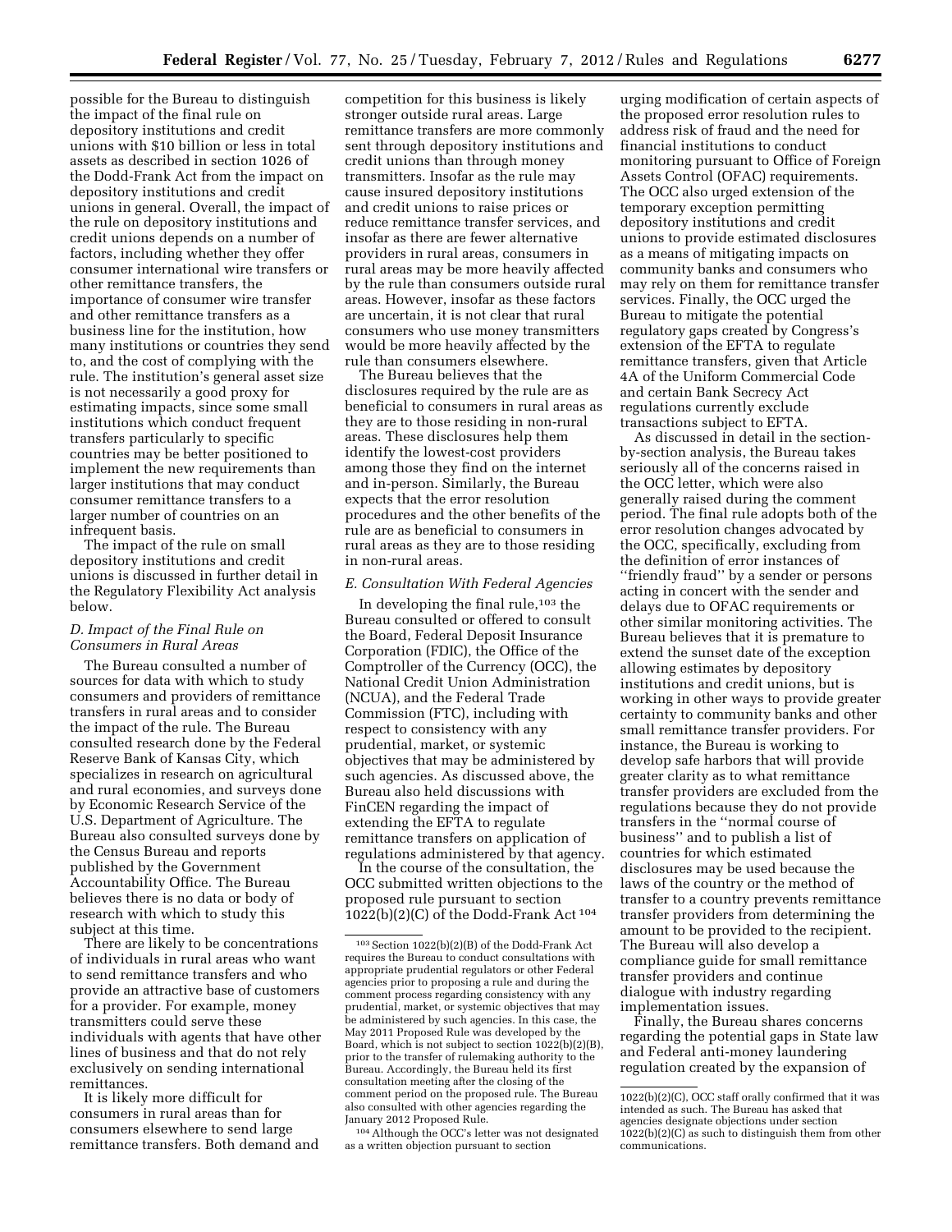possible for the Bureau to distinguish the impact of the final rule on depository institutions and credit unions with $10 billion or less in total assets as described in section 1026 of the Dodd-Frank Act from the impact on depository institutions and credit unions in general. Overall, the impact of the rule on depository institutions and credit unions depends on a number of factors, including whether they offer consumer international wire transfers or other remittance transfers, the importance of consumer wire transfer and other remittance transfers as a business line for the institution, how many institutions or countries they send to, and the cost of complying with the rule. The institution's general asset size is not necessarily a good proxy for estimating impacts, since some small institutions which conduct frequent transfers particularly to specific countries may be better positioned to implement the new requirements than larger institutions that may conduct consumer remittance transfers to a larger number of countries on an infrequent basis.

The impact of the rule on small depository institutions and credit unions is discussed in further detail in the Regulatory Flexibility Act analysis below.

### *D. Impact of the Final Rule on Consumers in Rural Areas*

The Bureau consulted a number of sources for data with which to study consumers and providers of remittance transfers in rural areas and to consider the impact of the rule. The Bureau consulted research done by the Federal Reserve Bank of Kansas City, which specializes in research on agricultural and rural economies, and surveys done by Economic Research Service of the U.S. Department of Agriculture. The Bureau also consulted surveys done by the Census Bureau and reports published by the Government Accountability Office. The Bureau believes there is no data or body of research with which to study this subject at this time.

There are likely to be concentrations of individuals in rural areas who want to send remittance transfers and who provide an attractive base of customers for a provider. For example, money transmitters could serve these individuals with agents that have other lines of business and that do not rely exclusively on sending international remittances.

It is likely more difficult for consumers in rural areas than for consumers elsewhere to send large remittance transfers. Both demand and competition for this business is likely stronger outside rural areas. Large remittance transfers are more commonly sent through depository institutions and credit unions than through money transmitters. Insofar as the rule may cause insured depository institutions and credit unions to raise prices or reduce remittance transfer services, and insofar as there are fewer alternative providers in rural areas, consumers in rural areas may be more heavily affected by the rule than consumers outside rural areas. However, insofar as these factors are uncertain, it is not clear that rural consumers who use money transmitters would be more heavily affected by the rule than consumers elsewhere.

The Bureau believes that the disclosures required by the rule are as beneficial to consumers in rural areas as they are to those residing in non-rural areas. These disclosures help them identify the lowest-cost providers among those they find on the internet and in-person. Similarly, the Bureau expects that the error resolution procedures and the other benefits of the rule are as beneficial to consumers in rural areas as they are to those residing in non-rural areas.

### *E. Consultation With Federal Agencies*

In developing the final rule,[103] the Bureau consulted or offered to consult the Board, Federal Deposit Insurance Corporation (FDIC), the Office of the Comptroller of the Currency (OCC), the National Credit Union Administration (NCUA), and the Federal Trade Commission (FTC), including with respect to consistency with any prudential, market, or systemic objectives that may be administered by such agencies. As discussed above, the Bureau also held discussions with FinCEN regarding the impact of extending the EFTA to regulate remittance transfers on application of regulations administered by that agency.

In the course of the consultation, the OCC submitted written objections to the proposed rule pursuant to section 1022(b)(2)(C) of the Dodd-Frank Act[104] urging modification of certain aspects of the proposed error resolution rules to address risk of fraud and the need for financial institutions to conduct monitoring pursuant to Office of Foreign Assets Control (OFAC) requirements. The OCC also urged extension of the temporary exception permitting depository institutions and credit unions to provide estimated disclosures as a means of mitigating impacts on community banks and consumers who may rely on them for remittance transfer services. Finally, the OCC urged the Bureau to mitigate the potential regulatory gaps created by Congress's extension of the EFTA to regulate remittance transfers, given that Article 4A of the Uniform Commercial Code and certain Bank Secrecy Act regulations currently exclude transactions subject to EFTA.

As discussed in detail in the section-by-section analysis, the Bureau takes seriously all of the concerns raised in the OCC letter, which were also generally raised during the comment period. The final rule adopts both of the error resolution changes advocated by the OCC, specifically, excluding from the definition of error instances of "friendly fraud" by a sender or persons acting in concert with the sender and delays due to OFAC requirements or other similar monitoring activities. The Bureau believes that it is premature to extend the sunset date of the exception allowing estimates by depository institutions and credit unions, but is working in other ways to provide greater certainty to community banks and other small remittance transfer providers. For instance, the Bureau is working to develop safe harbors that will provide greater clarity as to what remittance transfer providers are excluded from the regulations because they do not provide transfers in the "normal course of business" and to publish a list of countries for which estimated disclosures may be used because the laws of the country or the method of transfer to a country prevents remittance transfer providers from determining the amount to be provided to the recipient. The Bureau will also develop a compliance guide for small remittance transfer providers and continue dialogue with industry regarding implementation issues.

Finally, the Bureau shares concerns regarding the potential gaps in State law and Federal anti-money laundering regulation created by the expansion of

---

[103] Section 1022(b)(2)(B) of the Dodd-Frank Act requires the Bureau to conduct consultations with appropriate prudential regulators or other Federal agencies prior to proposing a rule and during the comment process regarding consistency with any prudential, market, or systemic objectives that may be administered by such agencies. In this case, the May 2011 Proposed Rule was developed by the Board, which is not subject to section 1022(b)(2)(B), prior to the transfer of rulemaking authority to the Bureau. Accordingly, the Bureau held its first consultation meeting after the closing of the comment period on the proposed rule. The Bureau also consulted with other agencies regarding the January 2012 Proposed Rule.

[104] Although the OCC's letter was not designated as a written objection pursuant to section 1022(b)(2)(C), OCC staff orally confirmed that it was intended as such. The Bureau has asked that agencies designate objections under section 1022(b)(2)(C) as such to distinguish them from other communications.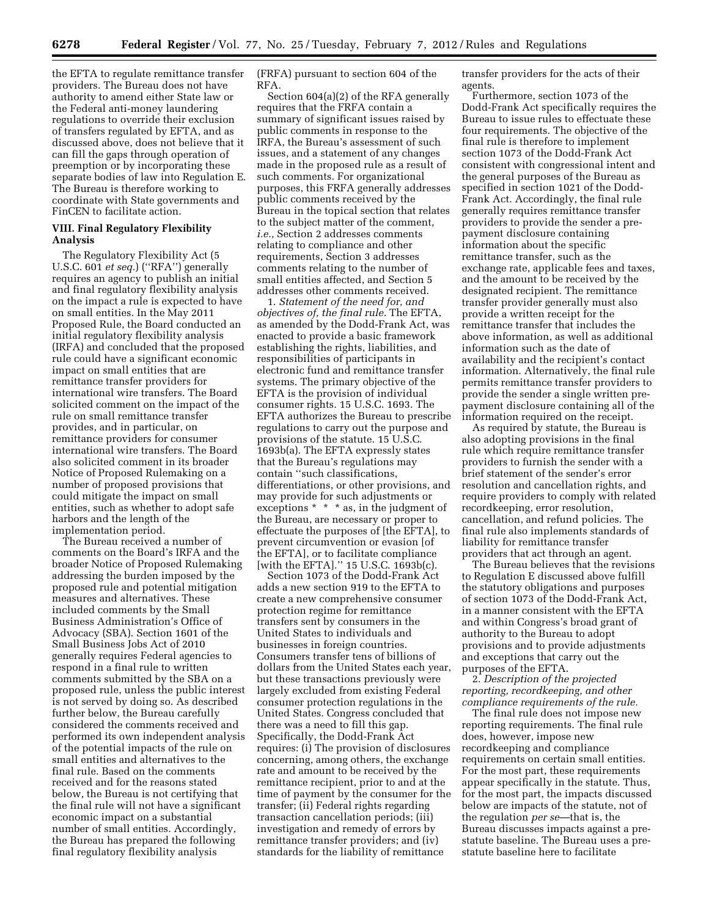the EFTA to regulate remittance transfer providers. The Bureau does not have authority to amend either State law or the Federal anti-money laundering regulations to override their exclusion of transfers regulated by EFTA, and as discussed above, does not believe that it can fill the gaps through operation of preemption or by incorporating these separate bodies of law into Regulation E. The Bureau is therefore working to coordinate with State governments and FinCEN to facilitate action.

## VIII. Final Regulatory Flexibility Analysis

The Regulatory Flexibility Act (5 U.S.C. 601 *et seq.*) (''RFA'') generally requires an agency to publish an initial and final regulatory flexibility analysis on the impact a rule is expected to have on small entities. In the May 2011 Proposed Rule, the Board conducted an initial regulatory flexibility analysis (IRFA) and concluded that the proposed rule could have a significant economic impact on small entities that are remittance transfer providers for international wire transfers. The Board solicited comment on the impact of the rule on small remittance transfer provides, and in particular, on remittance providers for consumer international wire transfers. The Board also solicited comment in its broader Notice of Proposed Rulemaking on a number of proposed provisions that could mitigate the impact on small entities, such as whether to adopt safe harbors and the length of the implementation period.

The Bureau received a number of comments on the Board's IRFA and the broader Notice of Proposed Rulemaking addressing the burden imposed by the proposed rule and potential mitigation measures and alternatives. These included comments by the Small Business Administration's Office of Advocacy (SBA). Section 1601 of the Small Business Jobs Act of 2010 generally requires Federal agencies to respond in a final rule to written comments submitted by the SBA on a proposed rule, unless the public interest is not served by doing so. As described further below, the Bureau carefully considered the comments received and performed its own independent analysis of the potential impacts of the rule on small entities and alternatives to the final rule. Based on the comments received and for the reasons stated below, the Bureau is not certifying that the final rule will not have a significant economic impact on a substantial number of small entities. Accordingly, the Bureau has prepared the following final regulatory flexibility analysis (FRFA) pursuant to section 604 of the RFA.

Section 604(a)(2) of the RFA generally requires that the FRFA contain a summary of significant issues raised by public comments in response to the IRFA, the Bureau's assessment of such issues, and a statement of any changes made in the proposed rule as a result of such comments. For organizational purposes, this FRFA generally addresses public comments received by the Bureau in the topical section that relates to the subject matter of the comment, *i.e.,* Section 2 addresses comments relating to compliance and other requirements, Section 3 addresses comments relating to the number of small entities affected, and Section 5 addresses other comments received.

1. *Statement of the need for, and objectives of, the final rule.* The EFTA, as amended by the Dodd-Frank Act, was enacted to provide a basic framework establishing the rights, liabilities, and responsibilities of participants in electronic fund and remittance transfer systems. The primary objective of the EFTA is the provision of individual consumer rights. 15 U.S.C. 1693. The EFTA authorizes the Bureau to prescribe regulations to carry out the purpose and provisions of the statute. 15 U.S.C. 1693b(a). The EFTA expressly states that the Bureau's regulations may contain ''such classifications, differentiations, or other provisions, and may provide for such adjustments or exceptions * * * as, in the judgment of the Bureau, are necessary or proper to effectuate the purposes of [the EFTA], to prevent circumvention or evasion [of the EFTA], or to facilitate compliance [with the EFTA].'' 15 U.S.C. 1693b(c).

Section 1073 of the Dodd-Frank Act adds a new section 919 to the EFTA to create a new comprehensive consumer protection regime for remittance transfers sent by consumers in the United States to individuals and businesses in foreign countries. Consumers transfer tens of billions of dollars from the United States each year, but these transactions previously were largely excluded from existing Federal consumer protection regulations in the United States. Congress concluded that there was a need to fill this gap. Specifically, the Dodd-Frank Act requires: (i) The provision of disclosures concerning, among others, the exchange rate and amount to be received by the remittance recipient, prior to and at the time of payment by the consumer for the transfer; (ii) Federal rights regarding transaction cancellation periods; (iii) investigation and remedy of errors by remittance transfer providers; and (iv) standards for the liability of remittance transfer providers for the acts of their agents.

Furthermore, section 1073 of the Dodd-Frank Act specifically requires the Bureau to issue rules to effectuate these four requirements. The objective of the final rule is therefore to implement section 1073 of the Dodd-Frank Act consistent with congressional intent and the general purposes of the Bureau as specified in section 1021 of the Dodd-Frank Act. Accordingly, the final rule generally requires remittance transfer providers to provide the sender a pre-payment disclosure containing information about the specific remittance transfer, such as the exchange rate, applicable fees and taxes, and the amount to be received by the designated recipient. The remittance transfer provider generally must also provide a written receipt for the remittance transfer that includes the above information, as well as additional information such as the date of availability and the recipient's contact information. Alternatively, the final rule permits remittance transfer providers to provide the sender a single written pre-payment disclosure containing all of the information required on the receipt.

As required by statute, the Bureau is also adopting provisions in the final rule which require remittance transfer providers to furnish the sender with a brief statement of the sender's error resolution and cancellation rights, and require providers to comply with related recordkeeping, error resolution, cancellation, and refund policies. The final rule also implements standards of liability for remittance transfer providers that act through an agent.

The Bureau believes that the revisions to Regulation E discussed above fulfill the statutory obligations and purposes of section 1073 of the Dodd-Frank Act, in a manner consistent with the EFTA and within Congress's broad grant of authority to the Bureau to adopt provisions and to provide adjustments and exceptions that carry out the purposes of the EFTA.

2. *Description of the projected reporting, recordkeeping, and other compliance requirements of the rule.*

The final rule does not impose new reporting requirements. The final rule does, however, impose new recordkeeping and compliance requirements on certain small entities. For the most part, these requirements appear specifically in the statute. Thus, for the most part, the impacts discussed below are impacts of the statute, not of the regulation *per se*—that is, the Bureau discusses impacts against a pre-statute baseline. The Bureau uses a pre-statute baseline here to facilitate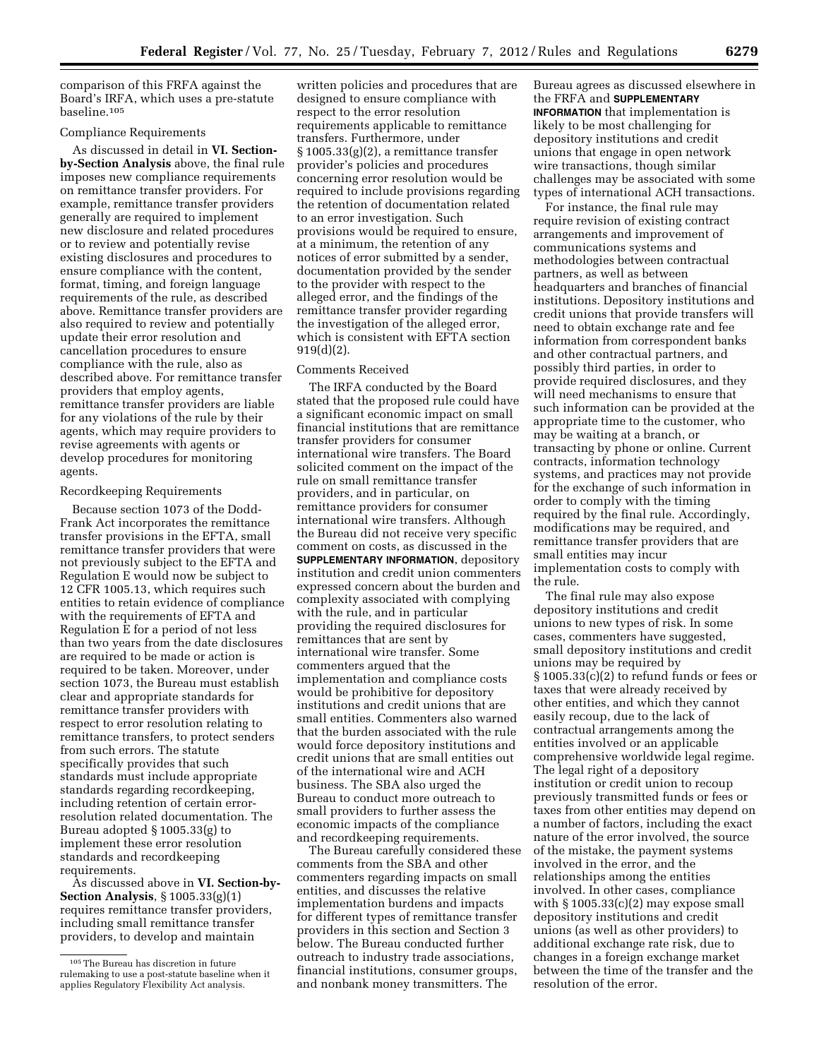comparison of this FRFA against the Board's IRFA, which uses a pre-statute baseline.[105]

Compliance Requirements

As discussed in detail in **VI. Section-by-Section Analysis** above, the final rule imposes new compliance requirements on remittance transfer providers. For example, remittance transfer providers generally are required to implement new disclosure and related procedures or to review and potentially revise existing disclosures and procedures to ensure compliance with the content, format, timing, and foreign language requirements of the rule, as described above. Remittance transfer providers are also required to review and potentially update their error resolution and cancellation procedures to ensure compliance with the rule, also as described above. For remittance transfer providers that employ agents, remittance transfer providers are liable for any violations of the rule by their agents, which may require providers to revise agreements with agents or develop procedures for monitoring agents.

Recordkeeping Requirements

Because section 1073 of the Dodd-Frank Act incorporates the remittance transfer provisions in the EFTA, small remittance transfer providers that were not previously subject to the EFTA and Regulation E would now be subject to 12 CFR 1005.13, which requires such entities to retain evidence of compliance with the requirements of EFTA and Regulation E for a period of not less than two years from the date disclosures are required to be made or action is required to be taken. Moreover, under section 1073, the Bureau must establish clear and appropriate standards for remittance transfer providers with respect to error resolution relating to remittance transfers, to protect senders from such errors. The statute specifically provides that such standards must include appropriate standards regarding recordkeeping, including retention of certain error-resolution related documentation. The Bureau adopted § 1005.33(g) to implement these error resolution standards and recordkeeping requirements.

As discussed above in **VI. Section-by-Section Analysis**, § 1005.33(g)(1) requires remittance transfer providers, including small remittance transfer providers, to develop and maintain written policies and procedures that are designed to ensure compliance with respect to the error resolution requirements applicable to remittance transfers. Furthermore, under § 1005.33(g)(2), a remittance transfer provider's policies and procedures concerning error resolution would be required to include provisions regarding the retention of documentation related to an error investigation. Such provisions would be required to ensure, at a minimum, the retention of any notices of error submitted by a sender, documentation provided by the sender to the provider with respect to the alleged error, and the findings of the remittance transfer provider regarding the investigation of the alleged error, which is consistent with EFTA section 919(d)(2).

Comments Received

The IRFA conducted by the Board stated that the proposed rule could have a significant economic impact on small financial institutions that are remittance transfer providers for consumer international wire transfers. The Board solicited comment on the impact of the rule on small remittance transfer providers, and in particular, on remittance providers for consumer international wire transfers. Although the Bureau did not receive very specific comment on costs, as discussed in the **SUPPLEMENTARY INFORMATION**, depository institution and credit union commenters expressed concern about the burden and complexity associated with complying with the rule, and in particular providing the required disclosures for remittances that are sent by international wire transfer. Some commenters argued that the implementation and compliance costs would be prohibitive for depository institutions and credit unions that are small entities. Commenters also warned that the burden associated with the rule would force depository institutions and credit unions that are small entities out of the international wire and ACH business. The SBA also urged the Bureau to conduct more outreach to small providers to further assess the economic impacts of the compliance and recordkeeping requirements.

The Bureau carefully considered these comments from the SBA and other commenters regarding impacts on small entities, and discusses the relative implementation burdens and impacts for different types of remittance transfer providers in this section and Section 3 below. The Bureau conducted further outreach to industry trade associations, financial institutions, consumer groups, and nonbank money transmitters. The Bureau agrees as discussed elsewhere in the FRFA and **SUPPLEMENTARY INFORMATION** that implementation is likely to be most challenging for depository institutions and credit unions that engage in open network wire transactions, though similar challenges may be associated with some types of international ACH transactions.

For instance, the final rule may require revision of existing contract arrangements and improvement of communications systems and methodologies between contractual partners, as well as between headquarters and branches of financial institutions. Depository institutions and credit unions that provide transfers will need to obtain exchange rate and fee information from correspondent banks and other contractual partners, and possibly third parties, in order to provide required disclosures, and they will need mechanisms to ensure that such information can be provided at the appropriate time to the customer, who may be waiting at a branch, or transacting by phone or online. Current contracts, information technology systems, and practices may not provide for the exchange of such information in order to comply with the timing required by the final rule. Accordingly, modifications may be required, and remittance transfer providers that are small entities may incur implementation costs to comply with the rule.

The final rule may also expose depository institutions and credit unions to new types of risk. In some cases, commenters have suggested, small depository institutions and credit unions may be required by § 1005.33(c)(2) to refund funds or fees or taxes that were already received by other entities, and which they cannot easily recoup, due to the lack of contractual arrangements among the entities involved or an applicable comprehensive worldwide legal regime. The legal right of a depository institution or credit union to recoup previously transmitted funds or fees or taxes from other entities may depend on a number of factors, including the exact nature of the error involved, the source of the mistake, the payment systems involved in the error, and the relationships among the entities involved. In other cases, compliance with § 1005.33(c)(2) may expose small depository institutions and credit unions (as well as other providers) to additional exchange rate risk, due to changes in a foreign exchange market between the time of the transfer and the resolution of the error.

[105] The Bureau has discretion in future rulemaking to use a post-statute baseline when it applies Regulatory Flexibility Act analysis.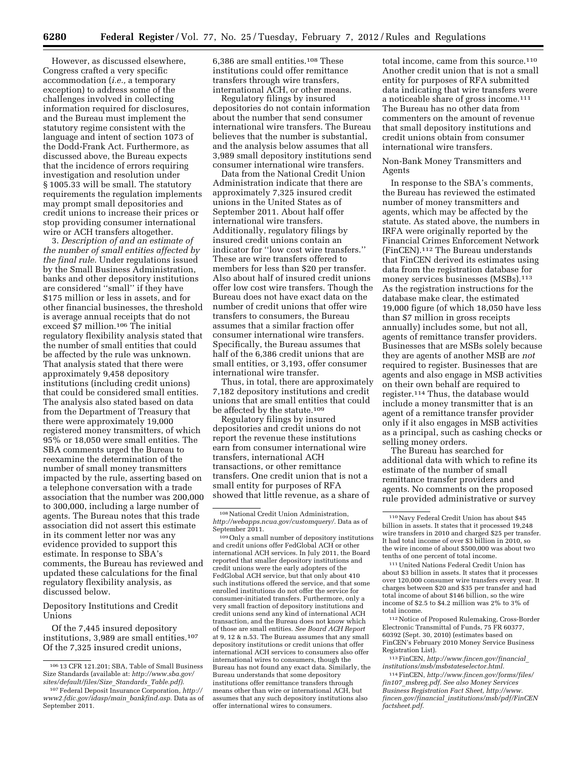However, as discussed elsewhere, Congress crafted a very specific accommodation (*i.e.,* a temporary exception) to address some of the challenges involved in collecting information required for disclosures, and the Bureau must implement the statutory regime consistent with the language and intent of section 1073 of the Dodd-Frank Act. Furthermore, as discussed above, the Bureau expects that the incidence of errors requiring investigation and resolution under § 1005.33 will be small. The statutory requirements the regulation implements may prompt small depositories and credit unions to increase their prices or stop providing consumer international wire or ACH transfers altogether.

3. *Description of and an estimate of the number of small entities affected by the final rule.* Under regulations issued by the Small Business Administration, banks and other depository institutions are considered ''small'' if they have $175 million or less in assets, and for other financial businesses, the threshold is average annual receipts that do not exceed $7 million.[106] The initial regulatory flexibility analysis stated that the number of small entities that could be affected by the rule was unknown. That analysis stated that there were approximately 9,458 depository institutions (including credit unions) that could be considered small entities. The analysis also stated based on data from the Department of Treasury that there were approximately 19,000 registered money transmitters, of which 95% or 18,050 were small entities. The SBA comments urged the Bureau to reexamine the determination of the number of small money transmitters impacted by the rule, asserting based on a telephone conversation with a trade association that the number was 200,000 to 300,000, including a large number of agents. The Bureau notes that this trade association did not assert this estimate in its comment letter nor was any evidence provided to support this estimate. In response to SBA's comments, the Bureau has reviewed and updated these calculations for the final regulatory flexibility analysis, as discussed below.

Depository Institutions and Credit Unions

Of the 7,445 insured depository institutions, 3,989 are small entities.[107] Of the 7,325 insured credit unions, 6,386 are small entities.[108] These institutions could offer remittance transfers through wire transfers, international ACH, or other means.

Regulatory filings by insured depositories do not contain information about the number that send consumer international wire transfers. The Bureau believes that the number is substantial, and the analysis below assumes that all 3,989 small depository institutions send consumer international wire transfers.

Data from the National Credit Union Administration indicate that there are approximately 7,325 insured credit unions in the United States as of September 2011. About half offer international wire transfers. Additionally, regulatory filings by insured credit unions contain an indicator for ''low cost wire transfers.'' These are wire transfers offered to members for less than $20 per transfer. Also about half of insured credit unions offer low cost wire transfers. Though the Bureau does not have exact data on the number of credit unions that offer wire transfers to consumers, the Bureau assumes that a similar fraction offer consumer international wire transfers. Specifically, the Bureau assumes that half of the 6,386 credit unions that are small entities, or 3,193, offer consumer international wire transfer.

Thus, in total, there are approximately 7,182 depository institutions and credit unions that are small entities that could be affected by the statute.[109]

Regulatory filings by insured depositories and credit unions do not report the revenue these institutions earn from consumer international wire transfers, international ACH transactions, or other remittance transfers. One credit union that is not a small entity for purposes of RFA showed that little revenue, as a share of total income, came from this source.[110] Another credit union that is not a small entity for purposes of RFA submitted data indicating that wire transfers were a noticeable share of gross income.[111] The Bureau has no other data from commenters on the amount of revenue that small depository institutions and credit unions obtain from consumer international wire transfers.

Non-Bank Money Transmitters and Agents

In response to the SBA's comments, the Bureau has reviewed the estimated number of money transmitters and agents, which may be affected by the statute. As stated above, the numbers in IRFA were originally reported by the Financial Crimes Enforcement Network (FinCEN).[112] The Bureau understands that FinCEN derived its estimates using data from the registration database for money services businesses (MSBs).[113] As the registration instructions for the database make clear, the estimated 19,000 figure (of which 18,050 have less than $7 million in gross receipts annually) includes some, but not all, agents of remittance transfer providers. Businesses that are MSBs solely because they are agents of another MSB are *not* required to register. Businesses that are agents and also engage in MSB activities on their own behalf are required to register.[114] Thus, the database would include a money transmitter that is an agent of a remittance transfer provider only if it also engages in MSB activities as a principal, such as cashing checks or selling money orders.

The Bureau has searched for additional data with which to refine its estimate of the number of small remittance transfer providers and agents. No comments on the proposed rule provided administrative or survey

---

[106] 13 CFR 121.201; SBA, Table of Small Business Size Standards (available at: *http://www.sba.gov/sites/default/files/Size_Standards_Table.pdf).*

[107] Federal Deposit Insurance Corporation, *http://www2.fdic.gov/idasp/main_bankfind.asp.* Data as of September 2011.

[108] National Credit Union Administration, *http://webapps.ncua.gov/customquery/.* Data as of September 2011.

[109] Only a small number of depository institutions and credit unions offer FedGlobal ACH or other international ACH services. In July 2011, the Board reported that smaller depository institutions and credit unions were the early adopters of the FedGlobal ACH service, but that only about 410 such institutions offered the service, and that some enrolled institutions do not offer the service for consumer-initiated transfers. Furthermore, only a very small fraction of depository institutions and credit unions send any kind of international ACH transaction, and the Bureau does not know which of those are small entities. *See Board ACH Report* at 9, 12 & n.53. The Bureau assumes that any small depository institutions or credit unions that offer international ACH services to consumers also offer international wires to consumers, though the Bureau has not found any exact data. Similarly, the Bureau understands that some depository institutions offer remittance transfers through means other than wire or international ACH, but assumes that any such depository institutions also offer international wires to consumers.

[110] Navy Federal Credit Union has about $45 billion in assets. It states that it processed 19,248 wire transfers in 2010 and charged $25 per transfer. It had total income of over $3 billion in 2010, so the wire income of about $500,000 was about two tenths of one percent of total income.

[111] United Nations Federal Credit Union has about $3 billion in assets. It states that it processes over 120,000 consumer wire transfers every year. It charges between $20 and $35 per transfer and had total income of about $146 billion, so the wire income of $2.5 to $4.2 million was 2% to 3% of total income.

[112] Notice of Proposed Rulemaking, Cross-Border Electronic Transmittal of Funds, 75 FR 60377, 60392 (Sept. 30, 2010) (estimates based on FinCEN's February 2010 Money Service Business Registration List).

[113] FinCEN, *http://www.fincen.gov/financial_institutions/msb/msbstateselector.html.*

[114] FinCEN, *http://www.fincen.gov/forms/files/fin107_msbreg.pdf. See also Money Services Business Registration Fact Sheet, http://www.fincen.gov/financial_institutions/msb/pdf/FinCEN factsheet.pdf.*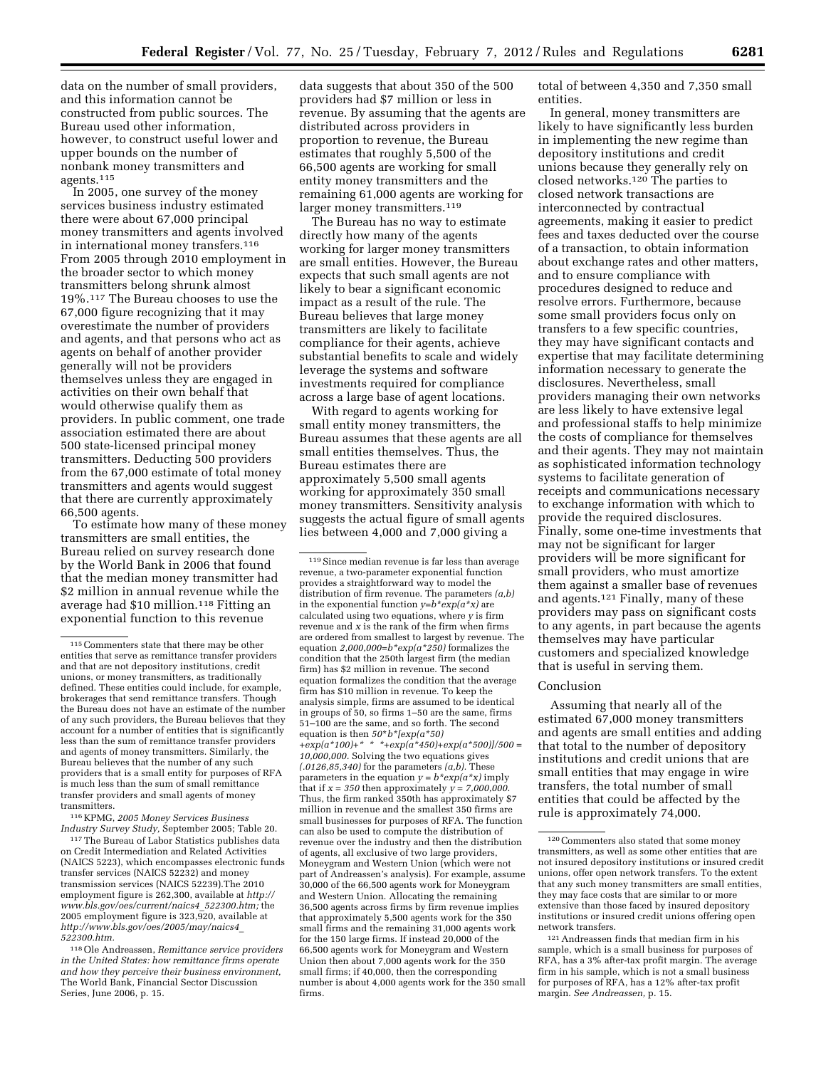data on the number of small providers, and this information cannot be constructed from public sources. The Bureau used other information, however, to construct useful lower and upper bounds on the number of nonbank money transmitters and agents.[115]

In 2005, one survey of the money services business industry estimated there were about 67,000 principal money transmitters and agents involved in international money transfers.[116] From 2005 through 2010 employment in the broader sector to which money transmitters belong shrunk almost 19%.[117] The Bureau chooses to use the 67,000 figure recognizing that it may overestimate the number of providers and agents, and that persons who act as agents on behalf of another provider generally will not be providers themselves unless they are engaged in activities on their own behalf that would otherwise qualify them as providers. In public comment, one trade association estimated there are about 500 state-licensed principal money transmitters. Deducting 500 providers from the 67,000 estimate of total money transmitters and agents would suggest that there are currently approximately 66,500 agents.

To estimate how many of these money transmitters are small entities, the Bureau relied on survey research done by the World Bank in 2006 that found that the median money transmitter had $2 million in annual revenue while the average had $10 million.[118] Fitting an exponential function to this revenue data suggests that about 350 of the 500 providers had $7 million or less in revenue. By assuming that the agents are distributed across providers in proportion to revenue, the Bureau estimates that roughly 5,500 of the 66,500 agents are working for small entity money transmitters and the remaining 61,000 agents are working for larger money transmitters.[119]

The Bureau has no way to estimate directly how many of the agents working for larger money transmitters are small entities. However, the Bureau expects that such small agents are not likely to bear a significant economic impact as a result of the rule. The Bureau believes that large money transmitters are likely to facilitate compliance for their agents, achieve substantial benefits to scale and widely leverage the systems and software investments required for compliance across a large base of agent locations.

With regard to agents working for small entity money transmitters, the Bureau assumes that these agents are all small entities themselves. Thus, the Bureau estimates there are approximately 5,500 small agents working for approximately 350 small money transmitters. Sensitivity analysis suggests the actual figure of small agents lies between 4,000 and 7,000 giving a total of between 4,350 and 7,350 small entities.

In general, money transmitters are likely to have significantly less burden in implementing the new regime than depository institutions and credit unions because they generally rely on closed networks.[120] The parties to closed network transactions are interconnected by contractual agreements, making it easier to predict fees and taxes deducted over the course of a transaction, to obtain information about exchange rates and other matters, and to ensure compliance with procedures designed to reduce and resolve errors. Furthermore, because some small providers focus only on transfers to a few specific countries, they may have significant contacts and expertise that may facilitate determining information necessary to generate the disclosures. Nevertheless, small providers managing their own networks are less likely to have extensive legal and professional staffs to help minimize the costs of compliance for themselves and their agents. They may not maintain as sophisticated information technology systems to facilitate generation of receipts and communications necessary to exchange information with which to provide the required disclosures. Finally, some one-time investments that may not be significant for larger providers will be more significant for small providers, who must amortize them against a smaller base of revenues and agents.[121] Finally, many of these providers may pass on significant costs to any agents, in part because the agents themselves may have particular customers and specialized knowledge that is useful in serving them.

Conclusion

Assuming that nearly all of the estimated 67,000 money transmitters and agents are small entities and adding that total to the number of depository institutions and credit unions that are small entities that may engage in wire transfers, the total number of small entities that could be affected by the rule is approximately 74,000.

---

[115] Commenters state that there may be other entities that serve as remittance transfer providers and that are not depository institutions, credit unions, or money transmitters, as traditionally defined. These entities could include, for example, brokerages that send remittance transfers. Though the Bureau does not have an estimate of the number of any such providers, the Bureau believes that they account for a number of entities that is significantly less than the sum of remittance transfer providers and agents of money transmitters. Similarly, the Bureau believes that the number of any such providers that is a small entity for purposes of RFA is much less than the sum of small remittance transfer providers and small agents of money transmitters.

[116] KPMG, *2005 Money Services Business Industry Survey Study,* September 2005; Table 20.

[117] The Bureau of Labor Statistics publishes data on Credit Intermediation and Related Activities (NAICS 5223), which encompasses electronic funds transfer services (NAICS 52232) and money transmission services (NAICS 52239).The 2010 employment figure is 262,300, available at *http://www.bls.gov/oes/current/naics4_522300.htm;* the 2005 employment figure is 323,920, available at *http://www.bls.gov/oes/2005/may/naics4_522300.htm.*

[118] Ole Andreassen, *Remittance service providers in the United States: how remittance firms operate and how they perceive their business environment,* The World Bank, Financial Sector Discussion Series, June 2006, p. 15.

[119] Since median revenue is far less than average revenue, a two-parameter exponential function provides a straightforward way to model the distribution of firm revenue. The parameters *(a,b)* in the exponential function $y=b*exp(a*x)$ are calculated using two equations, where *y* is firm revenue and *x* is the rank of the firm when firms are ordered from smallest to largest by revenue. The equation $2{,}000{,}000=b*exp(a*250)$ formalizes the condition that the 250th largest firm (the median firm) has $2 million in revenue. The second equation formalizes the condition that the average firm has $10 million in revenue. To keep the analysis simple, firms are assumed to be identical in groups of 50, so firms 1–50 are the same, firms 51–100 are the same, and so forth. The second equation is then $50*b*[exp(a*50)+exp(a*100)+ * * * +exp(a*450)+exp(a*500)]/500 = 10{,}000{,}000$. Solving the two equations gives *(.0126,85,340)* for the parameters *(a,b)*. These parameters in the equation $y = b*exp(a*x)$ imply that if $x = 350$ then approximately $y = 7{,}000{,}000$. Thus, the firm ranked 350th has approximately $7 million in revenue and the smallest 350 firms are small businesses for purposes of RFA. The function can also be used to compute the distribution of revenue over the industry and then the distribution of agents, all exclusive of two large providers, Moneygram and Western Union (which were not part of Andreassen's analysis). For example, assume 30,000 of the 66,500 agents work for Moneygram and Western Union. Allocating the remaining 36,500 agents across firms by firm revenue implies that approximately 5,500 agents work for the 350 small firms and the remaining 31,000 agents work for the 150 large firms. If instead 20,000 of the 66,500 agents work for Moneygram and Western Union then about 7,000 agents work for the 350 small firms; if 40,000, then the corresponding number is about 4,000 agents work for the 350 small firms.

[120] Commenters also stated that some money transmitters, as well as some other entities that are not insured depository institutions or insured credit unions, offer open network transfers. To the extent that any such money transmitters are small entities, they may face costs that are similar to or more extensive than those faced by insured depository institutions or insured credit unions offering open network transfers.

[121] Andreassen finds that median firm in his sample, which is a small business for purposes of RFA, has a 3% after-tax profit margin. The average firm in his sample, which is not a small business for purposes of RFA, has a 12% after-tax profit margin. *See Andreassen,* p. 15.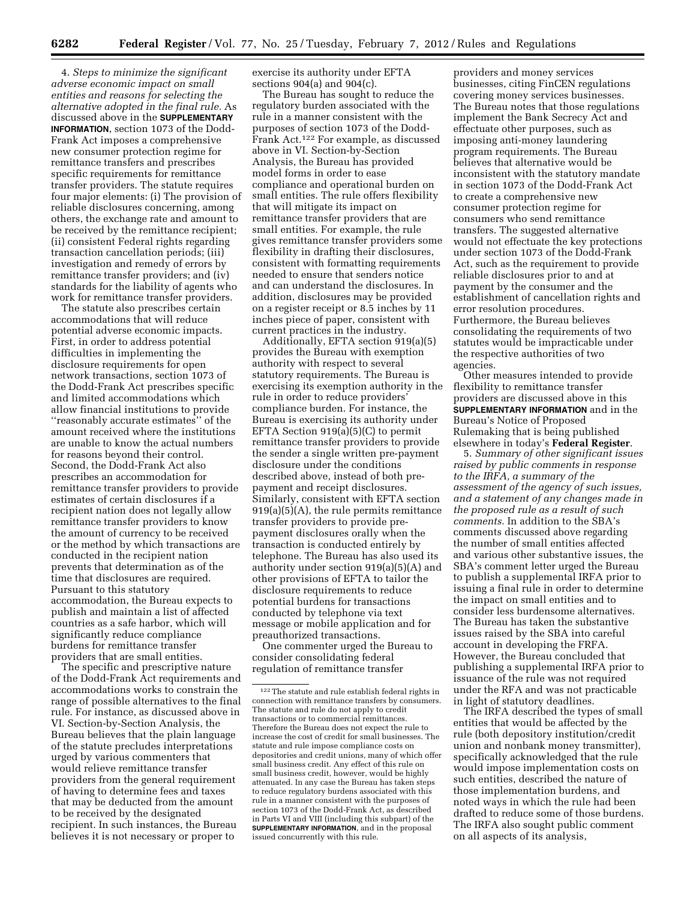4. *Steps to minimize the significant adverse economic impact on small entities and reasons for selecting the alternative adopted in the final rule.* As discussed above in the **SUPPLEMENTARY INFORMATION**, section 1073 of the Dodd-Frank Act imposes a comprehensive new consumer protection regime for remittance transfers and prescribes specific requirements for remittance transfer providers. The statute requires four major elements: (i) The provision of reliable disclosures concerning, among others, the exchange rate and amount to be received by the remittance recipient; (ii) consistent Federal rights regarding transaction cancellation periods; (iii) investigation and remedy of errors by remittance transfer providers; and (iv) standards for the liability of agents who work for remittance transfer providers.

The statute also prescribes certain accommodations that will reduce potential adverse economic impacts. First, in order to address potential difficulties in implementing the disclosure requirements for open network transactions, section 1073 of the Dodd-Frank Act prescribes specific and limited accommodations which allow financial institutions to provide ''reasonably accurate estimates'' of the amount received where the institutions are unable to know the actual numbers for reasons beyond their control. Second, the Dodd-Frank Act also prescribes an accommodation for remittance transfer providers to provide estimates of certain disclosures if a recipient nation does not legally allow remittance transfer providers to know the amount of currency to be received or the method by which transactions are conducted in the recipient nation prevents that determination as of the time that disclosures are required. Pursuant to this statutory accommodation, the Bureau expects to publish and maintain a list of affected countries as a safe harbor, which will significantly reduce compliance burdens for remittance transfer providers that are small entities.

The specific and prescriptive nature of the Dodd-Frank Act requirements and accommodations works to constrain the range of possible alternatives to the final rule. For instance, as discussed above in VI. Section-by-Section Analysis, the Bureau believes that the plain language of the statute precludes interpretations urged by various commenters that would relieve remittance transfer providers from the general requirement of having to determine fees and taxes that may be deducted from the amount to be received by the designated recipient. In such instances, the Bureau believes it is not necessary or proper to exercise its authority under EFTA sections 904(a) and 904(c).

The Bureau has sought to reduce the regulatory burden associated with the rule in a manner consistent with the purposes of section 1073 of the Dodd-Frank Act.[122] For example, as discussed above in VI. Section-by-Section Analysis, the Bureau has provided model forms in order to ease compliance and operational burden on small entities. The rule offers flexibility that will mitigate its impact on remittance transfer providers that are small entities. For example, the rule gives remittance transfer providers some flexibility in drafting their disclosures, consistent with formatting requirements needed to ensure that senders notice and can understand the disclosures. In addition, disclosures may be provided on a register receipt or 8.5 inches by 11 inches piece of paper, consistent with current practices in the industry.

Additionally, EFTA section 919(a)(5) provides the Bureau with exemption authority with respect to several statutory requirements. The Bureau is exercising its exemption authority in the rule in order to reduce providers' compliance burden. For instance, the Bureau is exercising its authority under EFTA Section 919(a)(5)(C) to permit remittance transfer providers to provide the sender a single written pre-payment disclosure under the conditions described above, instead of both pre-payment and receipt disclosures. Similarly, consistent with EFTA section 919(a)(5)(A), the rule permits remittance transfer providers to provide pre-payment disclosures orally when the transaction is conducted entirely by telephone. The Bureau has also used its authority under section 919(a)(5)(A) and other provisions of EFTA to tailor the disclosure requirements to reduce potential burdens for transactions conducted by telephone via text message or mobile application and for preauthorized transactions.

One commenter urged the Bureau to consider consolidating federal regulation of remittance transfer providers and money services businesses, citing FinCEN regulations covering money services businesses. The Bureau notes that those regulations implement the Bank Secrecy Act and effectuate other purposes, such as imposing anti-money laundering program requirements. The Bureau believes that alternative would be inconsistent with the statutory mandate in section 1073 of the Dodd-Frank Act to create a comprehensive new consumer protection regime for consumers who send remittance transfers. The suggested alternative would not effectuate the key protections under section 1073 of the Dodd-Frank Act, such as the requirement to provide reliable disclosures prior to and at payment by the consumer and the establishment of cancellation rights and error resolution procedures. Furthermore, the Bureau believes consolidating the requirements of two statutes would be impracticable under the respective authorities of two agencies.

Other measures intended to provide flexibility to remittance transfer providers are discussed above in this **SUPPLEMENTARY INFORMATION** and in the Bureau's Notice of Proposed Rulemaking that is being published elsewhere in today's **Federal Register**.

5. *Summary of other significant issues raised by public comments in response to the IRFA, a summary of the assessment of the agency of such issues, and a statement of any changes made in the proposed rule as a result of such comments.* In addition to the SBA's comments discussed above regarding the number of small entities affected and various other substantive issues, the SBA's comment letter urged the Bureau to publish a supplemental IRFA prior to issuing a final rule in order to determine the impact on small entities and to consider less burdensome alternatives. The Bureau has taken the substantive issues raised by the SBA into careful account in developing the FRFA. However, the Bureau concluded that publishing a supplemental IRFA prior to issuance of the rule was not required under the RFA and was not practicable in light of statutory deadlines.

The IRFA described the types of small entities that would be affected by the rule (both depository institution/credit union and nonbank money transmitter), specifically acknowledged that the rule would impose implementation costs on such entities, described the nature of those implementation burdens, and noted ways in which the rule had been drafted to reduce some of those burdens. The IRFA also sought public comment on all aspects of its analysis,

---

[122] The statute and rule establish federal rights in connection with remittance transfers by consumers. The statute and rule do not apply to credit transactions or to commercial remittances. Therefore the Bureau does not expect the rule to increase the cost of credit for small businesses. The statute and rule impose compliance costs on depositories and credit unions, many of which offer small business credit. Any effect of this rule on small business credit, however, would be highly attenuated. In any case the Bureau has taken steps to reduce regulatory burdens associated with this rule in a manner consistent with the purposes of section 1073 of the Dodd-Frank Act, as described in Parts VI and VIII (including this subpart) of the **SUPPLEMENTARY INFORMATION**, and in the proposal issued concurrently with this rule.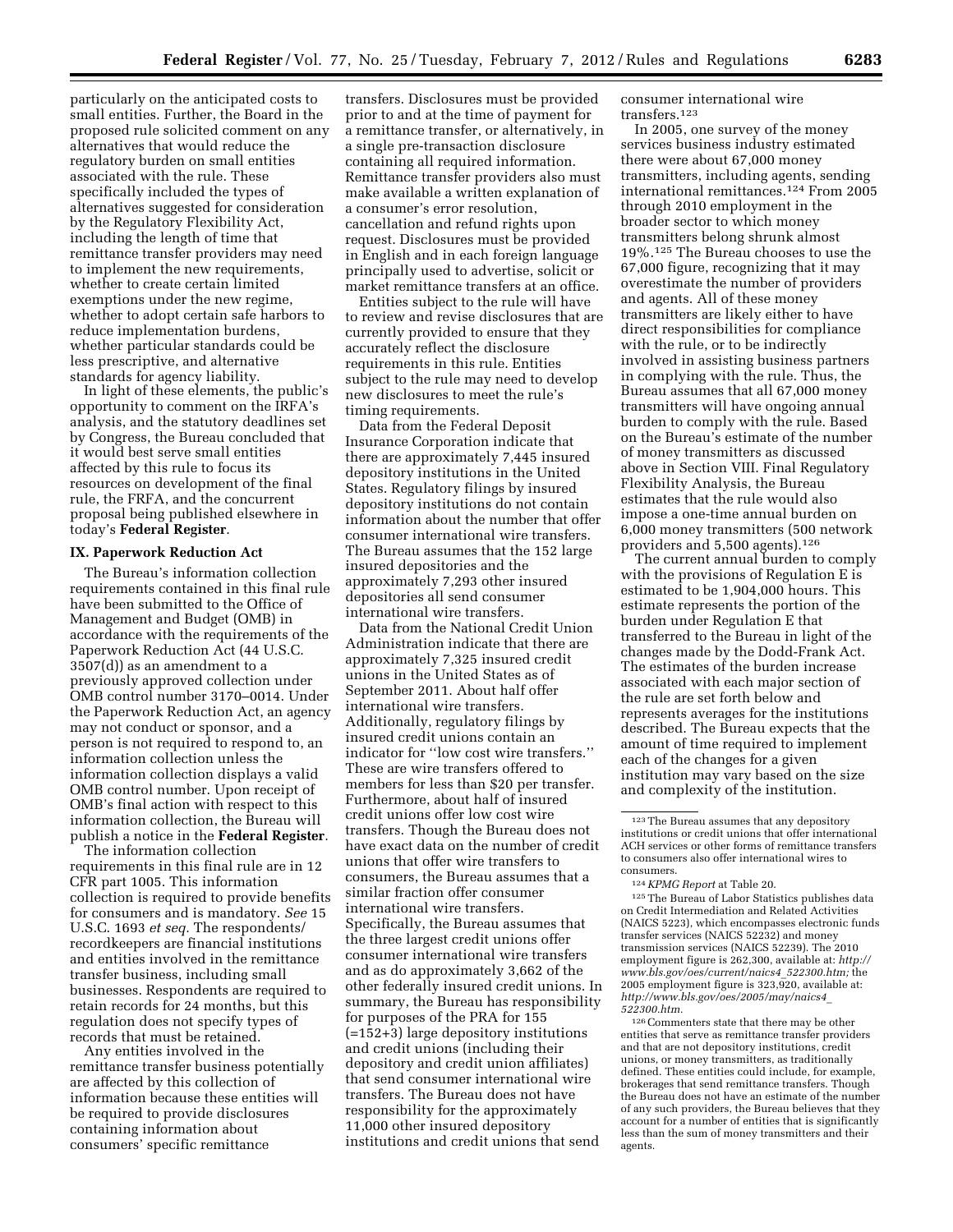particularly on the anticipated costs to small entities. Further, the Board in the proposed rule solicited comment on any alternatives that would reduce the regulatory burden on small entities associated with the rule. These specifically included the types of alternatives suggested for consideration by the Regulatory Flexibility Act, including the length of time that remittance transfer providers may need to implement the new requirements, whether to create certain limited exemptions under the new regime, whether to adopt certain safe harbors to reduce implementation burdens, whether particular standards could be less prescriptive, and alternative standards for agency liability.

In light of these elements, the public's opportunity to comment on the IRFA's analysis, and the statutory deadlines set by Congress, the Bureau concluded that it would best serve small entities affected by this rule to focus its resources on development of the final rule, the FRFA, and the concurrent proposal being published elsewhere in today's **Federal Register**.

## IX. Paperwork Reduction Act

The Bureau's information collection requirements contained in this final rule have been submitted to the Office of Management and Budget (OMB) in accordance with the requirements of the Paperwork Reduction Act (44 U.S.C. 3507(d)) as an amendment to a previously approved collection under OMB control number 3170–0014. Under the Paperwork Reduction Act, an agency may not conduct or sponsor, and a person is not required to respond to, an information collection unless the information collection displays a valid OMB control number. Upon receipt of OMB's final action with respect to this information collection, the Bureau will publish a notice in the **Federal Register**.

The information collection requirements in this final rule are in 12 CFR part 1005. This information collection is required to provide benefits for consumers and is mandatory. *See* 15 U.S.C. 1693 *et seq.* The respondents/recordkeepers are financial institutions and entities involved in the remittance transfer business, including small businesses. Respondents are required to retain records for 24 months, but this regulation does not specify types of records that must be retained.

Any entities involved in the remittance transfer business potentially are affected by this collection of information because these entities will be required to provide disclosures containing information about consumers' specific remittance transfers. Disclosures must be provided prior to and at the time of payment for a remittance transfer, or alternatively, in a single pre-transaction disclosure containing all required information. Remittance transfer providers also must make available a written explanation of a consumer's error resolution, cancellation and refund rights upon request. Disclosures must be provided in English and in each foreign language principally used to advertise, solicit or market remittance transfers at an office.

Entities subject to the rule will have to review and revise disclosures that are currently provided to ensure that they accurately reflect the disclosure requirements in this rule. Entities subject to the rule may need to develop new disclosures to meet the rule's timing requirements.

Data from the Federal Deposit Insurance Corporation indicate that there are approximately 7,445 insured depository institutions in the United States. Regulatory filings by insured depository institutions do not contain information about the number that offer consumer international wire transfers. The Bureau assumes that the 152 large insured depositories and the approximately 7,293 other insured depositories all send consumer international wire transfers.

Data from the National Credit Union Administration indicate that there are approximately 7,325 insured credit unions in the United States as of September 2011. About half offer international wire transfers. Additionally, regulatory filings by insured credit unions contain an indicator for ''low cost wire transfers.'' These are wire transfers offered to members for less than $20 per transfer. Furthermore, about half of insured credit unions offer low cost wire transfers. Though the Bureau does not have exact data on the number of credit unions that offer wire transfers to consumers, the Bureau assumes that a similar fraction offer consumer international wire transfers. Specifically, the Bureau assumes that the three largest credit unions offer consumer international wire transfers and as do approximately 3,662 of the other federally insured credit unions. In summary, the Bureau has responsibility for purposes of the PRA for 155 (=152+3) large depository institutions and credit unions (including their depository and credit union affiliates) that send consumer international wire transfers. The Bureau does not have responsibility for the approximately 11,000 other insured depository institutions and credit unions that send consumer international wire transfers.[123]

In 2005, one survey of the money services business industry estimated there were about 67,000 money transmitters, including agents, sending international remittances.[124] From 2005 through 2010 employment in the broader sector to which money transmitters belong shrunk almost 19%.[125] The Bureau chooses to use the 67,000 figure, recognizing that it may overestimate the number of providers and agents. All of these money transmitters are likely either to have direct responsibilities for compliance with the rule, or to be indirectly involved in assisting business partners in complying with the rule. Thus, the Bureau assumes that all 67,000 money transmitters will have ongoing annual burden to comply with the rule. Based on the Bureau's estimate of the number of money transmitters as discussed above in Section VIII. Final Regulatory Flexibility Analysis, the Bureau estimates that the rule would also impose a one-time annual burden on 6,000 money transmitters (500 network providers and 5,500 agents).[126]

The current annual burden to comply with the provisions of Regulation E is estimated to be 1,904,000 hours. This estimate represents the portion of the burden under Regulation E that transferred to the Bureau in light of the changes made by the Dodd-Frank Act. The estimates of the burden increase associated with each major section of the rule are set forth below and represents averages for the institutions described. The Bureau expects that the amount of time required to implement each of the changes for a given institution may vary based on the size and complexity of the institution.

---

[123] The Bureau assumes that any depository institutions or credit unions that offer international ACH services or other forms of remittance transfers to consumers also offer international wires to consumers.

[124] *KPMG Report* at Table 20.

[125] The Bureau of Labor Statistics publishes data on Credit Intermediation and Related Activities (NAICS 5223), which encompasses electronic funds transfer services (NAICS 52232) and money transmission services (NAICS 52239). The 2010 employment figure is 262,300, available at: *http://www.bls.gov/oes/current/naics4_522300.htm;* the 2005 employment figure is 323,920, available at: *http://www.bls.gov/oes/2005/may/naics4_522300.htm.*

[126] Commenters state that there may be other entities that serve as remittance transfer providers and that are not depository institutions, credit unions, or money transmitters, as traditionally defined. These entities could include, for example, brokerages that send remittance transfers. Though the Bureau does not have an estimate of the number of any such providers, the Bureau believes that they account for a number of entities that is significantly less than the sum of money transmitters and their agents.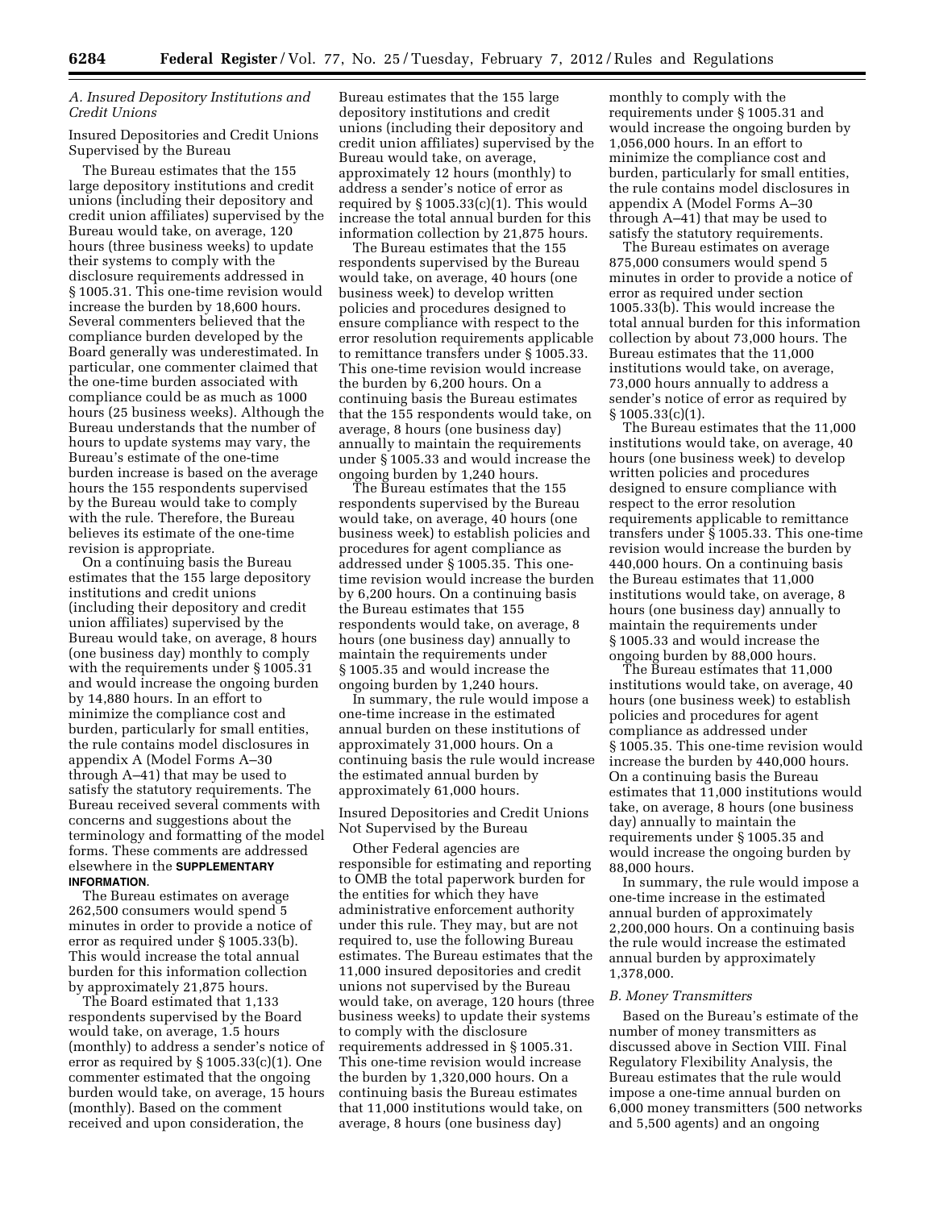### *A. Insured Depository Institutions and Credit Unions*

Insured Depositories and Credit Unions Supervised by the Bureau

The Bureau estimates that the 155 large depository institutions and credit unions (including their depository and credit union affiliates) supervised by the Bureau would take, on average, 120 hours (three business weeks) to update their systems to comply with the disclosure requirements addressed in § 1005.31. This one-time revision would increase the burden by 18,600 hours. Several commenters believed that the compliance burden developed by the Board generally was underestimated. In particular, one commenter claimed that the one-time burden associated with compliance could be as much as 1000 hours (25 business weeks). Although the Bureau understands that the number of hours to update systems may vary, the Bureau's estimate of the one-time burden increase is based on the average hours the 155 respondents supervised by the Bureau would take to comply with the rule. Therefore, the Bureau believes its estimate of the one-time revision is appropriate.

On a continuing basis the Bureau estimates that the 155 large depository institutions and credit unions (including their depository and credit union affiliates) supervised by the Bureau would take, on average, 8 hours (one business day) monthly to comply with the requirements under § 1005.31 and would increase the ongoing burden by 14,880 hours. In an effort to minimize the compliance cost and burden, particularly for small entities, the rule contains model disclosures in appendix A (Model Forms A–30 through A–41) that may be used to satisfy the statutory requirements. The Bureau received several comments with concerns and suggestions about the terminology and formatting of the model forms. These comments are addressed elsewhere in the **SUPPLEMENTARY INFORMATION**.

The Bureau estimates on average 262,500 consumers would spend 5 minutes in order to provide a notice of error as required under § 1005.33(b). This would increase the total annual burden for this information collection by approximately 21,875 hours.

The Board estimated that 1,133 respondents supervised by the Board would take, on average, 1.5 hours (monthly) to address a sender's notice of error as required by § 1005.33(c)(1). One commenter estimated that the ongoing burden would take, on average, 15 hours (monthly). Based on the comment received and upon consideration, the Bureau estimates that the 155 large depository institutions and credit unions (including their depository and credit union affiliates) supervised by the Bureau would take, on average, approximately 12 hours (monthly) to address a sender's notice of error as required by § 1005.33(c)(1). This would increase the total annual burden for this information collection by 21,875 hours.

The Bureau estimates that the 155 respondents supervised by the Bureau would take, on average, 40 hours (one business week) to develop written policies and procedures designed to ensure compliance with respect to the error resolution requirements applicable to remittance transfers under § 1005.33. This one-time revision would increase the burden by 6,200 hours. On a continuing basis the Bureau estimates that the 155 respondents would take, on average, 8 hours (one business day) annually to maintain the requirements under § 1005.33 and would increase the ongoing burden by 1,240 hours.

The Bureau estimates that the 155 respondents supervised by the Bureau would take, on average, 40 hours (one business week) to establish policies and procedures for agent compliance as addressed under § 1005.35. This one-time revision would increase the burden by 6,200 hours. On a continuing basis the Bureau estimates that 155 respondents would take, on average, 8 hours (one business day) annually to maintain the requirements under § 1005.35 and would increase the ongoing burden by 1,240 hours.

In summary, the rule would impose a one-time increase in the estimated annual burden on these institutions of approximately 31,000 hours. On a continuing basis the rule would increase the estimated annual burden by approximately 61,000 hours.

Insured Depositories and Credit Unions Not Supervised by the Bureau

Other Federal agencies are responsible for estimating and reporting to OMB the total paperwork burden for the entities for which they have administrative enforcement authority under this rule. They may, but are not required to, use the following Bureau estimates. The Bureau estimates that the 11,000 insured depositories and credit unions not supervised by the Bureau would take, on average, 120 hours (three business weeks) to update their systems to comply with the disclosure requirements addressed in § 1005.31. This one-time revision would increase the burden by 1,320,000 hours. On a continuing basis the Bureau estimates that 11,000 institutions would take, on average, 8 hours (one business day) monthly to comply with the requirements under § 1005.31 and would increase the ongoing burden by 1,056,000 hours. In an effort to minimize the compliance cost and burden, particularly for small entities, the rule contains model disclosures in appendix A (Model Forms A–30 through A–41) that may be used to satisfy the statutory requirements.

The Bureau estimates on average 875,000 consumers would spend 5 minutes in order to provide a notice of error as required under section 1005.33(b). This would increase the total annual burden for this information collection by about 73,000 hours. The Bureau estimates that the 11,000 institutions would take, on average, 73,000 hours annually to address a sender's notice of error as required by § 1005.33(c)(1).

The Bureau estimates that the 11,000 institutions would take, on average, 40 hours (one business week) to develop written policies and procedures designed to ensure compliance with respect to the error resolution requirements applicable to remittance transfers under § 1005.33. This one-time revision would increase the burden by 440,000 hours. On a continuing basis the Bureau estimates that 11,000 institutions would take, on average, 8 hours (one business day) annually to maintain the requirements under § 1005.33 and would increase the ongoing burden by 88,000 hours.

The Bureau estimates that 11,000 institutions would take, on average, 40 hours (one business week) to establish policies and procedures for agent compliance as addressed under § 1005.35. This one-time revision would increase the burden by 440,000 hours. On a continuing basis the Bureau estimates that 11,000 institutions would take, on average, 8 hours (one business day) annually to maintain the requirements under § 1005.35 and would increase the ongoing burden by 88,000 hours.

In summary, the rule would impose a one-time increase in the estimated annual burden of approximately 2,200,000 hours. On a continuing basis the rule would increase the estimated annual burden by approximately 1,378,000.

### *B. Money Transmitters*

Based on the Bureau's estimate of the number of money transmitters as discussed above in Section VIII. Final Regulatory Flexibility Analysis, the Bureau estimates that the rule would impose a one-time annual burden on 6,000 money transmitters (500 networks and 5,500 agents) and an ongoing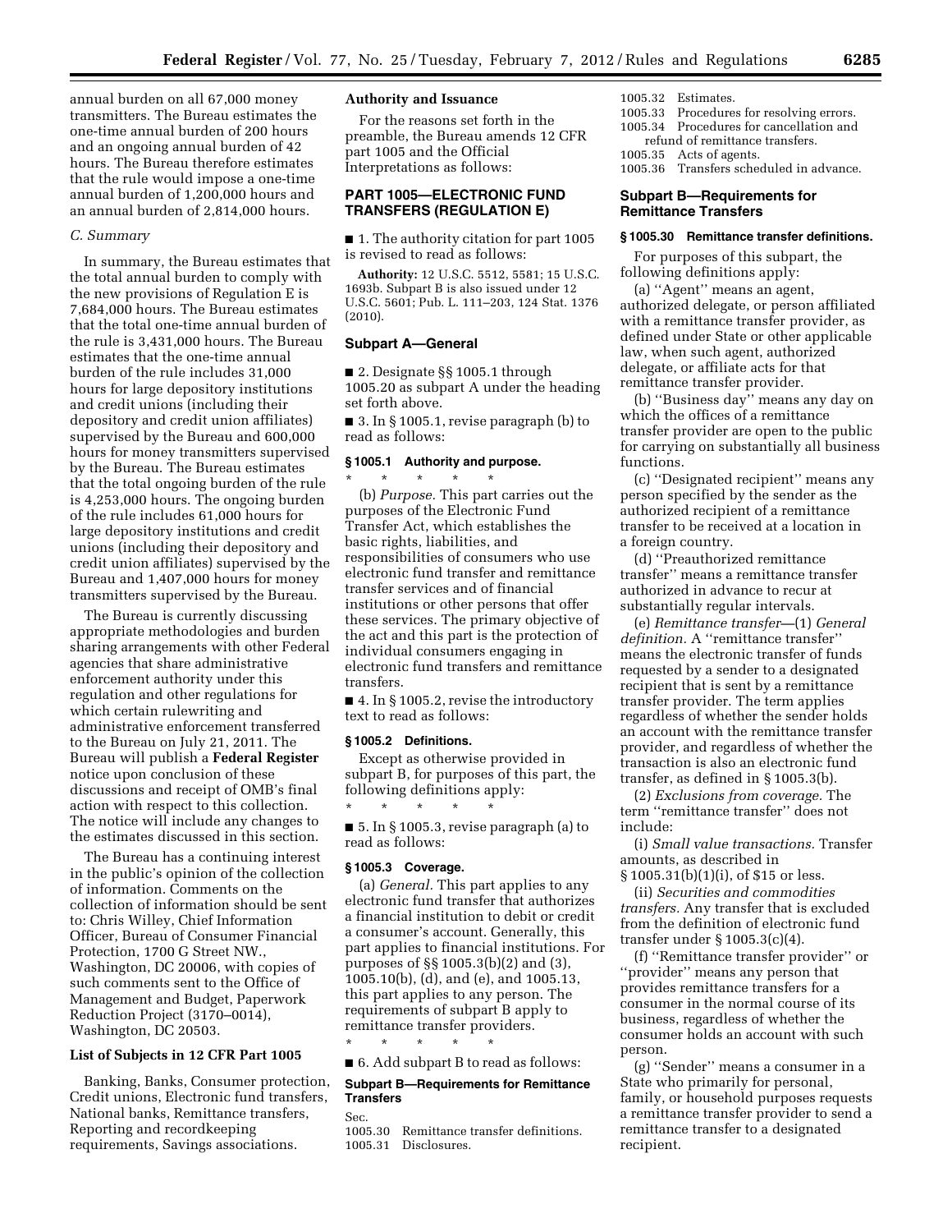annual burden on all 67,000 money transmitters. The Bureau estimates the one-time annual burden of 200 hours and an ongoing annual burden of 42 hours. The Bureau therefore estimates that the rule would impose a one-time annual burden of 1,200,000 hours and an annual burden of 2,814,000 hours.

*C. Summary*

In summary, the Bureau estimates that the total annual burden to comply with the new provisions of Regulation E is 7,684,000 hours. The Bureau estimates that the total one-time annual burden of the rule is 3,431,000 hours. The Bureau estimates that the one-time annual burden of the rule includes 31,000 hours for large depository institutions and credit unions (including their depository and credit union affiliates) supervised by the Bureau and 600,000 hours for money transmitters supervised by the Bureau. The Bureau estimates that the total ongoing burden of the rule is 4,253,000 hours. The ongoing burden of the rule includes 61,000 hours for large depository institutions and credit unions (including their depository and credit union affiliates) supervised by the Bureau and 1,407,000 hours for money transmitters supervised by the Bureau.

The Bureau is currently discussing appropriate methodologies and burden sharing arrangements with other Federal agencies that share administrative enforcement authority under this regulation and other regulations for which certain rulewriting and administrative enforcement transferred to the Bureau on July 21, 2011. The Bureau will publish a **Federal Register** notice upon conclusion of these discussions and receipt of OMB's final action with respect to this collection. The notice will include any changes to the estimates discussed in this section.

The Bureau has a continuing interest in the public's opinion of the collection of information. Comments on the collection of information should be sent to: Chris Willey, Chief Information Officer, Bureau of Consumer Financial Protection, 1700 G Street NW., Washington, DC 20006, with copies of such comments sent to the Office of Management and Budget, Paperwork Reduction Project (3170–0014), Washington, DC 20503.

**List of Subjects in 12 CFR Part 1005**

Banking, Banks, Consumer protection, Credit unions, Electronic fund transfers, National banks, Remittance transfers, Reporting and recordkeeping requirements, Savings associations.

**Authority and Issuance**

For the reasons set forth in the preamble, the Bureau amends 12 CFR part 1005 and the Official Interpretations as follows:

## PART 1005—ELECTRONIC FUND TRANSFERS (REGULATION E)

■ 1. The authority citation for part 1005 is revised to read as follows:

**Authority:** 12 U.S.C. 5512, 5581; 15 U.S.C. 1693b. Subpart B is also issued under 12 U.S.C. 5601; Pub. L. 111–203, 124 Stat. 1376 (2010).

### Subpart A—General

■ 2. Designate §§ 1005.1 through 1005.20 as subpart A under the heading set forth above.

■ 3. In § 1005.1, revise paragraph (b) to read as follows:

**§ 1005.1 Authority and purpose.**

\* \* \* \* \*

(b) *Purpose.* This part carries out the purposes of the Electronic Fund Transfer Act, which establishes the basic rights, liabilities, and responsibilities of consumers who use electronic fund transfer and remittance transfer services and of financial institutions or other persons that offer these services. The primary objective of the act and this part is the protection of individual consumers engaging in electronic fund transfers and remittance transfers.

■ 4. In § 1005.2, revise the introductory text to read as follows:

**§ 1005.2 Definitions.**

Except as otherwise provided in subpart B, for purposes of this part, the following definitions apply:

\* \* \* \* \*

■ 5. In § 1005.3, revise paragraph (a) to read as follows:

**§ 1005.3 Coverage.**

(a) *General.* This part applies to any electronic fund transfer that authorizes a financial institution to debit or credit a consumer's account. Generally, this part applies to financial institutions. For purposes of §§ 1005.3(b)(2) and (3), 1005.10(b), (d), and (e), and 1005.13, this part applies to any person. The requirements of subpart B apply to remittance transfer providers.

\* \* \* \* \*

■ 6. Add subpart B to read as follows:

### Subpart B—Requirements for Remittance Transfers

Sec.
1005.30 Remittance transfer definitions.
1005.31 Disclosures.
1005.32 Estimates.
1005.33 Procedures for resolving errors.
1005.34 Procedures for cancellation and refund of remittance transfers.
1005.35 Acts of agents.
1005.36 Transfers scheduled in advance.

### Subpart B—Requirements for Remittance Transfers

**§ 1005.30 Remittance transfer definitions.**

For purposes of this subpart, the following definitions apply:

(a) ''Agent'' means an agent, authorized delegate, or person affiliated with a remittance transfer provider, as defined under State or other applicable law, when such agent, authorized delegate, or affiliate acts for that remittance transfer provider.

(b) ''Business day'' means any day on which the offices of a remittance transfer provider are open to the public for carrying on substantially all business functions.

(c) ''Designated recipient'' means any person specified by the sender as the authorized recipient of a remittance transfer to be received at a location in a foreign country.

(d) ''Preauthorized remittance transfer'' means a remittance transfer authorized in advance to recur at substantially regular intervals.

(e) *Remittance transfer*—(1) *General definition.* A ''remittance transfer'' means the electronic transfer of funds requested by a sender to a designated recipient that is sent by a remittance transfer provider. The term applies regardless of whether the sender holds an account with the remittance transfer provider, and regardless of whether the transaction is also an electronic fund transfer, as defined in § 1005.3(b).

(2) *Exclusions from coverage.* The term ''remittance transfer'' does not include:

(i) *Small value transactions.* Transfer amounts, as described in § 1005.31(b)(1)(i), of $15 or less.

(ii) *Securities and commodities transfers.* Any transfer that is excluded from the definition of electronic fund transfer under § 1005.3(c)(4).

(f) ''Remittance transfer provider'' or ''provider'' means any person that provides remittance transfers for a consumer in the normal course of its business, regardless of whether the consumer holds an account with such person.

(g) ''Sender'' means a consumer in a State who primarily for personal, family, or household purposes requests a remittance transfer provider to send a remittance transfer to a designated recipient.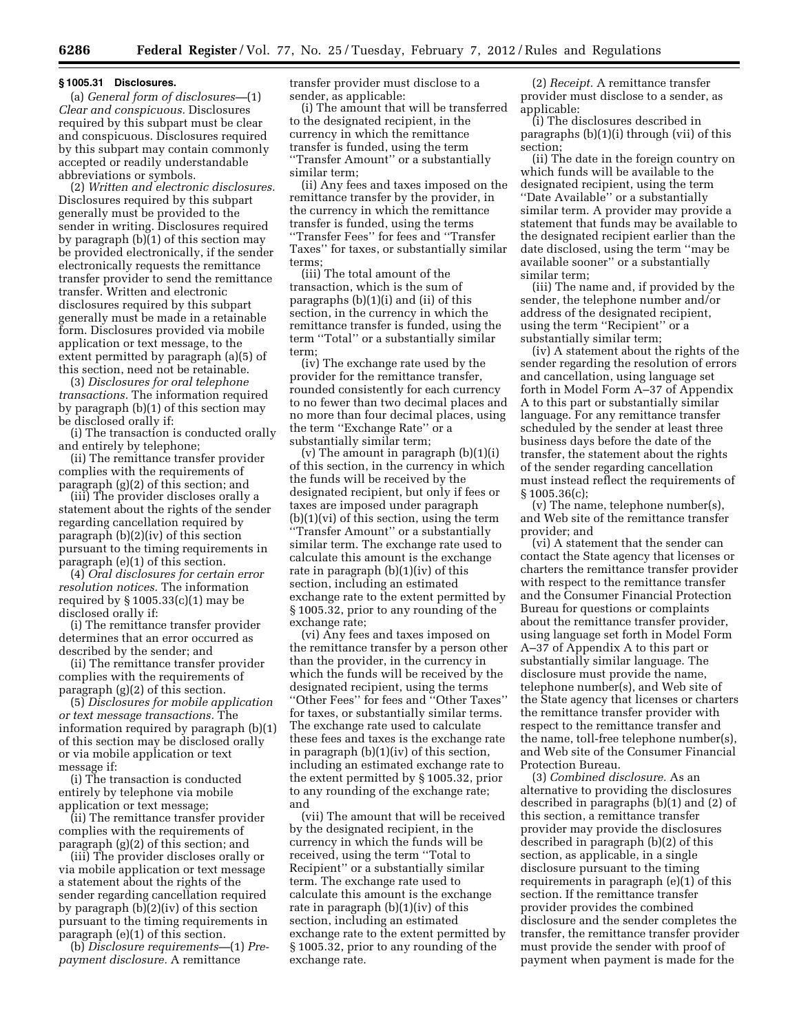### § 1005.31 Disclosures.

(a) *General form of disclosures*—(1) *Clear and conspicuous.* Disclosures required by this subpart must be clear and conspicuous. Disclosures required by this subpart may contain commonly accepted or readily understandable abbreviations or symbols.

(2) *Written and electronic disclosures.* Disclosures required by this subpart generally must be provided to the sender in writing. Disclosures required by paragraph (b)(1) of this section may be provided electronically, if the sender electronically requests the remittance transfer provider to send the remittance transfer. Written and electronic disclosures required by this subpart generally must be made in a retainable form. Disclosures provided via mobile application or text message, to the extent permitted by paragraph (a)(5) of this section, need not be retainable.

(3) *Disclosures for oral telephone transactions.* The information required by paragraph (b)(1) of this section may be disclosed orally if:

(i) The transaction is conducted orally and entirely by telephone;

(ii) The remittance transfer provider complies with the requirements of paragraph (g)(2) of this section; and

(iii) The provider discloses orally a statement about the rights of the sender regarding cancellation required by paragraph (b)(2)(iv) of this section pursuant to the timing requirements in paragraph (e)(1) of this section.

(4) *Oral disclosures for certain error resolution notices.* The information required by § 1005.33(c)(1) may be disclosed orally if:

(i) The remittance transfer provider determines that an error occurred as described by the sender; and

(ii) The remittance transfer provider complies with the requirements of paragraph (g)(2) of this section.

(5) *Disclosures for mobile application or text message transactions.* The information required by paragraph (b)(1) of this section may be disclosed orally or via mobile application or text message if:

(i) The transaction is conducted entirely by telephone via mobile application or text message;

(ii) The remittance transfer provider complies with the requirements of paragraph (g)(2) of this section; and

(iii) The provider discloses orally or via mobile application or text message a statement about the rights of the sender regarding cancellation required by paragraph (b)(2)(iv) of this section pursuant to the timing requirements in paragraph (e)(1) of this section.

(b) *Disclosure requirements*—(1) *Pre-payment disclosure.* A remittance transfer provider must disclose to a sender, as applicable:

(i) The amount that will be transferred to the designated recipient, in the currency in which the remittance transfer is funded, using the term ''Transfer Amount'' or a substantially similar term;

(ii) Any fees and taxes imposed on the remittance transfer by the provider, in the currency in which the remittance transfer is funded, using the terms ''Transfer Fees'' for fees and ''Transfer Taxes'' for taxes, or substantially similar terms;

(iii) The total amount of the transaction, which is the sum of paragraphs (b)(1)(i) and (ii) of this section, in the currency in which the remittance transfer is funded, using the term ''Total'' or a substantially similar term;

(iv) The exchange rate used by the provider for the remittance transfer, rounded consistently for each currency to no fewer than two decimal places and no more than four decimal places, using the term ''Exchange Rate'' or a substantially similar term;

(v) The amount in paragraph (b)(1)(i) of this section, in the currency in which the funds will be received by the designated recipient, but only if fees or taxes are imposed under paragraph (b)(1)(vi) of this section, using the term ''Transfer Amount'' or a substantially similar term. The exchange rate used to calculate this amount is the exchange rate in paragraph (b)(1)(iv) of this section, including an estimated exchange rate to the extent permitted by § 1005.32, prior to any rounding of the exchange rate;

(vi) Any fees and taxes imposed on the remittance transfer by a person other than the provider, in the currency in which the funds will be received by the designated recipient, using the terms ''Other Fees'' for fees and ''Other Taxes'' for taxes, or substantially similar terms. The exchange rate used to calculate these fees and taxes is the exchange rate in paragraph (b)(1)(iv) of this section, including an estimated exchange rate to the extent permitted by § 1005.32, prior to any rounding of the exchange rate; and

(vii) The amount that will be received by the designated recipient, in the currency in which the funds will be received, using the term ''Total to Recipient'' or a substantially similar term. The exchange rate used to calculate this amount is the exchange rate in paragraph (b)(1)(iv) of this section, including an estimated exchange rate to the extent permitted by § 1005.32, prior to any rounding of the exchange rate.

(2) *Receipt.* A remittance transfer provider must disclose to a sender, as applicable:

(i) The disclosures described in paragraphs (b)(1)(i) through (vii) of this section;

(ii) The date in the foreign country on which funds will be available to the designated recipient, using the term ''Date Available'' or a substantially similar term. A provider may provide a statement that funds may be available to the designated recipient earlier than the date disclosed, using the term ''may be available sooner'' or a substantially similar term;

(iii) The name and, if provided by the sender, the telephone number and/or address of the designated recipient, using the term ''Recipient'' or a substantially similar term;

(iv) A statement about the rights of the sender regarding the resolution of errors and cancellation, using language set forth in Model Form A–37 of Appendix A to this part or substantially similar language. For any remittance transfer scheduled by the sender at least three business days before the date of the transfer, the statement about the rights of the sender regarding cancellation must instead reflect the requirements of § 1005.36(c);

(v) The name, telephone number(s), and Web site of the remittance transfer provider; and

(vi) A statement that the sender can contact the State agency that licenses or charters the remittance transfer provider with respect to the remittance transfer and the Consumer Financial Protection Bureau for questions or complaints about the remittance transfer provider, using language set forth in Model Form A–37 of Appendix A to this part or substantially similar language. The disclosure must provide the name, telephone number(s), and Web site of the State agency that licenses or charters the remittance transfer provider with respect to the remittance transfer and the name, toll-free telephone number(s), and Web site of the Consumer Financial Protection Bureau.

(3) *Combined disclosure.* As an alternative to providing the disclosures described in paragraphs (b)(1) and (2) of this section, a remittance transfer provider may provide the disclosures described in paragraph (b)(2) of this section, as applicable, in a single disclosure pursuant to the timing requirements in paragraph (e)(1) of this section. If the remittance transfer provider provides the combined disclosure and the sender completes the transfer, the remittance transfer provider must provide the sender with proof of payment when payment is made for the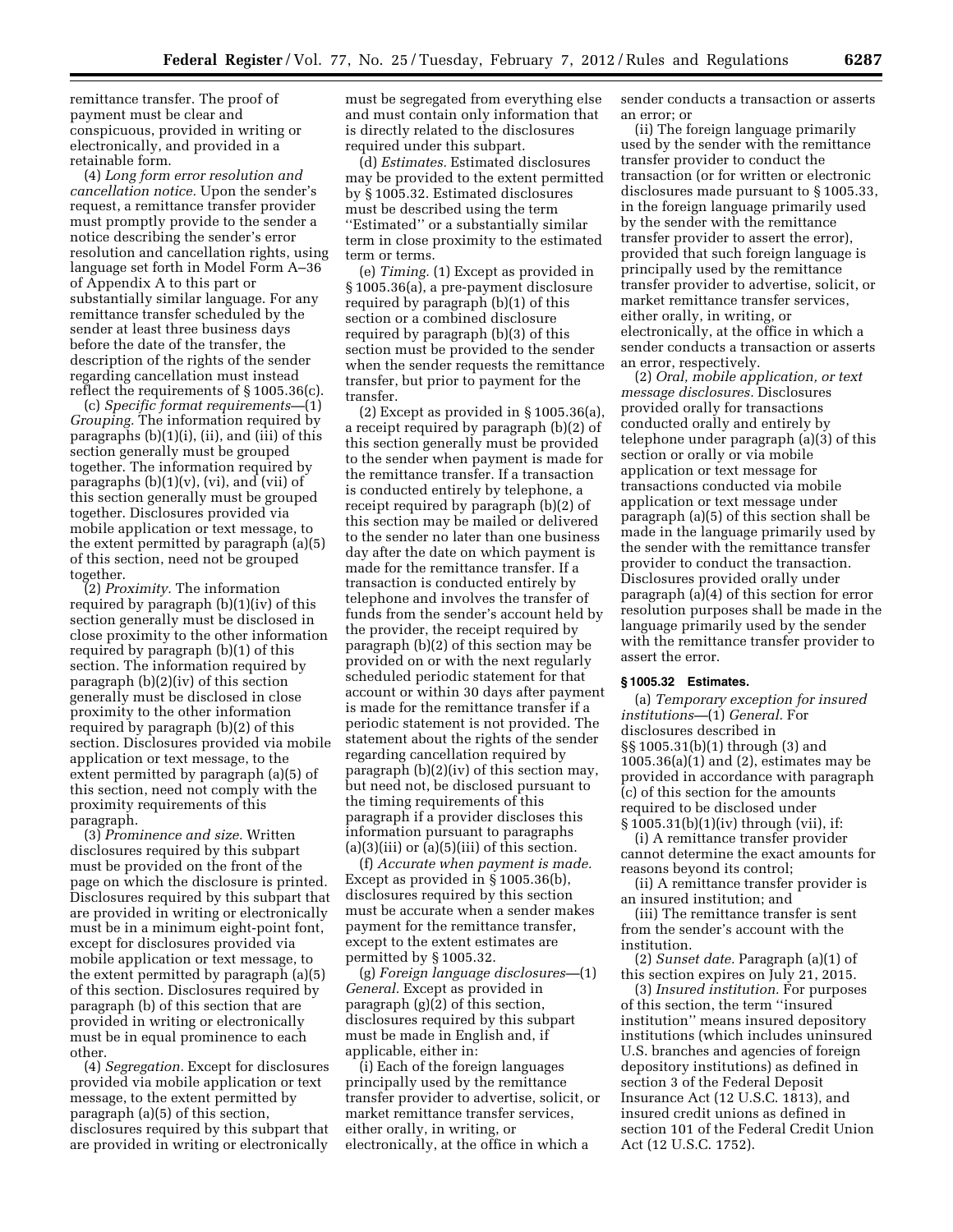remittance transfer. The proof of payment must be clear and conspicuous, provided in writing or electronically, and provided in a retainable form.

(4) *Long form error resolution and cancellation notice.* Upon the sender's request, a remittance transfer provider must promptly provide to the sender a notice describing the sender's error resolution and cancellation rights, using language set forth in Model Form A–36 of Appendix A to this part or substantially similar language. For any remittance transfer scheduled by the sender at least three business days before the date of the transfer, the description of the rights of the sender regarding cancellation must instead reflect the requirements of § 1005.36(c).

(c) *Specific format requirements*—(1) *Grouping.* The information required by paragraphs (b)(1)(i), (ii), and (iii) of this section generally must be grouped together. The information required by paragraphs (b)(1)(v), (vi), and (vii) of this section generally must be grouped together. Disclosures provided via mobile application or text message, to the extent permitted by paragraph (a)(5) of this section, need not be grouped together.

(2) *Proximity.* The information required by paragraph (b)(1)(iv) of this section generally must be disclosed in close proximity to the other information required by paragraph (b)(1) of this section. The information required by paragraph (b)(2)(iv) of this section generally must be disclosed in close proximity to the other information required by paragraph (b)(2) of this section. Disclosures provided via mobile application or text message, to the extent permitted by paragraph (a)(5) of this section, need not comply with the proximity requirements of this paragraph.

(3) *Prominence and size.* Written disclosures required by this subpart must be provided on the front of the page on which the disclosure is printed. Disclosures required by this subpart that are provided in writing or electronically must be in a minimum eight-point font, except for disclosures provided via mobile application or text message, to the extent permitted by paragraph (a)(5) of this section. Disclosures required by paragraph (b) of this section that are provided in writing or electronically must be in equal prominence to each other.

(4) *Segregation.* Except for disclosures provided via mobile application or text message, to the extent permitted by paragraph (a)(5) of this section, disclosures required by this subpart that are provided in writing or electronically must be segregated from everything else and must contain only information that is directly related to the disclosures required under this subpart.

(d) *Estimates.* Estimated disclosures may be provided to the extent permitted by § 1005.32. Estimated disclosures must be described using the term ''Estimated'' or a substantially similar term in close proximity to the estimated term or terms.

(e) *Timing.* (1) Except as provided in § 1005.36(a), a pre-payment disclosure required by paragraph (b)(1) of this section or a combined disclosure required by paragraph (b)(3) of this section must be provided to the sender when the sender requests the remittance transfer, but prior to payment for the transfer.

(2) Except as provided in § 1005.36(a), a receipt required by paragraph (b)(2) of this section generally must be provided to the sender when payment is made for the remittance transfer. If a transaction is conducted entirely by telephone, a receipt required by paragraph (b)(2) of this section may be mailed or delivered to the sender no later than one business day after the date on which payment is made for the remittance transfer. If a transaction is conducted entirely by telephone and involves the transfer of funds from the sender's account held by the provider, the receipt required by paragraph (b)(2) of this section may be provided on or with the next regularly scheduled periodic statement for that account or within 30 days after payment is made for the remittance transfer if a periodic statement is not provided. The statement about the rights of the sender regarding cancellation required by paragraph (b)(2)(iv) of this section may, but need not, be disclosed pursuant to the timing requirements of this paragraph if a provider discloses this information pursuant to paragraphs (a)(3)(iii) or (a)(5)(iii) of this section.

(f) *Accurate when payment is made.* Except as provided in § 1005.36(b), disclosures required by this section must be accurate when a sender makes payment for the remittance transfer, except to the extent estimates are permitted by § 1005.32.

(g) *Foreign language disclosures*—(1) *General.* Except as provided in paragraph (g)(2) of this section, disclosures required by this subpart must be made in English and, if applicable, either in:

(i) Each of the foreign languages principally used by the remittance transfer provider to advertise, solicit, or market remittance transfer services, either orally, in writing, or electronically, at the office in which a sender conducts a transaction or asserts an error; or

(ii) The foreign language primarily used by the sender with the remittance transfer provider to conduct the transaction (or for written or electronic disclosures made pursuant to § 1005.33, in the foreign language primarily used by the sender with the remittance transfer provider to assert the error), provided that such foreign language is principally used by the remittance transfer provider to advertise, solicit, or market remittance transfer services, either orally, in writing, or electronically, at the office in which a sender conducts a transaction or asserts an error, respectively.

(2) *Oral, mobile application, or text message disclosures.* Disclosures provided orally for transactions conducted orally and entirely by telephone under paragraph (a)(3) of this section or orally or via mobile application or text message for transactions conducted via mobile application or text message under paragraph (a)(5) of this section shall be made in the language primarily used by the sender with the remittance transfer provider to conduct the transaction. Disclosures provided orally under paragraph (a)(4) of this section for error resolution purposes shall be made in the language primarily used by the sender with the remittance transfer provider to assert the error.

### § 1005.32 Estimates.

(a) *Temporary exception for insured institutions*—(1) *General.* For disclosures described in §§ 1005.31(b)(1) through (3) and 1005.36(a)(1) and (2), estimates may be provided in accordance with paragraph (c) of this section for the amounts required to be disclosed under § 1005.31(b)(1)(iv) through (vii), if:

(i) A remittance transfer provider cannot determine the exact amounts for reasons beyond its control;

(ii) A remittance transfer provider is an insured institution; and

(iii) The remittance transfer is sent from the sender's account with the institution.

(2) *Sunset date.* Paragraph (a)(1) of this section expires on July 21, 2015.

(3) *Insured institution.* For purposes of this section, the term ''insured institution'' means insured depository institutions (which includes uninsured U.S. branches and agencies of foreign depository institutions) as defined in section 3 of the Federal Deposit Insurance Act (12 U.S.C. 1813), and insured credit unions as defined in section 101 of the Federal Credit Union Act (12 U.S.C. 1752).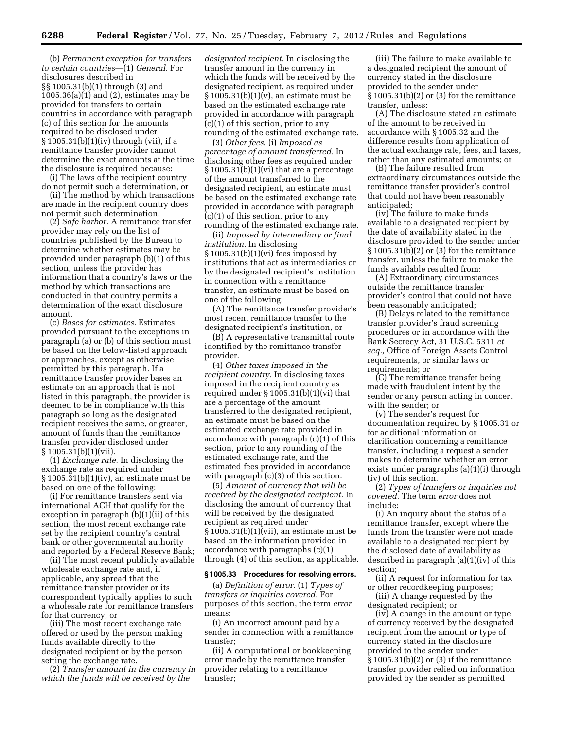(b) *Permanent exception for transfers to certain countries*—(1) *General.* For disclosures described in §§ 1005.31(b)(1) through (3) and 1005.36(a)(1) and (2), estimates may be provided for transfers to certain countries in accordance with paragraph (c) of this section for the amounts required to be disclosed under § 1005.31(b)(1)(iv) through (vii), if a remittance transfer provider cannot determine the exact amounts at the time the disclosure is required because:

(i) The laws of the recipient country do not permit such a determination, or

(ii) The method by which transactions are made in the recipient country does not permit such determination.

(2) *Safe harbor.* A remittance transfer provider may rely on the list of countries published by the Bureau to determine whether estimates may be provided under paragraph (b)(1) of this section, unless the provider has information that a country's laws or the method by which transactions are conducted in that country permits a determination of the exact disclosure amount.

(c) *Bases for estimates.* Estimates provided pursuant to the exceptions in paragraph (a) or (b) of this section must be based on the below-listed approach or approaches, except as otherwise permitted by this paragraph. If a remittance transfer provider bases an estimate on an approach that is not listed in this paragraph, the provider is deemed to be in compliance with this paragraph so long as the designated recipient receives the same, or greater, amount of funds than the remittance transfer provider disclosed under § 1005.31(b)(1)(vii).

(1) *Exchange rate.* In disclosing the exchange rate as required under § 1005.31(b)(1)(iv), an estimate must be based on one of the following:

(i) For remittance transfers sent via international ACH that qualify for the exception in paragraph (b)(1)(ii) of this section, the most recent exchange rate set by the recipient country's central bank or other governmental authority and reported by a Federal Reserve Bank;

(ii) The most recent publicly available wholesale exchange rate and, if applicable, any spread that the remittance transfer provider or its correspondent typically applies to such a wholesale rate for remittance transfers for that currency; or

(iii) The most recent exchange rate offered or used by the person making funds available directly to the designated recipient or by the person setting the exchange rate.

(2) *Transfer amount in the currency in which the funds will be received by the designated recipient.* In disclosing the transfer amount in the currency in which the funds will be received by the designated recipient, as required under § 1005.31(b)(1)(v), an estimate must be based on the estimated exchange rate provided in accordance with paragraph (c)(1) of this section, prior to any rounding of the estimated exchange rate.

(3) *Other fees.* (i) *Imposed as percentage of amount transferred.* In disclosing other fees as required under § 1005.31(b)(1)(vi) that are a percentage of the amount transferred to the designated recipient, an estimate must be based on the estimated exchange rate provided in accordance with paragraph (c)(1) of this section, prior to any rounding of the estimated exchange rate.

(ii) *Imposed by intermediary or final institution.* In disclosing § 1005.31(b)(1)(vi) fees imposed by institutions that act as intermediaries or by the designated recipient's institution in connection with a remittance transfer, an estimate must be based on one of the following:

(A) The remittance transfer provider's most recent remittance transfer to the designated recipient's institution, or

(B) A representative transmittal route identified by the remittance transfer provider.

(4) *Other taxes imposed in the recipient country.* In disclosing taxes imposed in the recipient country as required under § 1005.31(b)(1)(vi) that are a percentage of the amount transferred to the designated recipient, an estimate must be based on the estimated exchange rate provided in accordance with paragraph (c)(1) of this section, prior to any rounding of the estimated exchange rate, and the estimated fees provided in accordance with paragraph (c)(3) of this section.

(5) *Amount of currency that will be received by the designated recipient.* In disclosing the amount of currency that will be received by the designated recipient as required under § 1005.31(b)(1)(vii), an estimate must be based on the information provided in accordance with paragraphs (c)(1) through (4) of this section, as applicable.

### § 1005.33 Procedures for resolving errors.

(a) *Definition of error.* (1) *Types of transfers or inquiries covered.* For purposes of this section, the term *error* means:

(i) An incorrect amount paid by a sender in connection with a remittance transfer;

(ii) A computational or bookkeeping error made by the remittance transfer provider relating to a remittance transfer;

(iii) The failure to make available to a designated recipient the amount of currency stated in the disclosure provided to the sender under § 1005.31(b)(2) or (3) for the remittance transfer, unless:

(A) The disclosure stated an estimate of the amount to be received in accordance with § 1005.32 and the difference results from application of the actual exchange rate, fees, and taxes, rather than any estimated amounts; or

(B) The failure resulted from extraordinary circumstances outside the remittance transfer provider's control that could not have been reasonably anticipated;

(iv) The failure to make funds available to a designated recipient by the date of availability stated in the disclosure provided to the sender under § 1005.31(b)(2) or (3) for the remittance transfer, unless the failure to make the funds available resulted from:

(A) Extraordinary circumstances outside the remittance transfer provider's control that could not have been reasonably anticipated;

(B) Delays related to the remittance transfer provider's fraud screening procedures or in accordance with the Bank Secrecy Act, 31 U.S.C. 5311 *et seq.*, Office of Foreign Assets Control requirements, or similar laws or requirements; or

(C) The remittance transfer being made with fraudulent intent by the sender or any person acting in concert with the sender; or

(v) The sender's request for documentation required by § 1005.31 or for additional information or clarification concerning a remittance transfer, including a request a sender makes to determine whether an error exists under paragraphs (a)(1)(i) through (iv) of this section.

(2) *Types of transfers or inquiries not covered.* The term *error* does not include:

(i) An inquiry about the status of a remittance transfer, except where the funds from the transfer were not made available to a designated recipient by the disclosed date of availability as described in paragraph (a)(1)(iv) of this section;

(ii) A request for information for tax or other recordkeeping purposes;

(iii) A change requested by the designated recipient; or

(iv) A change in the amount or type of currency received by the designated recipient from the amount or type of currency stated in the disclosure provided to the sender under § 1005.31(b)(2) or (3) if the remittance transfer provider relied on information provided by the sender as permitted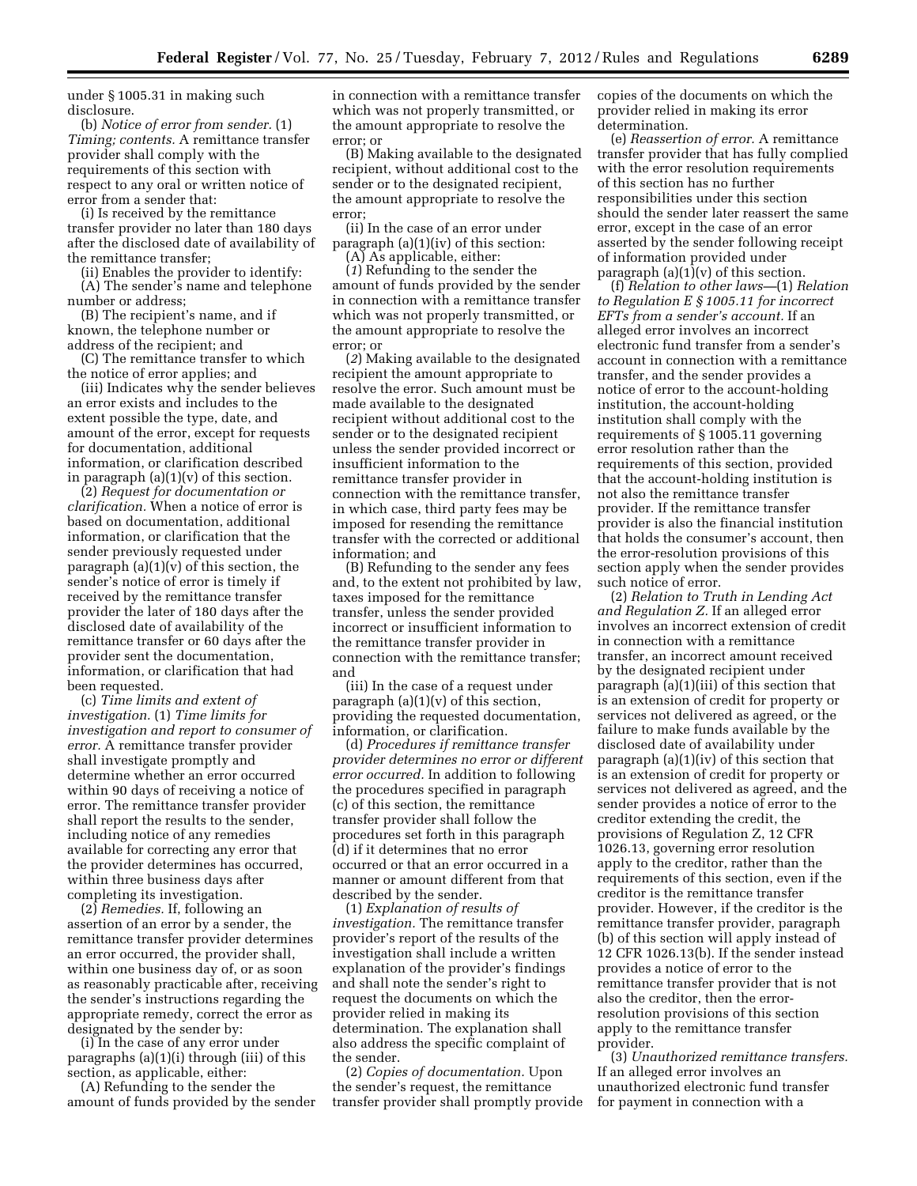under § 1005.31 in making such disclosure.

(b) *Notice of error from sender.* (1) *Timing; contents.* A remittance transfer provider shall comply with the requirements of this section with respect to any oral or written notice of error from a sender that:

(i) Is received by the remittance transfer provider no later than 180 days after the disclosed date of availability of the remittance transfer;

(ii) Enables the provider to identify:

(A) The sender's name and telephone number or address;

(B) The recipient's name, and if known, the telephone number or address of the recipient; and

(C) The remittance transfer to which the notice of error applies; and

(iii) Indicates why the sender believes an error exists and includes to the extent possible the type, date, and amount of the error, except for requests for documentation, additional information, or clarification described in paragraph (a)(1)(v) of this section.

(2) *Request for documentation or clarification.* When a notice of error is based on documentation, additional information, or clarification that the sender previously requested under paragraph (a)(1)(v) of this section, the sender's notice of error is timely if received by the remittance transfer provider the later of 180 days after the disclosed date of availability of the remittance transfer or 60 days after the provider sent the documentation, information, or clarification that had been requested.

(c) *Time limits and extent of investigation.* (1) *Time limits for investigation and report to consumer of error.* A remittance transfer provider shall investigate promptly and determine whether an error occurred within 90 days of receiving a notice of error. The remittance transfer provider shall report the results to the sender, including notice of any remedies available for correcting any error that the provider determines has occurred, within three business days after completing its investigation.

(2) *Remedies.* If, following an assertion of an error by a sender, the remittance transfer provider determines an error occurred, the provider shall, within one business day of, or as soon as reasonably practicable after, receiving the sender's instructions regarding the appropriate remedy, correct the error as designated by the sender by:

(i) In the case of any error under paragraphs (a)(1)(i) through (iii) of this section, as applicable, either:

(A) Refunding to the sender the amount of funds provided by the sender in connection with a remittance transfer which was not properly transmitted, or the amount appropriate to resolve the error; or

(B) Making available to the designated recipient, without additional cost to the sender or to the designated recipient, the amount appropriate to resolve the error;

(ii) In the case of an error under paragraph (a)(1)(iv) of this section:

(A) As applicable, either:

(*1*) Refunding to the sender the amount of funds provided by the sender in connection with a remittance transfer which was not properly transmitted, or the amount appropriate to resolve the error; or

(*2*) Making available to the designated recipient the amount appropriate to resolve the error. Such amount must be made available to the designated recipient without additional cost to the sender or to the designated recipient unless the sender provided incorrect or insufficient information to the remittance transfer provider in connection with the remittance transfer, in which case, third party fees may be imposed for resending the remittance transfer with the corrected or additional information; and

(B) Refunding to the sender any fees and, to the extent not prohibited by law, taxes imposed for the remittance transfer, unless the sender provided incorrect or insufficient information to the remittance transfer provider in connection with the remittance transfer; and

(iii) In the case of a request under paragraph (a)(1)(v) of this section, providing the requested documentation, information, or clarification.

(d) *Procedures if remittance transfer provider determines no error or different error occurred.* In addition to following the procedures specified in paragraph (c) of this section, the remittance transfer provider shall follow the procedures set forth in this paragraph (d) if it determines that no error occurred or that an error occurred in a manner or amount different from that described by the sender.

(1) *Explanation of results of investigation.* The remittance transfer provider's report of the results of the investigation shall include a written explanation of the provider's findings and shall note the sender's right to request the documents on which the provider relied in making its determination. The explanation shall also address the specific complaint of the sender.

(2) *Copies of documentation.* Upon the sender's request, the remittance transfer provider shall promptly provide copies of the documents on which the provider relied in making its error determination.

(e) *Reassertion of error.* A remittance transfer provider that has fully complied with the error resolution requirements of this section has no further responsibilities under this section should the sender later reassert the same error, except in the case of an error asserted by the sender following receipt of information provided under paragraph (a)(1)(v) of this section.

(f) *Relation to other laws*—(1) *Relation to Regulation E § 1005.11 for incorrect EFTs from a sender's account.* If an alleged error involves an incorrect electronic fund transfer from a sender's account in connection with a remittance transfer, and the sender provides a notice of error to the account-holding institution, the account-holding institution shall comply with the requirements of § 1005.11 governing error resolution rather than the requirements of this section, provided that the account-holding institution is not also the remittance transfer provider. If the remittance transfer provider is also the financial institution that holds the consumer's account, then the error-resolution provisions of this section apply when the sender provides such notice of error.

(2) *Relation to Truth in Lending Act and Regulation Z.* If an alleged error involves an incorrect extension of credit in connection with a remittance transfer, an incorrect amount received by the designated recipient under paragraph (a)(1)(iii) of this section that is an extension of credit for property or services not delivered as agreed, or the failure to make funds available by the disclosed date of availability under paragraph (a)(1)(iv) of this section that is an extension of credit for property or services not delivered as agreed, and the sender provides a notice of error to the creditor extending the credit, the provisions of Regulation Z, 12 CFR 1026.13, governing error resolution apply to the creditor, rather than the requirements of this section, even if the creditor is the remittance transfer provider. However, if the creditor is the remittance transfer provider, paragraph (b) of this section will apply instead of 12 CFR 1026.13(b). If the sender instead provides a notice of error to the remittance transfer provider that is not also the creditor, then the error-resolution provisions of this section apply to the remittance transfer provider.

(3) *Unauthorized remittance transfers.* If an alleged error involves an unauthorized electronic fund transfer for payment in connection with a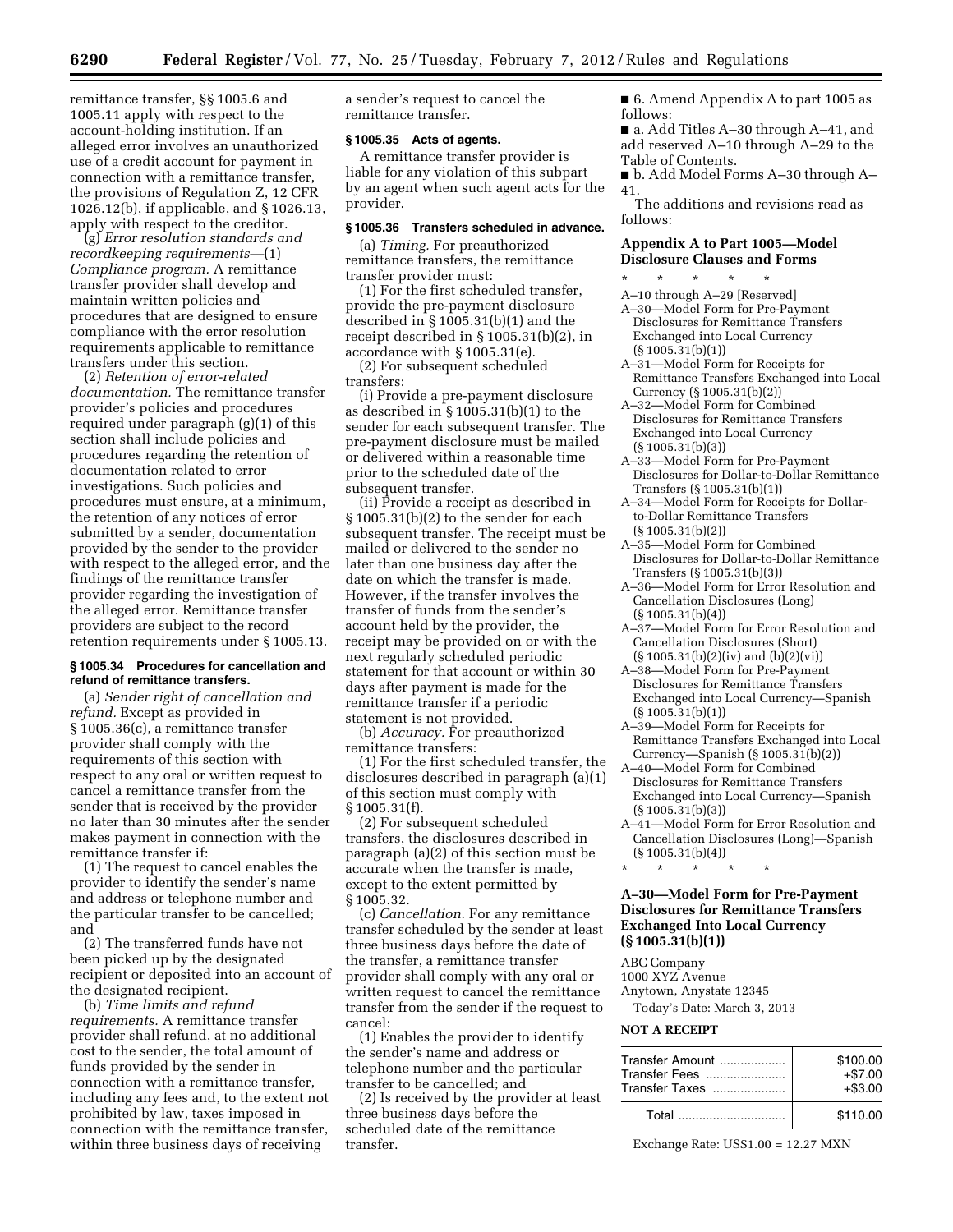remittance transfer, §§ 1005.6 and 1005.11 apply with respect to the account-holding institution. If an alleged error involves an unauthorized use of a credit account for payment in connection with a remittance transfer, the provisions of Regulation Z, 12 CFR 1026.12(b), if applicable, and § 1026.13, apply with respect to the creditor.

(g) *Error resolution standards and recordkeeping requirements*—(1) *Compliance program.* A remittance transfer provider shall develop and maintain written policies and procedures that are designed to ensure compliance with the error resolution requirements applicable to remittance transfers under this section.

(2) *Retention of error-related documentation.* The remittance transfer provider's policies and procedures required under paragraph (g)(1) of this section shall include policies and procedures regarding the retention of documentation related to error investigations. Such policies and procedures must ensure, at a minimum, the retention of any notices of error submitted by a sender, documentation provided by the sender to the provider with respect to the alleged error, and the findings of the remittance transfer provider regarding the investigation of the alleged error. Remittance transfer providers are subject to the record retention requirements under § 1005.13.

**§ 1005.34 Procedures for cancellation and refund of remittance transfers.**

(a) *Sender right of cancellation and refund.* Except as provided in § 1005.36(c), a remittance transfer provider shall comply with the requirements of this section with respect to any oral or written request to cancel a remittance transfer from the sender that is received by the provider no later than 30 minutes after the sender makes payment in connection with the remittance transfer if:

(1) The request to cancel enables the provider to identify the sender's name and address or telephone number and the particular transfer to be cancelled; and

(2) The transferred funds have not been picked up by the designated recipient or deposited into an account of the designated recipient.

(b) *Time limits and refund requirements.* A remittance transfer provider shall refund, at no additional cost to the sender, the total amount of funds provided by the sender in connection with a remittance transfer, including any fees and, to the extent not prohibited by law, taxes imposed in connection with the remittance transfer, within three business days of receiving a sender's request to cancel the remittance transfer.

**§ 1005.35 Acts of agents.**

A remittance transfer provider is liable for any violation of this subpart by an agent when such agent acts for the provider.

**§ 1005.36 Transfers scheduled in advance.**

(a) *Timing.* For preauthorized remittance transfers, the remittance transfer provider must:

(1) For the first scheduled transfer, provide the pre-payment disclosure described in § 1005.31(b)(1) and the receipt described in § 1005.31(b)(2), in accordance with § 1005.31(e).

(2) For subsequent scheduled transfers:

(i) Provide a pre-payment disclosure as described in § 1005.31(b)(1) to the sender for each subsequent transfer. The pre-payment disclosure must be mailed or delivered within a reasonable time prior to the scheduled date of the subsequent transfer.

(ii) Provide a receipt as described in § 1005.31(b)(2) to the sender for each subsequent transfer. The receipt must be mailed or delivered to the sender no later than one business day after the date on which the transfer is made. However, if the transfer involves the transfer of funds from the sender's account held by the provider, the receipt may be provided on or with the next regularly scheduled periodic statement for that account or within 30 days after payment is made for the remittance transfer if a periodic statement is not provided.

(b) *Accuracy.* For preauthorized remittance transfers:

(1) For the first scheduled transfer, the disclosures described in paragraph (a)(1) of this section must comply with § 1005.31(f).

(2) For subsequent scheduled transfers, the disclosures described in paragraph (a)(2) of this section must be accurate when the transfer is made, except to the extent permitted by § 1005.32.

(c) *Cancellation.* For any remittance transfer scheduled by the sender at least three business days before the date of the transfer, a remittance transfer provider shall comply with any oral or written request to cancel the remittance transfer from the sender if the request to cancel:

(1) Enables the provider to identify the sender's name and address or telephone number and the particular transfer to be cancelled; and

(2) Is received by the provider at least three business days before the scheduled date of the remittance transfer.

■ 6. Amend Appendix A to part 1005 as follows:

■ a. Add Titles A–30 through A–41, and add reserved A–10 through A–29 to the Table of Contents.

■ b. Add Model Forms A–30 through A–41.

The additions and revisions read as follows:

## Appendix A to Part 1005—Model Disclosure Clauses and Forms

\* \* \* \* \*

A–10 through A–29 [Reserved]

A–30—Model Form for Pre-Payment Disclosures for Remittance Transfers Exchanged into Local Currency (§ 1005.31(b)(1))

A–31—Model Form for Receipts for Remittance Transfers Exchanged into Local Currency (§ 1005.31(b)(2))

A–32—Model Form for Combined Disclosures for Remittance Transfers Exchanged into Local Currency (§ 1005.31(b)(3))

A–33—Model Form for Pre-Payment Disclosures for Dollar-to-Dollar Remittance Transfers (§ 1005.31(b)(1))

A–34—Model Form for Receipts for Dollar-to-Dollar Remittance Transfers (§ 1005.31(b)(2))

A–35—Model Form for Combined Disclosures for Dollar-to-Dollar Remittance Transfers (§ 1005.31(b)(3))

A–36—Model Form for Error Resolution and Cancellation Disclosures (Long) (§ 1005.31(b)(4))

A–37—Model Form for Error Resolution and Cancellation Disclosures (Short) (§ 1005.31(b)(2)(iv) and (b)(2)(vi))

A–38—Model Form for Pre-Payment Disclosures for Remittance Transfers Exchanged into Local Currency—Spanish (§ 1005.31(b)(1))

A–39—Model Form for Receipts for Remittance Transfers Exchanged into Local Currency—Spanish (§ 1005.31(b)(2))

A–40—Model Form for Combined Disclosures for Remittance Transfers Exchanged into Local Currency—Spanish (§ 1005.31(b)(3))

A–41—Model Form for Error Resolution and Cancellation Disclosures (Long)—Spanish (§ 1005.31(b)(4))

\* \* \* \* \*

### A–30—Model Form for Pre-Payment Disclosures for Remittance Transfers Exchanged Into Local Currency (§ 1005.31(b)(1))

ABC Company
1000 XYZ Avenue
Anytown, Anystate 12345
Today's Date: March 3, 2013

**NOT A RECEIPT**

| | |
|---|---|
| Transfer Amount | $100.00 |
| Transfer Fees | +$7.00 |
| Transfer Taxes | +$3.00 |
| Total | $110.00 |

Exchange Rate: US$1.00 = 12.27 MXN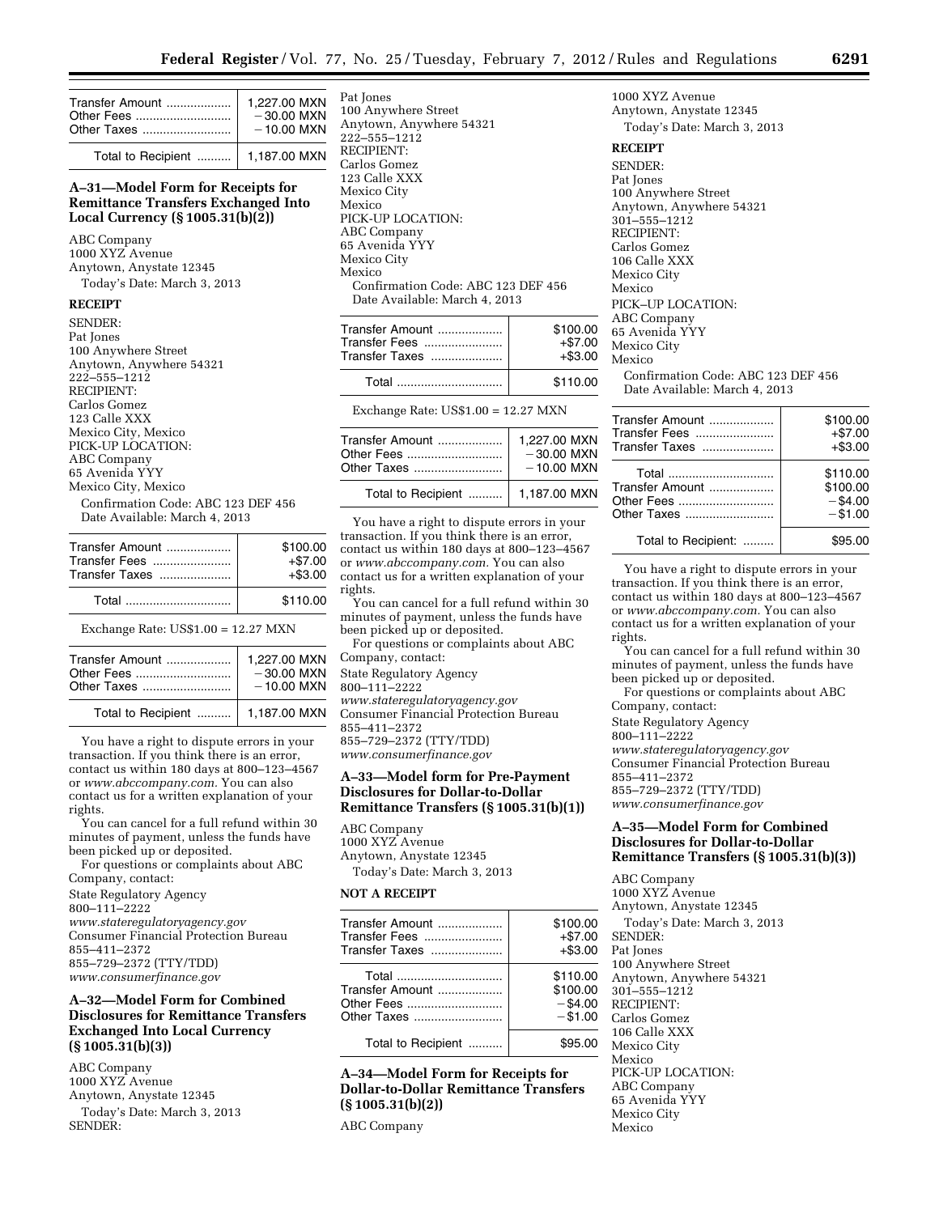| Transfer Amount | 1,227.00 MXN |
| --- | --- |
| Other Fees | −30.00 MXN |
| Other Taxes | −10.00 MXN |
| Total to Recipient | 1,187.00 MXN |

### A–31—Model Form for Receipts for Remittance Transfers Exchanged Into Local Currency (§ 1005.31(b)(2))

ABC Company
1000 XYZ Avenue
Anytown, Anystate 12345
Today's Date: March 3, 2013

**RECEIPT**

SENDER:
Pat Jones
100 Anywhere Street
Anytown, Anywhere 54321
222–555–1212
RECIPIENT:
Carlos Gomez
123 Calle XXX
Mexico City, Mexico
PICK-UP LOCATION:
ABC Company
65 Avenida YYY
Mexico City, Mexico
Confirmation Code: ABC 123 DEF 456
Date Available: March 4, 2013

| Transfer Amount | $100.00 |
| --- | --- |
| Transfer Fees | +$7.00 |
| Transfer Taxes | +$3.00 |
| Total | $110.00 |

Exchange Rate: US$1.00 = 12.27 MXN

| Transfer Amount | 1,227.00 MXN |
| --- | --- |
| Other Fees | −30.00 MXN |
| Other Taxes | −10.00 MXN |
| Total to Recipient | 1,187.00 MXN |

You have a right to dispute errors in your transaction. If you think there is an error, contact us within 180 days at 800–123–4567 or *www.abccompany.com*. You can also contact us for a written explanation of your rights.

You can cancel for a full refund within 30 minutes of payment, unless the funds have been picked up or deposited.

For questions or complaints about ABC Company, contact:

State Regulatory Agency
800–111–2222
*www.stateregulatoryagency.gov*
Consumer Financial Protection Bureau
855–411–2372
855–729–2372 (TTY/TDD)
*www.consumerfinance.gov*

### A–32—Model Form for Combined Disclosures for Remittance Transfers Exchanged Into Local Currency (§ 1005.31(b)(3))

ABC Company
1000 XYZ Avenue
Anytown, Anystate 12345
Today's Date: March 3, 2013
SENDER:
Pat Jones
100 Anywhere Street
Anytown, Anywhere 54321
222–555–1212
RECIPIENT:
Carlos Gomez
123 Calle XXX
Mexico City
Mexico
PICK-UP LOCATION:
ABC Company
65 Avenida YYY
Mexico City
Mexico
Confirmation Code: ABC 123 DEF 456
Date Available: March 4, 2013

| Transfer Amount | $100.00 |
| --- | --- |
| Transfer Fees | +$7.00 |
| Transfer Taxes | +$3.00 |
| Total | $110.00 |

Exchange Rate: US$1.00 = 12.27 MXN

| Transfer Amount | 1,227.00 MXN |
| --- | --- |
| Other Fees | −30.00 MXN |
| Other Taxes | −10.00 MXN |
| Total to Recipient | 1,187.00 MXN |

You have a right to dispute errors in your transaction. If you think there is an error, contact us within 180 days at 800–123–4567 or *www.abccompany.com*. You can also contact us for a written explanation of your rights.

You can cancel for a full refund within 30 minutes of payment, unless the funds have been picked up or deposited.

For questions or complaints about ABC Company, contact:

State Regulatory Agency
800–111–2222
*www.stateregulatoryagency.gov*
Consumer Financial Protection Bureau
855–411–2372
855–729–2372 (TTY/TDD)
*www.consumerfinance.gov*

### A–33—Model form for Pre-Payment Disclosures for Dollar-to-Dollar Remittance Transfers (§ 1005.31(b)(1))

ABC Company
1000 XYZ Avenue
Anytown, Anystate 12345
Today's Date: March 3, 2013

**NOT A RECEIPT**

| Transfer Amount | $100.00 |
| --- | --- |
| Transfer Fees | +$7.00 |
| Transfer Taxes | +$3.00 |
| Total | $110.00 |
| Transfer Amount | $100.00 |
| Other Fees | −$4.00 |
| Other Taxes | −$1.00 |
| Total to Recipient | $95.00 |

### A–34—Model Form for Receipts for Dollar-to-Dollar Remittance Transfers (§ 1005.31(b)(2))

ABC Company
1000 XYZ Avenue
Anytown, Anystate 12345
Today's Date: March 3, 2013

**RECEIPT**

SENDER:
Pat Jones
100 Anywhere Street
Anytown, Anywhere 54321
301–555–1212
RECIPIENT:
Carlos Gomez
106 Calle XXX
Mexico City
Mexico
PICK–UP LOCATION:
ABC Company
65 Avenida YYY
Mexico City
Mexico
Confirmation Code: ABC 123 DEF 456
Date Available: March 4, 2013

| Transfer Amount | $100.00 |
| --- | --- |
| Transfer Fees | +$7.00 |
| Transfer Taxes | +$3.00 |
| Total | $110.00 |
| Transfer Amount | $100.00 |
| Other Fees | −$4.00 |
| Other Taxes | −$1.00 |
| Total to Recipient: | $95.00 |

You have a right to dispute errors in your transaction. If you think there is an error, contact us within 180 days at 800–123–4567 or *www.abccompany.com*. You can also contact us for a written explanation of your rights.

You can cancel for a full refund within 30 minutes of payment, unless the funds have been picked up or deposited.

For questions or complaints about ABC Company, contact:

State Regulatory Agency
800–111–2222
*www.stateregulatoryagency.gov*
Consumer Financial Protection Bureau
855–411–2372
855–729–2372 (TTY/TDD)
*www.consumerfinance.gov*

### A–35—Model Form for Combined Disclosures for Dollar-to-Dollar Remittance Transfers (§ 1005.31(b)(3))

ABC Company
1000 XYZ Avenue
Anytown, Anystate 12345
Today's Date: March 3, 2013
SENDER:
Pat Jones
100 Anywhere Street
Anytown, Anywhere 54321
301–555–1212
RECIPIENT:
Carlos Gomez
106 Calle XXX
Mexico City
Mexico
PICK-UP LOCATION:
ABC Company
65 Avenida YYY
Mexico City
Mexico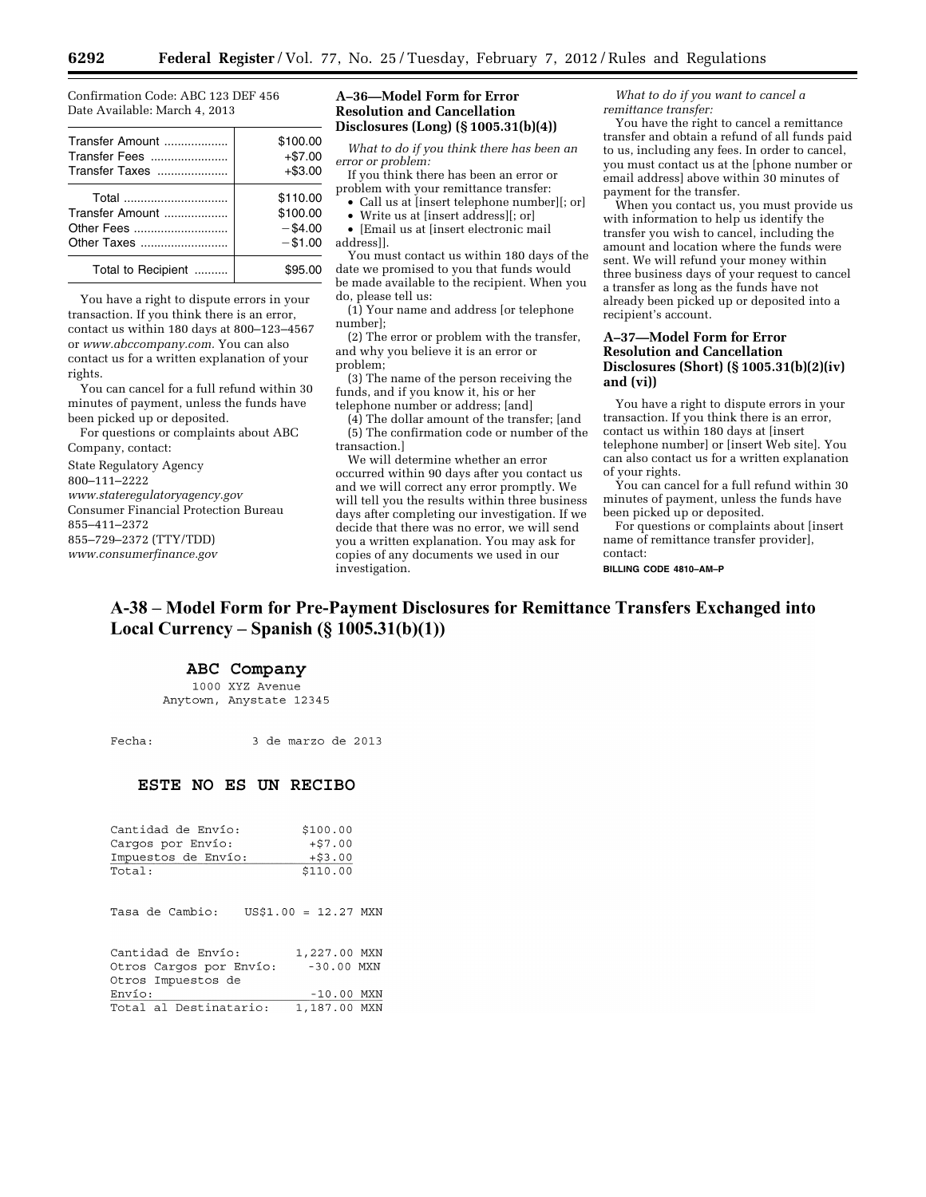Confirmation Code: ABC 123 DEF 456
Date Available: March 4, 2013

| | |
|---|---|
| Transfer Amount | $100.00 |
| Transfer Fees | +$7.00 |
| Transfer Taxes | +$3.00 |
| Total | $110.00 |
| Transfer Amount | $100.00 |
| Other Fees | −$4.00 |
| Other Taxes | −$1.00 |
| Total to Recipient | $95.00 |

You have a right to dispute errors in your transaction. If you think there is an error, contact us within 180 days at 800–123–4567 or *www.abccompany.com*. You can also contact us for a written explanation of your rights.

You can cancel for a full refund within 30 minutes of payment, unless the funds have been picked up or deposited.

For questions or complaints about ABC Company, contact:

State Regulatory Agency
800–111–2222
*www.stateregulatoryagency.gov*
Consumer Financial Protection Bureau
855–411–2372
855–729–2372 (TTY/TDD)
*www.consumerfinance.gov*

### A–36—Model Form for Error Resolution and Cancellation Disclosures (Long) (§ 1005.31(b)(4))

*What to do if you think there has been an error or problem:*

If you think there has been an error or problem with your remittance transfer:

- Call us at [insert telephone number][; or]
- Write us at [insert address][; or]
- [Email us at [insert electronic mail address]].

You must contact us within 180 days of the date we promised to you that funds would be made available to the recipient. When you do, please tell us:

(1) Your name and address [or telephone number];

(2) The error or problem with the transfer, and why you believe it is an error or problem;

(3) The name of the person receiving the funds, and if you know it, his or her telephone number or address; [and]

(4) The dollar amount of the transfer; [and

(5) The confirmation code or number of the transaction.]

We will determine whether an error occurred within 90 days after you contact us and we will correct any error promptly. We will tell you the results within three business days after completing our investigation. If we decide that there was no error, we will send you a written explanation. You may ask for copies of any documents we used in our investigation.

*What to do if you want to cancel a remittance transfer:*

You have the right to cancel a remittance transfer and obtain a refund of all funds paid to us, including any fees. In order to cancel, you must contact us at the [phone number or email address] above within 30 minutes of payment for the transfer.

When you contact us, you must provide us with information to help us identify the transfer you wish to cancel, including the amount and location where the funds were sent. We will refund your money within three business days of your request to cancel a transfer as long as the funds have not already been picked up or deposited into a recipient's account.

### A–37—Model Form for Error Resolution and Cancellation Disclosures (Short) (§ 1005.31(b)(2)(iv) and (vi))

You have a right to dispute errors in your transaction. If you think there is an error, contact us within 180 days at [insert telephone number] or [insert Web site]. You can also contact us for a written explanation of your rights.

You can cancel for a full refund within 30 minutes of payment, unless the funds have been picked up or deposited.

For questions or complaints about [insert name of remittance transfer provider], contact:

BILLING CODE 4810–AM–P

## A-38 – Model Form for Pre-Payment Disclosures for Remittance Transfers Exchanged into Local Currency – Spanish (§ 1005.31(b)(1))

**ABC Company**
1000 XYZ Avenue
Anytown, Anystate 12345

Fecha: 3 de marzo de 2013

**ESTE NO ES UN RECIBO**

| | |
|---|---|
| Cantidad de Envío: | $100.00 |
| Cargos por Envío: | +$7.00 |
| Impuestos de Envío: | +$3.00 |
| Total: | $110.00 |

Tasa de Cambio: US$1.00 = 12.27 MXN

| | |
|---|---|
| Cantidad de Envío: | 1,227.00 MXN |
| Otros Cargos por Envío: | -30.00 MXN |
| Otros Impuestos de Envío: | -10.00 MXN |
| Total al Destinatario: | 1,187.00 MXN |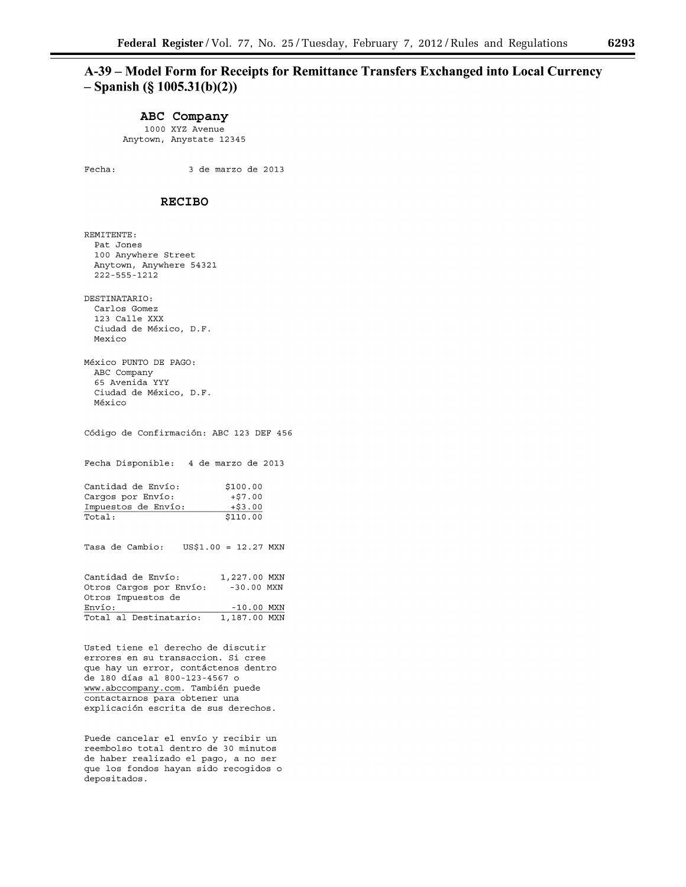## A-39 – Model Form for Receipts for Remittance Transfers Exchanged into Local Currency – Spanish (§ 1005.31(b)(2))

**ABC Company**
1000 XYZ Avenue
Anytown, Anystate 12345

Fecha: 3 de marzo de 2013

**RECIBO**

REMITENTE:
Pat Jones
100 Anywhere Street
Anytown, Anywhere 54321
222-555-1212

DESTINATARIO:
Carlos Gomez
123 Calle XXX
Ciudad de México, D.F.
Mexico

México PUNTO DE PAGO:
ABC Company
65 Avenida YYY
Ciudad de México, D.F.
México

Código de Confirmación: ABC 123 DEF 456

Fecha Disponible: 4 de marzo de 2013

| | |
|---|---|
| Cantidad de Envío: | $100.00 |
| Cargos por Envío: | +$7.00 |
| Impuestos de Envío: | +$3.00 |
| Total: | $110.00 |

Tasa de Cambio: US$1.00 = 12.27 MXN

| | |
|---|---|
| Cantidad de Envío: | 1,227.00 MXN |
| Otros Cargos por Envío: | -30.00 MXN |
| Otros Impuestos de Envío: | -10.00 MXN |
| Total al Destinatario: | 1,187.00 MXN |

Usted tiene el derecho de discutir errores en su transaccion. Si cree que hay un error, contáctenos dentro de 180 días al 800-123-4567 o www.abccompany.com. También puede contactarnos para obtener una explicación escrita de sus derechos.

Puede cancelar el envío y recibir un reembolso total dentro de 30 minutos de haber realizado el pago, a no ser que los fondos hayan sido recogidos o depositados.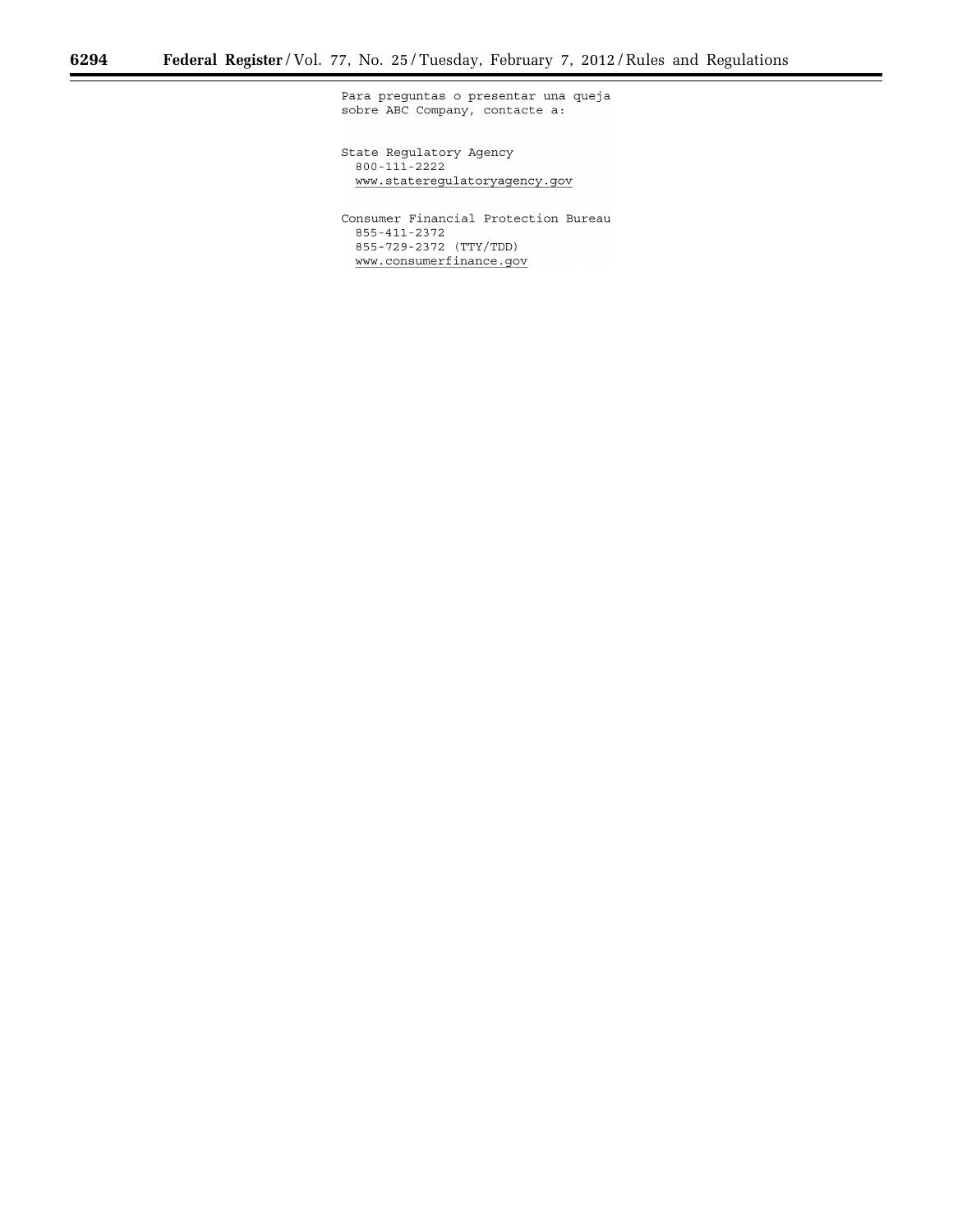Para preguntas o presentar una queja sobre ABC Company, contacte a:

State Regulatory Agency
800-111-2222
www.stateregulatoryagency.gov

Consumer Financial Protection Bureau
855-411-2372
855-729-2372 (TTY/TDD)
www.consumerfinance.gov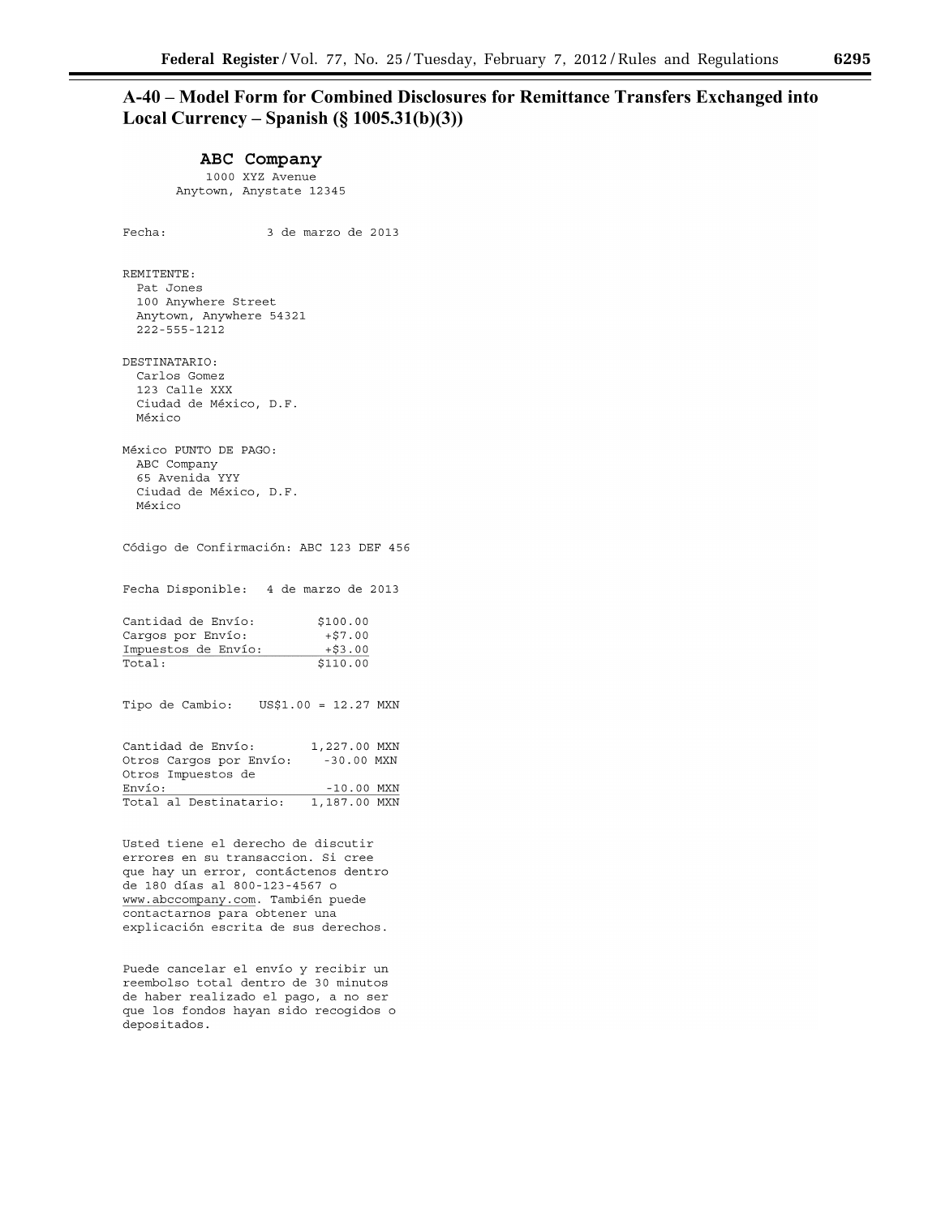# A-40 – Model Form for Combined Disclosures for Remittance Transfers Exchanged into Local Currency – Spanish (§ 1005.31(b)(3))

**ABC Company**
1000 XYZ Avenue
Anytown, Anystate 12345

Fecha: 3 de marzo de 2013

REMITENTE:
Pat Jones
100 Anywhere Street
Anytown, Anywhere 54321
222-555-1212

DESTINATARIO:
Carlos Gomez
123 Calle XXX
Ciudad de México, D.F.
México

México PUNTO DE PAGO:
ABC Company
65 Avenida YYY
Ciudad de México, D.F.
México

Código de Confirmación: ABC 123 DEF 456

Fecha Disponible: 4 de marzo de 2013

| | |
|---|---|
| Cantidad de Envío: | $100.00 |
| Cargos por Envío: | +$7.00 |
| Impuestos de Envío: | +$3.00 |
| Total: | $110.00 |

Tipo de Cambio: US$1.00 = 12.27 MXN

| | |
|---|---|
| Cantidad de Envío: | 1,227.00 MXN |
| Otros Cargos por Envío: | -30.00 MXN |
| Otros Impuestos de Envío: | -10.00 MXN |
| Total al Destinatario: | 1,187.00 MXN |

Usted tiene el derecho de discutir errores en su transaccion. Si cree que hay un error, contáctenos dentro de 180 días al 800-123-4567 o www.abccompany.com. También puede contactarnos para obtener una explicación escrita de sus derechos.

Puede cancelar el envío y recibir un reembolso total dentro de 30 minutos de haber realizado el pago, a no ser que los fondos hayan sido recogidos o depositados.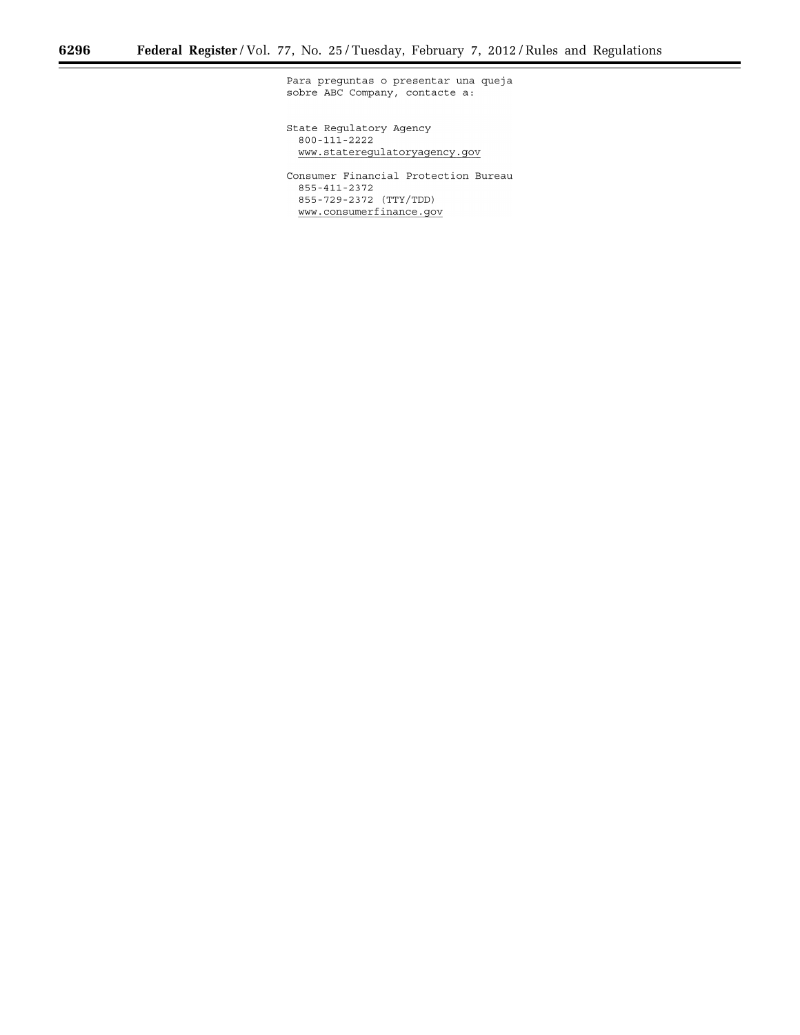Para preguntas o presentar una queja sobre ABC Company, contacte a:

State Regulatory Agency  
800-111-2222  
www.stateregulatoryagency.gov

Consumer Financial Protection Bureau  
855-411-2372  
855-729-2372 (TTY/TDD)  
www.consumerfinance.gov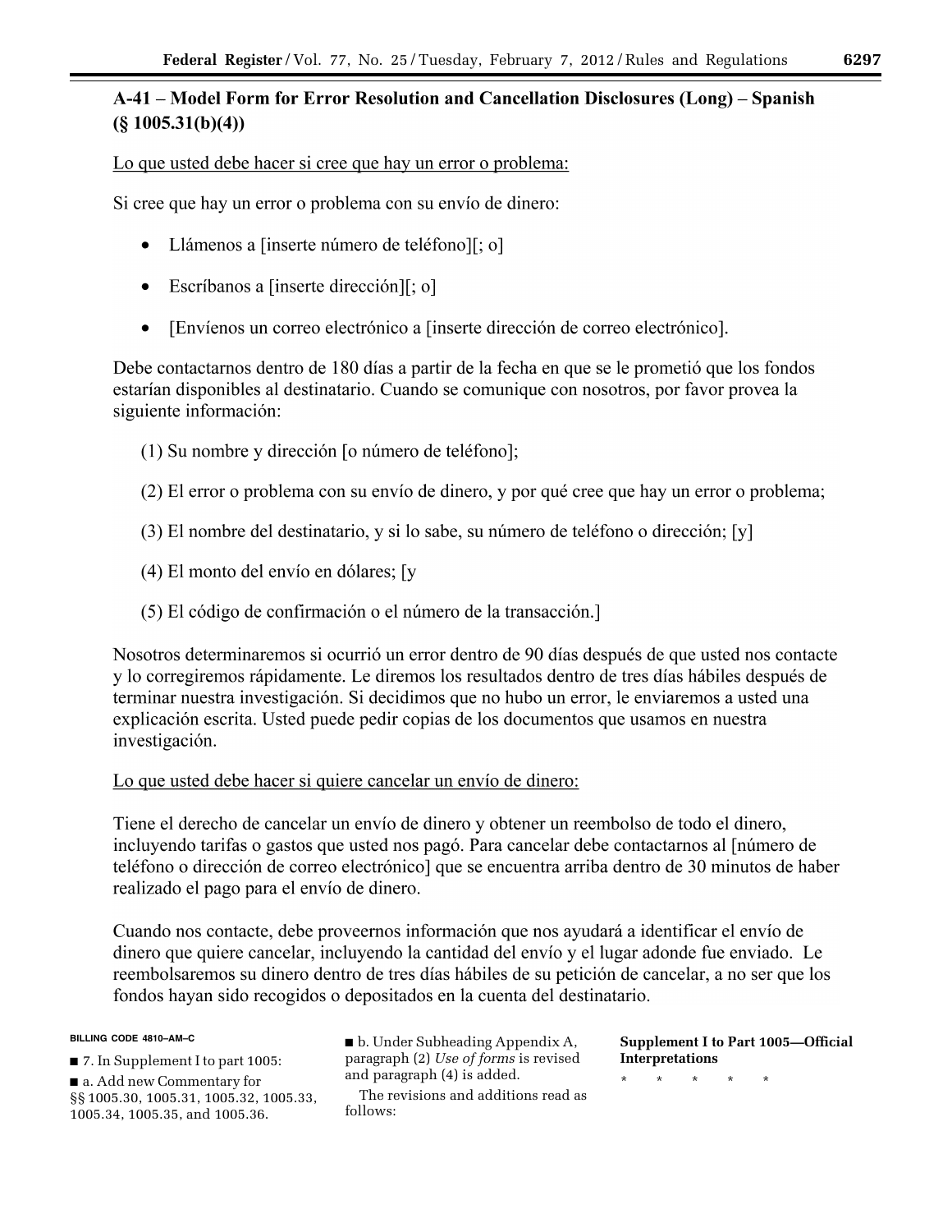## A-41 – Model Form for Error Resolution and Cancellation Disclosures (Long) – Spanish (§ 1005.31(b)(4))

Lo que usted debe hacer si cree que hay un error o problema:

Si cree que hay un error o problema con su envío de dinero:

- Llámenos a [inserte número de teléfono][; o]
- Escríbanos a [inserte dirección][; o]
- [Envíenos un correo electrónico a [inserte dirección de correo electrónico].

Debe contactarnos dentro de 180 días a partir de la fecha en que se le prometió que los fondos estarían disponibles al destinatario. Cuando se comunique con nosotros, por favor provea la siguiente información:

(1) Su nombre y dirección [o número de teléfono];

(2) El error o problema con su envío de dinero, y por qué cree que hay un error o problema;

(3) El nombre del destinatario, y si lo sabe, su número de teléfono o dirección; [y]

(4) El monto del envío en dólares; [y

(5) El código de confirmación o el número de la transacción.]

Nosotros determinaremos si ocurrió un error dentro de 90 días después de que usted nos contacte y lo corregiremos rápidamente. Le diremos los resultados dentro de tres días hábiles después de terminar nuestra investigación. Si decidimos que no hubo un error, le enviaremos a usted una explicación escrita. Usted puede pedir copias de los documentos que usamos en nuestra investigación.

Lo que usted debe hacer si quiere cancelar un envío de dinero:

Tiene el derecho de cancelar un envío de dinero y obtener un reembolso de todo el dinero, incluyendo tarifas o gastos que usted nos pagó. Para cancelar debe contactarnos al [número de teléfono o dirección de correo electrónico] que se encuentra arriba dentro de 30 minutos de haber realizado el pago para el envío de dinero.

Cuando nos contacte, debe proveernos información que nos ayudará a identificar el envío de dinero que quiere cancelar, incluyendo la cantidad del envío y el lugar adonde fue enviado. Le reembolsaremos su dinero dentro de tres días hábiles de su petición de cancelar, a no ser que los fondos hayan sido recogidos o depositados en la cuenta del destinatario.

BILLING CODE 4810–AM–C

■ 7. In Supplement I to part 1005:

■ a. Add new Commentary for §§ 1005.30, 1005.31, 1005.32, 1005.33, 1005.34, 1005.35, and 1005.36.

■ b. Under Subheading Appendix A, paragraph (2) *Use of forms* is revised and paragraph (4) is added.

The revisions and additions read as follows:

**Supplement I to Part 1005—Official Interpretations**

\* \* \* \* \*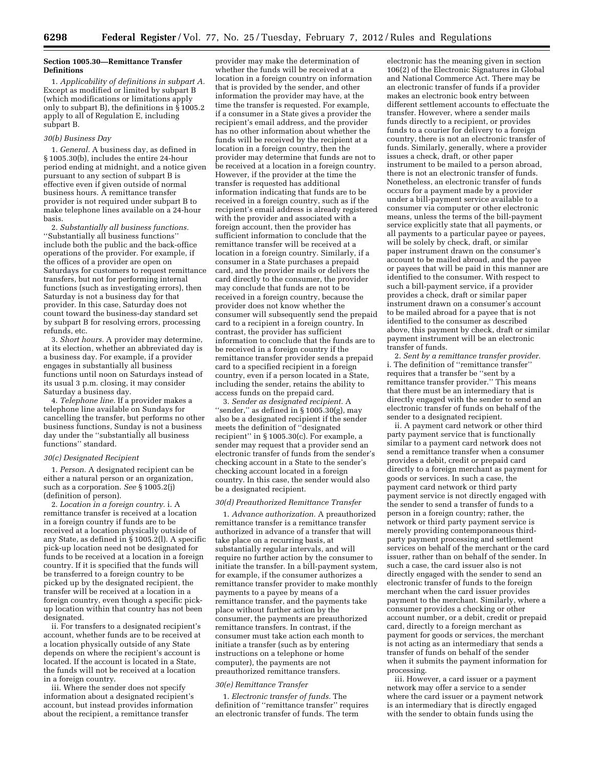**Section 1005.30—Remittance Transfer Definitions**

1. *Applicability of definitions in subpart A.* Except as modified or limited by subpart B (which modifications or limitations apply only to subpart B), the definitions in § 1005.2 apply to all of Regulation E, including subpart B.

*30(b) Business Day*

1. *General.* A business day, as defined in § 1005.30(b), includes the entire 24-hour period ending at midnight, and a notice given pursuant to any section of subpart B is effective even if given outside of normal business hours. A remittance transfer provider is not required under subpart B to make telephone lines available on a 24-hour basis.

2. *Substantially all business functions.* ''Substantially all business functions'' include both the public and the back-office operations of the provider. For example, if the offices of a provider are open on Saturdays for customers to request remittance transfers, but not for performing internal functions (such as investigating errors), then Saturday is not a business day for that provider. In this case, Saturday does not count toward the business-day standard set by subpart B for resolving errors, processing refunds, etc.

3. *Short hours.* A provider may determine, at its election, whether an abbreviated day is a business day. For example, if a provider engages in substantially all business functions until noon on Saturdays instead of its usual 3 p.m. closing, it may consider Saturday a business day.

4. *Telephone line.* If a provider makes a telephone line available on Sundays for cancelling the transfer, but performs no other business functions, Sunday is not a business day under the ''substantially all business functions'' standard.

*30(c) Designated Recipient*

1. *Person.* A designated recipient can be either a natural person or an organization, such as a corporation. *See* § 1005.2(j) (definition of person).

2. *Location in a foreign country.* i. A remittance transfer is received at a location in a foreign country if funds are to be received at a location physically outside of any State, as defined in § 1005.2(l). A specific pick-up location need not be designated for funds to be received at a location in a foreign country. If it is specified that the funds will be transferred to a foreign country to be picked up by the designated recipient, the transfer will be received at a location in a foreign country, even though a specific pick-up location within that country has not been designated.

ii. For transfers to a designated recipient's account, whether funds are to be received at a location physically outside of any State depends on where the recipient's account is located. If the account is located in a State, the funds will not be received at a location in a foreign country.

iii. Where the sender does not specify information about a designated recipient's account, but instead provides information about the recipient, a remittance transfer provider may make the determination of whether the funds will be received at a location in a foreign country on information that is provided by the sender, and other information the provider may have, at the time the transfer is requested. For example, if a consumer in a State gives a provider the recipient's email address, and the provider has no other information about whether the funds will be received by the recipient at a location in a foreign country, then the provider may determine that funds are not to be received at a location in a foreign country. However, if the provider at the time the transfer is requested has additional information indicating that funds are to be received in a foreign country, such as if the recipient's email address is already registered with the provider and associated with a foreign account, then the provider has sufficient information to conclude that the remittance transfer will be received at a location in a foreign country. Similarly, if a consumer in a State purchases a prepaid card, and the provider mails or delivers the card directly to the consumer, the provider may conclude that funds are not to be received in a foreign country, because the provider does not know whether the consumer will subsequently send the prepaid card to a recipient in a foreign country. In contrast, the provider has sufficient information to conclude that the funds are to be received in a foreign country if the remittance transfer provider sends a prepaid card to a specified recipient in a foreign country, even if a person located in a State, including the sender, retains the ability to access funds on the prepaid card.

3. *Sender as designated recipient.* A ''sender,'' as defined in § 1005.30(g), may also be a designated recipient if the sender meets the definition of ''designated recipient'' in § 1005.30(c). For example, a sender may request that a provider send an electronic transfer of funds from the sender's checking account in a State to the sender's checking account located in a foreign country. In this case, the sender would also be a designated recipient.

*30(d) Preauthorized Remittance Transfer*

1. *Advance authorization.* A preauthorized remittance transfer is a remittance transfer authorized in advance of a transfer that will take place on a recurring basis, at substantially regular intervals, and will require no further action by the consumer to initiate the transfer. In a bill-payment system, for example, if the consumer authorizes a remittance transfer provider to make monthly payments to a payee by means of a remittance transfer, and the payments take place without further action by the consumer, the payments are preauthorized remittance transfers. In contrast, if the consumer must take action each month to initiate a transfer (such as by entering instructions on a telephone or home computer), the payments are not preauthorized remittance transfers.

*30(e) Remittance Transfer*

1. *Electronic transfer of funds.* The definition of ''remittance transfer'' requires an electronic transfer of funds. The term electronic has the meaning given in section 106(2) of the Electronic Signatures in Global and National Commerce Act. There may be an electronic transfer of funds if a provider makes an electronic book entry between different settlement accounts to effectuate the transfer. However, where a sender mails funds directly to a recipient, or provides funds to a courier for delivery to a foreign country, there is not an electronic transfer of funds. Similarly, generally, where a provider issues a check, draft, or other paper instrument to be mailed to a person abroad, there is not an electronic transfer of funds. Nonetheless, an electronic transfer of funds occurs for a payment made by a provider under a bill-payment service available to a consumer via computer or other electronic means, unless the terms of the bill-payment service explicitly state that all payments, or all payments to a particular payee or payees, will be solely by check, draft, or similar paper instrument drawn on the consumer's account to be mailed abroad, and the payee or payees that will be paid in this manner are identified to the consumer. With respect to such a bill-payment service, if a provider provides a check, draft or similar paper instrument drawn on a consumer's account to be mailed abroad for a payee that is not identified to the consumer as described above, this payment by check, draft or similar payment instrument will be an electronic transfer of funds.

2. *Sent by a remittance transfer provider.* i. The definition of ''remittance transfer'' requires that a transfer be ''sent by a remittance transfer provider.'' This means that there must be an intermediary that is directly engaged with the sender to send an electronic transfer of funds on behalf of the sender to a designated recipient.

ii. A payment card network or other third party payment service that is functionally similar to a payment card network does not send a remittance transfer when a consumer provides a debit, credit or prepaid card directly to a foreign merchant as payment for goods or services. In such a case, the payment card network or third party payment service is not directly engaged with the sender to send a transfer of funds to a person in a foreign country; rather, the network or third party payment service is merely providing contemporaneous third-party payment processing and settlement services on behalf of the merchant or the card issuer, rather than on behalf of the sender. In such a case, the card issuer also is not directly engaged with the sender to send an electronic transfer of funds to the foreign merchant when the card issuer provides payment to the merchant. Similarly, where a consumer provides a checking or other account number, or a debit, credit or prepaid card, directly to a foreign merchant as payment for goods or services, the merchant is not acting as an intermediary that sends a transfer of funds on behalf of the sender when it submits the payment information for processing.

iii. However, a card issuer or a payment network may offer a service to a sender where the card issuer or a payment network is an intermediary that is directly engaged with the sender to obtain funds using the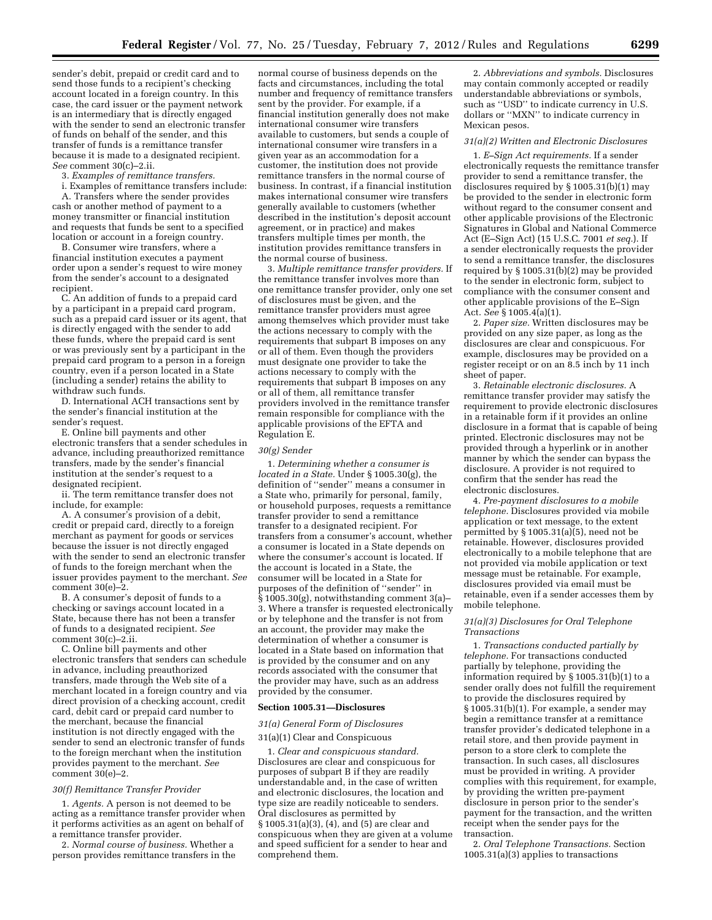sender's debit, prepaid or credit card and to send those funds to a recipient's checking account located in a foreign country. In this case, the card issuer or the payment network is an intermediary that is directly engaged with the sender to send an electronic transfer of funds on behalf of the sender, and this transfer of funds is a remittance transfer because it is made to a designated recipient. *See* comment 30(c)–2.ii.

3. *Examples of remittance transfers.*

i. Examples of remittance transfers include:

A. Transfers where the sender provides cash or another method of payment to a money transmitter or financial institution and requests that funds be sent to a specified location or account in a foreign country.

B. Consumer wire transfers, where a financial institution executes a payment order upon a sender's request to wire money from the sender's account to a designated recipient.

C. An addition of funds to a prepaid card by a participant in a prepaid card program, such as a prepaid card issuer or its agent, that is directly engaged with the sender to add these funds, where the prepaid card is sent or was previously sent by a participant in the prepaid card program to a person in a foreign country, even if a person located in a State (including a sender) retains the ability to withdraw such funds.

D. International ACH transactions sent by the sender's financial institution at the sender's request.

E. Online bill payments and other electronic transfers that a sender schedules in advance, including preauthorized remittance transfers, made by the sender's financial institution at the sender's request to a designated recipient.

ii. The term remittance transfer does not include, for example:

A. A consumer's provision of a debit, credit or prepaid card, directly to a foreign merchant as payment for goods or services because the issuer is not directly engaged with the sender to send an electronic transfer of funds to the foreign merchant when the issuer provides payment to the merchant. *See* comment 30(e)–2.

B. A consumer's deposit of funds to a checking or savings account located in a State, because there has not been a transfer of funds to a designated recipient. *See* comment 30(c)–2.ii.

C. Online bill payments and other electronic transfers that senders can schedule in advance, including preauthorized transfers, made through the Web site of a merchant located in a foreign country and via direct provision of a checking account, credit card, debit card or prepaid card number to the merchant, because the financial institution is not directly engaged with the sender to send an electronic transfer of funds to the foreign merchant when the institution provides payment to the merchant. *See* comment 30(e)–2.

*30(f) Remittance Transfer Provider*

1. *Agents.* A person is not deemed to be acting as a remittance transfer provider when it performs activities as an agent on behalf of a remittance transfer provider.

2. *Normal course of business.* Whether a person provides remittance transfers in the normal course of business depends on the facts and circumstances, including the total number and frequency of remittance transfers sent by the provider. For example, if a financial institution generally does not make international consumer wire transfers available to customers, but sends a couple of international consumer wire transfers in a given year as an accommodation for a customer, the institution does not provide remittance transfers in the normal course of business. In contrast, if a financial institution makes international consumer wire transfers generally available to customers (whether described in the institution's deposit account agreement, or in practice) and makes transfers multiple times per month, the institution provides remittance transfers in the normal course of business.

3. *Multiple remittance transfer providers.* If the remittance transfer involves more than one remittance transfer provider, only one set of disclosures must be given, and the remittance transfer providers must agree among themselves which provider must take the actions necessary to comply with the requirements that subpart B imposes on any or all of them. Even though the providers must designate one provider to take the actions necessary to comply with the requirements that subpart B imposes on any or all of them, all remittance transfer providers involved in the remittance transfer remain responsible for compliance with the applicable provisions of the EFTA and Regulation E.

*30(g) Sender*

1. *Determining whether a consumer is located in a State.* Under § 1005.30(g), the definition of "sender" means a consumer in a State who, primarily for personal, family, or household purposes, requests a remittance transfer provider to send a remittance transfer to a designated recipient. For transfers from a consumer's account, whether a consumer is located in a State depends on where the consumer's account is located. If the account is located in a State, the consumer will be located in a State for purposes of the definition of "sender" in § 1005.30(g), notwithstanding comment 3(a)–3. Where a transfer is requested electronically or by telephone and the transfer is not from an account, the provider may make the determination of whether a consumer is located in a State based on information that is provided by the consumer and on any records associated with the consumer that the provider may have, such as an address provided by the consumer.

**Section 1005.31—Disclosures**

*31(a) General Form of Disclosures*

31(a)(1) Clear and Conspicuous

1. *Clear and conspicuous standard.* Disclosures are clear and conspicuous for purposes of subpart B if they are readily understandable and, in the case of written and electronic disclosures, the location and type size are readily noticeable to senders. Oral disclosures as permitted by § 1005.31(a)(3), (4), and (5) are clear and conspicuous when they are given at a volume and speed sufficient for a sender to hear and comprehend them.

2. *Abbreviations and symbols.* Disclosures may contain commonly accepted or readily understandable abbreviations or symbols, such as "USD" to indicate currency in U.S. dollars or "MXN" to indicate currency in Mexican pesos.

*31(a)(2) Written and Electronic Disclosures*

1. *E–Sign Act requirements.* If a sender electronically requests the remittance transfer provider to send a remittance transfer, the disclosures required by § 1005.31(b)(1) may be provided to the sender in electronic form without regard to the consumer consent and other applicable provisions of the Electronic Signatures in Global and National Commerce Act (E–Sign Act) (15 U.S.C. 7001 *et seq.*). If a sender electronically requests the provider to send a remittance transfer, the disclosures required by § 1005.31(b)(2) may be provided to the sender in electronic form, subject to compliance with the consumer consent and other applicable provisions of the E–Sign Act. *See* § 1005.4(a)(1).

2. *Paper size.* Written disclosures may be provided on any size paper, as long as the disclosures are clear and conspicuous. For example, disclosures may be provided on a register receipt or on an 8.5 inch by 11 inch sheet of paper.

3. *Retainable electronic disclosures.* A remittance transfer provider may satisfy the requirement to provide electronic disclosures in a retainable form if it provides an online disclosure in a format that is capable of being printed. Electronic disclosures may not be provided through a hyperlink or in another manner by which the sender can bypass the disclosure. A provider is not required to confirm that the sender has read the electronic disclosures.

4. *Pre-payment disclosures to a mobile telephone.* Disclosures provided via mobile application or text message, to the extent permitted by § 1005.31(a)(5), need not be retainable. However, disclosures provided electronically to a mobile telephone that are not provided via mobile application or text message must be retainable. For example, disclosures provided via email must be retainable, even if a sender accesses them by mobile telephone.

*31(a)(3) Disclosures for Oral Telephone Transactions*

1. *Transactions conducted partially by telephone.* For transactions conducted partially by telephone, providing the information required by § 1005.31(b)(1) to a sender orally does not fulfill the requirement to provide the disclosures required by § 1005.31(b)(1). For example, a sender may begin a remittance transfer at a remittance transfer provider's dedicated telephone in a retail store, and then provide payment in person to a store clerk to complete the transaction. In such cases, all disclosures must be provided in writing. A provider complies with this requirement, for example, by providing the written pre-payment disclosure in person prior to the sender's payment for the transaction, and the written receipt when the sender pays for the transaction.

2. *Oral Telephone Transactions.* Section 1005.31(a)(3) applies to transactions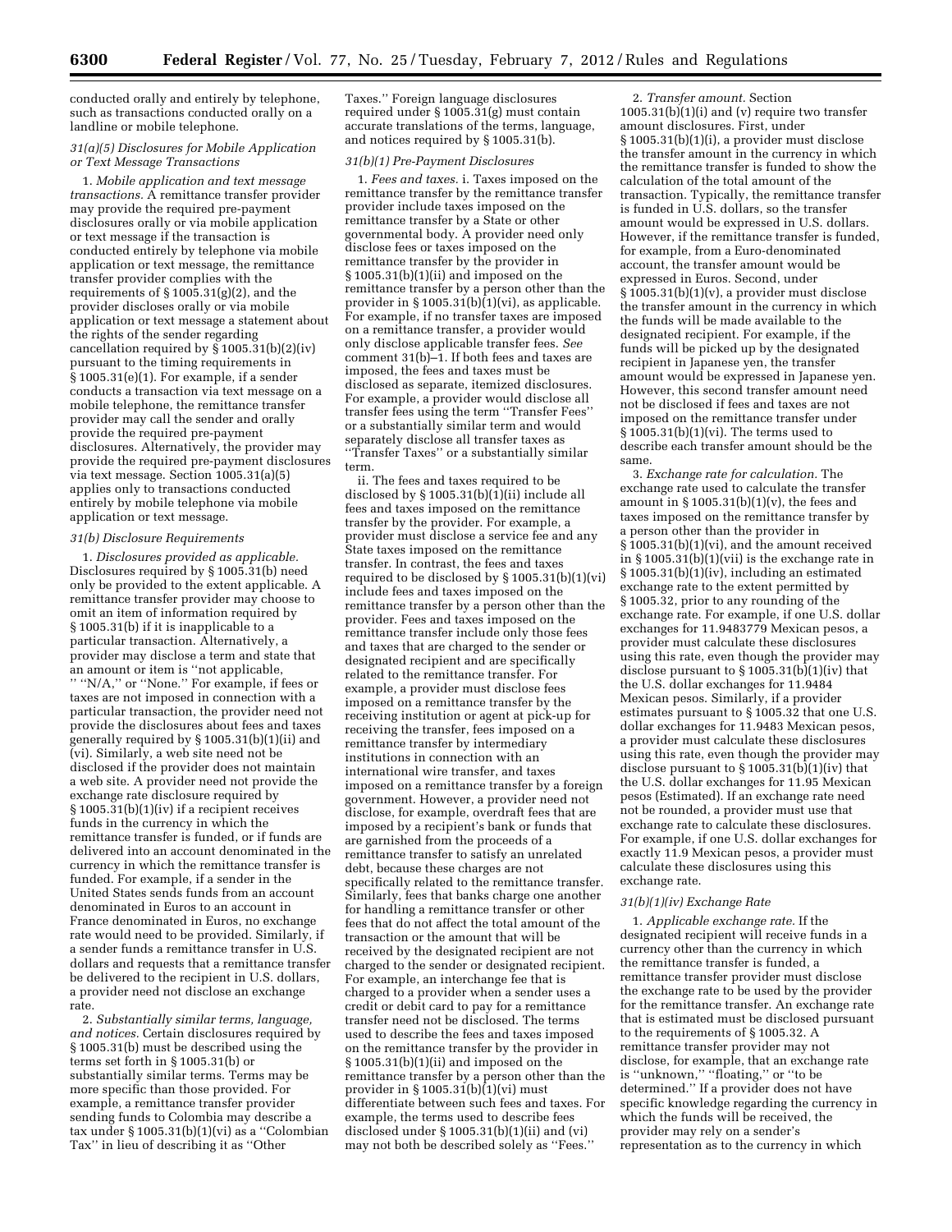conducted orally and entirely by telephone, such as transactions conducted orally on a landline or mobile telephone.

*31(a)(5) Disclosures for Mobile Application or Text Message Transactions*

1. *Mobile application and text message transactions.* A remittance transfer provider may provide the required pre-payment disclosures orally or via mobile application or text message if the transaction is conducted entirely by telephone via mobile application or text message, the remittance transfer provider complies with the requirements of § 1005.31(g)(2), and the provider discloses orally or via mobile application or text message a statement about the rights of the sender regarding cancellation required by § 1005.31(b)(2)(iv) pursuant to the timing requirements in § 1005.31(e)(1). For example, if a sender conducts a transaction via text message on a mobile telephone, the remittance transfer provider may call the sender and orally provide the required pre-payment disclosures. Alternatively, the provider may provide the required pre-payment disclosures via text message. Section 1005.31(a)(5) applies only to transactions conducted entirely by mobile telephone via mobile application or text message.

*31(b) Disclosure Requirements*

1. *Disclosures provided as applicable.* Disclosures required by § 1005.31(b) need only be provided to the extent applicable. A remittance transfer provider may choose to omit an item of information required by § 1005.31(b) if it is inapplicable to a particular transaction. Alternatively, a provider may disclose a term and state that an amount or item is ''not applicable,'' ''N/A,'' or ''None.'' For example, if fees or taxes are not imposed in connection with a particular transaction, the provider need not provide the disclosures about fees and taxes generally required by § 1005.31(b)(1)(ii) and (vi). Similarly, a web site need not be disclosed if the provider does not maintain a web site. A provider need not provide the exchange rate disclosure required by § 1005.31(b)(1)(iv) if a recipient receives funds in the currency in which the remittance transfer is funded, or if funds are delivered into an account denominated in the currency in which the remittance transfer is funded. For example, if a sender in the United States sends funds from an account denominated in Euros to an account in France denominated in Euros, no exchange rate would need to be provided. Similarly, if a sender funds a remittance transfer in U.S. dollars and requests that a remittance transfer be delivered to the recipient in U.S. dollars, a provider need not disclose an exchange rate.

2. *Substantially similar terms, language, and notices.* Certain disclosures required by § 1005.31(b) must be described using the terms set forth in § 1005.31(b) or substantially similar terms. Terms may be more specific than those provided. For example, a remittance transfer provider sending funds to Colombia may describe a tax under § 1005.31(b)(1)(vi) as a ''Colombian Tax'' in lieu of describing it as ''Other Taxes.'' Foreign language disclosures required under § 1005.31(g) must contain accurate translations of the terms, language, and notices required by § 1005.31(b).

*31(b)(1) Pre-Payment Disclosures*

1. *Fees and taxes.* i. Taxes imposed on the remittance transfer by the remittance transfer provider include taxes imposed on the remittance transfer by a State or other governmental body. A provider need only disclose fees or taxes imposed on the remittance transfer by the provider in § 1005.31(b)(1)(ii) and imposed on the remittance transfer by a person other than the provider in § 1005.31(b)(1)(vi), as applicable. For example, if no transfer taxes are imposed on a remittance transfer, a provider would only disclose applicable transfer fees. *See* comment 31(b)–1. If both fees and taxes are imposed, the fees and taxes must be disclosed as separate, itemized disclosures. For example, a provider would disclose all transfer fees using the term ''Transfer Fees'' or a substantially similar term and would separately disclose all transfer taxes as ''Transfer Taxes'' or a substantially similar term.

ii. The fees and taxes required to be disclosed by § 1005.31(b)(1)(ii) include all fees and taxes imposed on the remittance transfer by the provider. For example, a provider must disclose a service fee and any State taxes imposed on the remittance transfer. In contrast, the fees and taxes required to be disclosed by § 1005.31(b)(1)(vi) include fees and taxes imposed on the remittance transfer by a person other than the provider. Fees and taxes imposed on the remittance transfer include only those fees and taxes that are charged to the sender or designated recipient and are specifically related to the remittance transfer. For example, a provider must disclose fees imposed on a remittance transfer by the receiving institution or agent at pick-up for receiving the transfer, fees imposed on a remittance transfer by intermediary institutions in connection with an international wire transfer, and taxes imposed on a remittance transfer by a foreign government. However, a provider need not disclose, for example, overdraft fees that are imposed by a recipient's bank or funds that are garnished from the proceeds of a remittance transfer to satisfy an unrelated debt, because these charges are not specifically related to the remittance transfer. Similarly, fees that banks charge one another for handling a remittance transfer or other fees that do not affect the total amount of the transaction or the amount that will be received by the designated recipient are not charged to the sender or designated recipient. For example, an interchange fee that is charged to a provider when a sender uses a credit or debit card to pay for a remittance transfer need not be disclosed. The terms used to describe the fees and taxes imposed on the remittance transfer by the provider in § 1005.31(b)(1)(ii) and imposed on the remittance transfer by a person other than the provider in § 1005.31(b)(1)(vi) must differentiate between such fees and taxes. For example, the terms used to describe fees disclosed under § 1005.31(b)(1)(ii) and (vi) may not both be described solely as ''Fees.''

2. *Transfer amount.* Section 1005.31(b)(1)(i) and (v) require two transfer amount disclosures. First, under § 1005.31(b)(1)(i), a provider must disclose the transfer amount in the currency in which the remittance transfer is funded to show the calculation of the total amount of the transaction. Typically, the remittance transfer is funded in U.S. dollars, so the transfer amount would be expressed in U.S. dollars. However, if the remittance transfer is funded, for example, from a Euro-denominated account, the transfer amount would be expressed in Euros. Second, under § 1005.31(b)(1)(v), a provider must disclose the transfer amount in the currency in which the funds will be made available to the designated recipient. For example, if the funds will be picked up by the designated recipient in Japanese yen, the transfer amount would be expressed in Japanese yen. However, this second transfer amount need not be disclosed if fees and taxes are not imposed on the remittance transfer under § 1005.31(b)(1)(vi). The terms used to describe each transfer amount should be the same.

3. *Exchange rate for calculation.* The exchange rate used to calculate the transfer amount in § 1005.31(b)(1)(v), the fees and taxes imposed on the remittance transfer by a person other than the provider in § 1005.31(b)(1)(vi), and the amount received in § 1005.31(b)(1)(vii) is the exchange rate in § 1005.31(b)(1)(iv), including an estimated exchange rate to the extent permitted by § 1005.32, prior to any rounding of the exchange rate. For example, if one U.S. dollar exchanges for 11.9483779 Mexican pesos, a provider must calculate these disclosures using this rate, even though the provider may disclose pursuant to § 1005.31(b)(1)(iv) that the U.S. dollar exchanges for 11.9484 Mexican pesos. Similarly, if a provider estimates pursuant to § 1005.32 that one U.S. dollar exchanges for 11.9483 Mexican pesos, a provider must calculate these disclosures using this rate, even though the provider may disclose pursuant to § 1005.31(b)(1)(iv) that the U.S. dollar exchanges for 11.95 Mexican pesos (Estimated). If an exchange rate need not be rounded, a provider must use that exchange rate to calculate these disclosures. For example, if one U.S. dollar exchanges for exactly 11.9 Mexican pesos, a provider must calculate these disclosures using this exchange rate.

*31(b)(1)(iv) Exchange Rate*

1. *Applicable exchange rate.* If the designated recipient will receive funds in a currency other than the currency in which the remittance transfer is funded, a remittance transfer provider must disclose the exchange rate to be used by the provider for the remittance transfer. An exchange rate that is estimated must be disclosed pursuant to the requirements of § 1005.32. A remittance transfer provider may not disclose, for example, that an exchange rate is ''unknown,'' ''floating,'' or ''to be determined.'' If a provider does not have specific knowledge regarding the currency in which the funds will be received, the provider may rely on a sender's representation as to the currency in which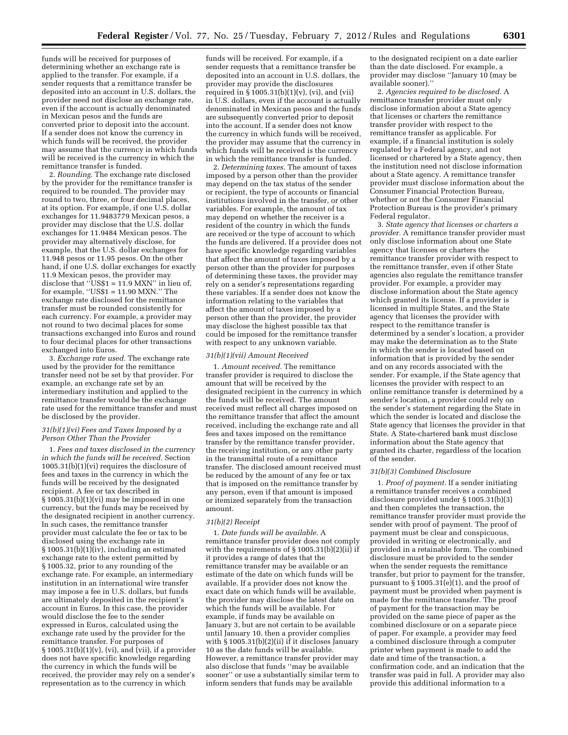funds will be received for purposes of determining whether an exchange rate is applied to the transfer. For example, if a sender requests that a remittance transfer be deposited into an account in U.S. dollars, the provider need not disclose an exchange rate, even if the account is actually denominated in Mexican pesos and the funds are converted prior to deposit into the account. If a sender does not know the currency in which funds will be received, the provider may assume that the currency in which funds will be received is the currency in which the remittance transfer is funded.

2. *Rounding.* The exchange rate disclosed by the provider for the remittance transfer is required to be rounded. The provider may round to two, three, or four decimal places, at its option. For example, if one U.S. dollar exchanges for 11.9483779 Mexican pesos, a provider may disclose that the U.S. dollar exchanges for 11.9484 Mexican pesos. The provider may alternatively disclose, for example, that the U.S. dollar exchanges for 11.948 pesos or 11.95 pesos. On the other hand, if one U.S. dollar exchanges for exactly 11.9 Mexican pesos, the provider may disclose that ''US$1 = 11.9 MXN'' in lieu of, for example, ''US$1 = 11.90 MXN.'' The exchange rate disclosed for the remittance transfer must be rounded consistently for each currency. For example, a provider may not round to two decimal places for some transactions exchanged into Euros and round to four decimal places for other transactions exchanged into Euros.

3. *Exchange rate used.* The exchange rate used by the provider for the remittance transfer need not be set by that provider. For example, an exchange rate set by an intermediary institution and applied to the remittance transfer would be the exchange rate used for the remittance transfer and must be disclosed by the provider.

*31(b)(1)(vi) Fees and Taxes Imposed by a Person Other Than the Provider*

1. *Fees and taxes disclosed in the currency in which the funds will be received.* Section 1005.31(b)(1)(vi) requires the disclosure of fees and taxes in the currency in which the funds will be received by the designated recipient. A fee or tax described in § 1005.31(b)(1)(vi) may be imposed in one currency, but the funds may be received by the designated recipient in another currency. In such cases, the remittance transfer provider must calculate the fee or tax to be disclosed using the exchange rate in § 1005.31(b)(1)(iv), including an estimated exchange rate to the extent permitted by § 1005.32, prior to any rounding of the exchange rate. For example, an intermediary institution in an international wire transfer may impose a fee in U.S. dollars, but funds are ultimately deposited in the recipient's account in Euros. In this case, the provider would disclose the fee to the sender expressed in Euros, calculated using the exchange rate used by the provider for the remittance transfer. For purposes of § 1005.31(b)(1)(v), (vi), and (vii), if a provider does not have specific knowledge regarding the currency in which the funds will be received, the provider may rely on a sender's representation as to the currency in which funds will be received. For example, if a sender requests that a remittance transfer be deposited into an account in U.S. dollars, the provider may provide the disclosures required in § 1005.31(b)(1)(v), (vi), and (vii) in U.S. dollars, even if the account is actually denominated in Mexican pesos and the funds are subsequently converted prior to deposit into the account. If a sender does not know the currency in which funds will be received, the provider may assume that the currency in which funds will be received is the currency in which the remittance transfer is funded.

2. *Determining taxes.* The amount of taxes imposed by a person other than the provider may depend on the tax status of the sender or recipient, the type of accounts or financial institutions involved in the transfer, or other variables. For example, the amount of tax may depend on whether the receiver is a resident of the country in which the funds are received or the type of account to which the funds are delivered. If a provider does not have specific knowledge regarding variables that affect the amount of taxes imposed by a person other than the provider for purposes of determining these taxes, the provider may rely on a sender's representations regarding these variables. If a sender does not know the information relating to the variables that affect the amount of taxes imposed by a person other than the provider, the provider may disclose the highest possible tax that could be imposed for the remittance transfer with respect to any unknown variable.

*31(b)(1)(vii) Amount Received*

1. *Amount received.* The remittance transfer provider is required to disclose the amount that will be received by the designated recipient in the currency in which the funds will be received. The amount received must reflect all charges imposed on the remittance transfer that affect the amount received, including the exchange rate and all fees and taxes imposed on the remittance transfer by the remittance transfer provider, the receiving institution, or any other party in the transmittal route of a remittance transfer. The disclosed amount received must be reduced by the amount of any fee or tax that is imposed on the remittance transfer by any person, even if that amount is imposed or itemized separately from the transaction amount.

*31(b)(2) Receipt*

1. *Date funds will be available.* A remittance transfer provider does not comply with the requirements of § 1005.31(b)(2)(ii) if it provides a range of dates that the remittance transfer may be available or an estimate of the date on which funds will be available. If a provider does not know the exact date on which funds will be available, the provider may disclose the latest date on which the funds will be available. For example, if funds may be available on January 3, but are not certain to be available until January 10, then a provider complies with § 1005.31(b)(2)(ii) if it discloses January 10 as the date funds will be available. However, a remittance transfer provider may also disclose that funds ''may be available sooner'' or use a substantially similar term to inform senders that funds may be available to the designated recipient on a date earlier than the date disclosed. For example, a provider may disclose ''January 10 (may be available sooner).''

2. *Agencies required to be disclosed.* A remittance transfer provider must only disclose information about a State agency that licenses or charters the remittance transfer provider with respect to the remittance transfer as applicable. For example, if a financial institution is solely regulated by a Federal agency, and not licensed or chartered by a State agency, then the institution need not disclose information about a State agency. A remittance transfer provider must disclose information about the Consumer Financial Protection Bureau, whether or not the Consumer Financial Protection Bureau is the provider's primary Federal regulator.

3. *State agency that licenses or charters a provider.* A remittance transfer provider must only disclose information about one State agency that licenses or charters the remittance transfer provider with respect to the remittance transfer, even if other State agencies also regulate the remittance transfer provider. For example, a provider may disclose information about the State agency which granted its license. If a provider is licensed in multiple States, and the State agency that licenses the provider with respect to the remittance transfer is determined by a sender's location, a provider may make the determination as to the State in which the sender is located based on information that is provided by the sender and on any records associated with the sender. For example, if the State agency that licenses the provider with respect to an online remittance transfer is determined by a sender's location, a provider could rely on the sender's statement regarding the State in which the sender is located and disclose the State agency that licenses the provider in that State. A State-chartered bank must disclose information about the State agency that granted its charter, regardless of the location of the sender.

*31(b)(3) Combined Disclosure*

1. *Proof of payment.* If a sender initiating a remittance transfer receives a combined disclosure provided under § 1005.31(b)(3) and then completes the transaction, the remittance transfer provider must provide the sender with proof of payment. The proof of payment must be clear and conspicuous, provided in writing or electronically, and provided in a retainable form. The combined disclosure must be provided to the sender when the sender requests the remittance transfer, but prior to payment for the transfer, pursuant to § 1005.31(e)(1), and the proof of payment must be provided when payment is made for the remittance transfer. The proof of payment for the transaction may be provided on the same piece of paper as the combined disclosure or on a separate piece of paper. For example, a provider may feed a combined disclosure through a computer printer when payment is made to add the date and time of the transaction, a confirmation code, and an indication that the transfer was paid in full. A provider may also provide this additional information to a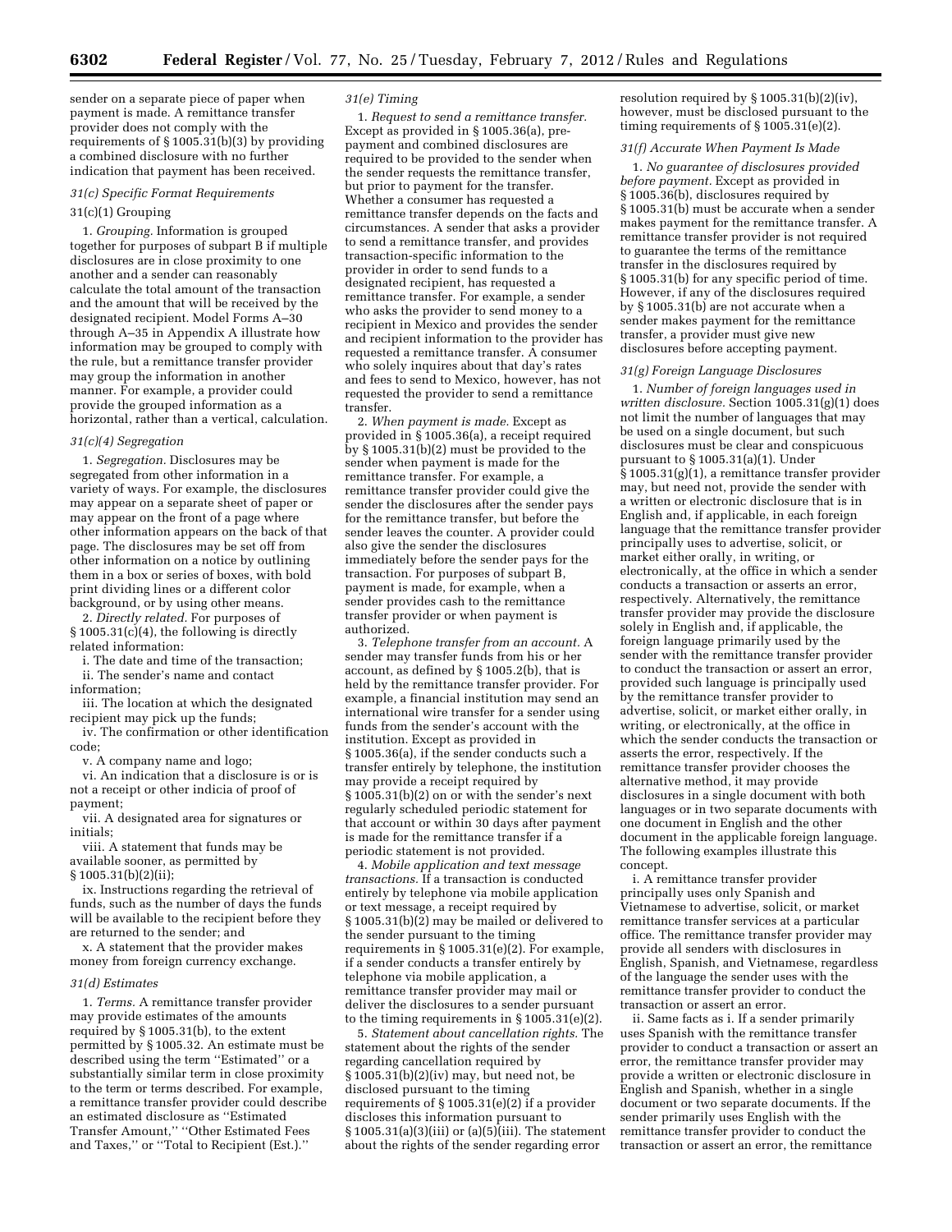sender on a separate piece of paper when payment is made. A remittance transfer provider does not comply with the requirements of § 1005.31(b)(3) by providing a combined disclosure with no further indication that payment has been received.

*31(c) Specific Format Requirements*

31(c)(1) Grouping

1. *Grouping.* Information is grouped together for purposes of subpart B if multiple disclosures are in close proximity to one another and a sender can reasonably calculate the total amount of the transaction and the amount that will be received by the designated recipient. Model Forms A–30 through A–35 in Appendix A illustrate how information may be grouped to comply with the rule, but a remittance transfer provider may group the information in another manner. For example, a provider could provide the grouped information as a horizontal, rather than a vertical, calculation.

*31(c)(4) Segregation*

1. *Segregation.* Disclosures may be segregated from other information in a variety of ways. For example, the disclosures may appear on a separate sheet of paper or may appear on the front of a page where other information appears on the back of that page. The disclosures may be set off from other information on a notice by outlining them in a box or series of boxes, with bold print dividing lines or a different color background, or by using other means.

2. *Directly related.* For purposes of § 1005.31(c)(4), the following is directly related information:

i. The date and time of the transaction;

ii. The sender's name and contact information;

iii. The location at which the designated recipient may pick up the funds;

iv. The confirmation or other identification code;

v. A company name and logo;

vi. An indication that a disclosure is or is not a receipt or other indicia of proof of payment;

vii. A designated area for signatures or initials;

viii. A statement that funds may be available sooner, as permitted by § 1005.31(b)(2)(ii);

ix. Instructions regarding the retrieval of funds, such as the number of days the funds will be available to the recipient before they are returned to the sender; and

x. A statement that the provider makes money from foreign currency exchange.

*31(d) Estimates*

1. *Terms.* A remittance transfer provider may provide estimates of the amounts required by § 1005.31(b), to the extent permitted by § 1005.32. An estimate must be described using the term ''Estimated'' or a substantially similar term in close proximity to the term or terms described. For example, a remittance transfer provider could describe an estimated disclosure as ''Estimated Transfer Amount,'' ''Other Estimated Fees and Taxes,'' or ''Total to Recipient (Est.).''

*31(e) Timing*

1. *Request to send a remittance transfer.* Except as provided in § 1005.36(a), pre-payment and combined disclosures are required to be provided to the sender when the sender requests the remittance transfer, but prior to payment for the transfer. Whether a consumer has requested a remittance transfer depends on the facts and circumstances. A sender that asks a provider to send a remittance transfer, and provides transaction-specific information to the provider in order to send funds to a designated recipient, has requested a remittance transfer. For example, a sender who asks the provider to send money to a recipient in Mexico and provides the sender and recipient information to the provider has requested a remittance transfer. A consumer who solely inquires about that day's rates and fees to send to Mexico, however, has not requested the provider to send a remittance transfer.

2. *When payment is made.* Except as provided in § 1005.36(a), a receipt required by § 1005.31(b)(2) must be provided to the sender when payment is made for the remittance transfer. For example, a remittance transfer provider could give the sender the disclosures after the sender pays for the remittance transfer, but before the sender leaves the counter. A provider could also give the sender the disclosures immediately before the sender pays for the transaction. For purposes of subpart B, payment is made, for example, when a sender provides cash to the remittance transfer provider or when payment is authorized.

3. *Telephone transfer from an account.* A sender may transfer funds from his or her account, as defined by § 1005.2(b), that is held by the remittance transfer provider. For example, a financial institution may send an international wire transfer for a sender using funds from the sender's account with the institution. Except as provided in § 1005.36(a), if the sender conducts such a transfer entirely by telephone, the institution may provide a receipt required by § 1005.31(b)(2) on or with the sender's next regularly scheduled periodic statement for that account or within 30 days after payment is made for the remittance transfer if a periodic statement is not provided.

4. *Mobile application and text message transactions.* If a transaction is conducted entirely by telephone via mobile application or text message, a receipt required by § 1005.31(b)(2) may be mailed or delivered to the sender pursuant to the timing requirements in § 1005.31(e)(2). For example, if a sender conducts a transfer entirely by telephone via mobile application, a remittance transfer provider may mail or deliver the disclosures to a sender pursuant to the timing requirements in § 1005.31(e)(2).

5. *Statement about cancellation rights.* The statement about the rights of the sender regarding cancellation required by § 1005.31(b)(2)(iv) may, but need not, be disclosed pursuant to the timing requirements of § 1005.31(e)(2) if a provider discloses this information pursuant to § 1005.31(a)(3)(iii) or (a)(5)(iii). The statement about the rights of the sender regarding error resolution required by § 1005.31(b)(2)(iv), however, must be disclosed pursuant to the timing requirements of § 1005.31(e)(2).

*31(f) Accurate When Payment Is Made*

1. *No guarantee of disclosures provided before payment.* Except as provided in § 1005.36(b), disclosures required by § 1005.31(b) must be accurate when a sender makes payment for the remittance transfer. A remittance transfer provider is not required to guarantee the terms of the remittance transfer in the disclosures required by § 1005.31(b) for any specific period of time. However, if any of the disclosures required by § 1005.31(b) are not accurate when a sender makes payment for the remittance transfer, a provider must give new disclosures before accepting payment.

*31(g) Foreign Language Disclosures*

1. *Number of foreign languages used in written disclosure.* Section 1005.31(g)(1) does not limit the number of languages that may be used on a single document, but such disclosures must be clear and conspicuous pursuant to § 1005.31(a)(1). Under § 1005.31(g)(1), a remittance transfer provider may, but need not, provide the sender with a written or electronic disclosure that is in English and, if applicable, in each foreign language that the remittance transfer provider principally uses to advertise, solicit, or market either orally, in writing, or electronically, at the office in which a sender conducts a transaction or asserts an error, respectively. Alternatively, the remittance transfer provider may provide the disclosure solely in English and, if applicable, the foreign language primarily used by the sender with the remittance transfer provider to conduct the transaction or assert an error, provided such language is principally used by the remittance transfer provider to advertise, solicit, or market either orally, in writing, or electronically, at the office in which the sender conducts the transaction or asserts the error, respectively. If the remittance transfer provider chooses the alternative method, it may provide disclosures in a single document with both languages or in two separate documents with one document in English and the other document in the applicable foreign language. The following examples illustrate this concept.

i. A remittance transfer provider principally uses only Spanish and Vietnamese to advertise, solicit, or market remittance transfer services at a particular office. The remittance transfer provider may provide all senders with disclosures in English, Spanish, and Vietnamese, regardless of the language the sender uses with the remittance transfer provider to conduct the transaction or assert an error.

ii. Same facts as i. If a sender primarily uses Spanish with the remittance transfer provider to conduct a transaction or assert an error, the remittance transfer provider may provide a written or electronic disclosure in English and Spanish, whether in a single document or two separate documents. If the sender primarily uses English with the remittance transfer provider to conduct the transaction or assert an error, the remittance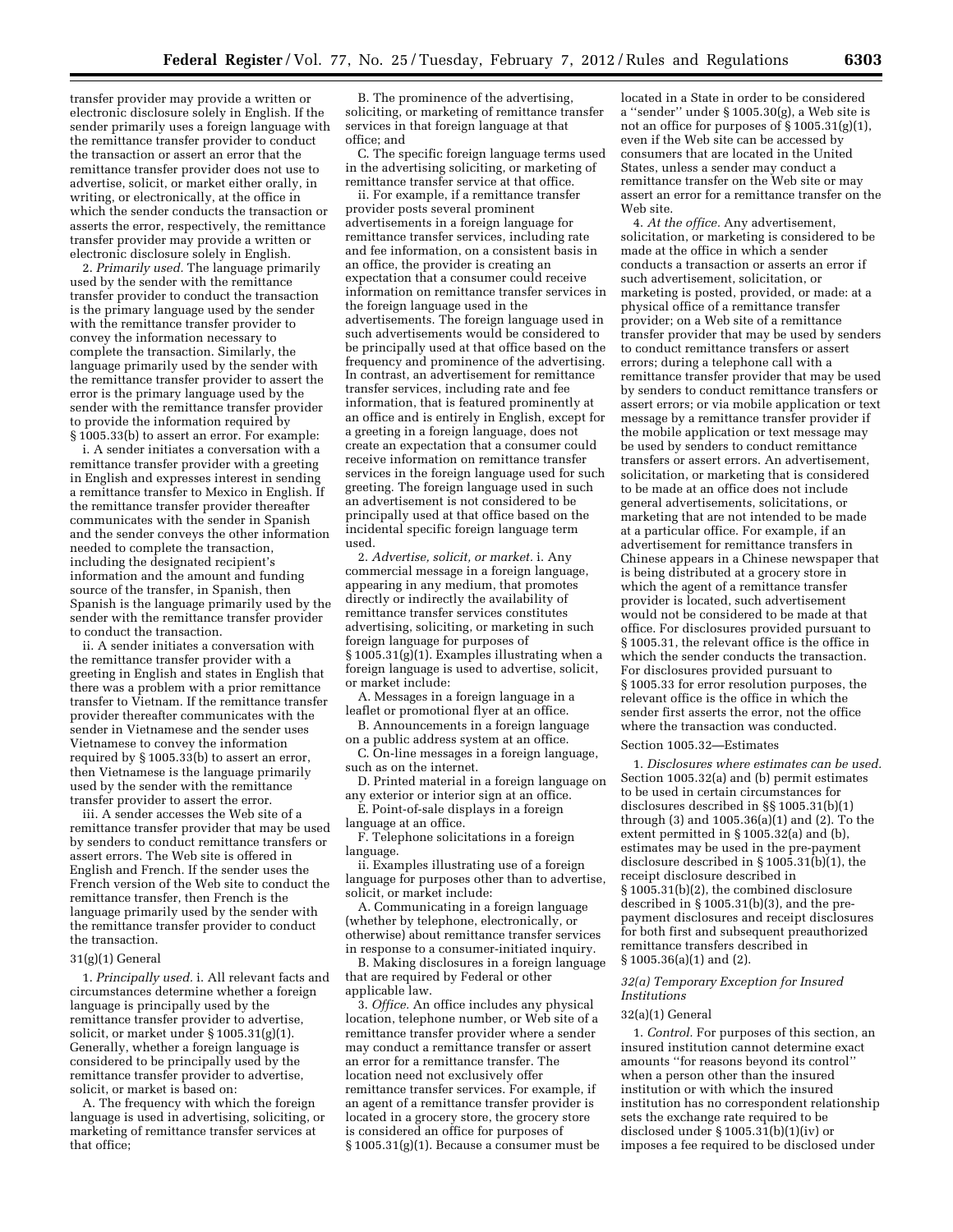transfer provider may provide a written or electronic disclosure solely in English. If the sender primarily uses a foreign language with the remittance transfer provider to conduct the transaction or assert an error that the remittance transfer provider does not use to advertise, solicit, or market either orally, in writing, or electronically, at the office in which the sender conducts the transaction or asserts the error, respectively, the remittance transfer provider may provide a written or electronic disclosure solely in English.

2. *Primarily used.* The language primarily used by the sender with the remittance transfer provider to conduct the transaction is the primary language used by the sender with the remittance transfer provider to convey the information necessary to complete the transaction. Similarly, the language primarily used by the sender with the remittance transfer provider to assert the error is the primary language used by the sender with the remittance transfer provider to provide the information required by § 1005.33(b) to assert an error. For example:

i. A sender initiates a conversation with a remittance transfer provider with a greeting in English and expresses interest in sending a remittance transfer to Mexico in English. If the remittance transfer provider thereafter communicates with the sender in Spanish and the sender conveys the other information needed to complete the transaction, including the designated recipient's information and the amount and funding source of the transfer, in Spanish, then Spanish is the language primarily used by the sender with the remittance transfer provider to conduct the transaction.

ii. A sender initiates a conversation with the remittance transfer provider with a greeting in English and states in English that there was a problem with a prior remittance transfer to Vietnam. If the remittance transfer provider thereafter communicates with the sender in Vietnamese and the sender uses Vietnamese to convey the information required by § 1005.33(b) to assert an error, then Vietnamese is the language primarily used by the sender with the remittance transfer provider to assert the error.

iii. A sender accesses the Web site of a remittance transfer provider that may be used by senders to conduct remittance transfers or assert errors. The Web site is offered in English and French. If the sender uses the French version of the Web site to conduct the remittance transfer, then French is the language primarily used by the sender with the remittance transfer provider to conduct the transaction.

31(g)(1) General

1. *Principally used.* i. All relevant facts and circumstances determine whether a foreign language is principally used by the remittance transfer provider to advertise, solicit, or market under § 1005.31(g)(1). Generally, whether a foreign language is considered to be principally used by the remittance transfer provider to advertise, solicit, or market is based on:

A. The frequency with which the foreign language is used in advertising, soliciting, or marketing of remittance transfer services at that office;

B. The prominence of the advertising, soliciting, or marketing of remittance transfer services in that foreign language at that office; and

C. The specific foreign language terms used in the advertising soliciting, or marketing of remittance transfer service at that office.

ii. For example, if a remittance transfer provider posts several prominent advertisements in a foreign language for remittance transfer services, including rate and fee information, on a consistent basis in an office, the provider is creating an expectation that a consumer could receive information on remittance transfer services in the foreign language used in the advertisements. The foreign language used in such advertisements would be considered to be principally used at that office based on the frequency and prominence of the advertising. In contrast, an advertisement for remittance transfer services, including rate and fee information, that is featured prominently at an office and is entirely in English, except for a greeting in a foreign language, does not create an expectation that a consumer could receive information on remittance transfer services in the foreign language used for such greeting. The foreign language used in such an advertisement is not considered to be principally used at that office based on the incidental specific foreign language term used.

2. *Advertise, solicit, or market.* i. Any commercial message in a foreign language, appearing in any medium, that promotes directly or indirectly the availability of remittance transfer services constitutes advertising, soliciting, or marketing in such foreign language for purposes of § 1005.31(g)(1). Examples illustrating when a foreign language is used to advertise, solicit, or market include:

A. Messages in a foreign language in a leaflet or promotional flyer at an office.

B. Announcements in a foreign language on a public address system at an office.

C. On-line messages in a foreign language, such as on the internet.

D. Printed material in a foreign language on any exterior or interior sign at an office.

E. Point-of-sale displays in a foreign language at an office.

F. Telephone solicitations in a foreign language.

ii. Examples illustrating use of a foreign language for purposes other than to advertise, solicit, or market include:

A. Communicating in a foreign language (whether by telephone, electronically, or otherwise) about remittance transfer services in response to a consumer-initiated inquiry.

B. Making disclosures in a foreign language that are required by Federal or other applicable law.

3. *Office.* An office includes any physical location, telephone number, or Web site of a remittance transfer provider where a sender may conduct a remittance transfer or assert an error for a remittance transfer. The location need not exclusively offer remittance transfer services. For example, if an agent of a remittance transfer provider is located in a grocery store, the grocery store is considered an office for purposes of § 1005.31(g)(1). Because a consumer must be located in a State in order to be considered a "sender" under § 1005.30(g), a Web site is not an office for purposes of § 1005.31(g)(1), even if the Web site can be accessed by consumers that are located in the United States, unless a sender may conduct a remittance transfer on the Web site or may assert an error for a remittance transfer on the Web site.

4. *At the office.* Any advertisement, solicitation, or marketing is considered to be made at the office in which a sender conducts a transaction or asserts an error if such advertisement, solicitation, or marketing is posted, provided, or made: at a physical office of a remittance transfer provider; on a Web site of a remittance transfer provider that may be used by senders to conduct remittance transfers or assert errors; during a telephone call with a remittance transfer provider that may be used by senders to conduct remittance transfers or assert errors; or via mobile application or text message by a remittance transfer provider if the mobile application or text message may be used by senders to conduct remittance transfers or assert errors. An advertisement, solicitation, or marketing that is considered to be made at an office does not include general advertisements, solicitations, or marketing that are not intended to be made at a particular office. For example, if an advertisement for remittance transfers in Chinese appears in a Chinese newspaper that is being distributed at a grocery store in which the agent of a remittance transfer provider is located, such advertisement would not be considered to be made at that office. For disclosures provided pursuant to § 1005.31, the relevant office is the office in which the sender conducts the transaction. For disclosures provided pursuant to § 1005.33 for error resolution purposes, the relevant office is the office in which the sender first asserts the error, not the office where the transaction was conducted.

Section 1005.32—Estimates

1. *Disclosures where estimates can be used.* Section 1005.32(a) and (b) permit estimates to be used in certain circumstances for disclosures described in §§ 1005.31(b)(1) through (3) and 1005.36(a)(1) and (2). To the extent permitted in § 1005.32(a) and (b), estimates may be used in the pre-payment disclosure described in § 1005.31(b)(1), the receipt disclosure described in § 1005.31(b)(2), the combined disclosure described in § 1005.31(b)(3), and the pre-payment disclosures and receipt disclosures for both first and subsequent preauthorized remittance transfers described in § 1005.36(a)(1) and (2).

*32(a) Temporary Exception for Insured Institutions*

32(a)(1) General

1. *Control.* For purposes of this section, an insured institution cannot determine exact amounts "for reasons beyond its control" when a person other than the insured institution or with which the insured institution has no correspondent relationship sets the exchange rate required to be disclosed under § 1005.31(b)(1)(iv) or imposes a fee required to be disclosed under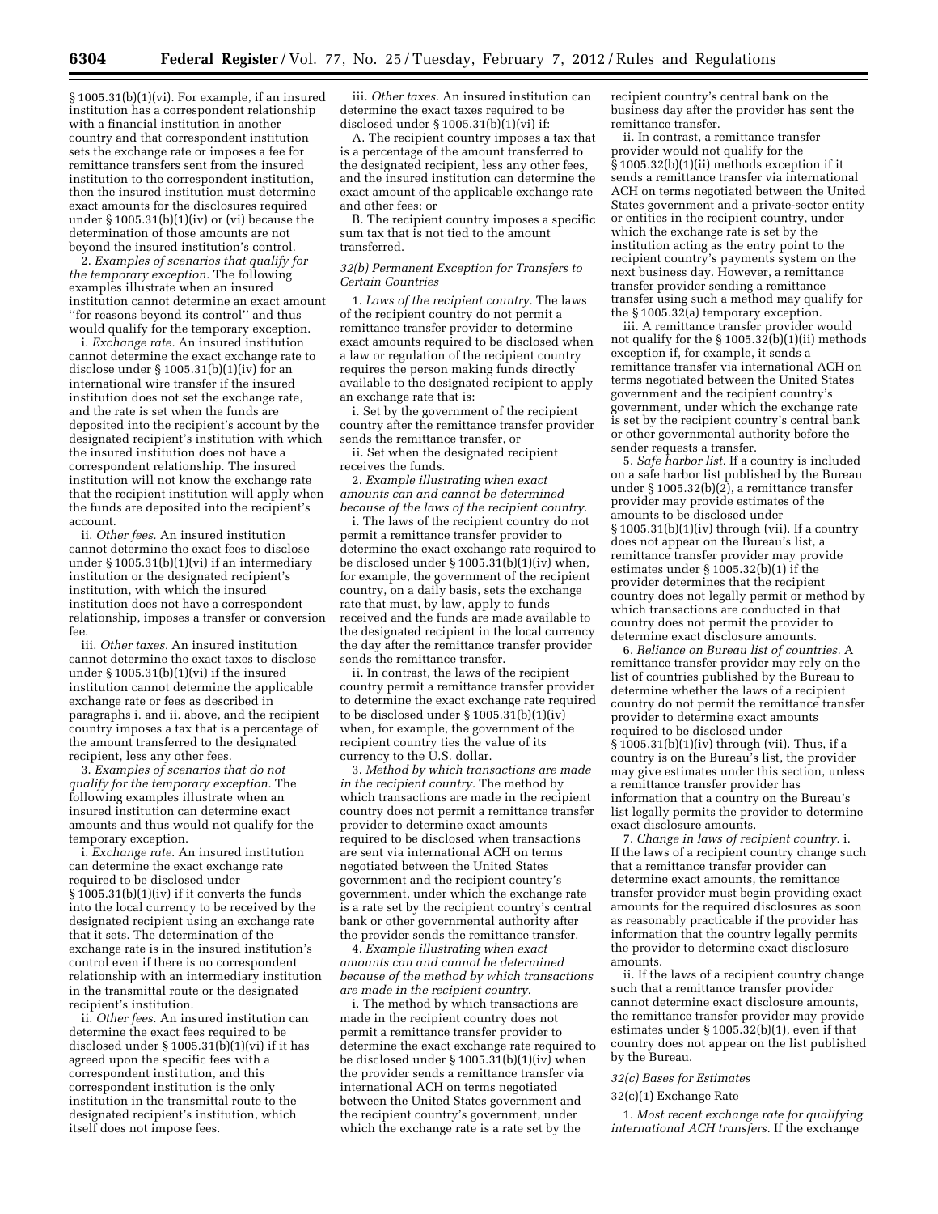§ 1005.31(b)(1)(vi). For example, if an insured institution has a correspondent relationship with a financial institution in another country and that correspondent institution sets the exchange rate or imposes a fee for remittance transfers sent from the insured institution to the correspondent institution, then the insured institution must determine exact amounts for the disclosures required under § 1005.31(b)(1)(iv) or (vi) because the determination of those amounts are not beyond the insured institution's control.

2. *Examples of scenarios that qualify for the temporary exception.* The following examples illustrate when an insured institution cannot determine an exact amount ''for reasons beyond its control'' and thus would qualify for the temporary exception.

i. *Exchange rate.* An insured institution cannot determine the exact exchange rate to disclose under § 1005.31(b)(1)(iv) for an international wire transfer if the insured institution does not set the exchange rate, and the rate is set when the funds are deposited into the recipient's account by the designated recipient's institution with which the insured institution does not have a correspondent relationship. The insured institution will not know the exchange rate that the recipient institution will apply when the funds are deposited into the recipient's account.

ii. *Other fees.* An insured institution cannot determine the exact fees to disclose under § 1005.31(b)(1)(vi) if an intermediary institution or the designated recipient's institution, with which the insured institution does not have a correspondent relationship, imposes a transfer or conversion fee.

iii. *Other taxes.* An insured institution cannot determine the exact taxes to disclose under § 1005.31(b)(1)(vi) if the insured institution cannot determine the applicable exchange rate or fees as described in paragraphs i. and ii. above, and the recipient country imposes a tax that is a percentage of the amount transferred to the designated recipient, less any other fees.

3. *Examples of scenarios that do not qualify for the temporary exception.* The following examples illustrate when an insured institution can determine exact amounts and thus would not qualify for the temporary exception.

i. *Exchange rate.* An insured institution can determine the exact exchange rate required to be disclosed under § 1005.31(b)(1)(iv) if it converts the funds into the local currency to be received by the designated recipient using an exchange rate that it sets. The determination of the exchange rate is in the insured institution's control even if there is no correspondent relationship with an intermediary institution in the transmittal route or the designated recipient's institution.

ii. *Other fees.* An insured institution can determine the exact fees required to be disclosed under § 1005.31(b)(1)(vi) if it has agreed upon the specific fees with a correspondent institution, and this correspondent institution is the only institution in the transmittal route to the designated recipient's institution, which itself does not impose fees.

iii. *Other taxes.* An insured institution can determine the exact taxes required to be disclosed under § 1005.31(b)(1)(vi) if:

A. The recipient country imposes a tax that is a percentage of the amount transferred to the designated recipient, less any other fees, and the insured institution can determine the exact amount of the applicable exchange rate and other fees; or

B. The recipient country imposes a specific sum tax that is not tied to the amount transferred.

*32(b) Permanent Exception for Transfers to Certain Countries*

1. *Laws of the recipient country.* The laws of the recipient country do not permit a remittance transfer provider to determine exact amounts required to be disclosed when a law or regulation of the recipient country requires the person making funds directly available to the designated recipient to apply an exchange rate that is:

i. Set by the government of the recipient country after the remittance transfer provider sends the remittance transfer, or

ii. Set when the designated recipient receives the funds.

2. *Example illustrating when exact amounts can and cannot be determined because of the laws of the recipient country.*

i. The laws of the recipient country do not permit a remittance transfer provider to determine the exact exchange rate required to be disclosed under § 1005.31(b)(1)(iv) when, for example, the government of the recipient country, on a daily basis, sets the exchange rate that must, by law, apply to funds received and the funds are made available to the designated recipient in the local currency the day after the remittance transfer provider sends the remittance transfer.

ii. In contrast, the laws of the recipient country permit a remittance transfer provider to determine the exact exchange rate required to be disclosed under § 1005.31(b)(1)(iv) when, for example, the government of the recipient country ties the value of its currency to the U.S. dollar.

3. *Method by which transactions are made in the recipient country.* The method by which transactions are made in the recipient country does not permit a remittance transfer provider to determine exact amounts required to be disclosed when transactions are sent via international ACH on terms negotiated between the United States government and the recipient country's government, under which the exchange rate is a rate set by the recipient country's central bank or other governmental authority after the provider sends the remittance transfer.

4. *Example illustrating when exact amounts can and cannot be determined because of the method by which transactions are made in the recipient country.*

i. The method by which transactions are made in the recipient country does not permit a remittance transfer provider to determine the exact exchange rate required to be disclosed under § 1005.31(b)(1)(iv) when the provider sends a remittance transfer via international ACH on terms negotiated between the United States government and the recipient country's government, under which the exchange rate is a rate set by the recipient country's central bank on the business day after the provider has sent the remittance transfer.

ii. In contrast, a remittance transfer provider would not qualify for the § 1005.32(b)(1)(ii) methods exception if it sends a remittance transfer via international ACH on terms negotiated between the United States government and a private-sector entity or entities in the recipient country, under which the exchange rate is set by the institution acting as the entry point to the recipient country's payments system on the next business day. However, a remittance transfer provider sending a remittance transfer using such a method may qualify for the § 1005.32(a) temporary exception.

iii. A remittance transfer provider would not qualify for the § 1005.32(b)(1)(ii) methods exception if, for example, it sends a remittance transfer via international ACH on terms negotiated between the United States government and the recipient country's government, under which the exchange rate is set by the recipient country's central bank or other governmental authority before the sender requests a transfer.

5. *Safe harbor list.* If a country is included on a safe harbor list published by the Bureau under § 1005.32(b)(2), a remittance transfer provider may provide estimates of the amounts to be disclosed under § 1005.31(b)(1)(iv) through (vii). If a country does not appear on the Bureau's list, a remittance transfer provider may provide estimates under § 1005.32(b)(1) if the provider determines that the recipient country does not legally permit or method by which transactions are conducted in that country does not permit the provider to determine exact disclosure amounts.

6. *Reliance on Bureau list of countries.* A remittance transfer provider may rely on the list of countries published by the Bureau to determine whether the laws of a recipient country do not permit the remittance transfer provider to determine exact amounts required to be disclosed under § 1005.31(b)(1)(iv) through (vii). Thus, if a country is on the Bureau's list, the provider may give estimates under this section, unless a remittance transfer provider has information that a country on the Bureau's list legally permits the provider to determine exact disclosure amounts.

7. *Change in laws of recipient country.* i. If the laws of a recipient country change such that a remittance transfer provider can determine exact amounts, the remittance transfer provider must begin providing exact amounts for the required disclosures as soon as reasonably practicable if the provider has information that the country legally permits the provider to determine exact disclosure amounts.

ii. If the laws of a recipient country change such that a remittance transfer provider cannot determine exact disclosure amounts, the remittance transfer provider may provide estimates under § 1005.32(b)(1), even if that country does not appear on the list published by the Bureau.

*32(c) Bases for Estimates*

32(c)(1) Exchange Rate

1. *Most recent exchange rate for qualifying international ACH transfers.* If the exchange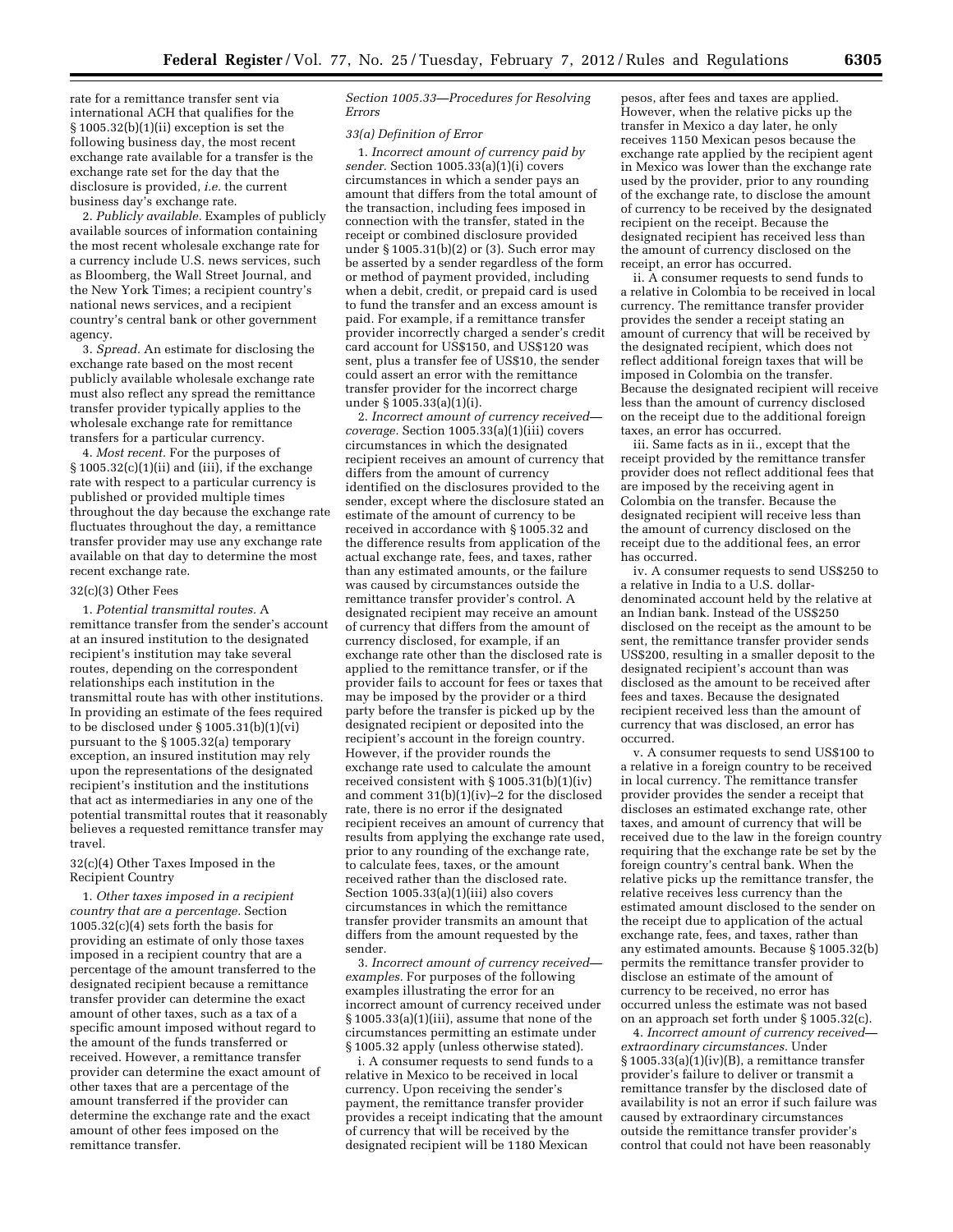rate for a remittance transfer sent via international ACH that qualifies for the § 1005.32(b)(1)(ii) exception is set the following business day, the most recent exchange rate available for a transfer is the exchange rate set for the day that the disclosure is provided, *i.e.* the current business day's exchange rate.

2. *Publicly available.* Examples of publicly available sources of information containing the most recent wholesale exchange rate for a currency include U.S. news services, such as Bloomberg, the Wall Street Journal, and the New York Times; a recipient country's national news services, and a recipient country's central bank or other government agency.

3. *Spread.* An estimate for disclosing the exchange rate based on the most recent publicly available wholesale exchange rate must also reflect any spread the remittance transfer provider typically applies to the wholesale exchange rate for remittance transfers for a particular currency.

4. *Most recent.* For the purposes of § 1005.32(c)(1)(ii) and (iii), if the exchange rate with respect to a particular currency is published or provided multiple times throughout the day because the exchange rate fluctuates throughout the day, a remittance transfer provider may use any exchange rate available on that day to determine the most recent exchange rate.

32(c)(3) Other Fees

1. *Potential transmittal routes.* A remittance transfer from the sender's account at an insured institution to the designated recipient's institution may take several routes, depending on the correspondent relationships each institution in the transmittal route has with other institutions. In providing an estimate of the fees required to be disclosed under § 1005.31(b)(1)(vi) pursuant to the § 1005.32(a) temporary exception, an insured institution may rely upon the representations of the designated recipient's institution and the institutions that act as intermediaries in any one of the potential transmittal routes that it reasonably believes a requested remittance transfer may travel.

32(c)(4) Other Taxes Imposed in the Recipient Country

1. *Other taxes imposed in a recipient country that are a percentage.* Section 1005.32(c)(4) sets forth the basis for providing an estimate of only those taxes imposed in a recipient country that are a percentage of the amount transferred to the designated recipient because a remittance transfer provider can determine the exact amount of other taxes, such as a tax of a specific amount imposed without regard to the amount of the funds transferred or received. However, a remittance transfer provider can determine the exact amount of other taxes that are a percentage of the amount transferred if the provider can determine the exchange rate and the exact amount of other fees imposed on the remittance transfer.

*Section 1005.33—Procedures for Resolving Errors*

*33(a) Definition of Error*

1. *Incorrect amount of currency paid by sender.* Section 1005.33(a)(1)(i) covers circumstances in which a sender pays an amount that differs from the total amount of the transaction, including fees imposed in connection with the transfer, stated in the receipt or combined disclosure provided under § 1005.31(b)(2) or (3). Such error may be asserted by a sender regardless of the form or method of payment provided, including when a debit, credit, or prepaid card is used to fund the transfer and an excess amount is paid. For example, if a remittance transfer provider incorrectly charged a sender's credit card account for US$150, and US$120 was sent, plus a transfer fee of US$10, the sender could assert an error with the remittance transfer provider for the incorrect charge under § 1005.33(a)(1)(i).

2. *Incorrect amount of currency received—coverage.* Section 1005.33(a)(1)(iii) covers circumstances in which the designated recipient receives an amount of currency that differs from the amount of currency identified on the disclosures provided to the sender, except where the disclosure stated an estimate of the amount of currency to be received in accordance with § 1005.32 and the difference results from application of the actual exchange rate, fees, and taxes, rather than any estimated amounts, or the failure was caused by circumstances outside the remittance transfer provider's control. A designated recipient may receive an amount of currency that differs from the amount of currency disclosed, for example, if an exchange rate other than the disclosed rate is applied to the remittance transfer, or if the provider fails to account for fees or taxes that may be imposed by the provider or a third party before the transfer is picked up by the designated recipient or deposited into the recipient's account in the foreign country. However, if the provider rounds the exchange rate used to calculate the amount received consistent with § 1005.31(b)(1)(iv) and comment 31(b)(1)(iv)–2 for the disclosed rate, there is no error if the designated recipient receives an amount of currency that results from applying the exchange rate used, prior to any rounding of the exchange rate, to calculate fees, taxes, or the amount received rather than the disclosed rate. Section 1005.33(a)(1)(iii) also covers circumstances in which the remittance transfer provider transmits an amount that differs from the amount requested by the sender.

3. *Incorrect amount of currency received—examples.* For purposes of the following examples illustrating the error for an incorrect amount of currency received under § 1005.33(a)(1)(iii), assume that none of the circumstances permitting an estimate under § 1005.32 apply (unless otherwise stated).

i. A consumer requests to send funds to a relative in Mexico to be received in local currency. Upon receiving the sender's payment, the remittance transfer provider provides a receipt indicating that the amount of currency that will be received by the designated recipient will be 1180 Mexican pesos, after fees and taxes are applied. However, when the relative picks up the transfer in Mexico a day later, he only receives 1150 Mexican pesos because the exchange rate applied by the recipient agent in Mexico was lower than the exchange rate used by the provider, prior to any rounding of the exchange rate, to disclose the amount of currency to be received by the designated recipient on the receipt. Because the designated recipient has received less than the amount of currency disclosed on the receipt, an error has occurred.

ii. A consumer requests to send funds to a relative in Colombia to be received in local currency. The remittance transfer provider provides the sender a receipt stating an amount of currency that will be received by the designated recipient, which does not reflect additional foreign taxes that will be imposed in Colombia on the transfer. Because the designated recipient will receive less than the amount of currency disclosed on the receipt due to the additional foreign taxes, an error has occurred.

iii. Same facts as in ii., except that the receipt provided by the remittance transfer provider does not reflect additional fees that are imposed by the receiving agent in Colombia on the transfer. Because the designated recipient will receive less than the amount of currency disclosed on the receipt due to the additional fees, an error has occurred.

iv. A consumer requests to send US$250 to a relative in India to a U.S. dollar-denominated account held by the relative at an Indian bank. Instead of the US$250 disclosed on the receipt as the amount to be sent, the remittance transfer provider sends US$200, resulting in a smaller deposit to the designated recipient's account than was disclosed as the amount to be received after fees and taxes. Because the designated recipient received less than the amount of currency that was disclosed, an error has occurred.

v. A consumer requests to send US$100 to a relative in a foreign country to be received in local currency. The remittance transfer provider provides the sender a receipt that discloses an estimated exchange rate, other taxes, and amount of currency that will be received due to the law in the foreign country requiring that the exchange rate be set by the foreign country's central bank. When the relative picks up the remittance transfer, the relative receives less currency than the estimated amount disclosed to the sender on the receipt due to application of the actual exchange rate, fees, and taxes, rather than any estimated amounts. Because § 1005.32(b) permits the remittance transfer provider to disclose an estimate of the amount of currency to be received, no error has occurred unless the estimate was not based on an approach set forth under § 1005.32(c).

4. *Incorrect amount of currency received—extraordinary circumstances.* Under § 1005.33(a)(1)(iv)(B), a remittance transfer provider's failure to deliver or transmit a remittance transfer by the disclosed date of availability is not an error if such failure was caused by extraordinary circumstances outside the remittance transfer provider's control that could not have been reasonably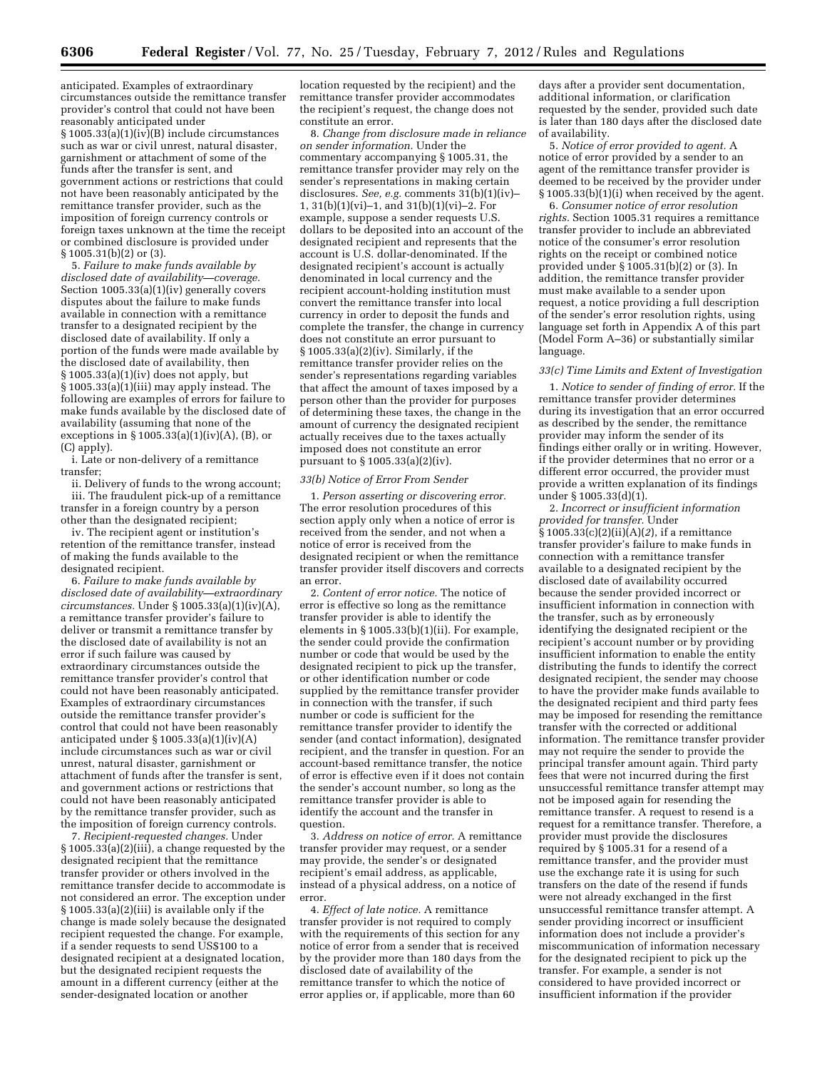anticipated. Examples of extraordinary circumstances outside the remittance transfer provider's control that could not have been reasonably anticipated under § 1005.33(a)(1)(iv)(B) include circumstances such as war or civil unrest, natural disaster, garnishment or attachment of some of the funds after the transfer is sent, and government actions or restrictions that could not have been reasonably anticipated by the remittance transfer provider, such as the imposition of foreign currency controls or foreign taxes unknown at the time the receipt or combined disclosure is provided under § 1005.31(b)(2) or (3).

5. *Failure to make funds available by disclosed date of availability—coverage.* Section 1005.33(a)(1)(iv) generally covers disputes about the failure to make funds available in connection with a remittance transfer to a designated recipient by the disclosed date of availability. If only a portion of the funds were made available by the disclosed date of availability, then § 1005.33(a)(1)(iv) does not apply, but § 1005.33(a)(1)(iii) may apply instead. The following are examples of errors for failure to make funds available by the disclosed date of availability (assuming that none of the exceptions in § 1005.33(a)(1)(iv)(A), (B), or (C) apply).

i. Late or non-delivery of a remittance transfer;

ii. Delivery of funds to the wrong account;

iii. The fraudulent pick-up of a remittance transfer in a foreign country by a person other than the designated recipient;

iv. The recipient agent or institution's retention of the remittance transfer, instead of making the funds available to the designated recipient.

6. *Failure to make funds available by disclosed date of availability—extraordinary circumstances.* Under § 1005.33(a)(1)(iv)(A), a remittance transfer provider's failure to deliver or transmit a remittance transfer by the disclosed date of availability is not an error if such failure was caused by extraordinary circumstances outside the remittance transfer provider's control that could not have been reasonably anticipated. Examples of extraordinary circumstances outside the remittance transfer provider's control that could not have been reasonably anticipated under § 1005.33(a)(1)(iv)(A) include circumstances such as war or civil unrest, natural disaster, garnishment or attachment of funds after the transfer is sent, and government actions or restrictions that could not have been reasonably anticipated by the remittance transfer provider, such as the imposition of foreign currency controls.

7. *Recipient-requested changes.* Under § 1005.33(a)(2)(iii), a change requested by the designated recipient that the remittance transfer provider or others involved in the remittance transfer decide to accommodate is not considered an error. The exception under § 1005.33(a)(2)(iii) is available only if the change is made solely because the designated recipient requested the change. For example, if a sender requests to send US$100 to a designated recipient at a designated location, but the designated recipient requests the amount in a different currency (either at the sender-designated location or another location requested by the recipient) and the remittance transfer provider accommodates the recipient's request, the change does not constitute an error.

8. *Change from disclosure made in reliance on sender information.* Under the commentary accompanying § 1005.31, the remittance transfer provider may rely on the sender's representations in making certain disclosures. *See, e.g.* comments 31(b)(1)(iv)–1, 31(b)(1)(vi)–1, and 31(b)(1)(vi)–2. For example, suppose a sender requests U.S. dollars to be deposited into an account of the designated recipient and represents that the account is U.S. dollar-denominated. If the designated recipient's account is actually denominated in local currency and the recipient account-holding institution must convert the remittance transfer into local currency in order to deposit the funds and complete the transfer, the change in currency does not constitute an error pursuant to § 1005.33(a)(2)(iv). Similarly, if the remittance transfer provider relies on the sender's representations regarding variables that affect the amount of taxes imposed by a person other than the provider for purposes of determining these taxes, the change in the amount of currency the designated recipient actually receives due to the taxes actually imposed does not constitute an error pursuant to § 1005.33(a)(2)(iv).

*33(b) Notice of Error From Sender*

1. *Person asserting or discovering error.* The error resolution procedures of this section apply only when a notice of error is received from the sender, and not when a notice of error is received from the designated recipient or when the remittance transfer provider itself discovers and corrects an error.

2. *Content of error notice.* The notice of error is effective so long as the remittance transfer provider is able to identify the elements in § 1005.33(b)(1)(ii). For example, the sender could provide the confirmation number or code that would be used by the designated recipient to pick up the transfer, or other identification number or code supplied by the remittance transfer provider in connection with the transfer, if such number or code is sufficient for the remittance transfer provider to identify the sender (and contact information), designated recipient, and the transfer in question. For an account-based remittance transfer, the notice of error is effective even if it does not contain the sender's account number, so long as the remittance transfer provider is able to identify the account and the transfer in question.

3. *Address on notice of error.* A remittance transfer provider may request, or a sender may provide, the sender's or designated recipient's email address, as applicable, instead of a physical address, on a notice of error.

4. *Effect of late notice.* A remittance transfer provider is not required to comply with the requirements of this section for any notice of error from a sender that is received by the provider more than 180 days from the disclosed date of availability of the remittance transfer to which the notice of error applies or, if applicable, more than 60 days after a provider sent documentation, additional information, or clarification requested by the sender, provided such date is later than 180 days after the disclosed date of availability.

5. *Notice of error provided to agent.* A notice of error provided by a sender to an agent of the remittance transfer provider is deemed to be received by the provider under § 1005.33(b)(1)(i) when received by the agent.

6. *Consumer notice of error resolution rights.* Section 1005.31 requires a remittance transfer provider to include an abbreviated notice of the consumer's error resolution rights on the receipt or combined notice provided under § 1005.31(b)(2) or (3). In addition, the remittance transfer provider must make available to a sender upon request, a notice providing a full description of the sender's error resolution rights, using language set forth in Appendix A of this part (Model Form A–36) or substantially similar language.

*33(c) Time Limits and Extent of Investigation*

1. *Notice to sender of finding of error.* If the remittance transfer provider determines during its investigation that an error occurred as described by the sender, the remittance provider may inform the sender of its findings either orally or in writing. However, if the provider determines that no error or a different error occurred, the provider must provide a written explanation of its findings under § 1005.33(d)(1).

2. *Incorrect or insufficient information provided for transfer.* Under § 1005.33(c)(2)(ii)(A)(*2*), if a remittance transfer provider's failure to make funds in connection with a remittance transfer available to a designated recipient by the disclosed date of availability occurred because the sender provided incorrect or insufficient information in connection with the transfer, such as by erroneously identifying the designated recipient or the recipient's account number or by providing insufficient information to enable the entity distributing the funds to identify the correct designated recipient, the sender may choose to have the provider make funds available to the designated recipient and third party fees may be imposed for resending the remittance transfer with the corrected or additional information. The remittance transfer provider may not require the sender to provide the principal transfer amount again. Third party fees that were not incurred during the first unsuccessful remittance transfer attempt may not be imposed again for resending the remittance transfer. A request to resend is a request for a remittance transfer. Therefore, a provider must provide the disclosures required by § 1005.31 for a resend of a remittance transfer, and the provider must use the exchange rate it is using for such transfers on the date of the resend if funds were not already exchanged in the first unsuccessful remittance transfer attempt. A sender providing incorrect or insufficient information does not include a provider's miscommunication of information necessary for the designated recipient to pick up the transfer. For example, a sender is not considered to have provided incorrect or insufficient information if the provider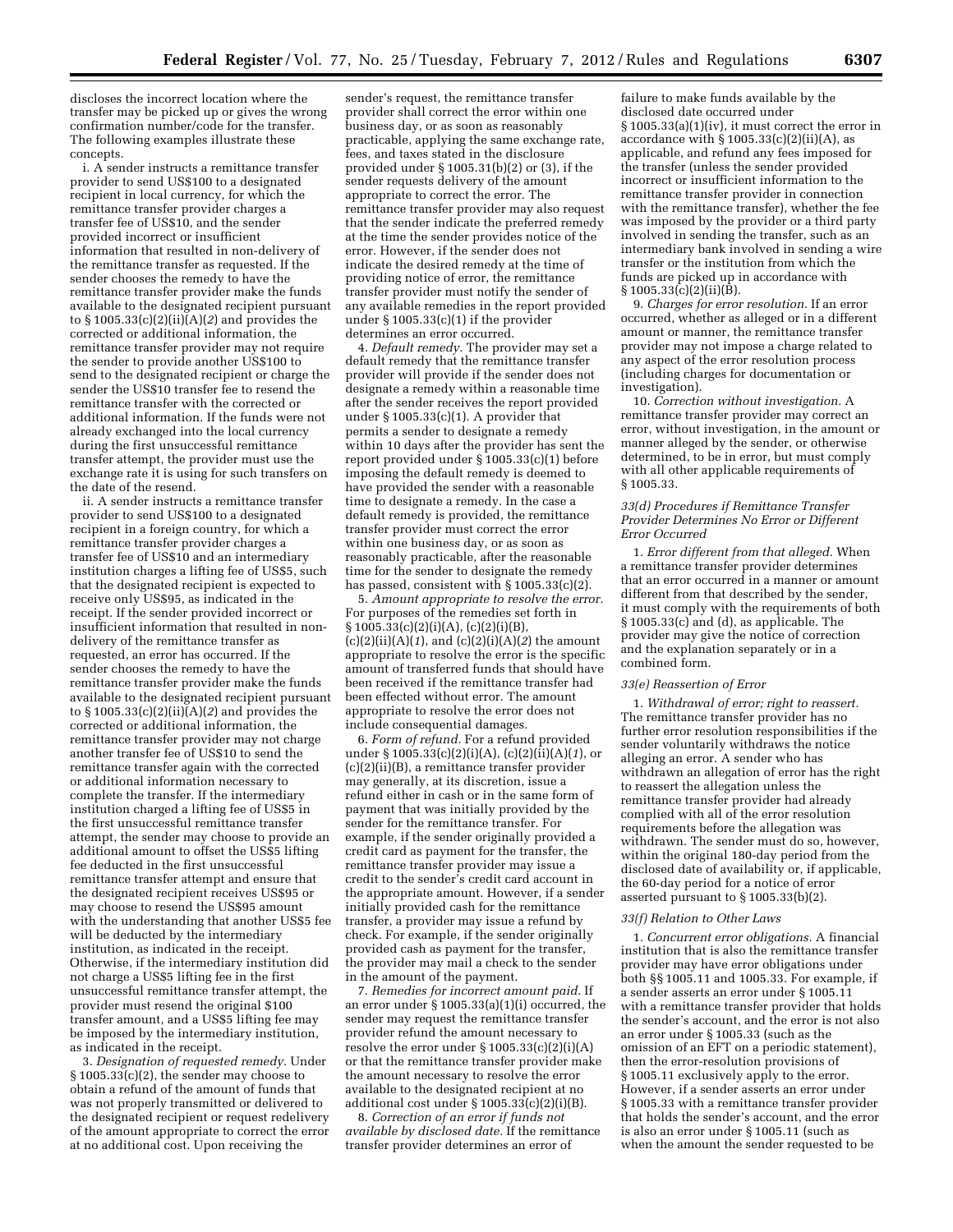discloses the incorrect location where the transfer may be picked up or gives the wrong confirmation number/code for the transfer. The following examples illustrate these concepts.

i. A sender instructs a remittance transfer provider to send US$100 to a designated recipient in local currency, for which the remittance transfer provider charges a transfer fee of US$10, and the sender provided incorrect or insufficient information that resulted in non-delivery of the remittance transfer as requested. If the sender chooses the remedy to have the remittance transfer provider make the funds available to the designated recipient pursuant to § 1005.33(c)(2)(ii)(A)(*2*) and provides the corrected or additional information, the remittance transfer provider may not require the sender to provide another US$100 to send to the designated recipient or charge the sender the US$10 transfer fee to resend the remittance transfer with the corrected or additional information. If the funds were not already exchanged into the local currency during the first unsuccessful remittance transfer attempt, the provider must use the exchange rate it is using for such transfers on the date of the resend.

ii. A sender instructs a remittance transfer provider to send US$100 to a designated recipient in a foreign country, for which a remittance transfer provider charges a transfer fee of US$10 and an intermediary institution charges a lifting fee of US$5, such that the designated recipient is expected to receive only US$95, as indicated in the receipt. If the sender provided incorrect or insufficient information that resulted in non-delivery of the remittance transfer as requested, an error has occurred. If the sender chooses the remedy to have the remittance transfer provider make the funds available to the designated recipient pursuant to § 1005.33(c)(2)(ii)(A)(*2*) and provides the corrected or additional information, the remittance transfer provider may not charge another transfer fee of US$10 to send the remittance transfer again with the corrected or additional information necessary to complete the transfer. If the intermediary institution charged a lifting fee of US$5 in the first unsuccessful remittance transfer attempt, the sender may choose to provide an additional amount to offset the US$5 lifting fee deducted in the first unsuccessful remittance transfer attempt and ensure that the designated recipient receives US$95 or may choose to resend the US$95 amount with the understanding that another US$5 fee will be deducted by the intermediary institution, as indicated in the receipt. Otherwise, if the intermediary institution did not charge a US$5 lifting fee in the first unsuccessful remittance transfer attempt, the provider must resend the original $100 transfer amount, and a US$5 lifting fee may be imposed by the intermediary institution, as indicated in the receipt.

3. *Designation of requested remedy.* Under § 1005.33(c)(2), the sender may choose to obtain a refund of the amount of funds that was not properly transmitted or delivered to the designated recipient or request redelivery of the amount appropriate to correct the error at no additional cost. Upon receiving the sender's request, the remittance transfer provider shall correct the error within one business day, or as soon as reasonably practicable, applying the same exchange rate, fees, and taxes stated in the disclosure provided under § 1005.31(b)(2) or (3), if the sender requests delivery of the amount appropriate to correct the error. The remittance transfer provider may also request that the sender indicate the preferred remedy at the time the sender provides notice of the error. However, if the sender does not indicate the desired remedy at the time of providing notice of error, the remittance transfer provider must notify the sender of any available remedies in the report provided under § 1005.33(c)(1) if the provider determines an error occurred.

4. *Default remedy.* The provider may set a default remedy that the remittance transfer provider will provide if the sender does not designate a remedy within a reasonable time after the sender receives the report provided under § 1005.33(c)(1). A provider that permits a sender to designate a remedy within 10 days after the provider has sent the report provided under § 1005.33(c)(1) before imposing the default remedy is deemed to have provided the sender with a reasonable time to designate a remedy. In the case a default remedy is provided, the remittance transfer provider must correct the error within one business day, or as soon as reasonably practicable, after the reasonable time for the sender to designate the remedy has passed, consistent with § 1005.33(c)(2).

5. *Amount appropriate to resolve the error.* For purposes of the remedies set forth in § 1005.33(c)(2)(i)(A), (c)(2)(i)(B), (c)(2)(ii)(A)(*1*), and (c)(2)(i)(A)(*2*) the amount appropriate to resolve the error is the specific amount of transferred funds that should have been received if the remittance transfer had been effected without error. The amount appropriate to resolve the error does not include consequential damages.

6. *Form of refund.* For a refund provided under § 1005.33(c)(2)(i)(A), (c)(2)(ii)(A)(*1*), or (c)(2)(ii)(B), a remittance transfer provider may generally, at its discretion, issue a refund either in cash or in the same form of payment that was initially provided by the sender for the remittance transfer. For example, if the sender originally provided a credit card as payment for the transfer, the remittance transfer provider may issue a credit to the sender's credit card account in the appropriate amount. However, if a sender initially provided cash for the remittance transfer, a provider may issue a refund by check. For example, if the sender originally provided cash as payment for the transfer, the provider may mail a check to the sender in the amount of the payment.

7. *Remedies for incorrect amount paid.* If an error under § 1005.33(a)(1)(i) occurred, the sender may request the remittance transfer provider refund the amount necessary to resolve the error under § 1005.33(c)(2)(i)(A) or that the remittance transfer provider make the amount necessary to resolve the error available to the designated recipient at no additional cost under § 1005.33(c)(2)(i)(B).

8. *Correction of an error if funds not available by disclosed date.* If the remittance transfer provider determines an error of failure to make funds available by the disclosed date occurred under § 1005.33(a)(1)(iv), it must correct the error in accordance with § 1005.33(c)(2)(ii)(A), as applicable, and refund any fees imposed for the transfer (unless the sender provided incorrect or insufficient information to the remittance transfer provider in connection with the remittance transfer), whether the fee was imposed by the provider or a third party involved in sending the transfer, such as an intermediary bank involved in sending a wire transfer or the institution from which the funds are picked up in accordance with § 1005.33(c)(2)(ii)(B).

9. *Charges for error resolution.* If an error occurred, whether as alleged or in a different amount or manner, the remittance transfer provider may not impose a charge related to any aspect of the error resolution process (including charges for documentation or investigation).

10. *Correction without investigation.* A remittance transfer provider may correct an error, without investigation, in the amount or manner alleged by the sender, or otherwise determined, to be in error, but must comply with all other applicable requirements of § 1005.33.

### *33(d) Procedures if Remittance Transfer Provider Determines No Error or Different Error Occurred*

1. *Error different from that alleged.* When a remittance transfer provider determines that an error occurred in a manner or amount different from that described by the sender, it must comply with the requirements of both § 1005.33(c) and (d), as applicable. The provider may give the notice of correction and the explanation separately or in a combined form.

### *33(e) Reassertion of Error*

1. *Withdrawal of error; right to reassert.* The remittance transfer provider has no further error resolution responsibilities if the sender voluntarily withdraws the notice alleging an error. A sender who has withdrawn an allegation of error has the right to reassert the allegation unless the remittance transfer provider had already complied with all of the error resolution requirements before the allegation was withdrawn. The sender must do so, however, within the original 180-day period from the disclosed date of availability or, if applicable, the 60-day period for a notice of error asserted pursuant to § 1005.33(b)(2).

### *33(f) Relation to Other Laws*

1. *Concurrent error obligations.* A financial institution that is also the remittance transfer provider may have error obligations under both §§ 1005.11 and 1005.33. For example, if a sender asserts an error under § 1005.11 with a remittance transfer provider that holds the sender's account, and the error is not also an error under § 1005.33 (such as the omission of an EFT on a periodic statement), then the error-resolution provisions of § 1005.11 exclusively apply to the error. However, if a sender asserts an error under § 1005.33 with a remittance transfer provider that holds the sender's account, and the error is also an error under § 1005.11 (such as when the amount the sender requested to be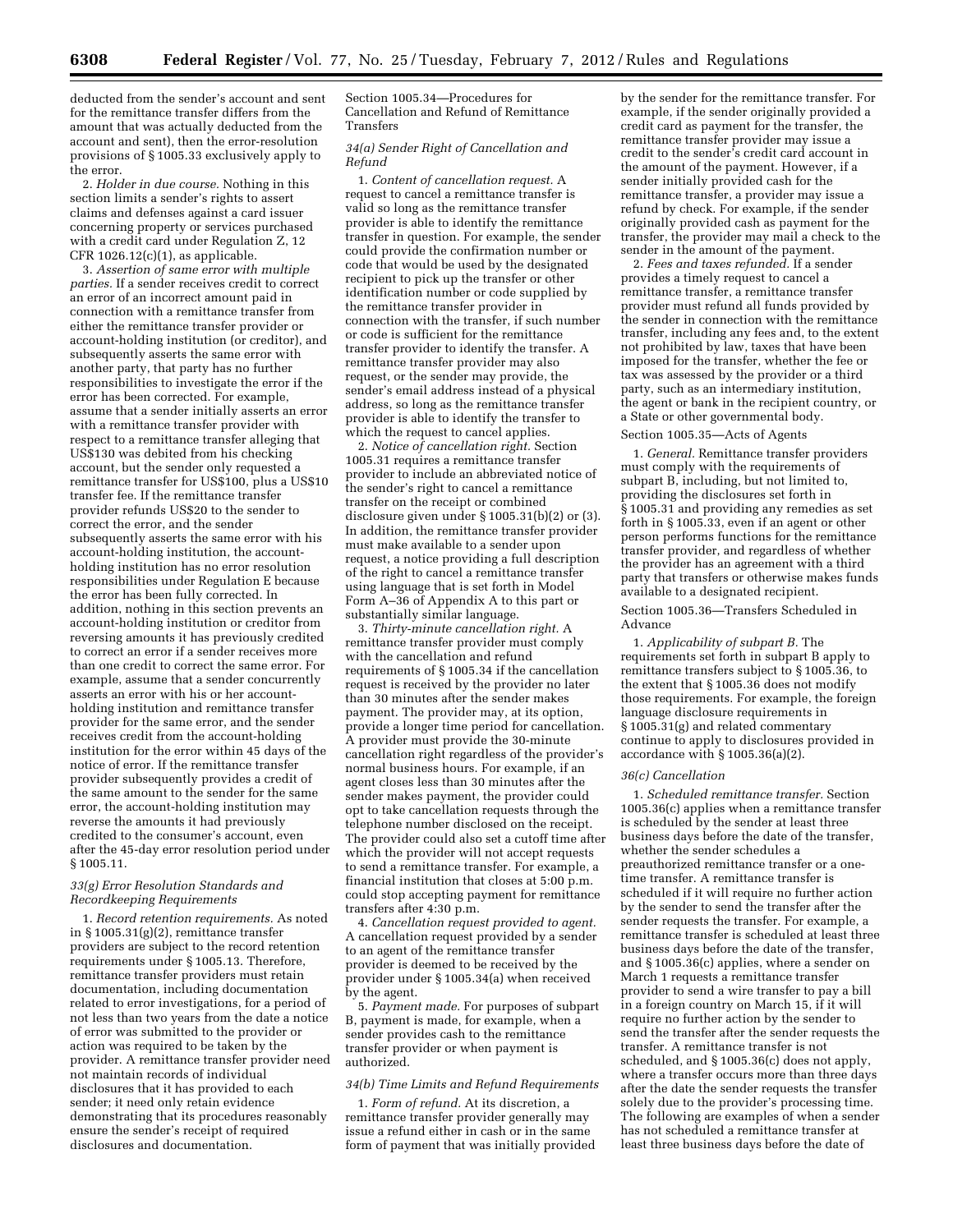deducted from the sender's account and sent for the remittance transfer differs from the amount that was actually deducted from the account and sent), then the error-resolution provisions of § 1005.33 exclusively apply to the error.

2. *Holder in due course.* Nothing in this section limits a sender's rights to assert claims and defenses against a card issuer concerning property or services purchased with a credit card under Regulation Z, 12 CFR 1026.12(c)(1), as applicable.

3. *Assertion of same error with multiple parties.* If a sender receives credit to correct an error of an incorrect amount paid in connection with a remittance transfer from either the remittance transfer provider or account-holding institution (or creditor), and subsequently asserts the same error with another party, that party has no further responsibilities to investigate the error if the error has been corrected. For example, assume that a sender initially asserts an error with a remittance transfer provider with respect to a remittance transfer alleging that US$130 was debited from his checking account, but the sender only requested a remittance transfer for US$100, plus a US$10 transfer fee. If the remittance transfer provider refunds US$20 to the sender to correct the error, and the sender subsequently asserts the same error with his account-holding institution, the account-holding institution has no error resolution responsibilities under Regulation E because the error has been fully corrected. In addition, nothing in this section prevents an account-holding institution or creditor from reversing amounts it has previously credited to correct an error if a sender receives more than one credit to correct the same error. For example, assume that a sender concurrently asserts an error with his or her account-holding institution and remittance transfer provider for the same error, and the sender receives credit from the account-holding institution for the error within 45 days of the notice of error. If the remittance transfer provider subsequently provides a credit of the same amount to the sender for the same error, the account-holding institution may reverse the amounts it had previously credited to the consumer's account, even after the 45-day error resolution period under § 1005.11.

*33(g) Error Resolution Standards and Recordkeeping Requirements*

1. *Record retention requirements.* As noted in § 1005.31(g)(2), remittance transfer providers are subject to the record retention requirements under § 1005.13. Therefore, remittance transfer providers must retain documentation, including documentation related to error investigations, for a period of not less than two years from the date a notice of error was submitted to the provider or action was required to be taken by the provider. A remittance transfer provider need not maintain records of individual disclosures that it has provided to each sender; it need only retain evidence demonstrating that its procedures reasonably ensure the sender's receipt of required disclosures and documentation.

Section 1005.34—Procedures for Cancellation and Refund of Remittance Transfers

*34(a) Sender Right of Cancellation and Refund*

1. *Content of cancellation request.* A request to cancel a remittance transfer is valid so long as the remittance transfer provider is able to identify the remittance transfer in question. For example, the sender could provide the confirmation number or code that would be used by the designated recipient to pick up the transfer or other identification number or code supplied by the remittance transfer provider in connection with the transfer, if such number or code is sufficient for the remittance transfer provider to identify the transfer. A remittance transfer provider may also request, or the sender may provide, the sender's email address instead of a physical address, so long as the remittance transfer provider is able to identify the transfer to which the request to cancel applies.

2. *Notice of cancellation right.* Section 1005.31 requires a remittance transfer provider to include an abbreviated notice of the sender's right to cancel a remittance transfer on the receipt or combined disclosure given under § 1005.31(b)(2) or (3). In addition, the remittance transfer provider must make available to a sender upon request, a notice providing a full description of the right to cancel a remittance transfer using language that is set forth in Model Form A–36 of Appendix A to this part or substantially similar language.

3. *Thirty-minute cancellation right.* A remittance transfer provider must comply with the cancellation and refund requirements of § 1005.34 if the cancellation request is received by the provider no later than 30 minutes after the sender makes payment. The provider may, at its option, provide a longer time period for cancellation. A provider must provide the 30-minute cancellation right regardless of the provider's normal business hours. For example, if an agent closes less than 30 minutes after the sender makes payment, the provider could opt to take cancellation requests through the telephone number disclosed on the receipt. The provider could also set a cutoff time after which the provider will not accept requests to send a remittance transfer. For example, a financial institution that closes at 5:00 p.m. could stop accepting payment for remittance transfers after 4:30 p.m.

4. *Cancellation request provided to agent.* A cancellation request provided by a sender to an agent of the remittance transfer provider is deemed to be received by the provider under § 1005.34(a) when received by the agent.

5. *Payment made.* For purposes of subpart B, payment is made, for example, when a sender provides cash to the remittance transfer provider or when payment is authorized.

*34(b) Time Limits and Refund Requirements*

1. *Form of refund.* At its discretion, a remittance transfer provider generally may issue a refund either in cash or in the same form of payment that was initially provided by the sender for the remittance transfer. For example, if the sender originally provided a credit card as payment for the transfer, the remittance transfer provider may issue a credit to the sender's credit card account in the amount of the payment. However, if a sender initially provided cash for the remittance transfer, a provider may issue a refund by check. For example, if the sender originally provided cash as payment for the transfer, the provider may mail a check to the sender in the amount of the payment.

2. *Fees and taxes refunded.* If a sender provides a timely request to cancel a remittance transfer, a remittance transfer provider must refund all funds provided by the sender in connection with the remittance transfer, including any fees and, to the extent not prohibited by law, taxes that have been imposed for the transfer, whether the fee or tax was assessed by the provider or a third party, such as an intermediary institution, the agent or bank in the recipient country, or a State or other governmental body.

Section 1005.35—Acts of Agents

1. *General.* Remittance transfer providers must comply with the requirements of subpart B, including, but not limited to, providing the disclosures set forth in § 1005.31 and providing any remedies as set forth in § 1005.33, even if an agent or other person performs functions for the remittance transfer provider, and regardless of whether the provider has an agreement with a third party that transfers or otherwise makes funds available to a designated recipient.

Section 1005.36—Transfers Scheduled in Advance

1. *Applicability of subpart B.* The requirements set forth in subpart B apply to remittance transfers subject to § 1005.36, to the extent that § 1005.36 does not modify those requirements. For example, the foreign language disclosure requirements in § 1005.31(g) and related commentary continue to apply to disclosures provided in accordance with § 1005.36(a)(2).

*36(c) Cancellation*

1. *Scheduled remittance transfer.* Section 1005.36(c) applies when a remittance transfer is scheduled by the sender at least three business days before the date of the transfer, whether the sender schedules a preauthorized remittance transfer or a one-time transfer. A remittance transfer is scheduled if it will require no further action by the sender to send the transfer after the sender requests the transfer. For example, a remittance transfer is scheduled at least three business days before the date of the transfer, and § 1005.36(c) applies, where a sender on March 1 requests a remittance transfer provider to send a wire transfer to pay a bill in a foreign country on March 15, if it will require no further action by the sender to send the transfer after the sender requests the transfer. A remittance transfer is not scheduled, and § 1005.36(c) does not apply, where a transfer occurs more than three days after the date the sender requests the transfer solely due to the provider's processing time. The following are examples of when a sender has not scheduled a remittance transfer at least three business days before the date of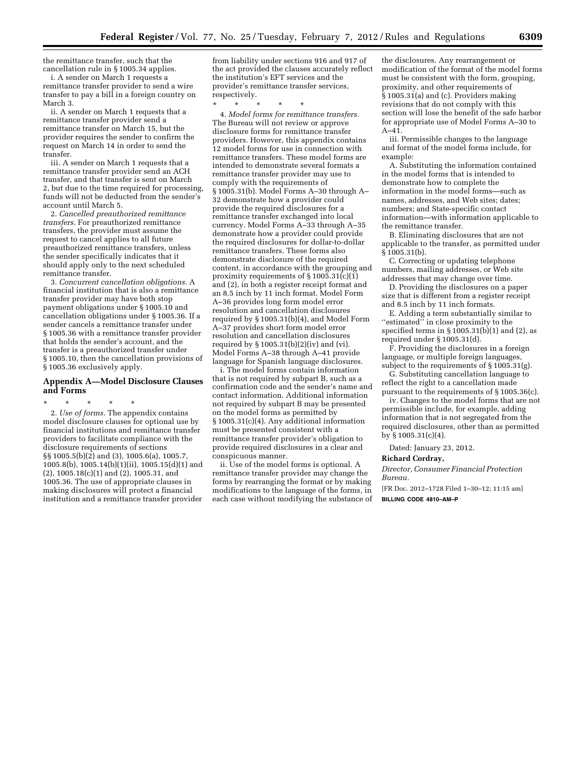the remittance transfer, such that the cancellation rule in § 1005.34 applies.

i. A sender on March 1 requests a remittance transfer provider to send a wire transfer to pay a bill in a foreign country on March 3.

ii. A sender on March 1 requests that a remittance transfer provider send a remittance transfer on March 15, but the provider requires the sender to confirm the request on March 14 in order to send the transfer.

iii. A sender on March 1 requests that a remittance transfer provider send an ACH transfer, and that transfer is sent on March 2, but due to the time required for processing, funds will not be deducted from the sender's account until March 5.

2. *Cancelled preauthorized remittance transfers.* For preauthorized remittance transfers, the provider must assume the request to cancel applies to all future preauthorized remittance transfers, unless the sender specifically indicates that it should apply only to the next scheduled remittance transfer.

3. *Concurrent cancellation obligations.* A financial institution that is also a remittance transfer provider may have both stop payment obligations under § 1005.10 and cancellation obligations under § 1005.36. If a sender cancels a remittance transfer under § 1005.36 with a remittance transfer provider that holds the sender's account, and the transfer is a preauthorized transfer under § 1005.10, then the cancellation provisions of § 1005.36 exclusively apply.

## Appendix A—Model Disclosure Clauses and Forms

\* \* \* \* \*

2. *Use of forms.* The appendix contains model disclosure clauses for optional use by financial institutions and remittance transfer providers to facilitate compliance with the disclosure requirements of sections §§ 1005.5(b)(2) and (3), 1005.6(a), 1005.7, 1005.8(b), 1005.14(b)(1)(ii), 1005.15(d)(1) and (2), 1005.18(c)(1) and (2), 1005.31, and 1005.36. The use of appropriate clauses in making disclosures will protect a financial institution and a remittance transfer provider from liability under sections 916 and 917 of the act provided the clauses accurately reflect the institution's EFT services and the provider's remittance transfer services, respectively.

\* \* \* \* \*

4. *Model forms for remittance transfers.* The Bureau will not review or approve disclosure forms for remittance transfer providers. However, this appendix contains 12 model forms for use in connection with remittance transfers. These model forms are intended to demonstrate several formats a remittance transfer provider may use to comply with the requirements of § 1005.31(b). Model Forms A–30 through A–32 demonstrate how a provider could provide the required disclosures for a remittance transfer exchanged into local currency. Model Forms A–33 through A–35 demonstrate how a provider could provide the required disclosures for dollar-to-dollar remittance transfers. These forms also demonstrate disclosure of the required content, in accordance with the grouping and proximity requirements of § 1005.31(c)(1) and (2), in both a register receipt format and an 8.5 inch by 11 inch format. Model Form A–36 provides long form model error resolution and cancellation disclosures required by § 1005.31(b)(4), and Model Form A–37 provides short form model error resolution and cancellation disclosures required by § 1005.31(b)(2)(iv) and (vi). Model Forms A–38 through A–41 provide language for Spanish language disclosures.

i. The model forms contain information that is not required by subpart B, such as a confirmation code and the sender's name and contact information. Additional information not required by subpart B may be presented on the model forms as permitted by § 1005.31(c)(4). Any additional information must be presented consistent with a remittance transfer provider's obligation to provide required disclosures in a clear and conspicuous manner.

ii. Use of the model forms is optional. A remittance transfer provider may change the forms by rearranging the format or by making modifications to the language of the forms, in each case without modifying the substance of the disclosures. Any rearrangement or modification of the format of the model forms must be consistent with the form, grouping, proximity, and other requirements of § 1005.31(a) and (c). Providers making revisions that do not comply with this section will lose the benefit of the safe harbor for appropriate use of Model Forms A–30 to A–41.

iii. Permissible changes to the language and format of the model forms include, for example:

A. Substituting the information contained in the model forms that is intended to demonstrate how to complete the information in the model forms—such as names, addresses, and Web sites; dates; numbers; and State-specific contact information—with information applicable to the remittance transfer.

B. Eliminating disclosures that are not applicable to the transfer, as permitted under § 1005.31(b).

C. Correcting or updating telephone numbers, mailing addresses, or Web site addresses that may change over time.

D. Providing the disclosures on a paper size that is different from a register receipt and 8.5 inch by 11 inch formats.

E. Adding a term substantially similar to ''estimated'' in close proximity to the specified terms in § 1005.31(b)(1) and (2), as required under § 1005.31(d).

F. Providing the disclosures in a foreign language, or multiple foreign languages, subject to the requirements of § 1005.31(g).

G. Substituting cancellation language to reflect the right to a cancellation made pursuant to the requirements of § 1005.36(c).

iv. Changes to the model forms that are not permissible include, for example, adding information that is not segregated from the required disclosures, other than as permitted by § 1005.31(c)(4).

Dated: January 23, 2012.

**Richard Cordray,**

*Director, Consumer Financial Protection Bureau.*

[FR Doc. 2012–1728 Filed 1–30–12; 11:15 am]

**BILLING CODE 4810–AM–P**